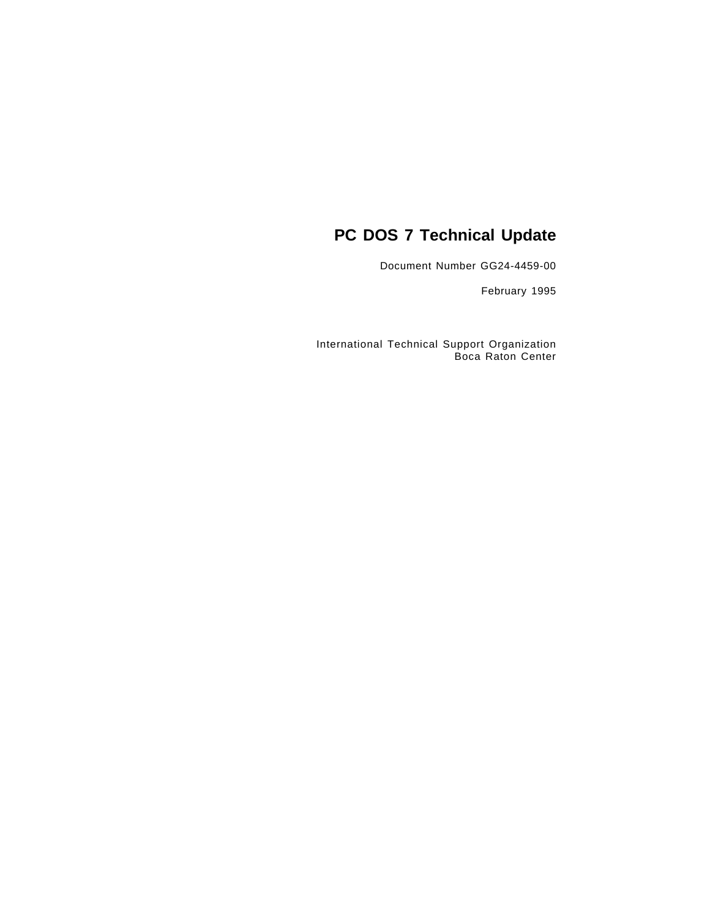# PC DOS 7 Technical Update

Document Number GG24-4459-00

February 1995

International Technical Support Organization
Boca Raton Center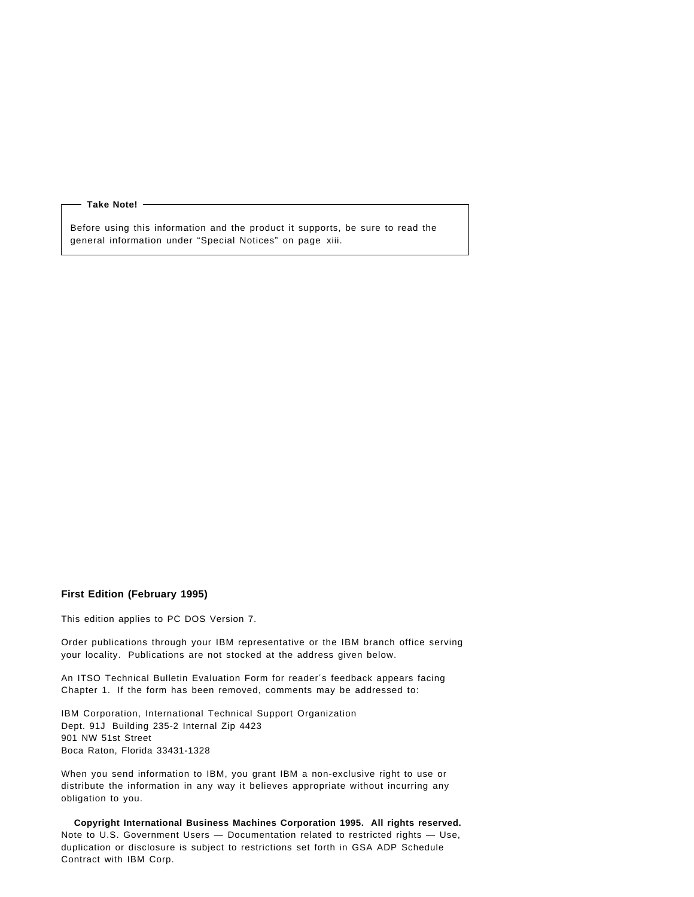**Take Note!**

Before using this information and the product it supports, be sure to read the general information under "Special Notices" on page xiii.

**First Edition (February 1995)**

This edition applies to PC DOS Version 7.

Order publications through your IBM representative or the IBM branch office serving your locality. Publications are not stocked at the address given below.

An ITSO Technical Bulletin Evaluation Form for reader's feedback appears facing Chapter 1. If the form has been removed, comments may be addressed to:

IBM Corporation, International Technical Support Organization
Dept. 91J Building 235-2 Internal Zip 4423
901 NW 51st Street
Boca Raton, Florida 33431-1328

When you send information to IBM, you grant IBM a non-exclusive right to use or distribute the information in any way it believes appropriate without incurring any obligation to you.

**Copyright International Business Machines Corporation 1995. All rights reserved.**
Note to U.S. Government Users — Documentation related to restricted rights — Use, duplication or disclosure is subject to restrictions set forth in GSA ADP Schedule Contract with IBM Corp.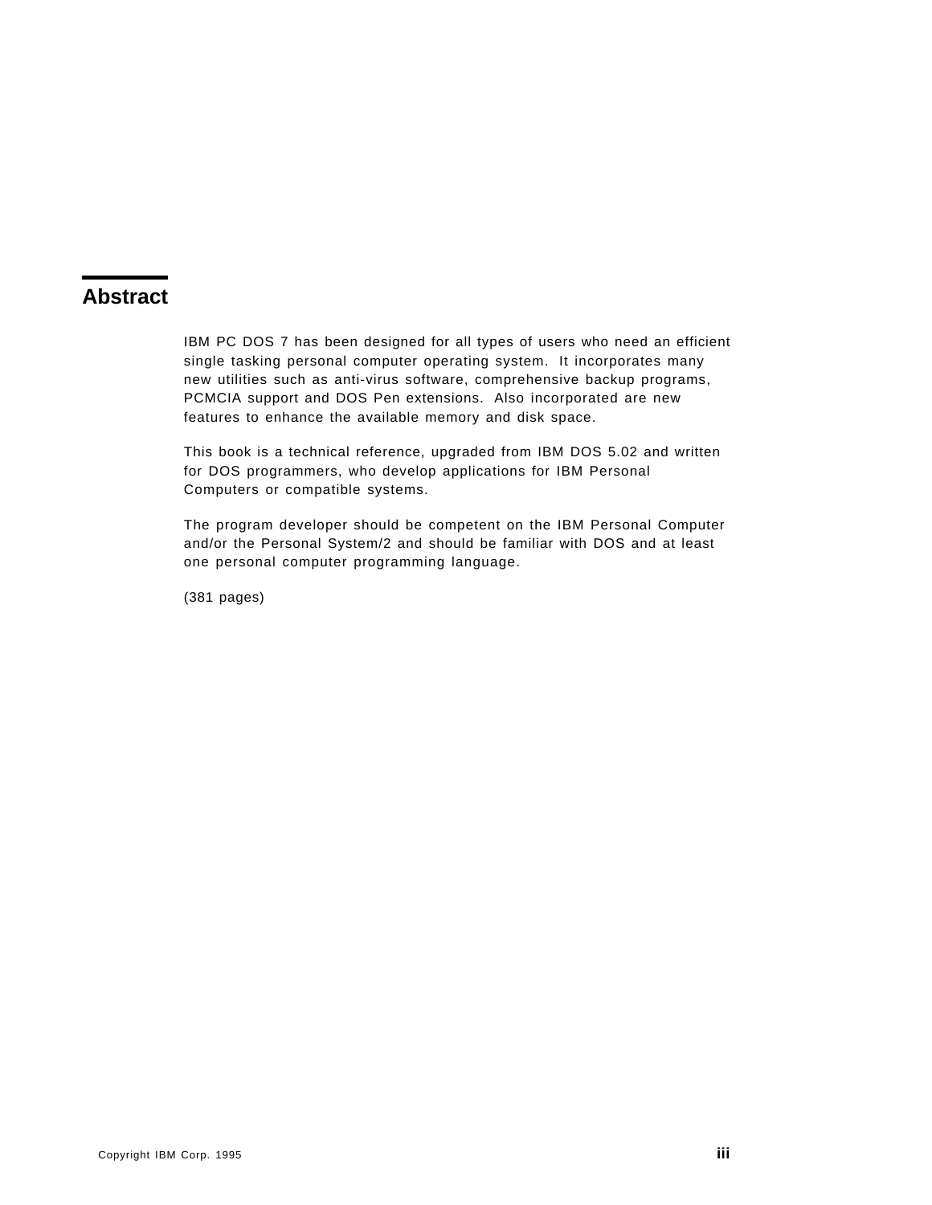# Abstract

IBM PC DOS 7 has been designed for all types of users who need an efficient single tasking personal computer operating system. It incorporates many new utilities such as anti-virus software, comprehensive backup programs, PCMCIA support and DOS Pen extensions. Also incorporated are new features to enhance the available memory and disk space.

This book is a technical reference, upgraded from IBM DOS 5.02 and written for DOS programmers, who develop applications for IBM Personal Computers or compatible systems.

The program developer should be competent on the IBM Personal Computer and/or the Personal System/2 and should be familiar with DOS and at least one personal computer programming language.

(381 pages)

Copyright IBM Corp. 1995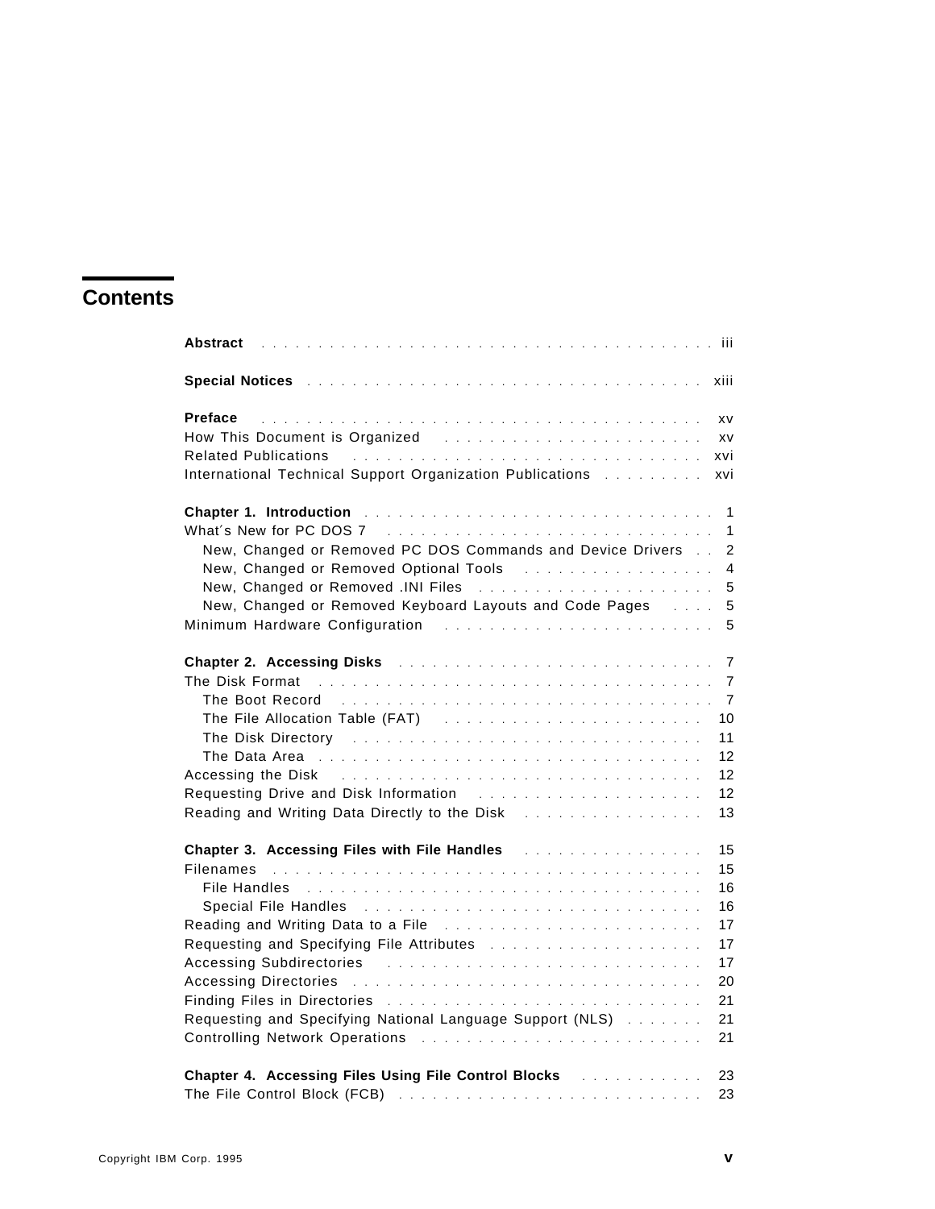# Contents

| | |
|---|---|
| **Abstract** | iii |
| **Special Notices** | xiii |
| **Preface** | xv |
| How This Document is Organized | xv |
| Related Publications | xvi |
| International Technical Support Organization Publications | xvi |
| **Chapter 1. Introduction** | 1 |
| What´s New for PC DOS 7 | 1 |
| New, Changed or Removed PC DOS Commands and Device Drivers | 2 |
| New, Changed or Removed Optional Tools | 4 |
| New, Changed or Removed .INI Files | 5 |
| New, Changed or Removed Keyboard Layouts and Code Pages | 5 |
| Minimum Hardware Configuration | 5 |
| **Chapter 2. Accessing Disks** | 7 |
| The Disk Format | 7 |
| The Boot Record | 7 |
| The File Allocation Table (FAT) | 10 |
| The Disk Directory | 11 |
| The Data Area | 12 |
| Accessing the Disk | 12 |
| Requesting Drive and Disk Information | 12 |
| Reading and Writing Data Directly to the Disk | 13 |
| **Chapter 3. Accessing Files with File Handles** | 15 |
| Filenames | 15 |
| File Handles | 16 |
| Special File Handles | 16 |
| Reading and Writing Data to a File | 17 |
| Requesting and Specifying File Attributes | 17 |
| Accessing Subdirectories | 17 |
| Accessing Directories | 20 |
| Finding Files in Directories | 21 |
| Requesting and Specifying National Language Support (NLS) | 21 |
| Controlling Network Operations | 21 |
| **Chapter 4. Accessing Files Using File Control Blocks** | 23 |
| The File Control Block (FCB) | 23 |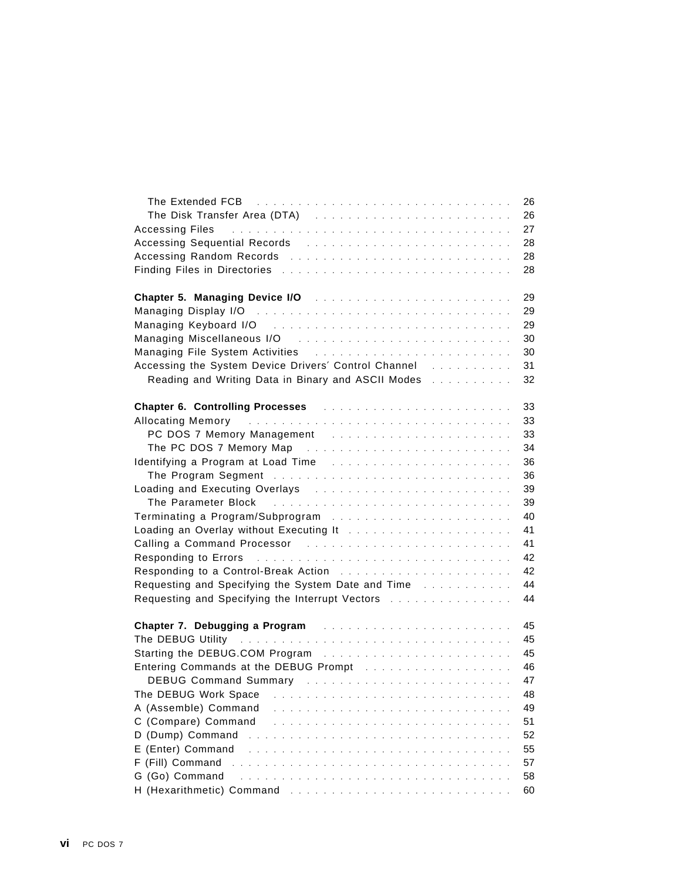| | |
|---|---|
| The Extended FCB | 26 |
| The Disk Transfer Area (DTA) | 26 |
| Accessing Files | 27 |
| Accessing Sequential Records | 28 |
| Accessing Random Records | 28 |
| Finding Files in Directories | 28 |
| **Chapter 5. Managing Device I/O** | 29 |
| Managing Display I/O | 29 |
| Managing Keyboard I/O | 29 |
| Managing Miscellaneous I/O | 30 |
| Managing File System Activities | 30 |
| Accessing the System Device Drivers′ Control Channel | 31 |
| Reading and Writing Data in Binary and ASCII Modes | 32 |
| **Chapter 6. Controlling Processes** | 33 |
| Allocating Memory | 33 |
| PC DOS 7 Memory Management | 33 |
| The PC DOS 7 Memory Map | 34 |
| Identifying a Program at Load Time | 36 |
| The Program Segment | 36 |
| Loading and Executing Overlays | 39 |
| The Parameter Block | 39 |
| Terminating a Program/Subprogram | 40 |
| Loading an Overlay without Executing It | 41 |
| Calling a Command Processor | 41 |
| Responding to Errors | 42 |
| Responding to a Control-Break Action | 42 |
| Requesting and Specifying the System Date and Time | 44 |
| Requesting and Specifying the Interrupt Vectors | 44 |
| **Chapter 7. Debugging a Program** | 45 |
| The DEBUG Utility | 45 |
| Starting the DEBUG.COM Program | 45 |
| Entering Commands at the DEBUG Prompt | 46 |
| DEBUG Command Summary | 47 |
| The DEBUG Work Space | 48 |
| A (Assemble) Command | 49 |
| C (Compare) Command | 51 |
| D (Dump) Command | 52 |
| E (Enter) Command | 55 |
| F (Fill) Command | 57 |
| G (Go) Command | 58 |
| H (Hexarithmetic) Command | 60 |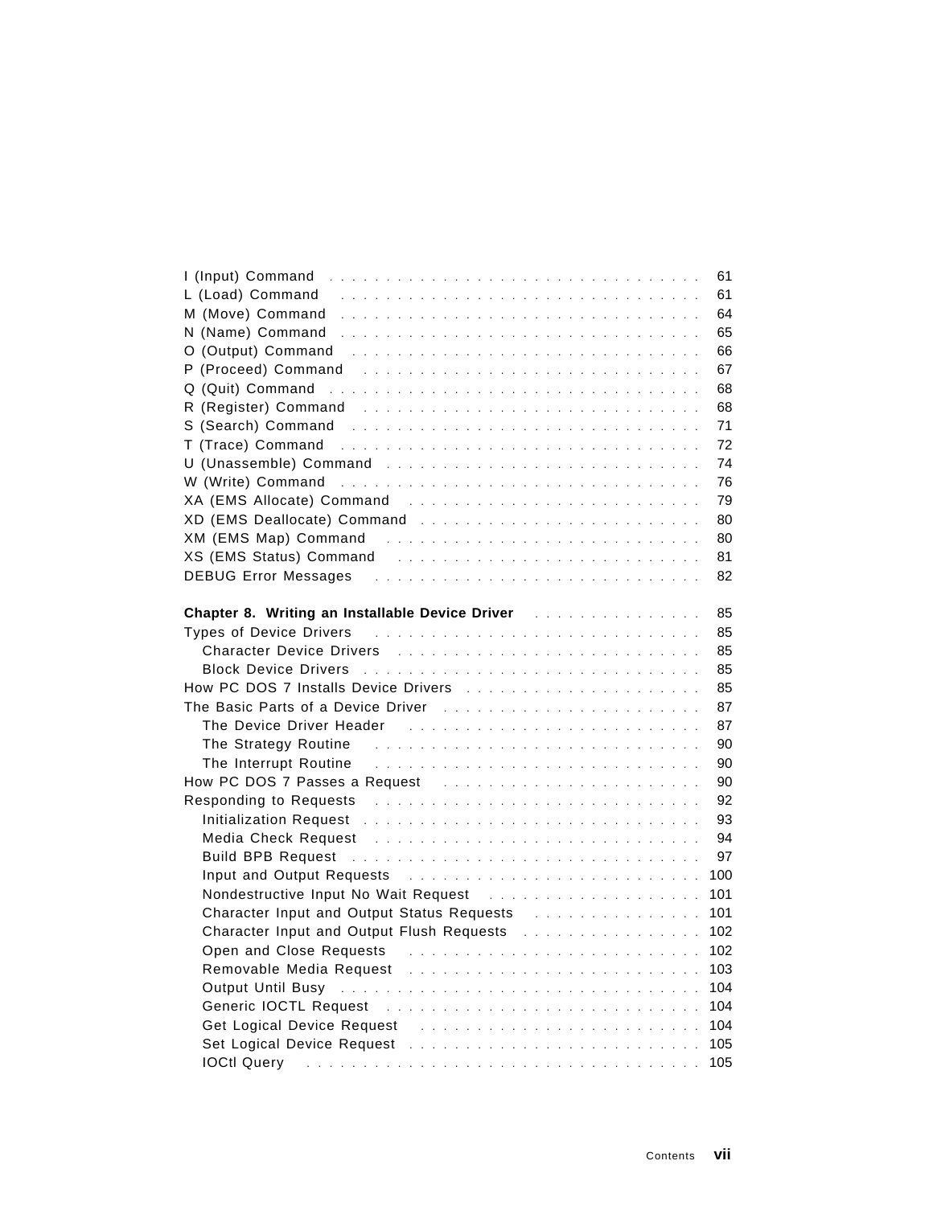I (Input) Command . . . . . . . . . . . . . . . . . . . . . . . . . . . . . . . . 61
L (Load) Command . . . . . . . . . . . . . . . . . . . . . . . . . . . . . . . . 61
M (Move) Command . . . . . . . . . . . . . . . . . . . . . . . . . . . . . . . . 64
N (Name) Command . . . . . . . . . . . . . . . . . . . . . . . . . . . . . . . . 65
O (Output) Command . . . . . . . . . . . . . . . . . . . . . . . . . . . . . . . 66
P (Proceed) Command . . . . . . . . . . . . . . . . . . . . . . . . . . . . . . 67
Q (Quit) Command . . . . . . . . . . . . . . . . . . . . . . . . . . . . . . . . 68
R (Register) Command . . . . . . . . . . . . . . . . . . . . . . . . . . . . . 68
S (Search) Command . . . . . . . . . . . . . . . . . . . . . . . . . . . . . . . 71
T (Trace) Command . . . . . . . . . . . . . . . . . . . . . . . . . . . . . . . . 72
U (Unassemble) Command . . . . . . . . . . . . . . . . . . . . . . . . . . . 74
W (Write) Command . . . . . . . . . . . . . . . . . . . . . . . . . . . . . . . . 76
XA (EMS Allocate) Command . . . . . . . . . . . . . . . . . . . . . . . . . 79
XD (EMS Deallocate) Command . . . . . . . . . . . . . . . . . . . . . . . 80
XM (EMS Map) Command . . . . . . . . . . . . . . . . . . . . . . . . . . . . 80
XS (EMS Status) Command . . . . . . . . . . . . . . . . . . . . . . . . . . 81
DEBUG Error Messages . . . . . . . . . . . . . . . . . . . . . . . . . . . . . 82

**Chapter 8. Writing an Installable Device Driver** . . . . . . . . . . . . . . . 85
Types of Device Drivers . . . . . . . . . . . . . . . . . . . . . . . . . . . . . 85
  Character Device Drivers . . . . . . . . . . . . . . . . . . . . . . . . . . . 85
  Block Device Drivers . . . . . . . . . . . . . . . . . . . . . . . . . . . . . . 85
How PC DOS 7 Installs Device Drivers . . . . . . . . . . . . . . . . . . . . 85
The Basic Parts of a Device Driver . . . . . . . . . . . . . . . . . . . . . . 87
  The Device Driver Header . . . . . . . . . . . . . . . . . . . . . . . . . . . 87
  The Strategy Routine . . . . . . . . . . . . . . . . . . . . . . . . . . . . . . 90
  The Interrupt Routine . . . . . . . . . . . . . . . . . . . . . . . . . . . . . . 90
How PC DOS 7 Passes a Request . . . . . . . . . . . . . . . . . . . . . . . 90
Responding to Requests . . . . . . . . . . . . . . . . . . . . . . . . . . . . . 92
  Initialization Request . . . . . . . . . . . . . . . . . . . . . . . . . . . . . . 93
  Media Check Request . . . . . . . . . . . . . . . . . . . . . . . . . . . . . . 94
  Build BPB Request . . . . . . . . . . . . . . . . . . . . . . . . . . . . . . . . 97
  Input and Output Requests . . . . . . . . . . . . . . . . . . . . . . . . . 100
  Nondestructive Input No Wait Request . . . . . . . . . . . . . . . . . . . 101
  Character Input and Output Status Requests . . . . . . . . . . . . . . . 101
  Character Input and Output Flush Requests . . . . . . . . . . . . . . . . 102
  Open and Close Requests . . . . . . . . . . . . . . . . . . . . . . . . . . 102
  Removable Media Request . . . . . . . . . . . . . . . . . . . . . . . . . . 103
  Output Until Busy . . . . . . . . . . . . . . . . . . . . . . . . . . . . . . . . 104
  Generic IOCTL Request . . . . . . . . . . . . . . . . . . . . . . . . . . . . 104
  Get Logical Device Request . . . . . . . . . . . . . . . . . . . . . . . . . 104
  Set Logical Device Request . . . . . . . . . . . . . . . . . . . . . . . . . 105
  IOCtl Query . . . . . . . . . . . . . . . . . . . . . . . . . . . . . . . . . . . . 105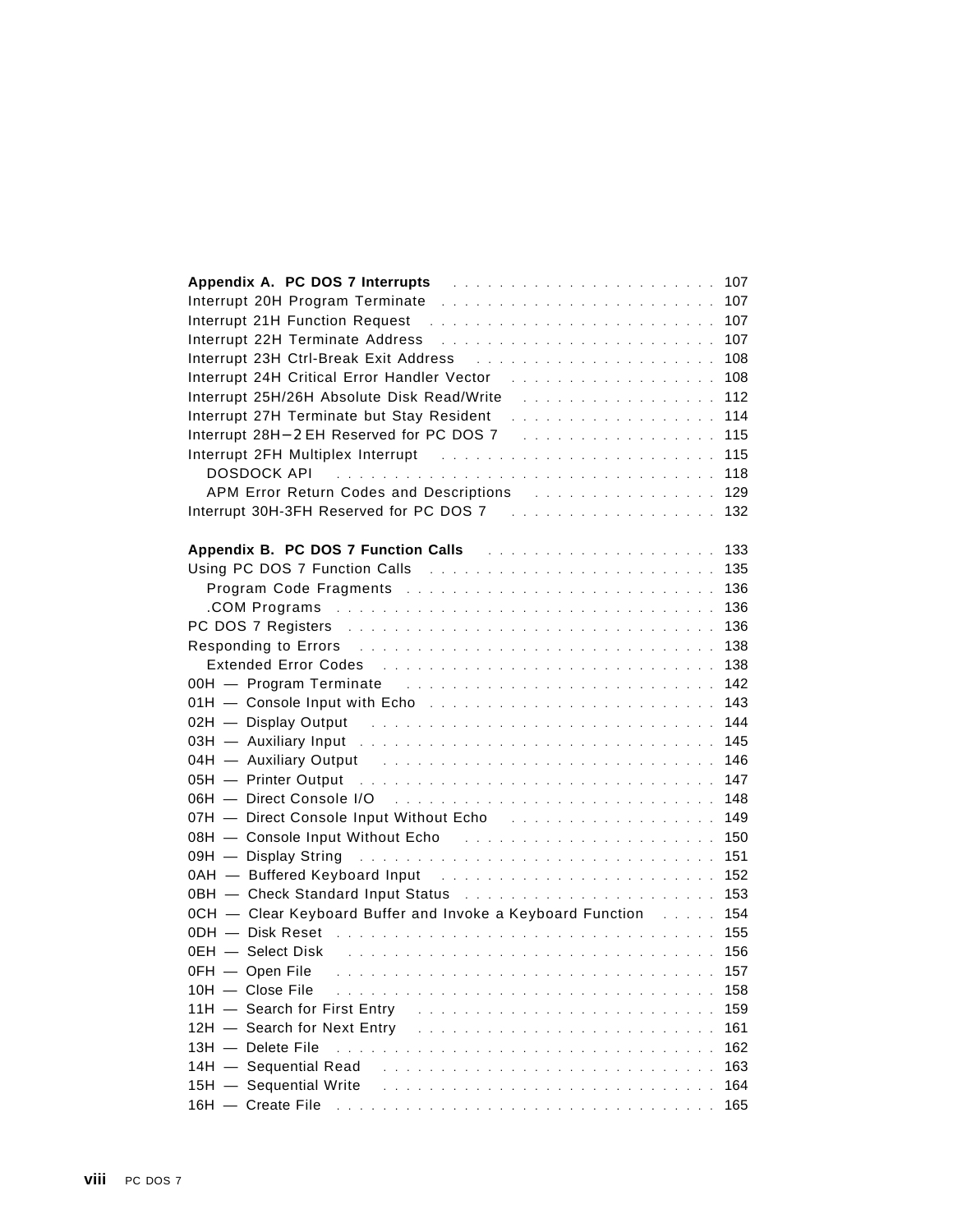| | |
|---|---|
| **Appendix A. PC DOS 7 Interrupts** | 107 |
| Interrupt 20H Program Terminate | 107 |
| Interrupt 21H Function Request | 107 |
| Interrupt 22H Terminate Address | 107 |
| Interrupt 23H Ctrl-Break Exit Address | 108 |
| Interrupt 24H Critical Error Handler Vector | 108 |
| Interrupt 25H/26H Absolute Disk Read/Write | 112 |
| Interrupt 27H Terminate but Stay Resident | 114 |
| Interrupt 28H–2EH Reserved for PC DOS 7 | 115 |
| Interrupt 2FH Multiplex Interrupt | 115 |
| DOSDOCK API | 118 |
| APM Error Return Codes and Descriptions | 129 |
| Interrupt 30H-3FH Reserved for PC DOS 7 | 132 |
| | |
| **Appendix B. PC DOS 7 Function Calls** | 133 |
| Using PC DOS 7 Function Calls | 135 |
| Program Code Fragments | 136 |
| .COM Programs | 136 |
| PC DOS 7 Registers | 136 |
| Responding to Errors | 138 |
| Extended Error Codes | 138 |
| 00H — Program Terminate | 142 |
| 01H — Console Input with Echo | 143 |
| 02H — Display Output | 144 |
| 03H — Auxiliary Input | 145 |
| 04H — Auxiliary Output | 146 |
| 05H — Printer Output | 147 |
| 06H — Direct Console I/O | 148 |
| 07H — Direct Console Input Without Echo | 149 |
| 08H — Console Input Without Echo | 150 |
| 09H — Display String | 151 |
| 0AH — Buffered Keyboard Input | 152 |
| 0BH — Check Standard Input Status | 153 |
| 0CH — Clear Keyboard Buffer and Invoke a Keyboard Function | 154 |
| 0DH — Disk Reset | 155 |
| 0EH — Select Disk | 156 |
| 0FH — Open File | 157 |
| 10H — Close File | 158 |
| 11H — Search for First Entry | 159 |
| 12H — Search for Next Entry | 161 |
| 13H — Delete File | 162 |
| 14H — Sequential Read | 163 |
| 15H — Sequential Write | 164 |
| 16H — Create File | 165 |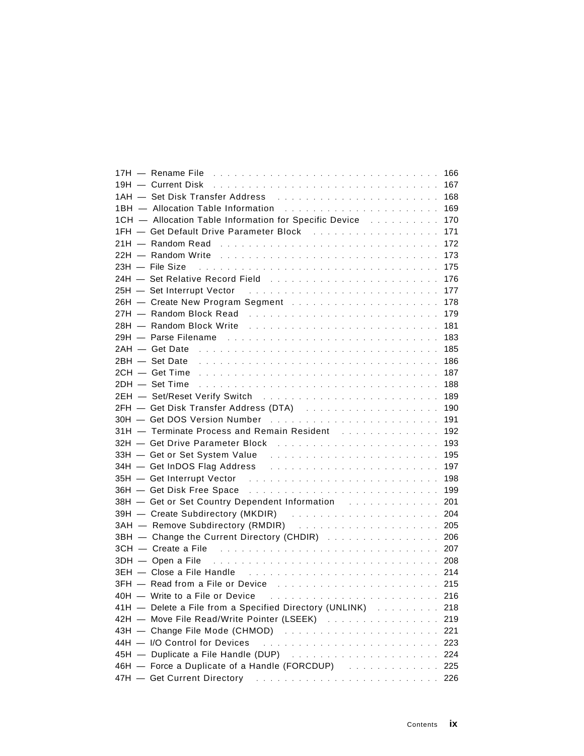17H — Rename File . . . . . . . . . . . . . . . . . . . . . . . . . . . . . . . 166
19H — Current Disk . . . . . . . . . . . . . . . . . . . . . . . . . . . . . . . 167
1AH — Set Disk Transfer Address . . . . . . . . . . . . . . . . . . . . . . . 168
1BH — Allocation Table Information . . . . . . . . . . . . . . . . . . . . . 169
1CH — Allocation Table Information for Specific Device . . . . . . . . . . 170
1FH — Get Default Drive Parameter Block . . . . . . . . . . . . . . . . . . 171
21H — Random Read . . . . . . . . . . . . . . . . . . . . . . . . . . . . . . . 172
22H — Random Write . . . . . . . . . . . . . . . . . . . . . . . . . . . . . . 173
23H — File Size . . . . . . . . . . . . . . . . . . . . . . . . . . . . . . . . 175
24H — Set Relative Record Field . . . . . . . . . . . . . . . . . . . . . . . 176
25H — Set Interrupt Vector . . . . . . . . . . . . . . . . . . . . . . . . . . 177
26H — Create New Program Segment . . . . . . . . . . . . . . . . . . . . . 178
27H — Random Block Read . . . . . . . . . . . . . . . . . . . . . . . . . . . 179
28H — Random Block Write . . . . . . . . . . . . . . . . . . . . . . . . . . 181
29H — Parse Filename . . . . . . . . . . . . . . . . . . . . . . . . . . . . . 183
2AH — Get Date . . . . . . . . . . . . . . . . . . . . . . . . . . . . . . . . 185
2BH — Set Date . . . . . . . . . . . . . . . . . . . . . . . . . . . . . . . . 186
2CH — Get Time . . . . . . . . . . . . . . . . . . . . . . . . . . . . . . . . 187
2DH — Set Time . . . . . . . . . . . . . . . . . . . . . . . . . . . . . . . . 188
2EH — Set/Reset Verify Switch . . . . . . . . . . . . . . . . . . . . . . . . 189
2FH — Get Disk Transfer Address (DTA) . . . . . . . . . . . . . . . . . . . 190
30H — Get DOS Version Number . . . . . . . . . . . . . . . . . . . . . . . . 191
31H — Terminate Process and Remain Resident . . . . . . . . . . . . . . . 192
32H — Get Drive Parameter Block . . . . . . . . . . . . . . . . . . . . . . . 193
33H — Get or Set System Value . . . . . . . . . . . . . . . . . . . . . . . . 195
34H — Get InDOS Flag Address . . . . . . . . . . . . . . . . . . . . . . . . 197
35H — Get Interrupt Vector . . . . . . . . . . . . . . . . . . . . . . . . . . 198
36H — Get Disk Free Space . . . . . . . . . . . . . . . . . . . . . . . . . . 199
38H — Get or Set Country Dependent Information . . . . . . . . . . . . . 201
39H — Create Subdirectory (MKDIR) . . . . . . . . . . . . . . . . . . . . . 204
3AH — Remove Subdirectory (RMDIR) . . . . . . . . . . . . . . . . . . . . . 205
3BH — Change the Current Directory (CHDIR) . . . . . . . . . . . . . . . . 206
3CH — Create a File . . . . . . . . . . . . . . . . . . . . . . . . . . . . . . 207
3DH — Open a File . . . . . . . . . . . . . . . . . . . . . . . . . . . . . . . 208
3EH — Close a File Handle . . . . . . . . . . . . . . . . . . . . . . . . . . 214
3FH — Read from a File or Device . . . . . . . . . . . . . . . . . . . . . . 215
40H — Write to a File or Device . . . . . . . . . . . . . . . . . . . . . . . 216
41H — Delete a File from a Specified Directory (UNLINK) . . . . . . . . . 218
42H — Move File Read/Write Pointer (LSEEK) . . . . . . . . . . . . . . . . 219
43H — Change File Mode (CHMOD) . . . . . . . . . . . . . . . . . . . . . . 221
44H — I/O Control for Devices . . . . . . . . . . . . . . . . . . . . . . . . 223
45H — Duplicate a File Handle (DUP) . . . . . . . . . . . . . . . . . . . . 224
46H — Force a Duplicate of a Handle (FORCDUP) . . . . . . . . . . . . . 225
47H — Get Current Directory . . . . . . . . . . . . . . . . . . . . . . . . . 226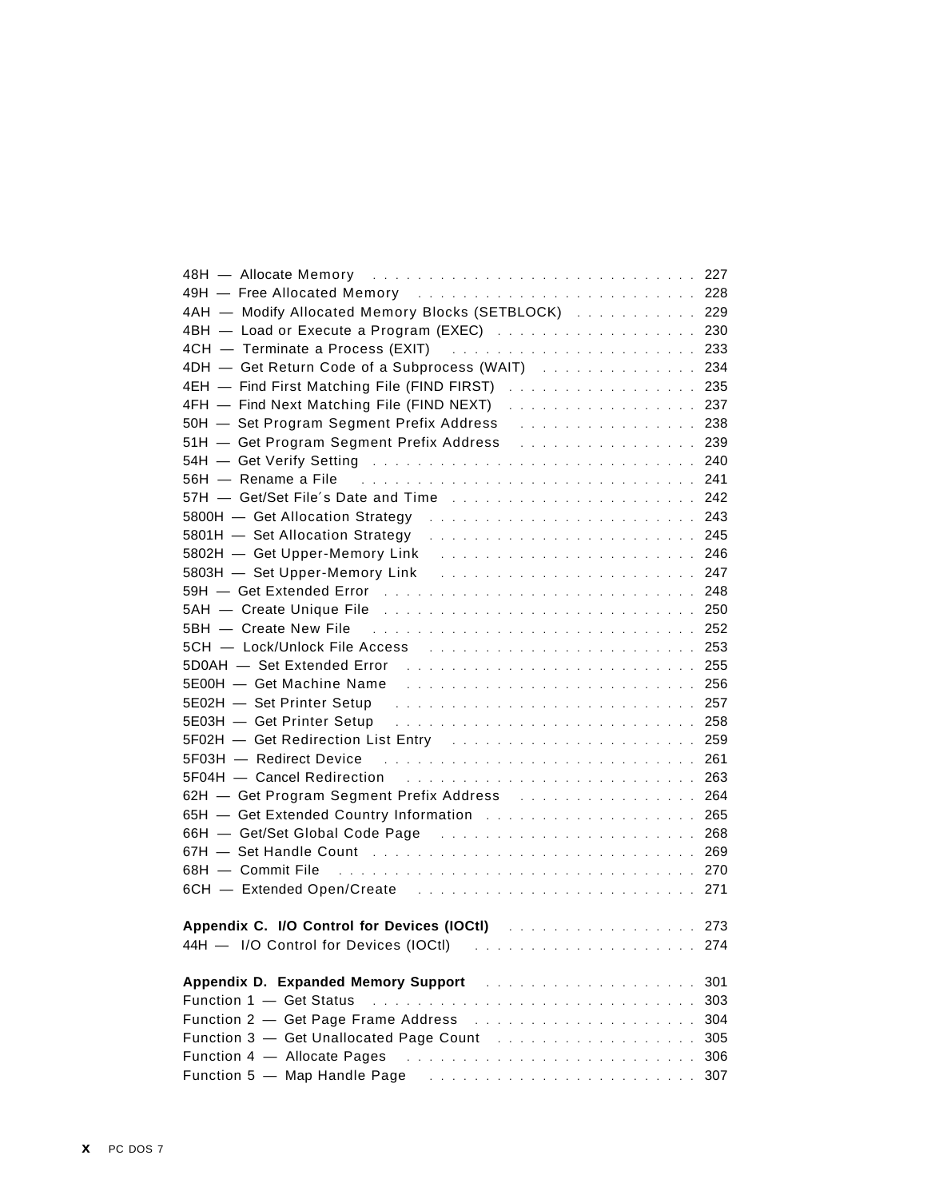48H — Allocate Memory . . . . . . . . . . . . . . . . . . . . . . . . . . . . 227
49H — Free Allocated Memory . . . . . . . . . . . . . . . . . . . . . . . . . 228
4AH — Modify Allocated Memory Blocks (SETBLOCK) . . . . . . . . . . . 229
4BH — Load or Execute a Program (EXEC) . . . . . . . . . . . . . . . . . . 230
4CH — Terminate a Process (EXIT) . . . . . . . . . . . . . . . . . . . . . . 233
4DH — Get Return Code of a Subprocess (WAIT) . . . . . . . . . . . . . . 234
4EH — Find First Matching File (FIND FIRST) . . . . . . . . . . . . . . . . 235
4FH — Find Next Matching File (FIND NEXT) . . . . . . . . . . . . . . . . 237
50H — Set Program Segment Prefix Address . . . . . . . . . . . . . . . . 238
51H — Get Program Segment Prefix Address . . . . . . . . . . . . . . . . 239
54H — Get Verify Setting . . . . . . . . . . . . . . . . . . . . . . . . . . . . 240
56H — Rename a File . . . . . . . . . . . . . . . . . . . . . . . . . . . . . . 241
57H — Get/Set File′s Date and Time . . . . . . . . . . . . . . . . . . . . . 242
5800H — Get Allocation Strategy . . . . . . . . . . . . . . . . . . . . . . . 243
5801H — Set Allocation Strategy . . . . . . . . . . . . . . . . . . . . . . . 245
5802H — Get Upper-Memory Link . . . . . . . . . . . . . . . . . . . . . . . 246
5803H — Set Upper-Memory Link . . . . . . . . . . . . . . . . . . . . . . . 247
59H — Get Extended Error . . . . . . . . . . . . . . . . . . . . . . . . . . . 248
5AH — Create Unique File . . . . . . . . . . . . . . . . . . . . . . . . . . . 250
5BH — Create New File . . . . . . . . . . . . . . . . . . . . . . . . . . . . 252
5CH — Lock/Unlock File Access . . . . . . . . . . . . . . . . . . . . . . . 253
5D0AH — Set Extended Error . . . . . . . . . . . . . . . . . . . . . . . . . 255
5E00H — Get Machine Name . . . . . . . . . . . . . . . . . . . . . . . . . 256
5E02H — Set Printer Setup . . . . . . . . . . . . . . . . . . . . . . . . . . 257
5E03H — Get Printer Setup . . . . . . . . . . . . . . . . . . . . . . . . . . 258
5F02H — Get Redirection List Entry . . . . . . . . . . . . . . . . . . . . . 259
5F03H — Redirect Device . . . . . . . . . . . . . . . . . . . . . . . . . . . 261
5F04H — Cancel Redirection . . . . . . . . . . . . . . . . . . . . . . . . . 263
62H — Get Program Segment Prefix Address . . . . . . . . . . . . . . . . 264
65H — Get Extended Country Information . . . . . . . . . . . . . . . . . . 265
66H — Get/Set Global Code Page . . . . . . . . . . . . . . . . . . . . . . 268
67H — Set Handle Count . . . . . . . . . . . . . . . . . . . . . . . . . . . 269
68H — Commit File . . . . . . . . . . . . . . . . . . . . . . . . . . . . . . 270
6CH — Extended Open/Create . . . . . . . . . . . . . . . . . . . . . . . . 271

**Appendix C. I/O Control for Devices (IOCtl)** . . . . . . . . . . . . . . . . 273
44H — I/O Control for Devices (IOCtl) . . . . . . . . . . . . . . . . . . . 274

**Appendix D. Expanded Memory Support** . . . . . . . . . . . . . . . . . . 301
Function 1 — Get Status . . . . . . . . . . . . . . . . . . . . . . . . . . . . 303
Function 2 — Get Page Frame Address . . . . . . . . . . . . . . . . . . . . 304
Function 3 — Get Unallocated Page Count . . . . . . . . . . . . . . . . . . 305
Function 4 — Allocate Pages . . . . . . . . . . . . . . . . . . . . . . . . . 306
Function 5 — Map Handle Page . . . . . . . . . . . . . . . . . . . . . . . . 307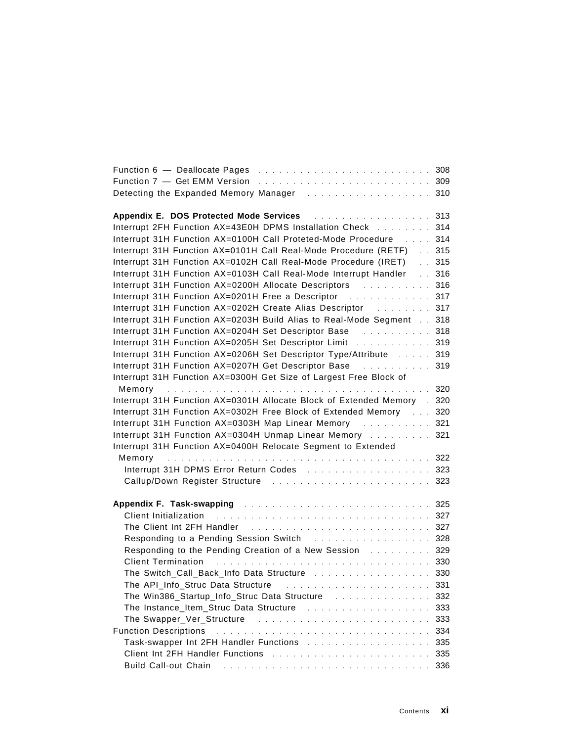Function 6 — Deallocate Pages . . . . . . . . . . . . . . . . . . . . . . . . 308
Function 7 — Get EMM Version . . . . . . . . . . . . . . . . . . . . . . . . 309
Detecting the Expanded Memory Manager . . . . . . . . . . . . . . . . . . 310

**Appendix E. DOS Protected Mode Services** . . . . . . . . . . . . . . . . 313
Interrupt 2FH Function AX=43E0H DPMS Installation Check . . . . . . . . 314
Interrupt 31H Function AX=0100H Call Proteted-Mode Procedure . . . . 314
Interrupt 31H Function AX=0101H Call Real-Mode Procedure (RETF) . . 315
Interrupt 31H Function AX=0102H Call Real-Mode Procedure (IRET) . . 315
Interrupt 31H Function AX=0103H Call Real-Mode Interrupt Handler . . 316
Interrupt 31H Function AX=0200H Allocate Descriptors . . . . . . . . . . 316
Interrupt 31H Function AX=0201H Free a Descriptor . . . . . . . . . . . . 317
Interrupt 31H Function AX=0202H Create Alias Descriptor . . . . . . . . 317
Interrupt 31H Function AX=0203H Build Alias to Real-Mode Segment . . 318
Interrupt 31H Function AX=0204H Set Descriptor Base . . . . . . . . . . 318
Interrupt 31H Function AX=0205H Set Descriptor Limit . . . . . . . . . . . 319
Interrupt 31H Function AX=0206H Set Descriptor Type/Attribute . . . . . 319
Interrupt 31H Function AX=0207H Get Descriptor Base . . . . . . . . . . 319
Interrupt 31H Function AX=0300H Get Size of Largest Free Block of Memory . . . . . . . . . . . . . . . . . . . . . . . . . . . . . . . . . . . . 320
Interrupt 31H Function AX=0301H Allocate Block of Extended Memory . 320
Interrupt 31H Function AX=0302H Free Block of Extended Memory . . . 320
Interrupt 31H Function AX=0303H Map Linear Memory . . . . . . . . . . 321
Interrupt 31H Function AX=0304H Unmap Linear Memory . . . . . . . . . 321
Interrupt 31H Function AX=0400H Relocate Segment to Extended Memory . . . . . . . . . . . . . . . . . . . . . . . . . . . . . . . . . . . . 322
  Interrupt 31H DPMS Error Return Codes . . . . . . . . . . . . . . . . . . 323
  Callup/Down Register Structure . . . . . . . . . . . . . . . . . . . . . . 323

**Appendix F. Task-swapping** . . . . . . . . . . . . . . . . . . . . . . . . . 325
  Client Initialization . . . . . . . . . . . . . . . . . . . . . . . . . . . . . . 327
  The Client Int 2FH Handler . . . . . . . . . . . . . . . . . . . . . . . . . 327
  Responding to a Pending Session Switch . . . . . . . . . . . . . . . . . 328
  Responding to the Pending Creation of a New Session . . . . . . . . . 329
  Client Termination . . . . . . . . . . . . . . . . . . . . . . . . . . . . . . 330
  The Switch_Call_Back_Info Data Structure . . . . . . . . . . . . . . . . 330
  The API_Info_Struc Data Structure . . . . . . . . . . . . . . . . . . . . . 331
  The Win386_Startup_Info_Struc Data Structure . . . . . . . . . . . . . . 332
  The Instance_Item_Struc Data Structure . . . . . . . . . . . . . . . . . . 333
  The Swapper_Ver_Structure . . . . . . . . . . . . . . . . . . . . . . . . . 333
Function Descriptions . . . . . . . . . . . . . . . . . . . . . . . . . . . . . . 334
  Task-swapper Int 2FH Handler Functions . . . . . . . . . . . . . . . . . 335
  Client Int 2FH Handler Functions . . . . . . . . . . . . . . . . . . . . . 335
  Build Call-out Chain . . . . . . . . . . . . . . . . . . . . . . . . . . . . . 336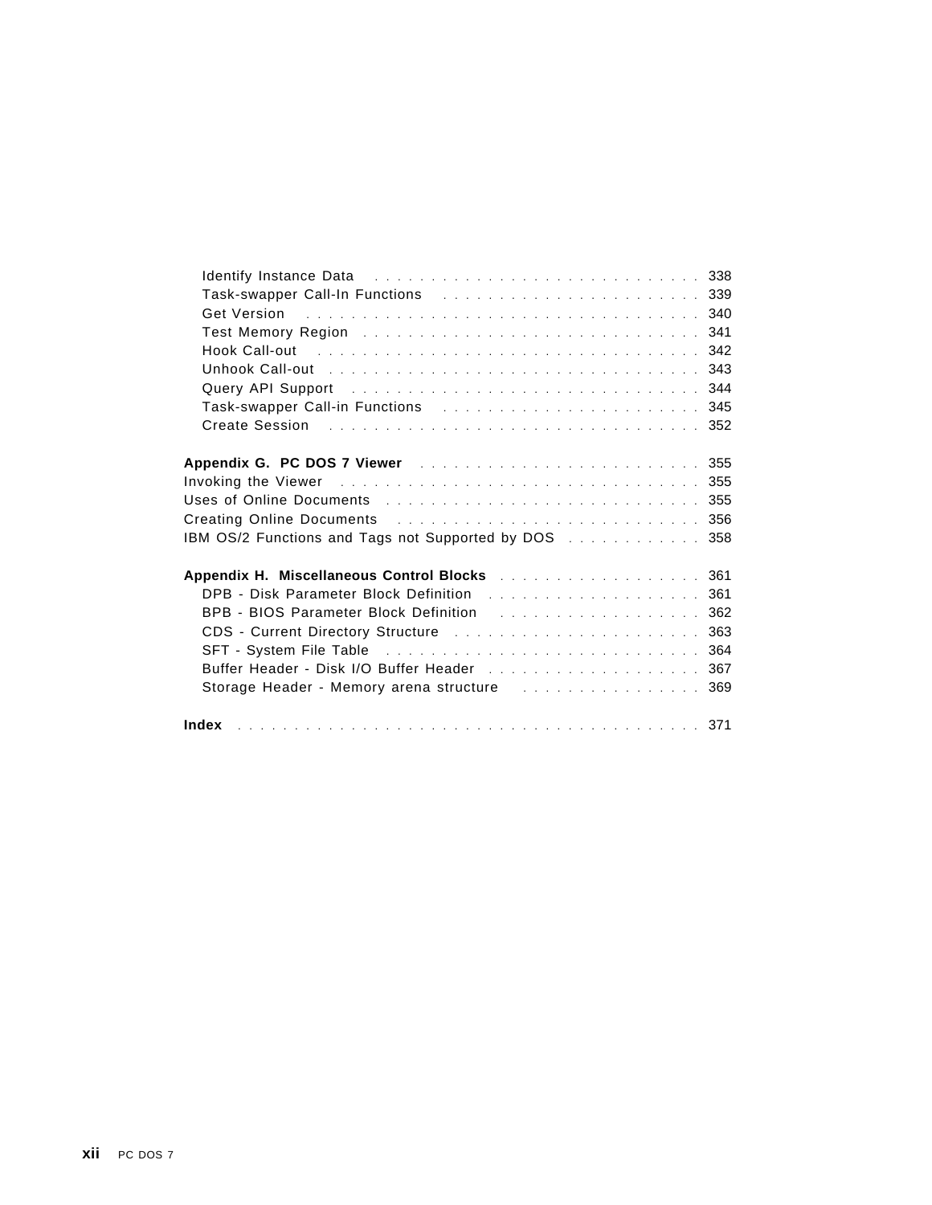Identify Instance Data . . . . . . . . . . . . . . . . . . . . . . . . . . . . . 338
Task-swapper Call-In Functions . . . . . . . . . . . . . . . . . . . . . . . 339
Get Version . . . . . . . . . . . . . . . . . . . . . . . . . . . . . . . . . . . 340
Test Memory Region . . . . . . . . . . . . . . . . . . . . . . . . . . . . . . . 341
Hook Call-out . . . . . . . . . . . . . . . . . . . . . . . . . . . . . . . . . 342
Unhook Call-out . . . . . . . . . . . . . . . . . . . . . . . . . . . . . . . . 343
Query API Support . . . . . . . . . . . . . . . . . . . . . . . . . . . . . . 344
Task-swapper Call-in Functions . . . . . . . . . . . . . . . . . . . . . . . 345
Create Session . . . . . . . . . . . . . . . . . . . . . . . . . . . . . . . . 352

**Appendix G. PC DOS 7 Viewer** . . . . . . . . . . . . . . . . . . . . . . . . 355
Invoking the Viewer . . . . . . . . . . . . . . . . . . . . . . . . . . . . . . . 355
Uses of Online Documents . . . . . . . . . . . . . . . . . . . . . . . . . . . 355
Creating Online Documents . . . . . . . . . . . . . . . . . . . . . . . . . . . 356
IBM OS/2 Functions and Tags not Supported by DOS . . . . . . . . . . . . 358

**Appendix H. Miscellaneous Control Blocks** . . . . . . . . . . . . . . . . . . 361
DPB - Disk Parameter Block Definition . . . . . . . . . . . . . . . . . . . 361
BPB - BIOS Parameter Block Definition . . . . . . . . . . . . . . . . . . . 362
CDS - Current Directory Structure . . . . . . . . . . . . . . . . . . . . . . 363
SFT - System File Table . . . . . . . . . . . . . . . . . . . . . . . . . . . . 364
Buffer Header - Disk I/O Buffer Header . . . . . . . . . . . . . . . . . . . 367
Storage Header - Memory arena structure . . . . . . . . . . . . . . . . . 369

**Index** . . . . . . . . . . . . . . . . . . . . . . . . . . . . . . . . . . . . . . 371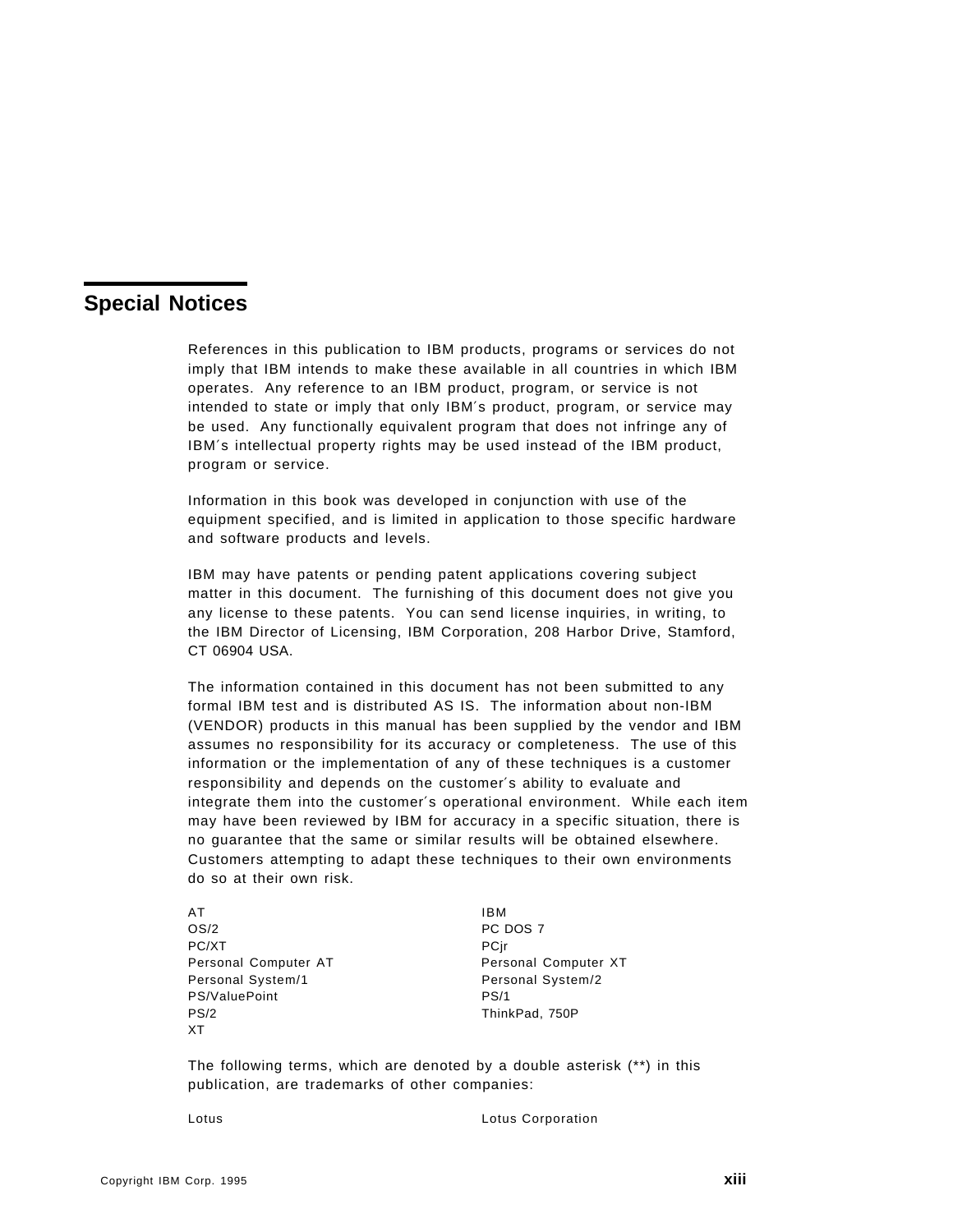## Special Notices

References in this publication to IBM products, programs or services do not imply that IBM intends to make these available in all countries in which IBM operates. Any reference to an IBM product, program, or service is not intended to state or imply that only IBM´s product, program, or service may be used. Any functionally equivalent program that does not infringe any of IBM´s intellectual property rights may be used instead of the IBM product, program or service.

Information in this book was developed in conjunction with use of the equipment specified, and is limited in application to those specific hardware and software products and levels.

IBM may have patents or pending patent applications covering subject matter in this document. The furnishing of this document does not give you any license to these patents. You can send license inquiries, in writing, to the IBM Director of Licensing, IBM Corporation, 208 Harbor Drive, Stamford, CT 06904 USA.

The information contained in this document has not been submitted to any formal IBM test and is distributed AS IS. The information about non-IBM (VENDOR) products in this manual has been supplied by the vendor and IBM assumes no responsibility for its accuracy or completeness. The use of this information or the implementation of any of these techniques is a customer responsibility and depends on the customer´s ability to evaluate and integrate them into the customer´s operational environment. While each item may have been reviewed by IBM for accuracy in a specific situation, there is no guarantee that the same or similar results will be obtained elsewhere. Customers attempting to adapt these techniques to their own environments do so at their own risk.

| | |
|---|---|
| AT | IBM |
| OS/2 | PC DOS 7 |
| PC/XT | PCjr |
| Personal Computer AT | Personal Computer XT |
| Personal System/1 | Personal System/2 |
| PS/ValuePoint | PS/1 |
| PS/2 | ThinkPad, 750P |
| XT | |

The following terms, which are denoted by a double asterisk (**) in this publication, are trademarks of other companies:

| | |
|---|---|
| Lotus | Lotus Corporation |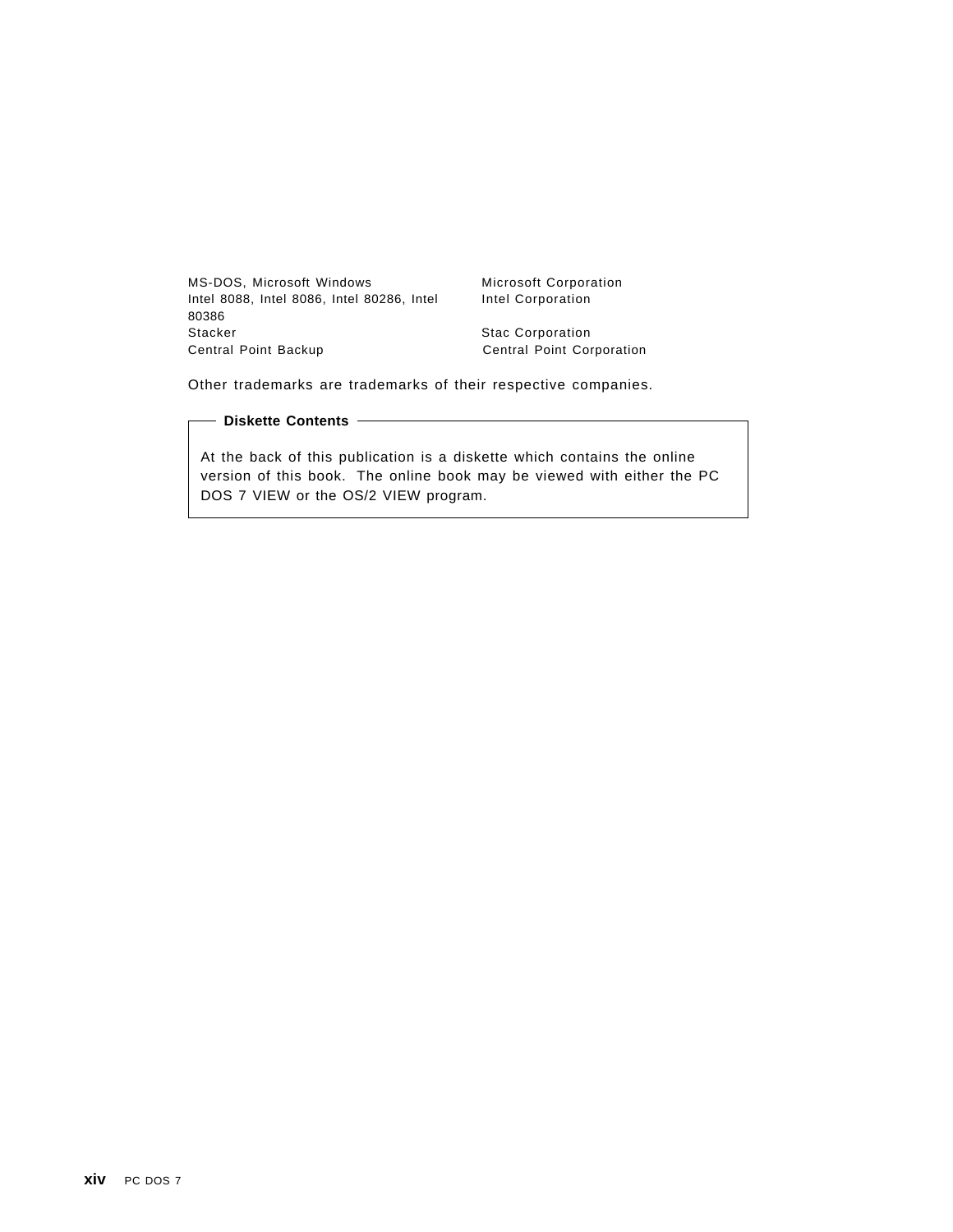| | |
|---|---|
| MS-DOS, Microsoft Windows | Microsoft Corporation |
| Intel 8088, Intel 8086, Intel 80286, Intel 80386 | Intel Corporation |
| Stacker | Stac Corporation |
| Central Point Backup | Central Point Corporation |

Other trademarks are trademarks of their respective companies.

**Diskette Contents**

At the back of this publication is a diskette which contains the online version of this book. The online book may be viewed with either the PC DOS 7 VIEW or the OS/2 VIEW program.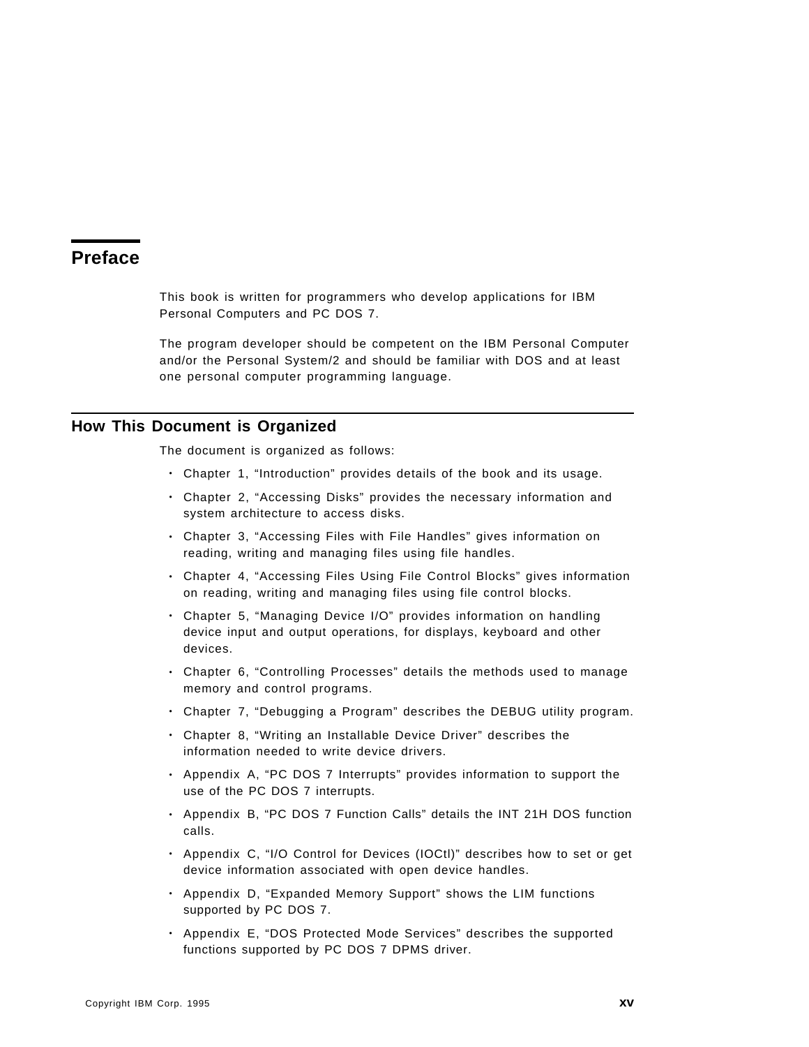# Preface

This book is written for programmers who develop applications for IBM Personal Computers and PC DOS 7.

The program developer should be competent on the IBM Personal Computer and/or the Personal System/2 and should be familiar with DOS and at least one personal computer programming language.

## How This Document is Organized

The document is organized as follows:

- Chapter 1, "Introduction" provides details of the book and its usage.
- Chapter 2, "Accessing Disks" provides the necessary information and system architecture to access disks.
- Chapter 3, "Accessing Files with File Handles" gives information on reading, writing and managing files using file handles.
- Chapter 4, "Accessing Files Using File Control Blocks" gives information on reading, writing and managing files using file control blocks.
- Chapter 5, "Managing Device I/O" provides information on handling device input and output operations, for displays, keyboard and other devices.
- Chapter 6, "Controlling Processes" details the methods used to manage memory and control programs.
- Chapter 7, "Debugging a Program" describes the DEBUG utility program.
- Chapter 8, "Writing an Installable Device Driver" describes the information needed to write device drivers.
- Appendix A, "PC DOS 7 Interrupts" provides information to support the use of the PC DOS 7 interrupts.
- Appendix B, "PC DOS 7 Function Calls" details the INT 21H DOS function calls.
- Appendix C, "I/O Control for Devices (IOCtl)" describes how to set or get device information associated with open device handles.
- Appendix D, "Expanded Memory Support" shows the LIM functions supported by PC DOS 7.
- Appendix E, "DOS Protected Mode Services" describes the supported functions supported by PC DOS 7 DPMS driver.

Copyright IBM Corp. 1995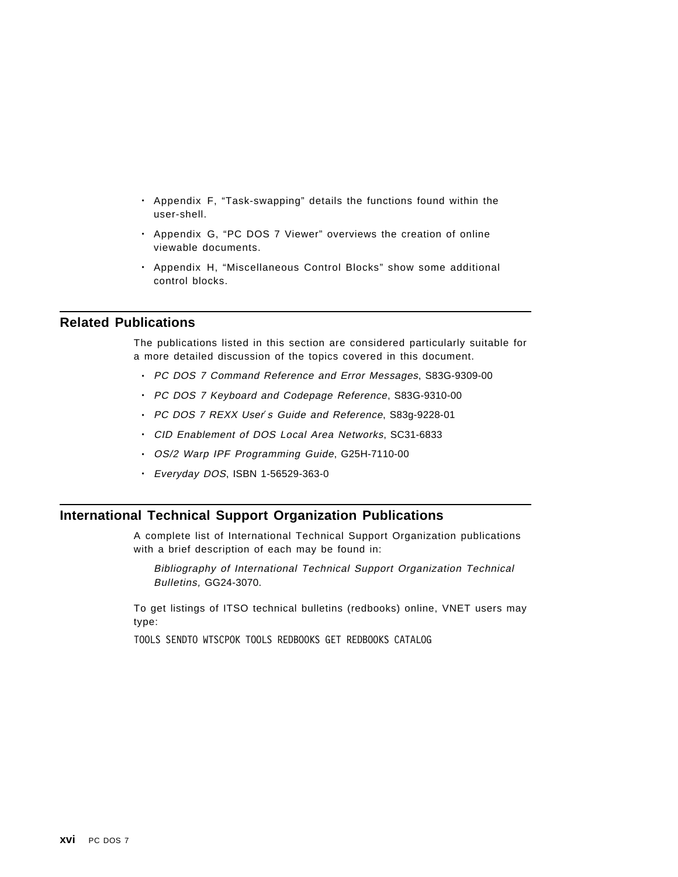- Appendix F, “Task-swapping” details the functions found within the user-shell.
- Appendix G, “PC DOS 7 Viewer” overviews the creation of online viewable documents.
- Appendix H, “Miscellaneous Control Blocks” show some additional control blocks.

## Related Publications

The publications listed in this section are considered particularly suitable for a more detailed discussion of the topics covered in this document.

- *PC DOS 7 Command Reference and Error Messages*, S83G-9309-00
- *PC DOS 7 Keyboard and Codepage Reference*, S83G-9310-00
- *PC DOS 7 REXX User's Guide and Reference*, S83g-9228-01
- *CID Enablement of DOS Local Area Networks*, SC31-6833
- *OS/2 Warp IPF Programming Guide*, G25H-7110-00
- *Everyday DOS*, ISBN 1-56529-363-0

## International Technical Support Organization Publications

A complete list of International Technical Support Organization publications with a brief description of each may be found in:

*Bibliography of International Technical Support Organization Technical Bulletins,* GG24-3070.

To get listings of ITSO technical bulletins (redbooks) online, VNET users may type:

```
TOOLS SENDTO WTSCPOK TOOLS REDBOOKS GET REDBOOKS CATALOG
```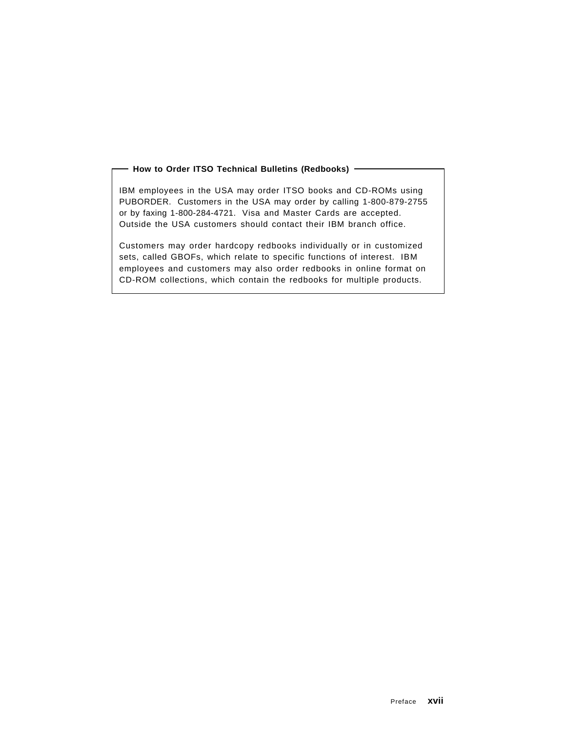## How to Order ITSO Technical Bulletins (Redbooks)

IBM employees in the USA may order ITSO books and CD-ROMs using PUBORDER. Customers in the USA may order by calling 1-800-879-2755 or by faxing 1-800-284-4721. Visa and Master Cards are accepted. Outside the USA customers should contact their IBM branch office.

Customers may order hardcopy redbooks individually or in customized sets, called GBOFs, which relate to specific functions of interest. IBM employees and customers may also order redbooks in online format on CD-ROM collections, which contain the redbooks for multiple products.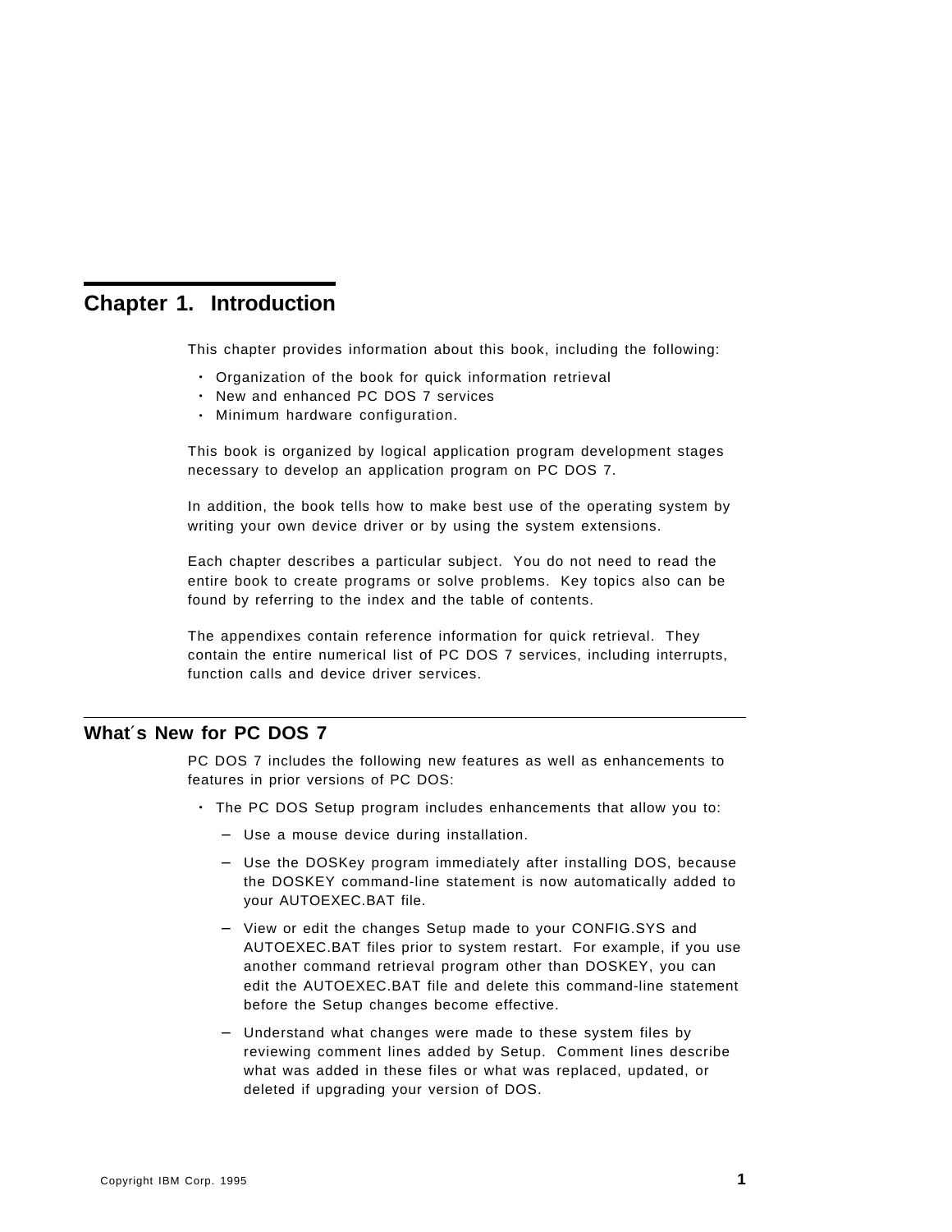# Chapter 1. Introduction

This chapter provides information about this book, including the following:

- Organization of the book for quick information retrieval
- New and enhanced PC DOS 7 services
- Minimum hardware configuration.

This book is organized by logical application program development stages necessary to develop an application program on PC DOS 7.

In addition, the book tells how to make best use of the operating system by writing your own device driver or by using the system extensions.

Each chapter describes a particular subject. You do not need to read the entire book to create programs or solve problems. Key topics also can be found by referring to the index and the table of contents.

The appendixes contain reference information for quick retrieval. They contain the entire numerical list of PC DOS 7 services, including interrupts, function calls and device driver services.

## What's New for PC DOS 7

PC DOS 7 includes the following new features as well as enhancements to features in prior versions of PC DOS:

- The PC DOS Setup program includes enhancements that allow you to:
  - Use a mouse device during installation.
  - Use the DOSKey program immediately after installing DOS, because the DOSKEY command-line statement is now automatically added to your AUTOEXEC.BAT file.
  - View or edit the changes Setup made to your CONFIG.SYS and AUTOEXEC.BAT files prior to system restart. For example, if you use another command retrieval program other than DOSKEY, you can edit the AUTOEXEC.BAT file and delete this command-line statement before the Setup changes become effective.
  - Understand what changes were made to these system files by reviewing comment lines added by Setup. Comment lines describe what was added in these files or what was replaced, updated, or deleted if upgrading your version of DOS.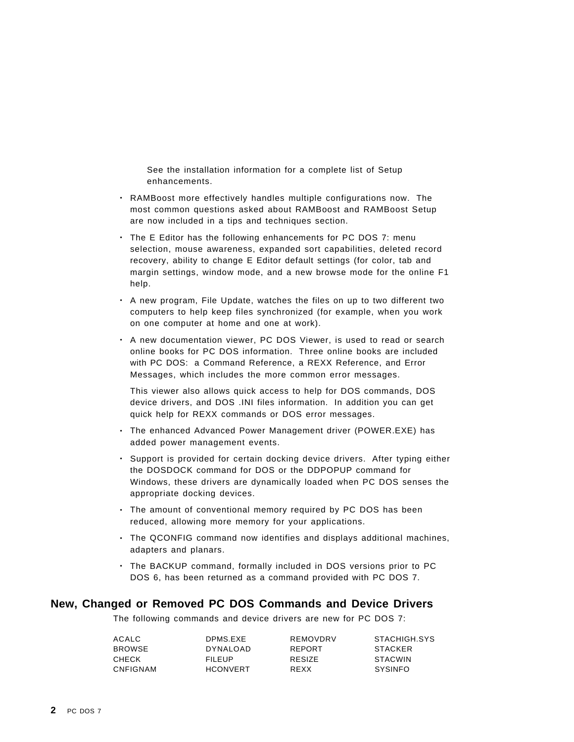See the installation information for a complete list of Setup enhancements.

- RAMBoost more effectively handles multiple configurations now. The most common questions asked about RAMBoost and RAMBoost Setup are now included in a tips and techniques section.
- The E Editor has the following enhancements for PC DOS 7: menu selection, mouse awareness, expanded sort capabilities, deleted record recovery, ability to change E Editor default settings (for color, tab and margin settings, window mode, and a new browse mode for the online F1 help.
- A new program, File Update, watches the files on up to two different two computers to help keep files synchronized (for example, when you work on one computer at home and one at work).
- A new documentation viewer, PC DOS Viewer, is used to read or search online books for PC DOS information. Three online books are included with PC DOS: a Command Reference, a REXX Reference, and Error Messages, which includes the more common error messages.

  This viewer also allows quick access to help for DOS commands, DOS device drivers, and DOS .INI files information. In addition you can get quick help for REXX commands or DOS error messages.
- The enhanced Advanced Power Management driver (POWER.EXE) has added power management events.
- Support is provided for certain docking device drivers. After typing either the DOSDOCK command for DOS or the DDPOPUP command for Windows, these drivers are dynamically loaded when PC DOS senses the appropriate docking devices.
- The amount of conventional memory required by PC DOS has been reduced, allowing more memory for your applications.
- The QCONFIG command now identifies and displays additional machines, adapters and planars.
- The BACKUP command, formally included in DOS versions prior to PC DOS 6, has been returned as a command provided with PC DOS 7.

## New, Changed or Removed PC DOS Commands and Device Drivers

The following commands and device drivers are new for PC DOS 7:

| | | | |
|---|---|---|---|
| ACALC | DPMS.EXE | REMOVDRV | STACHIGH.SYS |
| BROWSE | DYNALOAD | REPORT | STACKER |
| CHECK | FILEUP | RESIZE | STACWIN |
| CNFIGNAM | HCONVERT | REXX | SYSINFO |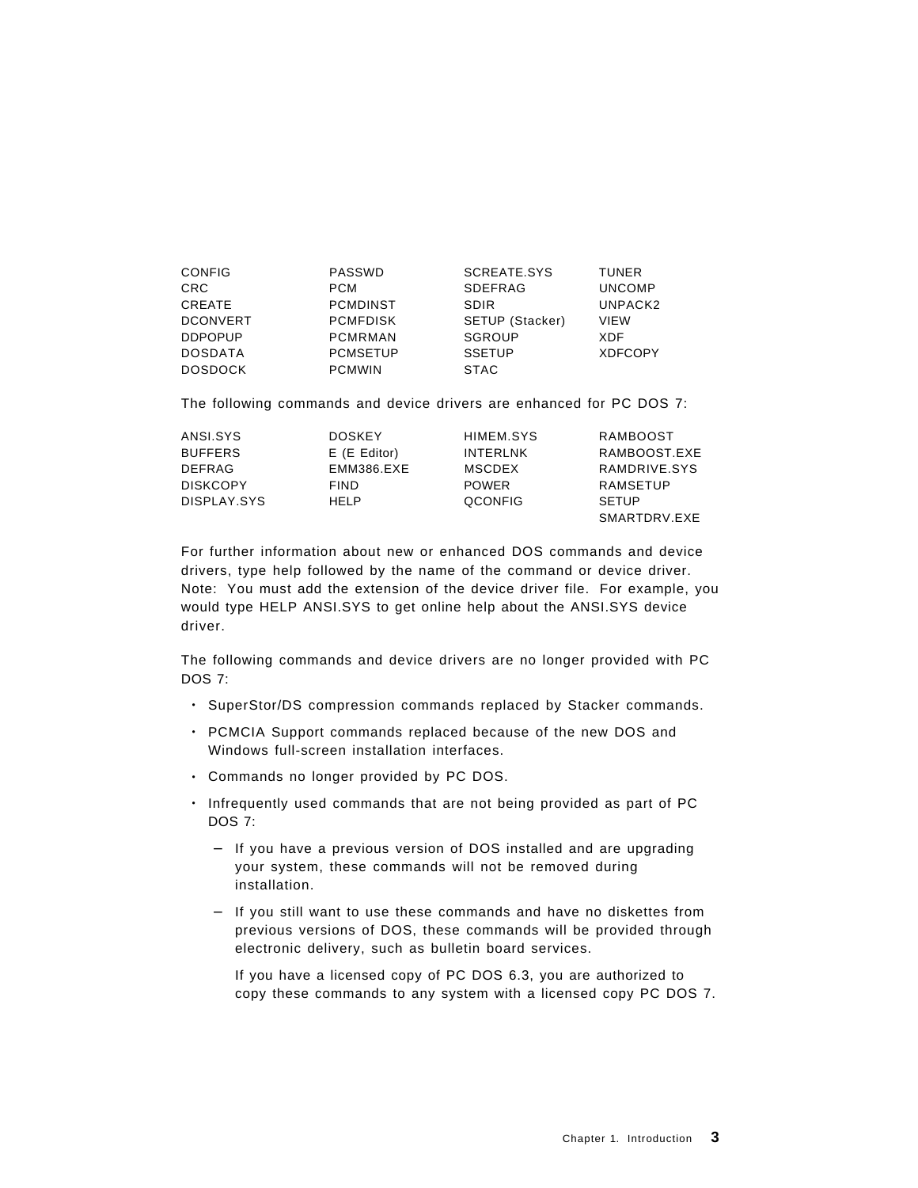| | | | |
|---|---|---|---|
| CONFIG | PASSWD | SCREATE.SYS | TUNER |
| CRC | PCM | SDEFRAG | UNCOMP |
| CREATE | PCMDINST | SDIR | UNPACK2 |
| DCONVERT | PCMFDISK | SETUP (Stacker) | VIEW |
| DDPOPUP | PCMRMAN | SGROUP | XDF |
| DOSDATA | PCMSETUP | SSETUP | XDFCOPY |
| DOSDOCK | PCMWIN | STAC | |

The following commands and device drivers are enhanced for PC DOS 7:

| | | | |
|---|---|---|---|
| ANSI.SYS | DOSKEY | HIMEM.SYS | RAMBOOST |
| BUFFERS | E (E Editor) | INTERLNK | RAMBOOST.EXE |
| DEFRAG | EMM386.EXE | MSCDEX | RAMDRIVE.SYS |
| DISKCOPY | FIND | POWER | RAMSETUP |
| DISPLAY.SYS | HELP | QCONFIG | SETUP |
| | | | SMARTDRV.EXE |

For further information about new or enhanced DOS commands and device drivers, type help followed by the name of the command or device driver. Note: You must add the extension of the device driver file. For example, you would type HELP ANSI.SYS to get online help about the ANSI.SYS device driver.

The following commands and device drivers are no longer provided with PC DOS 7:

- SuperStor/DS compression commands replaced by Stacker commands.
- PCMCIA Support commands replaced because of the new DOS and Windows full-screen installation interfaces.
- Commands no longer provided by PC DOS.
- Infrequently used commands that are not being provided as part of PC DOS 7:
  - If you have a previous version of DOS installed and are upgrading your system, these commands will not be removed during installation.
  - If you still want to use these commands and have no diskettes from previous versions of DOS, these commands will be provided through electronic delivery, such as bulletin board services.

    If you have a licensed copy of PC DOS 6.3, you are authorized to copy these commands to any system with a licensed copy PC DOS 7.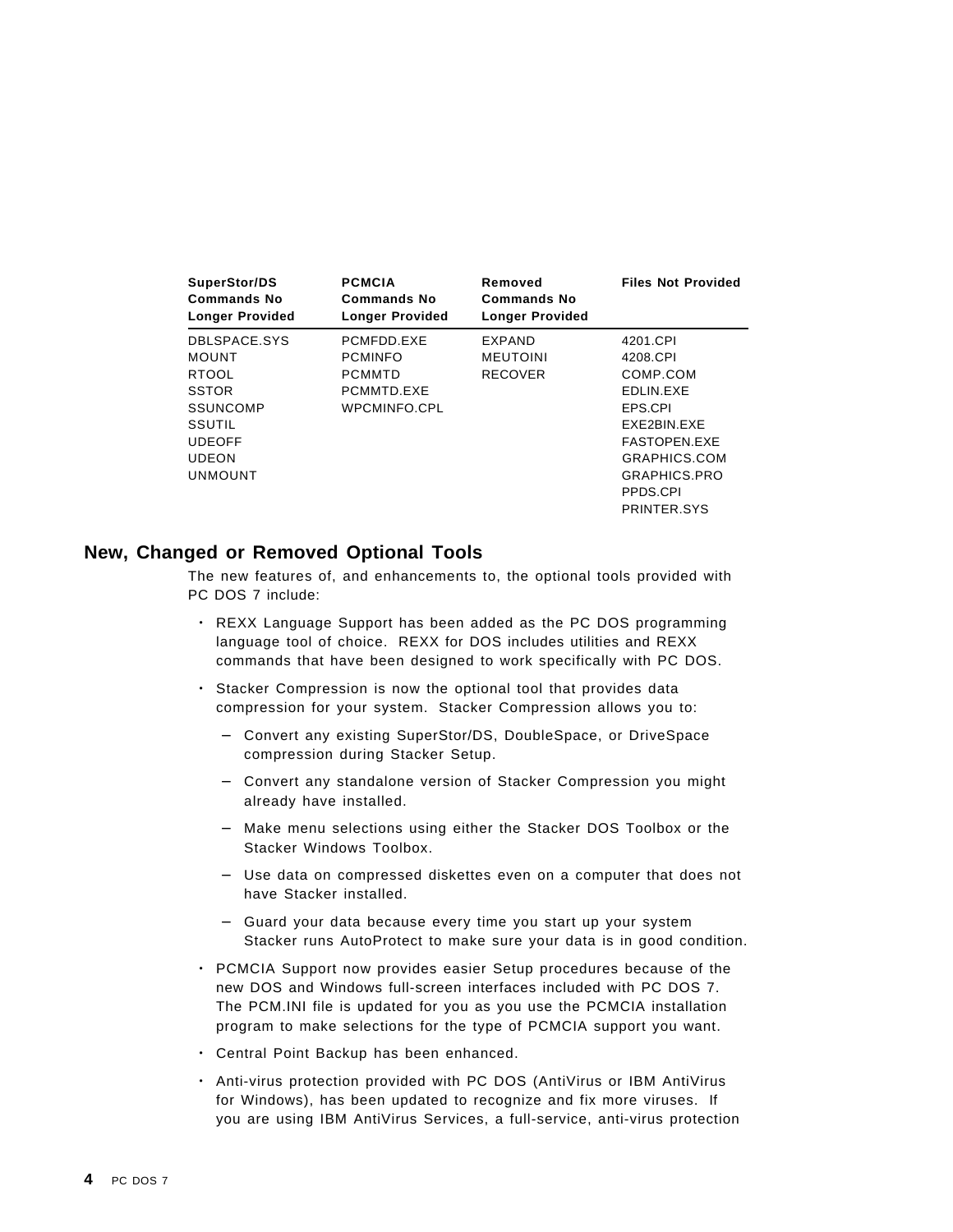| SuperStor/DS Commands No Longer Provided | PCMCIA Commands No Longer Provided | Removed Commands No Longer Provided | Files Not Provided |
|---|---|---|---|
| DBLSPACE.SYS | PCMFDD.EXE | EXPAND | 4201.CPI |
| MOUNT | PCMINFO | MEUTOINI | 4208.CPI |
| RTOOL | PCMMTD | RECOVER | COMP.COM |
| SSTOR | PCMMTD.EXE | | EDLIN.EXE |
| SSUNCOMP | WPCMINFO.CPL | | EPS.CPI |
| SSUTIL | | | EXE2BIN.EXE |
| UDEOFF | | | FASTOPEN.EXE |
| UDEON | | | GRAPHICS.COM |
| UNMOUNT | | | GRAPHICS.PRO |
| | | | PPDS.CPI |
| | | | PRINTER.SYS |

## New, Changed or Removed Optional Tools

The new features of, and enhancements to, the optional tools provided with PC DOS 7 include:

- REXX Language Support has been added as the PC DOS programming language tool of choice. REXX for DOS includes utilities and REXX commands that have been designed to work specifically with PC DOS.
- Stacker Compression is now the optional tool that provides data compression for your system. Stacker Compression allows you to:
  - Convert any existing SuperStor/DS, DoubleSpace, or DriveSpace compression during Stacker Setup.
  - Convert any standalone version of Stacker Compression you might already have installed.
  - Make menu selections using either the Stacker DOS Toolbox or the Stacker Windows Toolbox.
  - Use data on compressed diskettes even on a computer that does not have Stacker installed.
  - Guard your data because every time you start up your system Stacker runs AutoProtect to make sure your data is in good condition.
- PCMCIA Support now provides easier Setup procedures because of the new DOS and Windows full-screen interfaces included with PC DOS 7. The PCM.INI file is updated for you as you use the PCMCIA installation program to make selections for the type of PCMCIA support you want.
- Central Point Backup has been enhanced.
- Anti-virus protection provided with PC DOS (AntiVirus or IBM AntiVirus for Windows), has been updated to recognize and fix more viruses. If you are using IBM AntiVirus Services, a full-service, anti-virus protection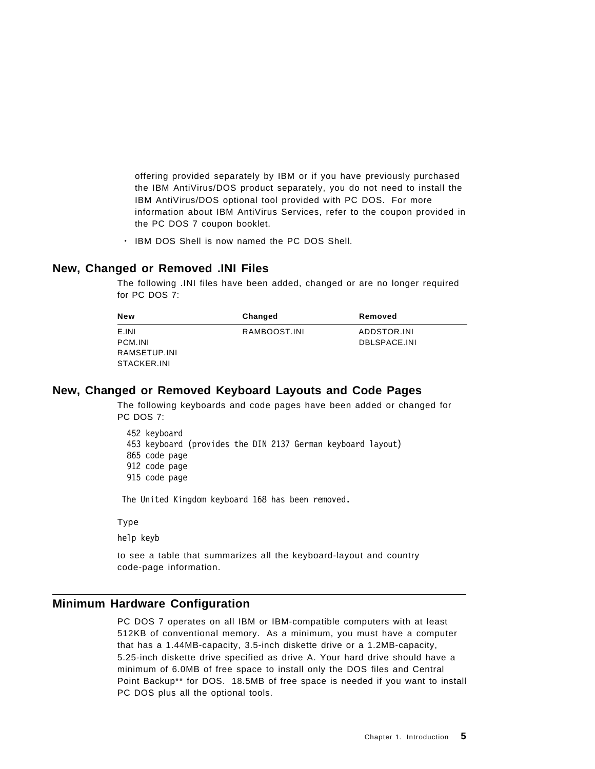offering provided separately by IBM or if you have previously purchased the IBM AntiVirus/DOS product separately, you do not need to install the IBM AntiVirus/DOS optional tool provided with PC DOS. For more information about IBM AntiVirus Services, refer to the coupon provided in the PC DOS 7 coupon booklet.

- IBM DOS Shell is now named the PC DOS Shell.

## New, Changed or Removed .INI Files

The following .INI files have been added, changed or are no longer required for PC DOS 7:

| New | Changed | Removed |
|---|---|---|
| E.INI | RAMBOOST.INI | ADDSTOR.INI |
| PCM.INI | | DBLSPACE.INI |
| RAMSETUP.INI | | |
| STACKER.INI | | |

## New, Changed or Removed Keyboard Layouts and Code Pages

The following keyboards and code pages have been added or changed for PC DOS 7:

```
452 keyboard
453 keyboard (provides the DIN 2137 German keyboard layout)
865 code page
912 code page
915 code page
```

The United Kingdom keyboard 168 has been removed.

Type

```
help keyb
```

to see a table that summarizes all the keyboard-layout and country code-page information.

## Minimum Hardware Configuration

PC DOS 7 operates on all IBM or IBM-compatible computers with at least 512KB of conventional memory. As a minimum, you must have a computer that has a 1.44MB-capacity, 3.5-inch diskette drive or a 1.2MB-capacity, 5.25-inch diskette drive specified as drive A. Your hard drive should have a minimum of 6.0MB of free space to install only the DOS files and Central Point Backup** for DOS. 18.5MB of free space is needed if you want to install PC DOS plus all the optional tools.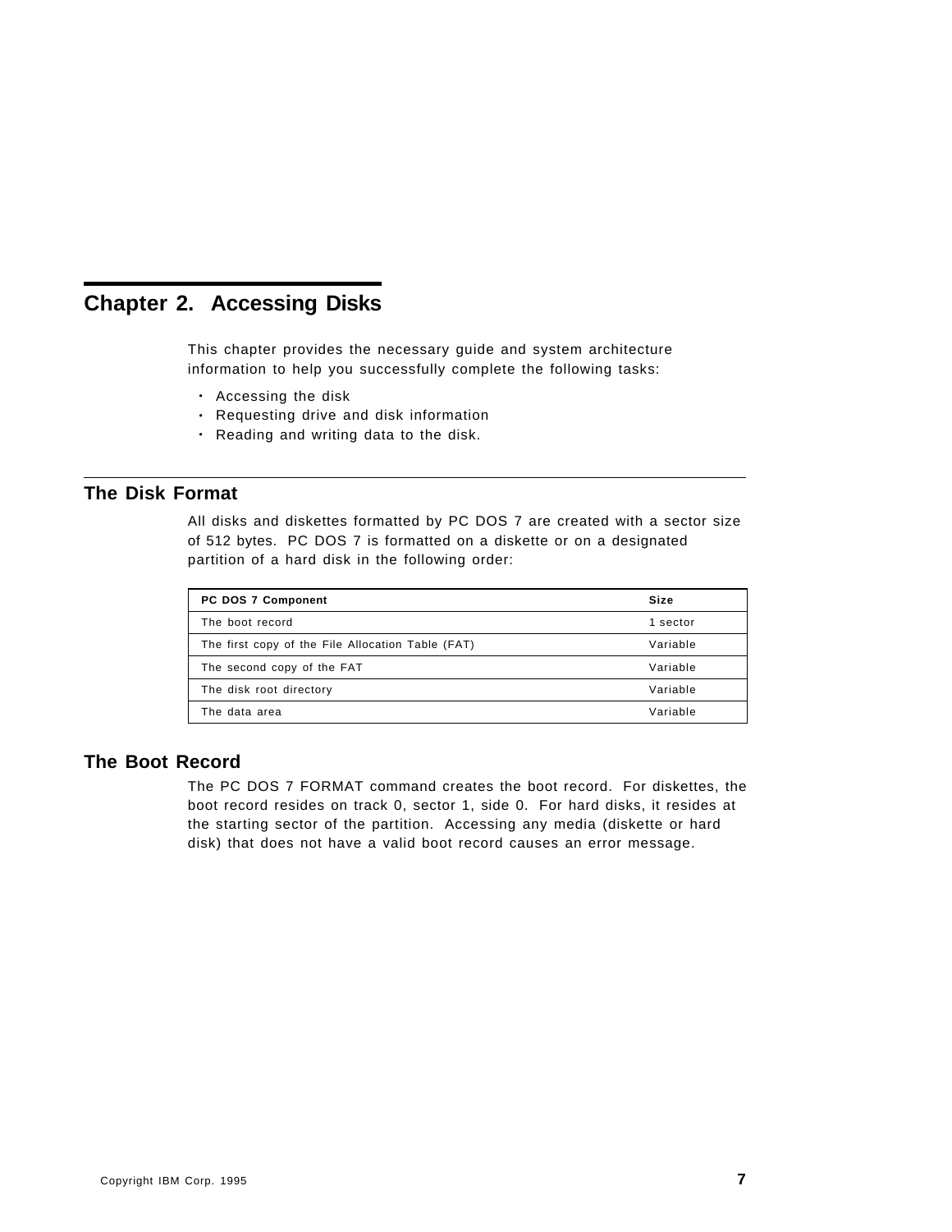# Chapter 2. Accessing Disks

This chapter provides the necessary guide and system architecture information to help you successfully complete the following tasks:

- Accessing the disk
- Requesting drive and disk information
- Reading and writing data to the disk.

## The Disk Format

All disks and diskettes formatted by PC DOS 7 are created with a sector size of 512 bytes. PC DOS 7 is formatted on a diskette or on a designated partition of a hard disk in the following order:

| PC DOS 7 Component | Size |
| --- | --- |
| The boot record | 1 sector |
| The first copy of the File Allocation Table (FAT) | Variable |
| The second copy of the FAT | Variable |
| The disk root directory | Variable |
| The data area | Variable |

## The Boot Record

The PC DOS 7 FORMAT command creates the boot record. For diskettes, the boot record resides on track 0, sector 1, side 0. For hard disks, it resides at the starting sector of the partition. Accessing any media (diskette or hard disk) that does not have a valid boot record causes an error message.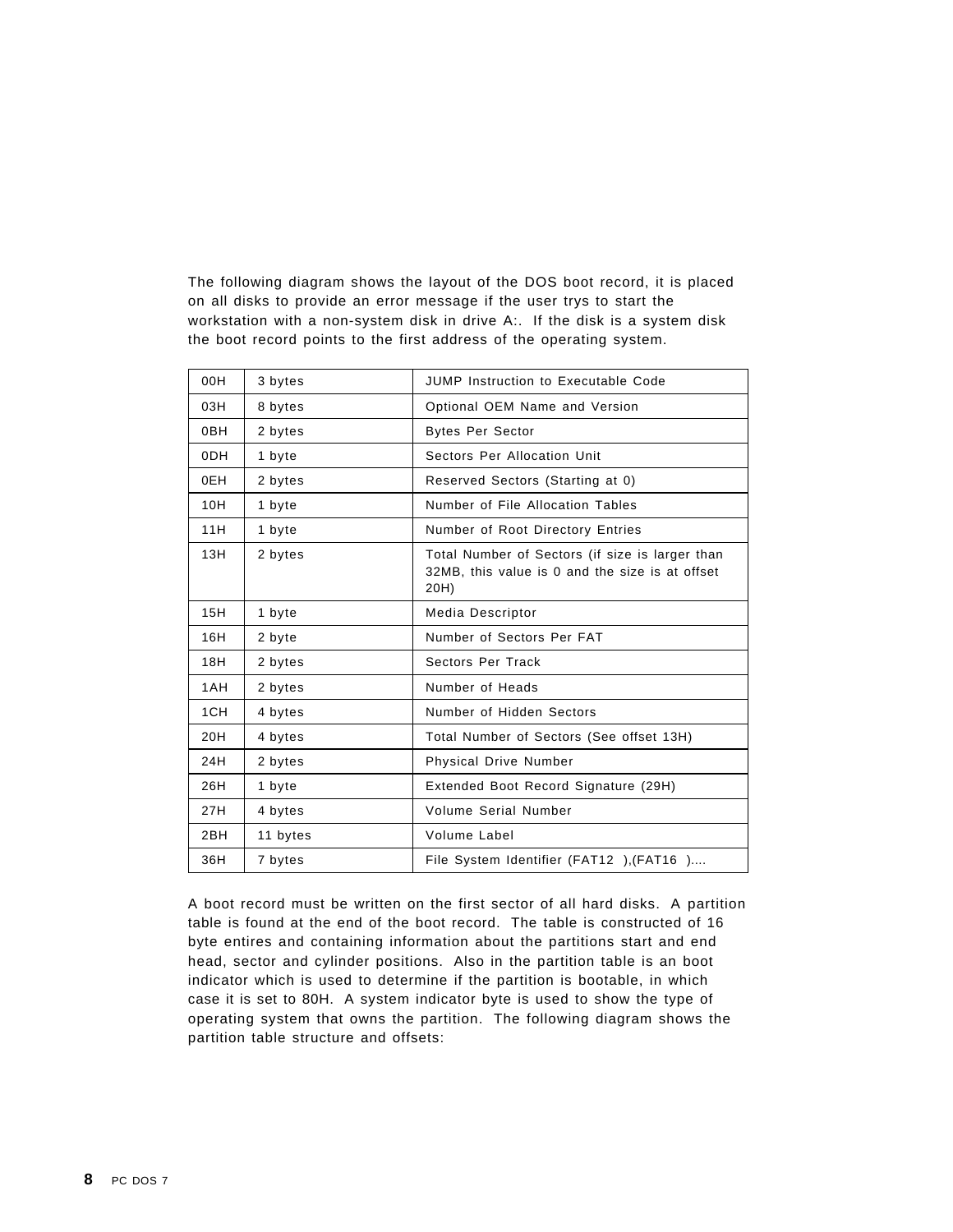The following diagram shows the layout of the DOS boot record, it is placed on all disks to provide an error message if the user trys to start the workstation with a non-system disk in drive A:. If the disk is a system disk the boot record points to the first address of the operating system.

| | | |
|---|---|---|
| 00H | 3 bytes | JUMP Instruction to Executable Code |
| 03H | 8 bytes | Optional OEM Name and Version |
| 0BH | 2 bytes | Bytes Per Sector |
| 0DH | 1 byte | Sectors Per Allocation Unit |
| 0EH | 2 bytes | Reserved Sectors (Starting at 0) |
| 10H | 1 byte | Number of File Allocation Tables |
| 11H | 1 byte | Number of Root Directory Entries |
| 13H | 2 bytes | Total Number of Sectors (if size is larger than 32MB, this value is 0 and the size is at offset 20H) |
| 15H | 1 byte | Media Descriptor |
| 16H | 2 byte | Number of Sectors Per FAT |
| 18H | 2 bytes | Sectors Per Track |
| 1AH | 2 bytes | Number of Heads |
| 1CH | 4 bytes | Number of Hidden Sectors |
| 20H | 4 bytes | Total Number of Sectors (See offset 13H) |
| 24H | 2 bytes | Physical Drive Number |
| 26H | 1 byte | Extended Boot Record Signature (29H) |
| 27H | 4 bytes | Volume Serial Number |
| 2BH | 11 bytes | Volume Label |
| 36H | 7 bytes | File System Identifier (FAT12 ),(FAT16 ).... |

A boot record must be written on the first sector of all hard disks. A partition table is found at the end of the boot record. The table is constructed of 16 byte entires and containing information about the partitions start and end head, sector and cylinder positions. Also in the partition table is an boot indicator which is used to determine if the partition is bootable, in which case it is set to 80H. A system indicator byte is used to show the type of operating system that owns the partition. The following diagram shows the partition table structure and offsets: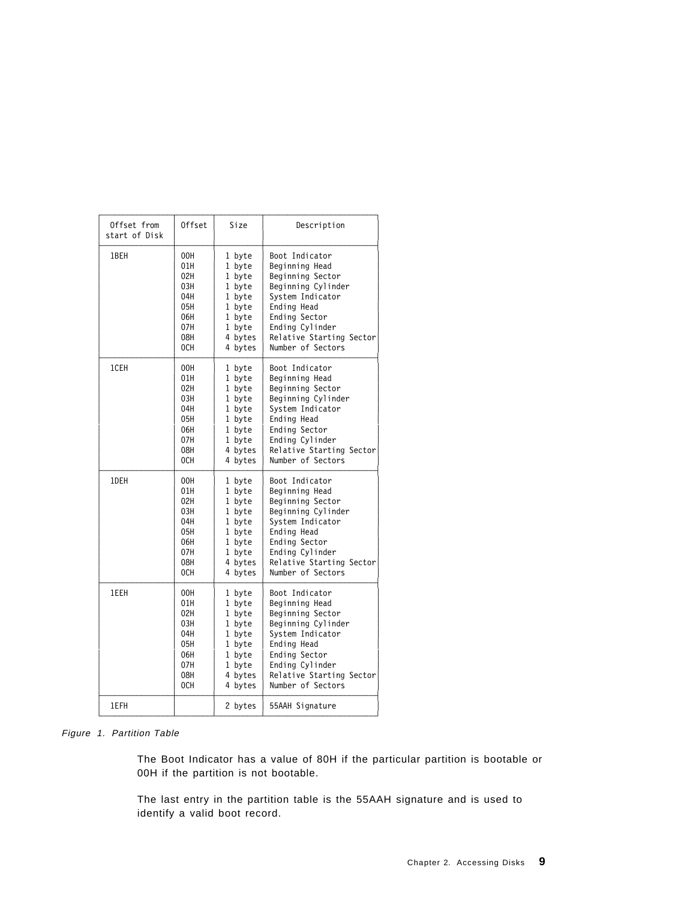| Offset from start of Disk | Offset | Size | Description |
|---|---|---|---|
| 1BEH | 00H | 1 byte | Boot Indicator |
| | 01H | 1 byte | Beginning Head |
| | 02H | 1 byte | Beginning Sector |
| | 03H | 1 byte | Beginning Cylinder |
| | 04H | 1 byte | System Indicator |
| | 05H | 1 byte | Ending Head |
| | 06H | 1 byte | Ending Sector |
| | 07H | 1 byte | Ending Cylinder |
| | 08H | 4 bytes | Relative Starting Sector |
| | 0CH | 4 bytes | Number of Sectors |
| 1CEH | 00H | 1 byte | Boot Indicator |
| | 01H | 1 byte | Beginning Head |
| | 02H | 1 byte | Beginning Sector |
| | 03H | 1 byte | Beginning Cylinder |
| | 04H | 1 byte | System Indicator |
| | 05H | 1 byte | Ending Head |
| | 06H | 1 byte | Ending Sector |
| | 07H | 1 byte | Ending Cylinder |
| | 08H | 4 bytes | Relative Starting Sector |
| | 0CH | 4 bytes | Number of Sectors |
| 1DEH | 00H | 1 byte | Boot Indicator |
| | 01H | 1 byte | Beginning Head |
| | 02H | 1 byte | Beginning Sector |
| | 03H | 1 byte | Beginning Cylinder |
| | 04H | 1 byte | System Indicator |
| | 05H | 1 byte | Ending Head |
| | 06H | 1 byte | Ending Sector |
| | 07H | 1 byte | Ending Cylinder |
| | 08H | 4 bytes | Relative Starting Sector |
| | 0CH | 4 bytes | Number of Sectors |
| 1EEH | 00H | 1 byte | Boot Indicator |
| | 01H | 1 byte | Beginning Head |
| | 02H | 1 byte | Beginning Sector |
| | 03H | 1 byte | Beginning Cylinder |
| | 04H | 1 byte | System Indicator |
| | 05H | 1 byte | Ending Head |
| | 06H | 1 byte | Ending Sector |
| | 07H | 1 byte | Ending Cylinder |
| | 08H | 4 bytes | Relative Starting Sector |
| | 0CH | 4 bytes | Number of Sectors |
| 1EFH | | 2 bytes | 55AAH Signature |

*Figure 1. Partition Table*

The Boot Indicator has a value of 80H if the particular partition is bootable or 00H if the partition is not bootable.

The last entry in the partition table is the 55AAH signature and is used to identify a valid boot record.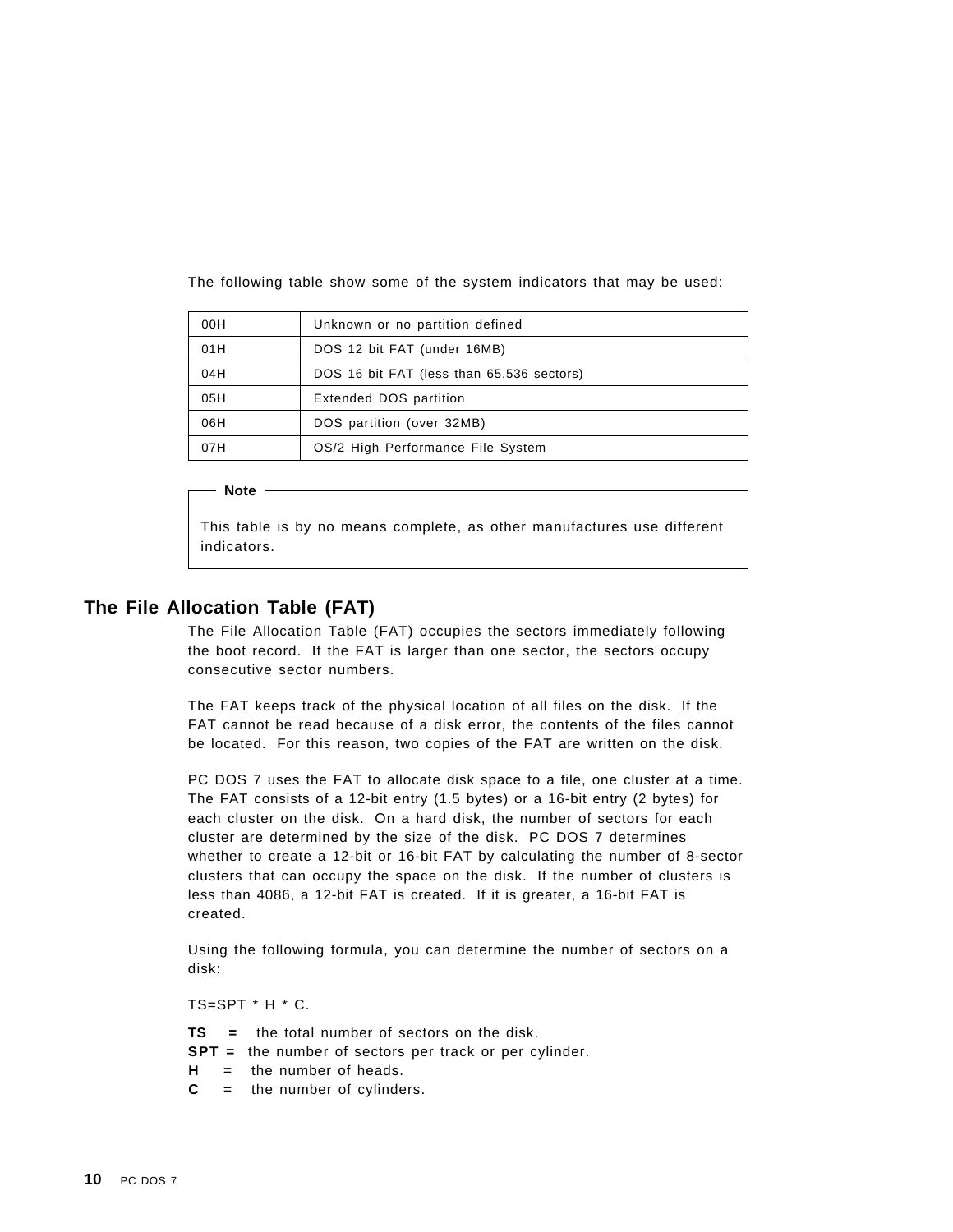The following table show some of the system indicators that may be used:

| | |
|---|---|
| 00H | Unknown or no partition defined |
| 01H | DOS 12 bit FAT (under 16MB) |
| 04H | DOS 16 bit FAT (less than 65,536 sectors) |
| 05H | Extended DOS partition |
| 06H | DOS partition (over 32MB) |
| 07H | OS/2 High Performance File System |

**Note**

This table is by no means complete, as other manufactures use different indicators.

## The File Allocation Table (FAT)

The File Allocation Table (FAT) occupies the sectors immediately following the boot record. If the FAT is larger than one sector, the sectors occupy consecutive sector numbers.

The FAT keeps track of the physical location of all files on the disk. If the FAT cannot be read because of a disk error, the contents of the files cannot be located. For this reason, two copies of the FAT are written on the disk.

PC DOS 7 uses the FAT to allocate disk space to a file, one cluster at a time. The FAT consists of a 12-bit entry (1.5 bytes) or a 16-bit entry (2 bytes) for each cluster on the disk. On a hard disk, the number of sectors for each cluster are determined by the size of the disk. PC DOS 7 determines whether to create a 12-bit or 16-bit FAT by calculating the number of 8-sector clusters that can occupy the space on the disk. If the number of clusters is less than 4086, a 12-bit FAT is created. If it is greater, a 16-bit FAT is created.

Using the following formula, you can determine the number of sectors on a disk:

TS=SPT * H * C.

**TS =** the total number of sectors on the disk.
**SPT =** the number of sectors per track or per cylinder.
**H =** the number of heads.
**C =** the number of cylinders.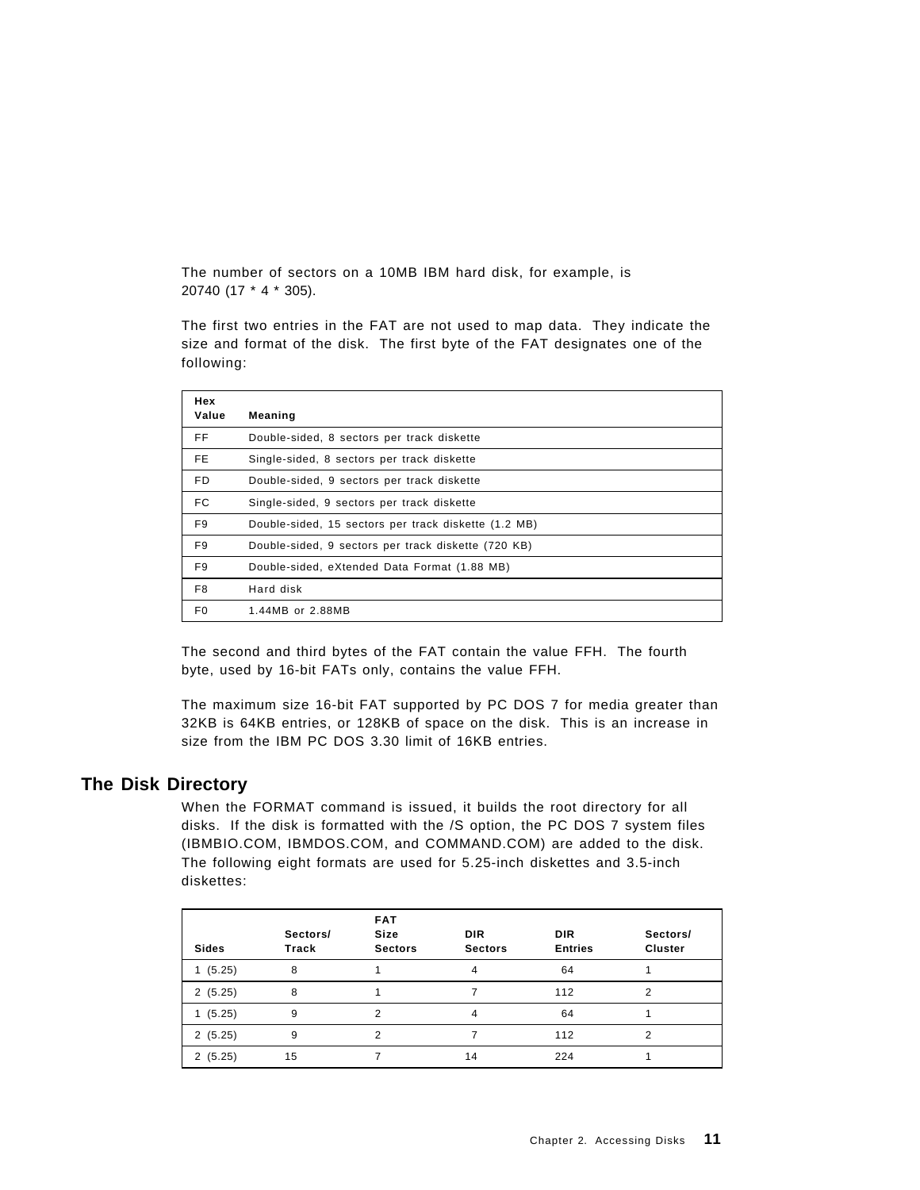The number of sectors on a 10MB IBM hard disk, for example, is 20740 (17 * 4 * 305).

The first two entries in the FAT are not used to map data. They indicate the size and format of the disk. The first byte of the FAT designates one of the following:

| Hex Value | Meaning |
|---|---|
| FF | Double-sided, 8 sectors per track diskette |
| FE | Single-sided, 8 sectors per track diskette |
| FD | Double-sided, 9 sectors per track diskette |
| FC | Single-sided, 9 sectors per track diskette |
| F9 | Double-sided, 15 sectors per track diskette (1.2 MB) |
| F9 | Double-sided, 9 sectors per track diskette (720 KB) |
| F9 | Double-sided, eXtended Data Format (1.88 MB) |
| F8 | Hard disk |
| F0 | 1.44MB or 2.88MB |

The second and third bytes of the FAT contain the value FFH. The fourth byte, used by 16-bit FATs only, contains the value FFH.

The maximum size 16-bit FAT supported by PC DOS 7 for media greater than 32KB is 64KB entries, or 128KB of space on the disk. This is an increase in size from the IBM PC DOS 3.30 limit of 16KB entries.

## The Disk Directory

When the FORMAT command is issued, it builds the root directory for all disks. If the disk is formatted with the /S option, the PC DOS 7 system files (IBMBIO.COM, IBMDOS.COM, and COMMAND.COM) are added to the disk. The following eight formats are used for 5.25-inch diskettes and 3.5-inch diskettes:

| Sides | Sectors/ Track | FAT Size Sectors | DIR Sectors | DIR Entries | Sectors/ Cluster |
|---|---|---|---|---|---|
| 1 (5.25) | 8 | 1 | 4 | 64 | 1 |
| 2 (5.25) | 8 | 1 | 7 | 112 | 2 |
| 1 (5.25) | 9 | 2 | 4 | 64 | 1 |
| 2 (5.25) | 9 | 2 | 7 | 112 | 2 |
| 2 (5.25) | 15 | 7 | 14 | 224 | 1 |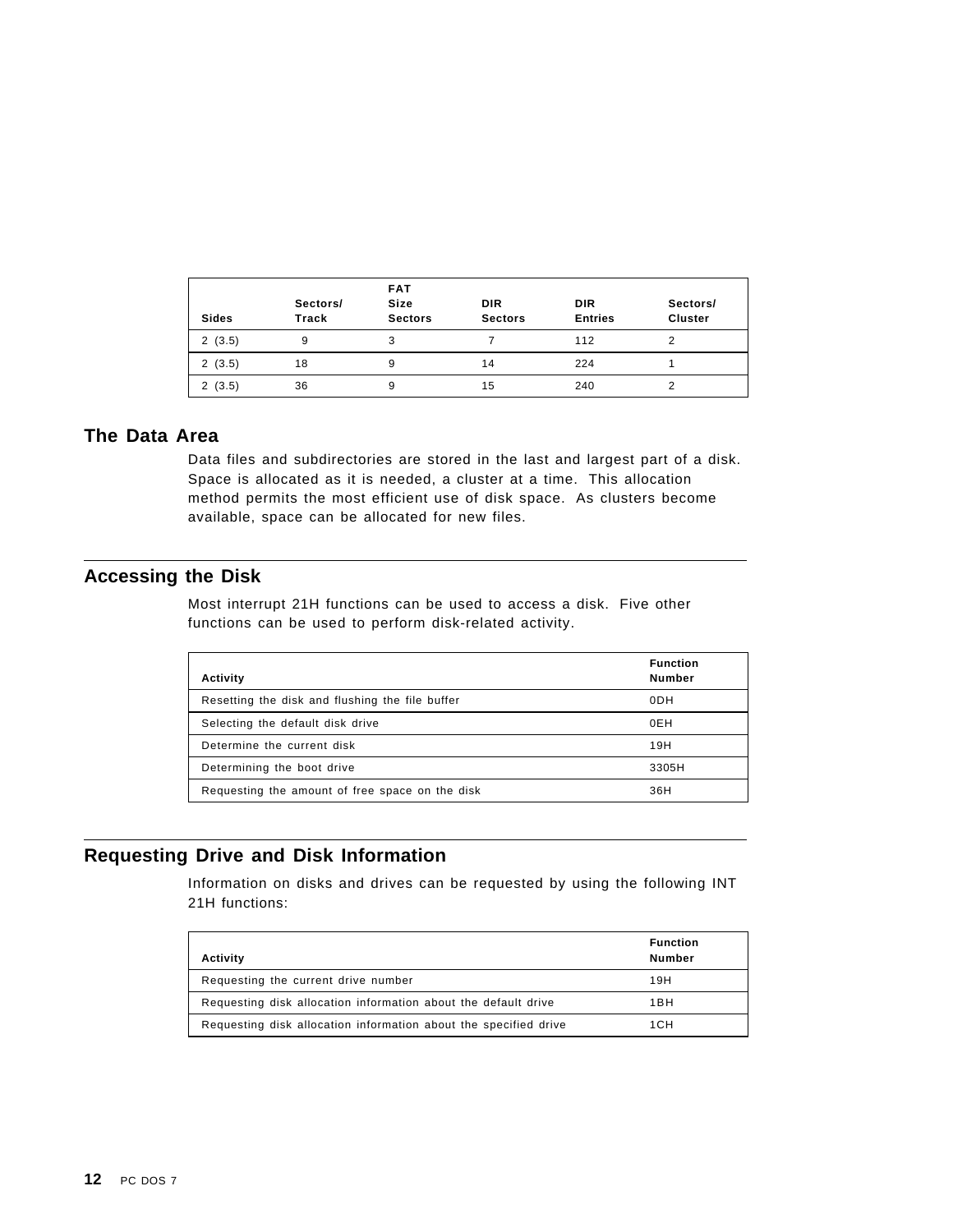| Sides | Sectors/ Track | FAT Size Sectors | DIR Sectors | DIR Entries | Sectors/ Cluster |
|---|---|---|---|---|---|
| 2 (3.5) | 9 | 3 | 7 | 112 | 2 |
| 2 (3.5) | 18 | 9 | 14 | 224 | 1 |
| 2 (3.5) | 36 | 9 | 15 | 240 | 2 |

## The Data Area

Data files and subdirectories are stored in the last and largest part of a disk. Space is allocated as it is needed, a cluster at a time. This allocation method permits the most efficient use of disk space. As clusters become available, space can be allocated for new files.

## Accessing the Disk

Most interrupt 21H functions can be used to access a disk. Five other functions can be used to perform disk-related activity.

| Activity | Function Number |
|---|---|
| Resetting the disk and flushing the file buffer | 0DH |
| Selecting the default disk drive | 0EH |
| Determine the current disk | 19H |
| Determining the boot drive | 3305H |
| Requesting the amount of free space on the disk | 36H |

## Requesting Drive and Disk Information

Information on disks and drives can be requested by using the following INT 21H functions:

| Activity | Function Number |
|---|---|
| Requesting the current drive number | 19H |
| Requesting disk allocation information about the default drive | 1BH |
| Requesting disk allocation information about the specified drive | 1CH |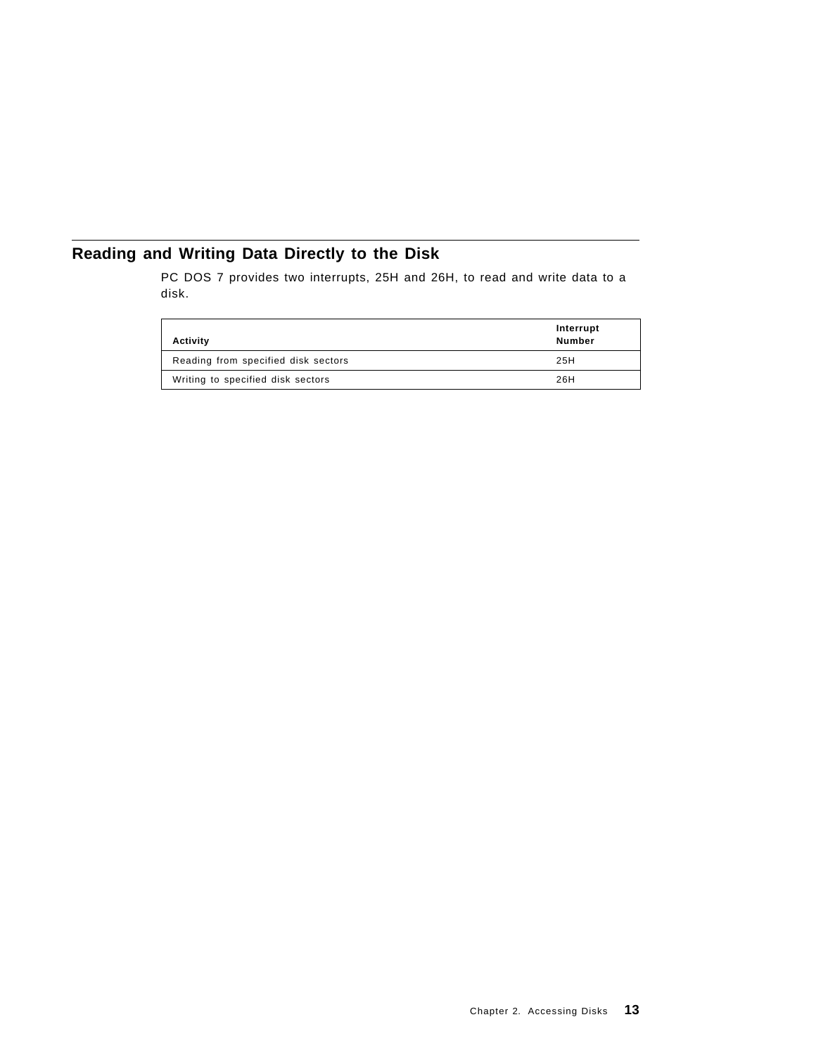## Reading and Writing Data Directly to the Disk

PC DOS 7 provides two interrupts, 25H and 26H, to read and write data to a disk.

| Activity | Interrupt Number |
|---|---|
| Reading from specified disk sectors | 25H |
| Writing to specified disk sectors | 26H |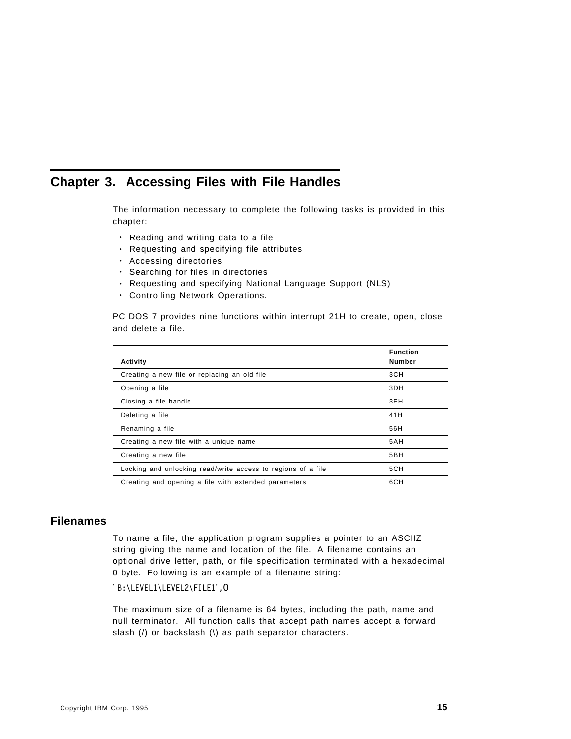# Chapter 3. Accessing Files with File Handles

The information necessary to complete the following tasks is provided in this chapter:

- Reading and writing data to a file
- Requesting and specifying file attributes
- Accessing directories
- Searching for files in directories
- Requesting and specifying National Language Support (NLS)
- Controlling Network Operations.

PC DOS 7 provides nine functions within interrupt 21H to create, open, close and delete a file.

| Activity | Function Number |
|---|---|
| Creating a new file or replacing an old file | 3CH |
| Opening a file | 3DH |
| Closing a file handle | 3EH |
| Deleting a file | 41H |
| Renaming a file | 56H |
| Creating a new file with a unique name | 5AH |
| Creating a new file | 5BH |
| Locking and unlocking read/write access to regions of a file | 5CH |
| Creating and opening a file with extended parameters | 6CH |

## Filenames

To name a file, the application program supplies a pointer to an ASCIIZ string giving the name and location of the file. A filename contains an optional drive letter, path, or file specification terminated with a hexadecimal 0 byte. Following is an example of a filename string:

```
´B:\LEVEL1\LEVEL2\FILE1´,0
```

The maximum size of a filename is 64 bytes, including the path, name and null terminator. All function calls that accept path names accept a forward slash (/) or backslash (\) as path separator characters.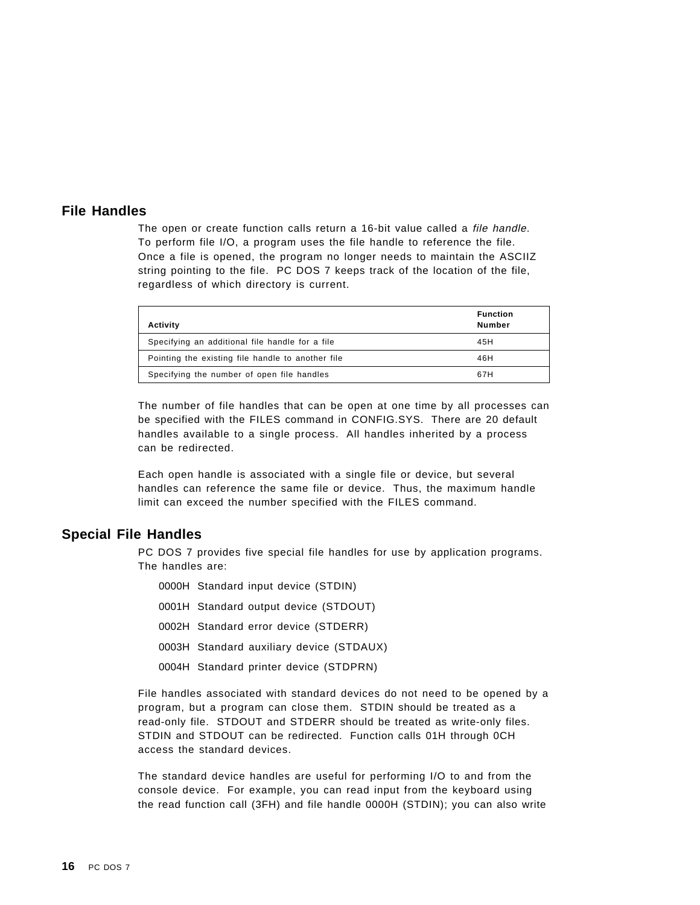## File Handles

The open or create function calls return a 16-bit value called a *file handle*. To perform file I/O, a program uses the file handle to reference the file. Once a file is opened, the program no longer needs to maintain the ASCIIZ string pointing to the file. PC DOS 7 keeps track of the location of the file, regardless of which directory is current.

| Activity | Function Number |
|---|---|
| Specifying an additional file handle for a file | 45H |
| Pointing the existing file handle to another file | 46H |
| Specifying the number of open file handles | 67H |

The number of file handles that can be open at one time by all processes can be specified with the FILES command in CONFIG.SYS. There are 20 default handles available to a single process. All handles inherited by a process can be redirected.

Each open handle is associated with a single file or device, but several handles can reference the same file or device. Thus, the maximum handle limit can exceed the number specified with the FILES command.

## Special File Handles

PC DOS 7 provides five special file handles for use by application programs. The handles are:

- 0000H Standard input device (STDIN)
- 0001H Standard output device (STDOUT)
- 0002H Standard error device (STDERR)
- 0003H Standard auxiliary device (STDAUX)
- 0004H Standard printer device (STDPRN)

File handles associated with standard devices do not need to be opened by a program, but a program can close them. STDIN should be treated as a read-only file. STDOUT and STDERR should be treated as write-only files. STDIN and STDOUT can be redirected. Function calls 01H through 0CH access the standard devices.

The standard device handles are useful for performing I/O to and from the console device. For example, you can read input from the keyboard using the read function call (3FH) and file handle 0000H (STDIN); you can also write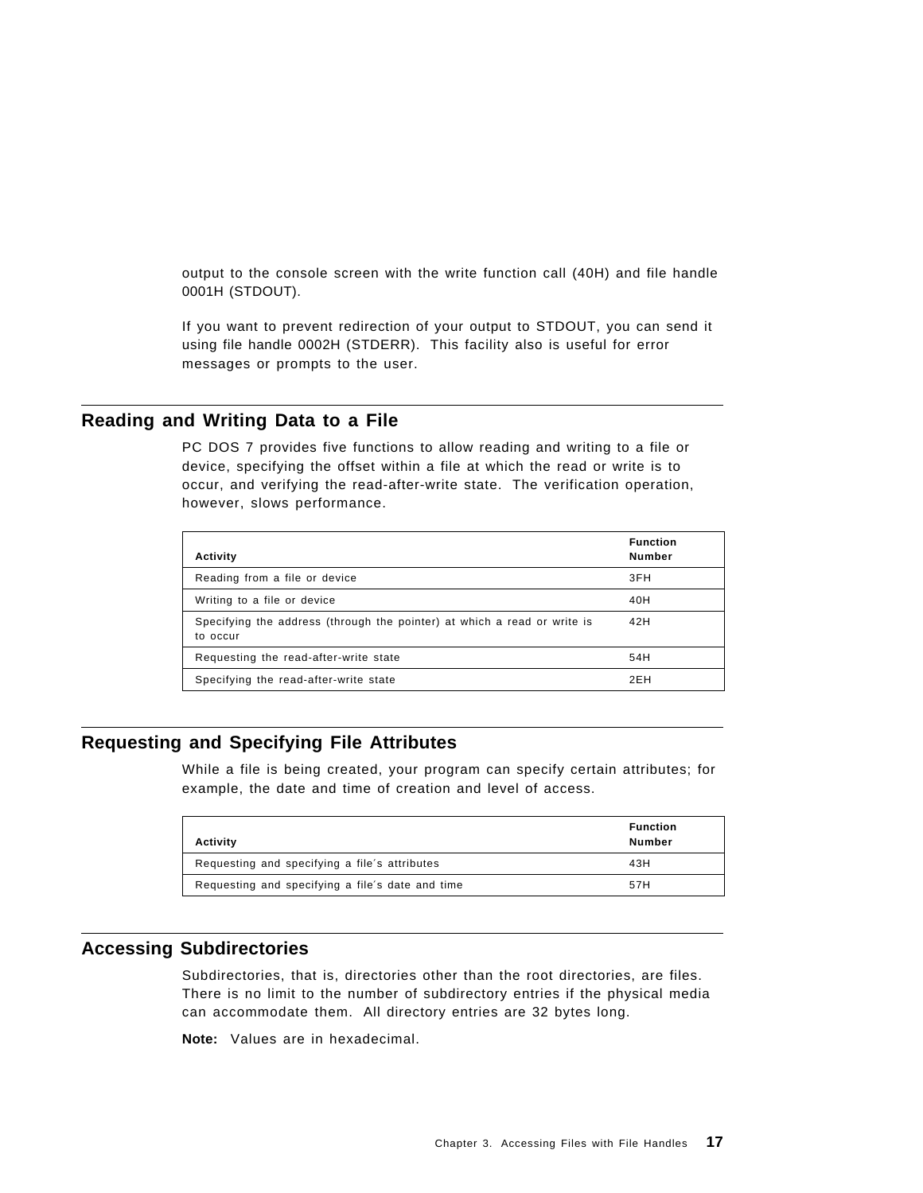output to the console screen with the write function call (40H) and file handle 0001H (STDOUT).

If you want to prevent redirection of your output to STDOUT, you can send it using file handle 0002H (STDERR). This facility also is useful for error messages or prompts to the user.

## Reading and Writing Data to a File

PC DOS 7 provides five functions to allow reading and writing to a file or device, specifying the offset within a file at which the read or write is to occur, and verifying the read-after-write state. The verification operation, however, slows performance.

| Activity | Function Number |
|---|---|
| Reading from a file or device | 3FH |
| Writing to a file or device | 40H |
| Specifying the address (through the pointer) at which a read or write is to occur | 42H |
| Requesting the read-after-write state | 54H |
| Specifying the read-after-write state | 2EH |

## Requesting and Specifying File Attributes

While a file is being created, your program can specify certain attributes; for example, the date and time of creation and level of access.

| Activity | Function Number |
|---|---|
| Requesting and specifying a file's attributes | 43H |
| Requesting and specifying a file's date and time | 57H |

## Accessing Subdirectories

Subdirectories, that is, directories other than the root directories, are files. There is no limit to the number of subdirectory entries if the physical media can accommodate them. All directory entries are 32 bytes long.

**Note:** Values are in hexadecimal.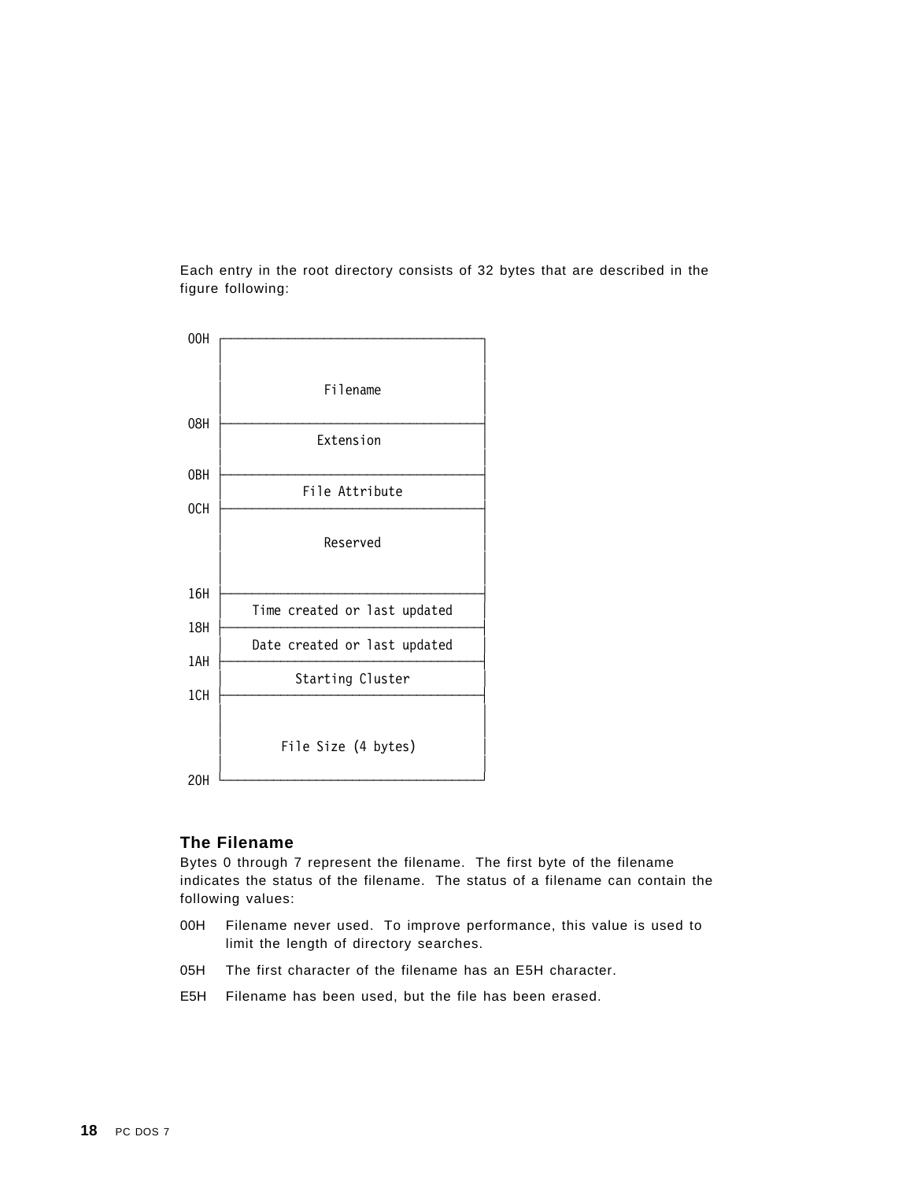Each entry in the root directory consists of 32 bytes that are described in the figure following:

```
00H ┌────────────────────────────────────┐
    │                                    │
    │                                    │
    │              Filename              │
    │                                    │
08H ├────────────────────────────────────┤
    │             Extension              │
    │                                    │
0BH ├────────────────────────────────────┤
    │           File Attribute           │
0CH ├────────────────────────────────────┤
    │                                    │
    │              Reserved              │
    │                                    │
    │                                    │
16H ├────────────────────────────────────┤
    │   Time created or last updated     │
18H ├────────────────────────────────────┤
    │   Date created or last updated     │
1AH ├────────────────────────────────────┤
    │          Starting Cluster          │
1CH ├────────────────────────────────────┤
    │                                    │
    │                                    │
    │        File Size (4 bytes)         │
    │                                    │
20H └────────────────────────────────────┘
```

### The Filename

Bytes 0 through 7 represent the filename. The first byte of the filename indicates the status of the filename. The status of a filename can contain the following values:

00H   Filename never used. To improve performance, this value is used to limit the length of directory searches.

05H   The first character of the filename has an E5H character.

E5H   Filename has been used, but the file has been erased.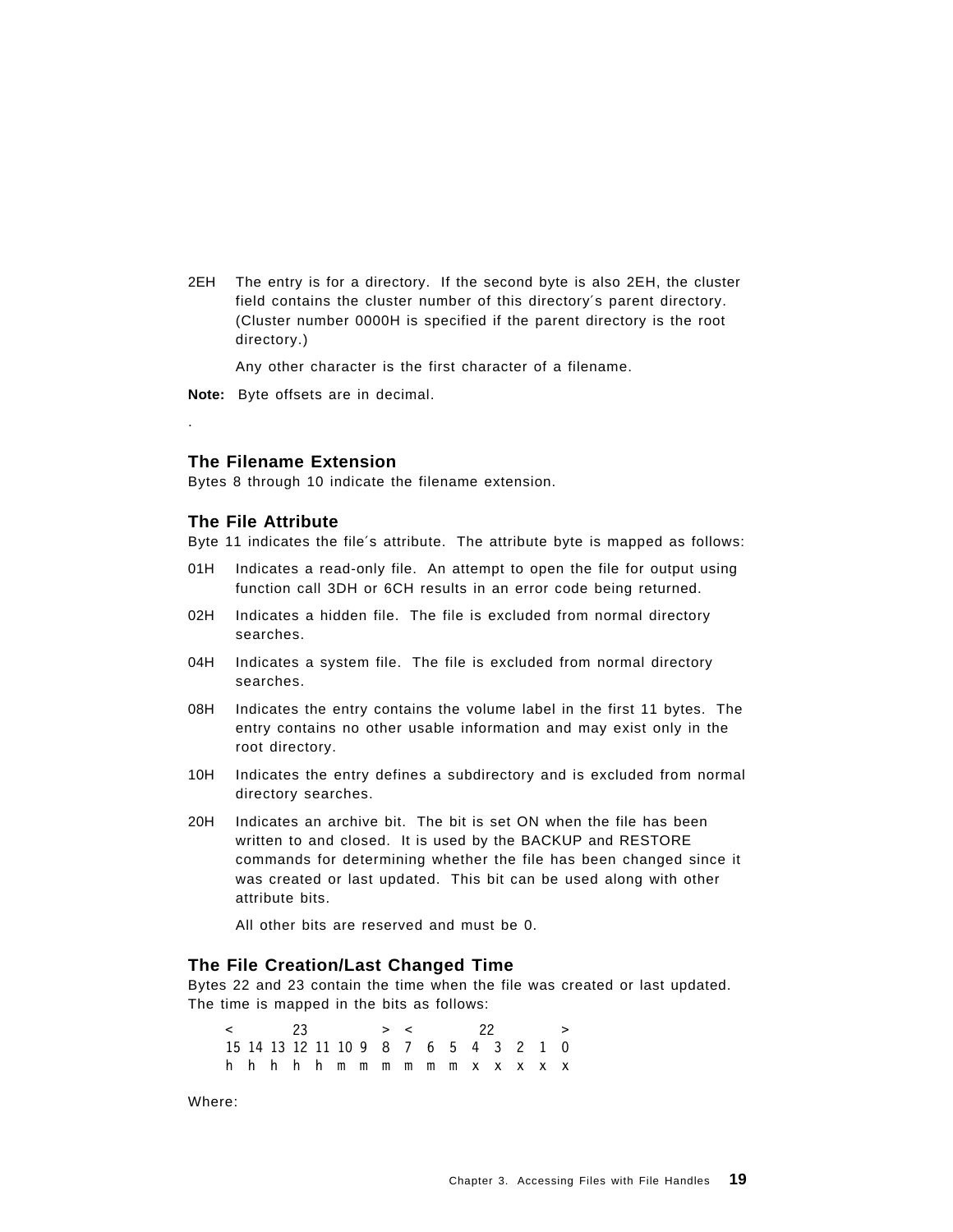2EH The entry is for a directory. If the second byte is also 2EH, the cluster field contains the cluster number of this directory′s parent directory. (Cluster number 0000H is specified if the parent directory is the root directory.)

Any other character is the first character of a filename.

**Note:** Byte offsets are in decimal.

.

### The Filename Extension

Bytes 8 through 10 indicate the filename extension.

### The File Attribute

Byte 11 indicates the file′s attribute. The attribute byte is mapped as follows:

01H Indicates a read-only file. An attempt to open the file for output using function call 3DH or 6CH results in an error code being returned.

02H Indicates a hidden file. The file is excluded from normal directory searches.

04H Indicates a system file. The file is excluded from normal directory searches.

08H Indicates the entry contains the volume label in the first 11 bytes. The entry contains no other usable information and may exist only in the root directory.

10H Indicates the entry defines a subdirectory and is excluded from normal directory searches.

20H Indicates an archive bit. The bit is set ON when the file has been written to and closed. It is used by the BACKUP and RESTORE commands for determining whether the file has been changed since it was created or last updated. This bit can be used along with other attribute bits.

All other bits are reserved and must be 0.

### The File Creation/Last Changed Time

Bytes 22 and 23 contain the time when the file was created or last updated. The time is mapped in the bits as follows:

```
<           23          > <           22          >
15 14 13 12 11 10 9  8  7  6  5  4  3  2  1  0
h  h  h  h  h  m  m  m  m  m  m  x  x  x  x  x
```

Where: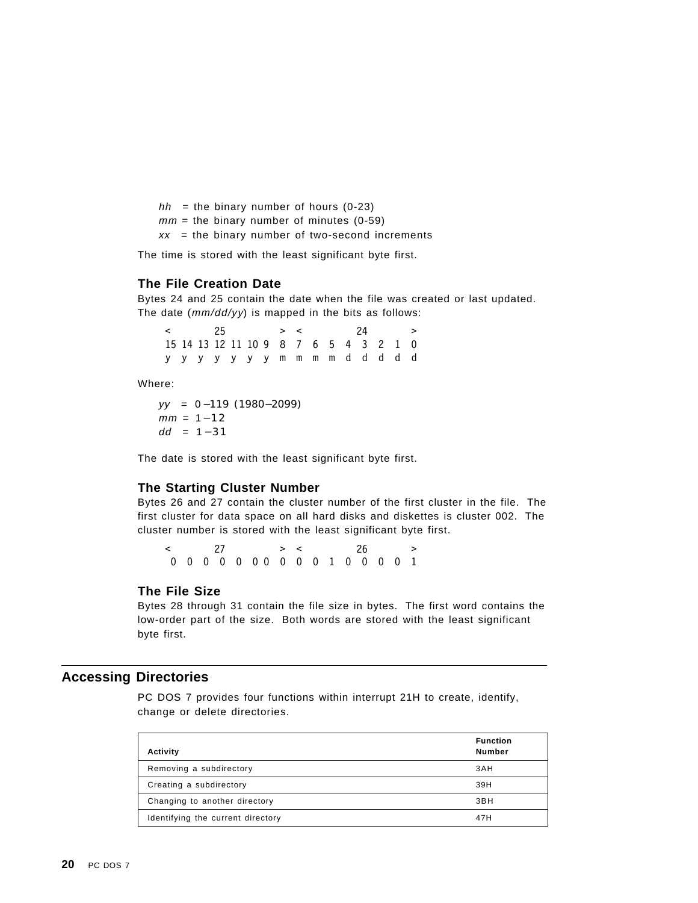*hh* = the binary number of hours (0-23)
*mm* = the binary number of minutes (0-59)
*xx* = the binary number of two-second increments

The time is stored with the least significant byte first.

### The File Creation Date

Bytes 24 and 25 contain the date when the file was created or last updated. The date (*mm/dd/yy*) is mapped in the bits as follows:

```
<          25           > <           24          >
15 14 13 12 11 10 9  8  7  6  5  4  3  2  1  0
y  y  y  y  y  y  y  m  m  m  m  d  d  d  d  d
```

Where:

*yy* = 0–119 (1980–2099)
*mm* = 1–12
*dd* = 1–31

The date is stored with the least significant byte first.

### The Starting Cluster Number

Bytes 26 and 27 contain the cluster number of the first cluster in the file. The first cluster for data space on all hard disks and diskettes is cluster 002. The cluster number is stored with the least significant byte first.

```
<          27           > <           26          >
 0  0  0  0  0  0 0  0  0  0  1  0  0  0  0  1
```

### The File Size

Bytes 28 through 31 contain the file size in bytes. The first word contains the low-order part of the size. Both words are stored with the least significant byte first.

## Accessing Directories

PC DOS 7 provides four functions within interrupt 21H to create, identify, change or delete directories.

| Activity | Function Number |
|---|---|
| Removing a subdirectory | 3AH |
| Creating a subdirectory | 39H |
| Changing to another directory | 3BH |
| Identifying the current directory | 47H |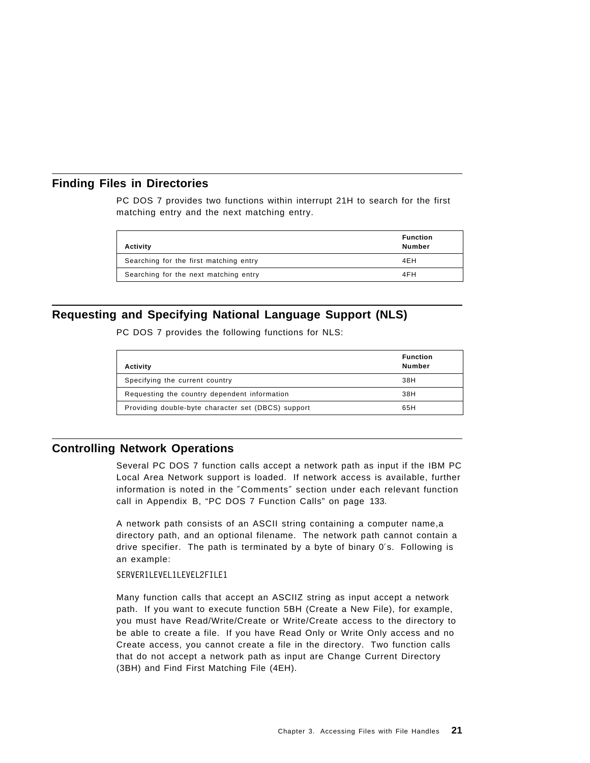## Finding Files in Directories

PC DOS 7 provides two functions within interrupt 21H to search for the first matching entry and the next matching entry.

| Activity | Function Number |
|---|---|
| Searching for the first matching entry | 4EH |
| Searching for the next matching entry | 4FH |

## Requesting and Specifying National Language Support (NLS)

PC DOS 7 provides the following functions for NLS:

| Activity | Function Number |
|---|---|
| Specifying the current country | 38H |
| Requesting the country dependent information | 38H |
| Providing double-byte character set (DBCS) support | 65H |

## Controlling Network Operations

Several PC DOS 7 function calls accept a network path as input if the IBM PC Local Area Network support is loaded. If network access is available, further information is noted in the ″Comments″ section under each relevant function call in Appendix B, "PC DOS 7 Function Calls" on page 133.

A network path consists of an ASCII string containing a computer name,a directory path, and an optional filename. The network path cannot contain a drive specifier. The path is terminated by a byte of binary 0′s. Following is an example:

```
SERVER1LEVEL1LEVEL2FILE1
```

Many function calls that accept an ASCIIZ string as input accept a network path. If you want to execute function 5BH (Create a New File), for example, you must have Read/Write/Create or Write/Create access to the directory to be able to create a file. If you have Read Only or Write Only access and no Create access, you cannot create a file in the directory. Two function calls that do not accept a network path as input are Change Current Directory (3BH) and Find First Matching File (4EH).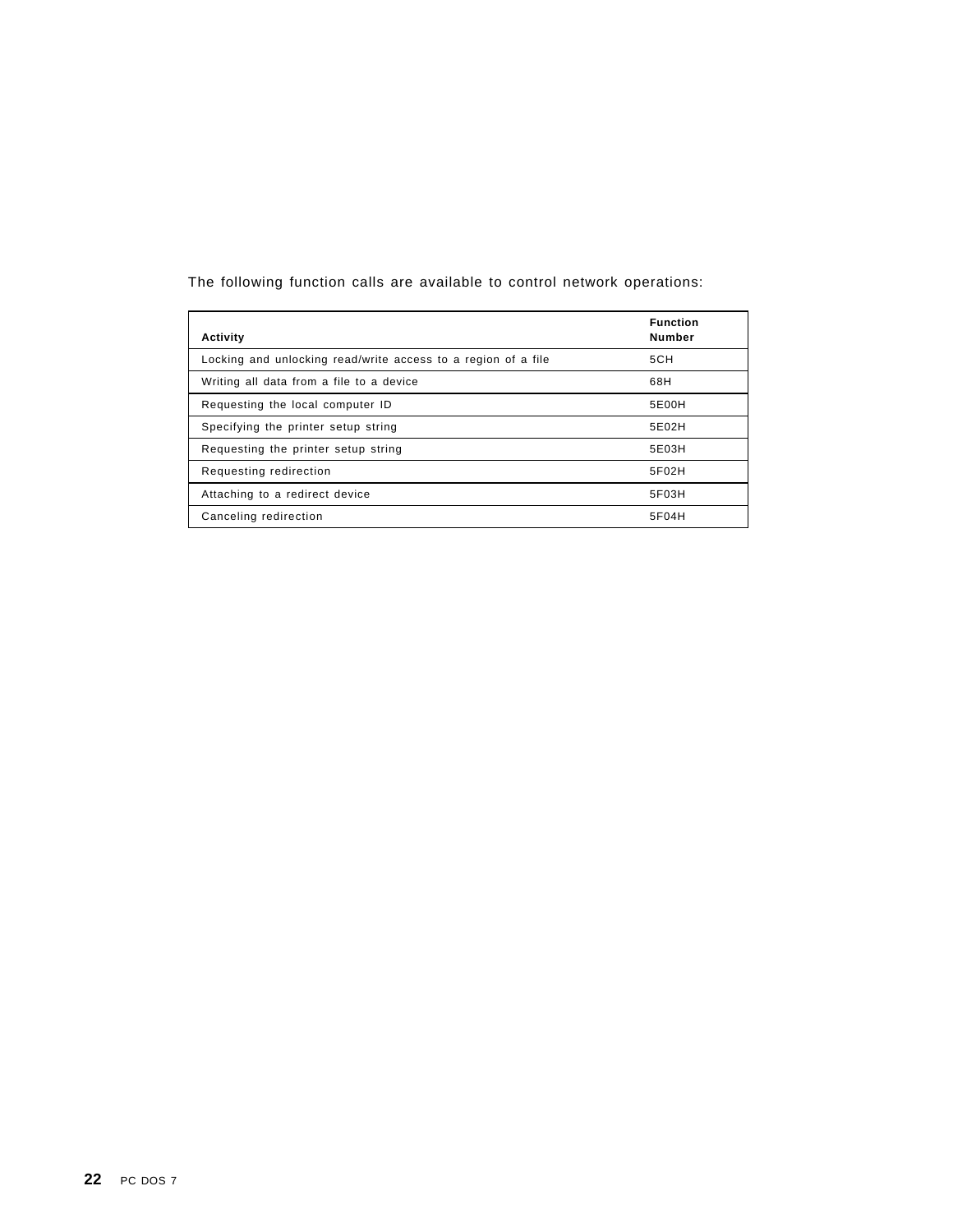The following function calls are available to control network operations:

| Activity | Function Number |
|---|---|
| Locking and unlocking read/write access to a region of a file | 5CH |
| Writing all data from a file to a device | 68H |
| Requesting the local computer ID | 5E00H |
| Specifying the printer setup string | 5E02H |
| Requesting the printer setup string | 5E03H |
| Requesting redirection | 5F02H |
| Attaching to a redirect device | 5F03H |
| Canceling redirection | 5F04H |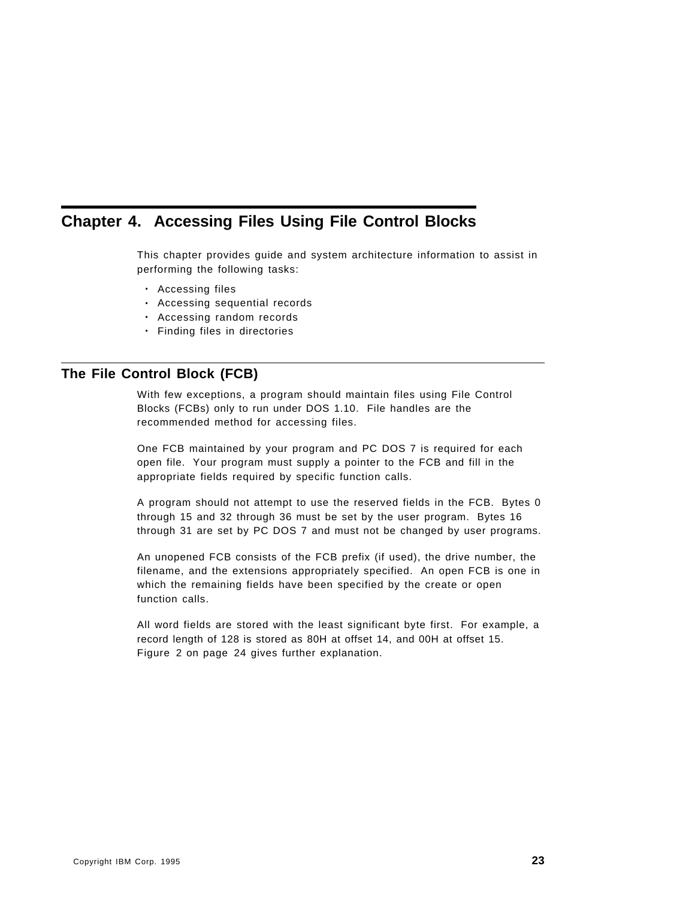# Chapter 4. Accessing Files Using File Control Blocks

This chapter provides guide and system architecture information to assist in performing the following tasks:

- Accessing files
- Accessing sequential records
- Accessing random records
- Finding files in directories

## The File Control Block (FCB)

With few exceptions, a program should maintain files using File Control Blocks (FCBs) only to run under DOS 1.10. File handles are the recommended method for accessing files.

One FCB maintained by your program and PC DOS 7 is required for each open file. Your program must supply a pointer to the FCB and fill in the appropriate fields required by specific function calls.

A program should not attempt to use the reserved fields in the FCB. Bytes 0 through 15 and 32 through 36 must be set by the user program. Bytes 16 through 31 are set by PC DOS 7 and must not be changed by user programs.

An unopened FCB consists of the FCB prefix (if used), the drive number, the filename, and the extensions appropriately specified. An open FCB is one in which the remaining fields have been specified by the create or open function calls.

All word fields are stored with the least significant byte first. For example, a record length of 128 is stored as 80H at offset 14, and 00H at offset 15. Figure 2 on page 24 gives further explanation.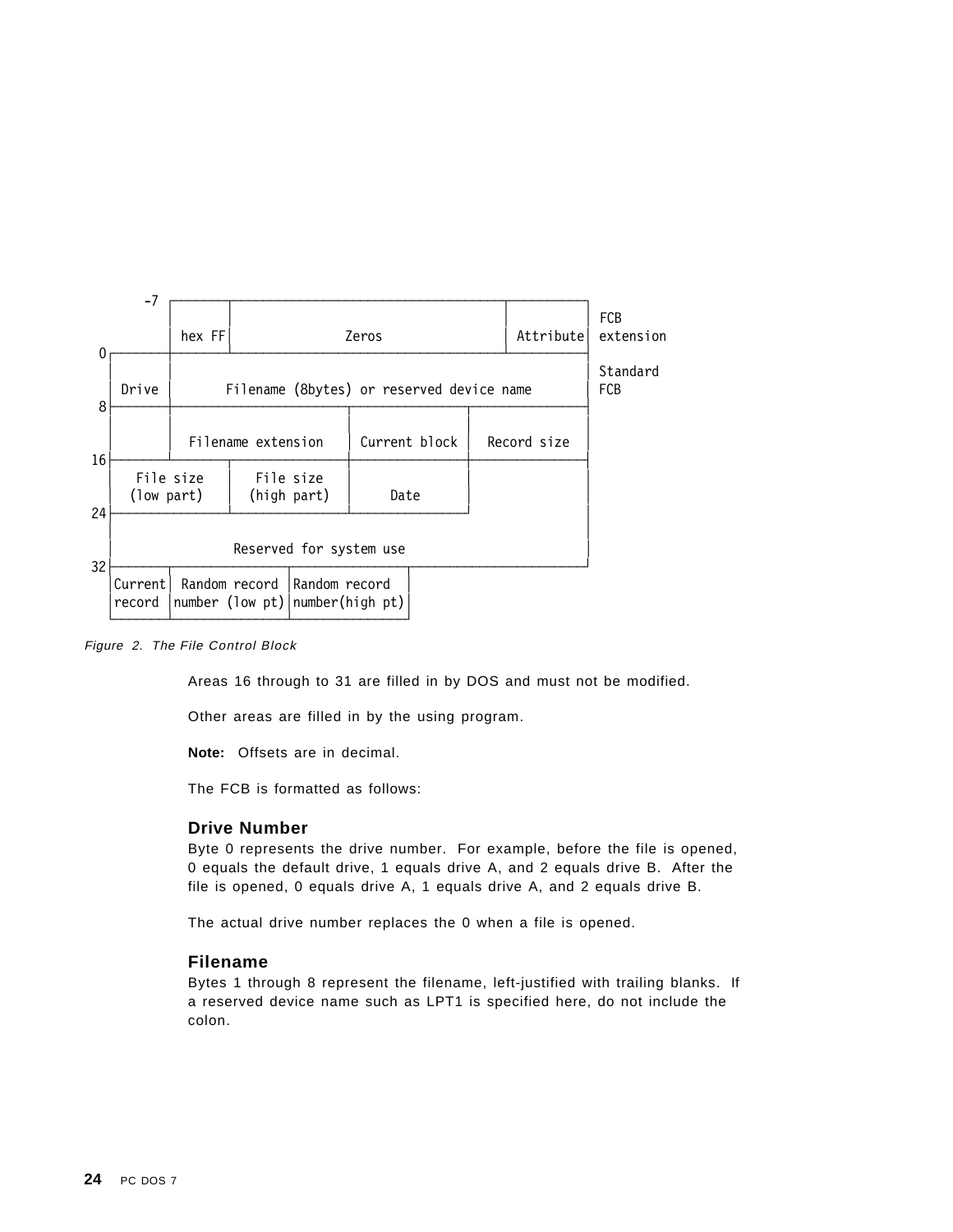```
   -7 ┌─────────┬──────────────────────────────────────────────┬──────────┐
      │         │                                              │          │  FCB
      │  hex FF │                    Zeros                     │ Attribute│  extension
    0 ├─────────┴──────────────────────────────────────────────┴──────────┤
      │         │                                                         │  Standard
      │  Drive  │    Filename (8bytes) or reserved device name            │  FCB
    8 ├─────────┼────────────────────────┬───────────────┬────────────────┤
      │         │                        │               │                │
      │         │   Filename extension   │ Current block │  Record size   │
   16 ├─────────┴─────┬──────────────────┼───────────────┼────────────────┤
      │   File size   │    File size     │               │                │
      │  (low part)   │   (high part)    │     Date      │                │
   24 ├───────────────┴──────────────────┴───────────────┴────────────────┤
      │                                                                   │
      │                     Reserved for system use                       │
   32 ├────────┬───────────────────┬─────────────────┬────────────────────┘
      │Current │  Random record    │Random record    │
      │record  │number (low pt)    │number(high pt)  │
      └────────┴───────────────────┴─────────────────┘
```

*Figure 2. The File Control Block*

Areas 16 through to 31 are filled in by DOS and must not be modified.

Other areas are filled in by the using program.

**Note:** Offsets are in decimal.

The FCB is formatted as follows:

### Drive Number

Byte 0 represents the drive number. For example, before the file is opened, 0 equals the default drive, 1 equals drive A, and 2 equals drive B. After the file is opened, 0 equals drive A, 1 equals drive A, and 2 equals drive B.

The actual drive number replaces the 0 when a file is opened.

### Filename

Bytes 1 through 8 represent the filename, left-justified with trailing blanks. If a reserved device name such as LPT1 is specified here, do not include the colon.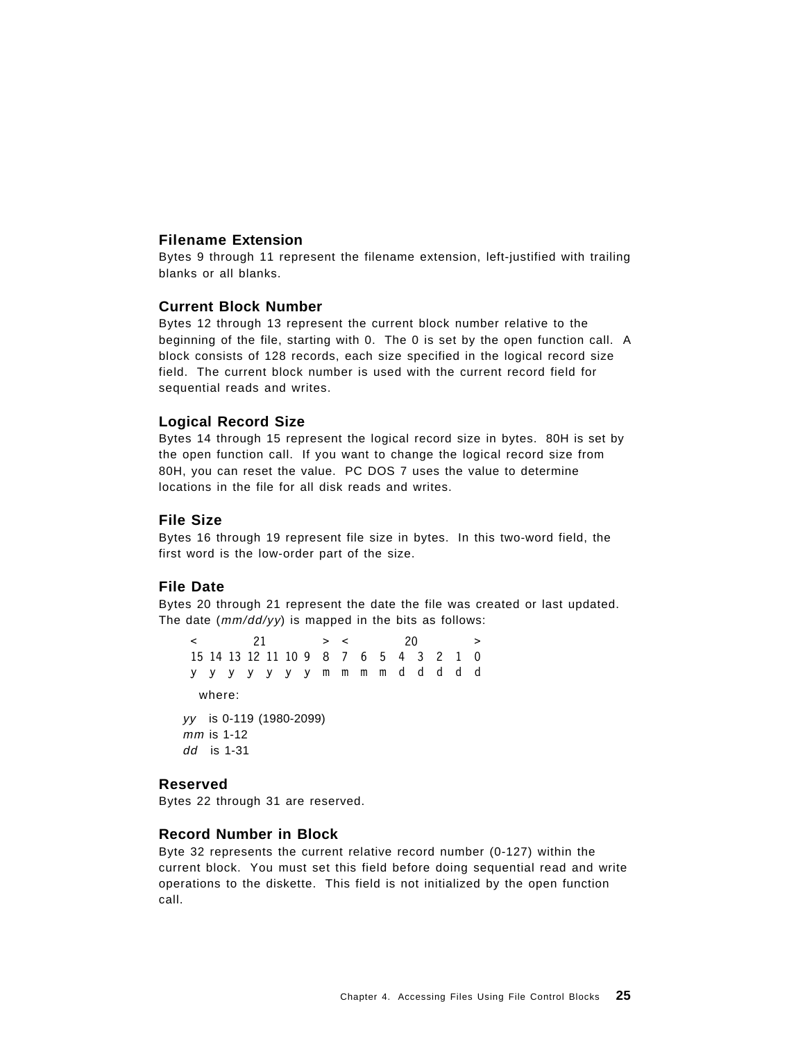### Filename Extension

Bytes 9 through 11 represent the filename extension, left-justified with trailing blanks or all blanks.

### Current Block Number

Bytes 12 through 13 represent the current block number relative to the beginning of the file, starting with 0. The 0 is set by the open function call. A block consists of 128 records, each size specified in the logical record size field. The current block number is used with the current record field for sequential reads and writes.

### Logical Record Size

Bytes 14 through 15 represent the logical record size in bytes. 80H is set by the open function call. If you want to change the logical record size from 80H, you can reset the value. PC DOS 7 uses the value to determine locations in the file for all disk reads and writes.

### File Size

Bytes 16 through 19 represent file size in bytes. In this two-word field, the first word is the low-order part of the size.

### File Date

Bytes 20 through 21 represent the date the file was created or last updated. The date (*mm/dd/yy*) is mapped in the bits as follows:

```
<          21          > <          20          >
15 14 13 12 11 10 9  8  7  6  5  4  3  2  1  0
y  y  y  y  y  y  y  m  m  m  m  d  d  d  d  d
```

where:

*yy* is 0-119 (1980-2099)
*mm* is 1-12
*dd* is 1-31

### Reserved

Bytes 22 through 31 are reserved.

### Record Number in Block

Byte 32 represents the current relative record number (0-127) within the current block. You must set this field before doing sequential read and write operations to the diskette. This field is not initialized by the open function call.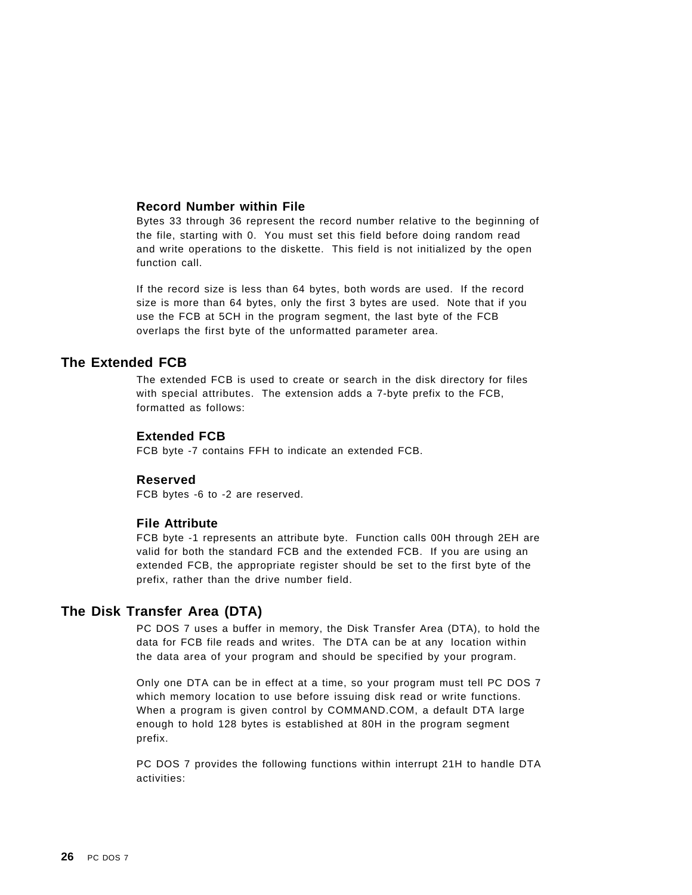### Record Number within File

Bytes 33 through 36 represent the record number relative to the beginning of the file, starting with 0. You must set this field before doing random read and write operations to the diskette. This field is not initialized by the open function call.

If the record size is less than 64 bytes, both words are used. If the record size is more than 64 bytes, only the first 3 bytes are used. Note that if you use the FCB at 5CH in the program segment, the last byte of the FCB overlaps the first byte of the unformatted parameter area.

## The Extended FCB

The extended FCB is used to create or search in the disk directory for files with special attributes. The extension adds a 7-byte prefix to the FCB, formatted as follows:

### Extended FCB

FCB byte -7 contains FFH to indicate an extended FCB.

### Reserved

FCB bytes -6 to -2 are reserved.

### File Attribute

FCB byte -1 represents an attribute byte. Function calls 00H through 2EH are valid for both the standard FCB and the extended FCB. If you are using an extended FCB, the appropriate register should be set to the first byte of the prefix, rather than the drive number field.

## The Disk Transfer Area (DTA)

PC DOS 7 uses a buffer in memory, the Disk Transfer Area (DTA), to hold the data for FCB file reads and writes. The DTA can be at any location within the data area of your program and should be specified by your program.

Only one DTA can be in effect at a time, so your program must tell PC DOS 7 which memory location to use before issuing disk read or write functions. When a program is given control by COMMAND.COM, a default DTA large enough to hold 128 bytes is established at 80H in the program segment prefix.

PC DOS 7 provides the following functions within interrupt 21H to handle DTA activities: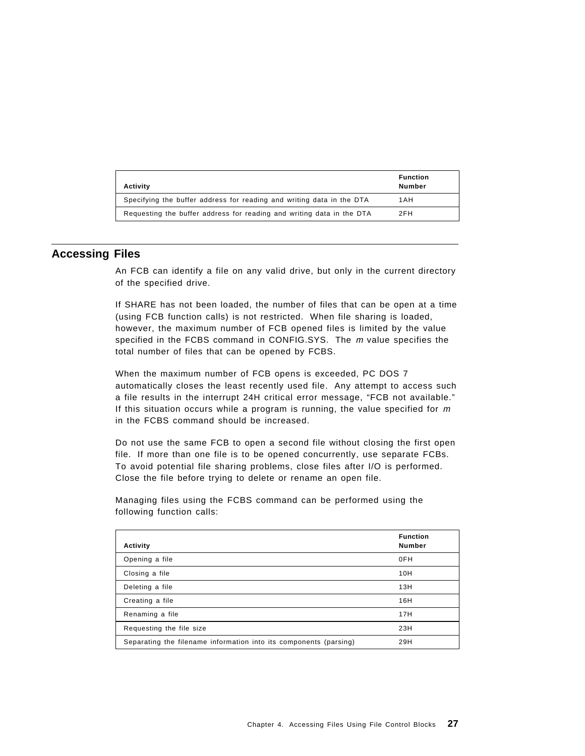| Activity | Function Number |
|---|---|
| Specifying the buffer address for reading and writing data in the DTA | 1AH |
| Requesting the buffer address for reading and writing data in the DTA | 2FH |

## Accessing Files

An FCB can identify a file on any valid drive, but only in the current directory of the specified drive.

If SHARE has not been loaded, the number of files that can be open at a time (using FCB function calls) is not restricted. When file sharing is loaded, however, the maximum number of FCB opened files is limited by the value specified in the FCBS command in CONFIG.SYS. The *m* value specifies the total number of files that can be opened by FCBS.

When the maximum number of FCB opens is exceeded, PC DOS 7 automatically closes the least recently used file. Any attempt to access such a file results in the interrupt 24H critical error message, "FCB not available." If this situation occurs while a program is running, the value specified for *m* in the FCBS command should be increased.

Do not use the same FCB to open a second file without closing the first open file. If more than one file is to be opened concurrently, use separate FCBs. To avoid potential file sharing problems, close files after I/O is performed. Close the file before trying to delete or rename an open file.

Managing files using the FCBS command can be performed using the following function calls:

| Activity | Function Number |
|---|---|
| Opening a file | 0FH |
| Closing a file | 10H |
| Deleting a file | 13H |
| Creating a file | 16H |
| Renaming a file | 17H |
| Requesting the file size | 23H |
| Separating the filename information into its components (parsing) | 29H |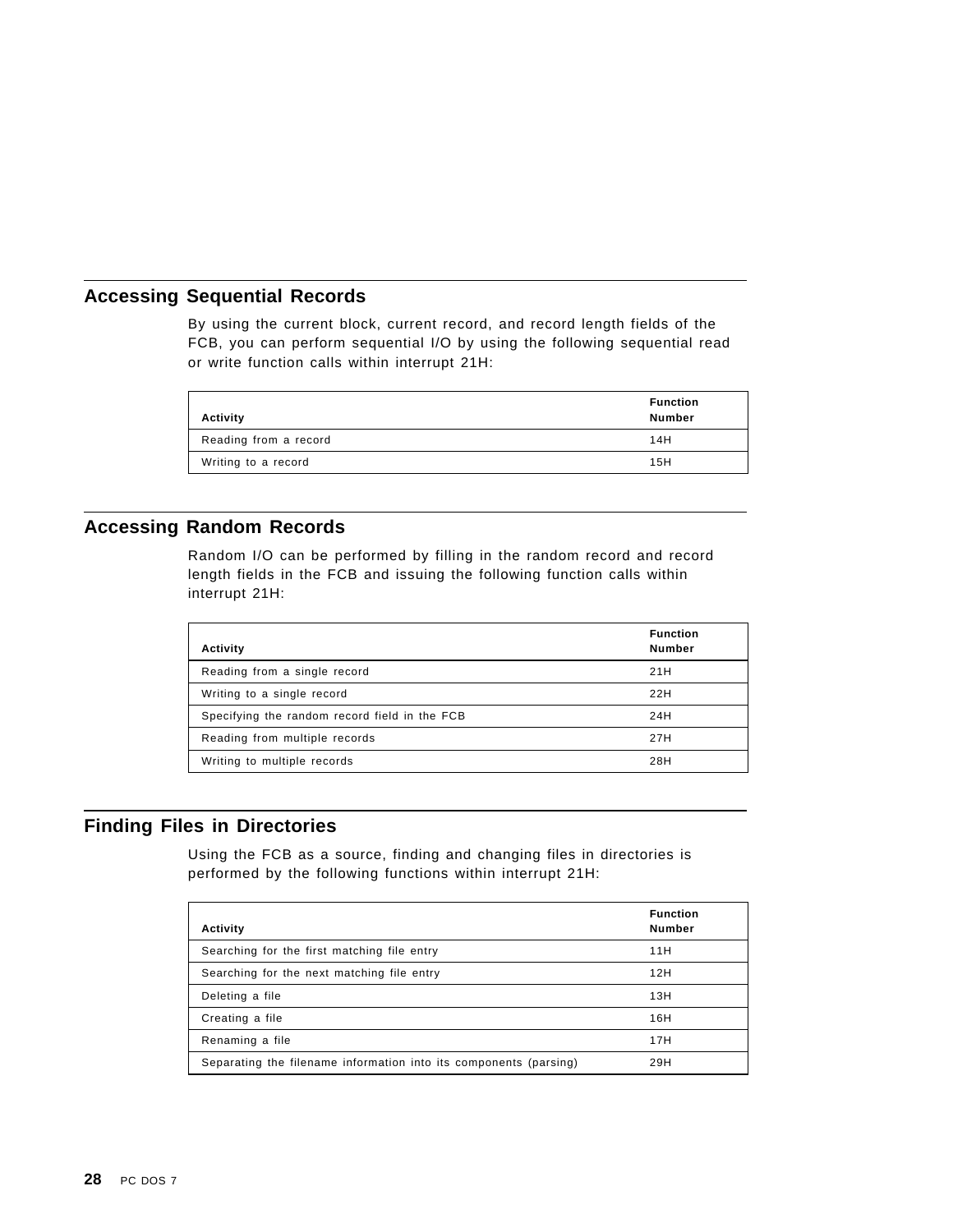## Accessing Sequential Records

By using the current block, current record, and record length fields of the FCB, you can perform sequential I/O by using the following sequential read or write function calls within interrupt 21H:

| Activity | Function Number |
|---|---|
| Reading from a record | 14H |
| Writing to a record | 15H |

## Accessing Random Records

Random I/O can be performed by filling in the random record and record length fields in the FCB and issuing the following function calls within interrupt 21H:

| Activity | Function Number |
|---|---|
| Reading from a single record | 21H |
| Writing to a single record | 22H |
| Specifying the random record field in the FCB | 24H |
| Reading from multiple records | 27H |
| Writing to multiple records | 28H |

## Finding Files in Directories

Using the FCB as a source, finding and changing files in directories is performed by the following functions within interrupt 21H:

| Activity | Function Number |
|---|---|
| Searching for the first matching file entry | 11H |
| Searching for the next matching file entry | 12H |
| Deleting a file | 13H |
| Creating a file | 16H |
| Renaming a file | 17H |
| Separating the filename information into its components (parsing) | 29H |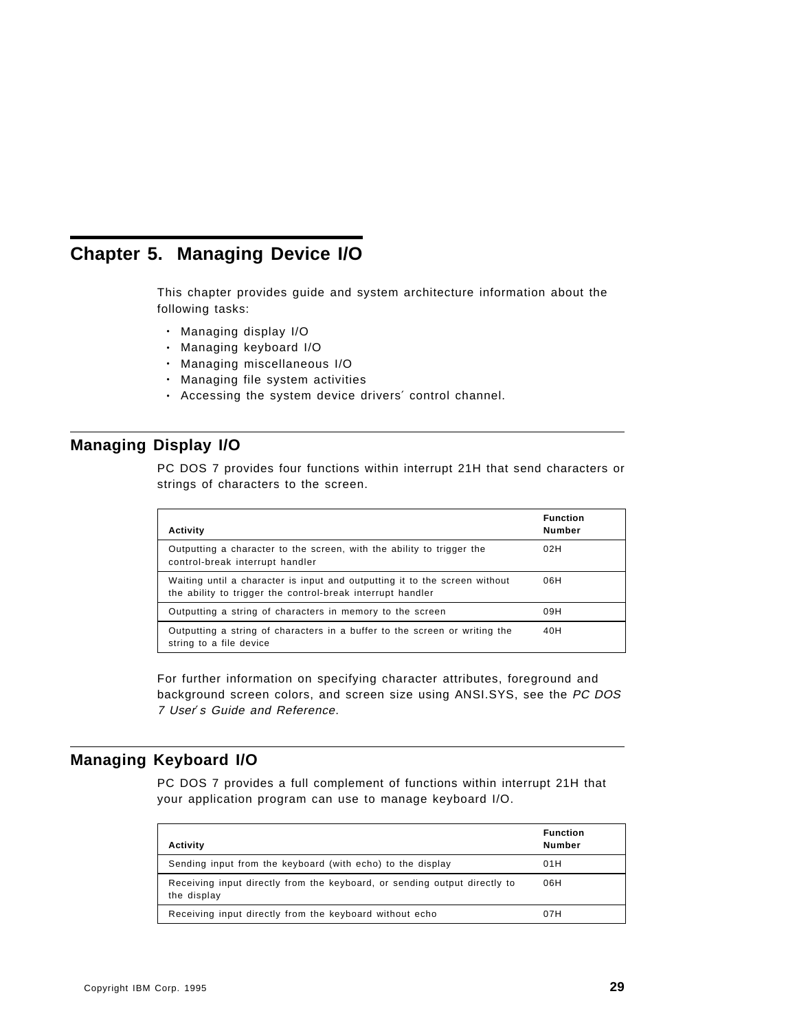# Chapter 5. Managing Device I/O

This chapter provides guide and system architecture information about the following tasks:

- Managing display I/O
- Managing keyboard I/O
- Managing miscellaneous I/O
- Managing file system activities
- Accessing the system device drivers' control channel.

## Managing Display I/O

PC DOS 7 provides four functions within interrupt 21H that send characters or strings of characters to the screen.

| Activity | Function Number |
|---|---|
| Outputting a character to the screen, with the ability to trigger the control-break interrupt handler | 02H |
| Waiting until a character is input and outputting it to the screen without the ability to trigger the control-break interrupt handler | 06H |
| Outputting a string of characters in memory to the screen | 09H |
| Outputting a string of characters in a buffer to the screen or writing the string to a file device | 40H |

For further information on specifying character attributes, foreground and background screen colors, and screen size using ANSI.SYS, see the *PC DOS 7 User's Guide and Reference*.

## Managing Keyboard I/O

PC DOS 7 provides a full complement of functions within interrupt 21H that your application program can use to manage keyboard I/O.

| Activity | Function Number |
|---|---|
| Sending input from the keyboard (with echo) to the display | 01H |
| Receiving input directly from the keyboard, or sending output directly to the display | 06H |
| Receiving input directly from the keyboard without echo | 07H |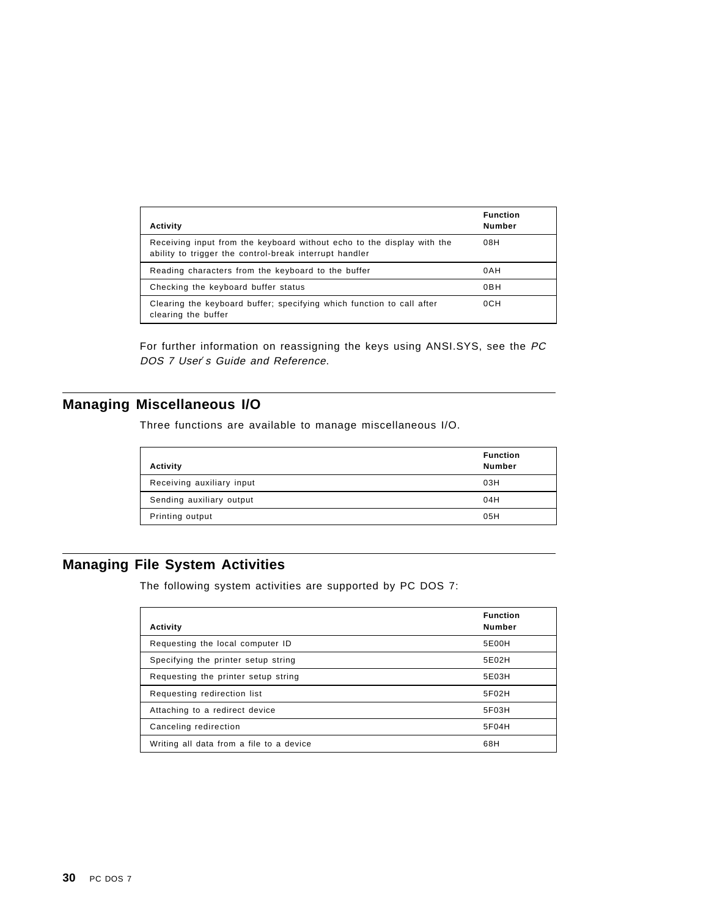| Activity | Function Number |
|---|---|
| Receiving input from the keyboard without echo to the display with the ability to trigger the control-break interrupt handler | 08H |
| Reading characters from the keyboard to the buffer | 0AH |
| Checking the keyboard buffer status | 0BH |
| Clearing the keyboard buffer; specifying which function to call after clearing the buffer | 0CH |

For further information on reassigning the keys using ANSI.SYS, see the *PC DOS 7 User's Guide and Reference*.

## Managing Miscellaneous I/O

Three functions are available to manage miscellaneous I/O.

| Activity | Function Number |
|---|---|
| Receiving auxiliary input | 03H |
| Sending auxiliary output | 04H |
| Printing output | 05H |

## Managing File System Activities

The following system activities are supported by PC DOS 7:

| Activity | Function Number |
|---|---|
| Requesting the local computer ID | 5E00H |
| Specifying the printer setup string | 5E02H |
| Requesting the printer setup string | 5E03H |
| Requesting redirection list | 5F02H |
| Attaching to a redirect device | 5F03H |
| Canceling redirection | 5F04H |
| Writing all data from a file to a device | 68H |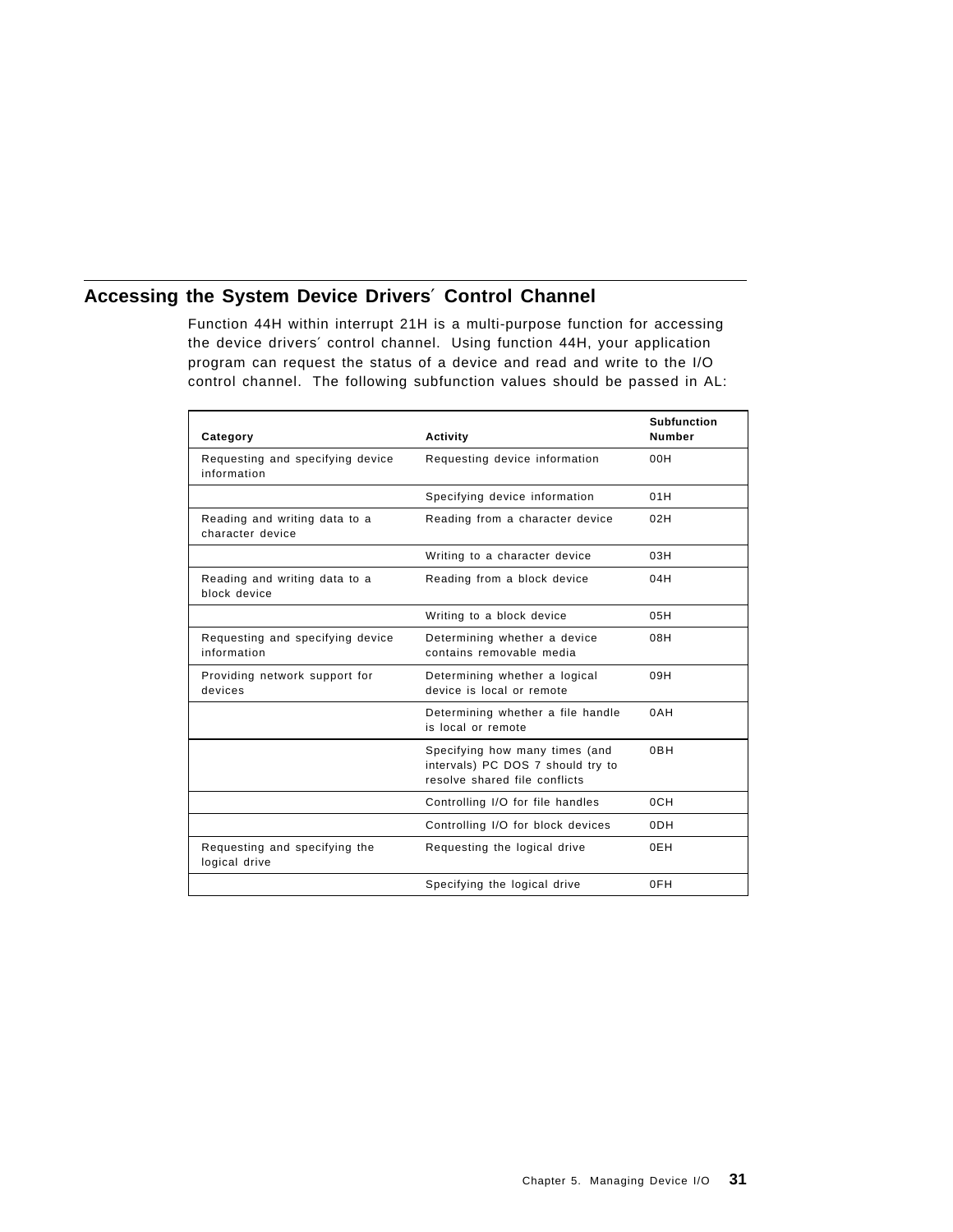## Accessing the System Device Drivers′ Control Channel

Function 44H within interrupt 21H is a multi-purpose function for accessing the device drivers′ control channel. Using function 44H, your application program can request the status of a device and read and write to the I/O control channel. The following subfunction values should be passed in AL:

| Category | Activity | Subfunction Number |
|---|---|---|
| Requesting and specifying device information | Requesting device information | 00H |
| | Specifying device information | 01H |
| Reading and writing data to a character device | Reading from a character device | 02H |
| | Writing to a character device | 03H |
| Reading and writing data to a block device | Reading from a block device | 04H |
| | Writing to a block device | 05H |
| Requesting and specifying device information | Determining whether a device contains removable media | 08H |
| Providing network support for devices | Determining whether a logical device is local or remote | 09H |
| | Determining whether a file handle is local or remote | 0AH |
| | Specifying how many times (and intervals) PC DOS 7 should try to resolve shared file conflicts | 0BH |
| | Controlling I/O for file handles | 0CH |
| | Controlling I/O for block devices | 0DH |
| Requesting and specifying the logical drive | Requesting the logical drive | 0EH |
| | Specifying the logical drive | 0FH |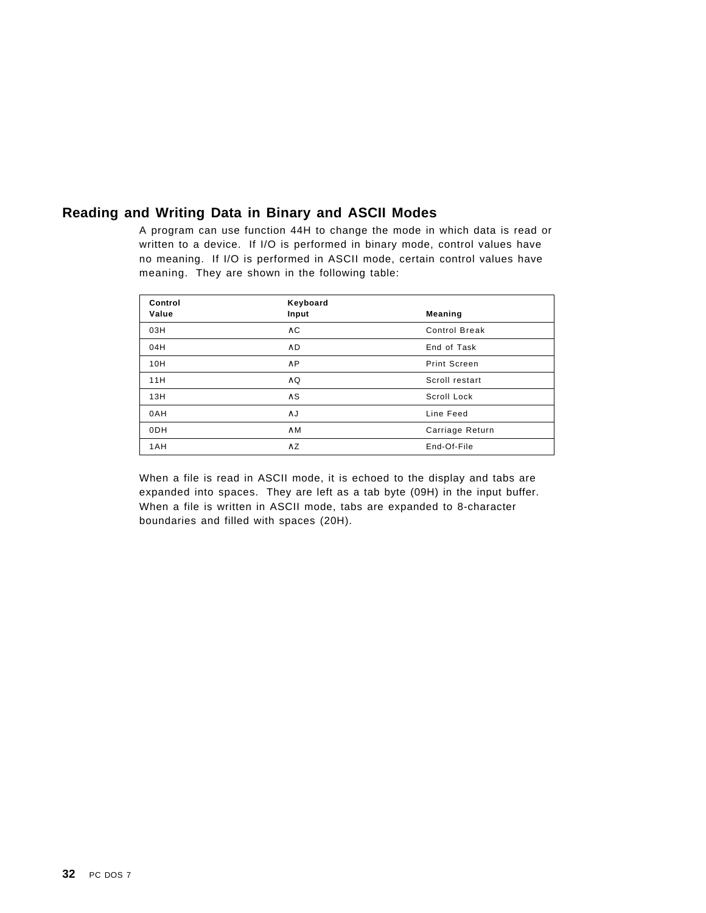## Reading and Writing Data in Binary and ASCII Modes

A program can use function 44H to change the mode in which data is read or written to a device. If I/O is performed in binary mode, control values have no meaning. If I/O is performed in ASCII mode, certain control values have meaning. They are shown in the following table:

| Control Value | Keyboard Input | Meaning |
|---|---|---|
| 03H | ∧C | Control Break |
| 04H | ∧D | End of Task |
| 10H | ∧P | Print Screen |
| 11H | ∧Q | Scroll restart |
| 13H | ∧S | Scroll Lock |
| 0AH | ∧J | Line Feed |
| 0DH | ∧M | Carriage Return |
| 1AH | ∧Z | End-Of-File |

When a file is read in ASCII mode, it is echoed to the display and tabs are expanded into spaces. They are left as a tab byte (09H) in the input buffer. When a file is written in ASCII mode, tabs are expanded to 8-character boundaries and filled with spaces (20H).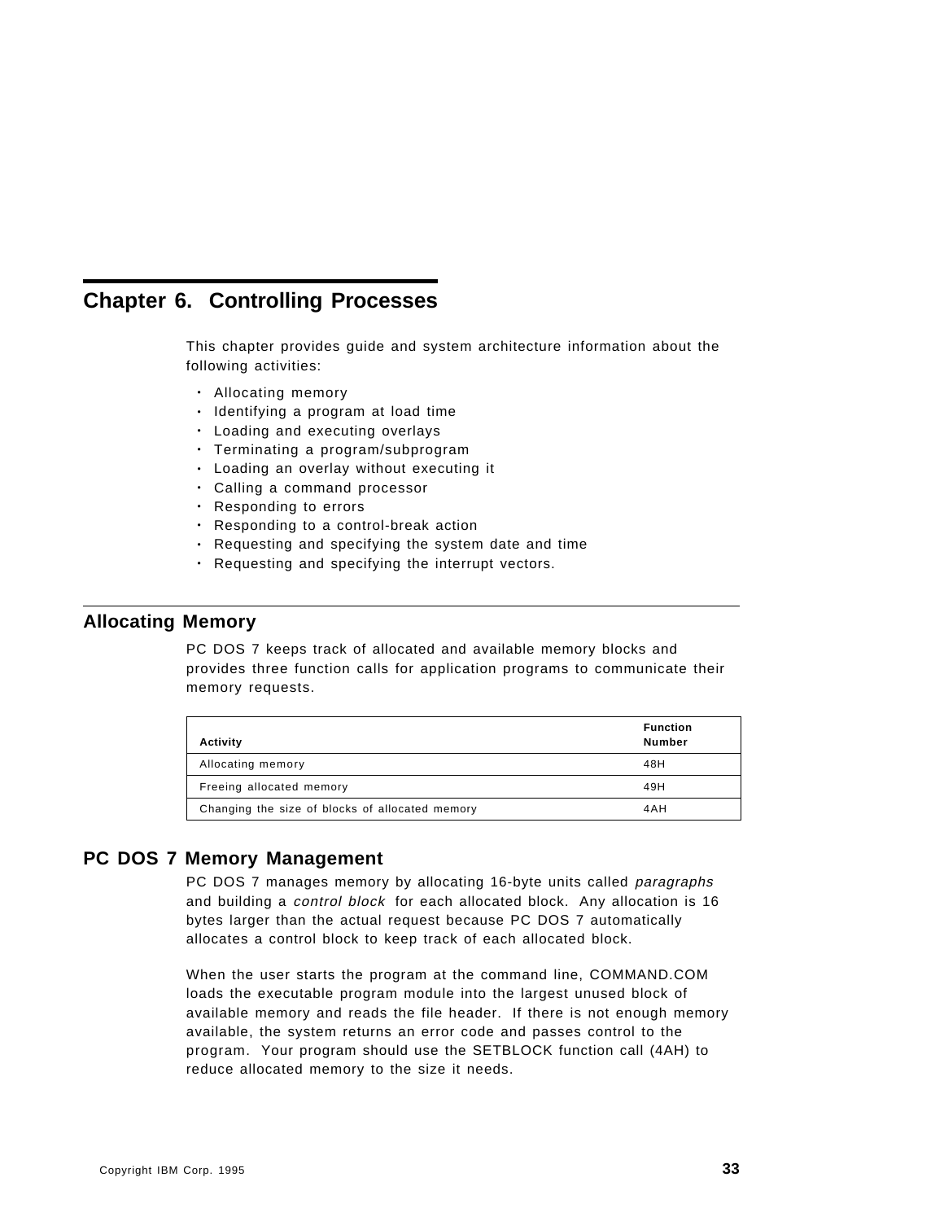# Chapter 6. Controlling Processes

This chapter provides guide and system architecture information about the following activities:

- Allocating memory
- Identifying a program at load time
- Loading and executing overlays
- Terminating a program/subprogram
- Loading an overlay without executing it
- Calling a command processor
- Responding to errors
- Responding to a control-break action
- Requesting and specifying the system date and time
- Requesting and specifying the interrupt vectors.

## Allocating Memory

PC DOS 7 keeps track of allocated and available memory blocks and provides three function calls for application programs to communicate their memory requests.

| Activity | Function Number |
|---|---|
| Allocating memory | 48H |
| Freeing allocated memory | 49H |
| Changing the size of blocks of allocated memory | 4AH |

## PC DOS 7 Memory Management

PC DOS 7 manages memory by allocating 16-byte units called *paragraphs* and building a *control block* for each allocated block. Any allocation is 16 bytes larger than the actual request because PC DOS 7 automatically allocates a control block to keep track of each allocated block.

When the user starts the program at the command line, COMMAND.COM loads the executable program module into the largest unused block of available memory and reads the file header. If there is not enough memory available, the system returns an error code and passes control to the program. Your program should use the SETBLOCK function call (4AH) to reduce allocated memory to the size it needs.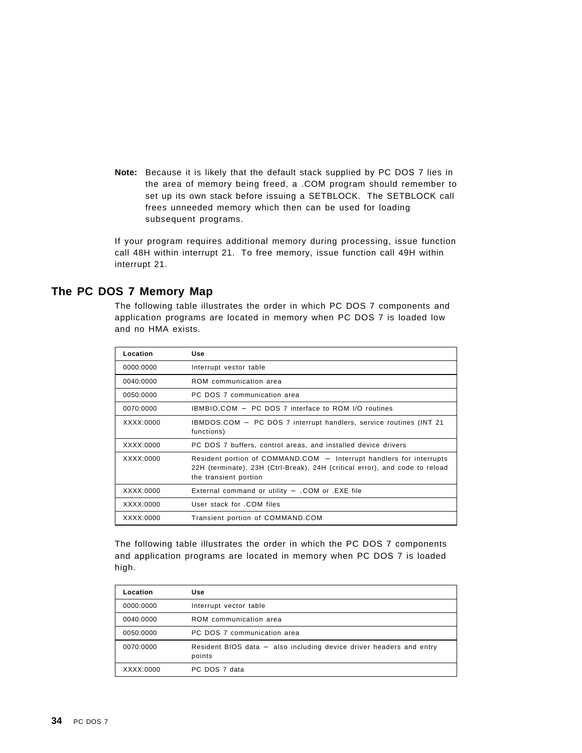**Note:** Because it is likely that the default stack supplied by PC DOS 7 lies in the area of memory being freed, a .COM program should remember to set up its own stack before issuing a SETBLOCK. The SETBLOCK call frees unneeded memory which then can be used for loading subsequent programs.

If your program requires additional memory during processing, issue function call 48H within interrupt 21. To free memory, issue function call 49H within interrupt 21.

## The PC DOS 7 Memory Map

The following table illustrates the order in which PC DOS 7 components and application programs are located in memory when PC DOS 7 is loaded low and no HMA exists.

| Location | Use |
|---|---|
| 0000:0000 | Interrupt vector table |
| 0040:0000 | ROM communication area |
| 0050:0000 | PC DOS 7 communication area |
| 0070:0000 | IBMBIO.COM – PC DOS 7 interface to ROM I/O routines |
| XXXX:0000 | IBMDOS.COM – PC DOS 7 interrupt handlers, service routines (INT 21 functions) |
| XXXX:0000 | PC DOS 7 buffers, control areas, and installed device drivers |
| XXXX:0000 | Resident portion of COMMAND.COM – Interrupt handlers for interrupts 22H (terminate), 23H (Ctrl-Break), 24H (critical error), and code to reload the transient portion |
| XXXX:0000 | External command or utility – .COM or .EXE file |
| XXXX:0000 | User stack for .COM files |
| XXXX:0000 | Transient portion of COMMAND.COM |

The following table illustrates the order in which the PC DOS 7 components and application programs are located in memory when PC DOS 7 is loaded high.

| Location | Use |
|---|---|
| 0000:0000 | Interrupt vector table |
| 0040:0000 | ROM communication area |
| 0050:0000 | PC DOS 7 communication area |
| 0070:0000 | Resident BIOS data – also including device driver headers and entry points |
| XXXX:0000 | PC DOS 7 data |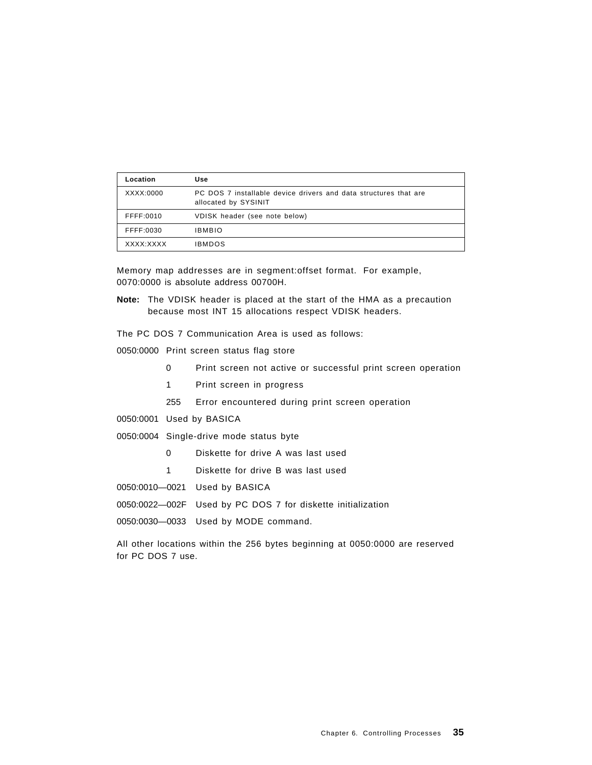| Location | Use |
|---|---|
| XXXX:0000 | PC DOS 7 installable device drivers and data structures that are allocated by SYSINIT |
| FFFF:0010 | VDISK header (see note below) |
| FFFF:0030 | IBMBIO |
| XXXX:XXXX | IBMDOS |

Memory map addresses are in segment:offset format. For example, 0070:0000 is absolute address 00700H.

**Note:** The VDISK header is placed at the start of the HMA as a precaution because most INT 15 allocations respect VDISK headers.

The PC DOS 7 Communication Area is used as follows:

0050:0000 Print screen status flag store

- 0 Print screen not active or successful print screen operation
- 1 Print screen in progress
- 255 Error encountered during print screen operation

0050:0001 Used by BASICA

0050:0004 Single-drive mode status byte

- 0 Diskette for drive A was last used
- 1 Diskette for drive B was last used

0050:0010—0021 Used by BASICA

0050:0022—002F Used by PC DOS 7 for diskette initialization

0050:0030—0033 Used by MODE command.

All other locations within the 256 bytes beginning at 0050:0000 are reserved for PC DOS 7 use.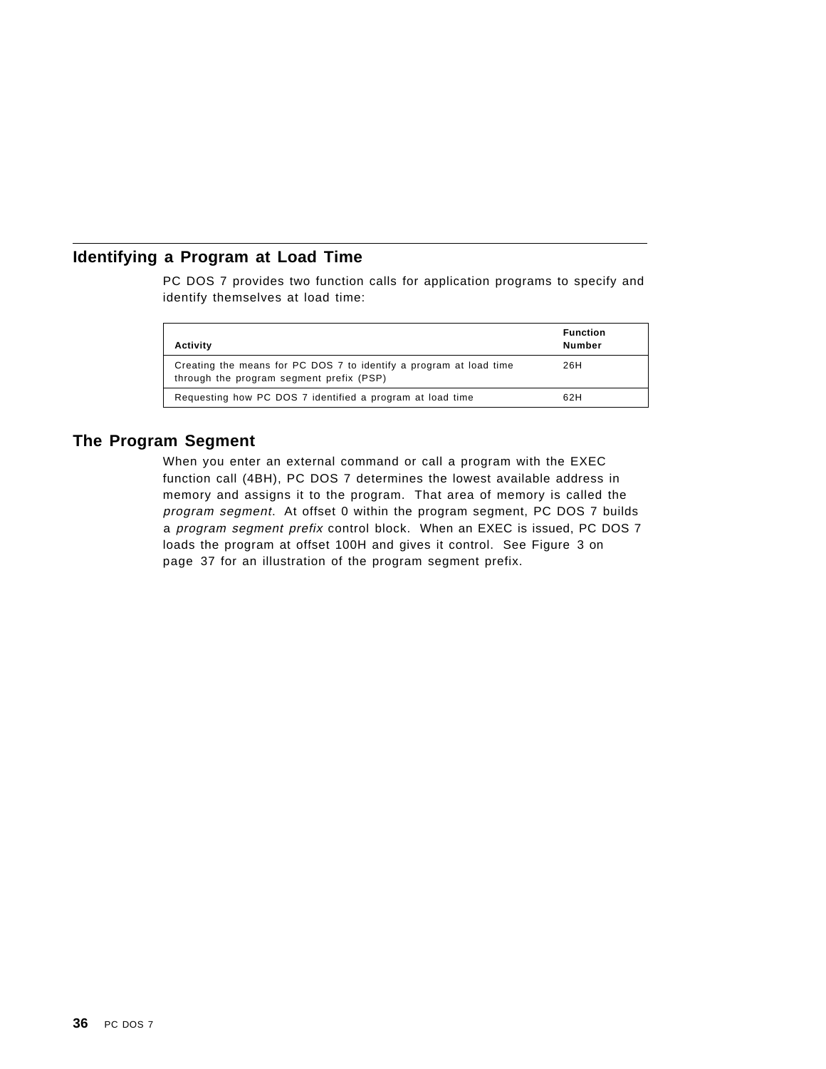## Identifying a Program at Load Time

PC DOS 7 provides two function calls for application programs to specify and identify themselves at load time:

| Activity | Function Number |
|---|---|
| Creating the means for PC DOS 7 to identify a program at load time through the program segment prefix (PSP) | 26H |
| Requesting how PC DOS 7 identified a program at load time | 62H |

## The Program Segment

When you enter an external command or call a program with the EXEC function call (4BH), PC DOS 7 determines the lowest available address in memory and assigns it to the program. That area of memory is called the *program segment*. At offset 0 within the program segment, PC DOS 7 builds a *program segment prefix* control block. When an EXEC is issued, PC DOS 7 loads the program at offset 100H and gives it control. See Figure 3 on page 37 for an illustration of the program segment prefix.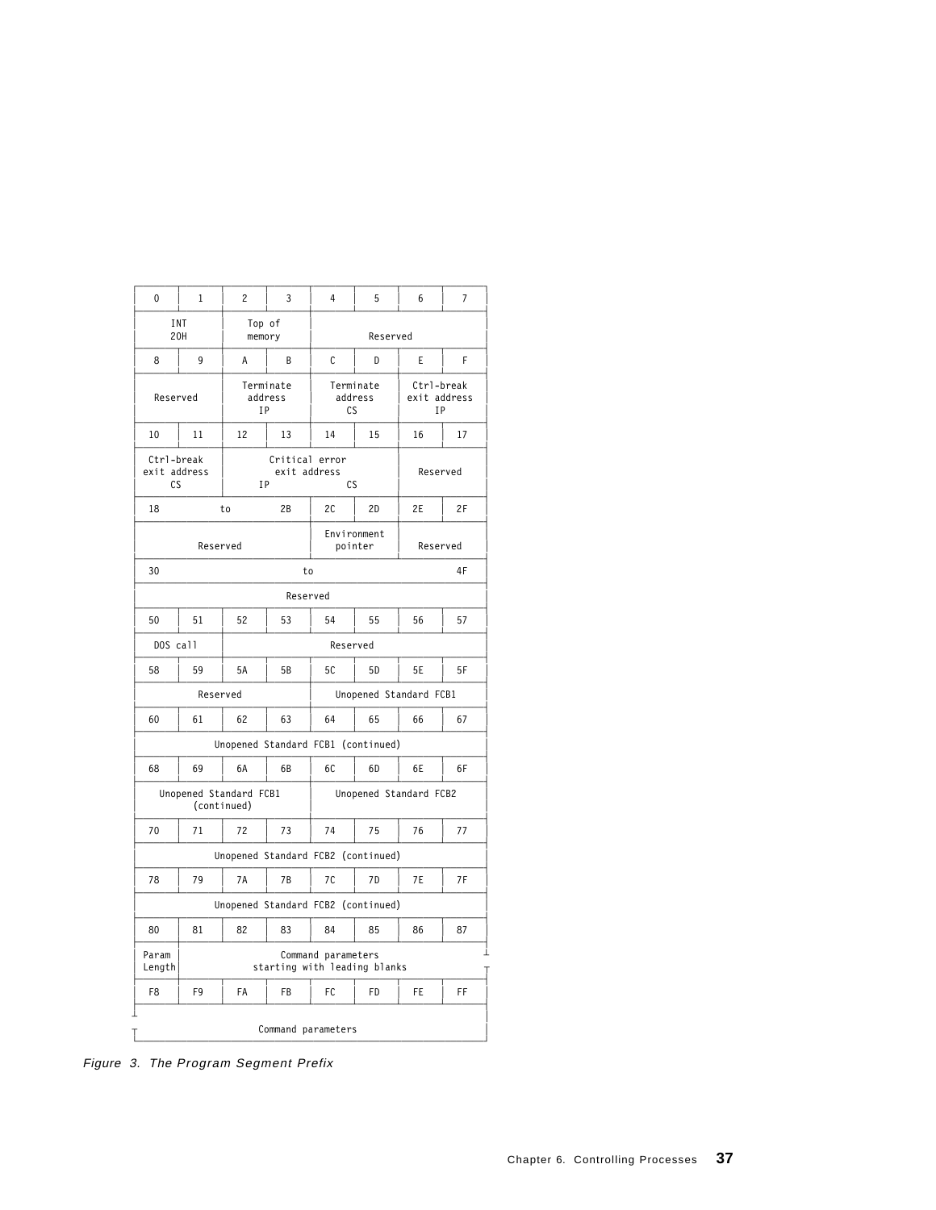| 0 | 1 | 2 | 3 | 4 | 5 | 6 | 7 |
|---|---|---|---|---|---|---|---|
| INT 20H | | Top of memory | | Reserved | | | |
| 8 | 9 | A | B | C | D | E | F |
| Reserved | | Terminate address IP | | Terminate address CS | | Ctrl-break exit address IP | |
| 10 | 11 | 12 | 13 | 14 | 15 | 16 | 17 |
| Ctrl-break exit address CS | | Critical error exit address IP | | CS | | Reserved | |
| 18 | to | | 2B | 2C | 2D | 2E | 2F |
| Reserved | | | | Environment pointer | | Reserved | |
| 30 | | | to | | | | 4F |
| Reserved | | | | | | | |
| 50 | 51 | 52 | 53 | 54 | 55 | 56 | 57 |
| DOS call | | Reserved | | | | | |
| 58 | 59 | 5A | 5B | 5C | 5D | 5E | 5F |
| Reserved | | | | Unopened Standard FCB1 | | | |
| 60 | 61 | 62 | 63 | 64 | 65 | 66 | 67 |
| Unopened Standard FCB1 (continued) | | | | | | | |
| 68 | 69 | 6A | 6B | 6C | 6D | 6E | 6F |
| Unopened Standard FCB1 (continued) | | | | Unopened Standard FCB2 | | | |
| 70 | 71 | 72 | 73 | 74 | 75 | 76 | 77 |
| Unopened Standard FCB2 (continued) | | | | | | | |
| 78 | 79 | 7A | 7B | 7C | 7D | 7E | 7F |
| Unopened Standard FCB2 (continued) | | | | | | | |
| 80 | 81 | 82 | 83 | 84 | 85 | 86 | 87 |
| Param Length | Command parameters starting with leading blanks | | | | | | |
| F8 | F9 | FA | FB | FC | FD | FE | FF |
| Command parameters | | | | | | | |

*Figure 3. The Program Segment Prefix*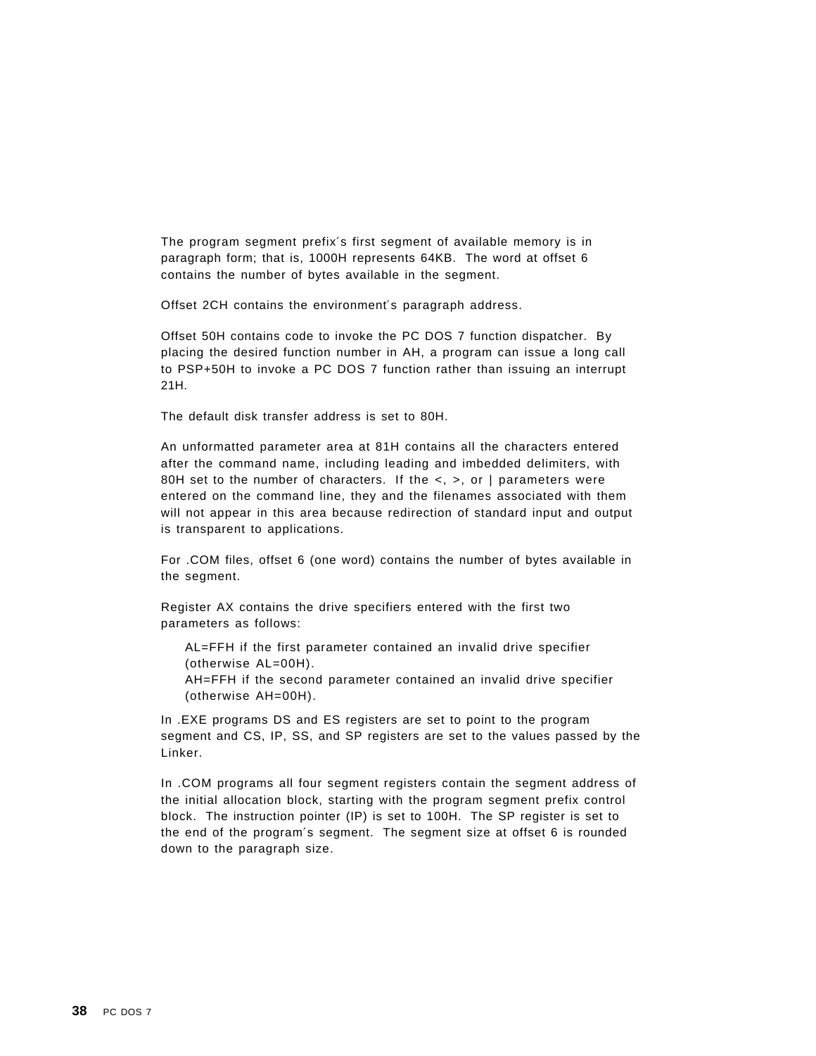The program segment prefix′s first segment of available memory is in paragraph form; that is, 1000H represents 64KB. The word at offset 6 contains the number of bytes available in the segment.

Offset 2CH contains the environment′s paragraph address.

Offset 50H contains code to invoke the PC DOS 7 function dispatcher. By placing the desired function number in AH, a program can issue a long call to PSP+50H to invoke a PC DOS 7 function rather than issuing an interrupt 21H.

The default disk transfer address is set to 80H.

An unformatted parameter area at 81H contains all the characters entered after the command name, including leading and imbedded delimiters, with 80H set to the number of characters. If the <, >, or | parameters were entered on the command line, they and the filenames associated with them will not appear in this area because redirection of standard input and output is transparent to applications.

For .COM files, offset 6 (one word) contains the number of bytes available in the segment.

Register AX contains the drive specifiers entered with the first two parameters as follows:

AL=FFH if the first parameter contained an invalid drive specifier (otherwise AL=00H).
AH=FFH if the second parameter contained an invalid drive specifier (otherwise AH=00H).

In .EXE programs DS and ES registers are set to point to the program segment and CS, IP, SS, and SP registers are set to the values passed by the Linker.

In .COM programs all four segment registers contain the segment address of the initial allocation block, starting with the program segment prefix control block. The instruction pointer (IP) is set to 100H. The SP register is set to the end of the program′s segment. The segment size at offset 6 is rounded down to the paragraph size.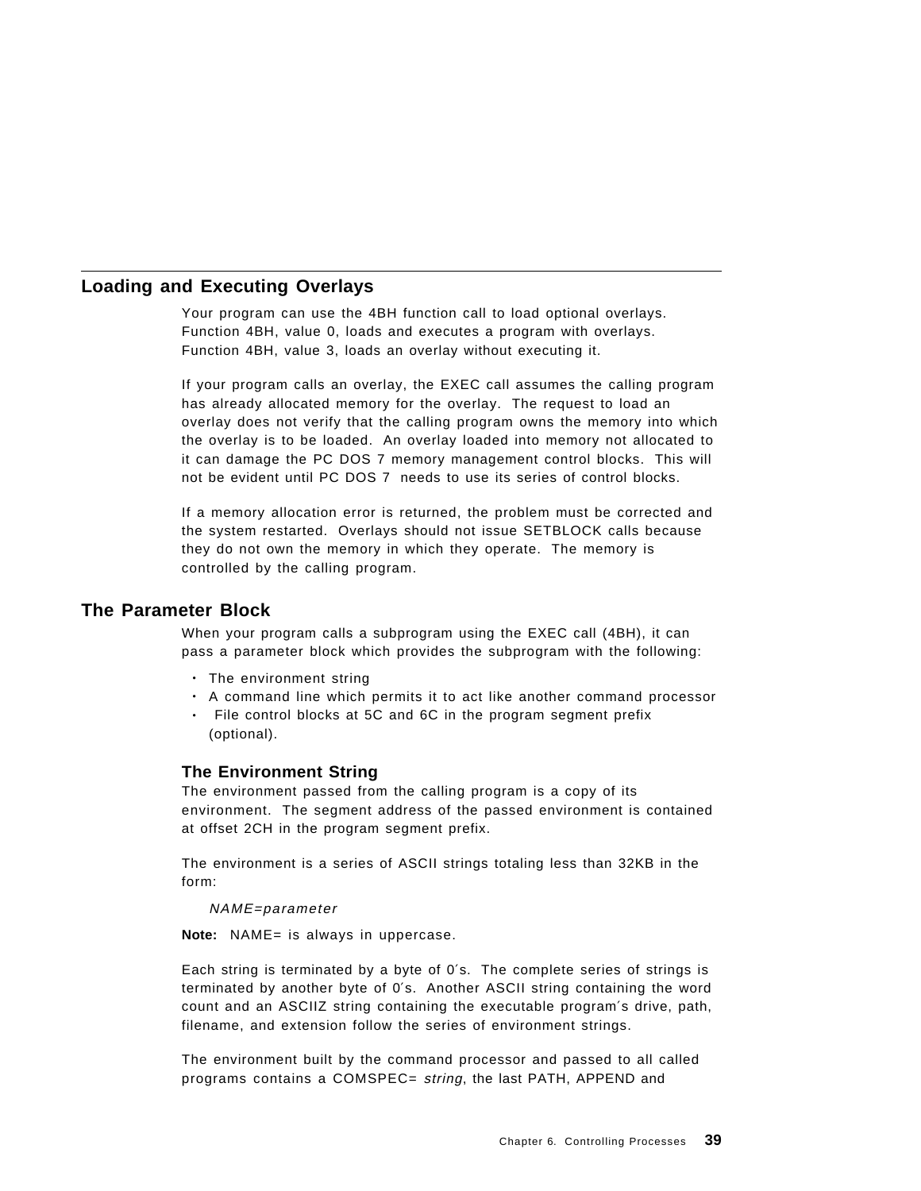## Loading and Executing Overlays

Your program can use the 4BH function call to load optional overlays. Function 4BH, value 0, loads and executes a program with overlays. Function 4BH, value 3, loads an overlay without executing it.

If your program calls an overlay, the EXEC call assumes the calling program has already allocated memory for the overlay. The request to load an overlay does not verify that the calling program owns the memory into which the overlay is to be loaded. An overlay loaded into memory not allocated to it can damage the PC DOS 7 memory management control blocks. This will not be evident until PC DOS 7 needs to use its series of control blocks.

If a memory allocation error is returned, the problem must be corrected and the system restarted. Overlays should not issue SETBLOCK calls because they do not own the memory in which they operate. The memory is controlled by the calling program.

## The Parameter Block

When your program calls a subprogram using the EXEC call (4BH), it can pass a parameter block which provides the subprogram with the following:

- The environment string
- A command line which permits it to act like another command processor
- File control blocks at 5C and 6C in the program segment prefix (optional).

### The Environment String

The environment passed from the calling program is a copy of its environment. The segment address of the passed environment is contained at offset 2CH in the program segment prefix.

The environment is a series of ASCII strings totaling less than 32KB in the form:

*NAME=parameter*

**Note:** NAME= is always in uppercase.

Each string is terminated by a byte of 0′s. The complete series of strings is terminated by another byte of 0′s. Another ASCII string containing the word count and an ASCIIZ string containing the executable program′s drive, path, filename, and extension follow the series of environment strings.

The environment built by the command processor and passed to all called programs contains a COMSPEC= *string*, the last PATH, APPEND and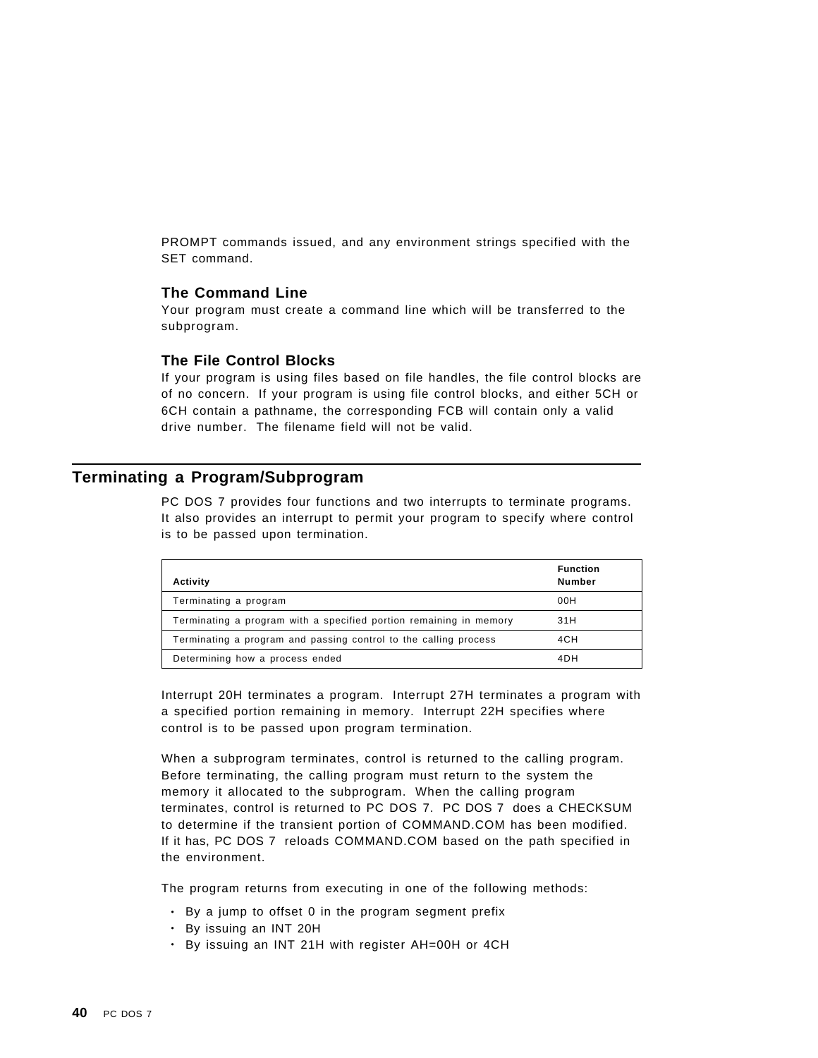PROMPT commands issued, and any environment strings specified with the SET command.

### The Command Line

Your program must create a command line which will be transferred to the subprogram.

### The File Control Blocks

If your program is using files based on file handles, the file control blocks are of no concern. If your program is using file control blocks, and either 5CH or 6CH contain a pathname, the corresponding FCB will contain only a valid drive number. The filename field will not be valid.

## Terminating a Program/Subprogram

PC DOS 7 provides four functions and two interrupts to terminate programs. It also provides an interrupt to permit your program to specify where control is to be passed upon termination.

| Activity | Function Number |
|---|---|
| Terminating a program | 00H |
| Terminating a program with a specified portion remaining in memory | 31H |
| Terminating a program and passing control to the calling process | 4CH |
| Determining how a process ended | 4DH |

Interrupt 20H terminates a program. Interrupt 27H terminates a program with a specified portion remaining in memory. Interrupt 22H specifies where control is to be passed upon program termination.

When a subprogram terminates, control is returned to the calling program. Before terminating, the calling program must return to the system the memory it allocated to the subprogram. When the calling program terminates, control is returned to PC DOS 7. PC DOS 7 does a CHECKSUM to determine if the transient portion of COMMAND.COM has been modified. If it has, PC DOS 7 reloads COMMAND.COM based on the path specified in the environment.

The program returns from executing in one of the following methods:

- By a jump to offset 0 in the program segment prefix
- By issuing an INT 20H
- By issuing an INT 21H with register AH=00H or 4CH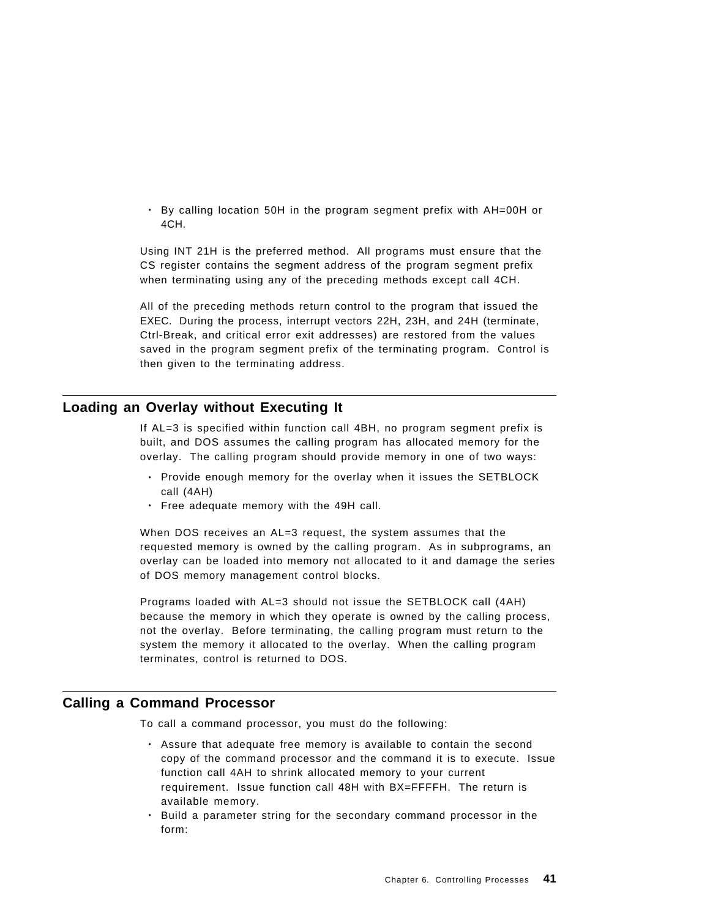- By calling location 50H in the program segment prefix with AH=00H or 4CH.

Using INT 21H is the preferred method. All programs must ensure that the CS register contains the segment address of the program segment prefix when terminating using any of the preceding methods except call 4CH.

All of the preceding methods return control to the program that issued the EXEC. During the process, interrupt vectors 22H, 23H, and 24H (terminate, Ctrl-Break, and critical error exit addresses) are restored from the values saved in the program segment prefix of the terminating program. Control is then given to the terminating address.

## Loading an Overlay without Executing It

If AL=3 is specified within function call 4BH, no program segment prefix is built, and DOS assumes the calling program has allocated memory for the overlay. The calling program should provide memory in one of two ways:

- Provide enough memory for the overlay when it issues the SETBLOCK call (4AH)
- Free adequate memory with the 49H call.

When DOS receives an AL=3 request, the system assumes that the requested memory is owned by the calling program. As in subprograms, an overlay can be loaded into memory not allocated to it and damage the series of DOS memory management control blocks.

Programs loaded with AL=3 should not issue the SETBLOCK call (4AH) because the memory in which they operate is owned by the calling process, not the overlay. Before terminating, the calling program must return to the system the memory it allocated to the overlay. When the calling program terminates, control is returned to DOS.

## Calling a Command Processor

To call a command processor, you must do the following:

- Assure that adequate free memory is available to contain the second copy of the command processor and the command it is to execute. Issue function call 4AH to shrink allocated memory to your current requirement. Issue function call 48H with BX=FFFFH. The return is available memory.
- Build a parameter string for the secondary command processor in the form: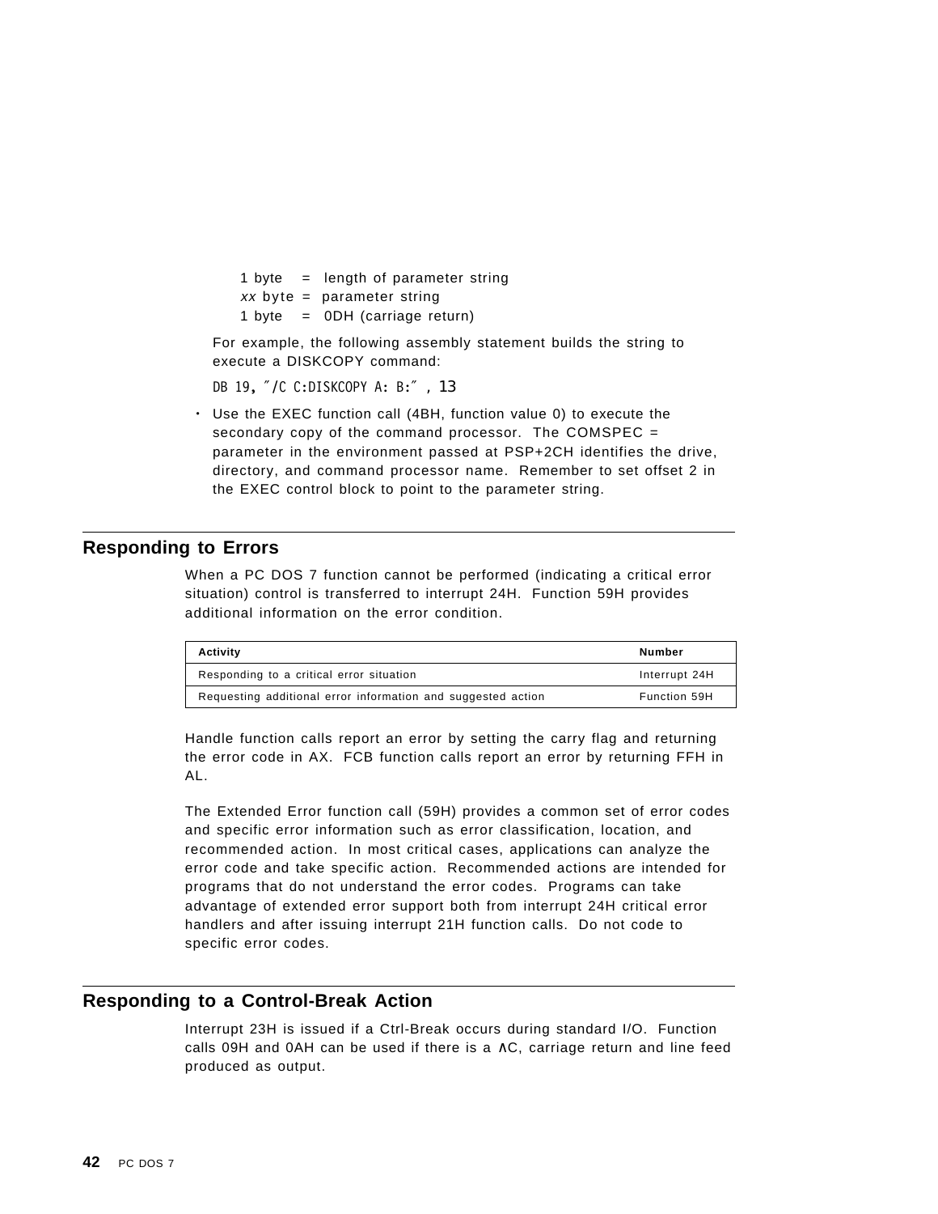1 byte = length of parameter string
*xx* byte = parameter string
1 byte = 0DH (carriage return)

For example, the following assembly statement builds the string to execute a DISKCOPY command:

```
DB 19, "/C C:DISKCOPY A: B:" , 13
```

- Use the EXEC function call (4BH, function value 0) to execute the secondary copy of the command processor. The COMSPEC = parameter in the environment passed at PSP+2CH identifies the drive, directory, and command processor name. Remember to set offset 2 in the EXEC control block to point to the parameter string.

## Responding to Errors

When a PC DOS 7 function cannot be performed (indicating a critical error situation) control is transferred to interrupt 24H. Function 59H provides additional information on the error condition.

| Activity | Number |
|---|---|
| Responding to a critical error situation | Interrupt 24H |
| Requesting additional error information and suggested action | Function 59H |

Handle function calls report an error by setting the carry flag and returning the error code in AX. FCB function calls report an error by returning FFH in AL.

The Extended Error function call (59H) provides a common set of error codes and specific error information such as error classification, location, and recommended action. In most critical cases, applications can analyze the error code and take specific action. Recommended actions are intended for programs that do not understand the error codes. Programs can take advantage of extended error support both from interrupt 24H critical error handlers and after issuing interrupt 21H function calls. Do not code to specific error codes.

## Responding to a Control-Break Action

Interrupt 23H is issued if a Ctrl-Break occurs during standard I/O. Function calls 09H and 0AH can be used if there is a ∧C, carriage return and line feed produced as output.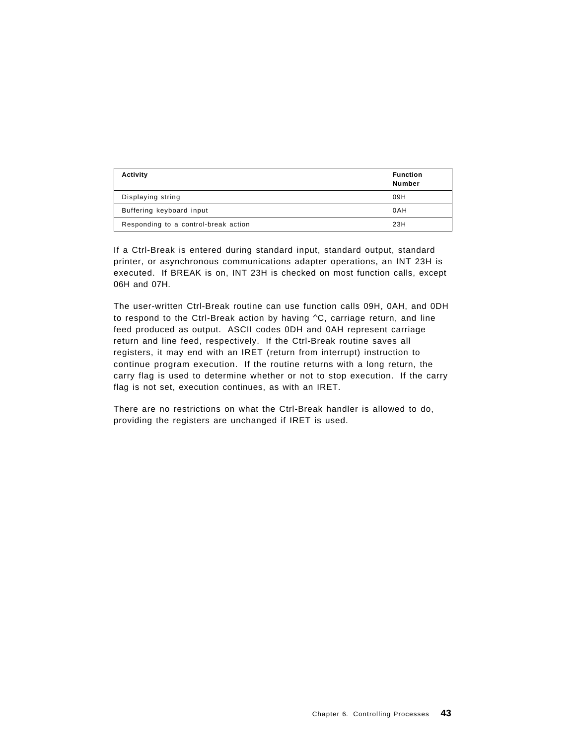| Activity | Function Number |
|---|---|
| Displaying string | 09H |
| Buffering keyboard input | 0AH |
| Responding to a control-break action | 23H |

If a Ctrl-Break is entered during standard input, standard output, standard printer, or asynchronous communications adapter operations, an INT 23H is executed. If BREAK is on, INT 23H is checked on most function calls, except 06H and 07H.

The user-written Ctrl-Break routine can use function calls 09H, 0AH, and 0DH to respond to the Ctrl-Break action by having ^C, carriage return, and line feed produced as output. ASCII codes 0DH and 0AH represent carriage return and line feed, respectively. If the Ctrl-Break routine saves all registers, it may end with an IRET (return from interrupt) instruction to continue program execution. If the routine returns with a long return, the carry flag is used to determine whether or not to stop execution. If the carry flag is not set, execution continues, as with an IRET.

There are no restrictions on what the Ctrl-Break handler is allowed to do, providing the registers are unchanged if IRET is used.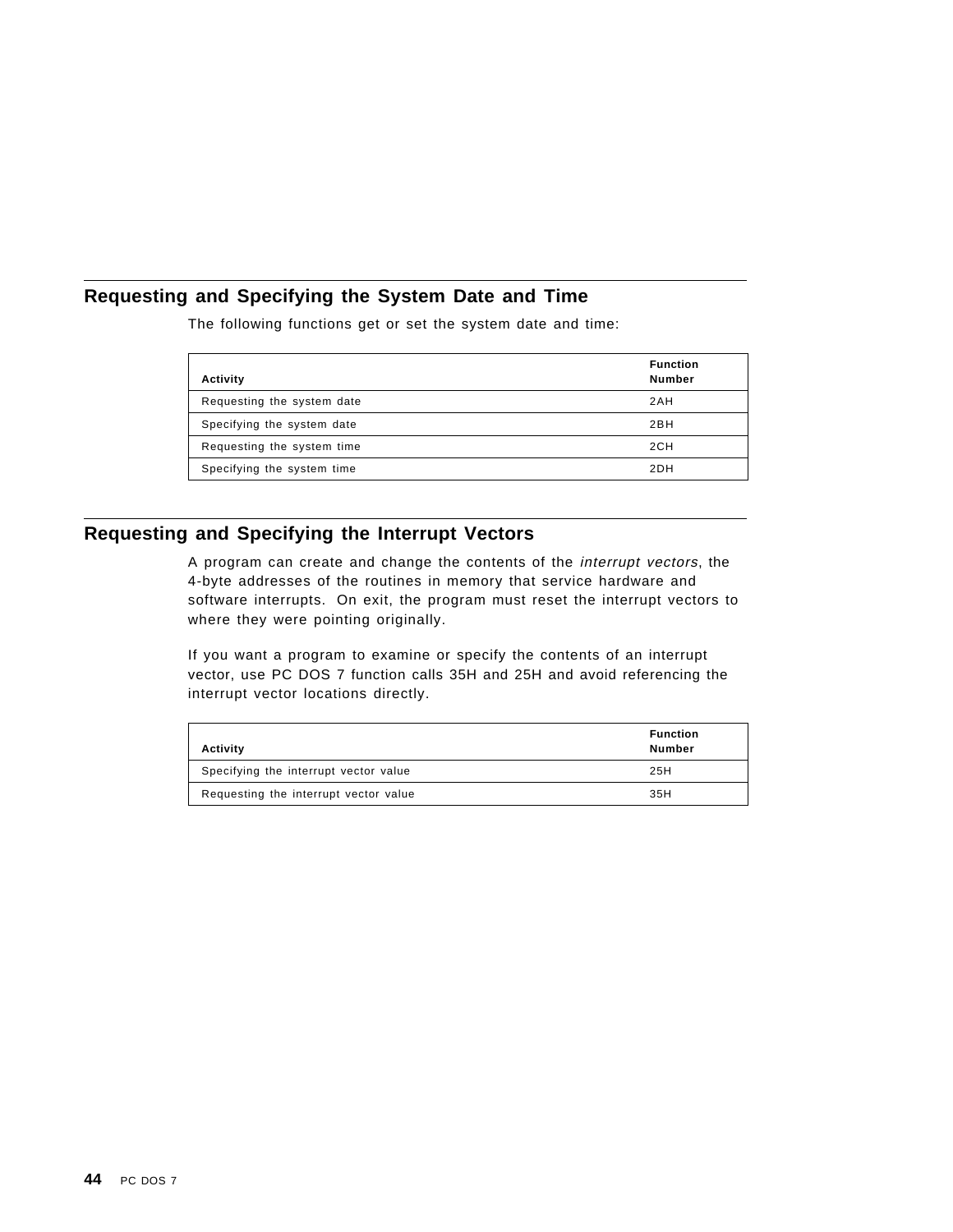## Requesting and Specifying the System Date and Time

The following functions get or set the system date and time:

| Activity | Function Number |
|---|---|
| Requesting the system date | 2AH |
| Specifying the system date | 2BH |
| Requesting the system time | 2CH |
| Specifying the system time | 2DH |

## Requesting and Specifying the Interrupt Vectors

A program can create and change the contents of the *interrupt vectors*, the 4-byte addresses of the routines in memory that service hardware and software interrupts. On exit, the program must reset the interrupt vectors to where they were pointing originally.

If you want a program to examine or specify the contents of an interrupt vector, use PC DOS 7 function calls 35H and 25H and avoid referencing the interrupt vector locations directly.

| Activity | Function Number |
|---|---|
| Specifying the interrupt vector value | 25H |
| Requesting the interrupt vector value | 35H |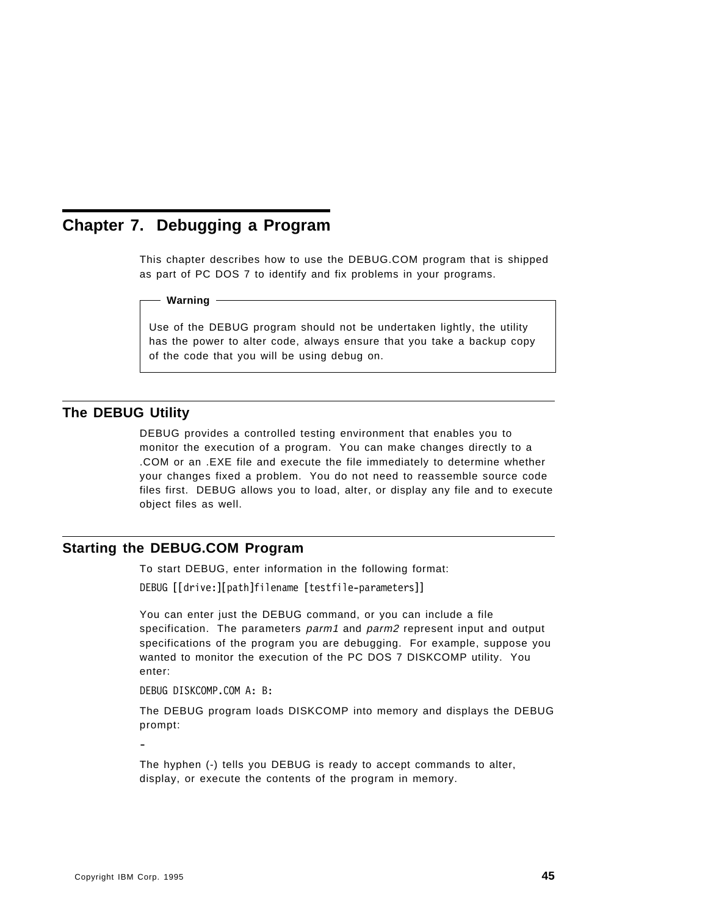# Chapter 7. Debugging a Program

This chapter describes how to use the DEBUG.COM program that is shipped as part of PC DOS 7 to identify and fix problems in your programs.

**Warning**

Use of the DEBUG program should not be undertaken lightly, the utility has the power to alter code, always ensure that you take a backup copy of the code that you will be using debug on.

## The DEBUG Utility

DEBUG provides a controlled testing environment that enables you to monitor the execution of a program. You can make changes directly to a .COM or an .EXE file and execute the file immediately to determine whether your changes fixed a problem. You do not need to reassemble source code files first. DEBUG allows you to load, alter, or display any file and to execute object files as well.

## Starting the DEBUG.COM Program

To start DEBUG, enter information in the following format:

```
DEBUG [[drive:][path]filename [testfile-parameters]]
```

You can enter just the DEBUG command, or you can include a file specification. The parameters *parm1* and *parm2* represent input and output specifications of the program you are debugging. For example, suppose you wanted to monitor the execution of the PC DOS 7 DISKCOMP utility. You enter:

```
DEBUG DISKCOMP.COM A: B:
```

The DEBUG program loads DISKCOMP into memory and displays the DEBUG prompt:

```
-
```

The hyphen (-) tells you DEBUG is ready to accept commands to alter, display, or execute the contents of the program in memory.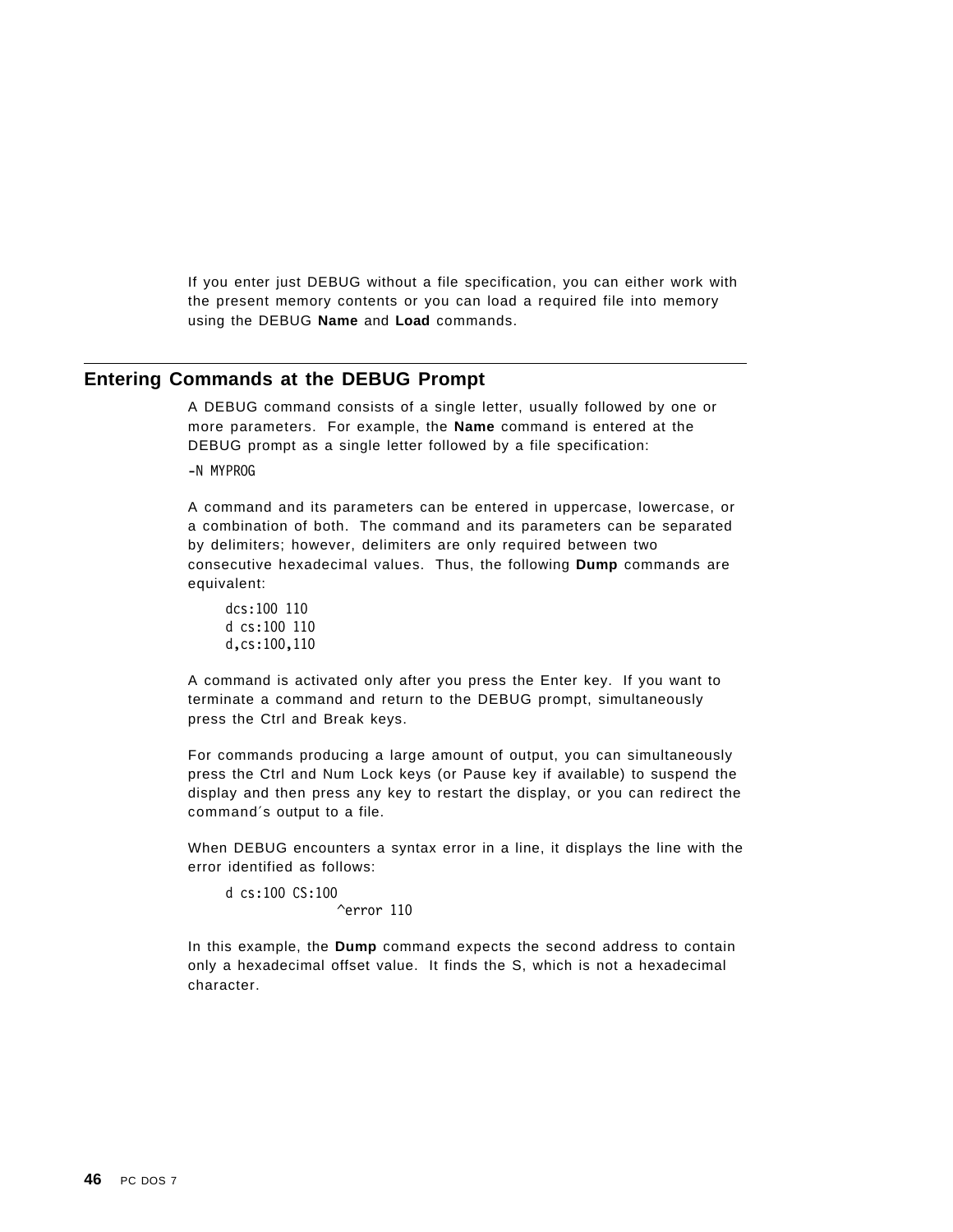If you enter just DEBUG without a file specification, you can either work with the present memory contents or you can load a required file into memory using the DEBUG **Name** and **Load** commands.

## Entering Commands at the DEBUG Prompt

A DEBUG command consists of a single letter, usually followed by one or more parameters. For example, the **Name** command is entered at the DEBUG prompt as a single letter followed by a file specification:

```
-N MYPROG
```

A command and its parameters can be entered in uppercase, lowercase, or a combination of both. The command and its parameters can be separated by delimiters; however, delimiters are only required between two consecutive hexadecimal values. Thus, the following **Dump** commands are equivalent:

```
dcs:100 110
d cs:100 110
d,cs:100,110
```

A command is activated only after you press the Enter key. If you want to terminate a command and return to the DEBUG prompt, simultaneously press the Ctrl and Break keys.

For commands producing a large amount of output, you can simultaneously press the Ctrl and Num Lock keys (or Pause key if available) to suspend the display and then press any key to restart the display, or you can redirect the command's output to a file.

When DEBUG encounters a syntax error in a line, it displays the line with the error identified as follows:

```
d cs:100 CS:100
          ^error 110
```

In this example, the **Dump** command expects the second address to contain only a hexadecimal offset value. It finds the S, which is not a hexadecimal character.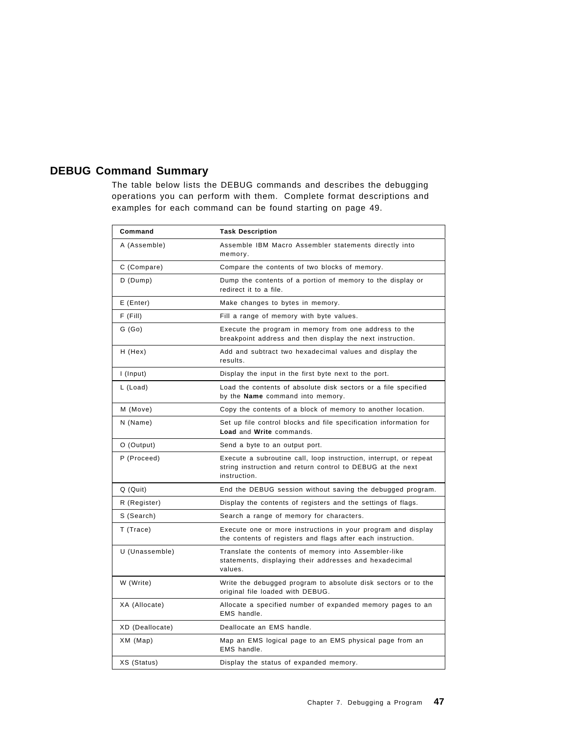## DEBUG Command Summary

The table below lists the DEBUG commands and describes the debugging operations you can perform with them. Complete format descriptions and examples for each command can be found starting on page 49.

| Command | Task Description |
|---|---|
| A (Assemble) | Assemble IBM Macro Assembler statements directly into memory. |
| C (Compare) | Compare the contents of two blocks of memory. |
| D (Dump) | Dump the contents of a portion of memory to the display or redirect it to a file. |
| E (Enter) | Make changes to bytes in memory. |
| F (Fill) | Fill a range of memory with byte values. |
| G (Go) | Execute the program in memory from one address to the breakpoint address and then display the next instruction. |
| H (Hex) | Add and subtract two hexadecimal values and display the results. |
| I (Input) | Display the input in the first byte next to the port. |
| L (Load) | Load the contents of absolute disk sectors or a file specified by the **Name** command into memory. |
| M (Move) | Copy the contents of a block of memory to another location. |
| N (Name) | Set up file control blocks and file specification information for **Load** and **Write** commands. |
| O (Output) | Send a byte to an output port. |
| P (Proceed) | Execute a subroutine call, loop instruction, interrupt, or repeat string instruction and return control to DEBUG at the next instruction. |
| Q (Quit) | End the DEBUG session without saving the debugged program. |
| R (Register) | Display the contents of registers and the settings of flags. |
| S (Search) | Search a range of memory for characters. |
| T (Trace) | Execute one or more instructions in your program and display the contents of registers and flags after each instruction. |
| U (Unassemble) | Translate the contents of memory into Assembler-like statements, displaying their addresses and hexadecimal values. |
| W (Write) | Write the debugged program to absolute disk sectors or to the original file loaded with DEBUG. |
| XA (Allocate) | Allocate a specified number of expanded memory pages to an EMS handle. |
| XD (Deallocate) | Deallocate an EMS handle. |
| XM (Map) | Map an EMS logical page to an EMS physical page from an EMS handle. |
| XS (Status) | Display the status of expanded memory. |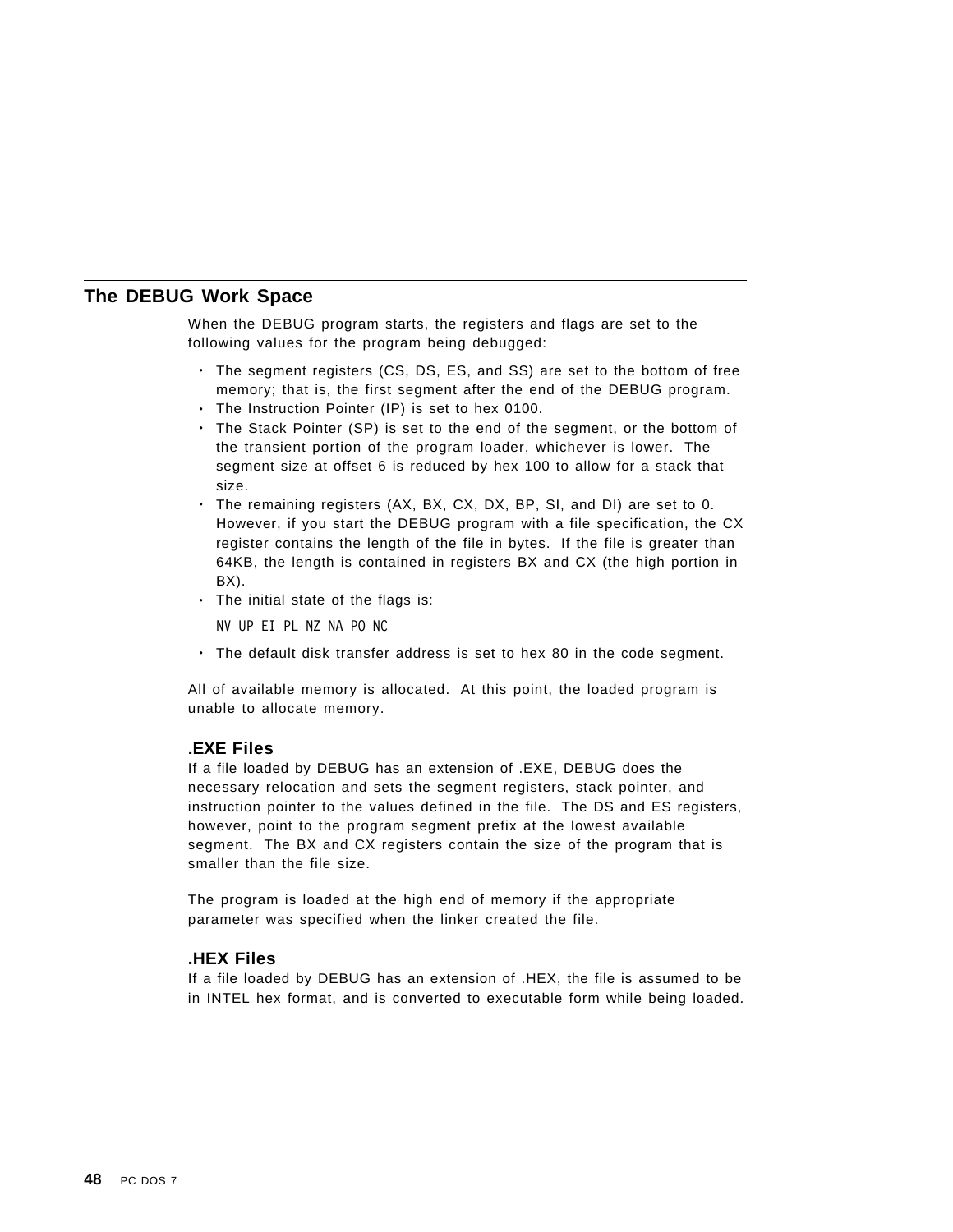## The DEBUG Work Space

When the DEBUG program starts, the registers and flags are set to the following values for the program being debugged:

- The segment registers (CS, DS, ES, and SS) are set to the bottom of free memory; that is, the first segment after the end of the DEBUG program.
- The Instruction Pointer (IP) is set to hex 0100.
- The Stack Pointer (SP) is set to the end of the segment, or the bottom of the transient portion of the program loader, whichever is lower. The segment size at offset 6 is reduced by hex 100 to allow for a stack that size.
- The remaining registers (AX, BX, CX, DX, BP, SI, and DI) are set to 0. However, if you start the DEBUG program with a file specification, the CX register contains the length of the file in bytes. If the file is greater than 64KB, the length is contained in registers BX and CX (the high portion in BX).
- The initial state of the flags is:

  ```
  NV UP EI PL NZ NA PO NC
  ```

- The default disk transfer address is set to hex 80 in the code segment.

All of available memory is allocated. At this point, the loaded program is unable to allocate memory.

### .EXE Files

If a file loaded by DEBUG has an extension of .EXE, DEBUG does the necessary relocation and sets the segment registers, stack pointer, and instruction pointer to the values defined in the file. The DS and ES registers, however, point to the program segment prefix at the lowest available segment. The BX and CX registers contain the size of the program that is smaller than the file size.

The program is loaded at the high end of memory if the appropriate parameter was specified when the linker created the file.

### .HEX Files

If a file loaded by DEBUG has an extension of .HEX, the file is assumed to be in INTEL hex format, and is converted to executable form while being loaded.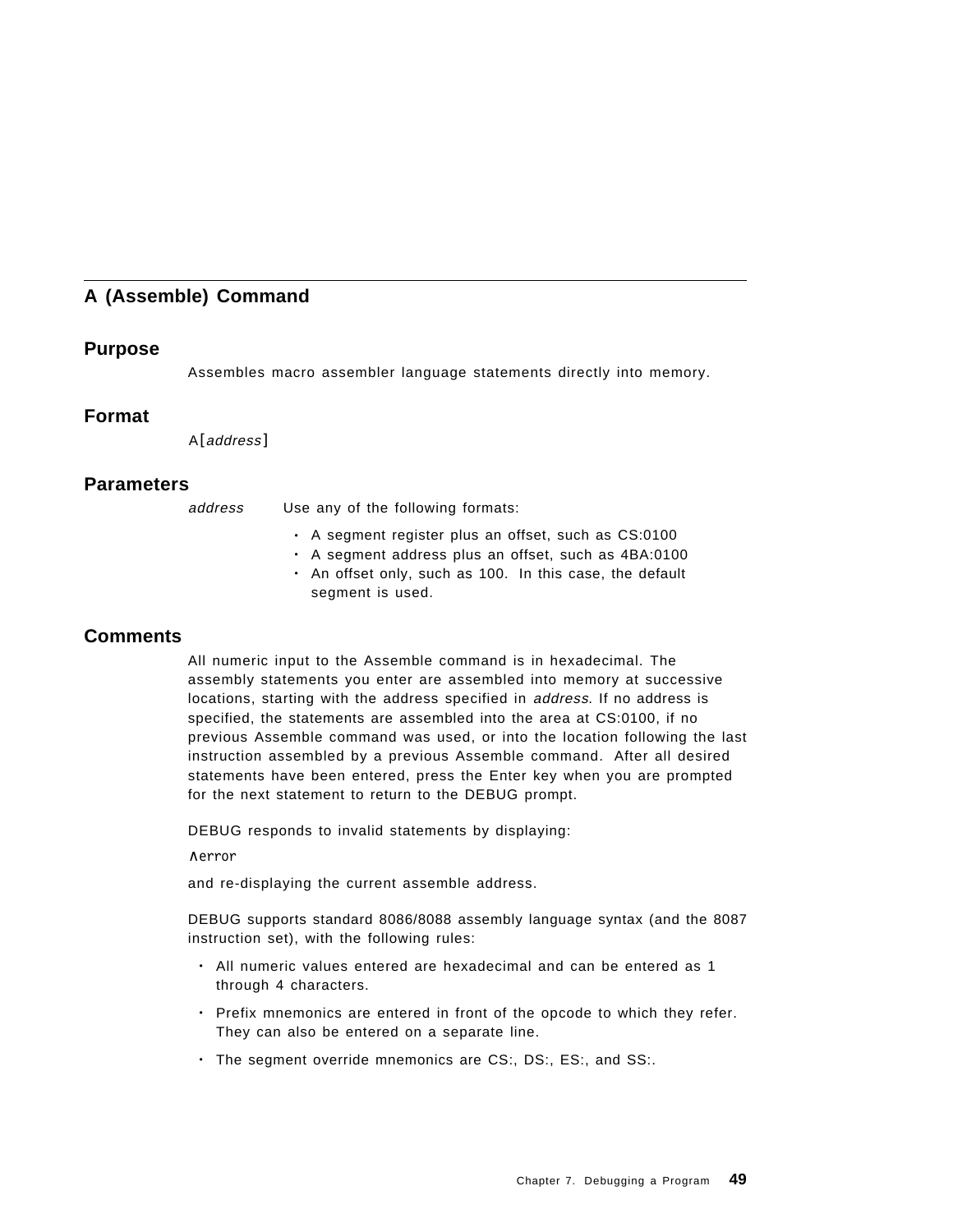## A (Assemble) Command

### Purpose

Assembles macro assembler language statements directly into memory.

### Format

A[*address*]

### Parameters

*address* Use any of the following formats:

- A segment register plus an offset, such as CS:0100
- A segment address plus an offset, such as 4BA:0100
- An offset only, such as 100. In this case, the default segment is used.

### Comments

All numeric input to the Assemble command is in hexadecimal. The assembly statements you enter are assembled into memory at successive locations, starting with the address specified in *address*. If no address is specified, the statements are assembled into the area at CS:0100, if no previous Assemble command was used, or into the location following the last instruction assembled by a previous Assemble command. After all desired statements have been entered, press the Enter key when you are prompted for the next statement to return to the DEBUG prompt.

DEBUG responds to invalid statements by displaying:

```
^error
```

and re-displaying the current assemble address.

DEBUG supports standard 8086/8088 assembly language syntax (and the 8087 instruction set), with the following rules:

- All numeric values entered are hexadecimal and can be entered as 1 through 4 characters.
- Prefix mnemonics are entered in front of the opcode to which they refer. They can also be entered on a separate line.
- The segment override mnemonics are CS:, DS:, ES:, and SS:.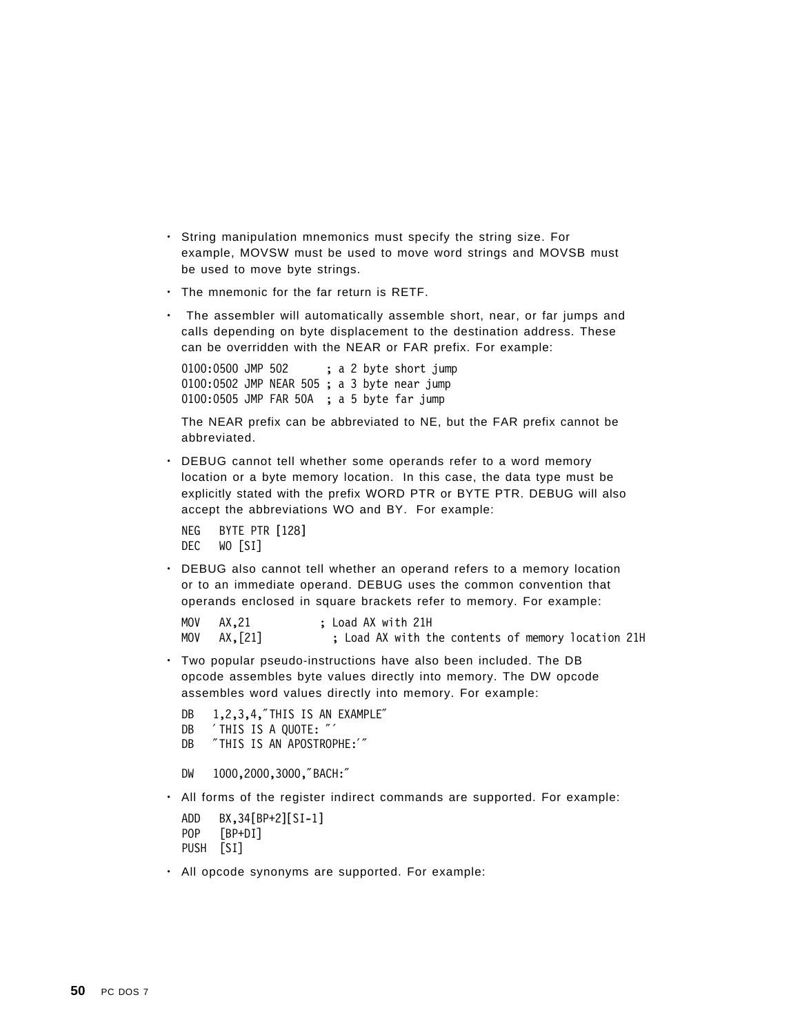- String manipulation mnemonics must specify the string size. For example, MOVSW must be used to move word strings and MOVSB must be used to move byte strings.
- The mnemonic for the far return is RETF.
- The assembler will automatically assemble short, near, or far jumps and calls depending on byte displacement to the destination address. These can be overridden with the NEAR or FAR prefix. For example:

  ```
  0100:0500 JMP 502      ; a 2 byte short jump
  0100:0502 JMP NEAR 505 ; a 3 byte near jump
  0100:0505 JMP FAR 50A  ; a 5 byte far jump
  ```

  The NEAR prefix can be abbreviated to NE, but the FAR prefix cannot be abbreviated.
- DEBUG cannot tell whether some operands refer to a word memory location or a byte memory location. In this case, the data type must be explicitly stated with the prefix WORD PTR or BYTE PTR. DEBUG will also accept the abbreviations WO and BY. For example:

  ```
  NEG   BYTE PTR [128]
  DEC   WO [SI]
  ```
- DEBUG also cannot tell whether an operand refers to a memory location or to an immediate operand. DEBUG uses the common convention that operands enclosed in square brackets refer to memory. For example:

  ```
  MOV   AX,21          ; Load AX with 21H
  MOV   AX,[21]          ; Load AX with the contents of memory location 21H
  ```
- Two popular pseudo-instructions have also been included. The DB opcode assembles byte values directly into memory. The DW opcode assembles word values directly into memory. For example:

  ```
  DB   1,2,3,4,"THIS IS AN EXAMPLE"
  DB   'THIS IS A QUOTE: "'
  DB   "THIS IS AN APOSTROPHE:'"

  DW   1000,2000,3000,"BACH:"
  ```
- All forms of the register indirect commands are supported. For example:

  ```
  ADD   BX,34[BP+2][SI-1]
  POP   [BP+DI]
  PUSH  [SI]
  ```
- All opcode synonyms are supported. For example: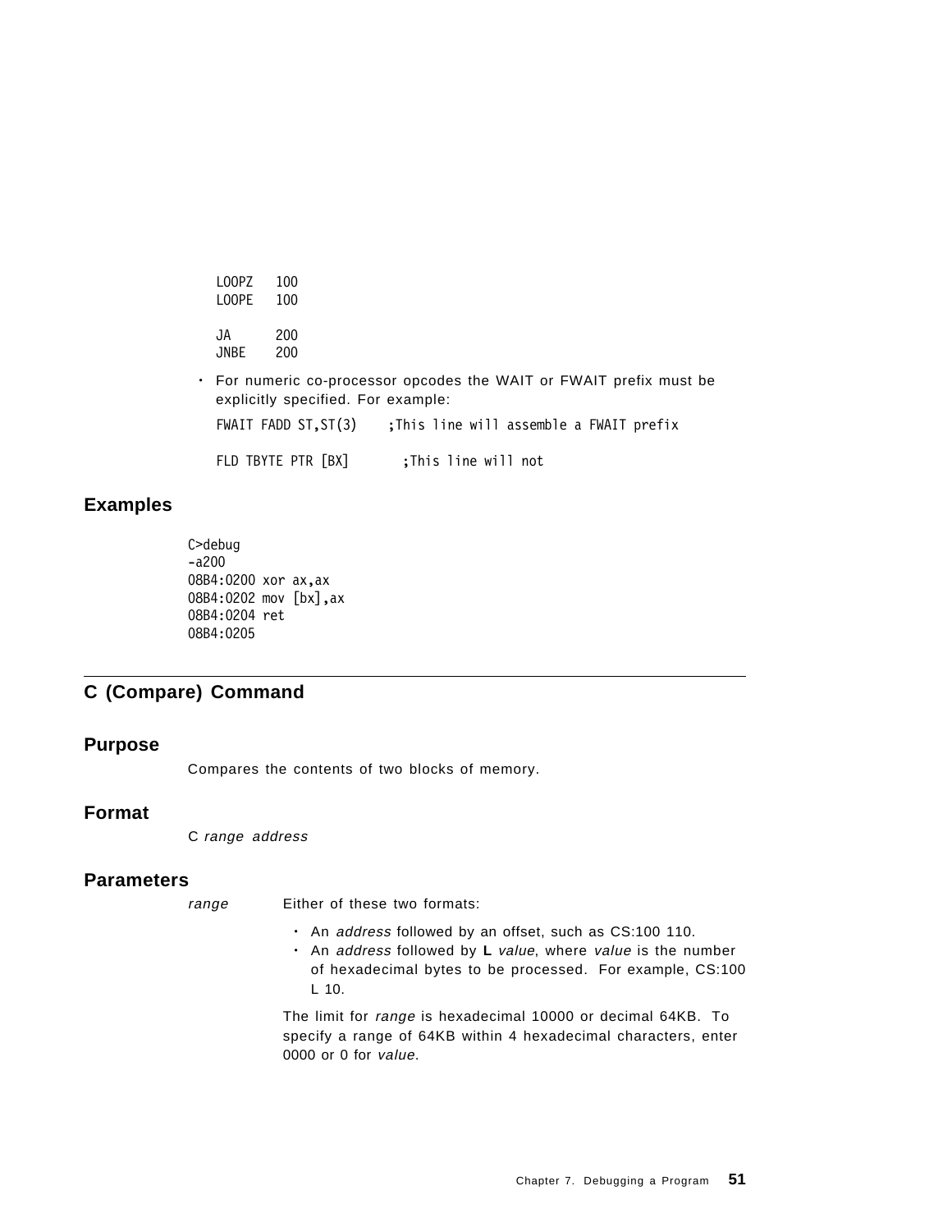```
LOOPZ   100
LOOPE   100

JA      200
JNBE    200
```

- For numeric co-processor opcodes the WAIT or FWAIT prefix must be explicitly specified. For example:

```
FWAIT FADD ST,ST(3)    ;This line will assemble a FWAIT prefix

FLD TBYTE PTR [BX]       ;This line will not
```

### Examples

```
C>debug
-a200
08B4:0200 xor ax,ax
08B4:0202 mov [bx],ax
08B4:0204 ret
08B4:0205
```

## C (Compare) Command

### Purpose

Compares the contents of two blocks of memory.

### Format

C *range address*

### Parameters

*range* Either of these two formats:

- An *address* followed by an offset, such as CS:100 110.
- An *address* followed by **L** *value*, where *value* is the number of hexadecimal bytes to be processed. For example, CS:100 L 10.

The limit for *range* is hexadecimal 10000 or decimal 64KB. To specify a range of 64KB within 4 hexadecimal characters, enter 0000 or 0 for *value*.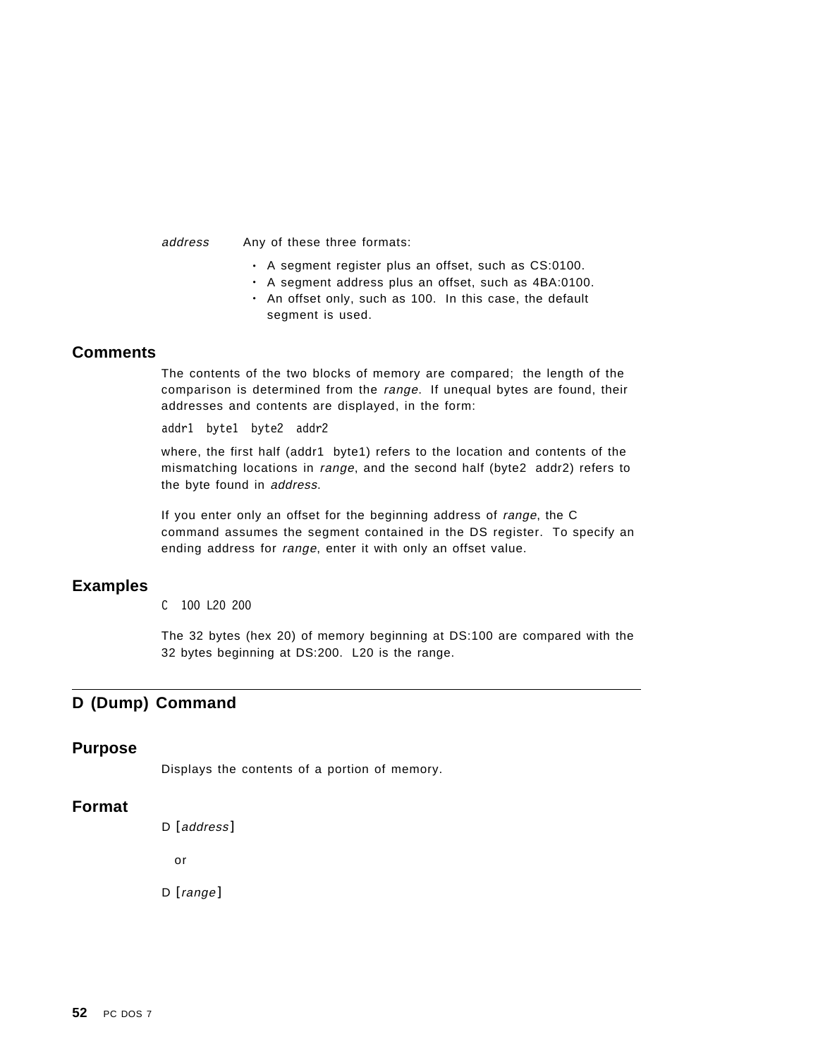*address* Any of these three formats:

- A segment register plus an offset, such as CS:0100.
- A segment address plus an offset, such as 4BA:0100.
- An offset only, such as 100. In this case, the default segment is used.

### Comments

The contents of the two blocks of memory are compared; the length of the comparison is determined from the *range*. If unequal bytes are found, their addresses and contents are displayed, in the form:

```
addr1  byte1  byte2  addr2
```

where, the first half (addr1 byte1) refers to the location and contents of the mismatching locations in *range*, and the second half (byte2 addr2) refers to the byte found in *address*.

If you enter only an offset for the beginning address of *range*, the C command assumes the segment contained in the DS register. To specify an ending address for *range*, enter it with only an offset value.

### Examples

```
C  100 L20 200
```

The 32 bytes (hex 20) of memory beginning at DS:100 are compared with the 32 bytes beginning at DS:200. L20 is the range.

## D (Dump) Command

### Purpose

Displays the contents of a portion of memory.

### Format

D [*address*]

or

D [*range*]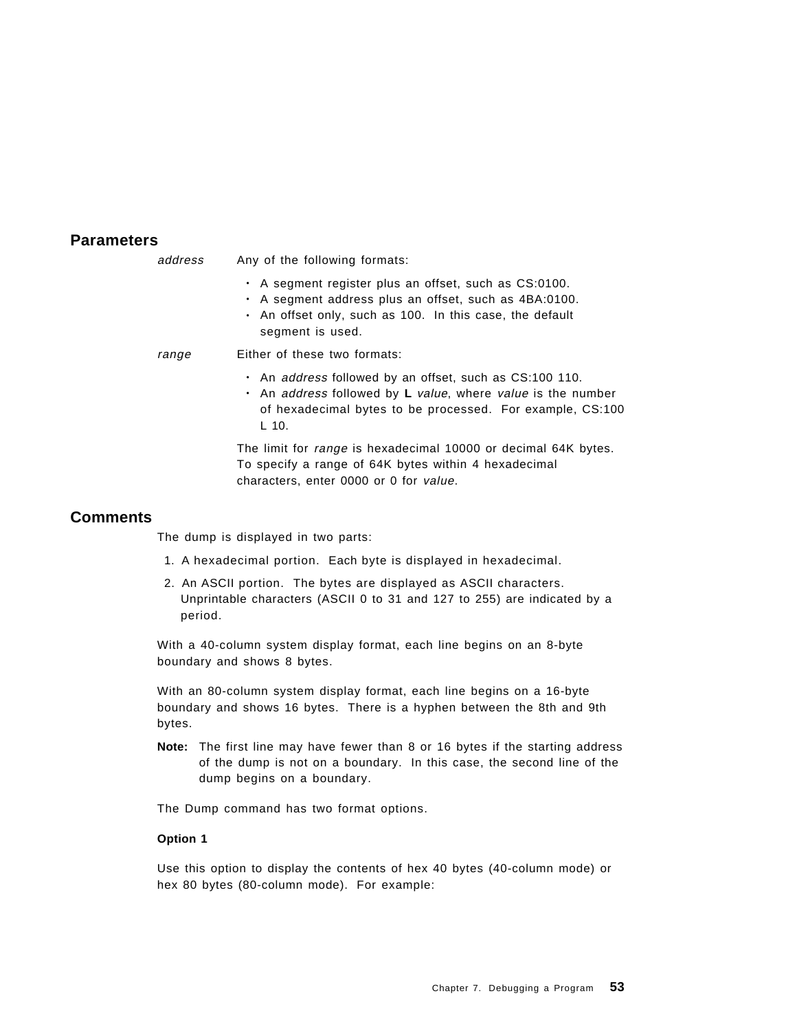## Parameters

*address* Any of the following formats:

- A segment register plus an offset, such as CS:0100.
- A segment address plus an offset, such as 4BA:0100.
- An offset only, such as 100. In this case, the default segment is used.

*range* Either of these two formats:

- An *address* followed by an offset, such as CS:100 110.
- An *address* followed by **L** *value*, where *value* is the number of hexadecimal bytes to be processed. For example, CS:100 L 10.

The limit for *range* is hexadecimal 10000 or decimal 64K bytes. To specify a range of 64K bytes within 4 hexadecimal characters, enter 0000 or 0 for *value*.

## Comments

The dump is displayed in two parts:

1. A hexadecimal portion. Each byte is displayed in hexadecimal.
2. An ASCII portion. The bytes are displayed as ASCII characters. Unprintable characters (ASCII 0 to 31 and 127 to 255) are indicated by a period.

With a 40-column system display format, each line begins on an 8-byte boundary and shows 8 bytes.

With an 80-column system display format, each line begins on a 16-byte boundary and shows 16 bytes. There is a hyphen between the 8th and 9th bytes.

**Note:** The first line may have fewer than 8 or 16 bytes if the starting address of the dump is not on a boundary. In this case, the second line of the dump begins on a boundary.

The Dump command has two format options.

**Option 1**

Use this option to display the contents of hex 40 bytes (40-column mode) or hex 80 bytes (80-column mode). For example: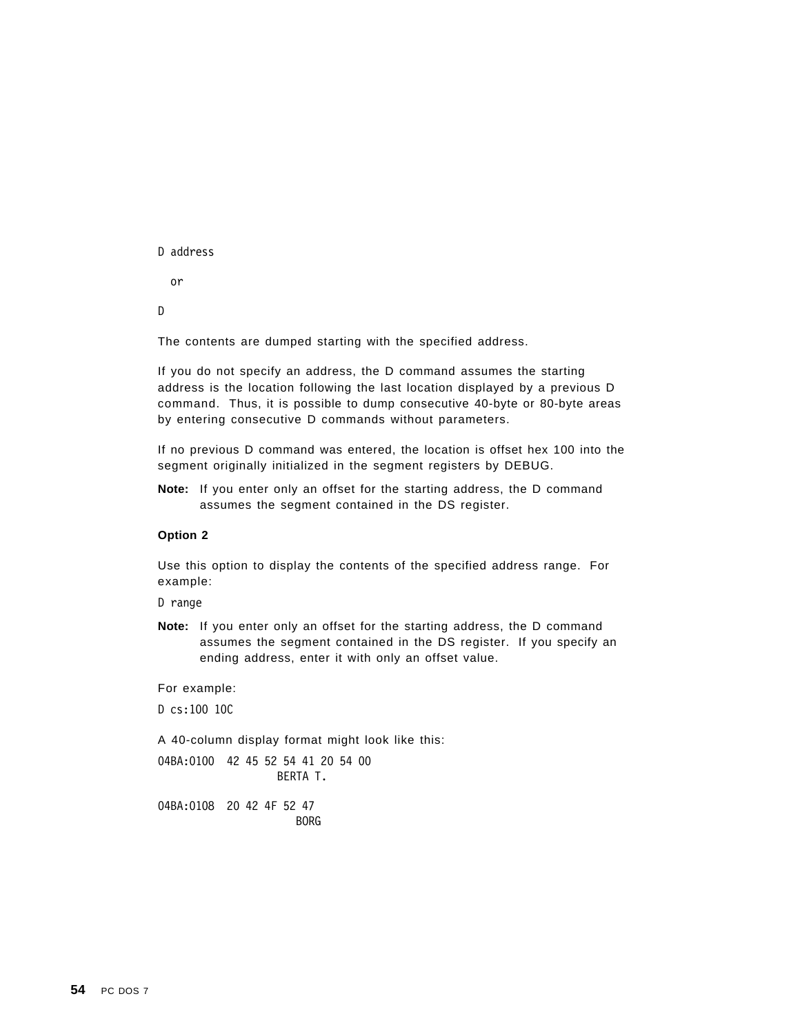```
D address

  or

D
```

The contents are dumped starting with the specified address.

If you do not specify an address, the D command assumes the starting address is the location following the last location displayed by a previous D command. Thus, it is possible to dump consecutive 40-byte or 80-byte areas by entering consecutive D commands without parameters.

If no previous D command was entered, the location is offset hex 100 into the segment originally initialized in the segment registers by DEBUG.

**Note:** If you enter only an offset for the starting address, the D command assumes the segment contained in the DS register.

**Option 2**

Use this option to display the contents of the specified address range. For example:

```
D range
```

**Note:** If you enter only an offset for the starting address, the D command assumes the segment contained in the DS register. If you specify an ending address, enter it with only an offset value.

For example:

```
D cs:100 10C
```

A 40-column display format might look like this:

```
04BA:0100  42 45 52 54 41 20 54 00
                 BERTA T.

04BA:0108  20 42 4F 52 47
                    BORG
```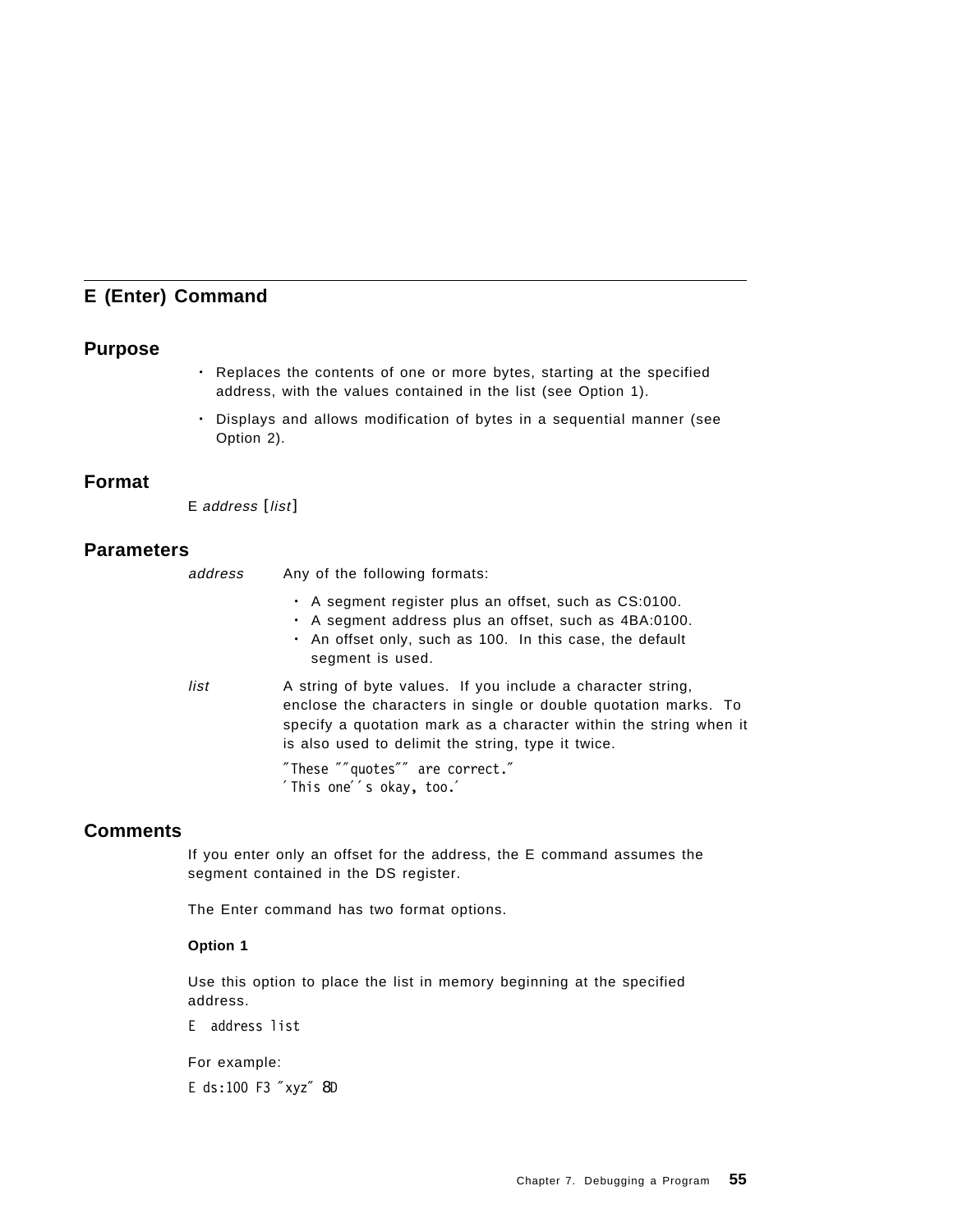## E (Enter) Command

### Purpose

- Replaces the contents of one or more bytes, starting at the specified address, with the values contained in the list (see Option 1).
- Displays and allows modification of bytes in a sequential manner (see Option 2).

### Format

E *address* [*list*]

### Parameters

*address* Any of the following formats:

- A segment register plus an offset, such as CS:0100.
- A segment address plus an offset, such as 4BA:0100.
- An offset only, such as 100. In this case, the default segment is used.

*list* A string of byte values. If you include a character string, enclose the characters in single or double quotation marks. To specify a quotation mark as a character within the string when it is also used to delimit the string, type it twice.

```
"These ""quotes"" are correct."
'This one''s okay, too.'
```

### Comments

If you enter only an offset for the address, the E command assumes the segment contained in the DS register.

The Enter command has two format options.

**Option 1**

Use this option to place the list in memory beginning at the specified address.

```
E  address list
```

For example:

```
E ds:100 F3 "xyz" 8D
```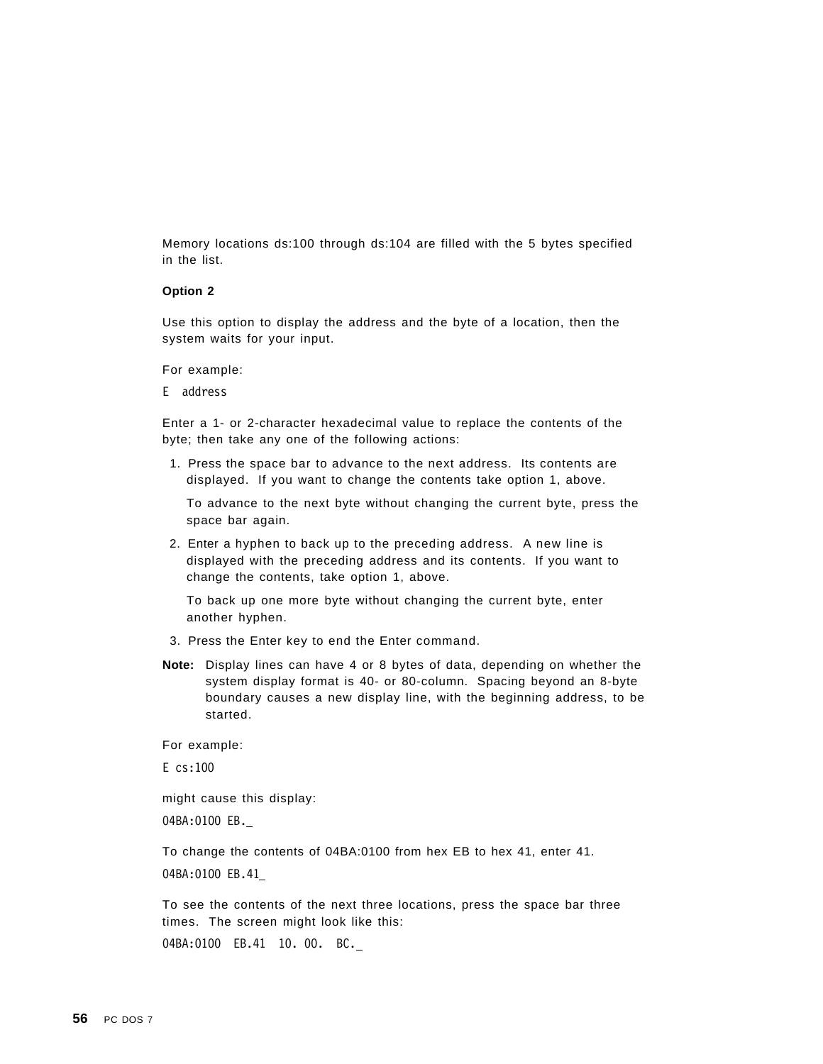Memory locations ds:100 through ds:104 are filled with the 5 bytes specified in the list.

**Option 2**

Use this option to display the address and the byte of a location, then the system waits for your input.

For example:

```
E  address
```

Enter a 1- or 2-character hexadecimal value to replace the contents of the byte; then take any one of the following actions:

1. Press the space bar to advance to the next address. Its contents are displayed. If you want to change the contents take option 1, above.

   To advance to the next byte without changing the current byte, press the space bar again.

2. Enter a hyphen to back up to the preceding address. A new line is displayed with the preceding address and its contents. If you want to change the contents, take option 1, above.

   To back up one more byte without changing the current byte, enter another hyphen.

3. Press the Enter key to end the Enter command.

**Note:** Display lines can have 4 or 8 bytes of data, depending on whether the system display format is 40- or 80-column. Spacing beyond an 8-byte boundary causes a new display line, with the beginning address, to be started.

For example:

```
E cs:100
```

might cause this display:

```
04BA:0100 EB._
```

To change the contents of 04BA:0100 from hex EB to hex 41, enter 41.

```
04BA:0100 EB.41_
```

To see the contents of the next three locations, press the space bar three times. The screen might look like this:

```
04BA:0100  EB.41  10. 00.  BC._
```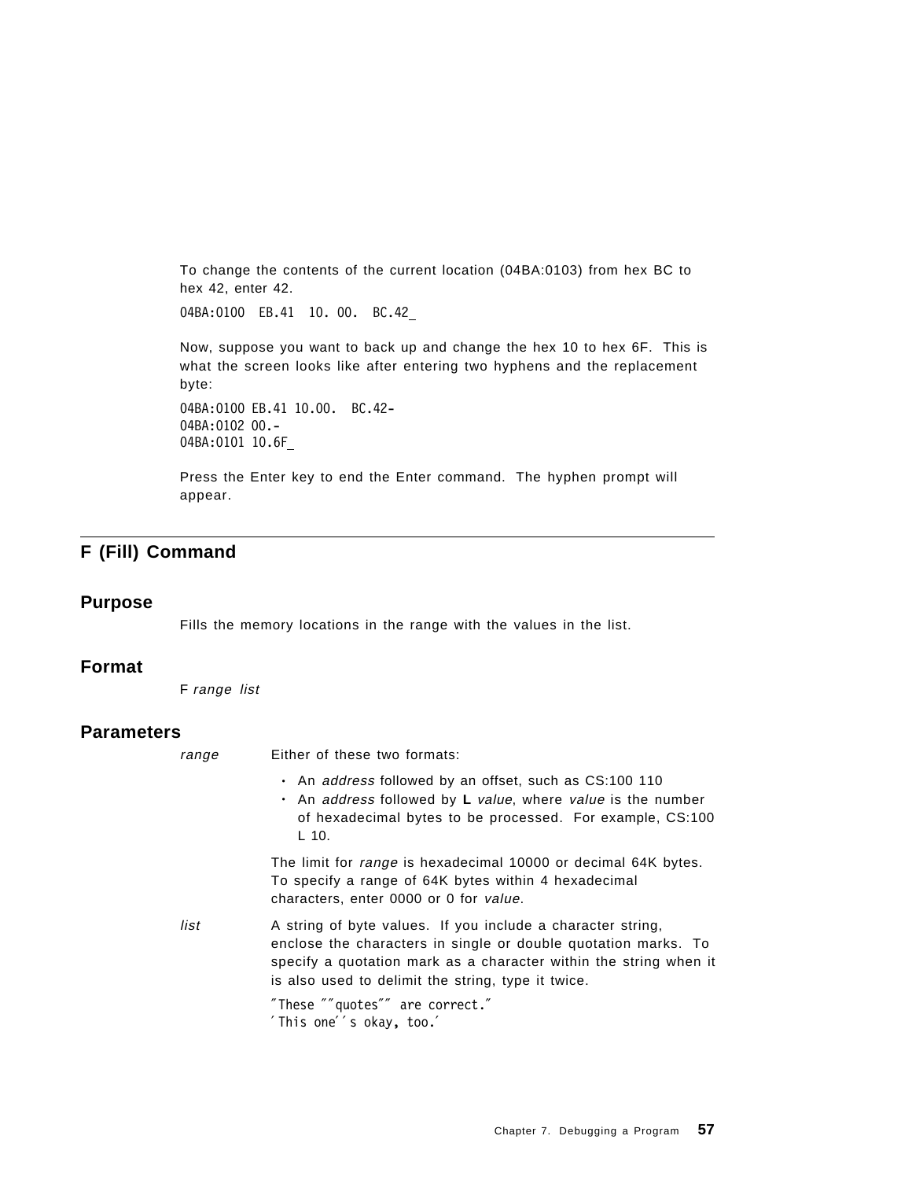To change the contents of the current location (04BA:0103) from hex BC to hex 42, enter 42.

```
04BA:0100  EB.41  10. 00.  BC.42_
```

Now, suppose you want to back up and change the hex 10 to hex 6F. This is what the screen looks like after entering two hyphens and the replacement byte:

```
04BA:0100 EB.41 10.00.  BC.42-
04BA:0102 00.-
04BA:0101 10.6F_
```

Press the Enter key to end the Enter command. The hyphen prompt will appear.

## F (Fill) Command

### Purpose

Fills the memory locations in the range with the values in the list.

### Format

F *range list*

### Parameters

*range* Either of these two formats:

- An *address* followed by an offset, such as CS:100 110
- An *address* followed by **L** *value*, where *value* is the number of hexadecimal bytes to be processed. For example, CS:100 L 10.

The limit for *range* is hexadecimal 10000 or decimal 64K bytes. To specify a range of 64K bytes within 4 hexadecimal characters, enter 0000 or 0 for *value*.

*list* A string of byte values. If you include a character string, enclose the characters in single or double quotation marks. To specify a quotation mark as a character within the string when it is also used to delimit the string, type it twice.

```
"These ""quotes"" are correct."
'This one''s okay, too.'
```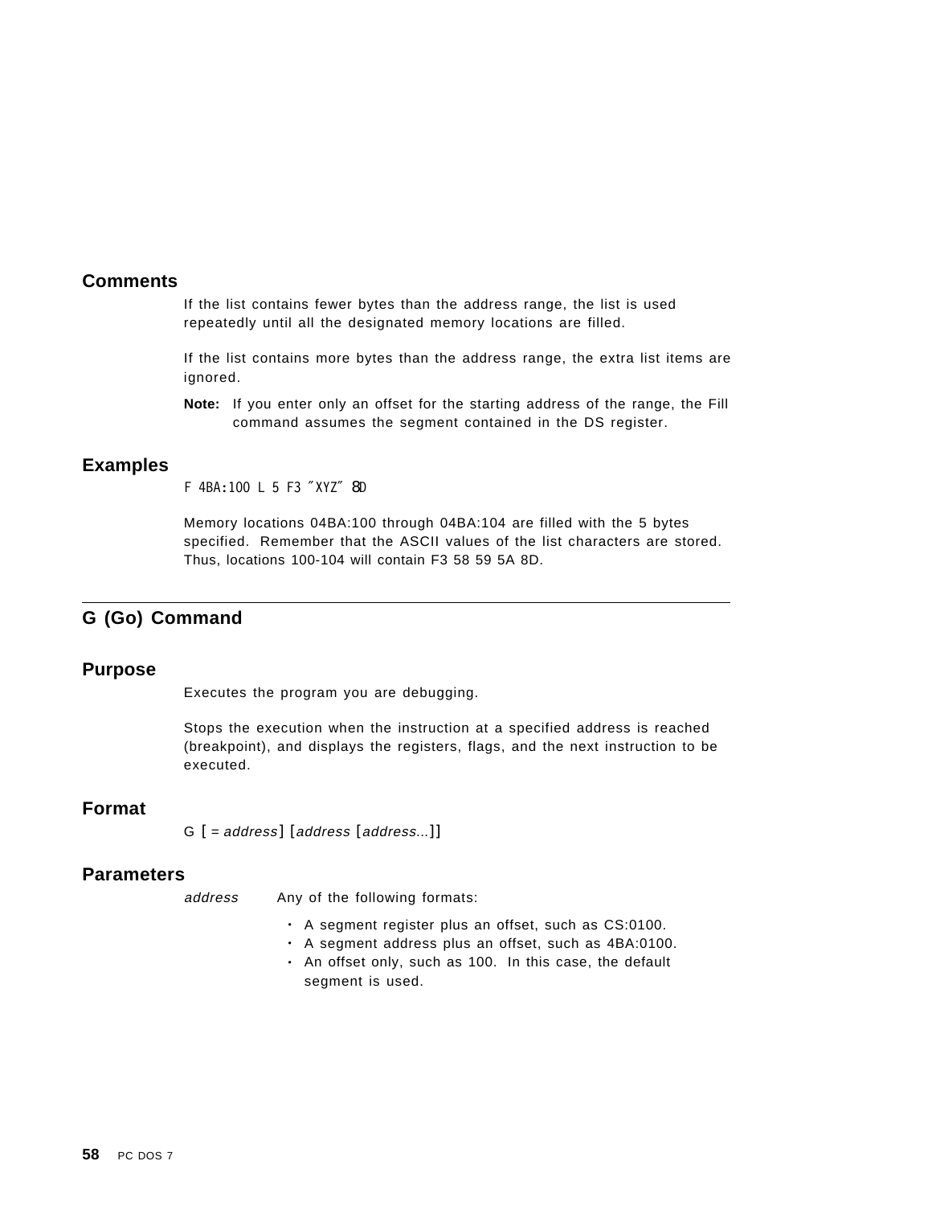## Comments

If the list contains fewer bytes than the address range, the list is used repeatedly until all the designated memory locations are filled.

If the list contains more bytes than the address range, the extra list items are ignored.

**Note:** If you enter only an offset for the starting address of the range, the Fill command assumes the segment contained in the DS register.

## Examples

```
F 4BA:100 L 5 F3 "XYZ" 8D
```

Memory locations 04BA:100 through 04BA:104 are filled with the 5 bytes specified. Remember that the ASCII values of the list characters are stored. Thus, locations 100-104 will contain F3 58 59 5A 8D.

---

# G (Go) Command

## Purpose

Executes the program you are debugging.

Stops the execution when the instruction at a specified address is reached (breakpoint), and displays the registers, flags, and the next instruction to be executed.

## Format

G [ = *address*] [*address* [*address*...]]

## Parameters

*address* Any of the following formats:

- A segment register plus an offset, such as CS:0100.
- A segment address plus an offset, such as 4BA:0100.
- An offset only, such as 100. In this case, the default segment is used.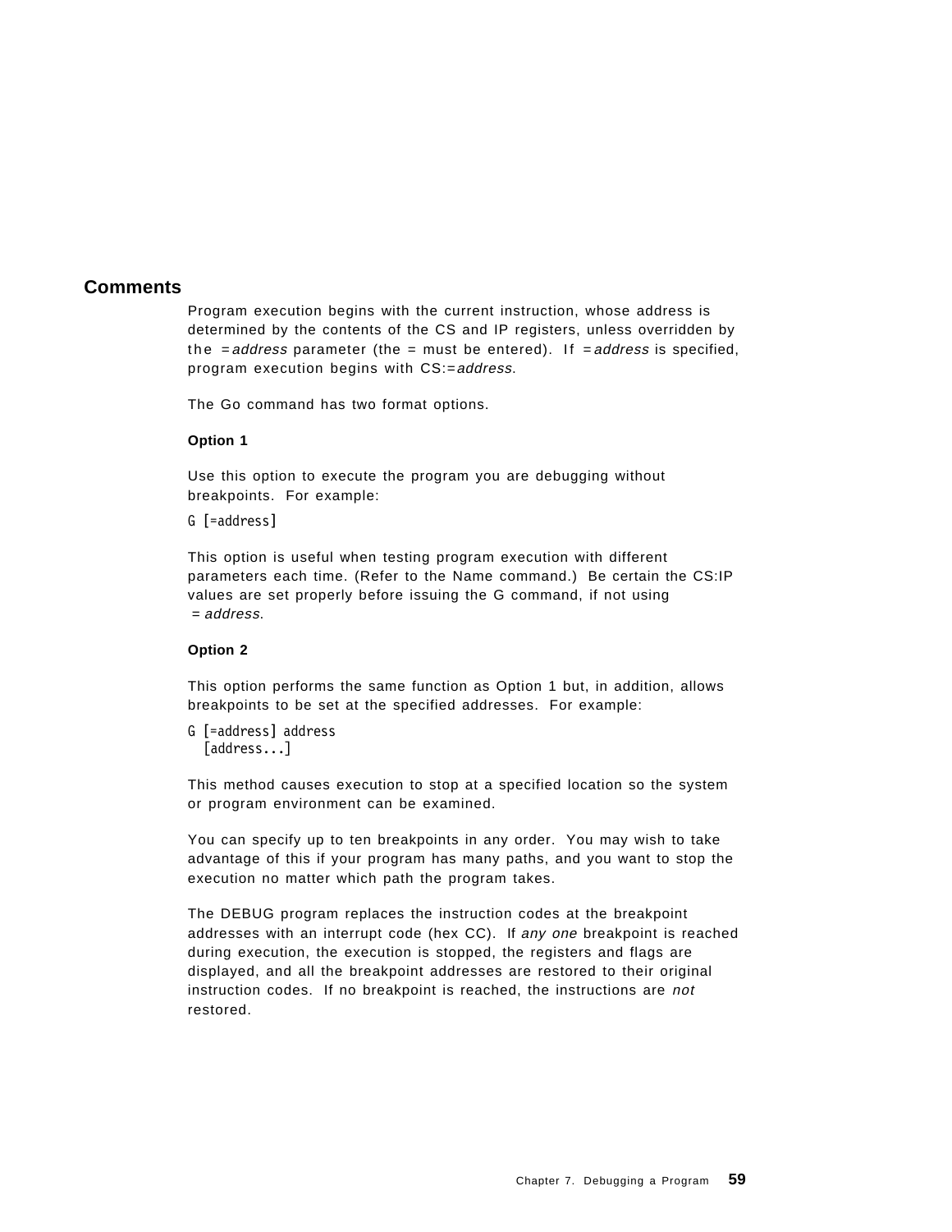## Comments

Program execution begins with the current instruction, whose address is determined by the contents of the CS and IP registers, unless overridden by the *=address* parameter (the = must be entered). If *=address* is specified, program execution begins with CS:=*address*.

The Go command has two format options.

**Option 1**

Use this option to execute the program you are debugging without breakpoints. For example:

```
G [=address]
```

This option is useful when testing program execution with different parameters each time. (Refer to the Name command.) Be certain the CS:IP values are set properly before issuing the G command, if not using *= address.*

**Option 2**

This option performs the same function as Option 1 but, in addition, allows breakpoints to be set at the specified addresses. For example:

```
G [=address] address
  [address...]
```

This method causes execution to stop at a specified location so the system or program environment can be examined.

You can specify up to ten breakpoints in any order. You may wish to take advantage of this if your program has many paths, and you want to stop the execution no matter which path the program takes.

The DEBUG program replaces the instruction codes at the breakpoint addresses with an interrupt code (hex CC). If *any one* breakpoint is reached during execution, the execution is stopped, the registers and flags are displayed, and all the breakpoint addresses are restored to their original instruction codes. If no breakpoint is reached, the instructions are *not* restored.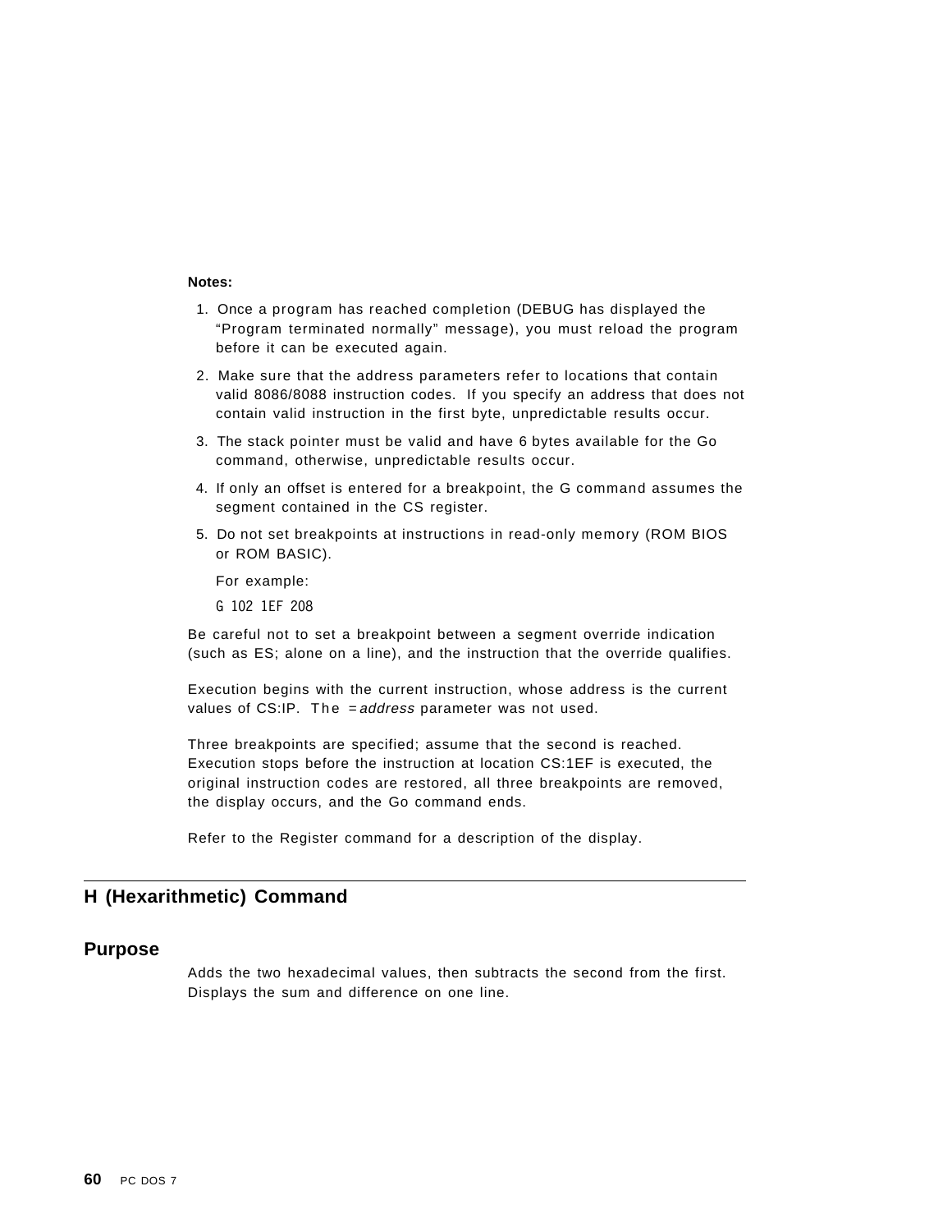**Notes:**

1. Once a program has reached completion (DEBUG has displayed the "Program terminated normally" message), you must reload the program before it can be executed again.
2. Make sure that the address parameters refer to locations that contain valid 8086/8088 instruction codes. If you specify an address that does not contain valid instruction in the first byte, unpredictable results occur.
3. The stack pointer must be valid and have 6 bytes available for the Go command, otherwise, unpredictable results occur.
4. If only an offset is entered for a breakpoint, the G command assumes the segment contained in the CS register.
5. Do not set breakpoints at instructions in read-only memory (ROM BIOS or ROM BASIC).

   For example:

   ```
   G 102 1EF 208
   ```

Be careful not to set a breakpoint between a segment override indication (such as ES; alone on a line), and the instruction that the override qualifies.

Execution begins with the current instruction, whose address is the current values of CS:IP. The =*address* parameter was not used.

Three breakpoints are specified; assume that the second is reached. Execution stops before the instruction at location CS:1EF is executed, the original instruction codes are restored, all three breakpoints are removed, the display occurs, and the Go command ends.

Refer to the Register command for a description of the display.

## H (Hexarithmetic) Command

### Purpose

Adds the two hexadecimal values, then subtracts the second from the first. Displays the sum and difference on one line.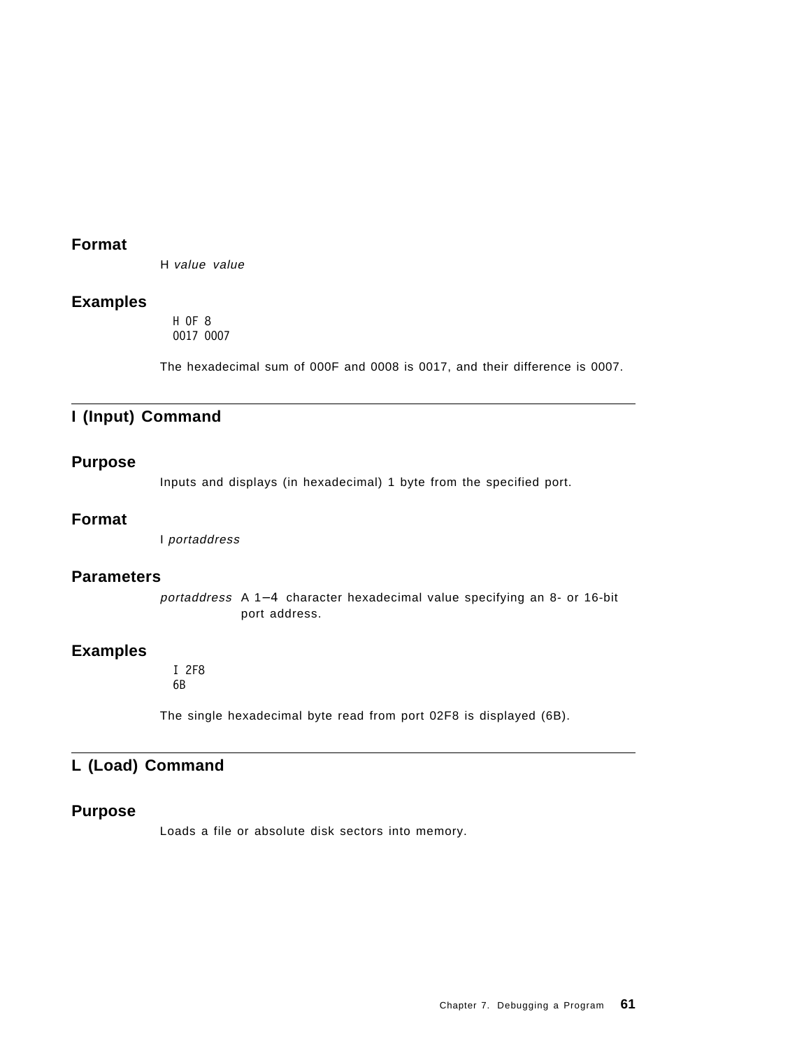### Format

H *value value*

### Examples

```
H 0F 8
0017 0007
```

The hexadecimal sum of 000F and 0008 is 0017, and their difference is 0007.

## I (Input) Command

### Purpose

Inputs and displays (in hexadecimal) 1 byte from the specified port.

### Format

I *portaddress*

### Parameters

*portaddress* A 1–4 character hexadecimal value specifying an 8- or 16-bit port address.

### Examples

```
I 2F8
6B
```

The single hexadecimal byte read from port 02F8 is displayed (6B).

## L (Load) Command

### Purpose

Loads a file or absolute disk sectors into memory.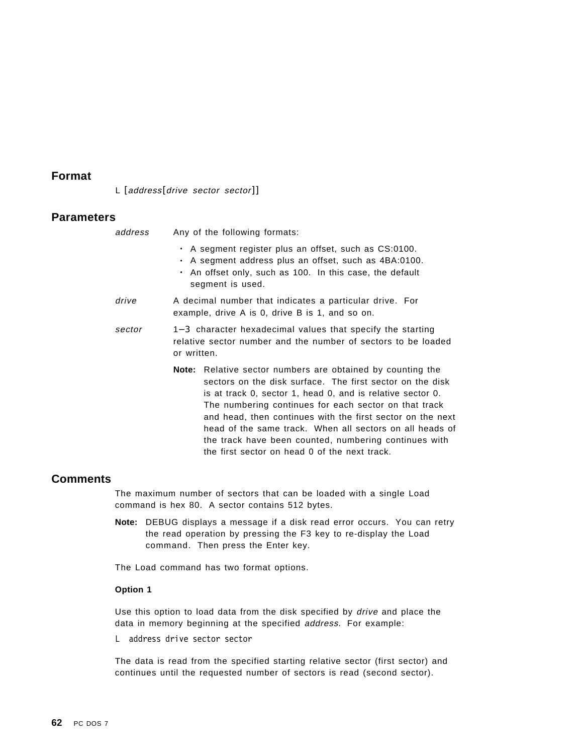## Format

L [*address*[*drive sector sector*]]

## Parameters

*address* Any of the following formats:

- A segment register plus an offset, such as CS:0100.
- A segment address plus an offset, such as 4BA:0100.
- An offset only, such as 100. In this case, the default segment is used.

*drive* A decimal number that indicates a particular drive. For example, drive A is 0, drive B is 1, and so on.

*sector* 1–3 character hexadecimal values that specify the starting relative sector number and the number of sectors to be loaded or written.

**Note:** Relative sector numbers are obtained by counting the sectors on the disk surface. The first sector on the disk is at track 0, sector 1, head 0, and is relative sector 0. The numbering continues for each sector on that track and head, then continues with the first sector on the next head of the same track. When all sectors on all heads of the track have been counted, numbering continues with the first sector on head 0 of the next track.

## Comments

The maximum number of sectors that can be loaded with a single Load command is hex 80. A sector contains 512 bytes.

**Note:** DEBUG displays a message if a disk read error occurs. You can retry the read operation by pressing the F3 key to re-display the Load command. Then press the Enter key.

The Load command has two format options.

**Option 1**

Use this option to load data from the disk specified by *drive* and place the data in memory beginning at the specified *address*. For example:

```
L  address drive sector sector
```

The data is read from the specified starting relative sector (first sector) and continues until the requested number of sectors is read (second sector).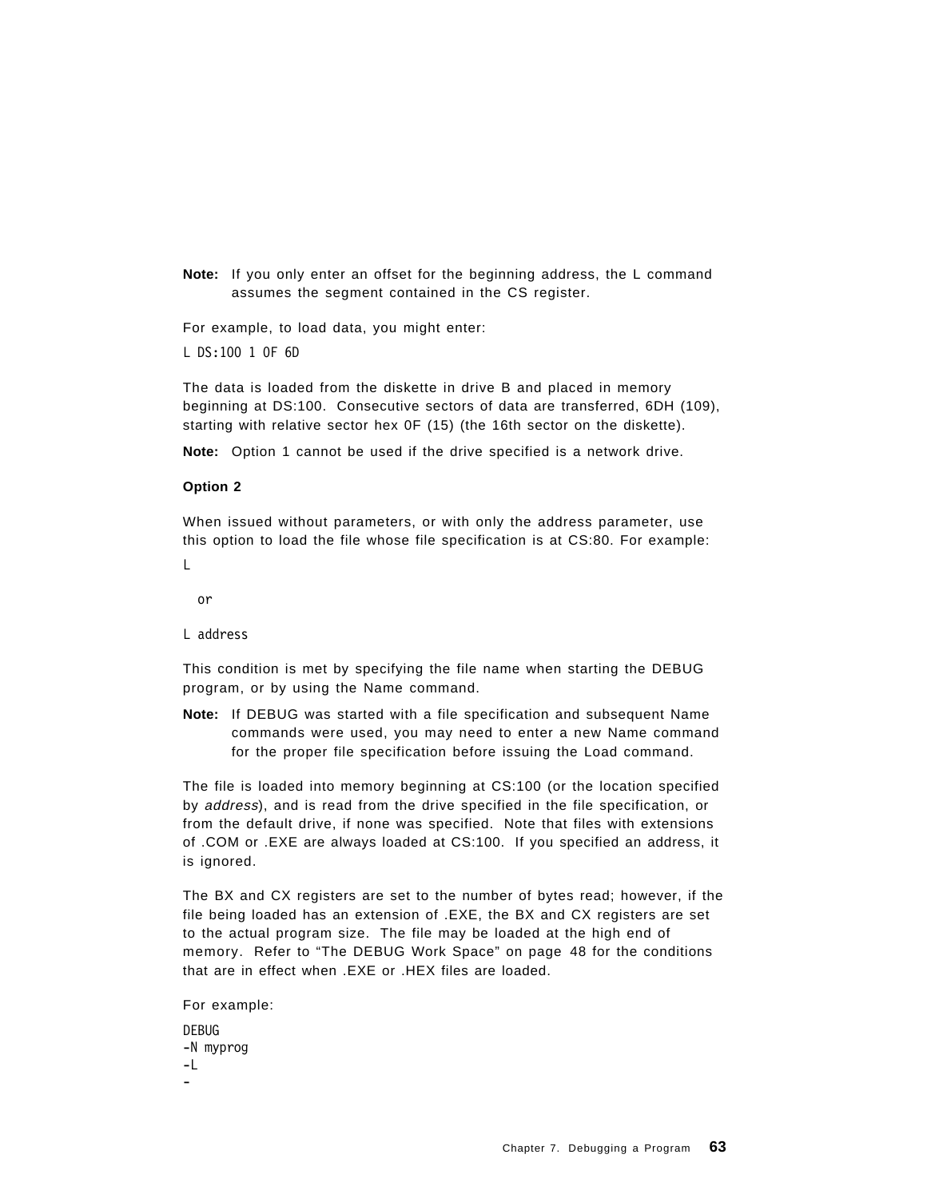**Note:** If you only enter an offset for the beginning address, the L command assumes the segment contained in the CS register.

For example, to load data, you might enter:

```
L DS:100 1 0F 6D
```

The data is loaded from the diskette in drive B and placed in memory beginning at DS:100. Consecutive sectors of data are transferred, 6DH (109), starting with relative sector hex 0F (15) (the 16th sector on the diskette).

**Note:** Option 1 cannot be used if the drive specified is a network drive.

**Option 2**

When issued without parameters, or with only the address parameter, use this option to load the file whose file specification is at CS:80. For example:

```
L
```

  or

```
L address
```

This condition is met by specifying the file name when starting the DEBUG program, or by using the Name command.

**Note:** If DEBUG was started with a file specification and subsequent Name commands were used, you may need to enter a new Name command for the proper file specification before issuing the Load command.

The file is loaded into memory beginning at CS:100 (or the location specified by *address*), and is read from the drive specified in the file specification, or from the default drive, if none was specified. Note that files with extensions of .COM or .EXE are always loaded at CS:100. If you specified an address, it is ignored.

The BX and CX registers are set to the number of bytes read; however, if the file being loaded has an extension of .EXE, the BX and CX registers are set to the actual program size. The file may be loaded at the high end of memory. Refer to “The DEBUG Work Space” on page 48 for the conditions that are in effect when .EXE or .HEX files are loaded.

For example:

```
DEBUG
-N myprog
-L
-
```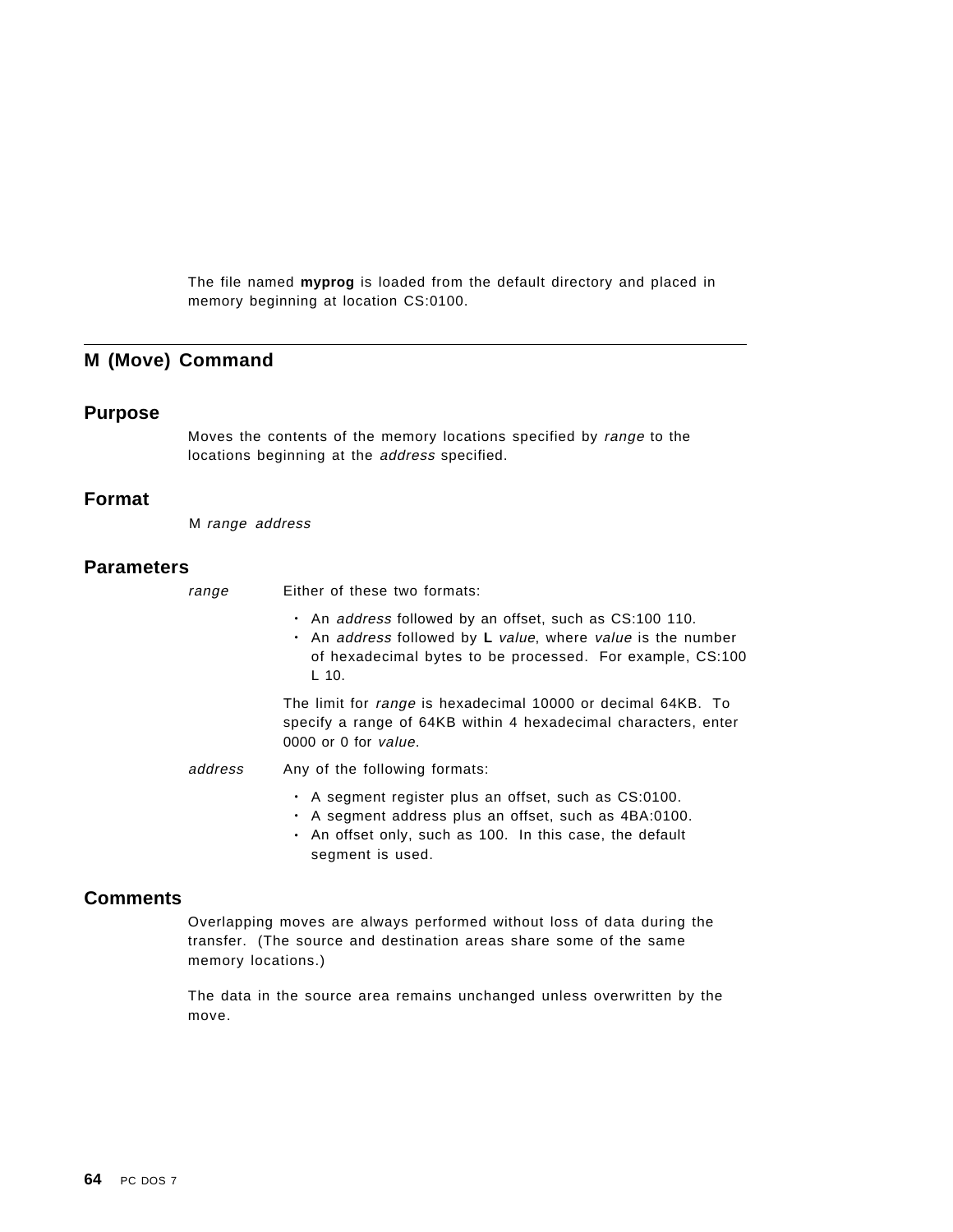The file named **myprog** is loaded from the default directory and placed in memory beginning at location CS:0100.

## M (Move) Command

### Purpose

Moves the contents of the memory locations specified by *range* to the locations beginning at the *address* specified.

### Format

M *range address*

### Parameters

*range*
Either of these two formats:

- An *address* followed by an offset, such as CS:100 110.
- An *address* followed by **L** *value*, where *value* is the number of hexadecimal bytes to be processed. For example, CS:100 L 10.

The limit for *range* is hexadecimal 10000 or decimal 64KB. To specify a range of 64KB within 4 hexadecimal characters, enter 0000 or 0 for *value*.

*address*
Any of the following formats:

- A segment register plus an offset, such as CS:0100.
- A segment address plus an offset, such as 4BA:0100.
- An offset only, such as 100. In this case, the default segment is used.

### Comments

Overlapping moves are always performed without loss of data during the transfer. (The source and destination areas share some of the same memory locations.)

The data in the source area remains unchanged unless overwritten by the move.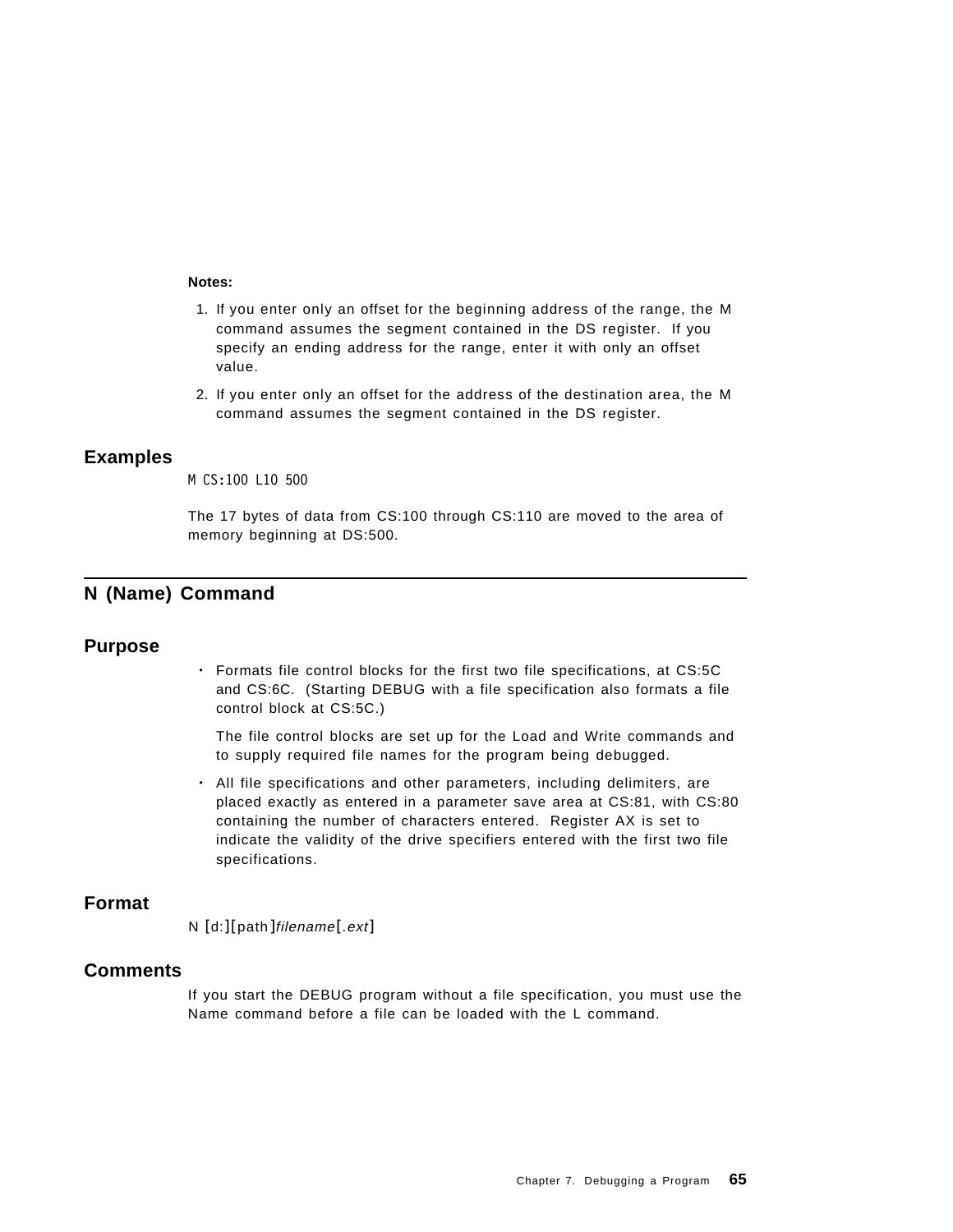**Notes:**

1. If you enter only an offset for the beginning address of the range, the M command assumes the segment contained in the DS register. If you specify an ending address for the range, enter it with only an offset value.
2. If you enter only an offset for the address of the destination area, the M command assumes the segment contained in the DS register.

## Examples

```
M CS:100 L10 500
```

The 17 bytes of data from CS:100 through CS:110 are moved to the area of memory beginning at DS:500.

# N (Name) Command

## Purpose

- Formats file control blocks for the first two file specifications, at CS:5C and CS:6C. (Starting DEBUG with a file specification also formats a file control block at CS:5C.)

  The file control blocks are set up for the Load and Write commands and to supply required file names for the program being debugged.

- All file specifications and other parameters, including delimiters, are placed exactly as entered in a parameter save area at CS:81, with CS:80 containing the number of characters entered. Register AX is set to indicate the validity of the drive specifiers entered with the first two file specifications.

## Format

N [d:][path]*filename*[.*ext*]

## Comments

If you start the DEBUG program without a file specification, you must use the Name command before a file can be loaded with the L command.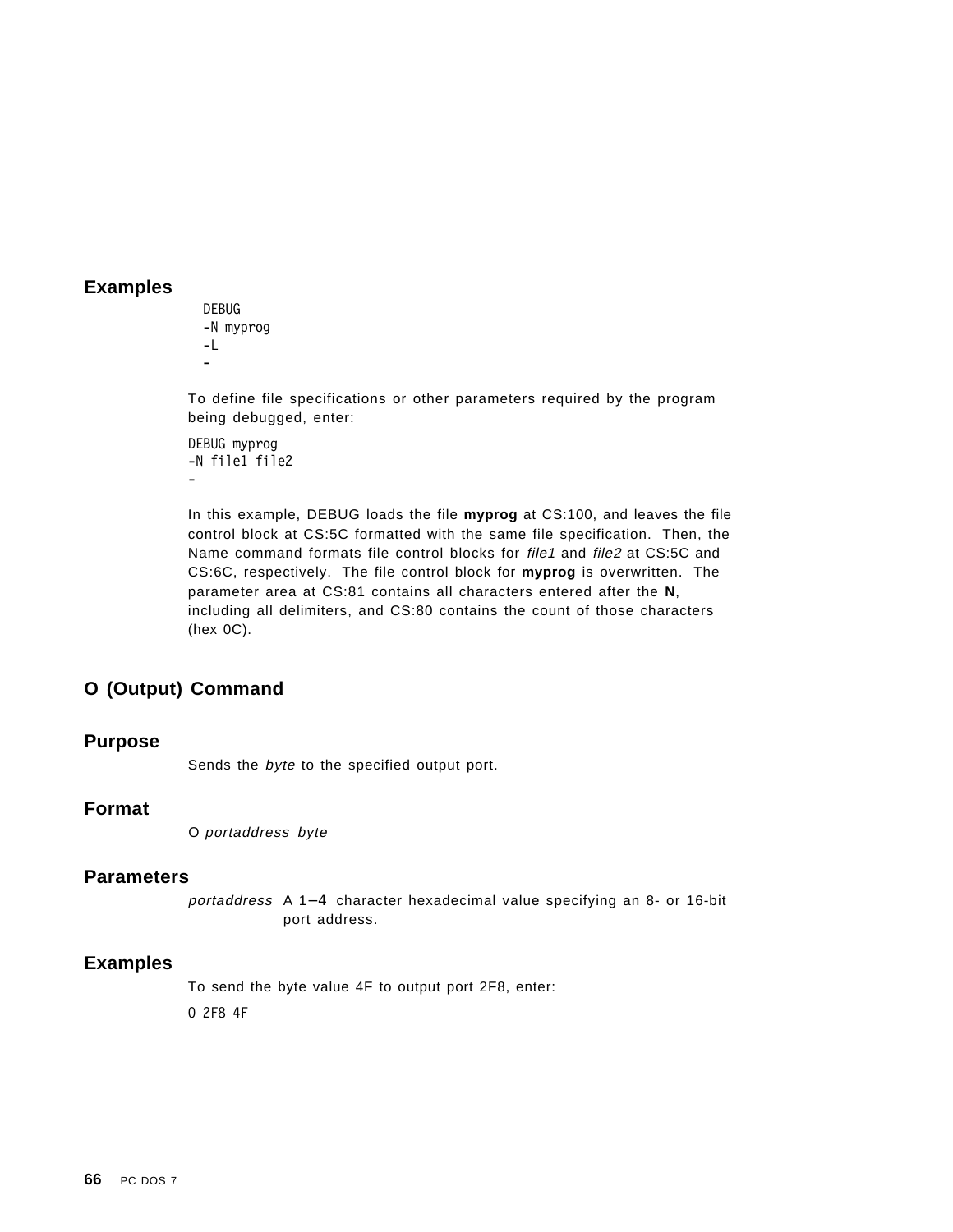### Examples

```
DEBUG
-N myprog
-L
-
```

To define file specifications or other parameters required by the program being debugged, enter:

```
DEBUG myprog
-N file1 file2
-
```

In this example, DEBUG loads the file **myprog** at CS:100, and leaves the file control block at CS:5C formatted with the same file specification. Then, the Name command formats file control blocks for *file1* and *file2* at CS:5C and CS:6C, respectively. The file control block for **myprog** is overwritten. The parameter area at CS:81 contains all characters entered after the **N**, including all delimiters, and CS:80 contains the count of those characters (hex 0C).

## O (Output) Command

### Purpose

Sends the *byte* to the specified output port.

### Format

O *portaddress byte*

### Parameters

*portaddress* A 1–4 character hexadecimal value specifying an 8- or 16-bit port address.

### Examples

To send the byte value 4F to output port 2F8, enter:

```
O 2F8 4F
```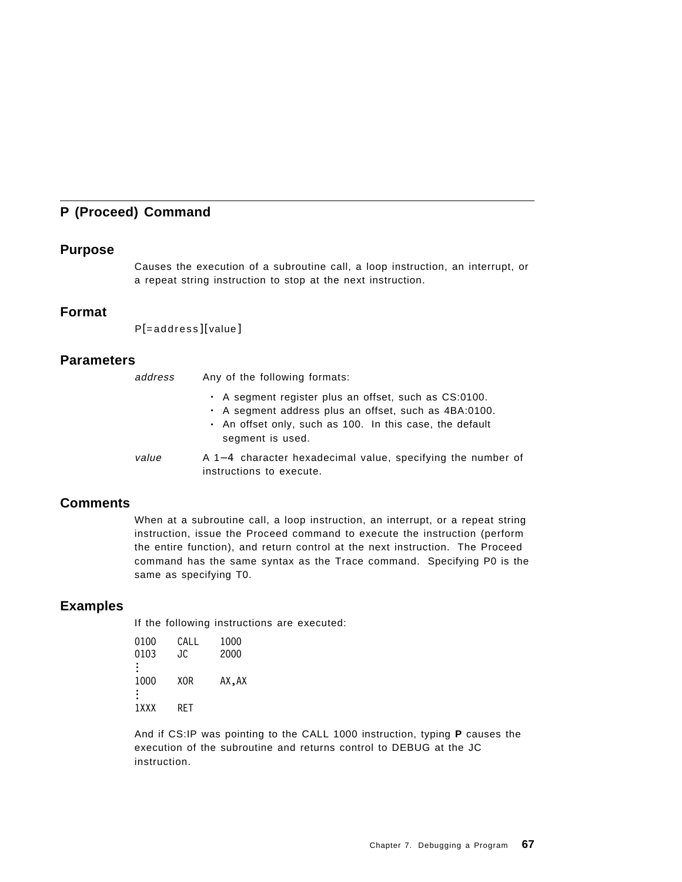## P (Proceed) Command

### Purpose

Causes the execution of a subroutine call, a loop instruction, an interrupt, or a repeat string instruction to stop at the next instruction.

### Format

P[=address][value]

### Parameters

*address* Any of the following formats:

- A segment register plus an offset, such as CS:0100.
- A segment address plus an offset, such as 4BA:0100.
- An offset only, such as 100. In this case, the default segment is used.

*value* A 1–4 character hexadecimal value, specifying the number of instructions to execute.

### Comments

When at a subroutine call, a loop instruction, an interrupt, or a repeat string instruction, issue the Proceed command to execute the instruction (perform the entire function), and return control at the next instruction. The Proceed command has the same syntax as the Trace command. Specifying P0 is the same as specifying T0.

### Examples

If the following instructions are executed:

```
0100    CALL    1000
0103    JC      2000
:
1000    XOR     AX,AX
:
1XXX    RET
```

And if CS:IP was pointing to the CALL 1000 instruction, typing **P** causes the execution of the subroutine and returns control to DEBUG at the JC instruction.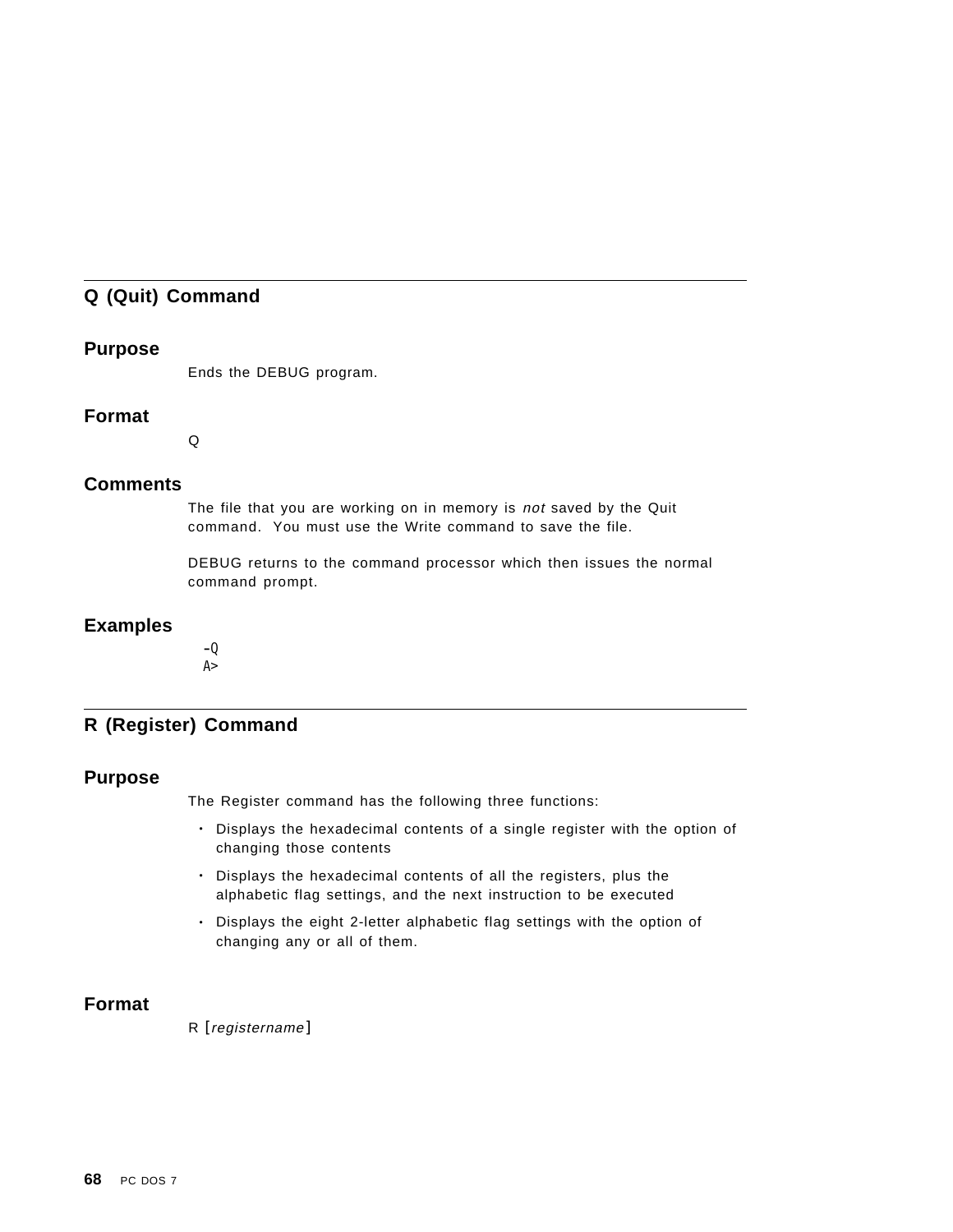## Q (Quit) Command

### Purpose

Ends the DEBUG program.

### Format

Q

### Comments

The file that you are working on in memory is *not* saved by the Quit command. You must use the Write command to save the file.

DEBUG returns to the command processor which then issues the normal command prompt.

### Examples

```
-Q
A>
```

## R (Register) Command

### Purpose

The Register command has the following three functions:

- Displays the hexadecimal contents of a single register with the option of changing those contents
- Displays the hexadecimal contents of all the registers, plus the alphabetic flag settings, and the next instruction to be executed
- Displays the eight 2-letter alphabetic flag settings with the option of changing any or all of them.

### Format

R [*registername*]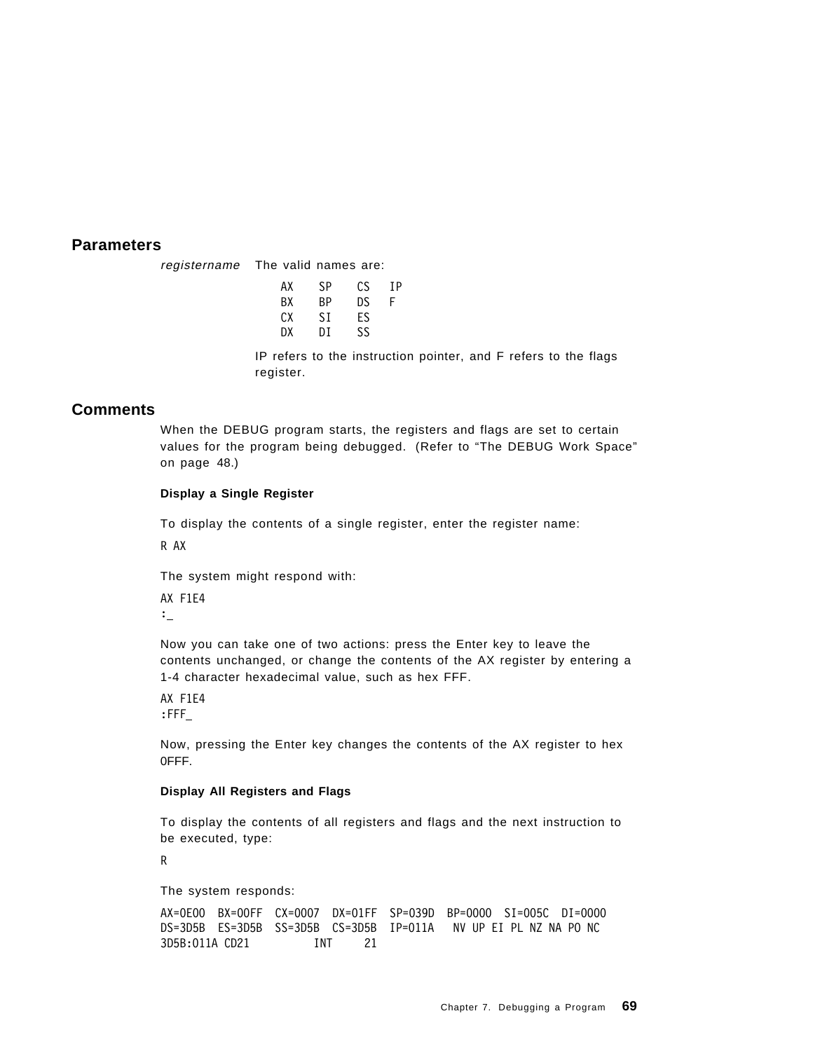## Parameters

*registername* The valid names are:

```
AX   SP   CS   IP
BX   BP   DS   F
CX   SI   ES
DX   DI   SS
```

IP refers to the instruction pointer, and F refers to the flags register.

## Comments

When the DEBUG program starts, the registers and flags are set to certain values for the program being debugged. (Refer to "The DEBUG Work Space" on page 48.)

**Display a Single Register**

To display the contents of a single register, enter the register name:

```
R AX
```

The system might respond with:

```
AX F1E4
:_
```

Now you can take one of two actions: press the Enter key to leave the contents unchanged, or change the contents of the AX register by entering a 1-4 character hexadecimal value, such as hex FFF.

```
AX F1E4
:FFF_
```

Now, pressing the Enter key changes the contents of the AX register to hex 0FFF.

**Display All Registers and Flags**

To display the contents of all registers and flags and the next instruction to be executed, type:

```
R
```

The system responds:

```
AX=0E00  BX=00FF  CX=0007  DX=01FF  SP=039D  BP=0000  SI=005C  DI=0000
DS=3D5B  ES=3D5B  SS=3D5B  CS=3D5B  IP=011A   NV UP EI PL NZ NA PO NC
3D5B:011A CD21          INT     21
```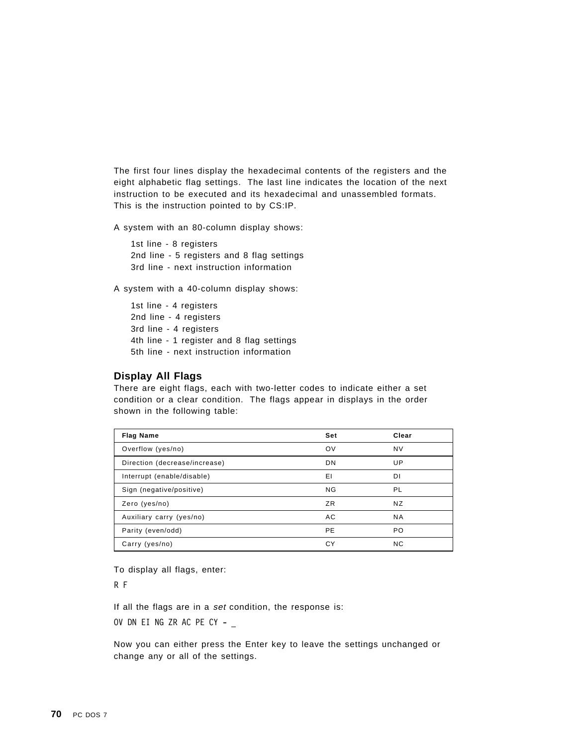The first four lines display the hexadecimal contents of the registers and the eight alphabetic flag settings. The last line indicates the location of the next instruction to be executed and its hexadecimal and unassembled formats. This is the instruction pointed to by CS:IP.

A system with an 80-column display shows:

1st line - 8 registers
2nd line - 5 registers and 8 flag settings
3rd line - next instruction information

A system with a 40-column display shows:

1st line - 4 registers
2nd line - 4 registers
3rd line - 4 registers
4th line - 1 register and 8 flag settings
5th line - next instruction information

### Display All Flags

There are eight flags, each with two-letter codes to indicate either a set condition or a clear condition. The flags appear in displays in the order shown in the following table:

| Flag Name | Set | Clear |
|---|---|---|
| Overflow (yes/no) | OV | NV |
| Direction (decrease/increase) | DN | UP |
| Interrupt (enable/disable) | EI | DI |
| Sign (negative/positive) | NG | PL |
| Zero (yes/no) | ZR | NZ |
| Auxiliary carry (yes/no) | AC | NA |
| Parity (even/odd) | PE | PO |
| Carry (yes/no) | CY | NC |

To display all flags, enter:

```
R F
```

If all the flags are in a *set* condition, the response is:

```
OV DN EI NG ZR AC PE CY - _
```

Now you can either press the Enter key to leave the settings unchanged or change any or all of the settings.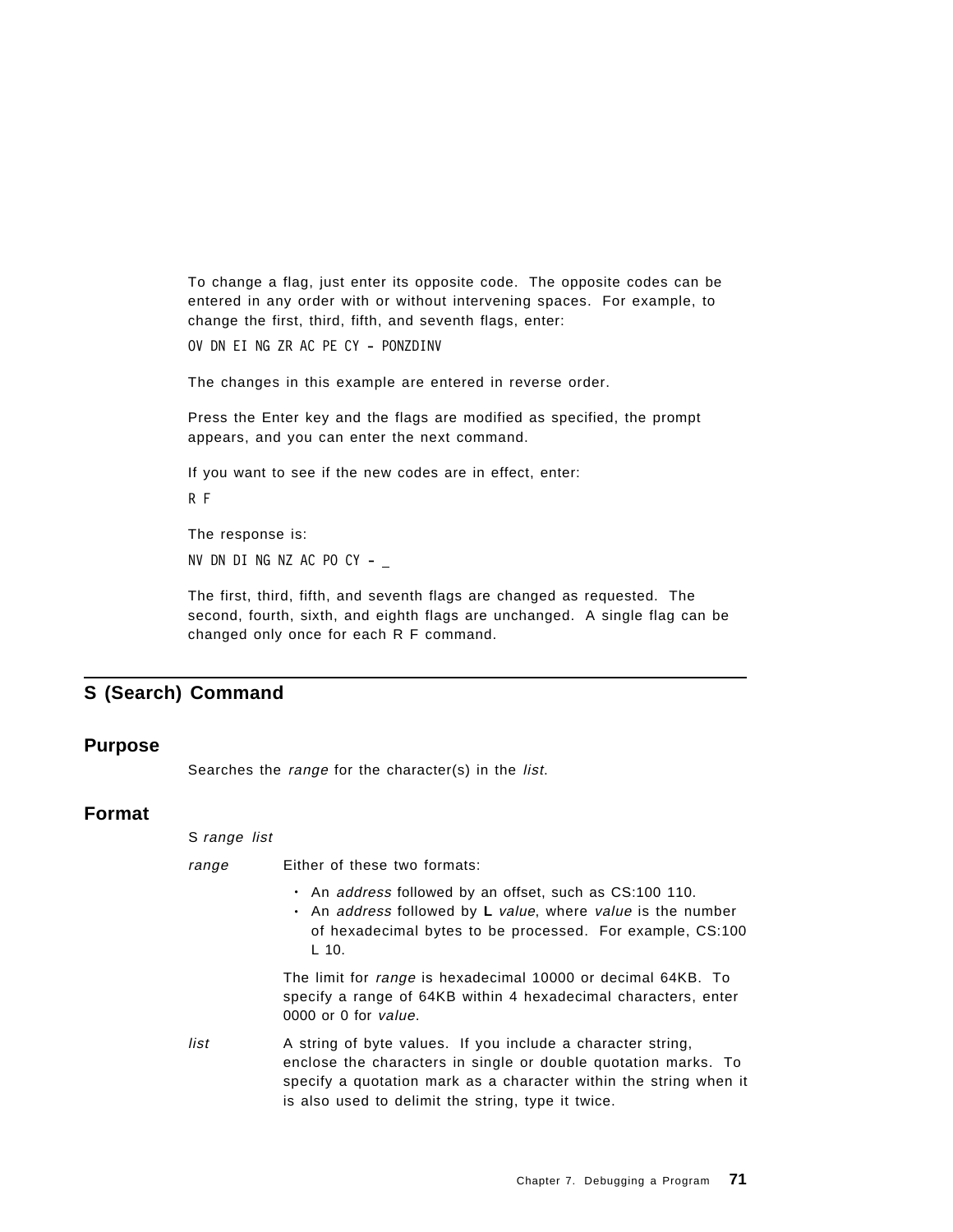To change a flag, just enter its opposite code. The opposite codes can be entered in any order with or without intervening spaces. For example, to change the first, third, fifth, and seventh flags, enter:

```
OV DN EI NG ZR AC PE CY - PONZDINV
```

The changes in this example are entered in reverse order.

Press the Enter key and the flags are modified as specified, the prompt appears, and you can enter the next command.

If you want to see if the new codes are in effect, enter:

```
R F
```

The response is:

```
NV DN DI NG NZ AC PO CY - _
```

The first, third, fifth, and seventh flags are changed as requested. The second, fourth, sixth, and eighth flags are unchanged. A single flag can be changed only once for each R F command.

## S (Search) Command

### Purpose

Searches the *range* for the character(s) in the *list*.

### Format

S *range* *list*

*range*
: Either of these two formats:

- An *address* followed by an offset, such as CS:100 110.
- An *address* followed by **L** *value*, where *value* is the number of hexadecimal bytes to be processed. For example, CS:100 L 10.

The limit for *range* is hexadecimal 10000 or decimal 64KB. To specify a range of 64KB within 4 hexadecimal characters, enter 0000 or 0 for *value*.

*list*
: A string of byte values. If you include a character string, enclose the characters in single or double quotation marks. To specify a quotation mark as a character within the string when it is also used to delimit the string, type it twice.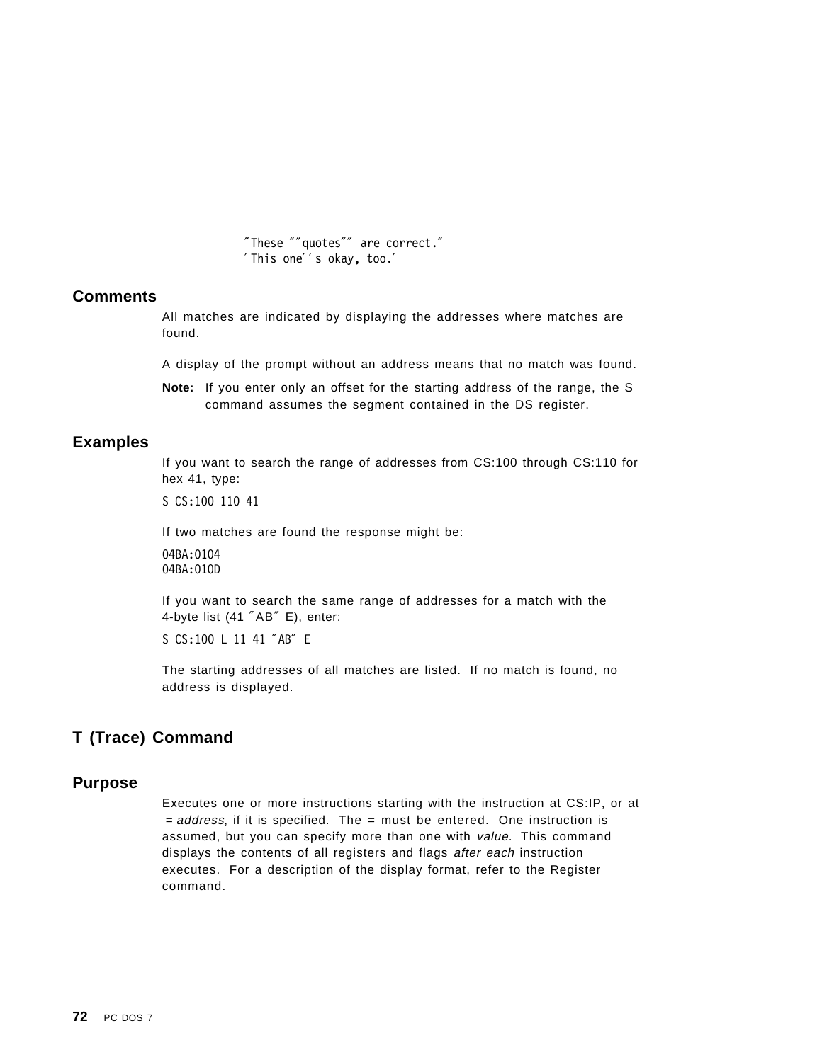```
"These ""quotes"" are correct."
'This one''s okay, too.'
```

## Comments

All matches are indicated by displaying the addresses where matches are found.

A display of the prompt without an address means that no match was found.

**Note:** If you enter only an offset for the starting address of the range, the S command assumes the segment contained in the DS register.

## Examples

If you want to search the range of addresses from CS:100 through CS:110 for hex 41, type:

```
S CS:100 110 41
```

If two matches are found the response might be:

```
04BA:0104
04BA:010D
```

If you want to search the same range of addresses for a match with the 4-byte list (41 "AB" E), enter:

```
S CS:100 L 11 41 "AB" E
```

The starting addresses of all matches are listed. If no match is found, no address is displayed.

# T (Trace) Command

## Purpose

Executes one or more instructions starting with the instruction at CS:IP, or at = *address*, if it is specified. The = must be entered. One instruction is assumed, but you can specify more than one with *value*. This command displays the contents of all registers and flags *after each* instruction executes. For a description of the display format, refer to the Register command.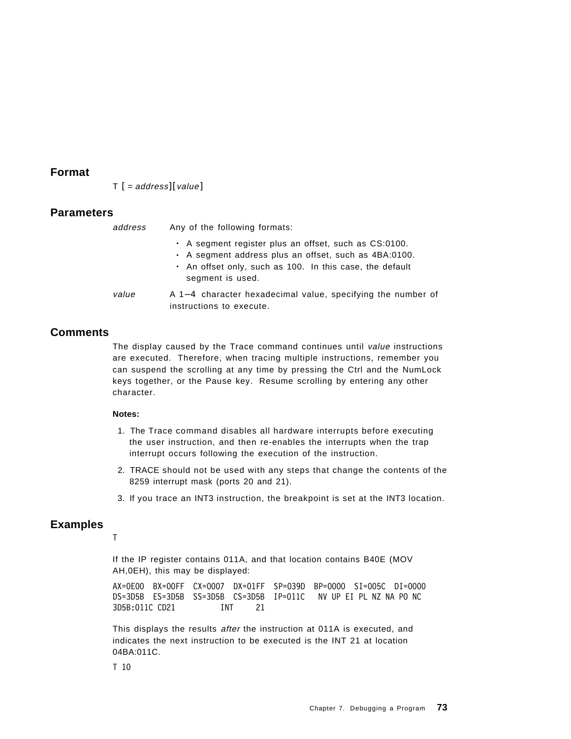## Format

T [ = *address*][*value*]

## Parameters

*address* Any of the following formats:

- A segment register plus an offset, such as CS:0100.
- A segment address plus an offset, such as 4BA:0100.
- An offset only, such as 100. In this case, the default segment is used.

*value* A 1–4 character hexadecimal value, specifying the number of instructions to execute.

## Comments

The display caused by the Trace command continues until *value* instructions are executed. Therefore, when tracing multiple instructions, remember you can suspend the scrolling at any time by pressing the Ctrl and the NumLock keys together, or the Pause key. Resume scrolling by entering any other character.

**Notes:**

1. The Trace command disables all hardware interrupts before executing the user instruction, and then re-enables the interrupts when the trap interrupt occurs following the execution of the instruction.
2. TRACE should not be used with any steps that change the contents of the 8259 interrupt mask (ports 20 and 21).
3. If you trace an INT3 instruction, the breakpoint is set at the INT3 location.

## Examples

```
T
```

If the IP register contains 011A, and that location contains B40E (MOV AH,0EH), this may be displayed:

```
AX=0E00  BX=00FF  CX=0007  DX=01FF  SP=039D  BP=0000  SI=005C  DI=0000
DS=3D5B  ES=3D5B  SS=3D5B  CS=3D5B  IP=011C   NV UP EI PL NZ NA PO NC
3D5B:011C CD21          INT     21
```

This displays the results *after* the instruction at 011A is executed, and indicates the next instruction to be executed is the INT 21 at location 04BA:011C.

```
T 10
```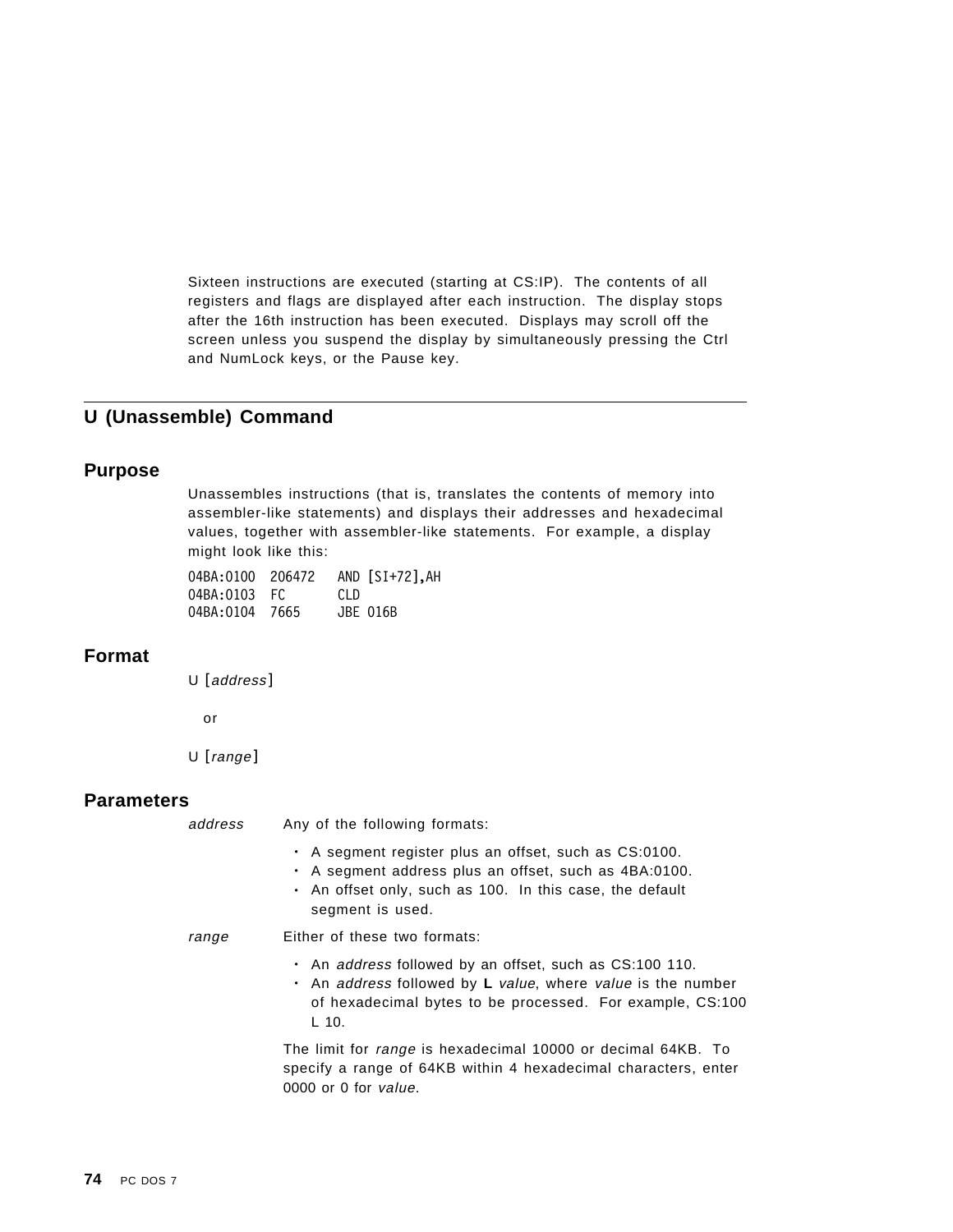Sixteen instructions are executed (starting at CS:IP). The contents of all registers and flags are displayed after each instruction. The display stops after the 16th instruction has been executed. Displays may scroll off the screen unless you suspend the display by simultaneously pressing the Ctrl and NumLock keys, or the Pause key.

## U (Unassemble) Command

### Purpose

Unassembles instructions (that is, translates the contents of memory into assembler-like statements) and displays their addresses and hexadecimal values, together with assembler-like statements. For example, a display might look like this:

```
04BA:0100  206472   AND [SI+72],AH
04BA:0103  FC       CLD
04BA:0104  7665     JBE 016B
```

### Format

U [*address*]

or

U [*range*]

### Parameters

*address*
: Any of the following formats:

- A segment register plus an offset, such as CS:0100.
- A segment address plus an offset, such as 4BA:0100.
- An offset only, such as 100. In this case, the default segment is used.

*range*
: Either of these two formats:

- An *address* followed by an offset, such as CS:100 110.
- An *address* followed by **L** *value*, where *value* is the number of hexadecimal bytes to be processed. For example, CS:100 L 10.

The limit for *range* is hexadecimal 10000 or decimal 64KB. To specify a range of 64KB within 4 hexadecimal characters, enter 0000 or 0 for *value*.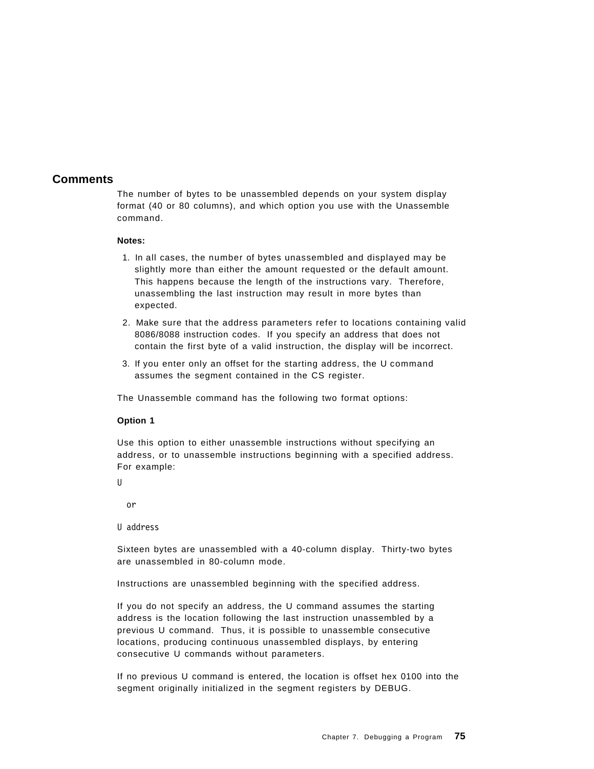## Comments

The number of bytes to be unassembled depends on your system display format (40 or 80 columns), and which option you use with the Unassemble command.

**Notes:**

1. In all cases, the number of bytes unassembled and displayed may be slightly more than either the amount requested or the default amount. This happens because the length of the instructions vary. Therefore, unassembling the last instruction may result in more bytes than expected.
2. Make sure that the address parameters refer to locations containing valid 8086/8088 instruction codes. If you specify an address that does not contain the first byte of a valid instruction, the display will be incorrect.
3. If you enter only an offset for the starting address, the U command assumes the segment contained in the CS register.

The Unassemble command has the following two format options:

**Option 1**

Use this option to either unassemble instructions without specifying an address, or to unassemble instructions beginning with a specified address. For example:

```
U

  or

U address
```

Sixteen bytes are unassembled with a 40-column display. Thirty-two bytes are unassembled in 80-column mode.

Instructions are unassembled beginning with the specified address.

If you do not specify an address, the U command assumes the starting address is the location following the last instruction unassembled by a previous U command. Thus, it is possible to unassemble consecutive locations, producing continuous unassembled displays, by entering consecutive U commands without parameters.

If no previous U command is entered, the location is offset hex 0100 into the segment originally initialized in the segment registers by DEBUG.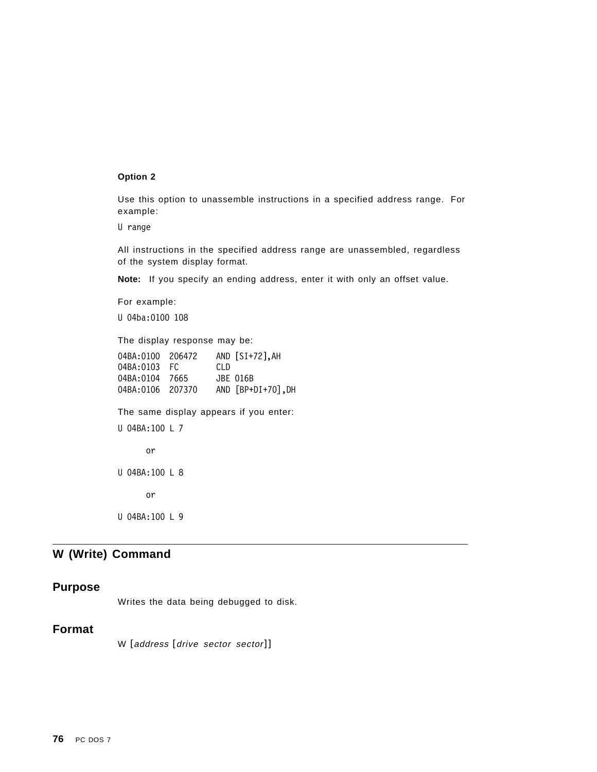**Option 2**

Use this option to unassemble instructions in a specified address range. For example:

```
U range
```

All instructions in the specified address range are unassembled, regardless of the system display format.

**Note:** If you specify an ending address, enter it with only an offset value.

For example:

```
U 04ba:0100 108
```

The display response may be:

```
04BA:0100  206472    AND [SI+72],AH
04BA:0103  FC        CLD
04BA:0104  7665      JBE 016B
04BA:0106  207370    AND [BP+DI+70],DH
```

The same display appears if you enter:

```
U 04BA:100 L 7
```

or

```
U 04BA:100 L 8
```

or

```
U 04BA:100 L 9
```

## W (Write) Command

### Purpose

Writes the data being debugged to disk.

### Format

W [*address* [*drive sector sector*]]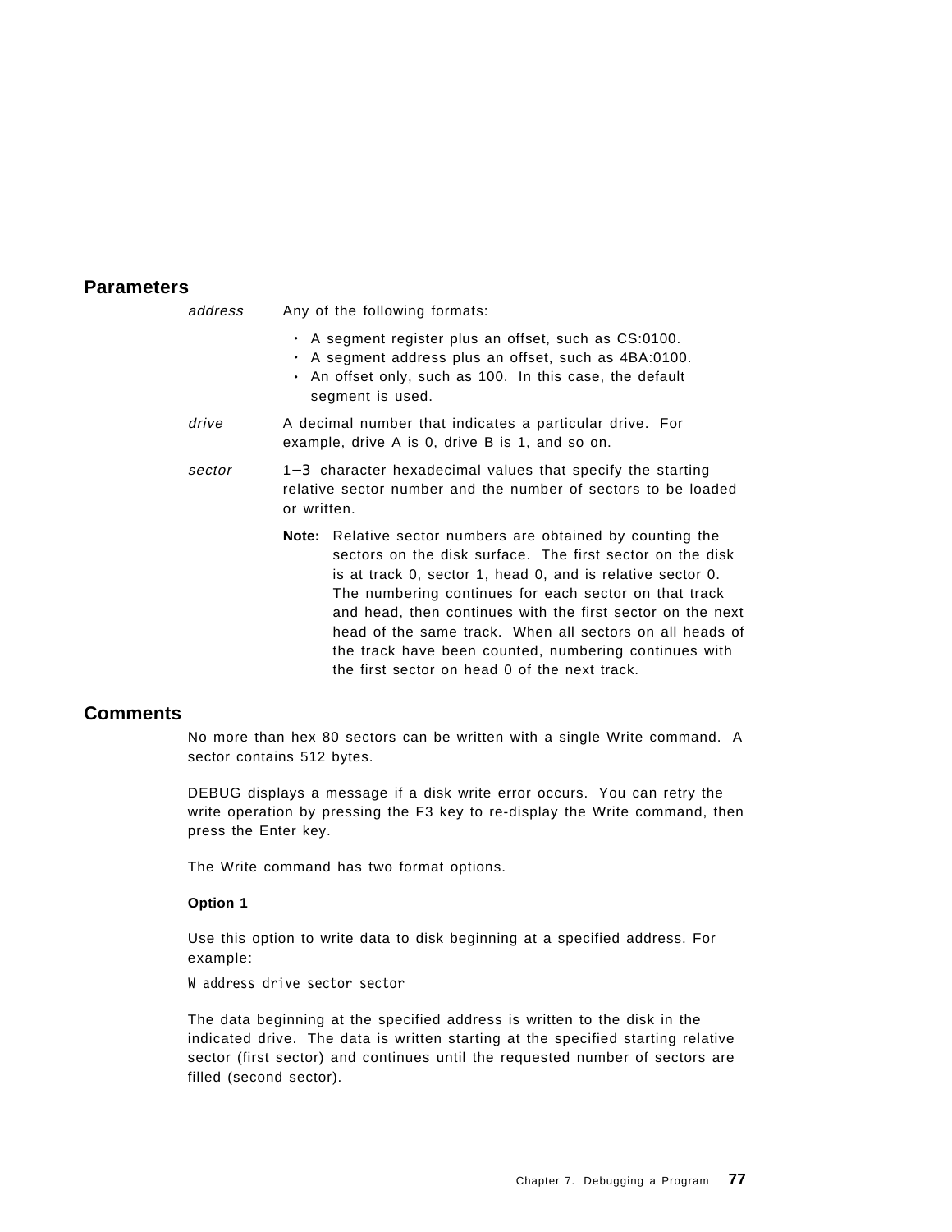## Parameters

*address* Any of the following formats:

- A segment register plus an offset, such as CS:0100.
- A segment address plus an offset, such as 4BA:0100.
- An offset only, such as 100. In this case, the default segment is used.

*drive* A decimal number that indicates a particular drive. For example, drive A is 0, drive B is 1, and so on.

*sector* 1–3 character hexadecimal values that specify the starting relative sector number and the number of sectors to be loaded or written.

**Note:** Relative sector numbers are obtained by counting the sectors on the disk surface. The first sector on the disk is at track 0, sector 1, head 0, and is relative sector 0. The numbering continues for each sector on that track and head, then continues with the first sector on the next head of the same track. When all sectors on all heads of the track have been counted, numbering continues with the first sector on head 0 of the next track.

## Comments

No more than hex 80 sectors can be written with a single Write command. A sector contains 512 bytes.

DEBUG displays a message if a disk write error occurs. You can retry the write operation by pressing the F3 key to re-display the Write command, then press the Enter key.

The Write command has two format options.

**Option 1**

Use this option to write data to disk beginning at a specified address. For example:

```
W address drive sector sector
```

The data beginning at the specified address is written to the disk in the indicated drive. The data is written starting at the specified starting relative sector (first sector) and continues until the requested number of sectors are filled (second sector).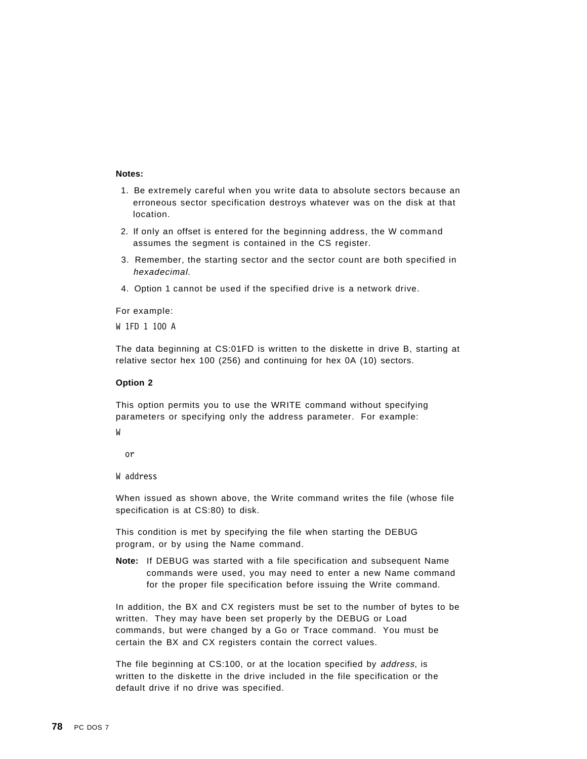**Notes:**

1. Be extremely careful when you write data to absolute sectors because an erroneous sector specification destroys whatever was on the disk at that location.
2. If only an offset is entered for the beginning address, the W command assumes the segment is contained in the CS register.
3. Remember, the starting sector and the sector count are both specified in *hexadecimal*.
4. Option 1 cannot be used if the specified drive is a network drive.

For example:

```
W 1FD 1 100 A
```

The data beginning at CS:01FD is written to the diskette in drive B, starting at relative sector hex 100 (256) and continuing for hex 0A (10) sectors.

**Option 2**

This option permits you to use the WRITE command without specifying parameters or specifying only the address parameter. For example:

```
W

  or

W address
```

When issued as shown above, the Write command writes the file (whose file specification is at CS:80) to disk.

This condition is met by specifying the file when starting the DEBUG program, or by using the Name command.

**Note:** If DEBUG was started with a file specification and subsequent Name commands were used, you may need to enter a new Name command for the proper file specification before issuing the Write command.

In addition, the BX and CX registers must be set to the number of bytes to be written. They may have been set properly by the DEBUG or Load commands, but were changed by a Go or Trace command. You must be certain the BX and CX registers contain the correct values.

The file beginning at CS:100, or at the location specified by *address*, is written to the diskette in the drive included in the file specification or the default drive if no drive was specified.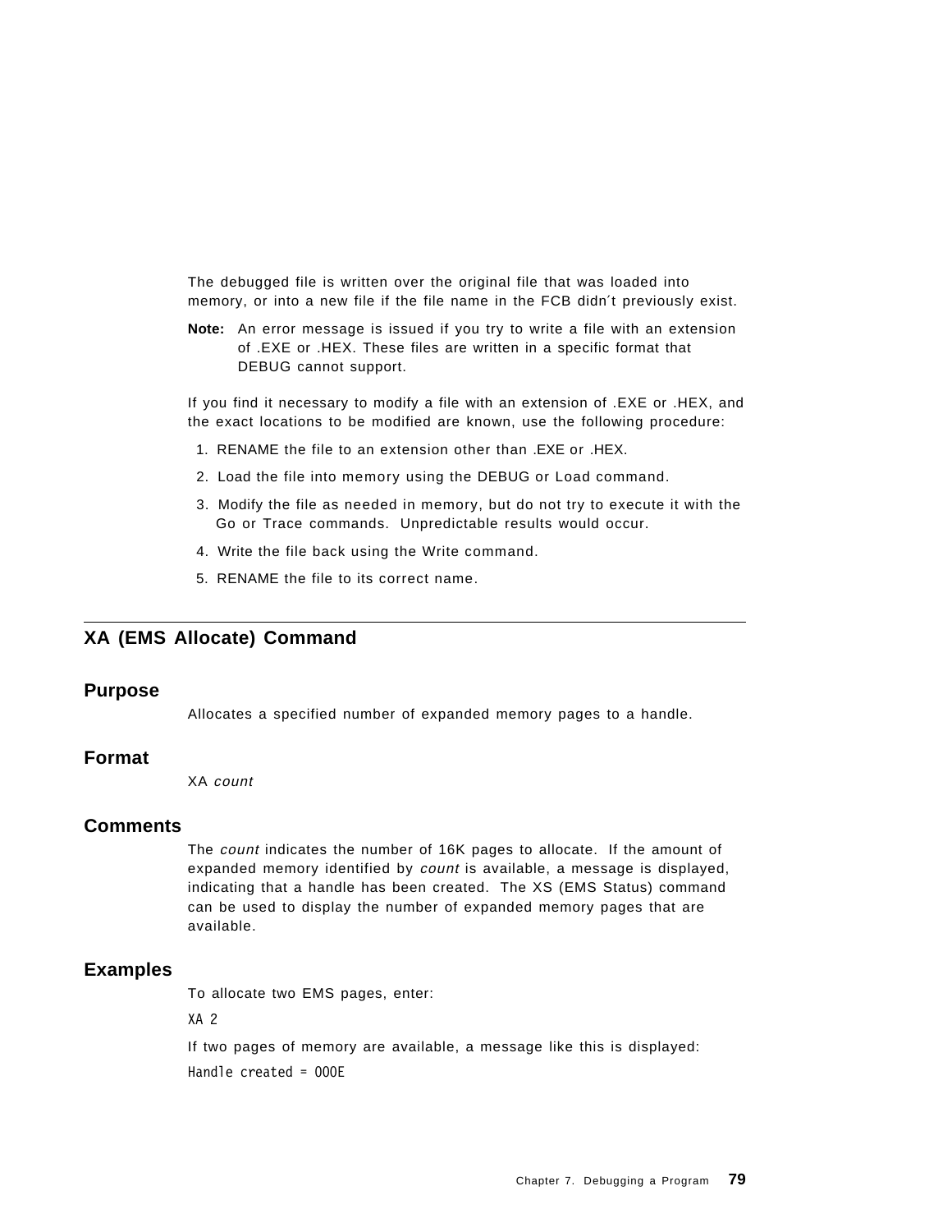The debugged file is written over the original file that was loaded into memory, or into a new file if the file name in the FCB didn´t previously exist.

**Note:** An error message is issued if you try to write a file with an extension of .EXE or .HEX. These files are written in a specific format that DEBUG cannot support.

If you find it necessary to modify a file with an extension of .EXE or .HEX, and the exact locations to be modified are known, use the following procedure:

1. RENAME the file to an extension other than .EXE or .HEX.
2. Load the file into memory using the DEBUG or Load command.
3. Modify the file as needed in memory, but do not try to execute it with the Go or Trace commands. Unpredictable results would occur.
4. Write the file back using the Write command.
5. RENAME the file to its correct name.

## XA (EMS Allocate) Command

### Purpose

Allocates a specified number of expanded memory pages to a handle.

### Format

XA *count*

### Comments

The *count* indicates the number of 16K pages to allocate. If the amount of expanded memory identified by *count* is available, a message is displayed, indicating that a handle has been created. The XS (EMS Status) command can be used to display the number of expanded memory pages that are available.

### Examples

To allocate two EMS pages, enter:

```
XA 2
```

If two pages of memory are available, a message like this is displayed:

```
Handle created = 000E
```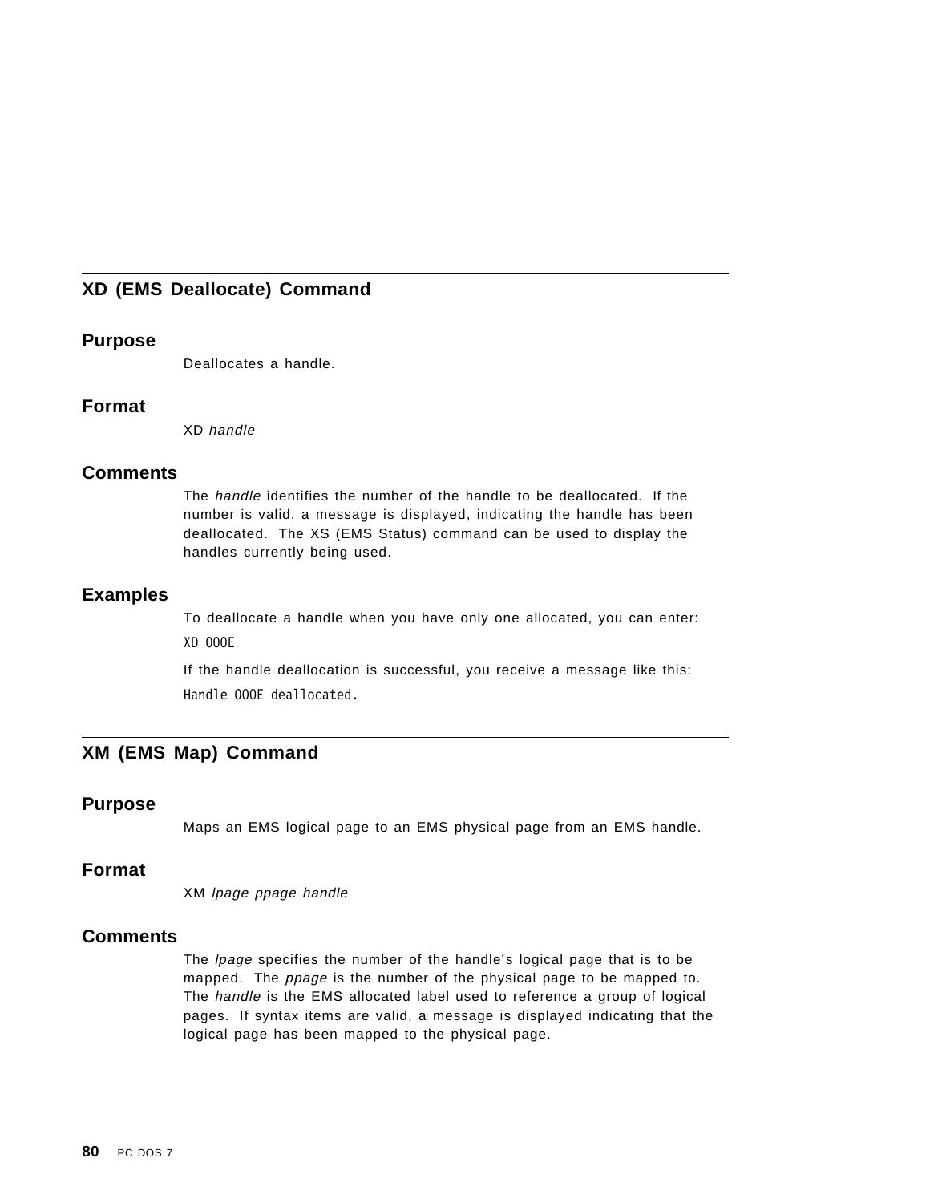## XD (EMS Deallocate) Command

### Purpose

Deallocates a handle.

### Format

XD *handle*

### Comments

The *handle* identifies the number of the handle to be deallocated. If the number is valid, a message is displayed, indicating the handle has been deallocated. The XS (EMS Status) command can be used to display the handles currently being used.

### Examples

To deallocate a handle when you have only one allocated, you can enter:

```
XD 000E
```

If the handle deallocation is successful, you receive a message like this:

```
Handle 000E deallocated.
```

## XM (EMS Map) Command

### Purpose

Maps an EMS logical page to an EMS physical page from an EMS handle.

### Format

XM *lpage ppage handle*

### Comments

The *lpage* specifies the number of the handle's logical page that is to be mapped. The *ppage* is the number of the physical page to be mapped to. The *handle* is the EMS allocated label used to reference a group of logical pages. If syntax items are valid, a message is displayed indicating that the logical page has been mapped to the physical page.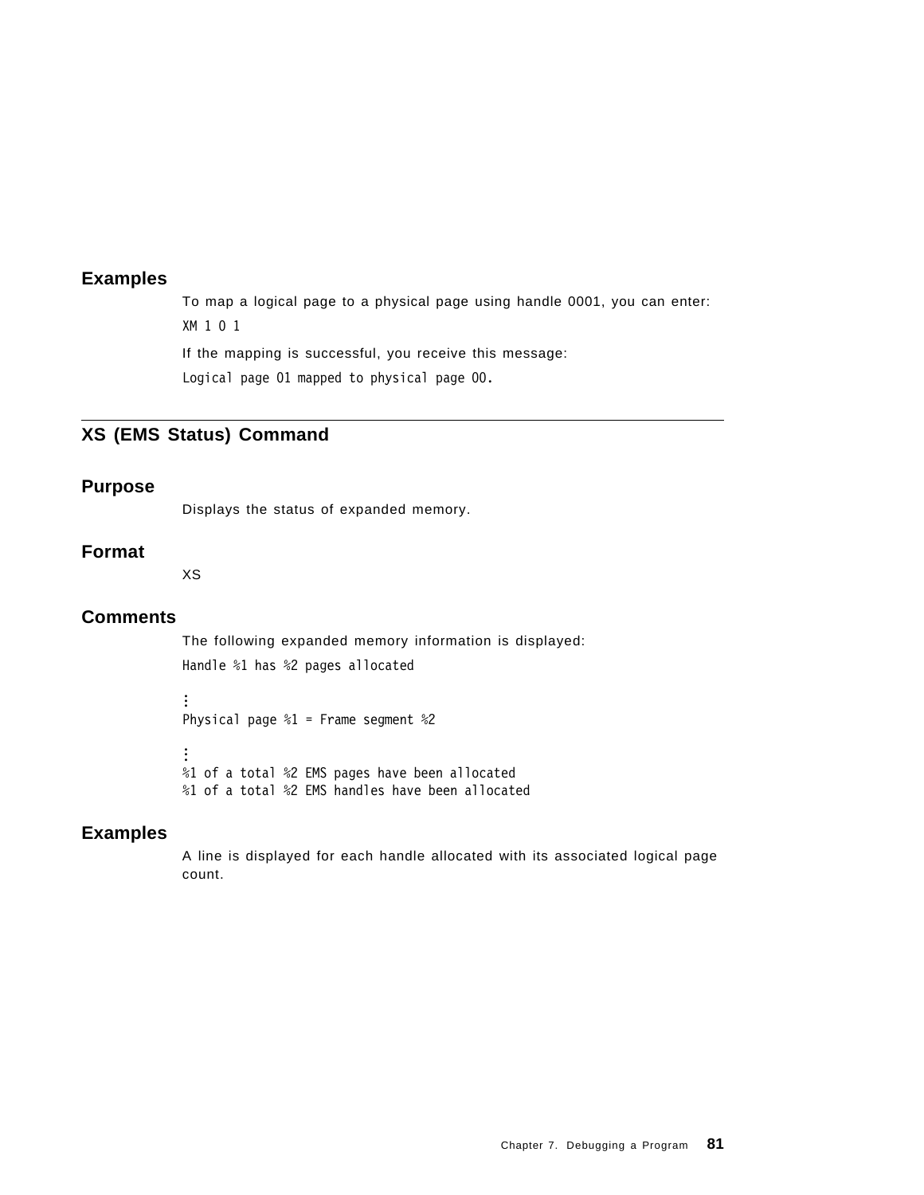### Examples

To map a logical page to a physical page using handle 0001, you can enter:

```
XM 1 0 1
```

If the mapping is successful, you receive this message:

```
Logical page 01 mapped to physical page 00.
```

## XS (EMS Status) Command

### Purpose

Displays the status of expanded memory.

### Format

```
XS
```

### Comments

The following expanded memory information is displayed:

```
Handle %1 has %2 pages allocated

⋮
Physical page %1 = Frame segment %2

⋮
%1 of a total %2 EMS pages have been allocated
%1 of a total %2 EMS handles have been allocated
```

### Examples

A line is displayed for each handle allocated with its associated logical page count.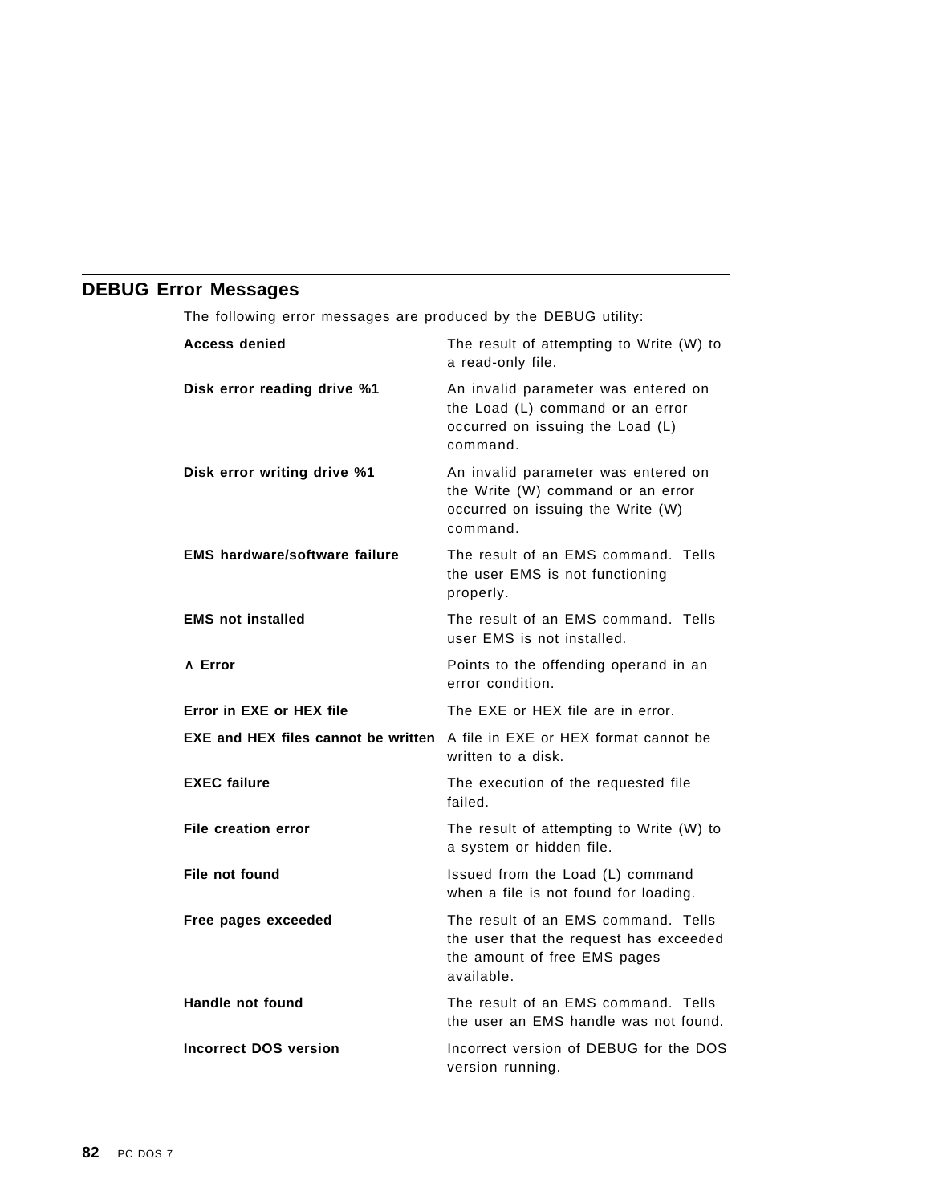## DEBUG Error Messages

The following error messages are produced by the DEBUG utility:

**Access denied** The result of attempting to Write (W) to a read-only file.

**Disk error reading drive %1** An invalid parameter was entered on the Load (L) command or an error occurred on issuing the Load (L) command.

**Disk error writing drive %1** An invalid parameter was entered on the Write (W) command or an error occurred on issuing the Write (W) command.

**EMS hardware/software failure** The result of an EMS command. Tells the user EMS is not functioning properly.

**EMS not installed** The result of an EMS command. Tells user EMS is not installed.

**∧ Error** Points to the offending operand in an error condition.

**Error in EXE or HEX file** The EXE or HEX file are in error.

**EXE and HEX files cannot be written** A file in EXE or HEX format cannot be written to a disk.

**EXEC failure** The execution of the requested file failed.

**File creation error** The result of attempting to Write (W) to a system or hidden file.

**File not found** Issued from the Load (L) command when a file is not found for loading.

**Free pages exceeded** The result of an EMS command. Tells the user that the request has exceeded the amount of free EMS pages available.

**Handle not found** The result of an EMS command. Tells the user an EMS handle was not found.

**Incorrect DOS version** Incorrect version of DEBUG for the DOS version running.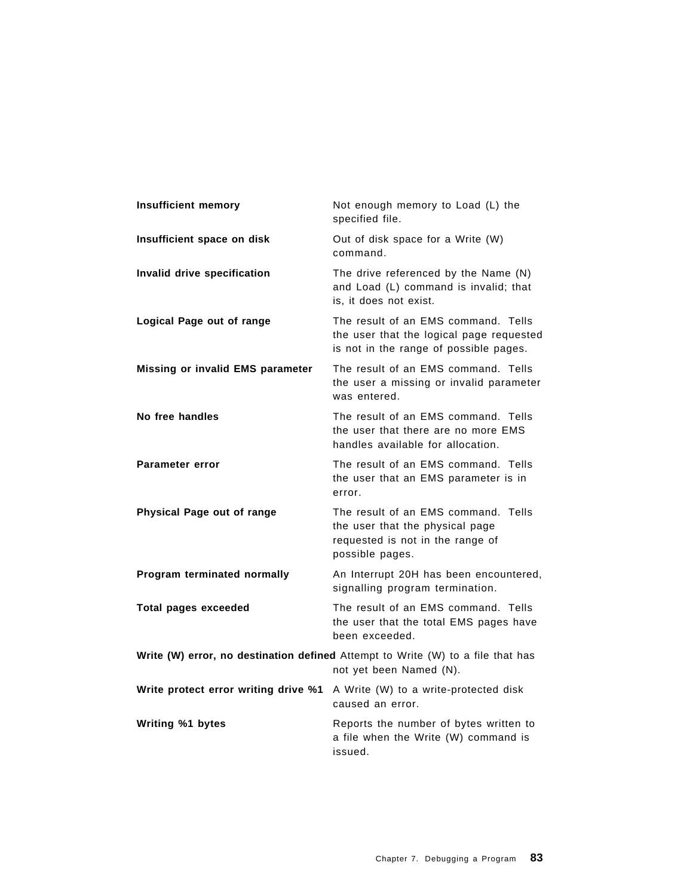**Insufficient memory**
Not enough memory to Load (L) the specified file.

**Insufficient space on disk**
Out of disk space for a Write (W) command.

**Invalid drive specification**
The drive referenced by the Name (N) and Load (L) command is invalid; that is, it does not exist.

**Logical Page out of range**
The result of an EMS command. Tells the user that the logical page requested is not in the range of possible pages.

**Missing or invalid EMS parameter**
The result of an EMS command. Tells the user a missing or invalid parameter was entered.

**No free handles**
The result of an EMS command. Tells the user that there are no more EMS handles available for allocation.

**Parameter error**
The result of an EMS command. Tells the user that an EMS parameter is in error.

**Physical Page out of range**
The result of an EMS command. Tells the user that the physical page requested is not in the range of possible pages.

**Program terminated normally**
An Interrupt 20H has been encountered, signalling program termination.

**Total pages exceeded**
The result of an EMS command. Tells the user that the total EMS pages have been exceeded.

**Write (W) error, no destination defined**
Attempt to Write (W) to a file that has not yet been Named (N).

**Write protect error writing drive %1**
A Write (W) to a write-protected disk caused an error.

**Writing %1 bytes**
Reports the number of bytes written to a file when the Write (W) command is issued.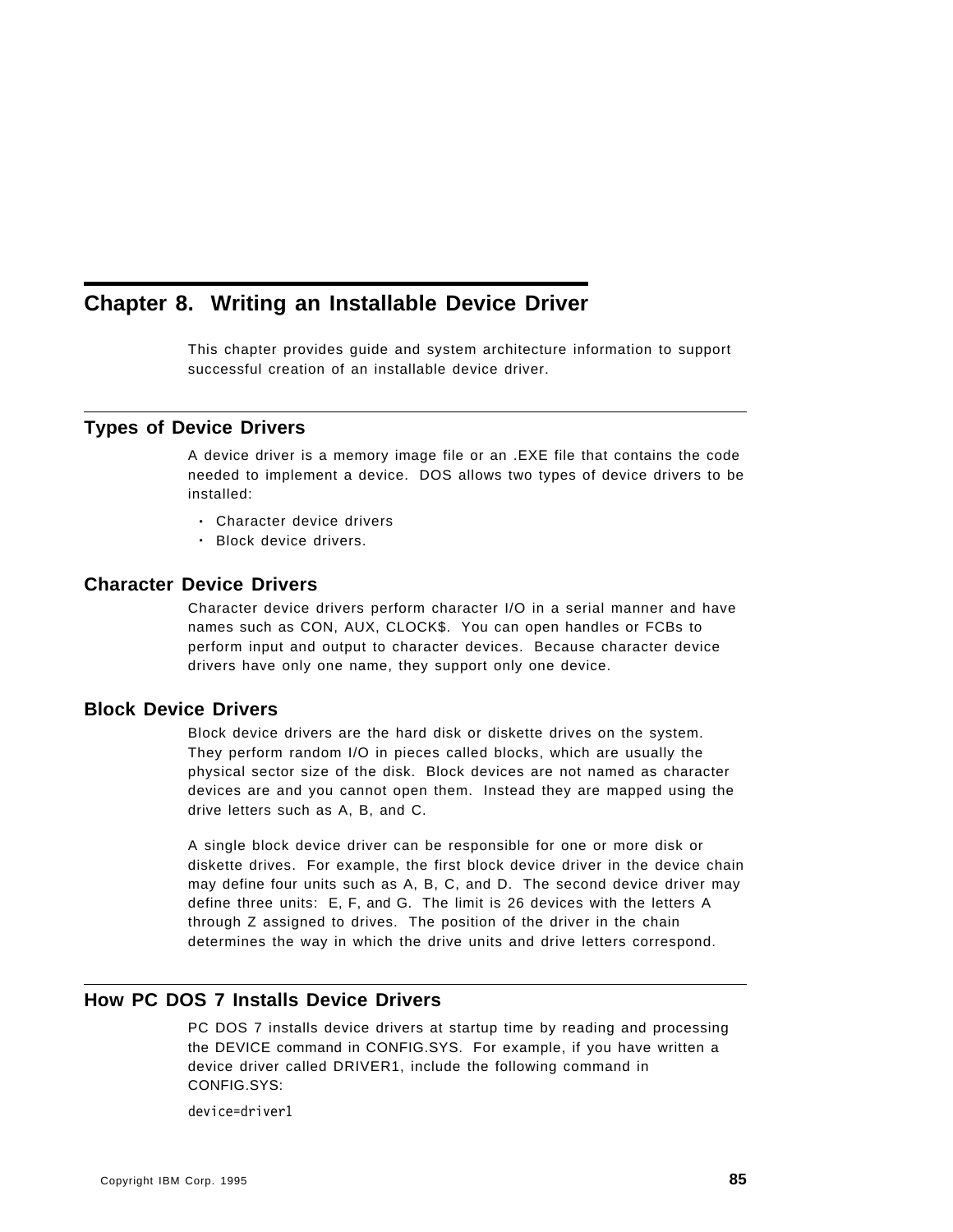# Chapter 8. Writing an Installable Device Driver

This chapter provides guide and system architecture information to support successful creation of an installable device driver.

## Types of Device Drivers

A device driver is a memory image file or an .EXE file that contains the code needed to implement a device. DOS allows two types of device drivers to be installed:

- Character device drivers
- Block device drivers.

### Character Device Drivers

Character device drivers perform character I/O in a serial manner and have names such as CON, AUX, CLOCK$. You can open handles or FCBs to perform input and output to character devices. Because character device drivers have only one name, they support only one device.

### Block Device Drivers

Block device drivers are the hard disk or diskette drives on the system. They perform random I/O in pieces called blocks, which are usually the physical sector size of the disk. Block devices are not named as character devices are and you cannot open them. Instead they are mapped using the drive letters such as A, B, and C.

A single block device driver can be responsible for one or more disk or diskette drives. For example, the first block device driver in the device chain may define four units such as A, B, C, and D. The second device driver may define three units: E, F, and G. The limit is 26 devices with the letters A through Z assigned to drives. The position of the driver in the chain determines the way in which the drive units and drive letters correspond.

## How PC DOS 7 Installs Device Drivers

PC DOS 7 installs device drivers at startup time by reading and processing the DEVICE command in CONFIG.SYS. For example, if you have written a device driver called DRIVER1, include the following command in CONFIG.SYS:

```
device=driver1
```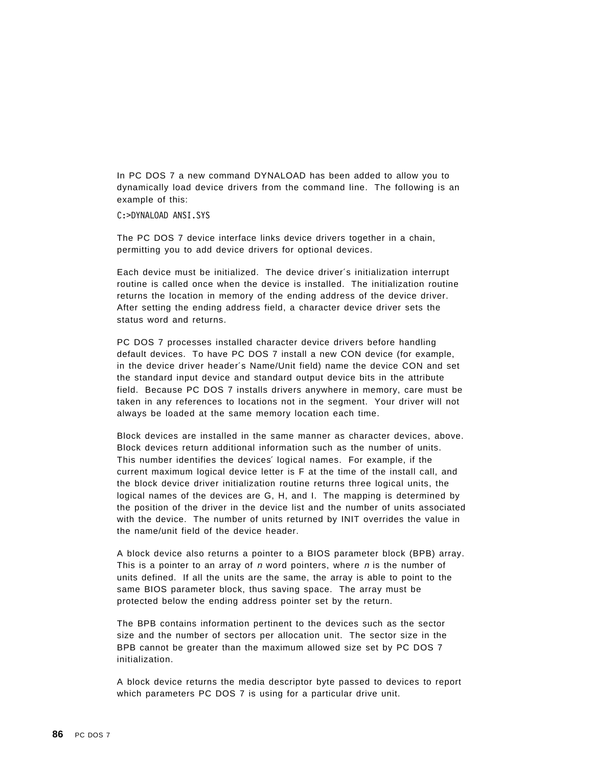In PC DOS 7 a new command DYNALOAD has been added to allow you to dynamically load device drivers from the command line. The following is an example of this:

```
C:>DYNALOAD ANSI.SYS
```

The PC DOS 7 device interface links device drivers together in a chain, permitting you to add device drivers for optional devices.

Each device must be initialized. The device driver′s initialization interrupt routine is called once when the device is installed. The initialization routine returns the location in memory of the ending address of the device driver. After setting the ending address field, a character device driver sets the status word and returns.

PC DOS 7 processes installed character device drivers before handling default devices. To have PC DOS 7 install a new CON device (for example, in the device driver header′s Name/Unit field) name the device CON and set the standard input device and standard output device bits in the attribute field. Because PC DOS 7 installs drivers anywhere in memory, care must be taken in any references to locations not in the segment. Your driver will not always be loaded at the same memory location each time.

Block devices are installed in the same manner as character devices, above. Block devices return additional information such as the number of units. This number identifies the devices′ logical names. For example, if the current maximum logical device letter is F at the time of the install call, and the block device driver initialization routine returns three logical units, the logical names of the devices are G, H, and I. The mapping is determined by the position of the driver in the device list and the number of units associated with the device. The number of units returned by INIT overrides the value in the name/unit field of the device header.

A block device also returns a pointer to a BIOS parameter block (BPB) array. This is a pointer to an array of *n* word pointers, where *n* is the number of units defined. If all the units are the same, the array is able to point to the same BIOS parameter block, thus saving space. The array must be protected below the ending address pointer set by the return.

The BPB contains information pertinent to the devices such as the sector size and the number of sectors per allocation unit. The sector size in the BPB cannot be greater than the maximum allowed size set by PC DOS 7 initialization.

A block device returns the media descriptor byte passed to devices to report which parameters PC DOS 7 is using for a particular drive unit.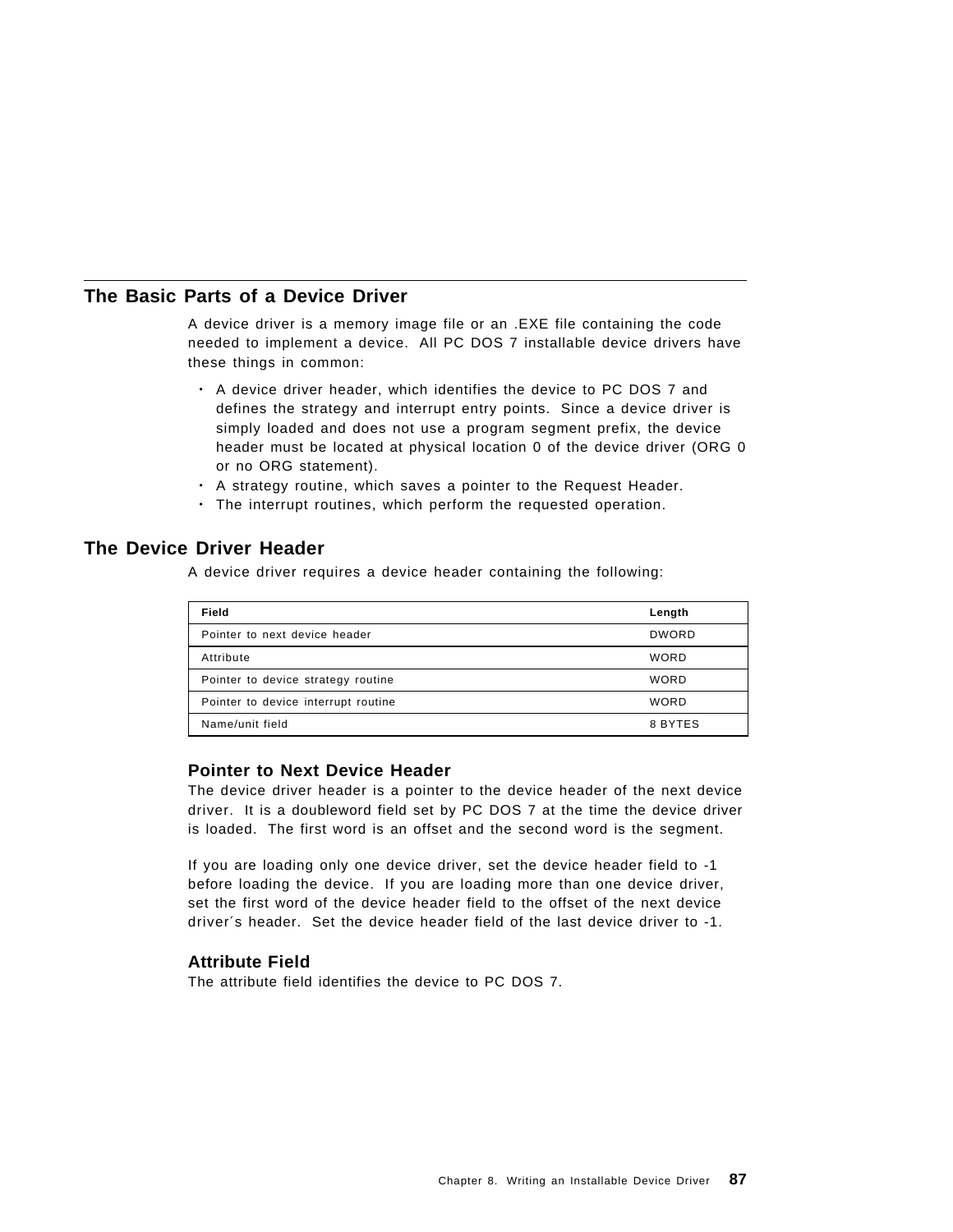## The Basic Parts of a Device Driver

A device driver is a memory image file or an .EXE file containing the code needed to implement a device. All PC DOS 7 installable device drivers have these things in common:

- A device driver header, which identifies the device to PC DOS 7 and defines the strategy and interrupt entry points. Since a device driver is simply loaded and does not use a program segment prefix, the device header must be located at physical location 0 of the device driver (ORG 0 or no ORG statement).
- A strategy routine, which saves a pointer to the Request Header.
- The interrupt routines, which perform the requested operation.

## The Device Driver Header

A device driver requires a device header containing the following:

| Field | Length |
|---|---|
| Pointer to next device header | DWORD |
| Attribute | WORD |
| Pointer to device strategy routine | WORD |
| Pointer to device interrupt routine | WORD |
| Name/unit field | 8 BYTES |

### Pointer to Next Device Header

The device driver header is a pointer to the device header of the next device driver. It is a doubleword field set by PC DOS 7 at the time the device driver is loaded. The first word is an offset and the second word is the segment.

If you are loading only one device driver, set the device header field to -1 before loading the device. If you are loading more than one device driver, set the first word of the device header field to the offset of the next device driver´s header. Set the device header field of the last device driver to -1.

### Attribute Field

The attribute field identifies the device to PC DOS 7.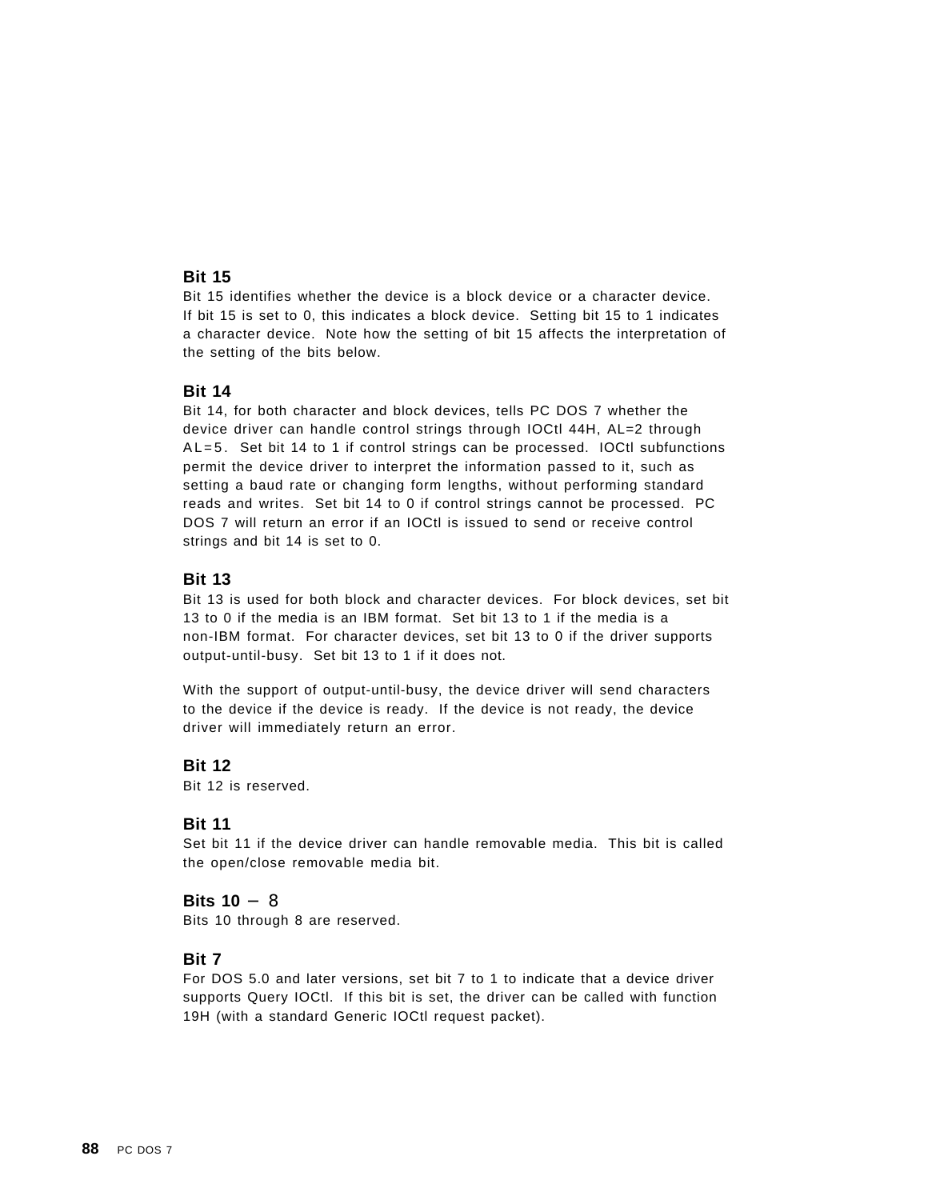### Bit 15

Bit 15 identifies whether the device is a block device or a character device. If bit 15 is set to 0, this indicates a block device. Setting bit 15 to 1 indicates a character device. Note how the setting of bit 15 affects the interpretation of the setting of the bits below.

### Bit 14

Bit 14, for both character and block devices, tells PC DOS 7 whether the device driver can handle control strings through IOCtl 44H, AL=2 through AL=5. Set bit 14 to 1 if control strings can be processed. IOCtl subfunctions permit the device driver to interpret the information passed to it, such as setting a baud rate or changing form lengths, without performing standard reads and writes. Set bit 14 to 0 if control strings cannot be processed. PC DOS 7 will return an error if an IOCtl is issued to send or receive control strings and bit 14 is set to 0.

### Bit 13

Bit 13 is used for both block and character devices. For block devices, set bit 13 to 0 if the media is an IBM format. Set bit 13 to 1 if the media is a non-IBM format. For character devices, set bit 13 to 0 if the driver supports output-until-busy. Set bit 13 to 1 if it does not.

With the support of output-until-busy, the device driver will send characters to the device if the device is ready. If the device is not ready, the device driver will immediately return an error.

### Bit 12

Bit 12 is reserved.

### Bit 11

Set bit 11 if the device driver can handle removable media. This bit is called the open/close removable media bit.

### Bits 10 – 8

Bits 10 through 8 are reserved.

### Bit 7

For DOS 5.0 and later versions, set bit 7 to 1 to indicate that a device driver supports Query IOCtl. If this bit is set, the driver can be called with function 19H (with a standard Generic IOCtl request packet).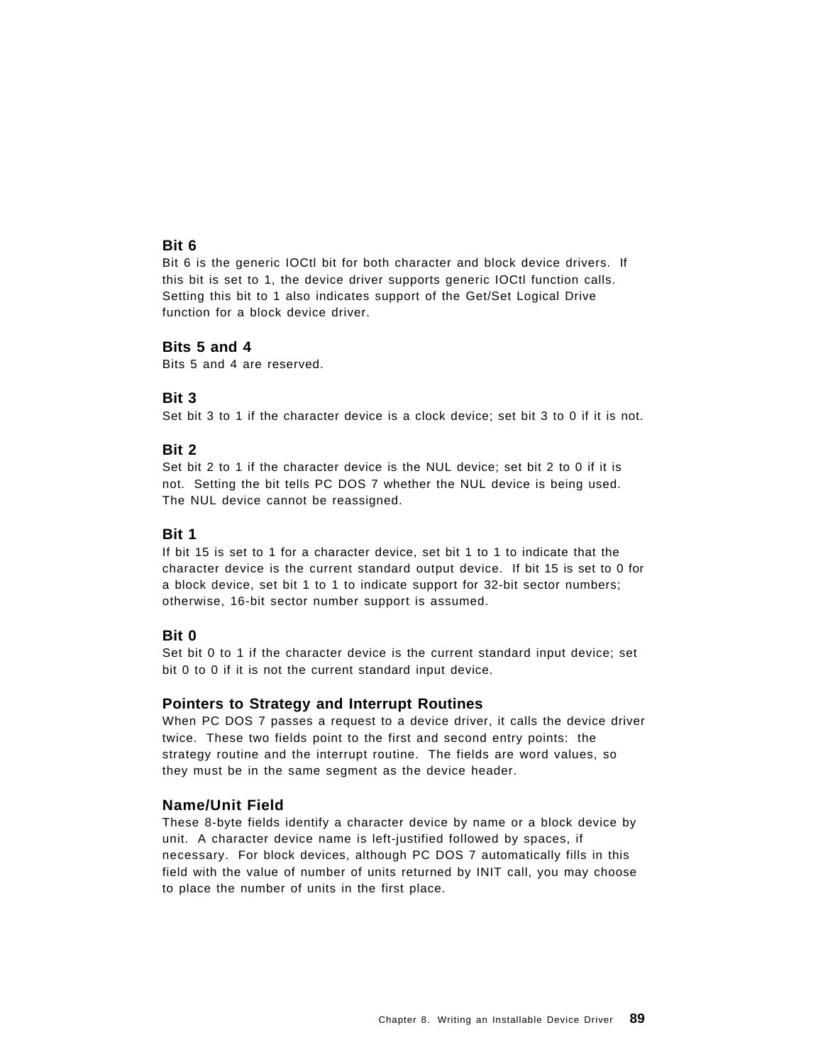### Bit 6

Bit 6 is the generic IOCtl bit for both character and block device drivers. If this bit is set to 1, the device driver supports generic IOCtl function calls. Setting this bit to 1 also indicates support of the Get/Set Logical Drive function for a block device driver.

### Bits 5 and 4

Bits 5 and 4 are reserved.

### Bit 3

Set bit 3 to 1 if the character device is a clock device; set bit 3 to 0 if it is not.

### Bit 2

Set bit 2 to 1 if the character device is the NUL device; set bit 2 to 0 if it is not. Setting the bit tells PC DOS 7 whether the NUL device is being used. The NUL device cannot be reassigned.

### Bit 1

If bit 15 is set to 1 for a character device, set bit 1 to 1 to indicate that the character device is the current standard output device. If bit 15 is set to 0 for a block device, set bit 1 to 1 to indicate support for 32-bit sector numbers; otherwise, 16-bit sector number support is assumed.

### Bit 0

Set bit 0 to 1 if the character device is the current standard input device; set bit 0 to 0 if it is not the current standard input device.

## Pointers to Strategy and Interrupt Routines

When PC DOS 7 passes a request to a device driver, it calls the device driver twice. These two fields point to the first and second entry points: the strategy routine and the interrupt routine. The fields are word values, so they must be in the same segment as the device header.

## Name/Unit Field

These 8-byte fields identify a character device by name or a block device by unit. A character device name is left-justified followed by spaces, if necessary. For block devices, although PC DOS 7 automatically fills in this field with the value of number of units returned by INIT call, you may choose to place the number of units in the first place.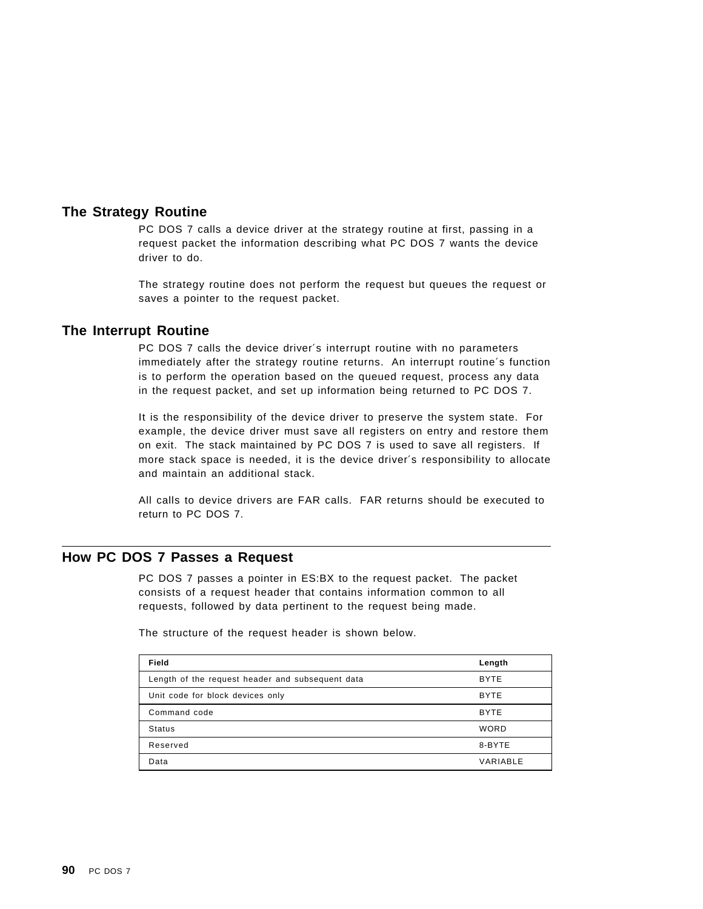## The Strategy Routine

PC DOS 7 calls a device driver at the strategy routine at first, passing in a request packet the information describing what PC DOS 7 wants the device driver to do.

The strategy routine does not perform the request but queues the request or saves a pointer to the request packet.

## The Interrupt Routine

PC DOS 7 calls the device driver´s interrupt routine with no parameters immediately after the strategy routine returns. An interrupt routine´s function is to perform the operation based on the queued request, process any data in the request packet, and set up information being returned to PC DOS 7.

It is the responsibility of the device driver to preserve the system state. For example, the device driver must save all registers on entry and restore them on exit. The stack maintained by PC DOS 7 is used to save all registers. If more stack space is needed, it is the device driver´s responsibility to allocate and maintain an additional stack.

All calls to device drivers are FAR calls. FAR returns should be executed to return to PC DOS 7.

## How PC DOS 7 Passes a Request

PC DOS 7 passes a pointer in ES:BX to the request packet. The packet consists of a request header that contains information common to all requests, followed by data pertinent to the request being made.

The structure of the request header is shown below.

| Field | Length |
|---|---|
| Length of the request header and subsequent data | BYTE |
| Unit code for block devices only | BYTE |
| Command code | BYTE |
| Status | WORD |
| Reserved | 8-BYTE |
| Data | VARIABLE |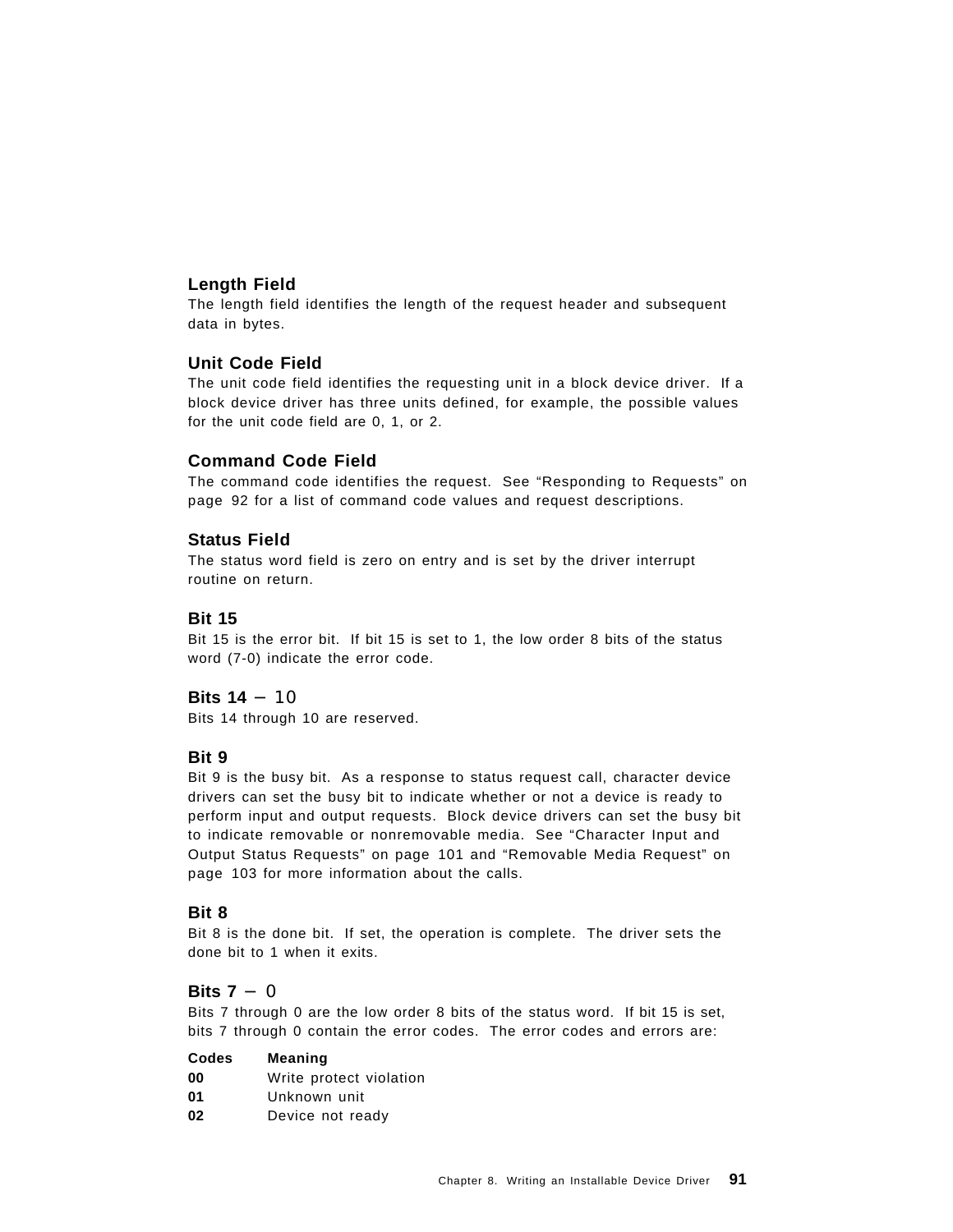### Length Field

The length field identifies the length of the request header and subsequent data in bytes.

### Unit Code Field

The unit code field identifies the requesting unit in a block device driver. If a block device driver has three units defined, for example, the possible values for the unit code field are 0, 1, or 2.

### Command Code Field

The command code identifies the request. See “Responding to Requests” on page 92 for a list of command code values and request descriptions.

### Status Field

The status word field is zero on entry and is set by the driver interrupt routine on return.

### Bit 15

Bit 15 is the error bit. If bit 15 is set to 1, the low order 8 bits of the status word (7-0) indicate the error code.

### Bits 14 – 10

Bits 14 through 10 are reserved.

### Bit 9

Bit 9 is the busy bit. As a response to status request call, character device drivers can set the busy bit to indicate whether or not a device is ready to perform input and output requests. Block device drivers can set the busy bit to indicate removable or nonremovable media. See “Character Input and Output Status Requests” on page 101 and “Removable Media Request” on page 103 for more information about the calls.

### Bit 8

Bit 8 is the done bit. If set, the operation is complete. The driver sets the done bit to 1 when it exits.

### Bits 7 – 0

Bits 7 through 0 are the low order 8 bits of the status word. If bit 15 is set, bits 7 through 0 contain the error codes. The error codes and errors are:

| Codes | Meaning |
|---|---|
| **00** | Write protect violation |
| **01** | Unknown unit |
| **02** | Device not ready |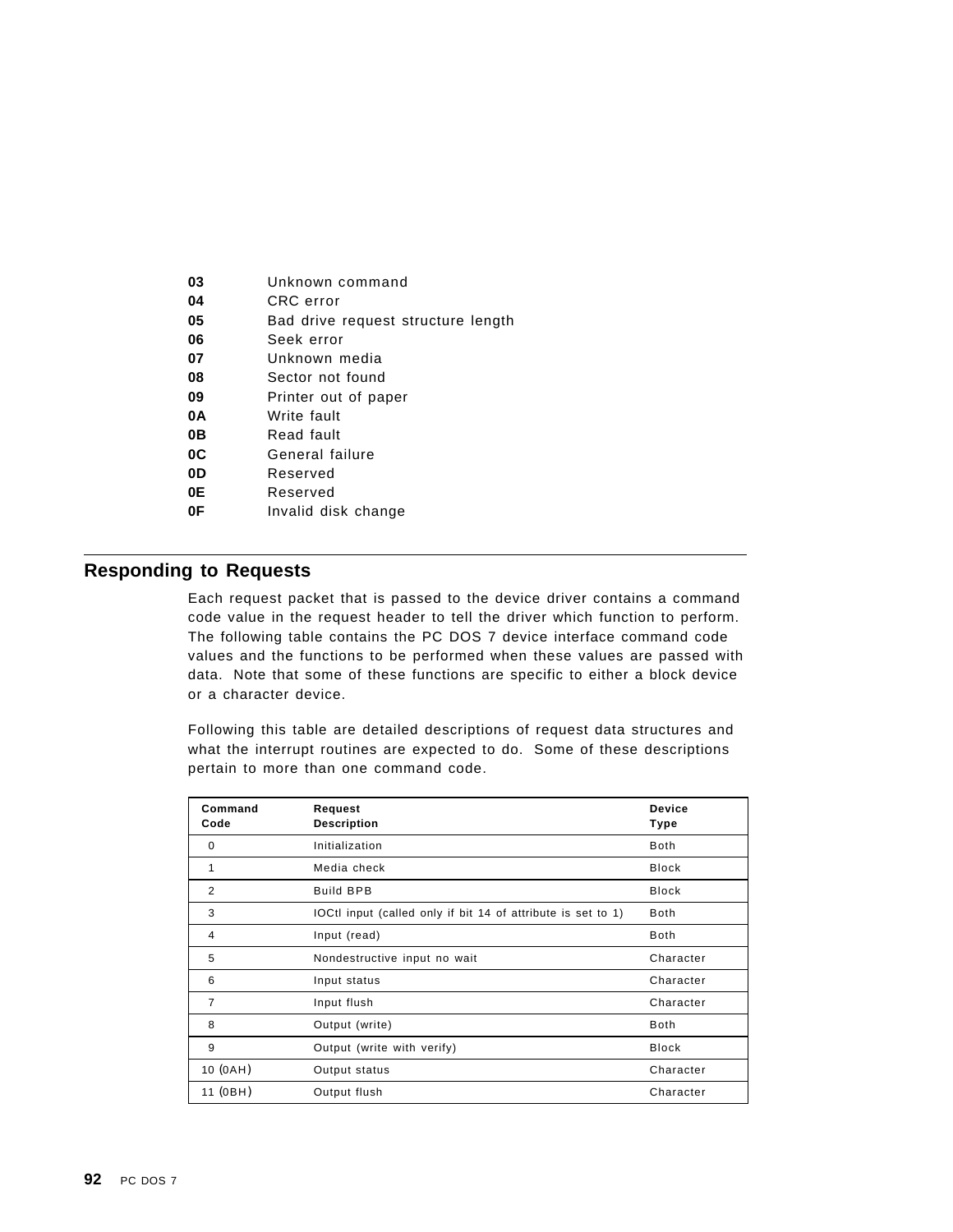| | |
|---|---|
| **03** | Unknown command |
| **04** | CRC error |
| **05** | Bad drive request structure length |
| **06** | Seek error |
| **07** | Unknown media |
| **08** | Sector not found |
| **09** | Printer out of paper |
| **0A** | Write fault |
| **0B** | Read fault |
| **0C** | General failure |
| **0D** | Reserved |
| **0E** | Reserved |
| **0F** | Invalid disk change |

## Responding to Requests

Each request packet that is passed to the device driver contains a command code value in the request header to tell the driver which function to perform. The following table contains the PC DOS 7 device interface command code values and the functions to be performed when these values are passed with data. Note that some of these functions are specific to either a block device or a character device.

Following this table are detailed descriptions of request data structures and what the interrupt routines are expected to do. Some of these descriptions pertain to more than one command code.

| Command Code | Request Description | Device Type |
|---|---|---|
| 0 | Initialization | Both |
| 1 | Media check | Block |
| 2 | Build BPB | Block |
| 3 | IOCtl input (called only if bit 14 of attribute is set to 1) | Both |
| 4 | Input (read) | Both |
| 5 | Nondestructive input no wait | Character |
| 6 | Input status | Character |
| 7 | Input flush | Character |
| 8 | Output (write) | Both |
| 9 | Output (write with verify) | Block |
| 10 (0AH) | Output status | Character |
| 11 (0BH) | Output flush | Character |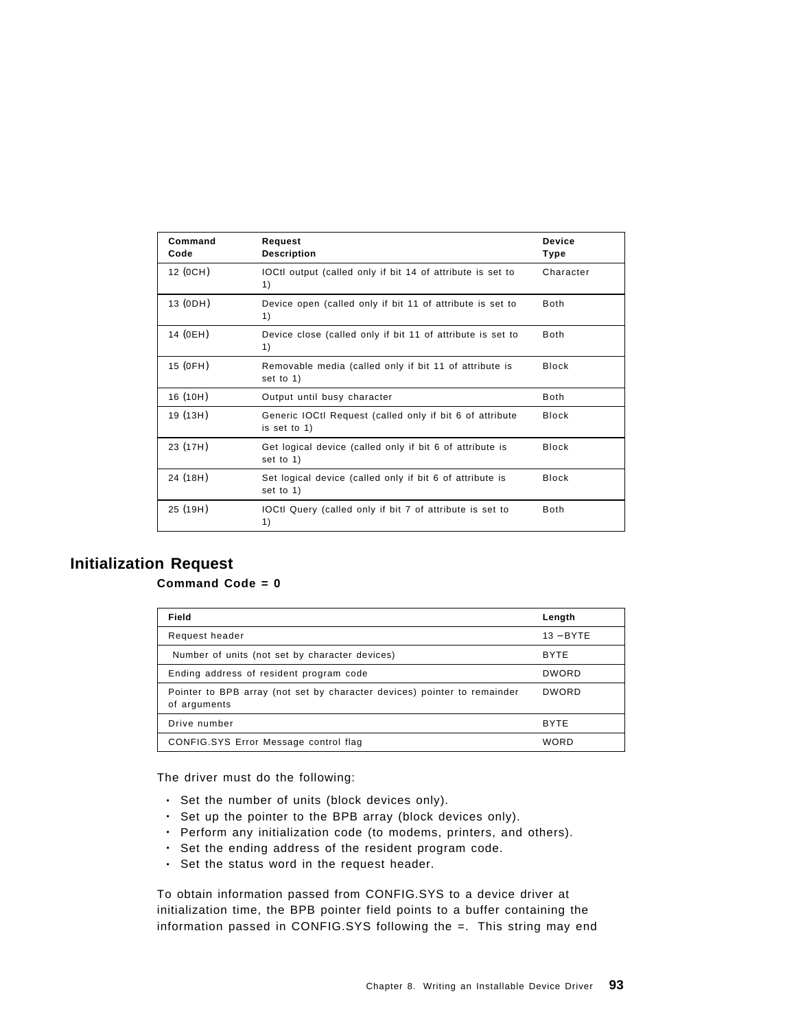| Command Code | Request Description | Device Type |
|---|---|---|
| 12 (0CH) | IOCtl output (called only if bit 14 of attribute is set to 1) | Character |
| 13 (0DH) | Device open (called only if bit 11 of attribute is set to 1) | Both |
| 14 (0EH) | Device close (called only if bit 11 of attribute is set to 1) | Both |
| 15 (0FH) | Removable media (called only if bit 11 of attribute is set to 1) | Block |
| 16 (10H) | Output until busy character | Both |
| 19 (13H) | Generic IOCtl Request (called only if bit 6 of attribute is set to 1) | Block |
| 23 (17H) | Get logical device (called only if bit 6 of attribute is set to 1) | Block |
| 24 (18H) | Set logical device (called only if bit 6 of attribute is set to 1) | Block |
| 25 (19H) | IOCtl Query (called only if bit 7 of attribute is set to 1) | Both |

## Initialization Request

**Command Code = 0**

| Field | Length |
|---|---|
| Request header | 13 −BYTE |
| Number of units (not set by character devices) | BYTE |
| Ending address of resident program code | DWORD |
| Pointer to BPB array (not set by character devices) pointer to remainder of arguments | DWORD |
| Drive number | BYTE |
| CONFIG.SYS Error Message control flag | WORD |

The driver must do the following:

- Set the number of units (block devices only).
- Set up the pointer to the BPB array (block devices only).
- Perform any initialization code (to modems, printers, and others).
- Set the ending address of the resident program code.
- Set the status word in the request header.

To obtain information passed from CONFIG.SYS to a device driver at initialization time, the BPB pointer field points to a buffer containing the information passed in CONFIG.SYS following the =. This string may end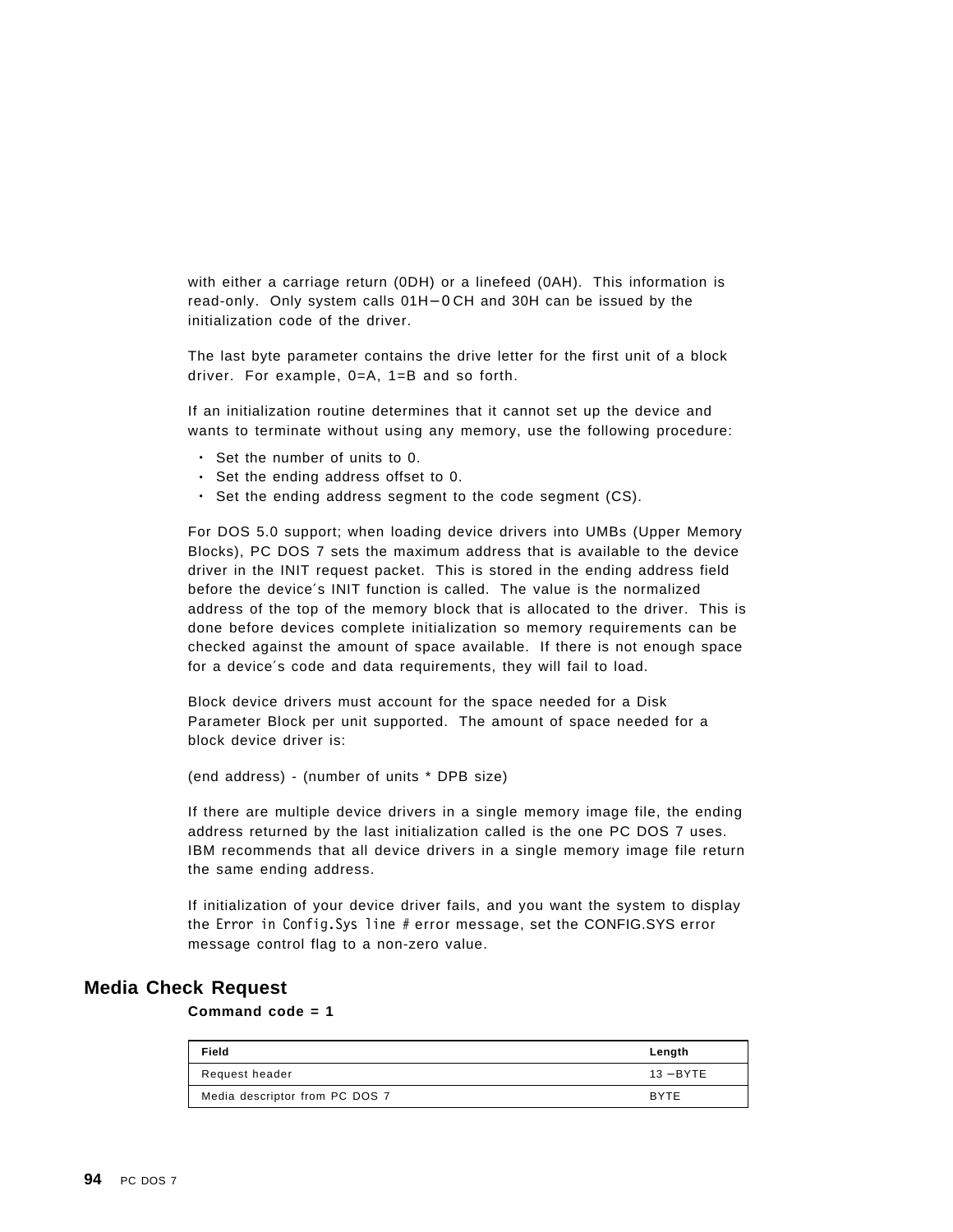with either a carriage return (0DH) or a linefeed (0AH). This information is read-only. Only system calls 01H−0CH and 30H can be issued by the initialization code of the driver.

The last byte parameter contains the drive letter for the first unit of a block driver. For example, 0=A, 1=B and so forth.

If an initialization routine determines that it cannot set up the device and wants to terminate without using any memory, use the following procedure:

- Set the number of units to 0.
- Set the ending address offset to 0.
- Set the ending address segment to the code segment (CS).

For DOS 5.0 support; when loading device drivers into UMBs (Upper Memory Blocks), PC DOS 7 sets the maximum address that is available to the device driver in the INIT request packet. This is stored in the ending address field before the device′s INIT function is called. The value is the normalized address of the top of the memory block that is allocated to the driver. This is done before devices complete initialization so memory requirements can be checked against the amount of space available. If there is not enough space for a device′s code and data requirements, they will fail to load.

Block device drivers must account for the space needed for a Disk Parameter Block per unit supported. The amount of space needed for a block device driver is:

(end address) - (number of units * DPB size)

If there are multiple device drivers in a single memory image file, the ending address returned by the last initialization called is the one PC DOS 7 uses. IBM recommends that all device drivers in a single memory image file return the same ending address.

If initialization of your device driver fails, and you want the system to display the `Error in Config.Sys line #` error message, set the CONFIG.SYS error message control flag to a non-zero value.

## Media Check Request

**Command code = 1**

| Field | Length |
|---|---|
| Request header | 13 −BYTE |
| Media descriptor from PC DOS 7 | BYTE |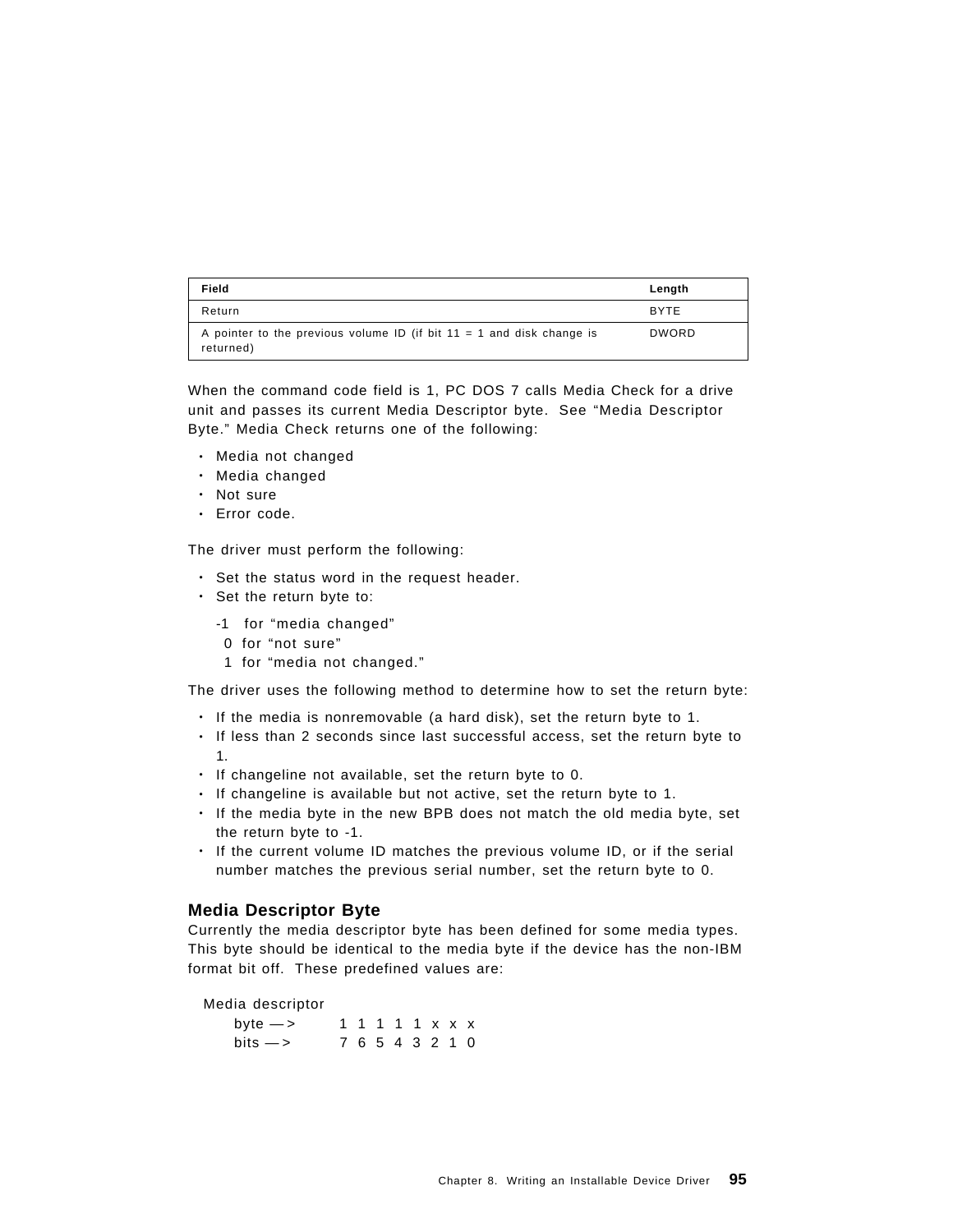| Field | Length |
|---|---|
| Return | BYTE |
| A pointer to the previous volume ID (if bit 11 = 1 and disk change is returned) | DWORD |

When the command code field is 1, PC DOS 7 calls Media Check for a drive unit and passes its current Media Descriptor byte. See "Media Descriptor Byte." Media Check returns one of the following:

- Media not changed
- Media changed
- Not sure
- Error code.

The driver must perform the following:

- Set the status word in the request header.
- Set the return byte to:

  -1 for "media changed"
  0 for "not sure"
  1 for "media not changed."

The driver uses the following method to determine how to set the return byte:

- If the media is nonremovable (a hard disk), set the return byte to 1.
- If less than 2 seconds since last successful access, set the return byte to 1.
- If changeline not available, set the return byte to 0.
- If changeline is available but not active, set the return byte to 1.
- If the media byte in the new BPB does not match the old media byte, set the return byte to -1.
- If the current volume ID matches the previous volume ID, or if the serial number matches the previous serial number, set the return byte to 0.

### Media Descriptor Byte

Currently the media descriptor byte has been defined for some media types. This byte should be identical to the media byte if the device has the non-IBM format bit off. These predefined values are:

```
Media descriptor
     byte —>      1 1 1 1 1 x x x
     bits —>      7 6 5 4 3 2 1 0
```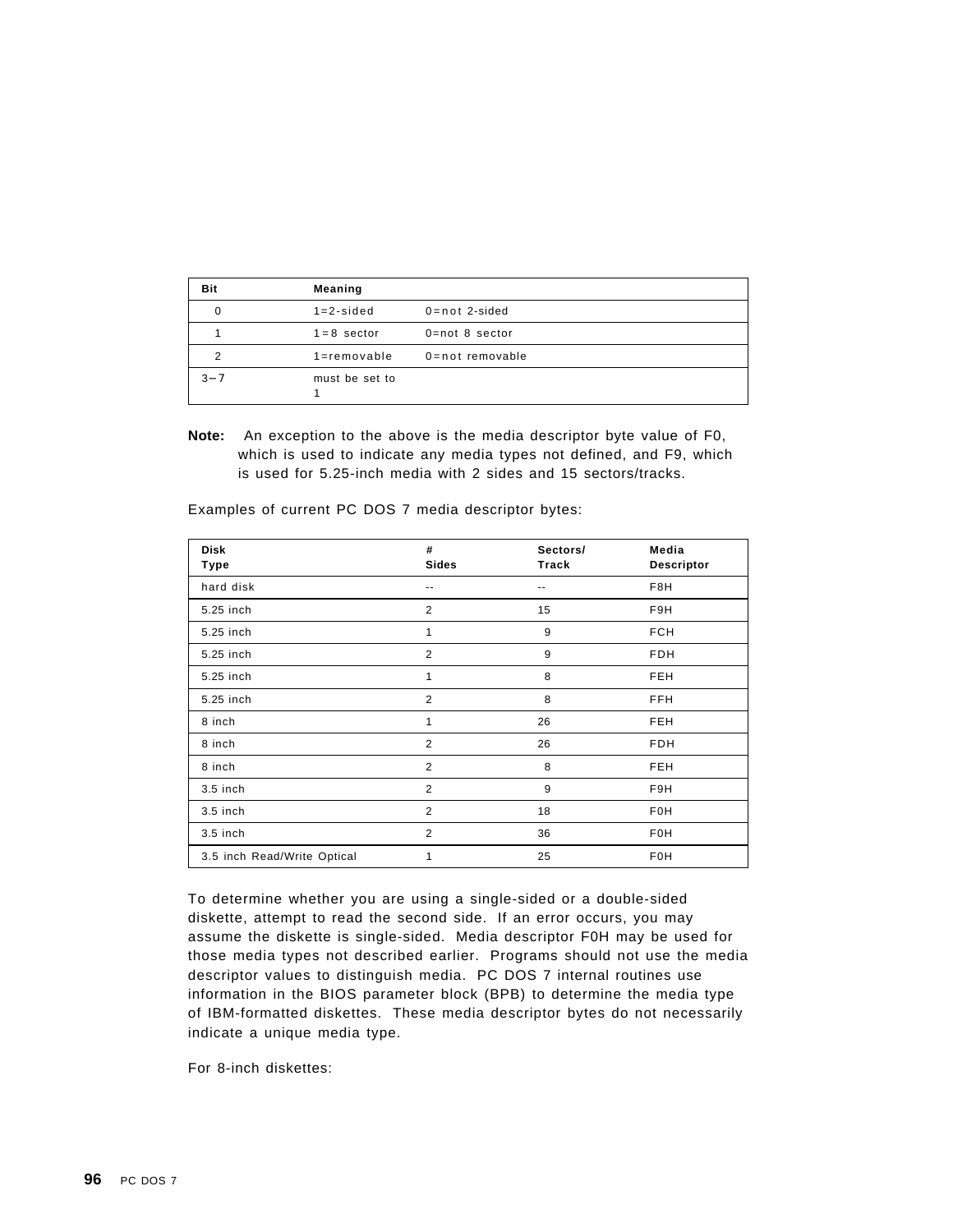| Bit | Meaning | |
|---|---|---|
| 0 | 1=2-sided | 0=not 2-sided |
| 1 | 1=8 sector | 0=not 8 sector |
| 2 | 1=removable | 0=not removable |
| 3−7 | must be set to 1 | |

**Note:** An exception to the above is the media descriptor byte value of F0, which is used to indicate any media types not defined, and F9, which is used for 5.25-inch media with 2 sides and 15 sectors/tracks.

Examples of current PC DOS 7 media descriptor bytes:

| Disk Type | # Sides | Sectors/ Track | Media Descriptor |
|---|---|---|---|
| hard disk | -- | -- | F8H |
| 5.25 inch | 2 | 15 | F9H |
| 5.25 inch | 1 | 9 | FCH |
| 5.25 inch | 2 | 9 | FDH |
| 5.25 inch | 1 | 8 | FEH |
| 5.25 inch | 2 | 8 | FFH |
| 8 inch | 1 | 26 | FEH |
| 8 inch | 2 | 26 | FDH |
| 8 inch | 2 | 8 | FEH |
| 3.5 inch | 2 | 9 | F9H |
| 3.5 inch | 2 | 18 | F0H |
| 3.5 inch | 2 | 36 | F0H |
| 3.5 inch Read/Write Optical | 1 | 25 | F0H |

To determine whether you are using a single-sided or a double-sided diskette, attempt to read the second side. If an error occurs, you may assume the diskette is single-sided. Media descriptor F0H may be used for those media types not described earlier. Programs should not use the media descriptor values to distinguish media. PC DOS 7 internal routines use information in the BIOS parameter block (BPB) to determine the media type of IBM-formatted diskettes. These media descriptor bytes do not necessarily indicate a unique media type.

For 8-inch diskettes: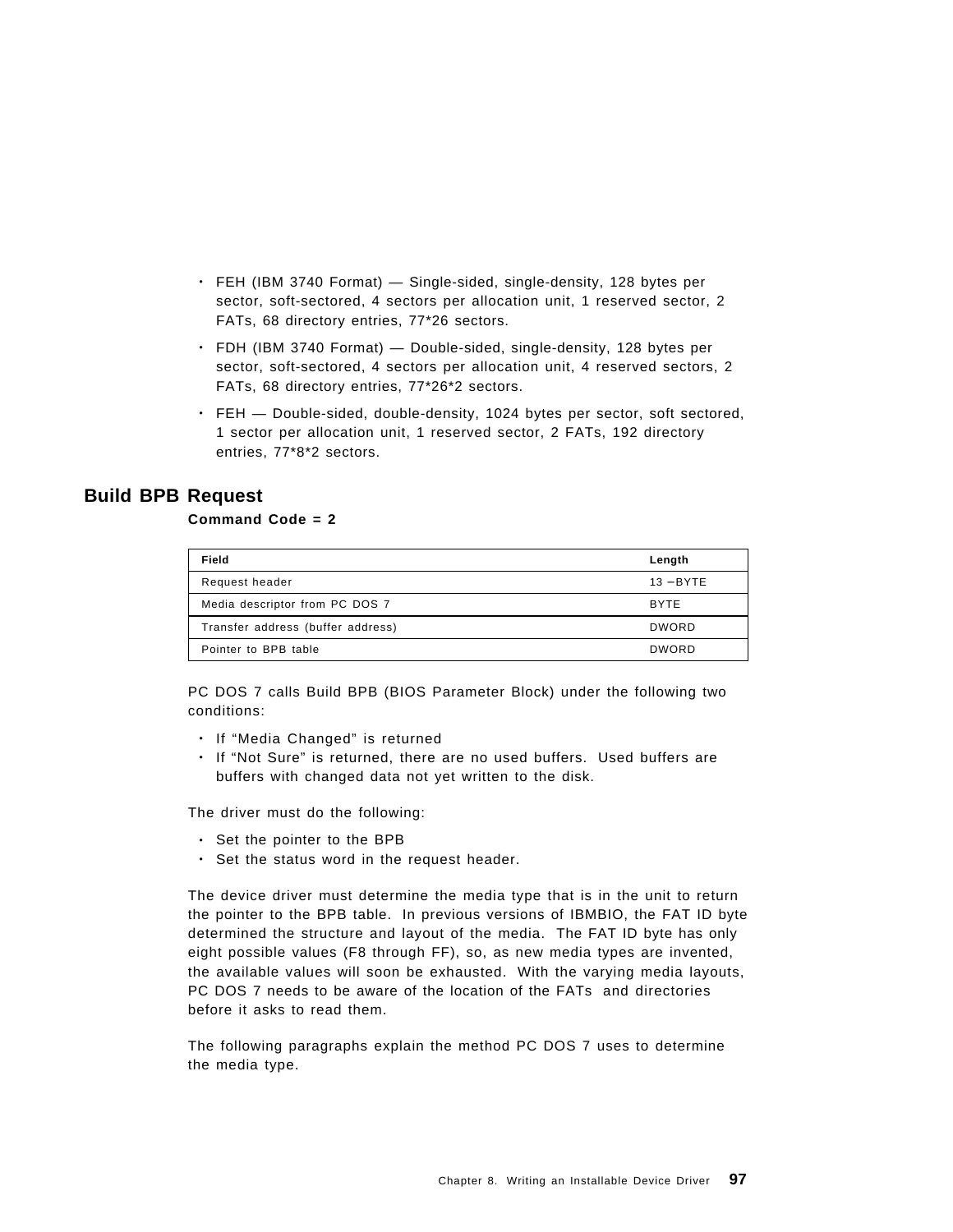- FEH (IBM 3740 Format) — Single-sided, single-density, 128 bytes per sector, soft-sectored, 4 sectors per allocation unit, 1 reserved sector, 2 FATs, 68 directory entries, 77*26 sectors.
- FDH (IBM 3740 Format) — Double-sided, single-density, 128 bytes per sector, soft-sectored, 4 sectors per allocation unit, 4 reserved sectors, 2 FATs, 68 directory entries, 77*26*2 sectors.
- FEH — Double-sided, double-density, 1024 bytes per sector, soft sectored, 1 sector per allocation unit, 1 reserved sector, 2 FATs, 192 directory entries, 77*8*2 sectors.

## Build BPB Request

**Command Code = 2**

| Field | Length |
|---|---|
| Request header | 13 −BYTE |
| Media descriptor from PC DOS 7 | BYTE |
| Transfer address (buffer address) | DWORD |
| Pointer to BPB table | DWORD |

PC DOS 7 calls Build BPB (BIOS Parameter Block) under the following two conditions:

- If “Media Changed” is returned
- If “Not Sure” is returned, there are no used buffers. Used buffers are buffers with changed data not yet written to the disk.

The driver must do the following:

- Set the pointer to the BPB
- Set the status word in the request header.

The device driver must determine the media type that is in the unit to return the pointer to the BPB table. In previous versions of IBMBIO, the FAT ID byte determined the structure and layout of the media. The FAT ID byte has only eight possible values (F8 through FF), so, as new media types are invented, the available values will soon be exhausted. With the varying media layouts, PC DOS 7 needs to be aware of the location of the FATs and directories before it asks to read them.

The following paragraphs explain the method PC DOS 7 uses to determine the media type.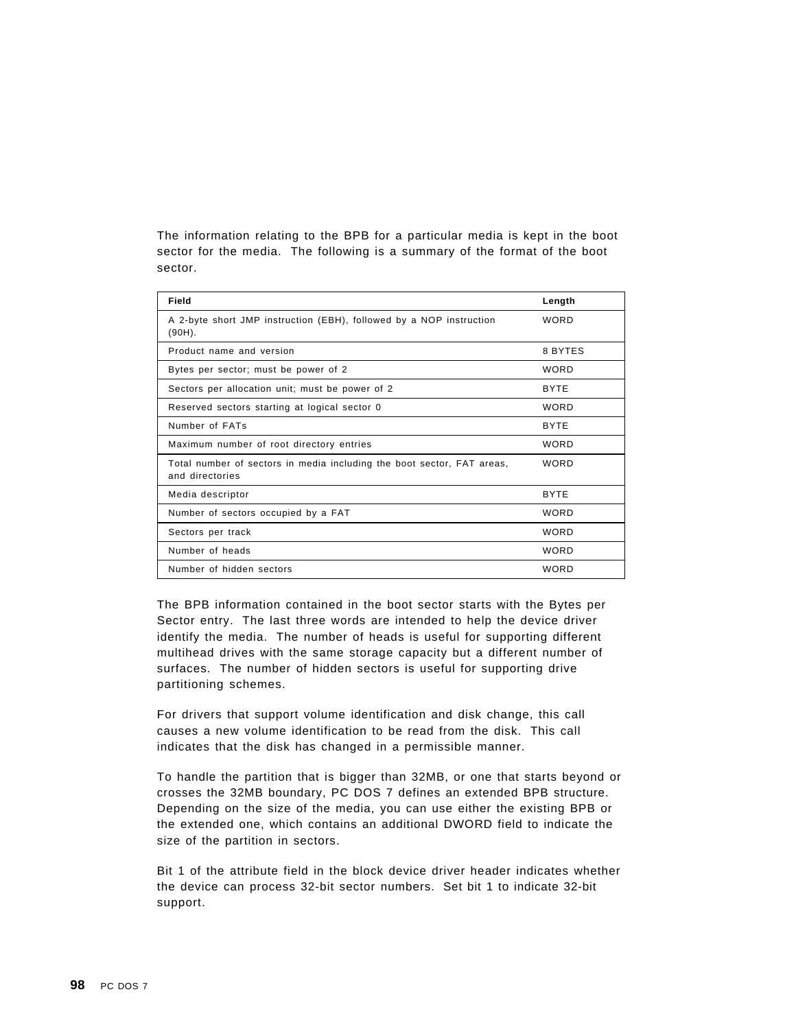The information relating to the BPB for a particular media is kept in the boot sector for the media. The following is a summary of the format of the boot sector.

| Field | Length |
|---|---|
| A 2-byte short JMP instruction (EBH), followed by a NOP instruction (90H). | WORD |
| Product name and version | 8 BYTES |
| Bytes per sector; must be power of 2 | WORD |
| Sectors per allocation unit; must be power of 2 | BYTE |
| Reserved sectors starting at logical sector 0 | WORD |
| Number of FATs | BYTE |
| Maximum number of root directory entries | WORD |
| Total number of sectors in media including the boot sector, FAT areas, and directories | WORD |
| Media descriptor | BYTE |
| Number of sectors occupied by a FAT | WORD |
| Sectors per track | WORD |
| Number of heads | WORD |
| Number of hidden sectors | WORD |

The BPB information contained in the boot sector starts with the Bytes per Sector entry. The last three words are intended to help the device driver identify the media. The number of heads is useful for supporting different multihead drives with the same storage capacity but a different number of surfaces. The number of hidden sectors is useful for supporting drive partitioning schemes.

For drivers that support volume identification and disk change, this call causes a new volume identification to be read from the disk. This call indicates that the disk has changed in a permissible manner.

To handle the partition that is bigger than 32MB, or one that starts beyond or crosses the 32MB boundary, PC DOS 7 defines an extended BPB structure. Depending on the size of the media, you can use either the existing BPB or the extended one, which contains an additional DWORD field to indicate the size of the partition in sectors.

Bit 1 of the attribute field in the block device driver header indicates whether the device can process 32-bit sector numbers. Set bit 1 to indicate 32-bit support.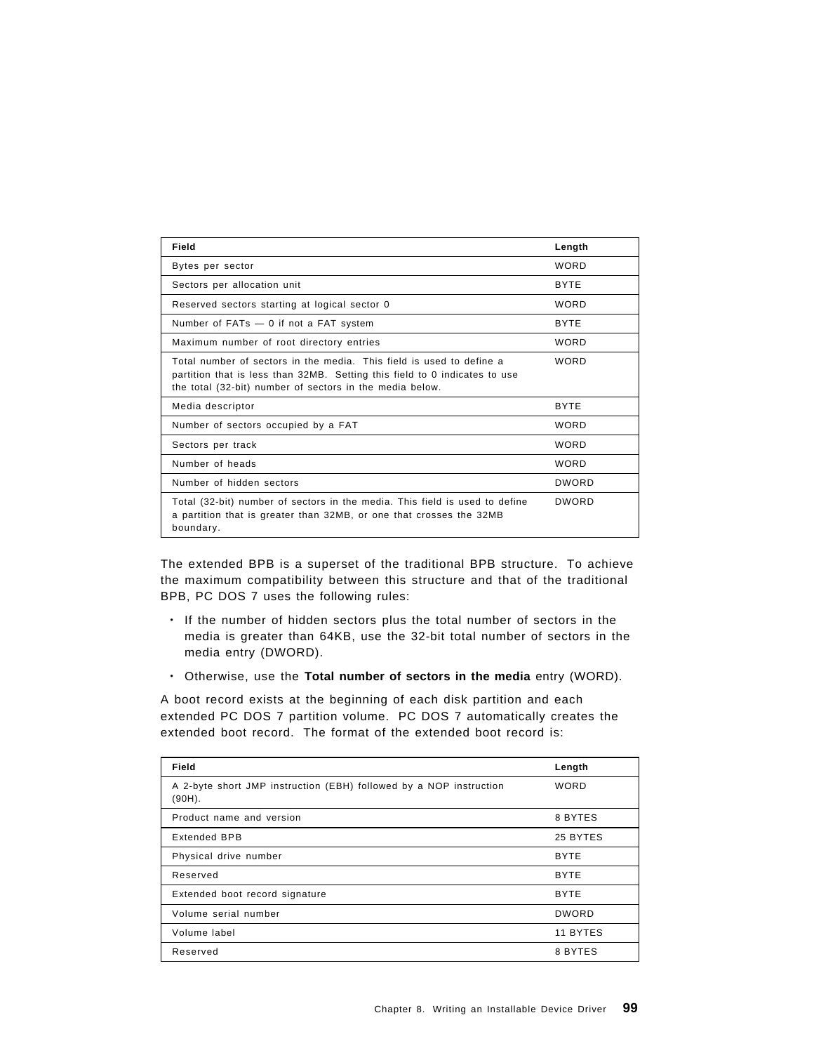| Field | Length |
| --- | --- |
| Bytes per sector | WORD |
| Sectors per allocation unit | BYTE |
| Reserved sectors starting at logical sector 0 | WORD |
| Number of FATs — 0 if not a FAT system | BYTE |
| Maximum number of root directory entries | WORD |
| Total number of sectors in the media. This field is used to define a partition that is less than 32MB. Setting this field to 0 indicates to use the total (32-bit) number of sectors in the media below. | WORD |
| Media descriptor | BYTE |
| Number of sectors occupied by a FAT | WORD |
| Sectors per track | WORD |
| Number of heads | WORD |
| Number of hidden sectors | DWORD |
| Total (32-bit) number of sectors in the media. This field is used to define a partition that is greater than 32MB, or one that crosses the 32MB boundary. | DWORD |

The extended BPB is a superset of the traditional BPB structure. To achieve the maximum compatibility between this structure and that of the traditional BPB, PC DOS 7 uses the following rules:

- If the number of hidden sectors plus the total number of sectors in the media is greater than 64KB, use the 32-bit total number of sectors in the media entry (DWORD).
- Otherwise, use the **Total number of sectors in the media** entry (WORD).

A boot record exists at the beginning of each disk partition and each extended PC DOS 7 partition volume. PC DOS 7 automatically creates the extended boot record. The format of the extended boot record is:

| Field | Length |
| --- | --- |
| A 2-byte short JMP instruction (EBH) followed by a NOP instruction (90H). | WORD |
| Product name and version | 8 BYTES |
| Extended BPB | 25 BYTES |
| Physical drive number | BYTE |
| Reserved | BYTE |
| Extended boot record signature | BYTE |
| Volume serial number | DWORD |
| Volume label | 11 BYTES |
| Reserved | 8 BYTES |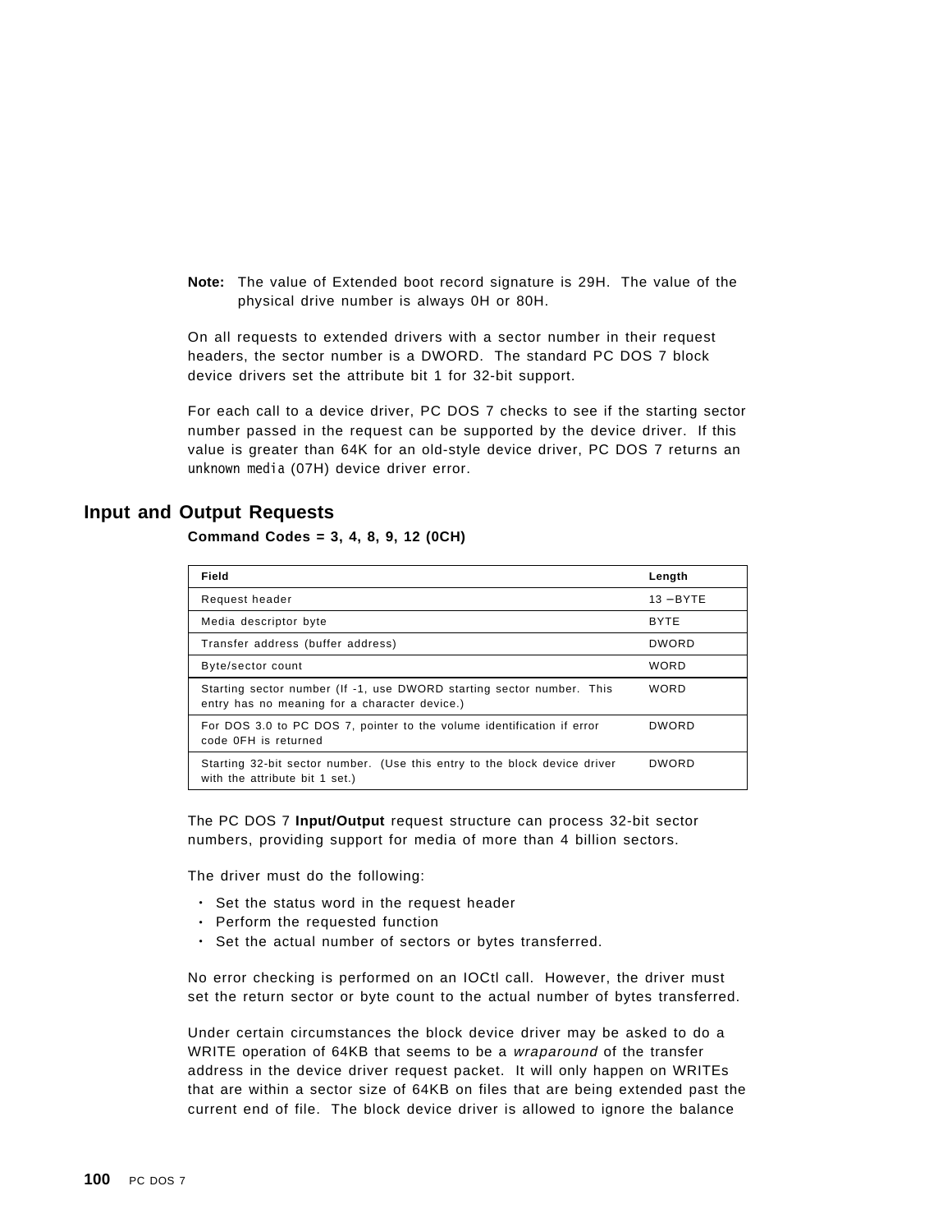**Note:** The value of Extended boot record signature is 29H. The value of the physical drive number is always 0H or 80H.

On all requests to extended drivers with a sector number in their request headers, the sector number is a DWORD. The standard PC DOS 7 block device drivers set the attribute bit 1 for 32-bit support.

For each call to a device driver, PC DOS 7 checks to see if the starting sector number passed in the request can be supported by the device driver. If this value is greater than 64K for an old-style device driver, PC DOS 7 returns an `unknown media` (07H) device driver error.

## Input and Output Requests

**Command Codes = 3, 4, 8, 9, 12 (0CH)**

| Field | Length |
|---|---|
| Request header | 13 −BYTE |
| Media descriptor byte | BYTE |
| Transfer address (buffer address) | DWORD |
| Byte/sector count | WORD |
| Starting sector number (If -1, use DWORD starting sector number. This entry has no meaning for a character device.) | WORD |
| For DOS 3.0 to PC DOS 7, pointer to the volume identification if error code 0FH is returned | DWORD |
| Starting 32-bit sector number. (Use this entry to the block device driver with the attribute bit 1 set.) | DWORD |

The PC DOS 7 **Input/Output** request structure can process 32-bit sector numbers, providing support for media of more than 4 billion sectors.

The driver must do the following:

- Set the status word in the request header
- Perform the requested function
- Set the actual number of sectors or bytes transferred.

No error checking is performed on an IOCtl call. However, the driver must set the return sector or byte count to the actual number of bytes transferred.

Under certain circumstances the block device driver may be asked to do a WRITE operation of 64KB that seems to be a *wraparound* of the transfer address in the device driver request packet. It will only happen on WRITEs that are within a sector size of 64KB on files that are being extended past the current end of file. The block device driver is allowed to ignore the balance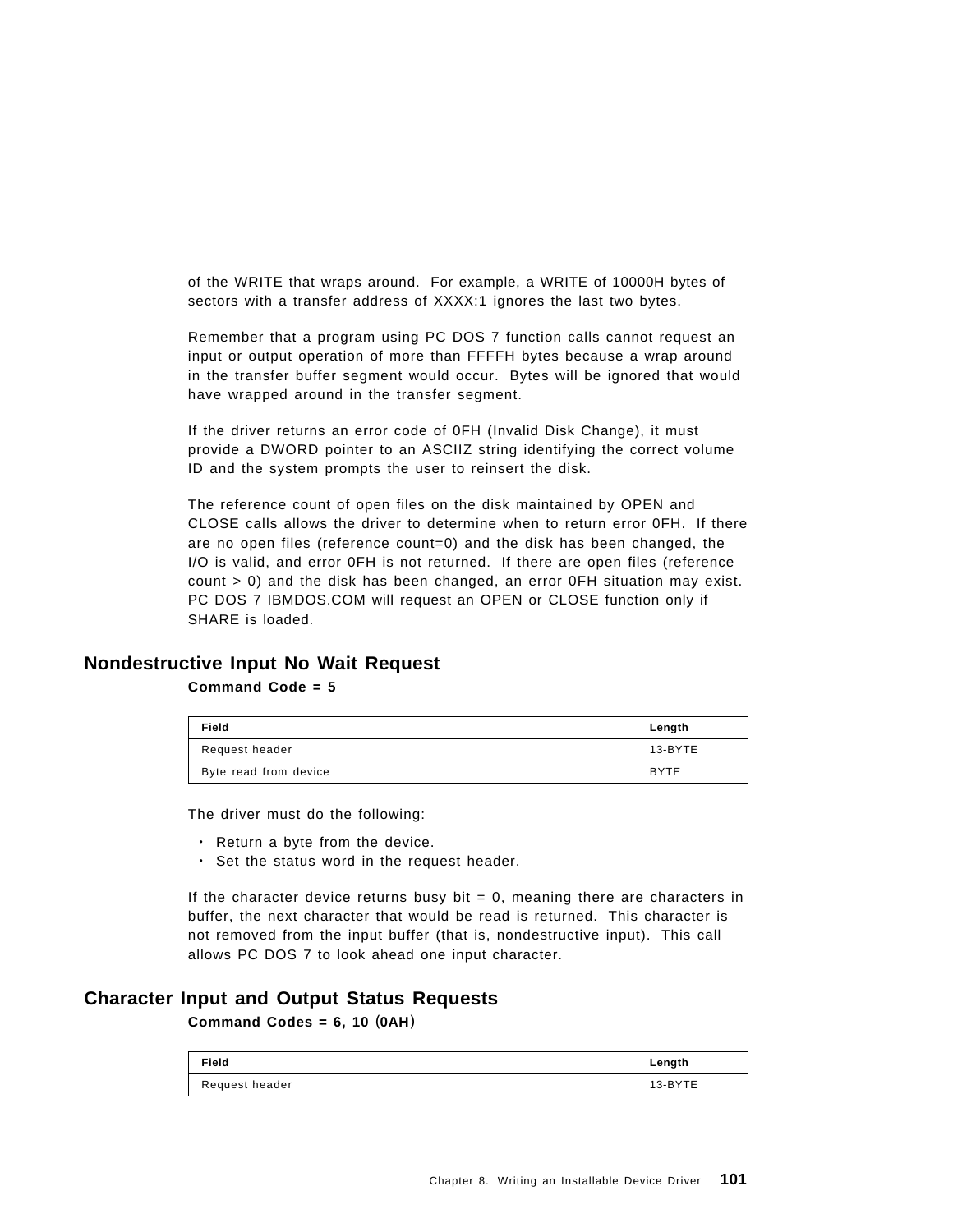of the WRITE that wraps around. For example, a WRITE of 10000H bytes of sectors with a transfer address of XXXX:1 ignores the last two bytes.

Remember that a program using PC DOS 7 function calls cannot request an input or output operation of more than FFFFH bytes because a wrap around in the transfer buffer segment would occur. Bytes will be ignored that would have wrapped around in the transfer segment.

If the driver returns an error code of 0FH (Invalid Disk Change), it must provide a DWORD pointer to an ASCIIZ string identifying the correct volume ID and the system prompts the user to reinsert the disk.

The reference count of open files on the disk maintained by OPEN and CLOSE calls allows the driver to determine when to return error 0FH. If there are no open files (reference count=0) and the disk has been changed, the I/O is valid, and error 0FH is not returned. If there are open files (reference count > 0) and the disk has been changed, an error 0FH situation may exist. PC DOS 7 IBMDOS.COM will request an OPEN or CLOSE function only if SHARE is loaded.

## Nondestructive Input No Wait Request

**Command Code = 5**

| Field | Length |
|---|---|
| Request header | 13-BYTE |
| Byte read from device | BYTE |

The driver must do the following:

- Return a byte from the device.
- Set the status word in the request header.

If the character device returns busy bit = 0, meaning there are characters in buffer, the next character that would be read is returned. This character is not removed from the input buffer (that is, nondestructive input). This call allows PC DOS 7 to look ahead one input character.

## Character Input and Output Status Requests

**Command Codes = 6, 10 (0AH)**

| Field | Length |
|---|---|
| Request header | 13-BYTE |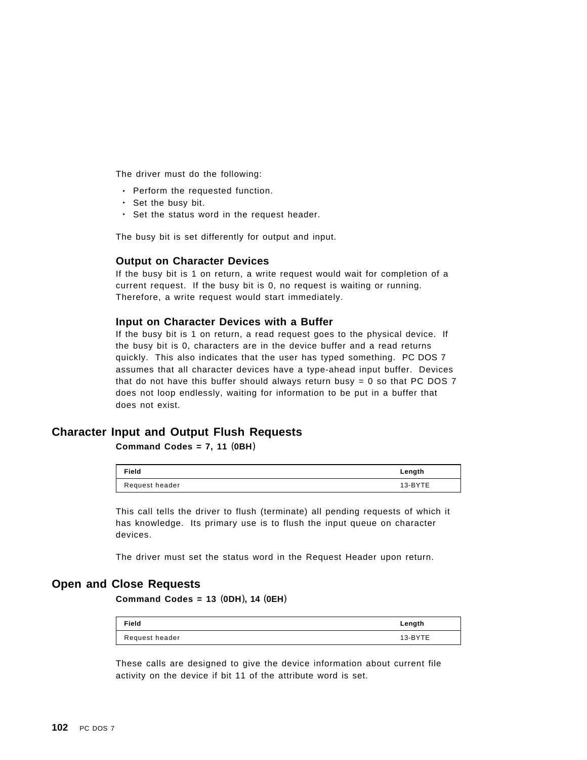The driver must do the following:

- Perform the requested function.
- Set the busy bit.
- Set the status word in the request header.

The busy bit is set differently for output and input.

### Output on Character Devices

If the busy bit is 1 on return, a write request would wait for completion of a current request. If the busy bit is 0, no request is waiting or running. Therefore, a write request would start immediately.

### Input on Character Devices with a Buffer

If the busy bit is 1 on return, a read request goes to the physical device. If the busy bit is 0, characters are in the device buffer and a read returns quickly. This also indicates that the user has typed something. PC DOS 7 assumes that all character devices have a type-ahead input buffer. Devices that do not have this buffer should always return busy = 0 so that PC DOS 7 does not loop endlessly, waiting for information to be put in a buffer that does not exist.

## Character Input and Output Flush Requests

**Command Codes = 7, 11 (0BH)**

| Field | Length |
|---|---|
| Request header | 13-BYTE |

This call tells the driver to flush (terminate) all pending requests of which it has knowledge. Its primary use is to flush the input queue on character devices.

The driver must set the status word in the Request Header upon return.

## Open and Close Requests

**Command Codes = 13 (0DH), 14 (0EH)**

| Field | Length |
|---|---|
| Request header | 13-BYTE |

These calls are designed to give the device information about current file activity on the device if bit 11 of the attribute word is set.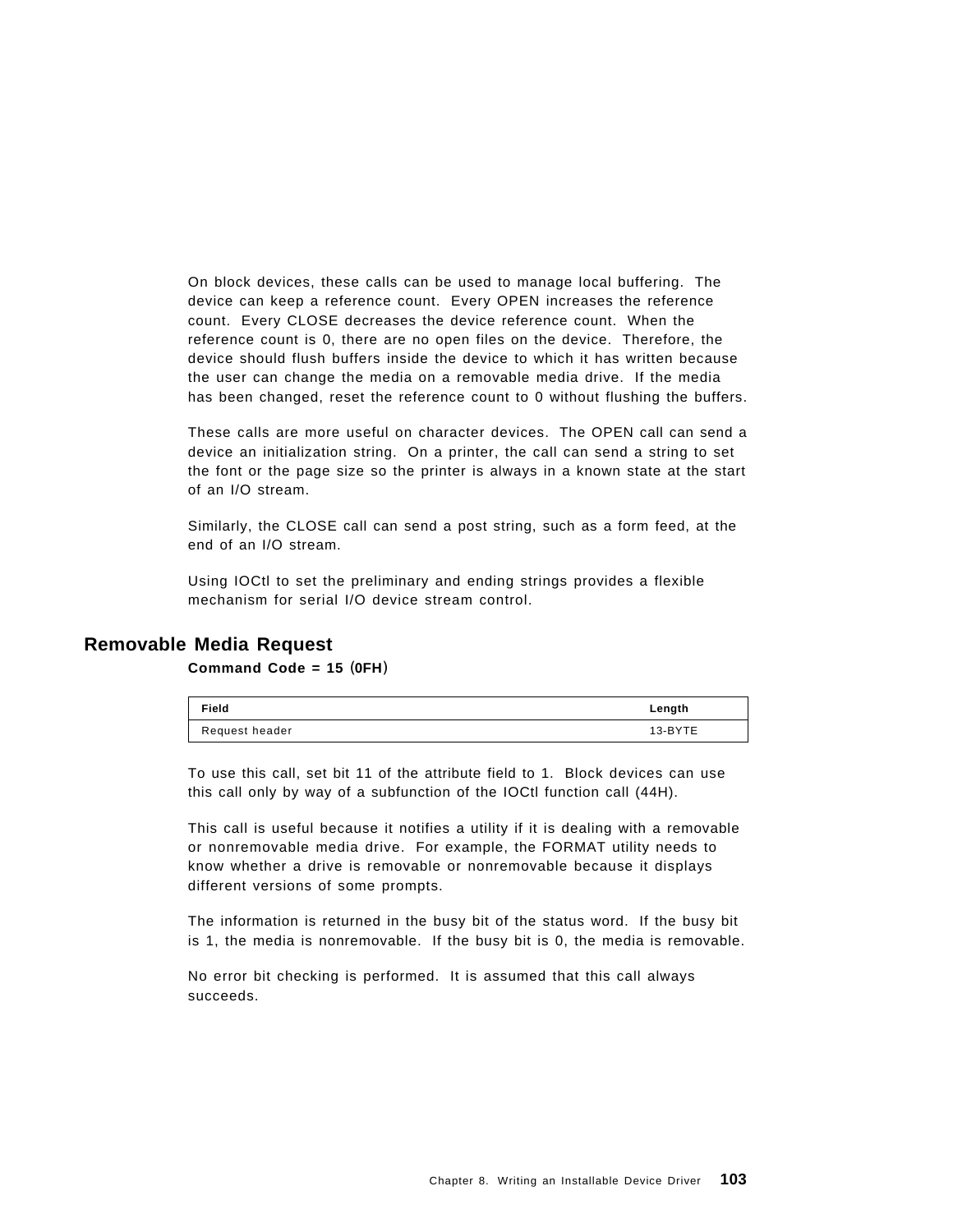On block devices, these calls can be used to manage local buffering. The device can keep a reference count. Every OPEN increases the reference count. Every CLOSE decreases the device reference count. When the reference count is 0, there are no open files on the device. Therefore, the device should flush buffers inside the device to which it has written because the user can change the media on a removable media drive. If the media has been changed, reset the reference count to 0 without flushing the buffers.

These calls are more useful on character devices. The OPEN call can send a device an initialization string. On a printer, the call can send a string to set the font or the page size so the printer is always in a known state at the start of an I/O stream.

Similarly, the CLOSE call can send a post string, such as a form feed, at the end of an I/O stream.

Using IOCtl to set the preliminary and ending strings provides a flexible mechanism for serial I/O device stream control.

## Removable Media Request

**Command Code = 15 (0FH)**

| Field | Length |
| --- | --- |
| Request header | 13-BYTE |

To use this call, set bit 11 of the attribute field to 1. Block devices can use this call only by way of a subfunction of the IOCtl function call (44H).

This call is useful because it notifies a utility if it is dealing with a removable or nonremovable media drive. For example, the FORMAT utility needs to know whether a drive is removable or nonremovable because it displays different versions of some prompts.

The information is returned in the busy bit of the status word. If the busy bit is 1, the media is nonremovable. If the busy bit is 0, the media is removable.

No error bit checking is performed. It is assumed that this call always succeeds.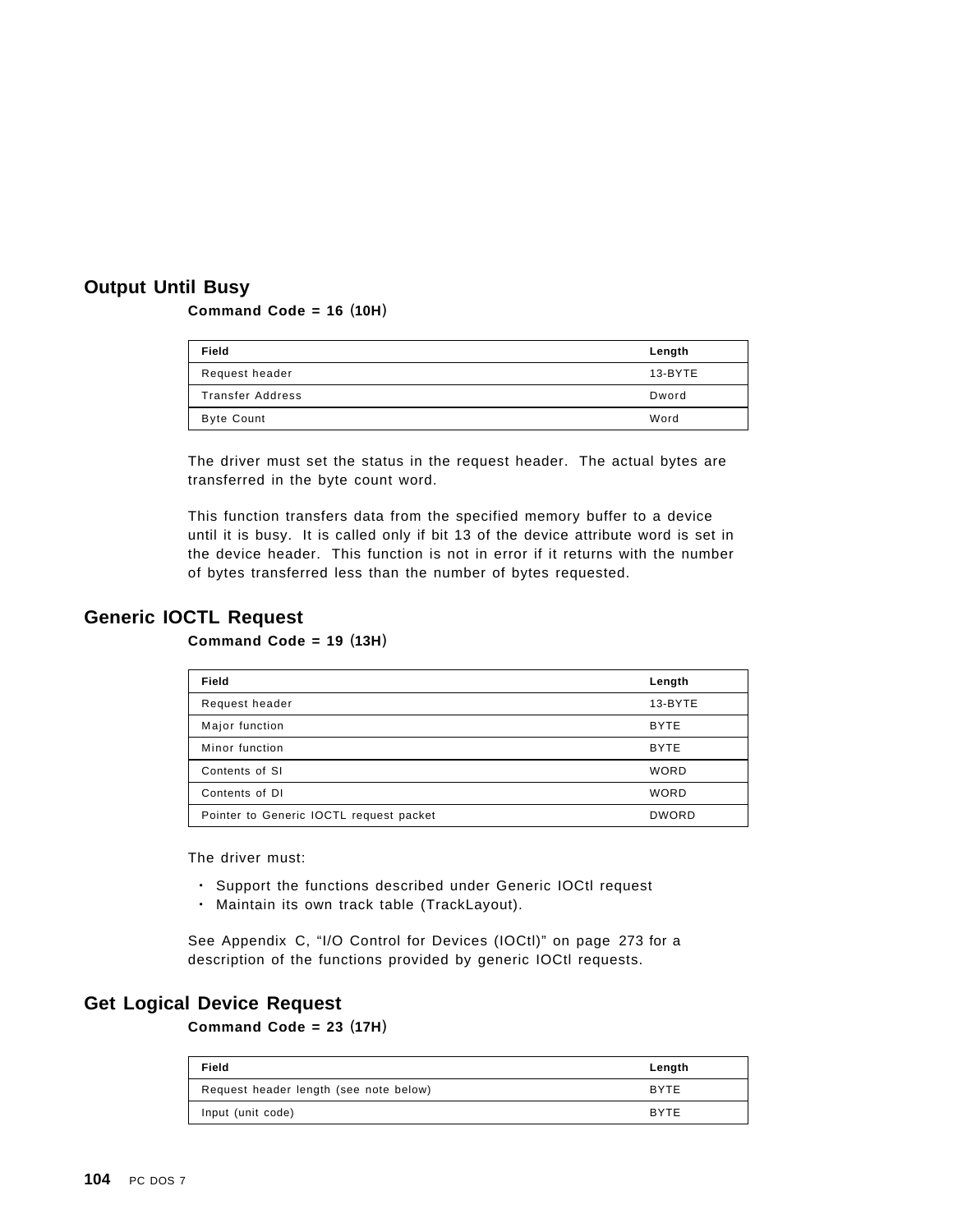## Output Until Busy

**Command Code = 16 (10H)**

| Field | Length |
|---|---|
| Request header | 13-BYTE |
| Transfer Address | Dword |
| Byte Count | Word |

The driver must set the status in the request header. The actual bytes are transferred in the byte count word.

This function transfers data from the specified memory buffer to a device until it is busy. It is called only if bit 13 of the device attribute word is set in the device header. This function is not in error if it returns with the number of bytes transferred less than the number of bytes requested.

## Generic IOCTL Request

**Command Code = 19 (13H)**

| Field | Length |
|---|---|
| Request header | 13-BYTE |
| Major function | BYTE |
| Minor function | BYTE |
| Contents of SI | WORD |
| Contents of DI | WORD |
| Pointer to Generic IOCTL request packet | DWORD |

The driver must:

- Support the functions described under Generic IOCtl request
- Maintain its own track table (TrackLayout).

See Appendix C, "I/O Control for Devices (IOCtl)" on page 273 for a description of the functions provided by generic IOCtl requests.

## Get Logical Device Request

**Command Code = 23 (17H)**

| Field | Length |
|---|---|
| Request header length (see note below) | BYTE |
| Input (unit code) | BYTE |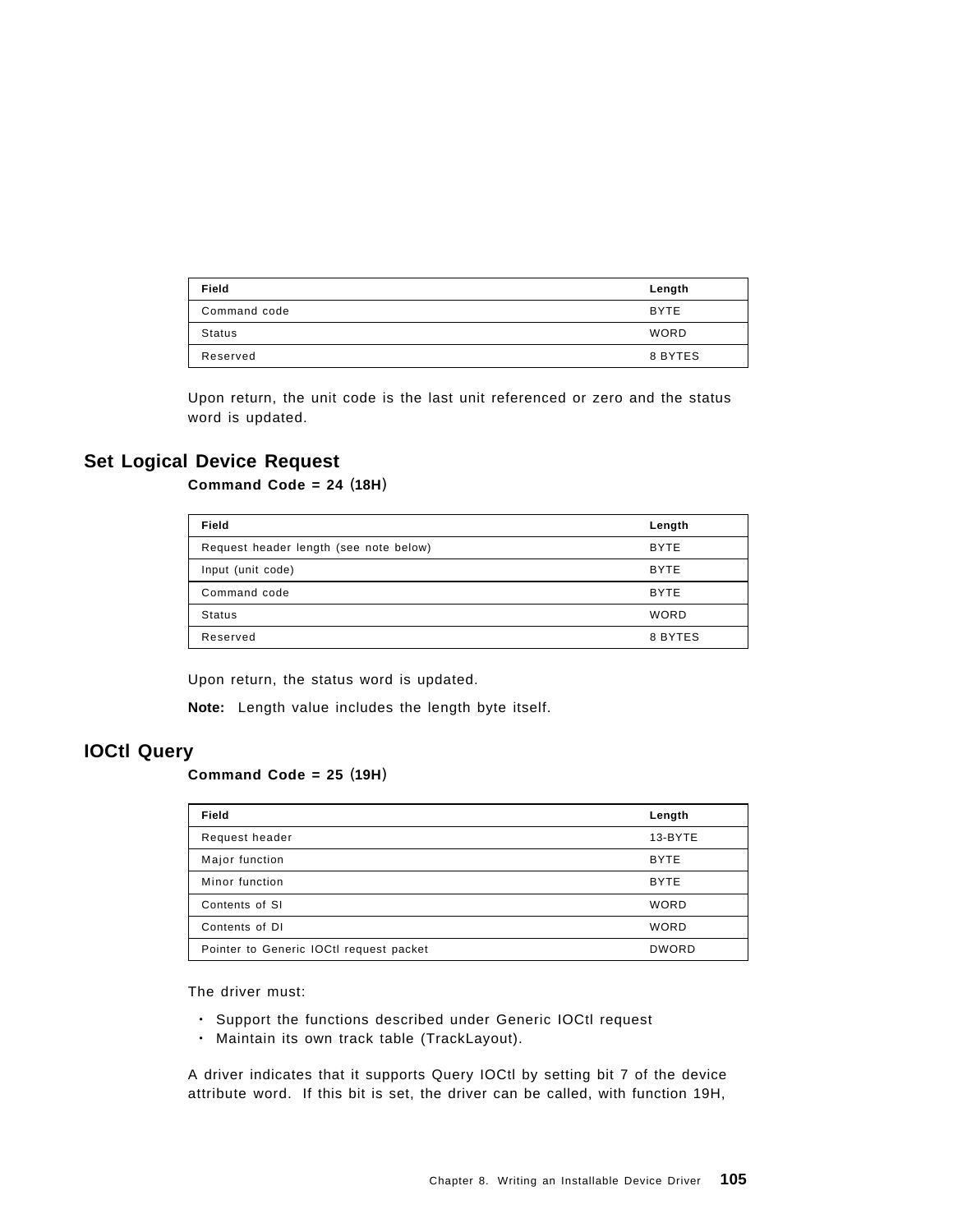| Field | Length |
|---|---|
| Command code | BYTE |
| Status | WORD |
| Reserved | 8 BYTES |

Upon return, the unit code is the last unit referenced or zero and the status word is updated.

## Set Logical Device Request

**Command Code = 24 (18H)**

| Field | Length |
|---|---|
| Request header length (see note below) | BYTE |
| Input (unit code) | BYTE |
| Command code | BYTE |
| Status | WORD |
| Reserved | 8 BYTES |

Upon return, the status word is updated.

**Note:** Length value includes the length byte itself.

## IOCtl Query

**Command Code = 25 (19H)**

| Field | Length |
|---|---|
| Request header | 13-BYTE |
| Major function | BYTE |
| Minor function | BYTE |
| Contents of SI | WORD |
| Contents of DI | WORD |
| Pointer to Generic IOCtl request packet | DWORD |

The driver must:

- Support the functions described under Generic IOCtl request
- Maintain its own track table (TrackLayout).

A driver indicates that it supports Query IOCtl by setting bit 7 of the device attribute word. If this bit is set, the driver can be called, with function 19H,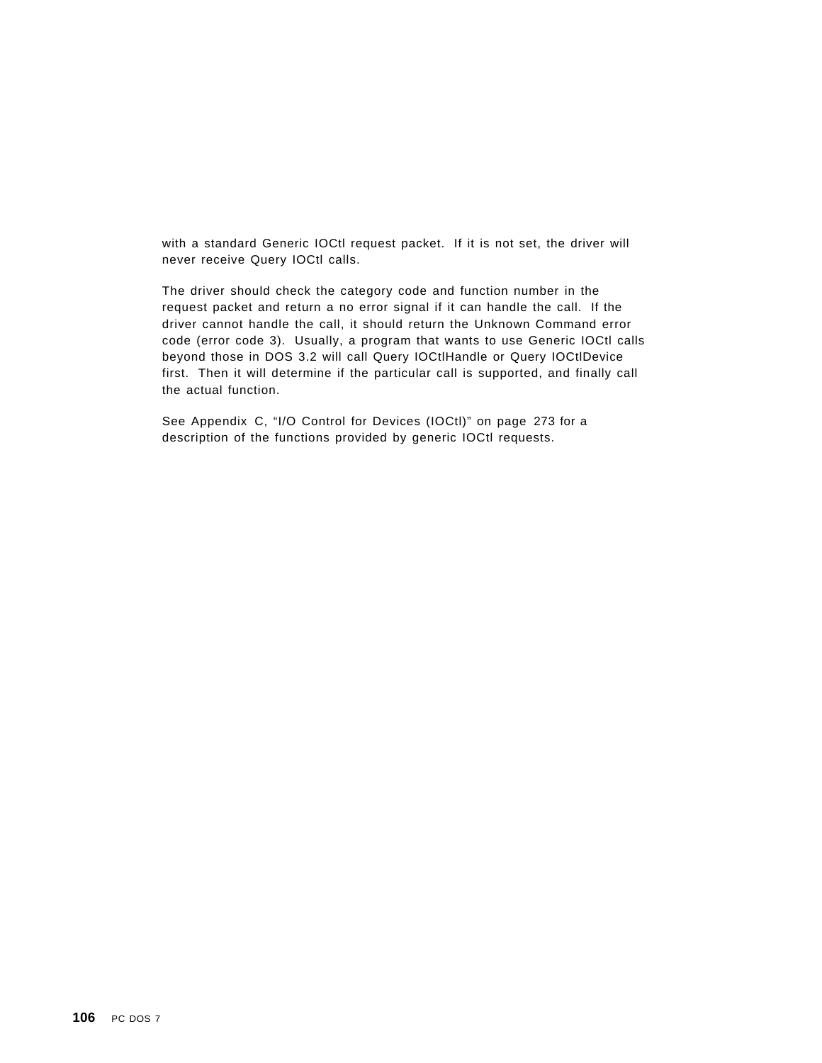with a standard Generic IOCtl request packet. If it is not set, the driver will never receive Query IOCtl calls.

The driver should check the category code and function number in the request packet and return a no error signal if it can handle the call. If the driver cannot handle the call, it should return the Unknown Command error code (error code 3). Usually, a program that wants to use Generic IOCtl calls beyond those in DOS 3.2 will call Query IOCtlHandle or Query IOCtlDevice first. Then it will determine if the particular call is supported, and finally call the actual function.

See Appendix C, “I/O Control for Devices (IOCtl)” on page 273 for a description of the functions provided by generic IOCtl requests.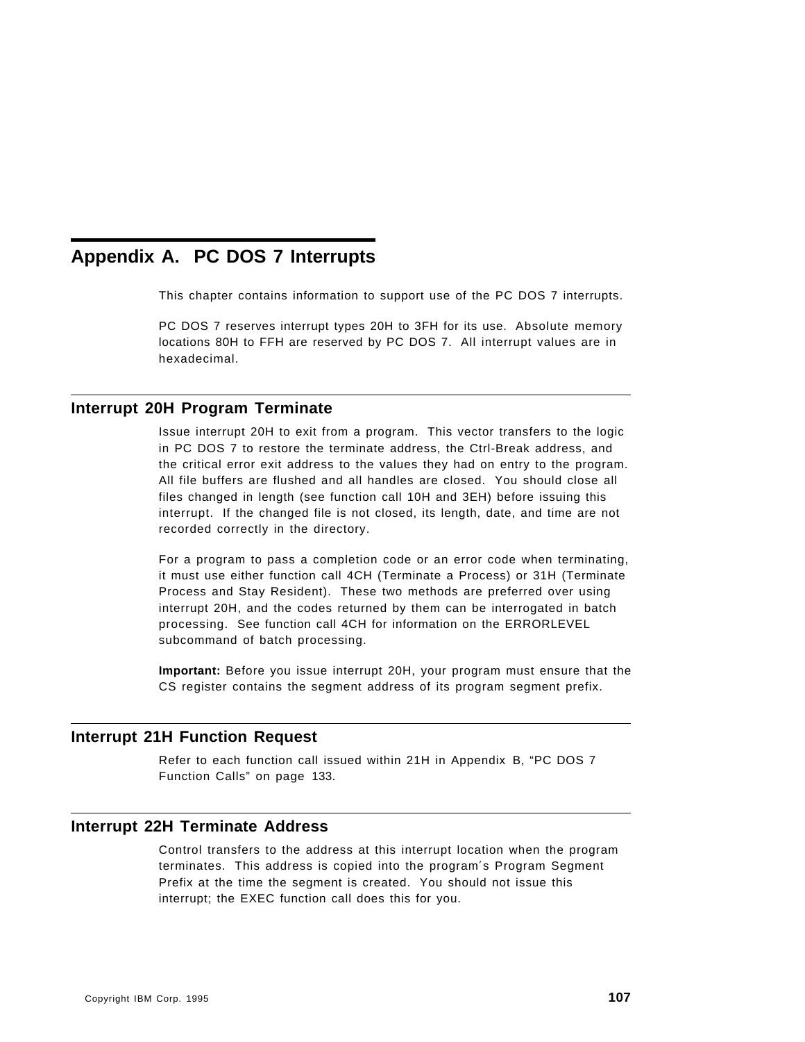# Appendix A. PC DOS 7 Interrupts

This chapter contains information to support use of the PC DOS 7 interrupts.

PC DOS 7 reserves interrupt types 20H to 3FH for its use. Absolute memory locations 80H to FFH are reserved by PC DOS 7. All interrupt values are in hexadecimal.

## Interrupt 20H Program Terminate

Issue interrupt 20H to exit from a program. This vector transfers to the logic in PC DOS 7 to restore the terminate address, the Ctrl-Break address, and the critical error exit address to the values they had on entry to the program. All file buffers are flushed and all handles are closed. You should close all files changed in length (see function call 10H and 3EH) before issuing this interrupt. If the changed file is not closed, its length, date, and time are not recorded correctly in the directory.

For a program to pass a completion code or an error code when terminating, it must use either function call 4CH (Terminate a Process) or 31H (Terminate Process and Stay Resident). These two methods are preferred over using interrupt 20H, and the codes returned by them can be interrogated in batch processing. See function call 4CH for information on the ERRORLEVEL subcommand of batch processing.

**Important:** Before you issue interrupt 20H, your program must ensure that the CS register contains the segment address of its program segment prefix.

## Interrupt 21H Function Request

Refer to each function call issued within 21H in Appendix B, “PC DOS 7 Function Calls” on page 133.

## Interrupt 22H Terminate Address

Control transfers to the address at this interrupt location when the program terminates. This address is copied into the program′s Program Segment Prefix at the time the segment is created. You should not issue this interrupt; the EXEC function call does this for you.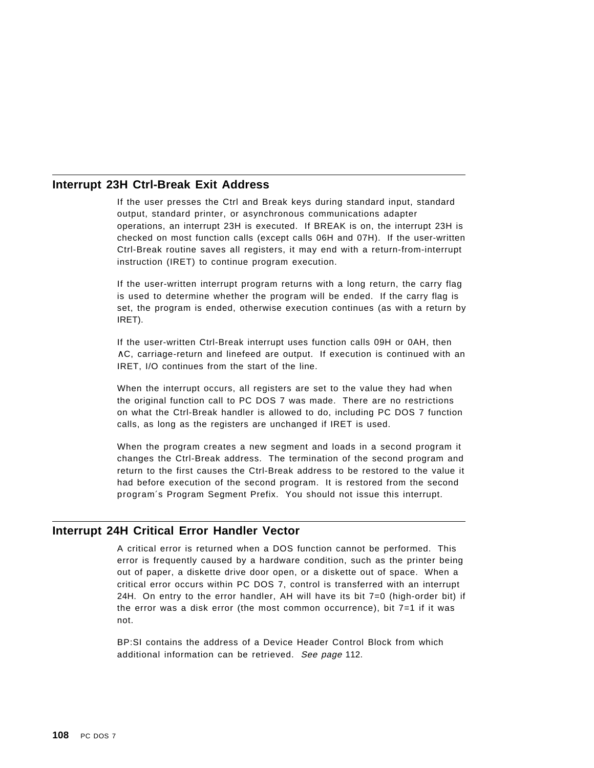## Interrupt 23H Ctrl-Break Exit Address

If the user presses the Ctrl and Break keys during standard input, standard output, standard printer, or asynchronous communications adapter operations, an interrupt 23H is executed. If BREAK is on, the interrupt 23H is checked on most function calls (except calls 06H and 07H). If the user-written Ctrl-Break routine saves all registers, it may end with a return-from-interrupt instruction (IRET) to continue program execution.

If the user-written interrupt program returns with a long return, the carry flag is used to determine whether the program will be ended. If the carry flag is set, the program is ended, otherwise execution continues (as with a return by IRET).

If the user-written Ctrl-Break interrupt uses function calls 09H or 0AH, then ∧C, carriage-return and linefeed are output. If execution is continued with an IRET, I/O continues from the start of the line.

When the interrupt occurs, all registers are set to the value they had when the original function call to PC DOS 7 was made. There are no restrictions on what the Ctrl-Break handler is allowed to do, including PC DOS 7 function calls, as long as the registers are unchanged if IRET is used.

When the program creates a new segment and loads in a second program it changes the Ctrl-Break address. The termination of the second program and return to the first causes the Ctrl-Break address to be restored to the value it had before execution of the second program. It is restored from the second program´s Program Segment Prefix. You should not issue this interrupt.

## Interrupt 24H Critical Error Handler Vector

A critical error is returned when a DOS function cannot be performed. This error is frequently caused by a hardware condition, such as the printer being out of paper, a diskette drive door open, or a diskette out of space. When a critical error occurs within PC DOS 7, control is transferred with an interrupt 24H. On entry to the error handler, AH will have its bit 7=0 (high-order bit) if the error was a disk error (the most common occurrence), bit 7=1 if it was not.

BP:SI contains the address of a Device Header Control Block from which additional information can be retrieved. *See page* 112.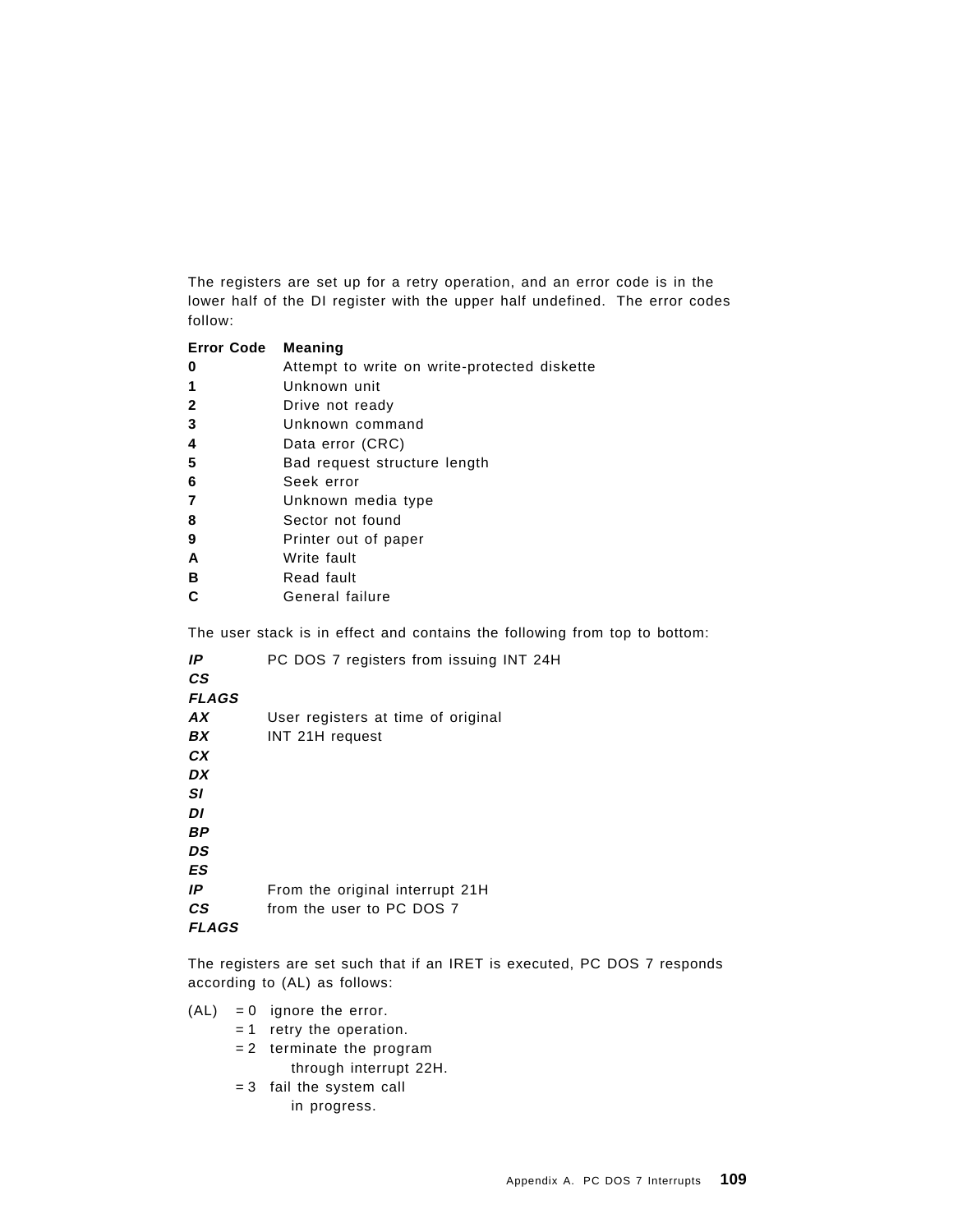The registers are set up for a retry operation, and an error code is in the lower half of the DI register with the upper half undefined. The error codes follow:

| Error Code | Meaning |
|---|---|
| **0** | Attempt to write on write-protected diskette |
| **1** | Unknown unit |
| **2** | Drive not ready |
| **3** | Unknown command |
| **4** | Data error (CRC) |
| **5** | Bad request structure length |
| **6** | Seek error |
| **7** | Unknown media type |
| **8** | Sector not found |
| **9** | Printer out of paper |
| **A** | Write fault |
| **B** | Read fault |
| **C** | General failure |

The user stack is in effect and contains the following from top to bottom:

| | |
|---|---|
| ***IP*** | PC DOS 7 registers from issuing INT 24H |
| ***CS*** | |
| ***FLAGS*** | |
| ***AX*** | User registers at time of original |
| ***BX*** | INT 21H request |
| ***CX*** | |
| ***DX*** | |
| ***SI*** | |
| ***DI*** | |
| ***BP*** | |
| ***DS*** | |
| ***ES*** | |
| ***IP*** | From the original interrupt 21H |
| ***CS*** | from the user to PC DOS 7 |
| ***FLAGS*** | |

The registers are set such that if an IRET is executed, PC DOS 7 responds according to (AL) as follows:

```
(AL)   = 0   ignore the error.
       = 1   retry the operation.
       = 2   terminate the program
               through interrupt 22H.
       = 3   fail the system call
               in progress.
```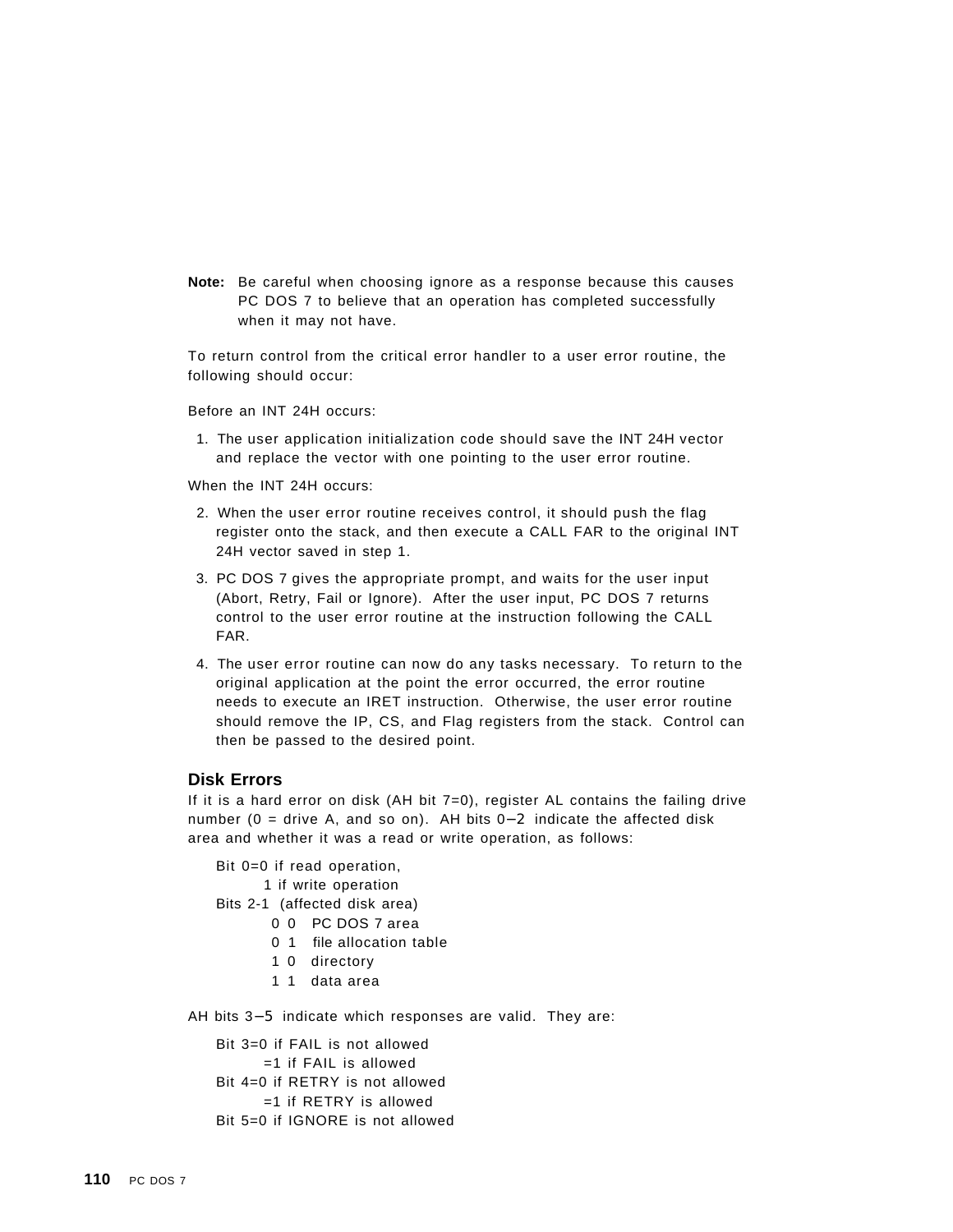**Note:** Be careful when choosing ignore as a response because this causes PC DOS 7 to believe that an operation has completed successfully when it may not have.

To return control from the critical error handler to a user error routine, the following should occur:

Before an INT 24H occurs:

1. The user application initialization code should save the INT 24H vector and replace the vector with one pointing to the user error routine.

When the INT 24H occurs:

2. When the user error routine receives control, it should push the flag register onto the stack, and then execute a CALL FAR to the original INT 24H vector saved in step 1.
3. PC DOS 7 gives the appropriate prompt, and waits for the user input (Abort, Retry, Fail or Ignore). After the user input, PC DOS 7 returns control to the user error routine at the instruction following the CALL FAR.
4. The user error routine can now do any tasks necessary. To return to the original application at the point the error occurred, the error routine needs to execute an IRET instruction. Otherwise, the user error routine should remove the IP, CS, and Flag registers from the stack. Control can then be passed to the desired point.

## Disk Errors

If it is a hard error on disk (AH bit 7=0), register AL contains the failing drive number (0 = drive A, and so on). AH bits 0–2 indicate the affected disk area and whether it was a read or write operation, as follows:

```
Bit 0=0 if read operation,
      1 if write operation
Bits 2-1  (affected disk area)
        0 0   PC DOS 7 area
        0 1   file allocation table
        1 0   directory
        1 1   data area
```

AH bits 3–5 indicate which responses are valid. They are:

```
Bit 3=0 if FAIL is not allowed
     =1 if FAIL is allowed
Bit 4=0 if RETRY is not allowed
     =1 if RETRY is allowed
Bit 5=0 if IGNORE is not allowed
```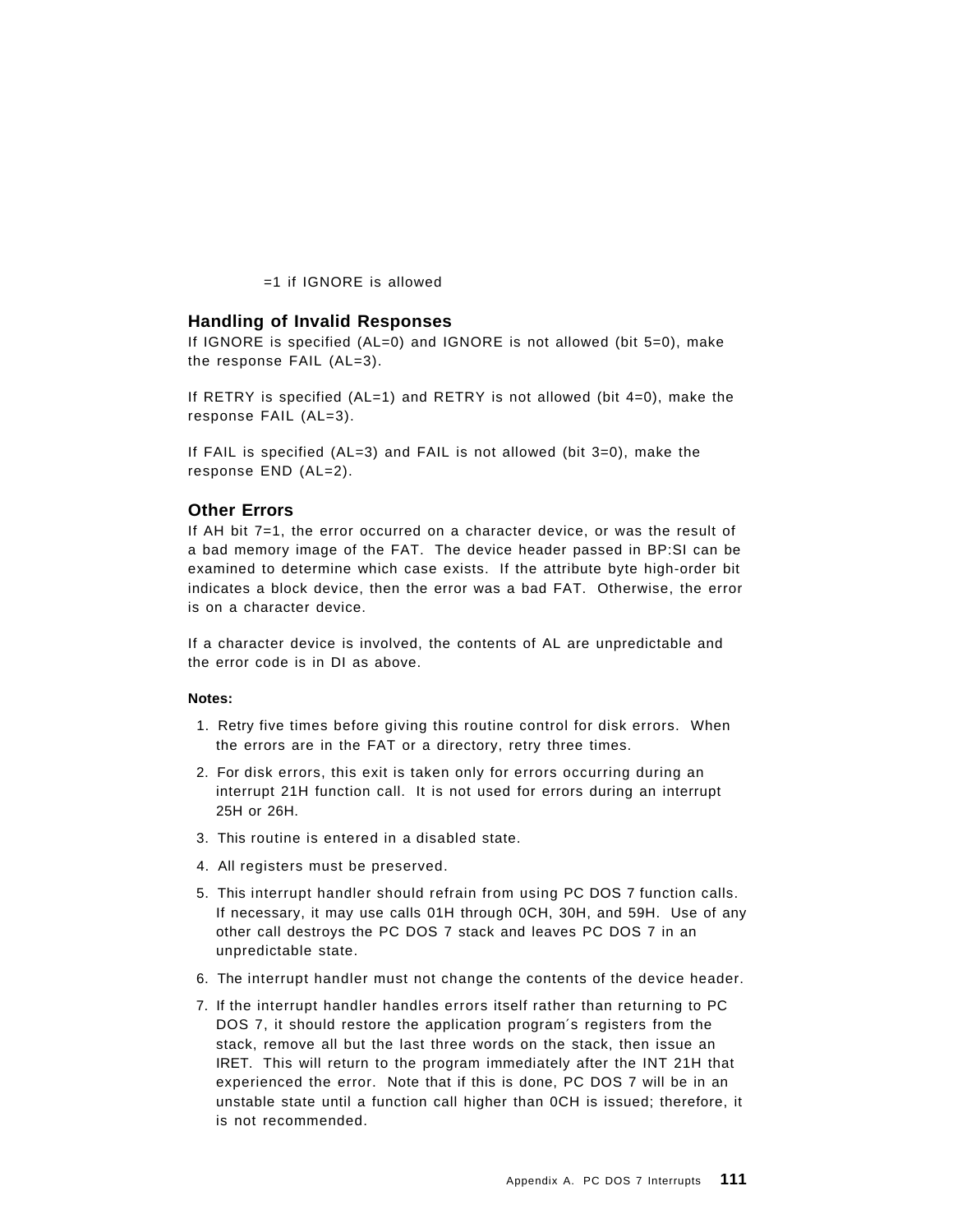=1 if IGNORE is allowed

## Handling of Invalid Responses

If IGNORE is specified (AL=0) and IGNORE is not allowed (bit 5=0), make the response FAIL (AL=3).

If RETRY is specified (AL=1) and RETRY is not allowed (bit 4=0), make the response FAIL (AL=3).

If FAIL is specified (AL=3) and FAIL is not allowed (bit 3=0), make the response END (AL=2).

## Other Errors

If AH bit 7=1, the error occurred on a character device, or was the result of a bad memory image of the FAT. The device header passed in BP:SI can be examined to determine which case exists. If the attribute byte high-order bit indicates a block device, then the error was a bad FAT. Otherwise, the error is on a character device.

If a character device is involved, the contents of AL are unpredictable and the error code is in DI as above.

**Notes:**

1. Retry five times before giving this routine control for disk errors. When the errors are in the FAT or a directory, retry three times.
2. For disk errors, this exit is taken only for errors occurring during an interrupt 21H function call. It is not used for errors during an interrupt 25H or 26H.
3. This routine is entered in a disabled state.
4. All registers must be preserved.
5. This interrupt handler should refrain from using PC DOS 7 function calls. If necessary, it may use calls 01H through 0CH, 30H, and 59H. Use of any other call destroys the PC DOS 7 stack and leaves PC DOS 7 in an unpredictable state.
6. The interrupt handler must not change the contents of the device header.
7. If the interrupt handler handles errors itself rather than returning to PC DOS 7, it should restore the application program′s registers from the stack, remove all but the last three words on the stack, then issue an IRET. This will return to the program immediately after the INT 21H that experienced the error. Note that if this is done, PC DOS 7 will be in an unstable state until a function call higher than 0CH is issued; therefore, it is not recommended.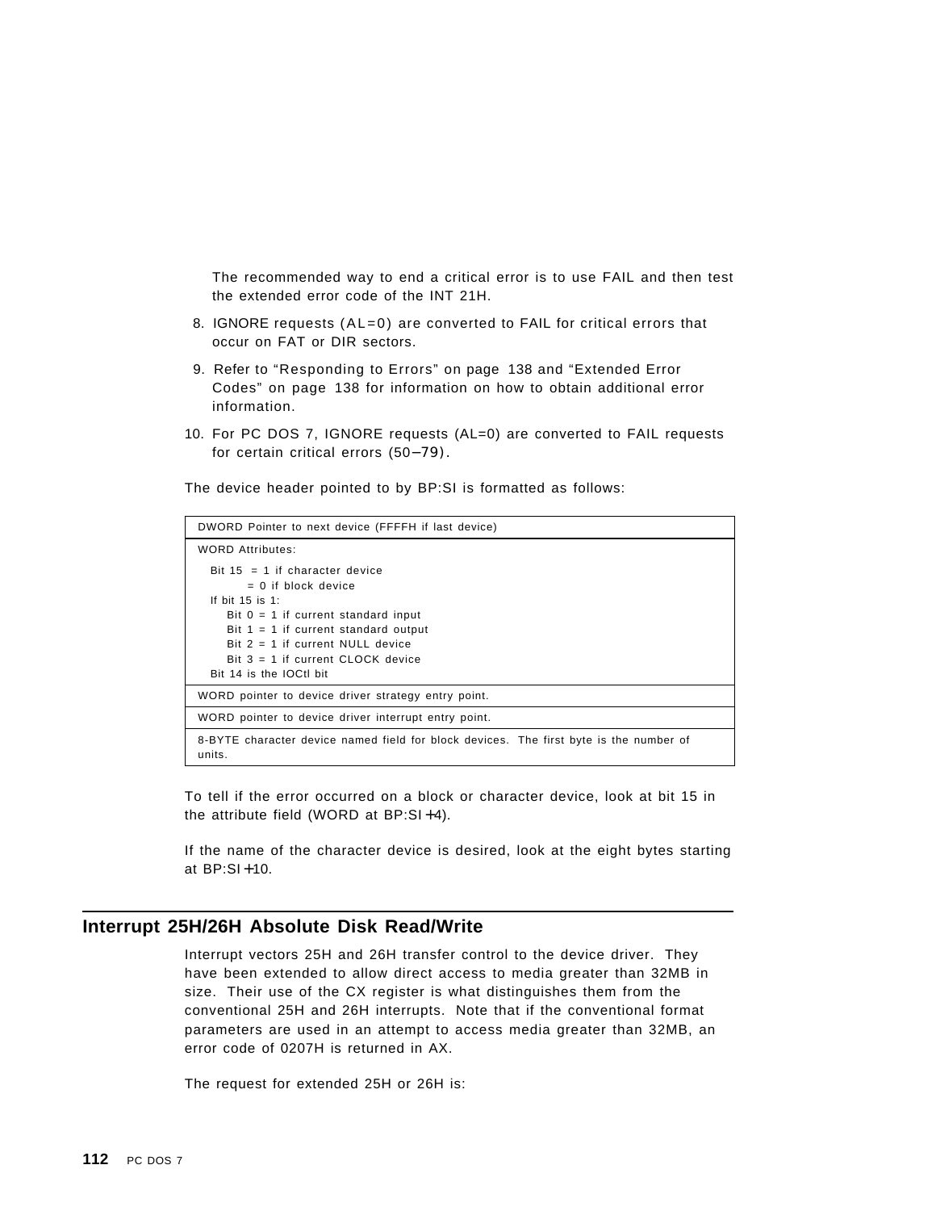The recommended way to end a critical error is to use FAIL and then test the extended error code of the INT 21H.

8. IGNORE requests (AL=0) are converted to FAIL for critical errors that occur on FAT or DIR sectors.
9. Refer to "Responding to Errors" on page 138 and "Extended Error Codes" on page 138 for information on how to obtain additional error information.
10. For PC DOS 7, IGNORE requests (AL=0) are converted to FAIL requests for certain critical errors (50–79).

The device header pointed to by BP:SI is formatted as follows:

| DWORD Pointer to next device (FFFFH if last device) |
|---|
| WORD Attributes:<br><br>Bit 15 = 1 if character device<br>= 0 if block device<br>If bit 15 is 1:<br>Bit 0 = 1 if current standard input<br>Bit 1 = 1 if current standard output<br>Bit 2 = 1 if current NULL device<br>Bit 3 = 1 if current CLOCK device<br>Bit 14 is the IOCtl bit |
| WORD pointer to device driver strategy entry point. |
| WORD pointer to device driver interrupt entry point. |
| 8-BYTE character device named field for block devices. The first byte is the number of units. |

To tell if the error occurred on a block or character device, look at bit 15 in the attribute field (WORD at BP:SI+4).

If the name of the character device is desired, look at the eight bytes starting at BP:SI+10.

## Interrupt 25H/26H Absolute Disk Read/Write

Interrupt vectors 25H and 26H transfer control to the device driver. They have been extended to allow direct access to media greater than 32MB in size. Their use of the CX register is what distinguishes them from the conventional 25H and 26H interrupts. Note that if the conventional format parameters are used in an attempt to access media greater than 32MB, an error code of 0207H is returned in AX.

The request for extended 25H or 26H is: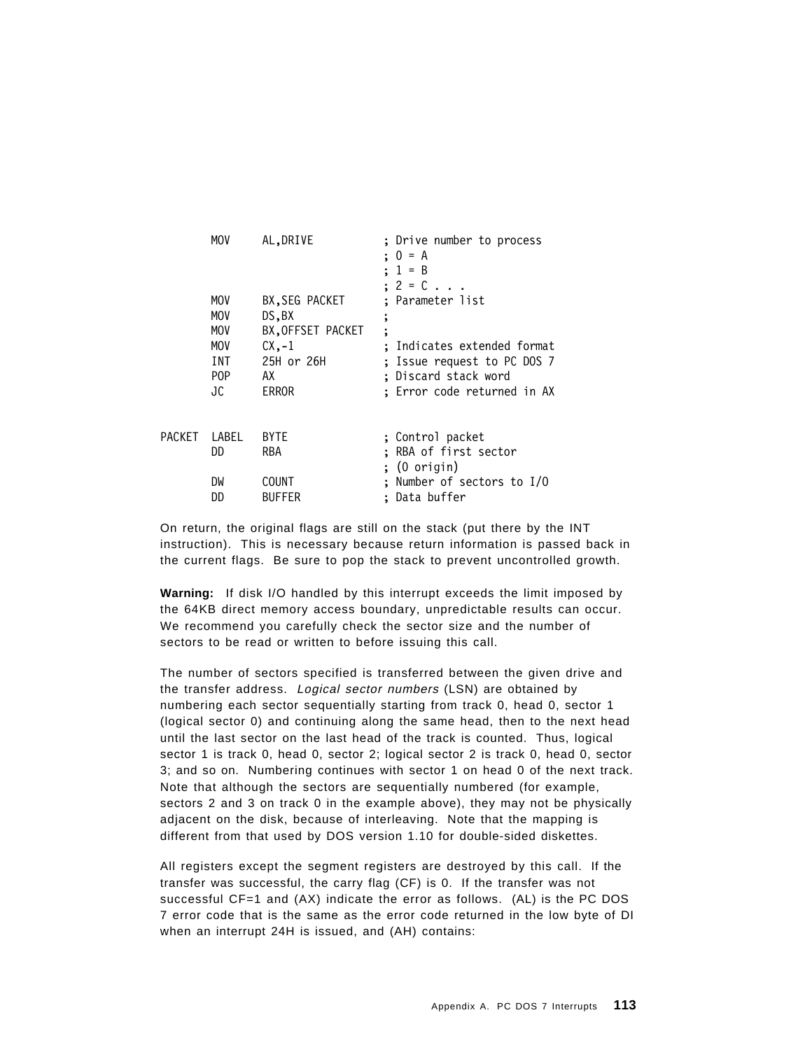```
        MOV     AL,DRIVE            ; Drive number to process
                                    ; 0 = A
                                    ; 1 = B
                                    ; 2 = C . . .
        MOV     BX,SEG PACKET       ; Parameter list
        MOV     DS,BX               ;
        MOV     BX,OFFSET PACKET    ;
        MOV     CX,-1               ; Indicates extended format
        INT     25H or 26H          ; Issue request to PC DOS 7
        POP     AX                  ; Discard stack word
        JC      ERROR               ; Error code returned in AX


PACKET  LABEL   BYTE                ; Control packet
        DD      RBA                 ; RBA of first sector
                                    ; (0 origin)
        DW      COUNT               ; Number of sectors to I/O
        DD      BUFFER              ; Data buffer
```

On return, the original flags are still on the stack (put there by the INT instruction). This is necessary because return information is passed back in the current flags. Be sure to pop the stack to prevent uncontrolled growth.

**Warning:** If disk I/O handled by this interrupt exceeds the limit imposed by the 64KB direct memory access boundary, unpredictable results can occur. We recommend you carefully check the sector size and the number of sectors to be read or written to before issuing this call.

The number of sectors specified is transferred between the given drive and the transfer address. *Logical sector numbers* (LSN) are obtained by numbering each sector sequentially starting from track 0, head 0, sector 1 (logical sector 0) and continuing along the same head, then to the next head until the last sector on the last head of the track is counted. Thus, logical sector 1 is track 0, head 0, sector 2; logical sector 2 is track 0, head 0, sector 3; and so on. Numbering continues with sector 1 on head 0 of the next track. Note that although the sectors are sequentially numbered (for example, sectors 2 and 3 on track 0 in the example above), they may not be physically adjacent on the disk, because of interleaving. Note that the mapping is different from that used by DOS version 1.10 for double-sided diskettes.

All registers except the segment registers are destroyed by this call. If the transfer was successful, the carry flag (CF) is 0. If the transfer was not successful CF=1 and (AX) indicate the error as follows. (AL) is the PC DOS 7 error code that is the same as the error code returned in the low byte of DI when an interrupt 24H is issued, and (AH) contains: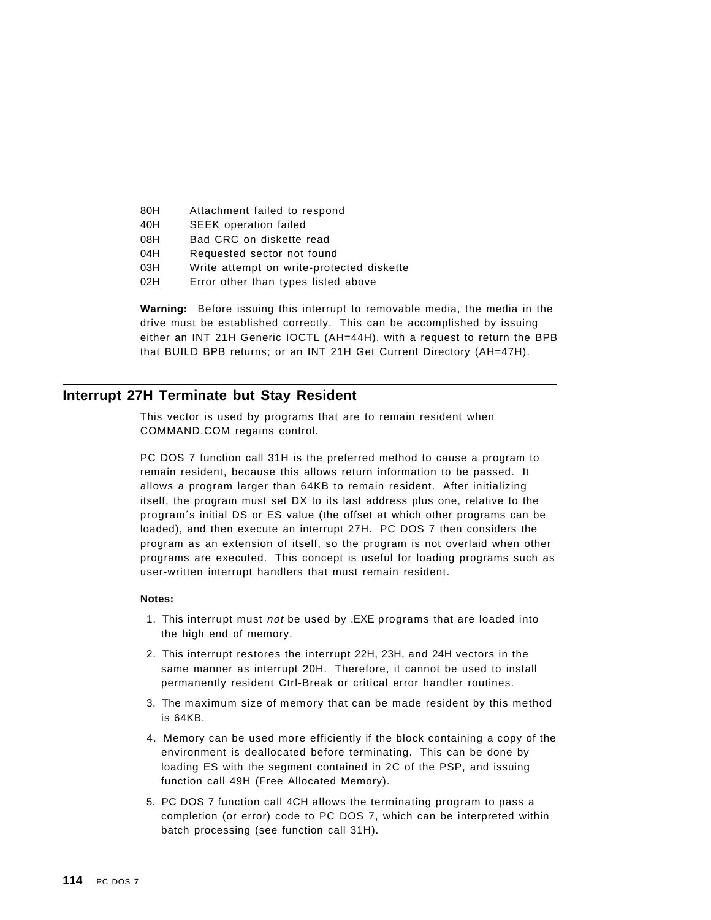| | |
|---|---|
| 80H | Attachment failed to respond |
| 40H | SEEK operation failed |
| 08H | Bad CRC on diskette read |
| 04H | Requested sector not found |
| 03H | Write attempt on write-protected diskette |
| 02H | Error other than types listed above |

**Warning:** Before issuing this interrupt to removable media, the media in the drive must be established correctly. This can be accomplished by issuing either an INT 21H Generic IOCTL (AH=44H), with a request to return the BPB that BUILD BPB returns; or an INT 21H Get Current Directory (AH=47H).

## Interrupt 27H Terminate but Stay Resident

This vector is used by programs that are to remain resident when COMMAND.COM regains control.

PC DOS 7 function call 31H is the preferred method to cause a program to remain resident, because this allows return information to be passed. It allows a program larger than 64KB to remain resident. After initializing itself, the program must set DX to its last address plus one, relative to the program´s initial DS or ES value (the offset at which other programs can be loaded), and then execute an interrupt 27H. PC DOS 7 then considers the program as an extension of itself, so the program is not overlaid when other programs are executed. This concept is useful for loading programs such as user-written interrupt handlers that must remain resident.

**Notes:**

1. This interrupt must *not* be used by .EXE programs that are loaded into the high end of memory.
2. This interrupt restores the interrupt 22H, 23H, and 24H vectors in the same manner as interrupt 20H. Therefore, it cannot be used to install permanently resident Ctrl-Break or critical error handler routines.
3. The maximum size of memory that can be made resident by this method is 64KB.
4. Memory can be used more efficiently if the block containing a copy of the environment is deallocated before terminating. This can be done by loading ES with the segment contained in 2C of the PSP, and issuing function call 49H (Free Allocated Memory).
5. PC DOS 7 function call 4CH allows the terminating program to pass a completion (or error) code to PC DOS 7, which can be interpreted within batch processing (see function call 31H).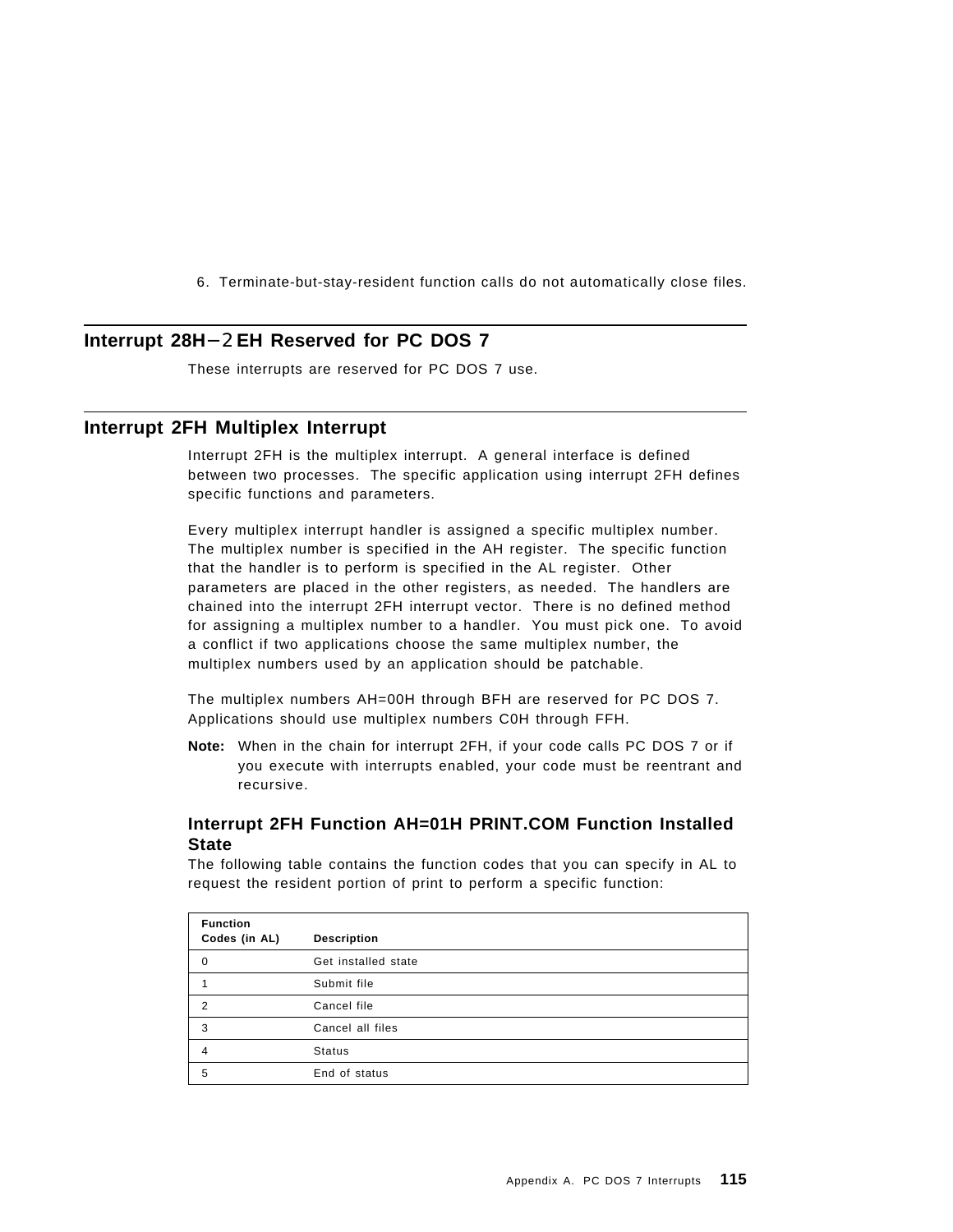6. Terminate-but-stay-resident function calls do not automatically close files.

## Interrupt 28H–2EH Reserved for PC DOS 7

These interrupts are reserved for PC DOS 7 use.

## Interrupt 2FH Multiplex Interrupt

Interrupt 2FH is the multiplex interrupt. A general interface is defined between two processes. The specific application using interrupt 2FH defines specific functions and parameters.

Every multiplex interrupt handler is assigned a specific multiplex number. The multiplex number is specified in the AH register. The specific function that the handler is to perform is specified in the AL register. Other parameters are placed in the other registers, as needed. The handlers are chained into the interrupt 2FH interrupt vector. There is no defined method for assigning a multiplex number to a handler. You must pick one. To avoid a conflict if two applications choose the same multiplex number, the multiplex numbers used by an application should be patchable.

The multiplex numbers AH=00H through BFH are reserved for PC DOS 7. Applications should use multiplex numbers C0H through FFH.

**Note:** When in the chain for interrupt 2FH, if your code calls PC DOS 7 or if you execute with interrupts enabled, your code must be reentrant and recursive.

### Interrupt 2FH Function AH=01H PRINT.COM Function Installed State

The following table contains the function codes that you can specify in AL to request the resident portion of print to perform a specific function:

| Function Codes (in AL) | Description |
|---|---|
| 0 | Get installed state |
| 1 | Submit file |
| 2 | Cancel file |
| 3 | Cancel all files |
| 4 | Status |
| 5 | End of status |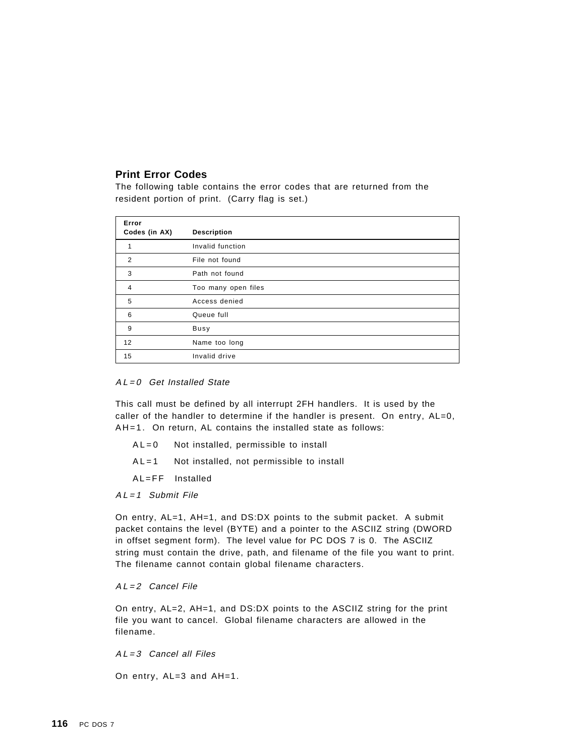### Print Error Codes

The following table contains the error codes that are returned from the resident portion of print. (Carry flag is set.)

| Error Codes (in AX) | Description |
|---|---|
| 1 | Invalid function |
| 2 | File not found |
| 3 | Path not found |
| 4 | Too many open files |
| 5 | Access denied |
| 6 | Queue full |
| 9 | Busy |
| 12 | Name too long |
| 15 | Invalid drive |

*AL=0 Get Installed State*

This call must be defined by all interrupt 2FH handlers. It is used by the caller of the handler to determine if the handler is present. On entry, AL=0, AH=1. On return, AL contains the installed state as follows:

AL=0  Not installed, permissible to install

AL=1  Not installed, not permissible to install

AL=FF  Installed

*AL=1 Submit File*

On entry, AL=1, AH=1, and DS:DX points to the submit packet. A submit packet contains the level (BYTE) and a pointer to the ASCIIZ string (DWORD in offset segment form). The level value for PC DOS 7 is 0. The ASCIIZ string must contain the drive, path, and filename of the file you want to print. The filename cannot contain global filename characters.

*AL=2 Cancel File*

On entry, AL=2, AH=1, and DS:DX points to the ASCIIZ string for the print file you want to cancel. Global filename characters are allowed in the filename.

*AL=3 Cancel all Files*

On entry, AL=3 and AH=1.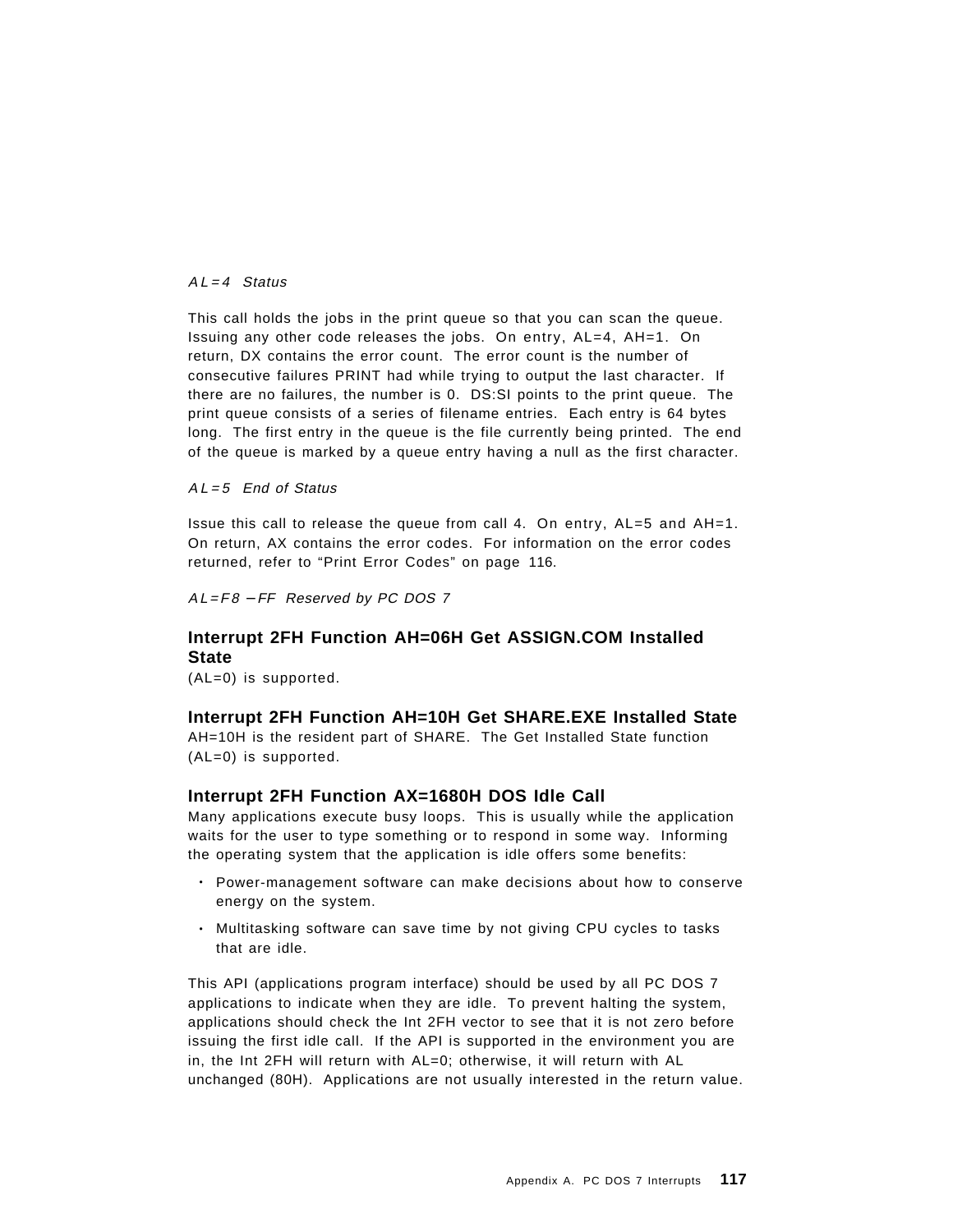*AL=4 Status*

This call holds the jobs in the print queue so that you can scan the queue. Issuing any other code releases the jobs. On entry, AL=4, AH=1. On return, DX contains the error count. The error count is the number of consecutive failures PRINT had while trying to output the last character. If there are no failures, the number is 0. DS:SI points to the print queue. The print queue consists of a series of filename entries. Each entry is 64 bytes long. The first entry in the queue is the file currently being printed. The end of the queue is marked by a queue entry having a null as the first character.

*AL=5 End of Status*

Issue this call to release the queue from call 4. On entry, AL=5 and AH=1. On return, AX contains the error codes. For information on the error codes returned, refer to “Print Error Codes” on page 116.

*AL=F8 – FF Reserved by PC DOS 7*

### Interrupt 2FH Function AH=06H Get ASSIGN.COM Installed State

(AL=0) is supported.

### Interrupt 2FH Function AH=10H Get SHARE.EXE Installed State

AH=10H is the resident part of SHARE. The Get Installed State function (AL=0) is supported.

### Interrupt 2FH Function AX=1680H DOS Idle Call

Many applications execute busy loops. This is usually while the application waits for the user to type something or to respond in some way. Informing the operating system that the application is idle offers some benefits:

- Power-management software can make decisions about how to conserve energy on the system.
- Multitasking software can save time by not giving CPU cycles to tasks that are idle.

This API (applications program interface) should be used by all PC DOS 7 applications to indicate when they are idle. To prevent halting the system, applications should check the Int 2FH vector to see that it is not zero before issuing the first idle call. If the API is supported in the environment you are in, the Int 2FH will return with AL=0; otherwise, it will return with AL unchanged (80H). Applications are not usually interested in the return value.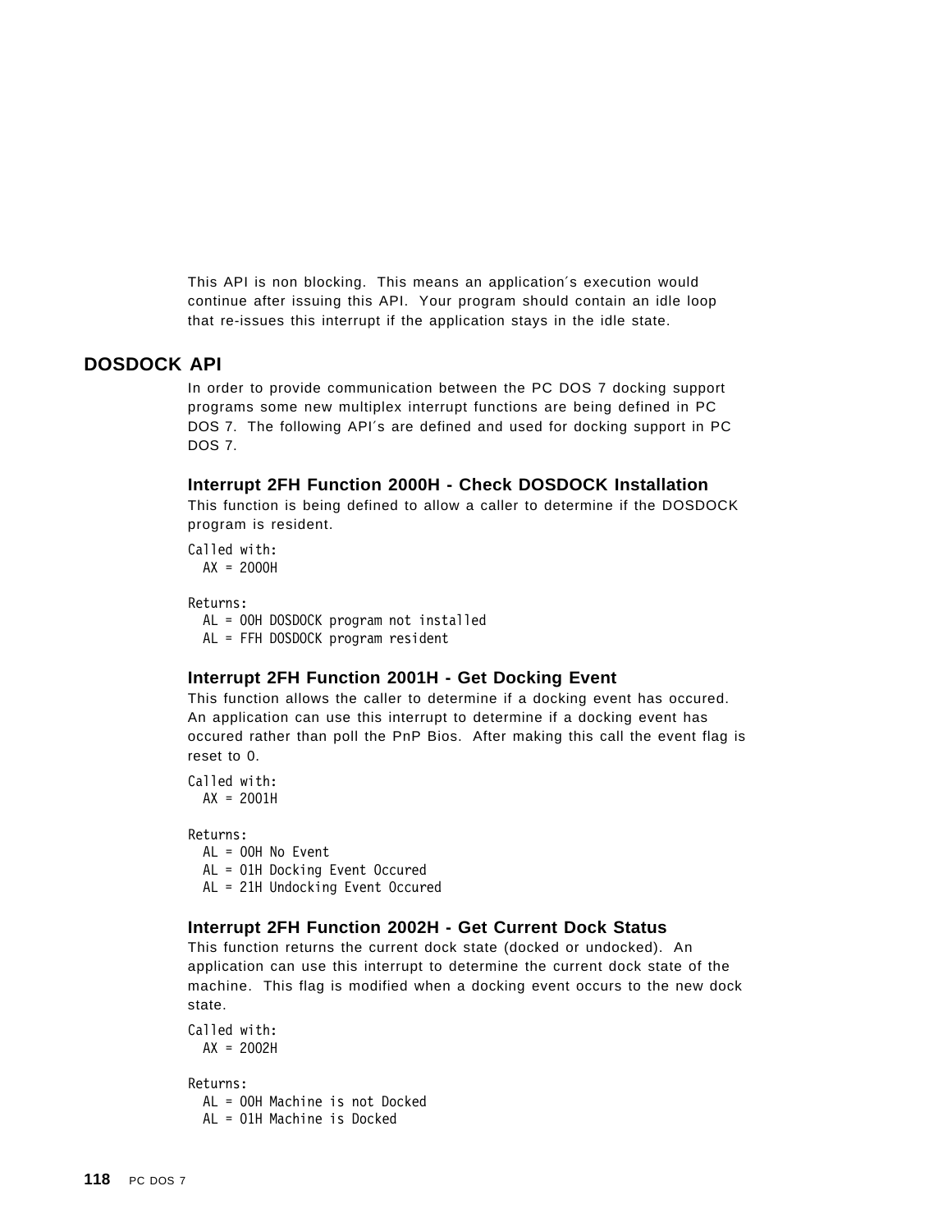This API is non blocking. This means an application´s execution would continue after issuing this API. Your program should contain an idle loop that re-issues this interrupt if the application stays in the idle state.

## DOSDOCK API

In order to provide communication between the PC DOS 7 docking support programs some new multiplex interrupt functions are being defined in PC DOS 7. The following API´s are defined and used for docking support in PC DOS 7.

### Interrupt 2FH Function 2000H - Check DOSDOCK Installation

This function is being defined to allow a caller to determine if the DOSDOCK program is resident.

```
Called with:
  AX = 2000H

Returns:
  AL = 00H DOSDOCK program not installed
  AL = FFH DOSDOCK program resident
```

### Interrupt 2FH Function 2001H - Get Docking Event

This function allows the caller to determine if a docking event has occured. An application can use this interrupt to determine if a docking event has occured rather than poll the PnP Bios. After making this call the event flag is reset to 0.

```
Called with:
  AX = 2001H

Returns:
  AL = 00H No Event
  AL = 01H Docking Event Occured
  AL = 21H Undocking Event Occured
```

### Interrupt 2FH Function 2002H - Get Current Dock Status

This function returns the current dock state (docked or undocked). An application can use this interrupt to determine the current dock state of the machine. This flag is modified when a docking event occurs to the new dock state.

```
Called with:
  AX = 2002H

Returns:
  AL = 00H Machine is not Docked
  AL = 01H Machine is Docked
```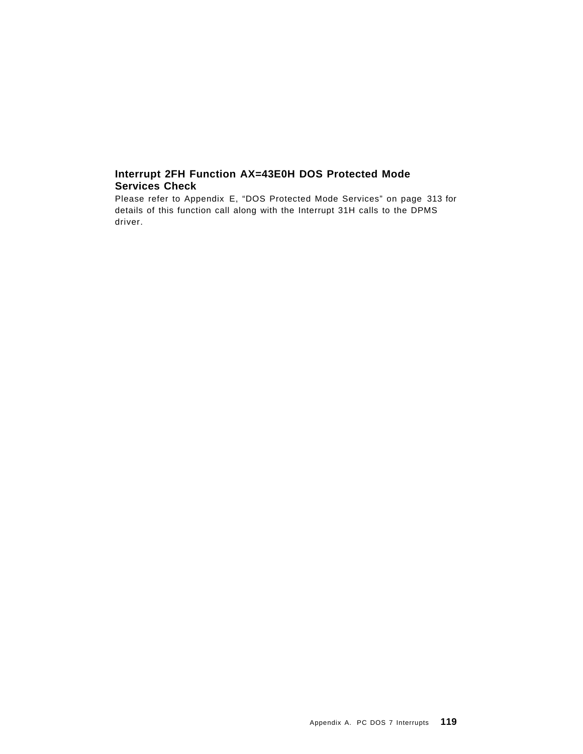## Interrupt 2FH Function AX=43E0H DOS Protected Mode Services Check

Please refer to Appendix E, "DOS Protected Mode Services" on page 313 for details of this function call along with the Interrupt 31H calls to the DPMS driver.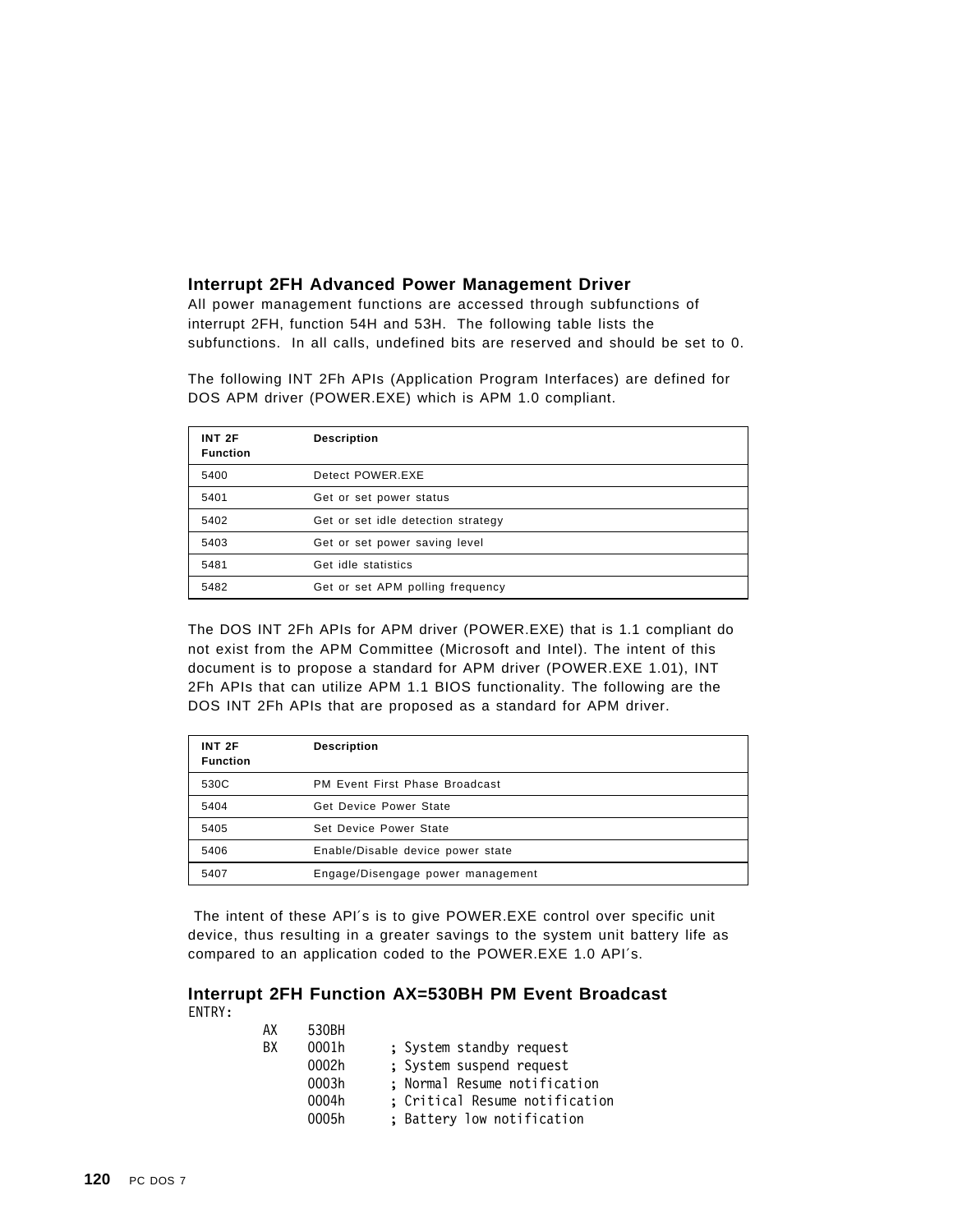## Interrupt 2FH Advanced Power Management Driver

All power management functions are accessed through subfunctions of interrupt 2FH, function 54H and 53H. The following table lists the subfunctions. In all calls, undefined bits are reserved and should be set to 0.

The following INT 2Fh APIs (Application Program Interfaces) are defined for DOS APM driver (POWER.EXE) which is APM 1.0 compliant.

| INT 2F Function | Description |
|---|---|
| 5400 | Detect POWER.EXE |
| 5401 | Get or set power status |
| 5402 | Get or set idle detection strategy |
| 5403 | Get or set power saving level |
| 5481 | Get idle statistics |
| 5482 | Get or set APM polling frequency |

The DOS INT 2Fh APIs for APM driver (POWER.EXE) that is 1.1 compliant do not exist from the APM Committee (Microsoft and Intel). The intent of this document is to propose a standard for APM driver (POWER.EXE 1.01), INT 2Fh APIs that can utilize APM 1.1 BIOS functionality. The following are the DOS INT 2Fh APIs that are proposed as a standard for APM driver.

| INT 2F Function | Description |
|---|---|
| 530C | PM Event First Phase Broadcast |
| 5404 | Get Device Power State |
| 5405 | Set Device Power State |
| 5406 | Enable/Disable device power state |
| 5407 | Engage/Disengage power management |

The intent of these API´s is to give POWER.EXE control over specific unit device, thus resulting in a greater savings to the system unit battery life as compared to an application coded to the POWER.EXE 1.0 API´s.

## Interrupt 2FH Function AX=530BH PM Event Broadcast

ENTRY:

```
        AX    530BH
        BX    0001h      ; System standby request
              0002h      ; System suspend request
              0003h      ; Normal Resume notification
              0004h      ; Critical Resume notification
              0005h      ; Battery low notification
```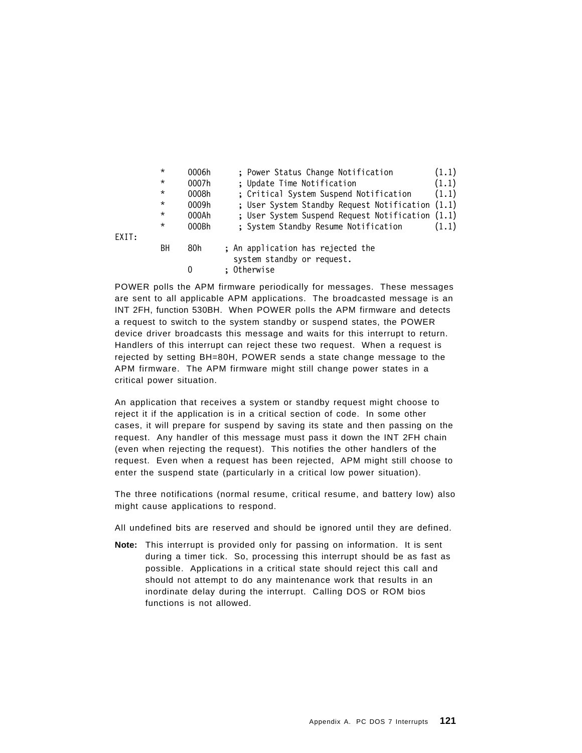```
        *     0006h      ; Power Status Change Notification         (1.1)
        *     0007h      ; Update Time Notification                 (1.1)
        *     0008h      ; Critical System Suspend Notification     (1.1)
        *     0009h      ; User System Standby Request Notification (1.1)
        *     000Ah      ; User System Suspend Request Notification (1.1)
        *     000Bh      ; System Standby Resume Notification       (1.1)
EXIT:
        BH    80h      ; An application has rejected the
                         system standby or request.
              0        ; Otherwise
```

POWER polls the APM firmware periodically for messages. These messages are sent to all applicable APM applications. The broadcasted message is an INT 2FH, function 530BH. When POWER polls the APM firmware and detects a request to switch to the system standby or suspend states, the POWER device driver broadcasts this message and waits for this interrupt to return. Handlers of this interrupt can reject these two request. When a request is rejected by setting BH=80H, POWER sends a state change message to the APM firmware. The APM firmware might still change power states in a critical power situation.

An application that receives a system or standby request might choose to reject it if the application is in a critical section of code. In some other cases, it will prepare for suspend by saving its state and then passing on the request. Any handler of this message must pass it down the INT 2FH chain (even when rejecting the request). This notifies the other handlers of the request. Even when a request has been rejected, APM might still choose to enter the suspend state (particularly in a critical low power situation).

The three notifications (normal resume, critical resume, and battery low) also might cause applications to respond.

All undefined bits are reserved and should be ignored until they are defined.

**Note:** This interrupt is provided only for passing on information. It is sent during a timer tick. So, processing this interrupt should be as fast as possible. Applications in a critical state should reject this call and should not attempt to do any maintenance work that results in an inordinate delay during the interrupt. Calling DOS or ROM bios functions is not allowed.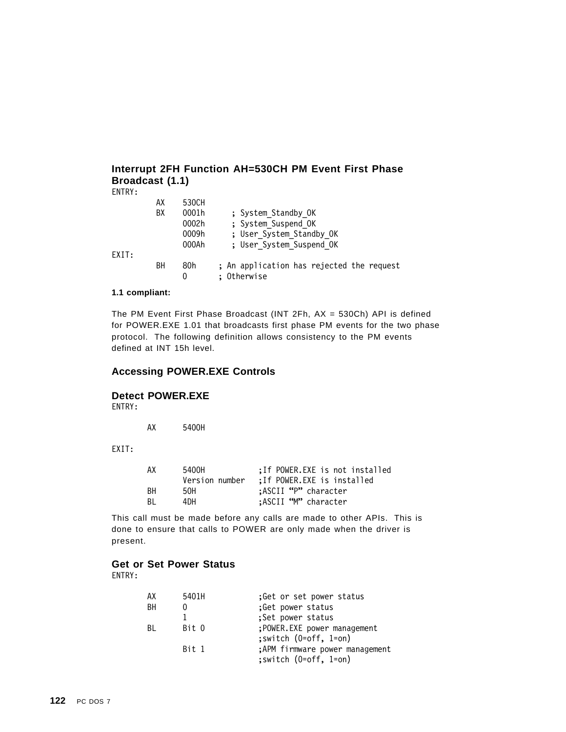### Interrupt 2FH Function AH=530CH PM Event First Phase Broadcast (1.1)

```
ENTRY:
        AX    530CH
        BX    0001h      ; System_Standby_OK
              0002h      ; System_Suspend_OK
              0009h      ; User_System_Standby_OK
              000Ah      ; User_System_Suspend_OK
EXIT:
        BH    80h     ; An application has rejected the request
              0       ; Otherwise
```

**1.1 compliant:**

The PM Event First Phase Broadcast (INT 2Fh, AX = 530Ch) API is defined for POWER.EXE 1.01 that broadcasts first phase PM events for the two phase protocol. The following definition allows consistency to the PM events defined at INT 15h level.

## Accessing POWER.EXE Controls

### Detect POWER.EXE

```
ENTRY:

       AX      5400H

EXIT:

       AX      5400H           ;If POWER.EXE is not installed
               Version number  ;If POWER.EXE is installed
       BH      50H             ;ASCII "P" character
       BL      4DH             ;ASCII "M" character
```

This call must be made before any calls are made to other APIs. This is done to ensure that calls to POWER are only made when the driver is present.

### Get or Set Power Status

```
ENTRY:

       AX      5401H           ;Get or set power status
       BH      0               ;Get power status
               1               ;Set power status
       BL      Bit 0           ;POWER.EXE power management
                               ;switch (0=off, 1=on)
               Bit 1           ;APM firmware power management
                               ;switch (0=off, 1=on)
```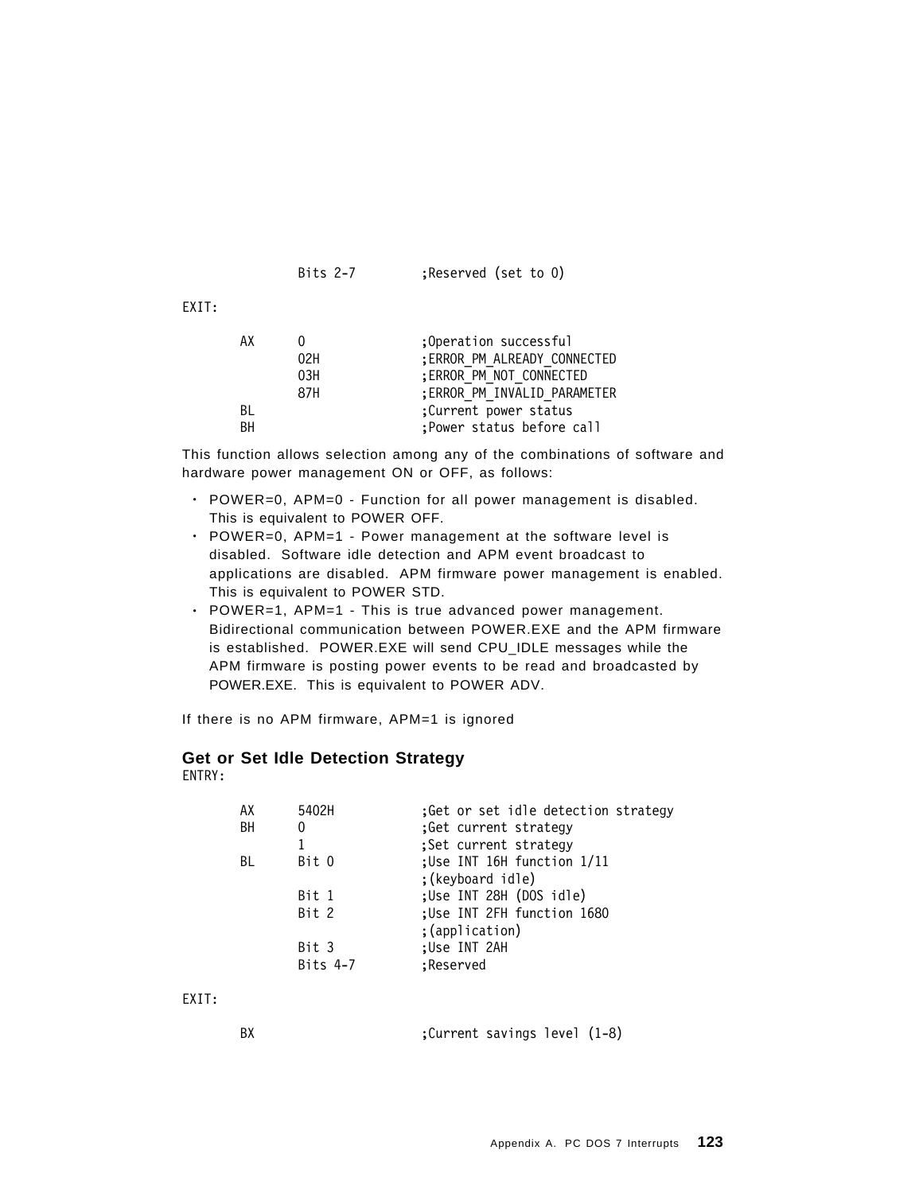```
          Bits 2-7        ;Reserved (set to 0)
```

EXIT:

```
     AX   0               ;Operation successful
          02H             ;ERROR_PM_ALREADY_CONNECTED
          03H             ;ERROR_PM_NOT_CONNECTED
          87H             ;ERROR_PM_INVALID_PARAMETER
     BL                   ;Current power status
     BH                   ;Power status before call
```

This function allows selection among any of the combinations of software and hardware power management ON or OFF, as follows:

- POWER=0, APM=0 - Function for all power management is disabled. This is equivalent to POWER OFF.
- POWER=0, APM=1 - Power management at the software level is disabled. Software idle detection and APM event broadcast to applications are disabled. APM firmware power management is enabled. This is equivalent to POWER STD.
- POWER=1, APM=1 - This is true advanced power management. Bidirectional communication between POWER.EXE and the APM firmware is established. POWER.EXE will send CPU_IDLE messages while the APM firmware is posting power events to be read and broadcasted by POWER.EXE. This is equivalent to POWER ADV.

If there is no APM firmware, APM=1 is ignored

### Get or Set Idle Detection Strategy

ENTRY:

```
     AX   5402H           ;Get or set idle detection strategy
     BH   0               ;Get current strategy
          1               ;Set current strategy
     BL   Bit 0           ;Use INT 16H function 1/11
                          ;(keyboard idle)
          Bit 1           ;Use INT 28H (DOS idle)
          Bit 2           ;Use INT 2FH function 1680
                          ;(application)
          Bit 3           ;Use INT 2AH
          Bits 4-7        ;Reserved
```

EXIT:

```
     BX                   ;Current savings level (1-8)
```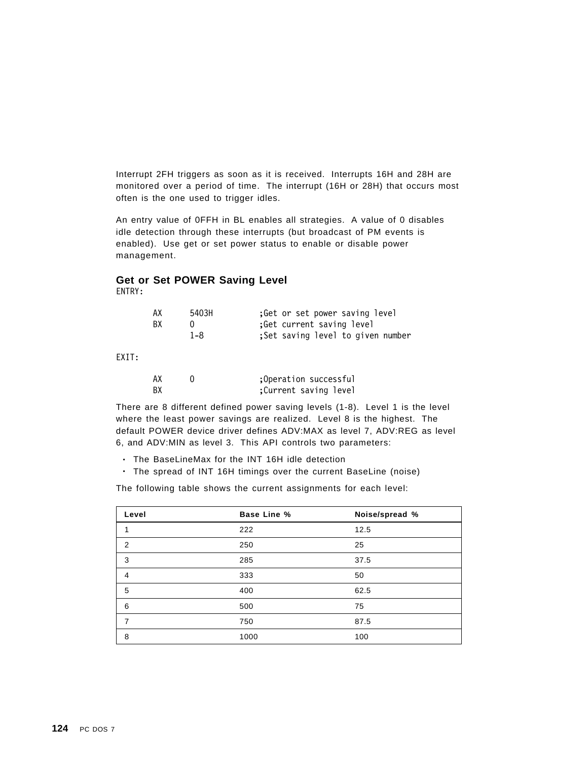Interrupt 2FH triggers as soon as it is received. Interrupts 16H and 28H are monitored over a period of time. The interrupt (16H or 28H) that occurs most often is the one used to trigger idles.

An entry value of 0FFH in BL enables all strategies. A value of 0 disables idle detection through these interrupts (but broadcast of PM events is enabled). Use get or set power status to enable or disable power management.

### Get or Set POWER Saving Level

ENTRY:

```
AX      5403H         ;Get or set power saving level
BX      0             ;Get current saving level
        1-8           ;Set saving level to given number
```

EXIT:

```
AX      0             ;Operation successful
BX                    ;Current saving level
```

There are 8 different defined power saving levels (1-8). Level 1 is the level where the least power savings are realized. Level 8 is the highest. The default POWER device driver defines ADV:MAX as level 7, ADV:REG as level 6, and ADV:MIN as level 3. This API controls two parameters:

- The BaseLineMax for the INT 16H idle detection
- The spread of INT 16H timings over the current BaseLine (noise)

The following table shows the current assignments for each level:

| Level | Base Line % | Noise/spread % |
|---|---|---|
| 1 | 222 | 12.5 |
| 2 | 250 | 25 |
| 3 | 285 | 37.5 |
| 4 | 333 | 50 |
| 5 | 400 | 62.5 |
| 6 | 500 | 75 |
| 7 | 750 | 87.5 |
| 8 | 1000 | 100 |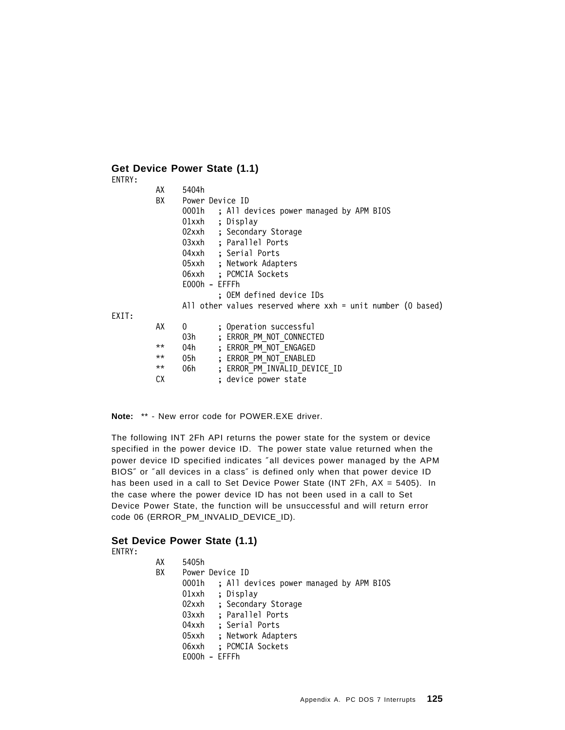### Get Device Power State (1.1)

```
ENTRY:
        AX    5404h
        BX    Power Device ID
              0001h   ; All devices power managed by APM BIOS
              01xxh   ; Display
              02xxh   ; Secondary Storage
              03xxh   ; Parallel Ports
              04xxh   ; Serial Ports
              05xxh   ; Network Adapters
              06xxh   ; PCMCIA Sockets
              E000h - EFFFh
                      ; OEM defined device IDs
              All other values reserved where xxh = unit number (0 based)
EXIT:
        AX    0       ; Operation successful
              03h     ; ERROR_PM_NOT_CONNECTED
        **    04h     ; ERROR_PM_NOT_ENGAGED
        **    05h     ; ERROR_PM_NOT_ENABLED
        **    06h     ; ERROR_PM_INVALID_DEVICE_ID
        CX            ; device power state
```

**Note:** ** - New error code for POWER.EXE driver.

The following INT 2Fh API returns the power state for the system or device specified in the power device ID. The power state value returned when the power device ID specified indicates "all devices power managed by the APM BIOS" or "all devices in a class" is defined only when that power device ID has been used in a call to Set Device Power State (INT 2Fh, AX = 5405). In the case where the power device ID has not been used in a call to Set Device Power State, the function will be unsuccessful and will return error code 06 (ERROR_PM_INVALID_DEVICE_ID).

### Set Device Power State (1.1)

```
ENTRY:
        AX    5405h
        BX    Power Device ID
              0001h   ; All devices power managed by APM BIOS
              01xxh   ; Display
              02xxh   ; Secondary Storage
              03xxh   ; Parallel Ports
              04xxh   ; Serial Ports
              05xxh   ; Network Adapters
              06xxh   ; PCMCIA Sockets
              E000h - EFFFh
```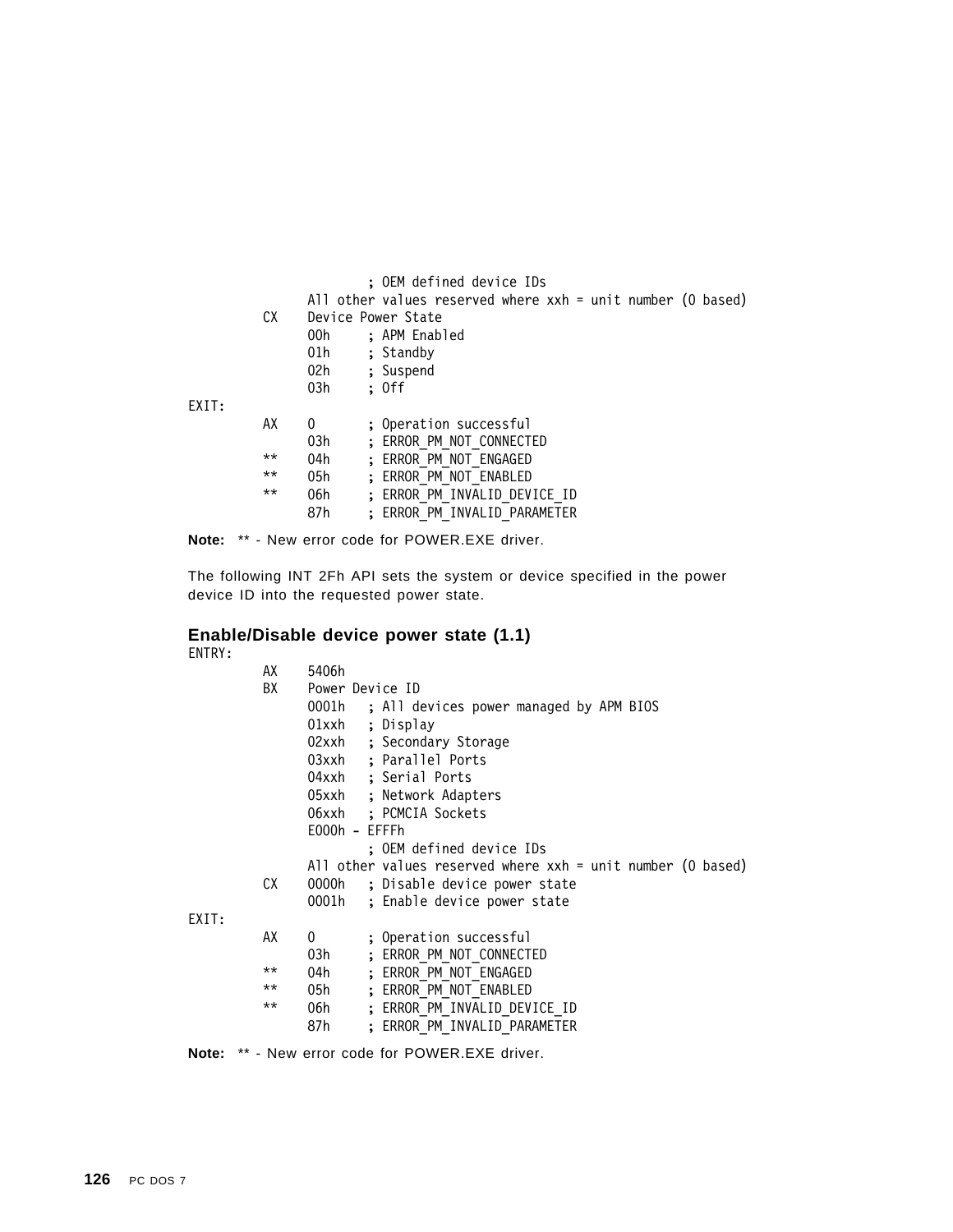```
                ; OEM defined device IDs
          All other values reserved where xxh = unit number (0 based)
     CX   Device Power State
          00h     ; APM Enabled
          01h     ; Standby
          02h     ; Suspend
          03h     ; Off
EXIT:
     AX   0       ; Operation successful
          03h     ; ERROR_PM_NOT_CONNECTED
     **   04h     ; ERROR_PM_NOT_ENGAGED
     **   05h     ; ERROR_PM_NOT_ENABLED
     **   06h     ; ERROR_PM_INVALID_DEVICE_ID
          87h     ; ERROR_PM_INVALID_PARAMETER
```

**Note:** ** - New error code for POWER.EXE driver.

The following INT 2Fh API sets the system or device specified in the power device ID into the requested power state.

### Enable/Disable device power state (1.1)

```
ENTRY:
     AX   5406h
     BX   Power Device ID
          0001h   ; All devices power managed by APM BIOS
          01xxh   ; Display
          02xxh   ; Secondary Storage
          03xxh   ; Parallel Ports
          04xxh   ; Serial Ports
          05xxh   ; Network Adapters
          06xxh   ; PCMCIA Sockets
          E000h - EFFFh
                  ; OEM defined device IDs
          All other values reserved where xxh = unit number (0 based)
     CX   0000h   ; Disable device power state
          0001h   ; Enable device power state
EXIT:
     AX   0       ; Operation successful
          03h     ; ERROR_PM_NOT_CONNECTED
     **   04h     ; ERROR_PM_NOT_ENGAGED
     **   05h     ; ERROR_PM_NOT_ENABLED
     **   06h     ; ERROR_PM_INVALID_DEVICE_ID
          87h     ; ERROR_PM_INVALID_PARAMETER
```

**Note:** ** - New error code for POWER.EXE driver.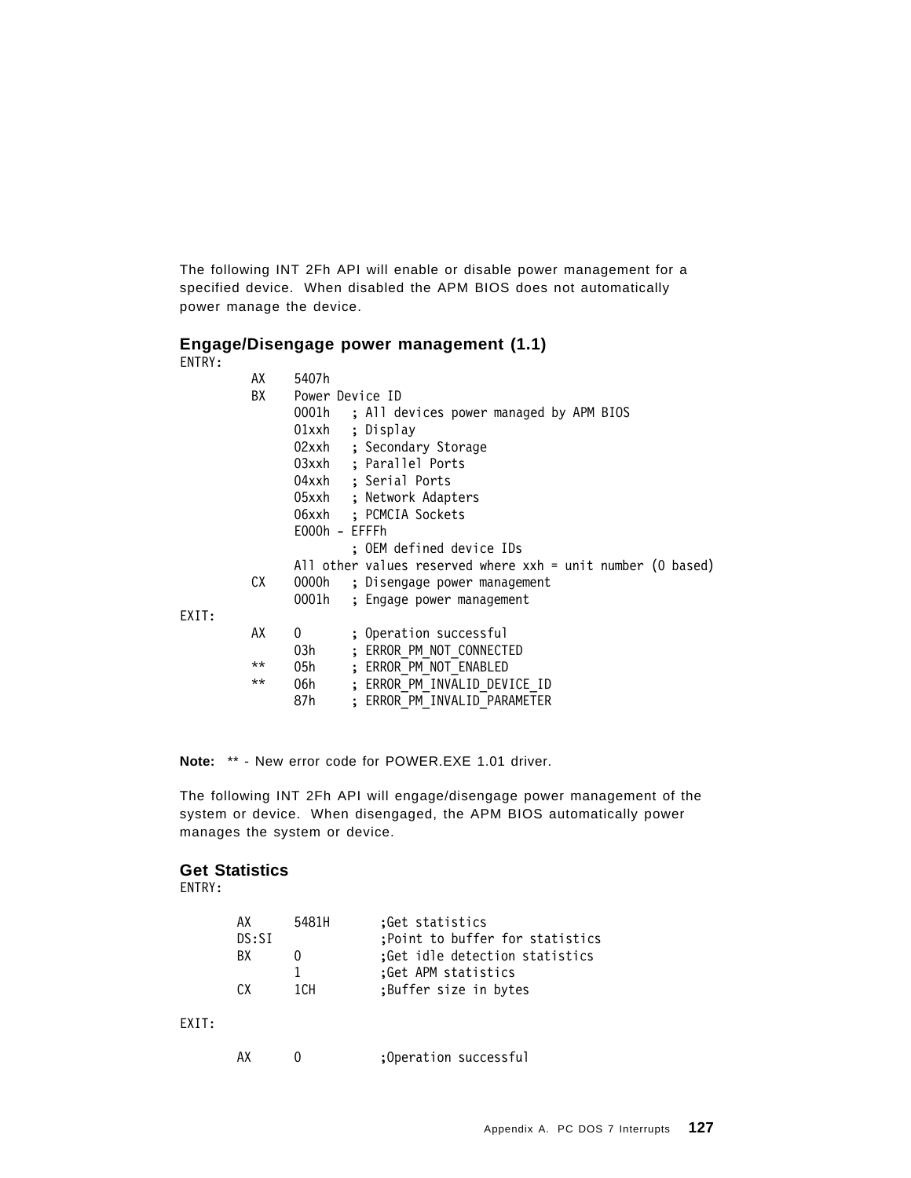The following INT 2Fh API will enable or disable power management for a specified device. When disabled the APM BIOS does not automatically power manage the device.

### Engage/Disengage power management (1.1)

```
ENTRY:
         AX    5407h
         BX    Power Device ID
               0001h   ; All devices power managed by APM BIOS
               01xxh   ; Display
               02xxh   ; Secondary Storage
               03xxh   ; Parallel Ports
               04xxh   ; Serial Ports
               05xxh   ; Network Adapters
               06xxh   ; PCMCIA Sockets
               E000h - EFFFh
                       ; OEM defined device IDs
               All other values reserved where xxh = unit number (0 based)
         CX    0000h   ; Disengage power management
               0001h   ; Engage power management
EXIT:
         AX    0       ; Operation successful
               03h     ; ERROR_PM_NOT_CONNECTED
         **    05h     ; ERROR_PM_NOT_ENABLED
         **    06h     ; ERROR_PM_INVALID_DEVICE_ID
               87h     ; ERROR_PM_INVALID_PARAMETER
```

**Note:** ** - New error code for POWER.EXE 1.01 driver.

The following INT 2Fh API will engage/disengage power management of the system or device. When disengaged, the APM BIOS automatically power manages the system or device.

### Get Statistics

```
ENTRY:

       AX      5481H       ;Get statistics
       DS:SI               ;Point to buffer for statistics
       BX      0           ;Get idle detection statistics
               1           ;Get APM statistics
       CX      1CH         ;Buffer size in bytes

EXIT:

       AX      0           ;Operation successful
```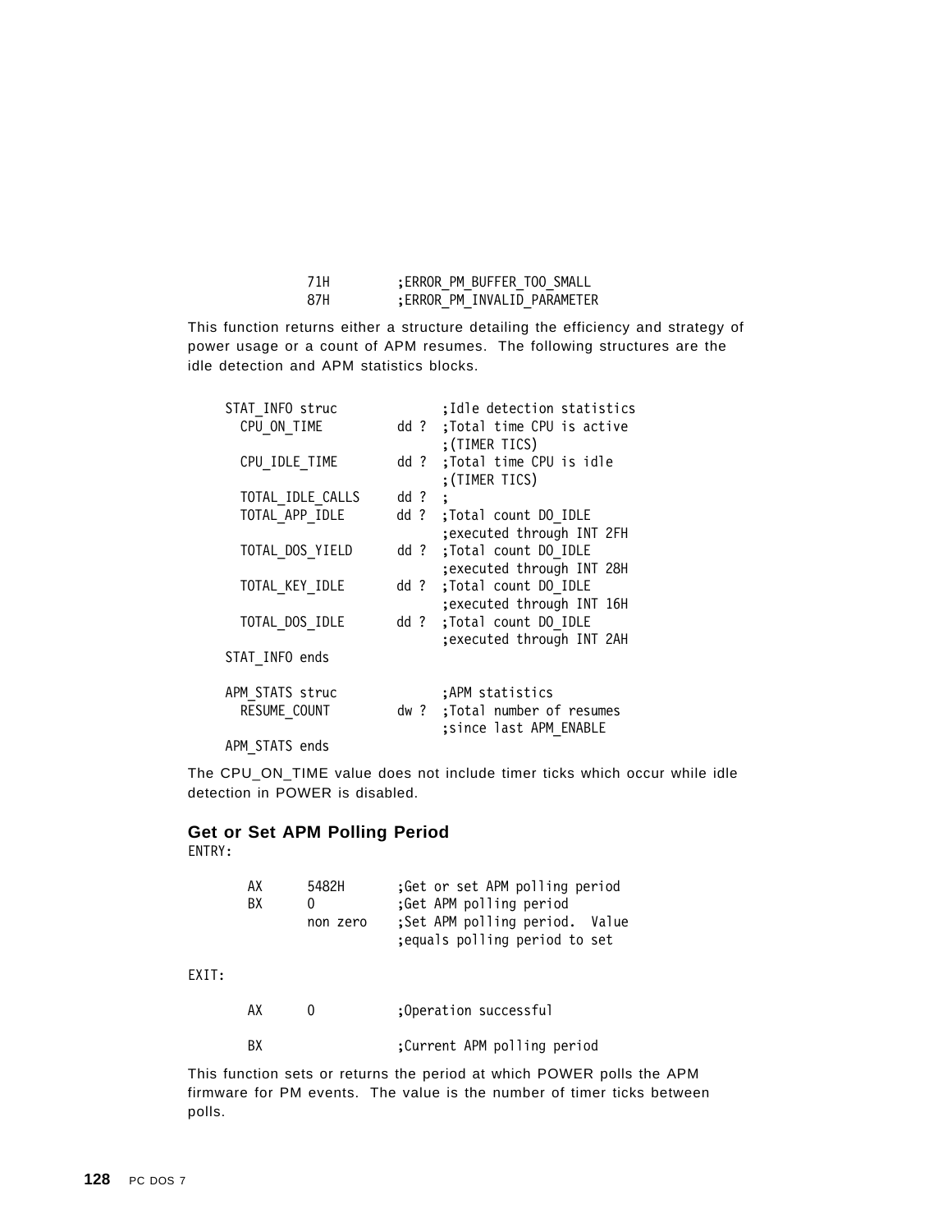```
            71H         ;ERROR_PM_BUFFER_TOO_SMALL
            87H         ;ERROR_PM_INVALID_PARAMETER
```

This function returns either a structure detailing the efficiency and strategy of power usage or a count of APM resumes. The following structures are the idle detection and APM statistics blocks.

```
STAT_INFO struc              ;Idle detection statistics
  CPU_ON_TIME         dd ?  ;Total time CPU is active
                            ;(TIMER TICS)
  CPU_IDLE_TIME       dd ?  ;Total time CPU is idle
                            ;(TIMER TICS)
  TOTAL_IDLE_CALLS    dd ?  ;
  TOTAL_APP_IDLE      dd ?  ;Total count DO_IDLE
                            ;executed through INT 2FH
  TOTAL_DOS_YIELD     dd ?  ;Total count DO_IDLE
                            ;executed through INT 28H
  TOTAL_KEY_IDLE      dd ?  ;Total count DO_IDLE
                            ;executed through INT 16H
  TOTAL_DOS_IDLE      dd ?  ;Total count DO_IDLE
                            ;executed through INT 2AH
STAT_INFO ends

APM_STATS struc              ;APM statistics
  RESUME_COUNT        dw ?  ;Total number of resumes
                            ;since last APM_ENABLE
APM_STATS ends
```

The CPU_ON_TIME value does not include timer ticks which occur while idle detection in POWER is disabled.

### Get or Set APM Polling Period

ENTRY:

```
    AX      5482H       ;Get or set APM polling period
    BX      0           ;Get APM polling period
            non zero    ;Set APM polling period.  Value
                        ;equals polling period to set
```

EXIT:

```
    AX      0           ;Operation successful

    BX                  ;Current APM polling period
```

This function sets or returns the period at which POWER polls the APM firmware for PM events. The value is the number of timer ticks between polls.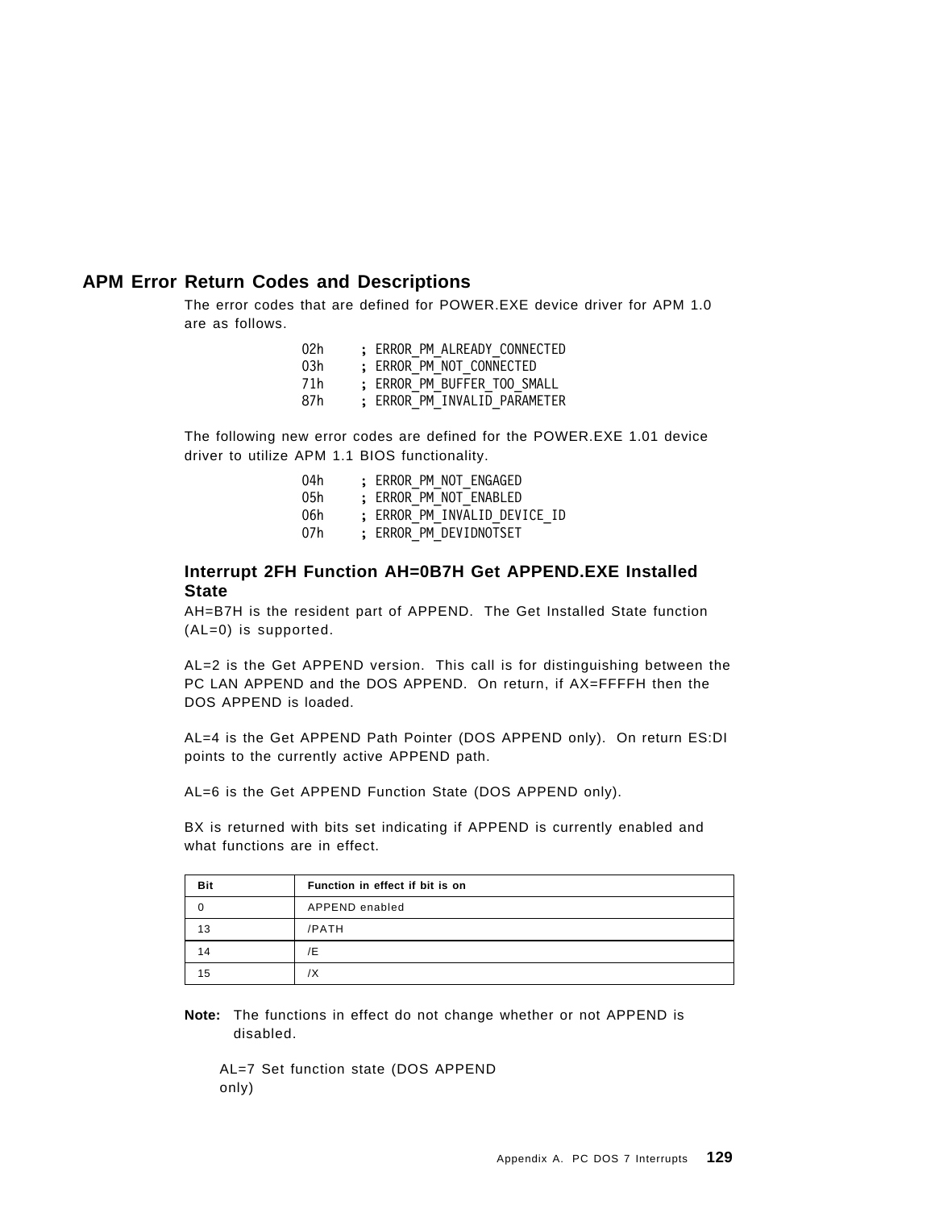## APM Error Return Codes and Descriptions

The error codes that are defined for POWER.EXE device driver for APM 1.0 are as follows.

```
02h    ; ERROR_PM_ALREADY_CONNECTED
03h    ; ERROR_PM_NOT_CONNECTED
71h    ; ERROR_PM_BUFFER_TOO_SMALL
87h    ; ERROR_PM_INVALID_PARAMETER
```

The following new error codes are defined for the POWER.EXE 1.01 device driver to utilize APM 1.1 BIOS functionality.

```
04h    ; ERROR_PM_NOT_ENGAGED
05h    ; ERROR_PM_NOT_ENABLED
06h    ; ERROR_PM_INVALID_DEVICE_ID
07h    ; ERROR_PM_DEVIDNOTSET
```

### Interrupt 2FH Function AH=0B7H Get APPEND.EXE Installed State

AH=B7H is the resident part of APPEND. The Get Installed State function (AL=0) is supported.

AL=2 is the Get APPEND version. This call is for distinguishing between the PC LAN APPEND and the DOS APPEND. On return, if AX=FFFFH then the DOS APPEND is loaded.

AL=4 is the Get APPEND Path Pointer (DOS APPEND only). On return ES:DI points to the currently active APPEND path.

AL=6 is the Get APPEND Function State (DOS APPEND only).

BX is returned with bits set indicating if APPEND is currently enabled and what functions are in effect.

| Bit | Function in effect if bit is on |
|---|---|
| 0 | APPEND enabled |
| 13 | /PATH |
| 14 | /E |
| 15 | /X |

**Note:** The functions in effect do not change whether or not APPEND is disabled.

AL=7 Set function state (DOS APPEND only)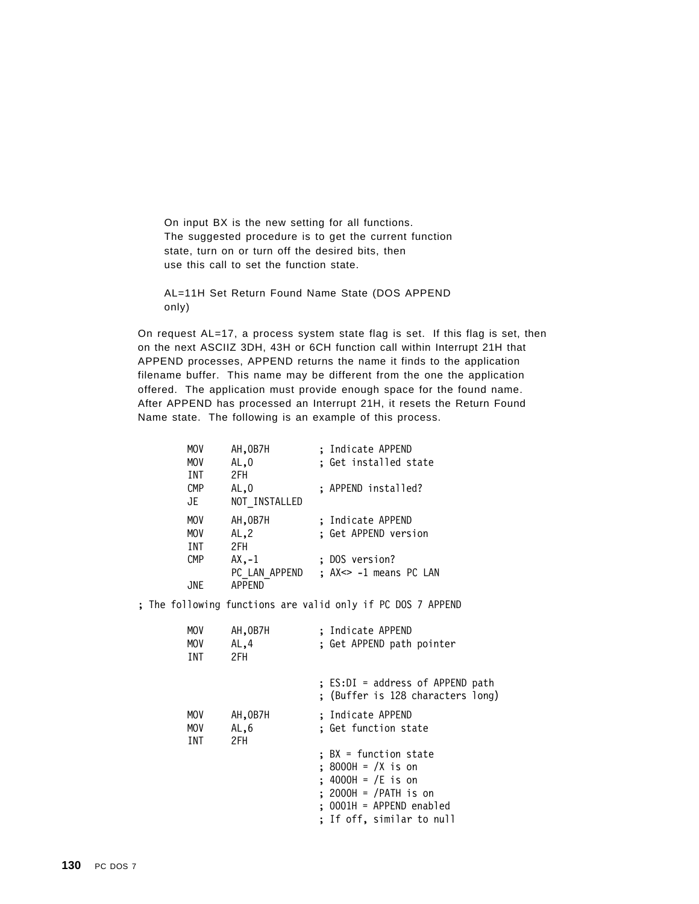On input BX is the new setting for all functions. The suggested procedure is to get the current function state, turn on or turn off the desired bits, then use this call to set the function state.

AL=11H Set Return Found Name State (DOS APPEND only)

On request AL=17, a process system state flag is set. If this flag is set, then on the next ASCIIZ 3DH, 43H or 6CH function call within Interrupt 21H that APPEND processes, APPEND returns the name it finds to the application filename buffer. This name may be different from the one the application offered. The application must provide enough space for the found name. After APPEND has processed an Interrupt 21H, it resets the Return Found Name state. The following is an example of this process.

```
        MOV     AH,0B7H         ; Indicate APPEND
        MOV     AL,0            ; Get installed state
        INT     2FH
        CMP     AL,0            ; APPEND installed?
        JE      NOT_INSTALLED

        MOV     AH,0B7H         ; Indicate APPEND
        MOV     AL,2            ; Get APPEND version
        INT     2FH
        CMP     AX,-1           ; DOS version?
                PC_LAN_APPEND   ; AX<> -1 means PC LAN
        JNE     APPEND

; The following functions are valid only if PC DOS 7 APPEND

        MOV     AH,0B7H         ; Indicate APPEND
        MOV     AL,4            ; Get APPEND path pointer
        INT     2FH

                                ; ES:DI = address of APPEND path
                                ; (Buffer is 128 characters long)

        MOV     AH,0B7H         ; Indicate APPEND
        MOV     AL,6            ; Get function state
        INT     2FH
                                ; BX = function state
                                ; 8000H = /X is on
                                ; 4000H = /E is on
                                ; 2000H = /PATH is on
                                ; 0001H = APPEND enabled
                                ; If off, similar to null
```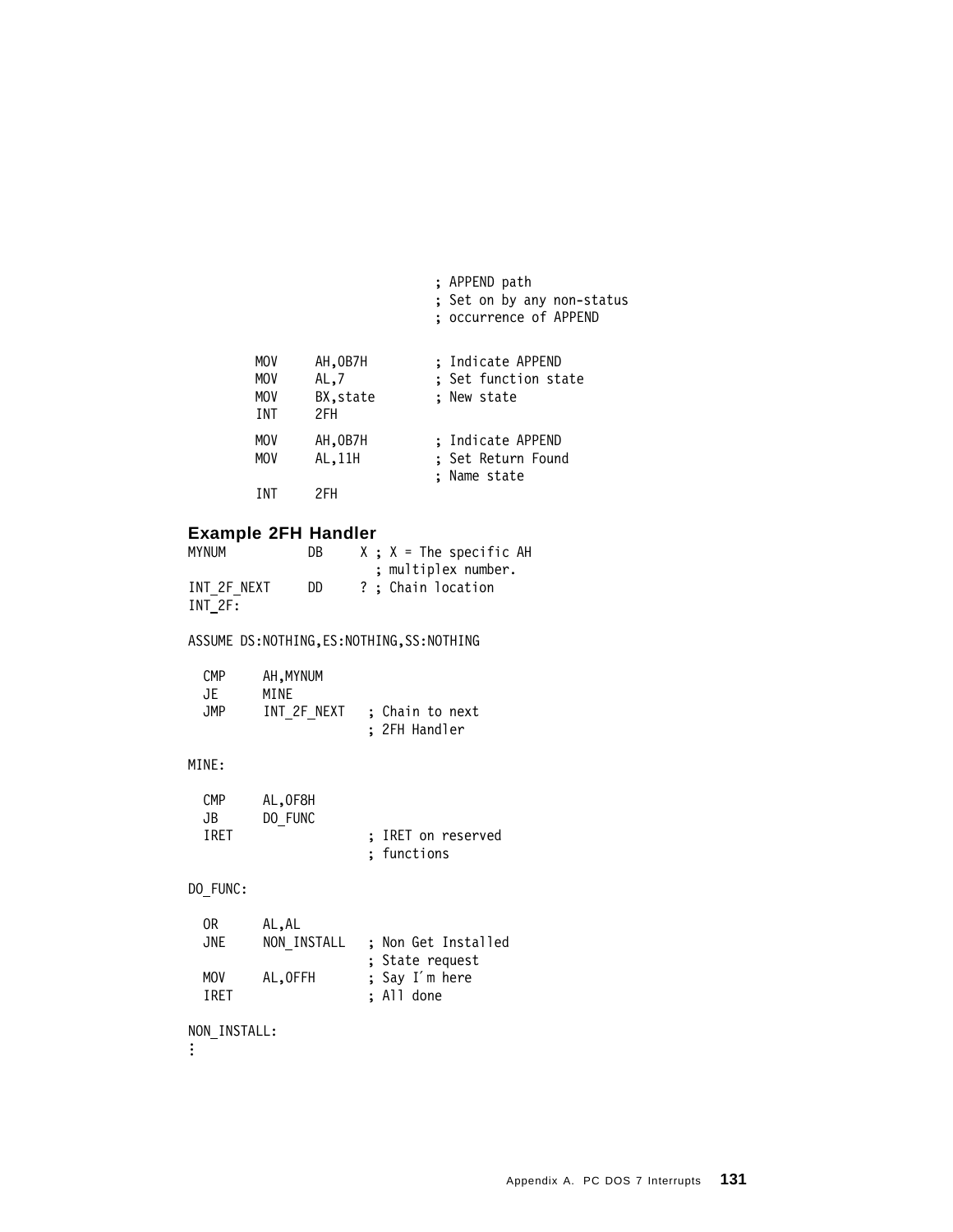```
                                    ; APPEND path
                                    ; Set on by any non-status
                                    ; occurrence of APPEND

        MOV     AH,0B7H             ; Indicate APPEND
        MOV     AL,7                ; Set function state
        MOV     BX,state            ; New state
        INT     2FH

        MOV     AH,0B7H             ; Indicate APPEND
        MOV     AL,11H              ; Set Return Found
                                    ; Name state
        INT     2FH
```

## Example 2FH Handler

```
MYNUM          DB     X ; X = The specific AH
                        ; multiplex number.
INT_2F_NEXT    DD     ? ; Chain location
INT_2F:

ASSUME DS:NOTHING,ES:NOTHING,SS:NOTHING

  CMP     AH,MYNUM
  JE      MINE
  JMP     INT_2F_NEXT   ; Chain to next
                        ; 2FH Handler

MINE:

  CMP     AL,0F8H
  JB      DO_FUNC
  IRET                  ; IRET on reserved
                        ; functions

DO_FUNC:

  OR      AL,AL
  JNE     NON_INSTALL   ; Non Get Installed
                        ; State request
  MOV     AL,0FFH       ; Say I'm here
  IRET                  ; All done

NON_INSTALL:
⋮
```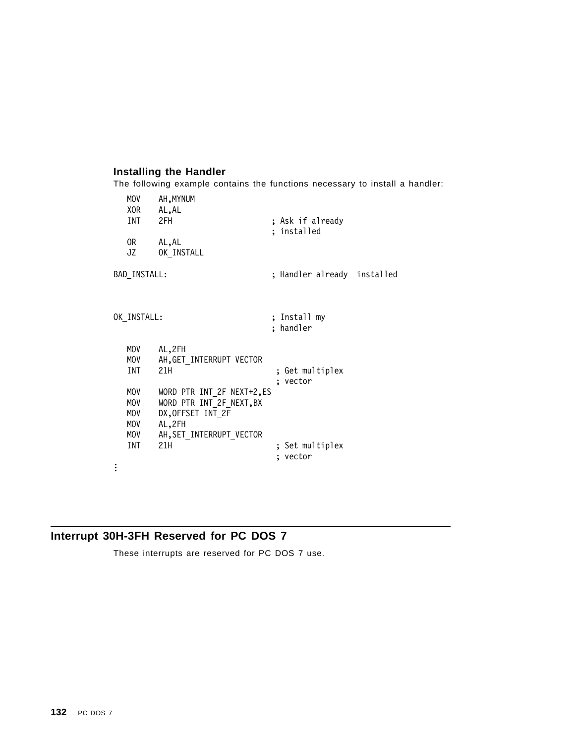### Installing the Handler

The following example contains the functions necessary to install a handler:

```
   MOV    AH,MYNUM
   XOR    AL,AL
   INT    2FH                      ; Ask if already
                                   ; installed
   OR     AL,AL
   JZ     OK_INSTALL

BAD_INSTALL:                       ; Handler already  installed



OK_INSTALL:                        ; Install my
                                   ; handler

   MOV    AL,2FH
   MOV    AH,GET_INTERRUPT VECTOR
   INT    21H                       ; Get multiplex
                                    ; vector
   MOV    WORD PTR INT_2F NEXT+2,ES
   MOV    WORD PTR INT_2F_NEXT,BX
   MOV    DX,OFFSET INT_2F
   MOV    AL,2FH
   MOV    AH,SET_INTERRUPT_VECTOR
   INT    21H                       ; Set multiplex
                                    ; vector
⋮
```

## Interrupt 30H-3FH Reserved for PC DOS 7

These interrupts are reserved for PC DOS 7 use.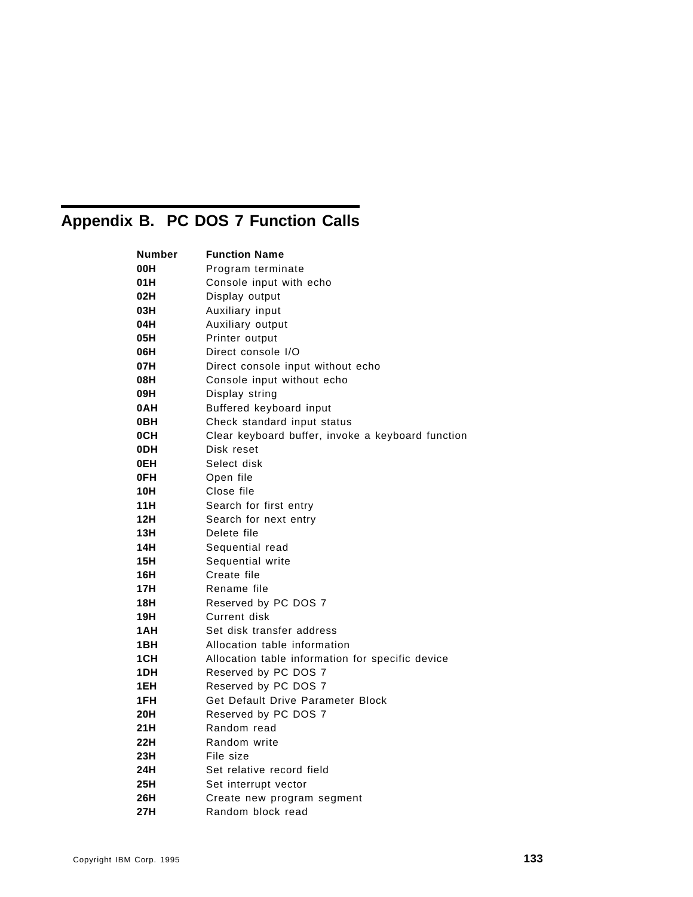# Appendix B. PC DOS 7 Function Calls

| Number | Function Name |
|---|---|
| 00H | Program terminate |
| 01H | Console input with echo |
| 02H | Display output |
| 03H | Auxiliary input |
| 04H | Auxiliary output |
| 05H | Printer output |
| 06H | Direct console I/O |
| 07H | Direct console input without echo |
| 08H | Console input without echo |
| 09H | Display string |
| 0AH | Buffered keyboard input |
| 0BH | Check standard input status |
| 0CH | Clear keyboard buffer, invoke a keyboard function |
| 0DH | Disk reset |
| 0EH | Select disk |
| 0FH | Open file |
| 10H | Close file |
| 11H | Search for first entry |
| 12H | Search for next entry |
| 13H | Delete file |
| 14H | Sequential read |
| 15H | Sequential write |
| 16H | Create file |
| 17H | Rename file |
| 18H | Reserved by PC DOS 7 |
| 19H | Current disk |
| 1AH | Set disk transfer address |
| 1BH | Allocation table information |
| 1CH | Allocation table information for specific device |
| 1DH | Reserved by PC DOS 7 |
| 1EH | Reserved by PC DOS 7 |
| 1FH | Get Default Drive Parameter Block |
| 20H | Reserved by PC DOS 7 |
| 21H | Random read |
| 22H | Random write |
| 23H | File size |
| 24H | Set relative record field |
| 25H | Set interrupt vector |
| 26H | Create new program segment |
| 27H | Random block read |

Copyright IBM Corp. 1995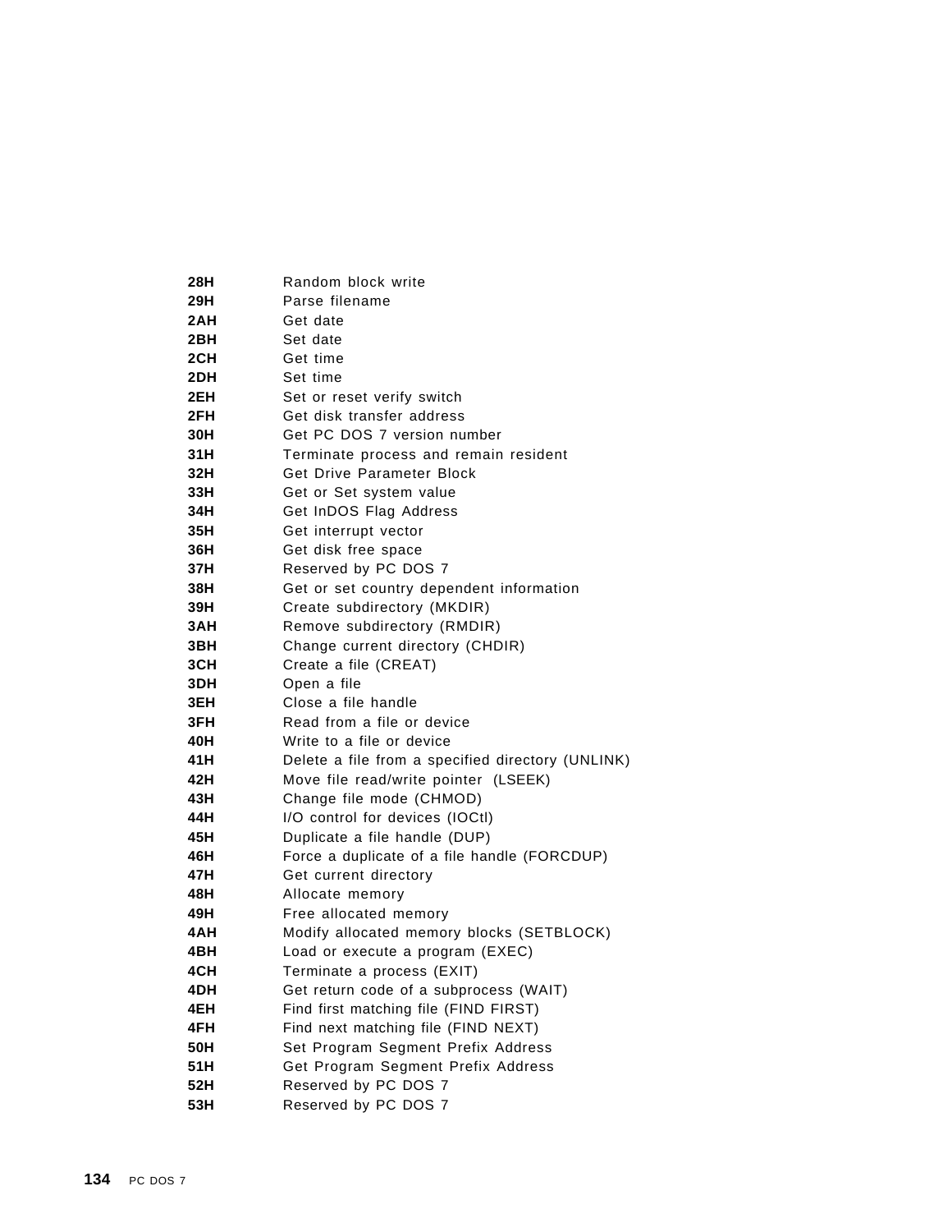| | |
|---|---|
| **28H** | Random block write |
| **29H** | Parse filename |
| **2AH** | Get date |
| **2BH** | Set date |
| **2CH** | Get time |
| **2DH** | Set time |
| **2EH** | Set or reset verify switch |
| **2FH** | Get disk transfer address |
| **30H** | Get PC DOS 7 version number |
| **31H** | Terminate process and remain resident |
| **32H** | Get Drive Parameter Block |
| **33H** | Get or Set system value |
| **34H** | Get InDOS Flag Address |
| **35H** | Get interrupt vector |
| **36H** | Get disk free space |
| **37H** | Reserved by PC DOS 7 |
| **38H** | Get or set country dependent information |
| **39H** | Create subdirectory (MKDIR) |
| **3AH** | Remove subdirectory (RMDIR) |
| **3BH** | Change current directory (CHDIR) |
| **3CH** | Create a file (CREAT) |
| **3DH** | Open a file |
| **3EH** | Close a file handle |
| **3FH** | Read from a file or device |
| **40H** | Write to a file or device |
| **41H** | Delete a file from a specified directory (UNLINK) |
| **42H** | Move file read/write pointer (LSEEK) |
| **43H** | Change file mode (CHMOD) |
| **44H** | I/O control for devices (IOCtl) |
| **45H** | Duplicate a file handle (DUP) |
| **46H** | Force a duplicate of a file handle (FORCDUP) |
| **47H** | Get current directory |
| **48H** | Allocate memory |
| **49H** | Free allocated memory |
| **4AH** | Modify allocated memory blocks (SETBLOCK) |
| **4BH** | Load or execute a program (EXEC) |
| **4CH** | Terminate a process (EXIT) |
| **4DH** | Get return code of a subprocess (WAIT) |
| **4EH** | Find first matching file (FIND FIRST) |
| **4FH** | Find next matching file (FIND NEXT) |
| **50H** | Set Program Segment Prefix Address |
| **51H** | Get Program Segment Prefix Address |
| **52H** | Reserved by PC DOS 7 |
| **53H** | Reserved by PC DOS 7 |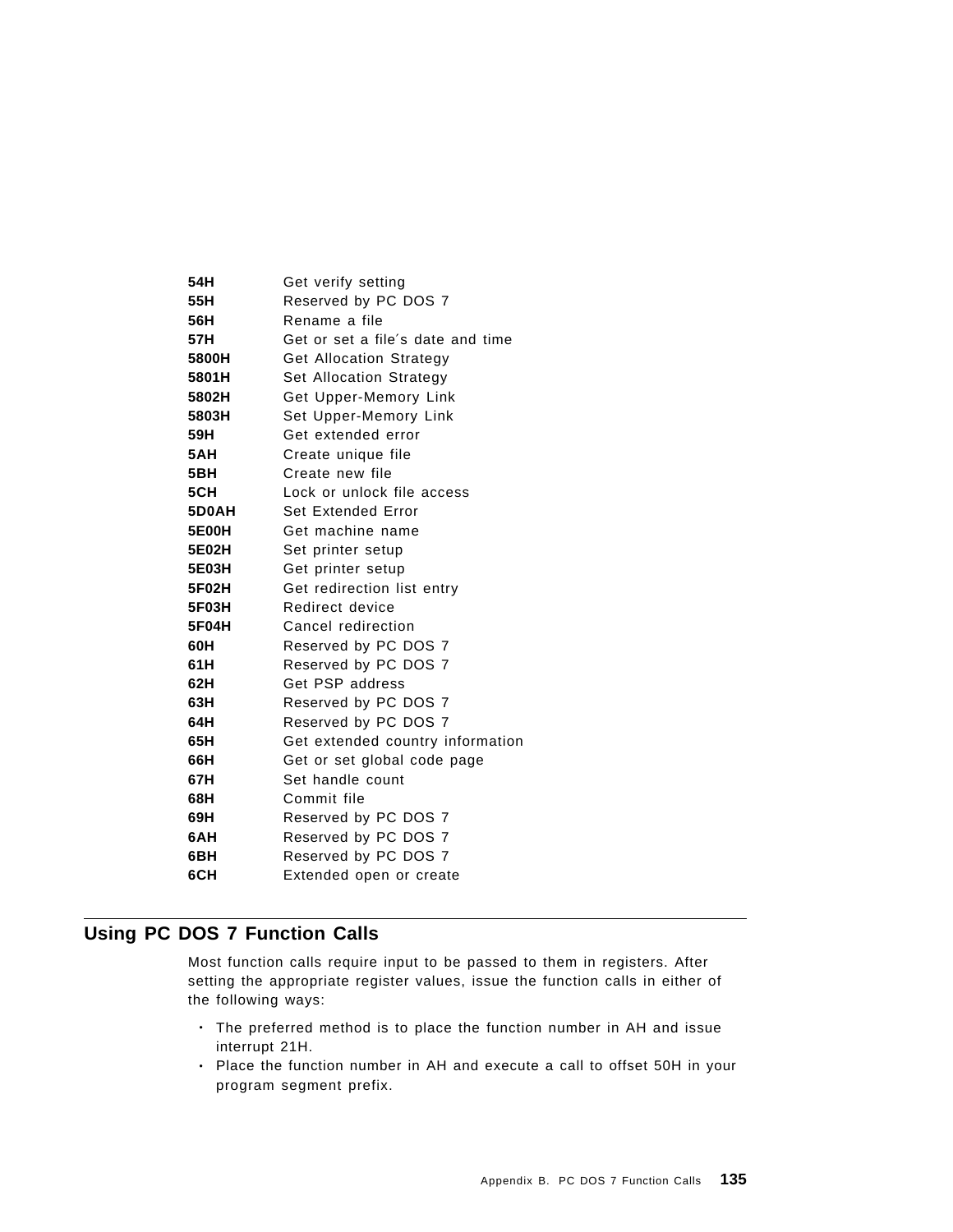| | |
|---|---|
| **54H** | Get verify setting |
| **55H** | Reserved by PC DOS 7 |
| **56H** | Rename a file |
| **57H** | Get or set a file′s date and time |
| **5800H** | Get Allocation Strategy |
| **5801H** | Set Allocation Strategy |
| **5802H** | Get Upper-Memory Link |
| **5803H** | Set Upper-Memory Link |
| **59H** | Get extended error |
| **5AH** | Create unique file |
| **5BH** | Create new file |
| **5CH** | Lock or unlock file access |
| **5D0AH** | Set Extended Error |
| **5E00H** | Get machine name |
| **5E02H** | Set printer setup |
| **5E03H** | Get printer setup |
| **5F02H** | Get redirection list entry |
| **5F03H** | Redirect device |
| **5F04H** | Cancel redirection |
| **60H** | Reserved by PC DOS 7 |
| **61H** | Reserved by PC DOS 7 |
| **62H** | Get PSP address |
| **63H** | Reserved by PC DOS 7 |
| **64H** | Reserved by PC DOS 7 |
| **65H** | Get extended country information |
| **66H** | Get or set global code page |
| **67H** | Set handle count |
| **68H** | Commit file |
| **69H** | Reserved by PC DOS 7 |
| **6AH** | Reserved by PC DOS 7 |
| **6BH** | Reserved by PC DOS 7 |
| **6CH** | Extended open or create |

## Using PC DOS 7 Function Calls

Most function calls require input to be passed to them in registers. After setting the appropriate register values, issue the function calls in either of the following ways:

- The preferred method is to place the function number in AH and issue interrupt 21H.
- Place the function number in AH and execute a call to offset 50H in your program segment prefix.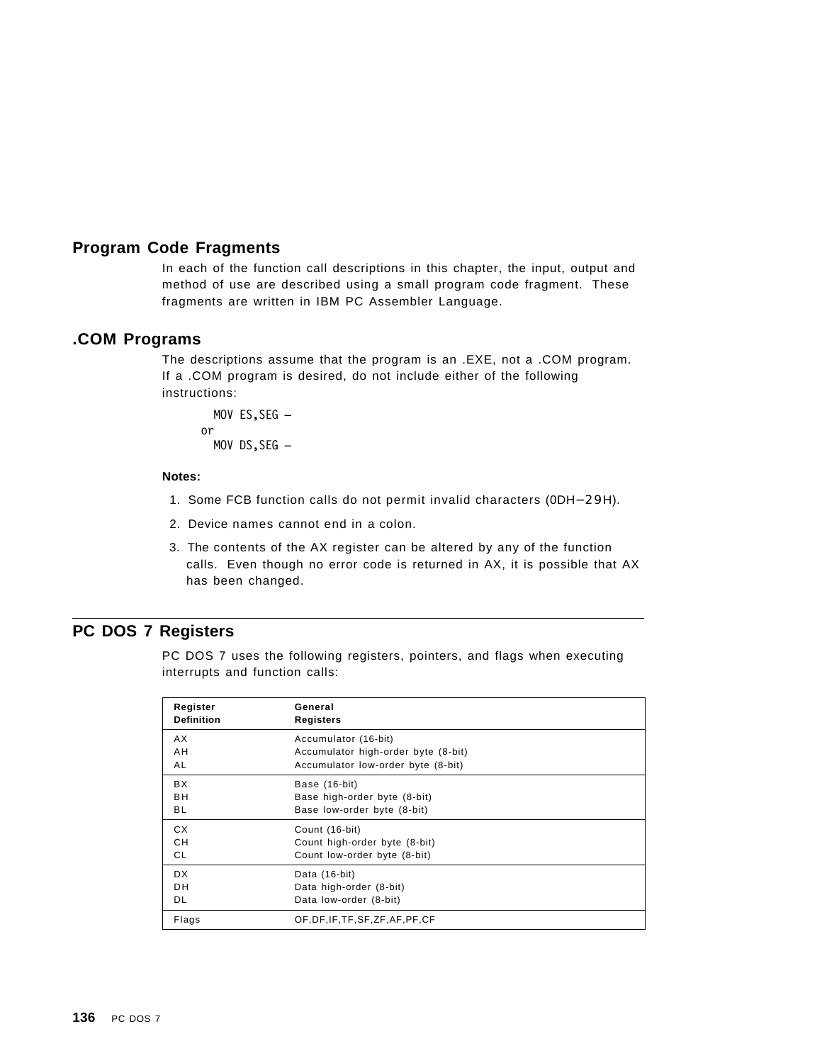## Program Code Fragments

In each of the function call descriptions in this chapter, the input, output and method of use are described using a small program code fragment. These fragments are written in IBM PC Assembler Language.

## .COM Programs

The descriptions assume that the program is an .EXE, not a .COM program. If a .COM program is desired, do not include either of the following instructions:

```
    MOV ES,SEG —
  or
    MOV DS,SEG —
```

**Notes:**

1. Some FCB function calls do not permit invalid characters (0DH–29H).
2. Device names cannot end in a colon.
3. The contents of the AX register can be altered by any of the function calls. Even though no error code is returned in AX, it is possible that AX has been changed.

## PC DOS 7 Registers

PC DOS 7 uses the following registers, pointers, and flags when executing interrupts and function calls:

| Register Definition | General Registers |
|---|---|
| AX | Accumulator (16-bit) |
| AH | Accumulator high-order byte (8-bit) |
| AL | Accumulator low-order byte (8-bit) |
| BX | Base (16-bit) |
| BH | Base high-order byte (8-bit) |
| BL | Base low-order byte (8-bit) |
| CX | Count (16-bit) |
| CH | Count high-order byte (8-bit) |
| CL | Count low-order byte (8-bit) |
| DX | Data (16-bit) |
| DH | Data high-order (8-bit) |
| DL | Data low-order (8-bit) |
| Flags | OF,DF,IF,TF,SF,ZF,AF,PF,CF |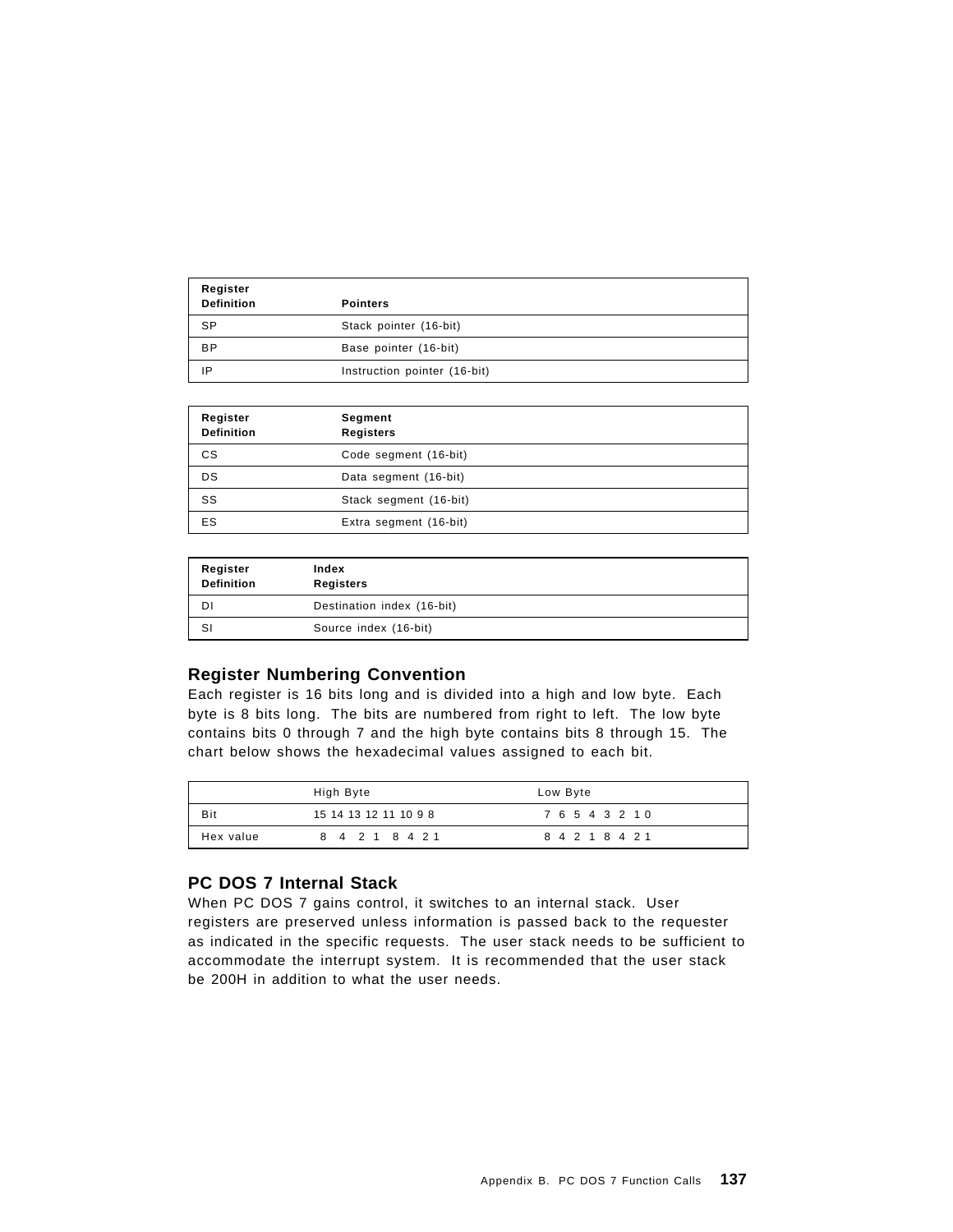| Register Definition | Pointers |
|---|---|
| SP | Stack pointer (16-bit) |
| BP | Base pointer (16-bit) |
| IP | Instruction pointer (16-bit) |

| Register Definition | Segment Registers |
|---|---|
| CS | Code segment (16-bit) |
| DS | Data segment (16-bit) |
| SS | Stack segment (16-bit) |
| ES | Extra segment (16-bit) |

| Register Definition | Index Registers |
|---|---|
| DI | Destination index (16-bit) |
| SI | Source index (16-bit) |

## Register Numbering Convention

Each register is 16 bits long and is divided into a high and low byte. Each byte is 8 bits long. The bits are numbered from right to left. The low byte contains bits 0 through 7 and the high byte contains bits 8 through 15. The chart below shows the hexadecimal values assigned to each bit.

| | High Byte | Low Byte |
|---|---|---|
| Bit | 15 14 13 12 11 10 9 8 | 7 6 5 4 3 2 1 0 |
| Hex value | 8 4 2 1 8 4 2 1 | 8 4 2 1 8 4 2 1 |

## PC DOS 7 Internal Stack

When PC DOS 7 gains control, it switches to an internal stack. User registers are preserved unless information is passed back to the requester as indicated in the specific requests. The user stack needs to be sufficient to accommodate the interrupt system. It is recommended that the user stack be 200H in addition to what the user needs.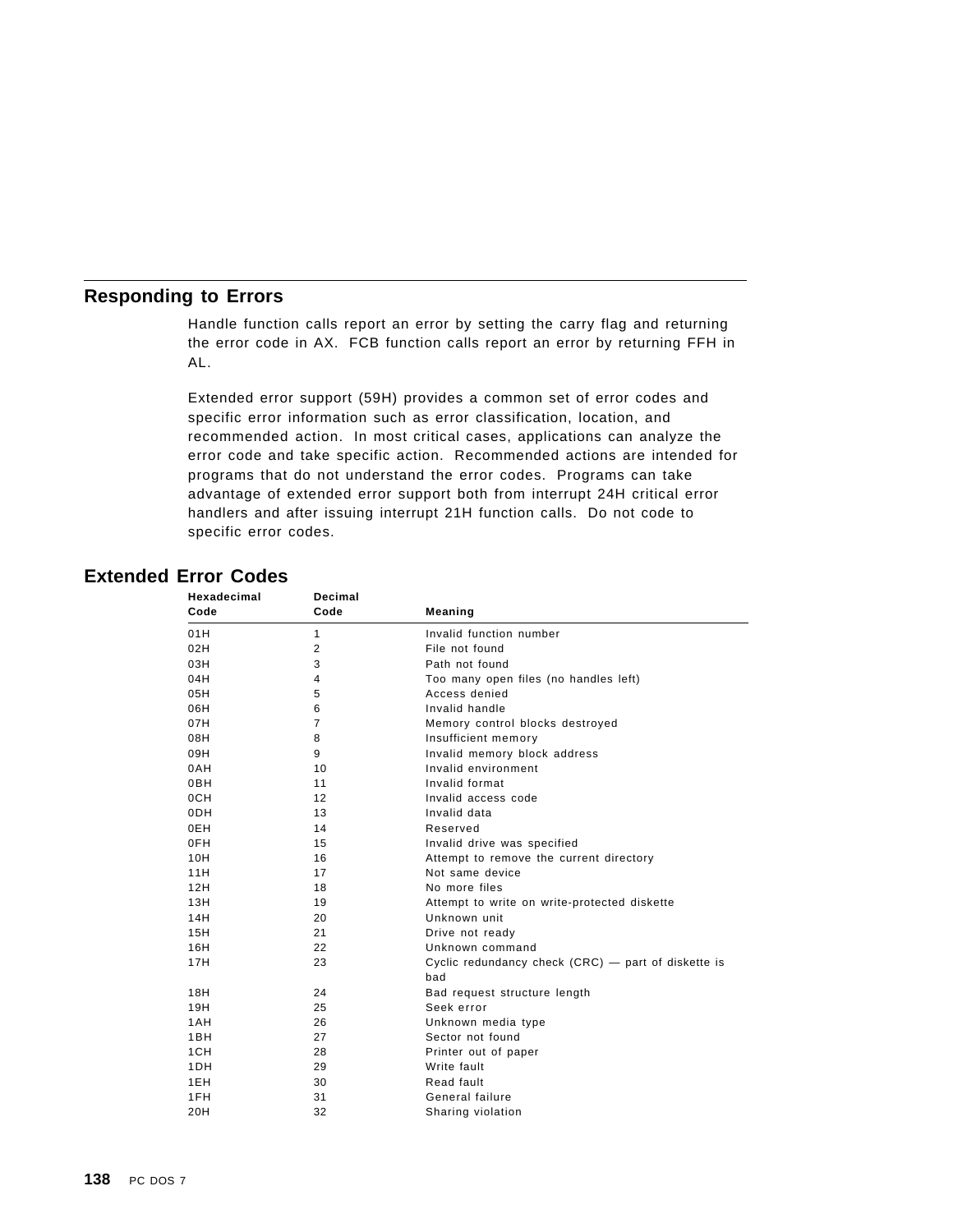## Responding to Errors

Handle function calls report an error by setting the carry flag and returning the error code in AX. FCB function calls report an error by returning FFH in AL.

Extended error support (59H) provides a common set of error codes and specific error information such as error classification, location, and recommended action. In most critical cases, applications can analyze the error code and take specific action. Recommended actions are intended for programs that do not understand the error codes. Programs can take advantage of extended error support both from interrupt 24H critical error handlers and after issuing interrupt 21H function calls. Do not code to specific error codes.

## Extended Error Codes

| Hexadecimal Code | Decimal Code | Meaning |
|---|---|---|
| 01H | 1 | Invalid function number |
| 02H | 2 | File not found |
| 03H | 3 | Path not found |
| 04H | 4 | Too many open files (no handles left) |
| 05H | 5 | Access denied |
| 06H | 6 | Invalid handle |
| 07H | 7 | Memory control blocks destroyed |
| 08H | 8 | Insufficient memory |
| 09H | 9 | Invalid memory block address |
| 0AH | 10 | Invalid environment |
| 0BH | 11 | Invalid format |
| 0CH | 12 | Invalid access code |
| 0DH | 13 | Invalid data |
| 0EH | 14 | Reserved |
| 0FH | 15 | Invalid drive was specified |
| 10H | 16 | Attempt to remove the current directory |
| 11H | 17 | Not same device |
| 12H | 18 | No more files |
| 13H | 19 | Attempt to write on write-protected diskette |
| 14H | 20 | Unknown unit |
| 15H | 21 | Drive not ready |
| 16H | 22 | Unknown command |
| 17H | 23 | Cyclic redundancy check (CRC) — part of diskette is bad |
| 18H | 24 | Bad request structure length |
| 19H | 25 | Seek error |
| 1AH | 26 | Unknown media type |
| 1BH | 27 | Sector not found |
| 1CH | 28 | Printer out of paper |
| 1DH | 29 | Write fault |
| 1EH | 30 | Read fault |
| 1FH | 31 | General failure |
| 20H | 32 | Sharing violation |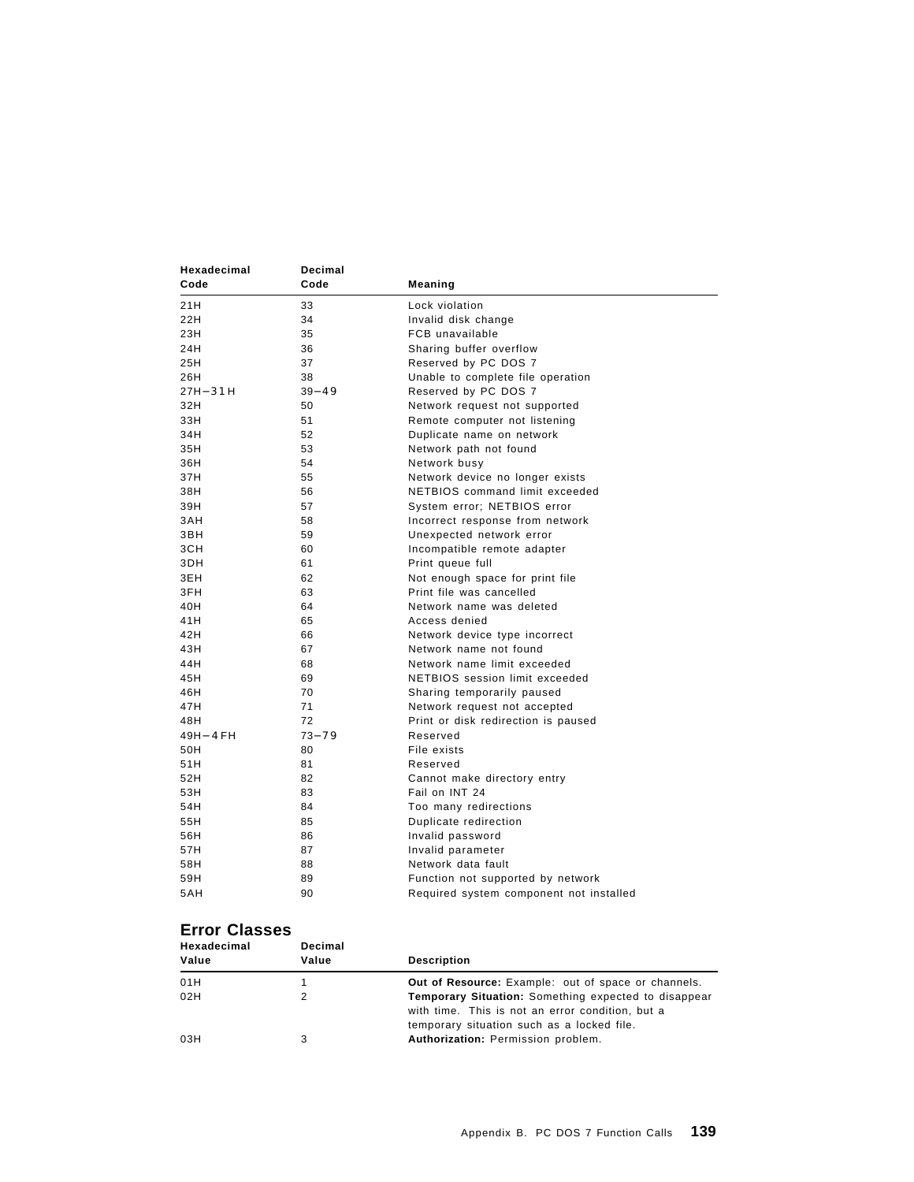| Hexadecimal Code | Decimal Code | Meaning |
|---|---|---|
| 21H | 33 | Lock violation |
| 22H | 34 | Invalid disk change |
| 23H | 35 | FCB unavailable |
| 24H | 36 | Sharing buffer overflow |
| 25H | 37 | Reserved by PC DOS 7 |
| 26H | 38 | Unable to complete file operation |
| 27H−31H | 39−49 | Reserved by PC DOS 7 |
| 32H | 50 | Network request not supported |
| 33H | 51 | Remote computer not listening |
| 34H | 52 | Duplicate name on network |
| 35H | 53 | Network path not found |
| 36H | 54 | Network busy |
| 37H | 55 | Network device no longer exists |
| 38H | 56 | NETBIOS command limit exceeded |
| 39H | 57 | System error; NETBIOS error |
| 3AH | 58 | Incorrect response from network |
| 3BH | 59 | Unexpected network error |
| 3CH | 60 | Incompatible remote adapter |
| 3DH | 61 | Print queue full |
| 3EH | 62 | Not enough space for print file |
| 3FH | 63 | Print file was cancelled |
| 40H | 64 | Network name was deleted |
| 41H | 65 | Access denied |
| 42H | 66 | Network device type incorrect |
| 43H | 67 | Network name not found |
| 44H | 68 | Network name limit exceeded |
| 45H | 69 | NETBIOS session limit exceeded |
| 46H | 70 | Sharing temporarily paused |
| 47H | 71 | Network request not accepted |
| 48H | 72 | Print or disk redirection is paused |
| 49H−4FH | 73−79 | Reserved |
| 50H | 80 | File exists |
| 51H | 81 | Reserved |
| 52H | 82 | Cannot make directory entry |
| 53H | 83 | Fail on INT 24 |
| 54H | 84 | Too many redirections |
| 55H | 85 | Duplicate redirection |
| 56H | 86 | Invalid password |
| 57H | 87 | Invalid parameter |
| 58H | 88 | Network data fault |
| 59H | 89 | Function not supported by network |
| 5AH | 90 | Required system component not installed |

## Error Classes

| Hexadecimal Value | Decimal Value | Description |
|---|---|---|
| 01H | 1 | **Out of Resource:** Example: out of space or channels. |
| 02H | 2 | **Temporary Situation:** Something expected to disappear with time. This is not an error condition, but a temporary situation such as a locked file. |
| 03H | 3 | **Authorization:** Permission problem. |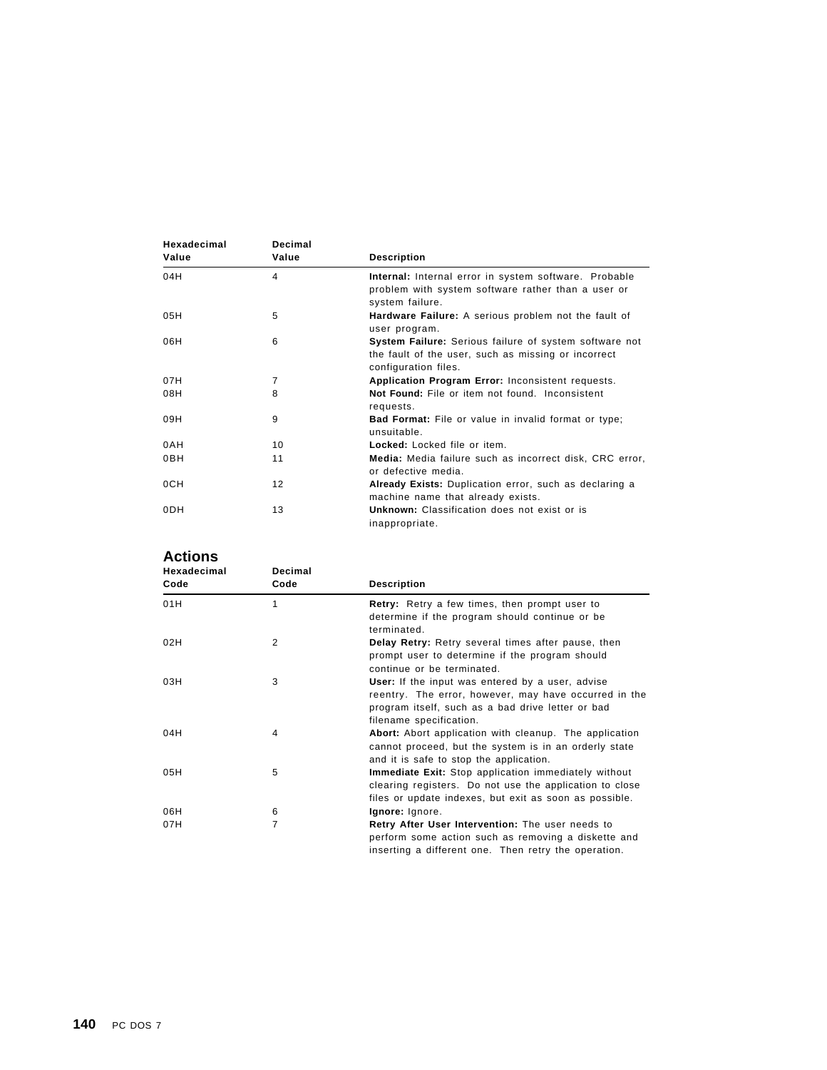| Hexadecimal Value | Decimal Value | Description |
|---|---|---|
| 04H | 4 | **Internal:** Internal error in system software. Probable problem with system software rather than a user or system failure. |
| 05H | 5 | **Hardware Failure:** A serious problem not the fault of user program. |
| 06H | 6 | **System Failure:** Serious failure of system software not the fault of the user, such as missing or incorrect configuration files. |
| 07H | 7 | **Application Program Error:** Inconsistent requests. |
| 08H | 8 | **Not Found:** File or item not found. Inconsistent requests. |
| 09H | 9 | **Bad Format:** File or value in invalid format or type; unsuitable. |
| 0AH | 10 | **Locked:** Locked file or item. |
| 0BH | 11 | **Media:** Media failure such as incorrect disk, CRC error, or defective media. |
| 0CH | 12 | **Already Exists:** Duplication error, such as declaring a machine name that already exists. |
| 0DH | 13 | **Unknown:** Classification does not exist or is inappropriate. |

## Actions

| Hexadecimal Code | Decimal Code | Description |
|---|---|---|
| 01H | 1 | **Retry:** Retry a few times, then prompt user to determine if the program should continue or be terminated. |
| 02H | 2 | **Delay Retry:** Retry several times after pause, then prompt user to determine if the program should continue or be terminated. |
| 03H | 3 | **User:** If the input was entered by a user, advise reentry. The error, however, may have occurred in the program itself, such as a bad drive letter or bad filename specification. |
| 04H | 4 | **Abort:** Abort application with cleanup. The application cannot proceed, but the system is in an orderly state and it is safe to stop the application. |
| 05H | 5 | **Immediate Exit:** Stop application immediately without clearing registers. Do not use the application to close files or update indexes, but exit as soon as possible. |
| 06H | 6 | **Ignore:** Ignore. |
| 07H | 7 | **Retry After User Intervention:** The user needs to perform some action such as removing a diskette and inserting a different one. Then retry the operation. |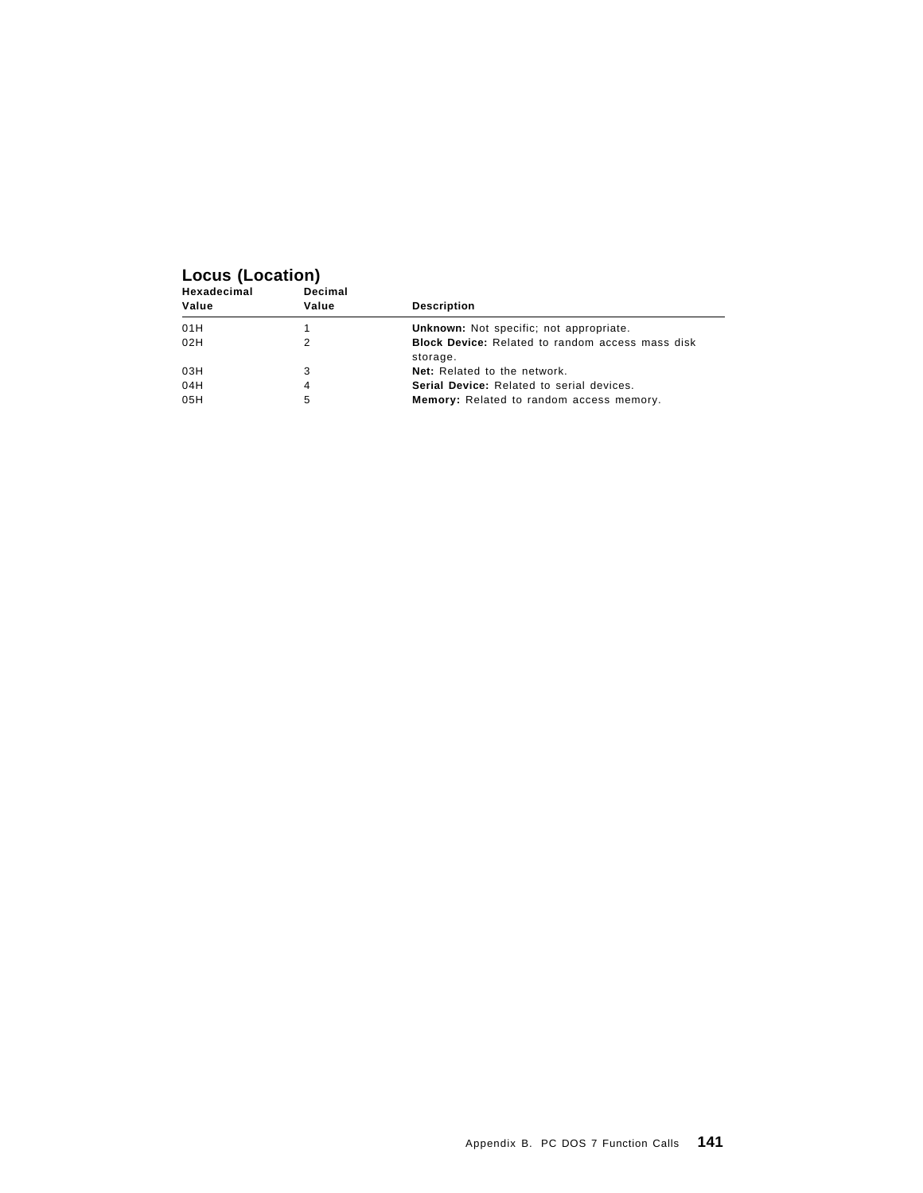## Locus (Location)

| Hexadecimal Value | Decimal Value | Description |
|---|---|---|
| 01H | 1 | **Unknown:** Not specific; not appropriate. |
| 02H | 2 | **Block Device:** Related to random access mass disk storage. |
| 03H | 3 | **Net:** Related to the network. |
| 04H | 4 | **Serial Device:** Related to serial devices. |
| 05H | 5 | **Memory:** Related to random access memory. |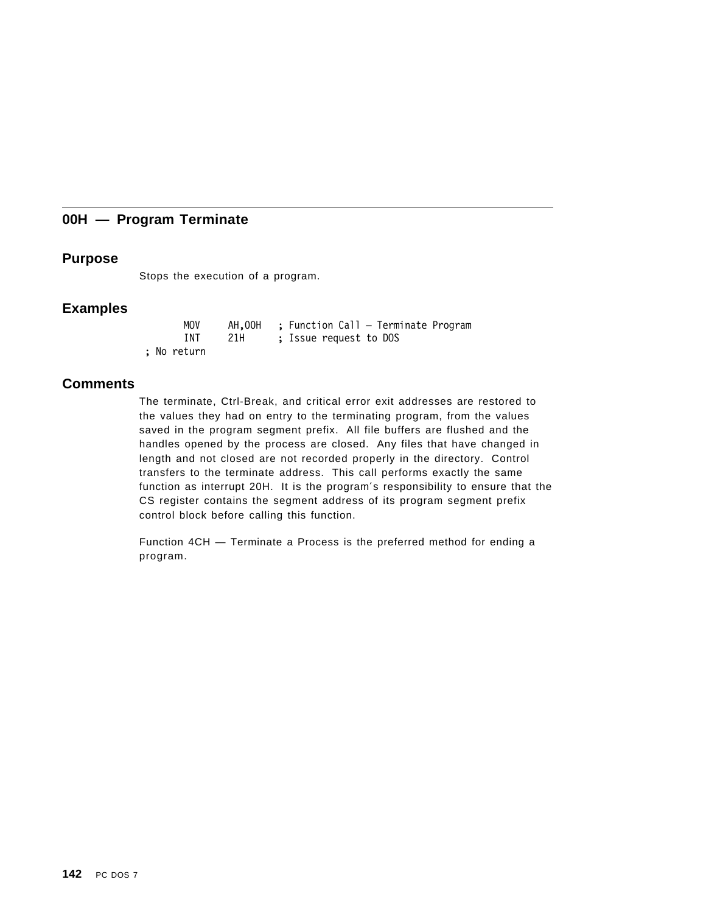## 00H — Program Terminate

### Purpose

Stops the execution of a program.

### Examples

```
        MOV     AH,00H   ; Function Call — Terminate Program
        INT     21H      ; Issue request to DOS
 ; No return
```

### Comments

The terminate, Ctrl-Break, and critical error exit addresses are restored to the values they had on entry to the terminating program, from the values saved in the program segment prefix. All file buffers are flushed and the handles opened by the process are closed. Any files that have changed in length and not closed are not recorded properly in the directory. Control transfers to the terminate address. This call performs exactly the same function as interrupt 20H. It is the program's responsibility to ensure that the CS register contains the segment address of its program segment prefix control block before calling this function.

Function 4CH — Terminate a Process is the preferred method for ending a program.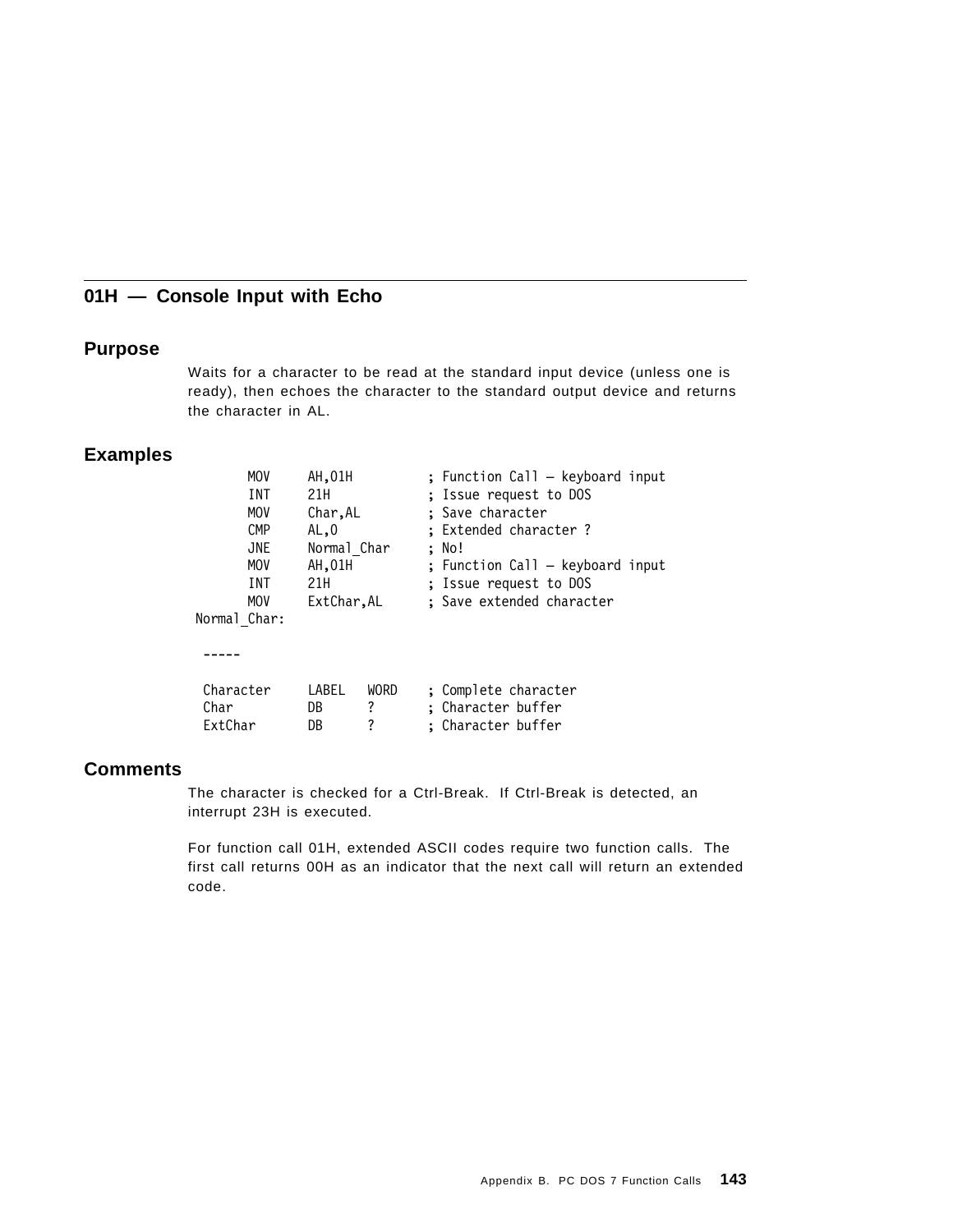## 01H — Console Input with Echo

### Purpose

Waits for a character to be read at the standard input device (unless one is ready), then echoes the character to the standard output device and returns the character in AL.

### Examples

```
        MOV     AH,01H          ; Function Call — keyboard input
        INT     21H             ; Issue request to DOS
        MOV     Char,AL         ; Save character
        CMP     AL,0            ; Extended character ?
        JNE     Normal_Char     ; No!
        MOV     AH,01H          ; Function Call — keyboard input
        INT     21H             ; Issue request to DOS
        MOV     ExtChar,AL      ; Save extended character
Normal_Char:

 -----

 Character      LABEL   WORD    ; Complete character
 Char           DB      ?       ; Character buffer
 ExtChar        DB      ?       ; Character buffer
```

### Comments

The character is checked for a Ctrl-Break. If Ctrl-Break is detected, an interrupt 23H is executed.

For function call 01H, extended ASCII codes require two function calls. The first call returns 00H as an indicator that the next call will return an extended code.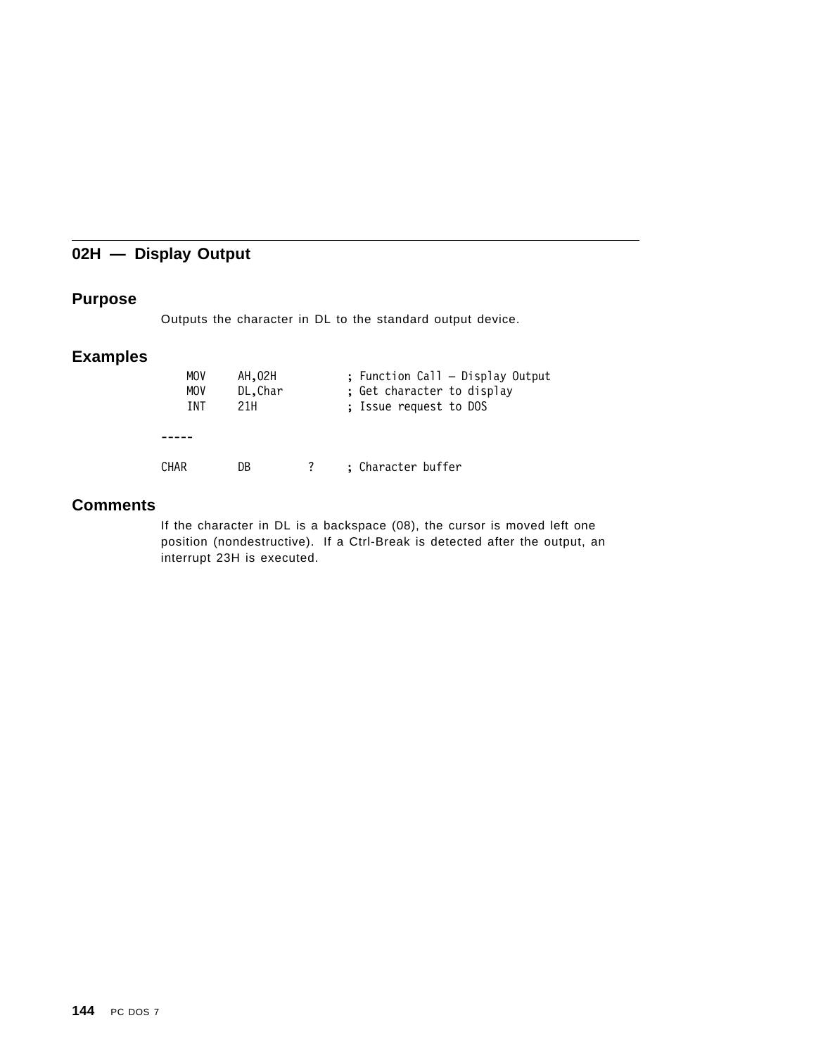## 02H — Display Output

### Purpose

Outputs the character in DL to the standard output device.

### Examples

```
    MOV    AH,02H           ; Function Call — Display Output
    MOV    DL,Char          ; Get character to display
    INT    21H              ; Issue request to DOS

-----

CHAR       DB        ?      ; Character buffer
```

### Comments

If the character in DL is a backspace (08), the cursor is moved left one position (nondestructive). If a Ctrl-Break is detected after the output, an interrupt 23H is executed.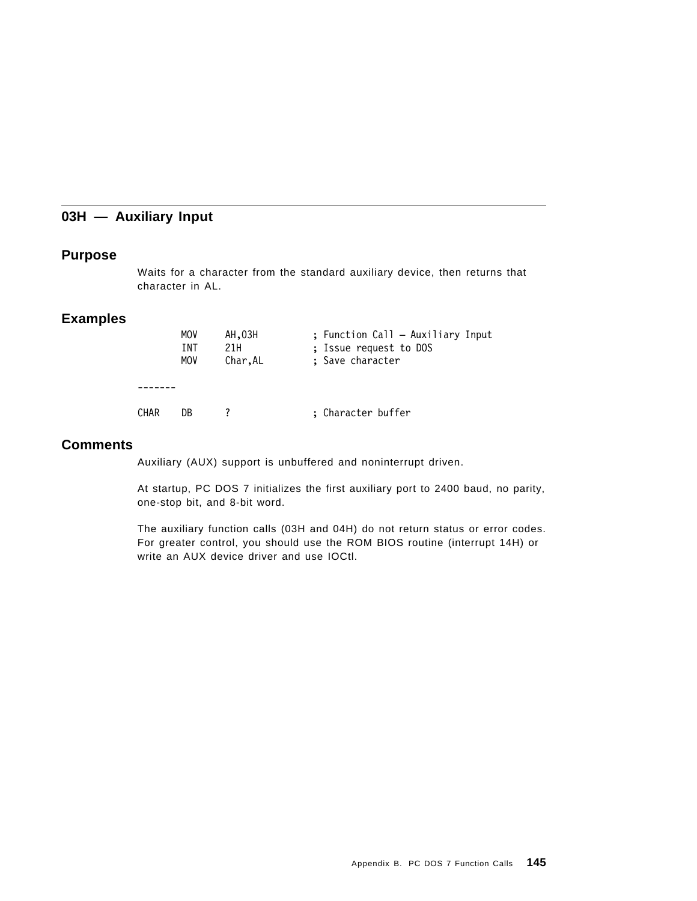## 03H — Auxiliary Input

### Purpose

Waits for a character from the standard auxiliary device, then returns that character in AL.

### Examples

```
        MOV     AH,03H          ; Function Call – Auxiliary Input
        INT     21H             ; Issue request to DOS
        MOV     Char,AL         ; Save character

-------

CHAR    DB      ?               ; Character buffer
```

### Comments

Auxiliary (AUX) support is unbuffered and noninterrupt driven.

At startup, PC DOS 7 initializes the first auxiliary port to 2400 baud, no parity, one-stop bit, and 8-bit word.

The auxiliary function calls (03H and 04H) do not return status or error codes. For greater control, you should use the ROM BIOS routine (interrupt 14H) or write an AUX device driver and use IOCtl.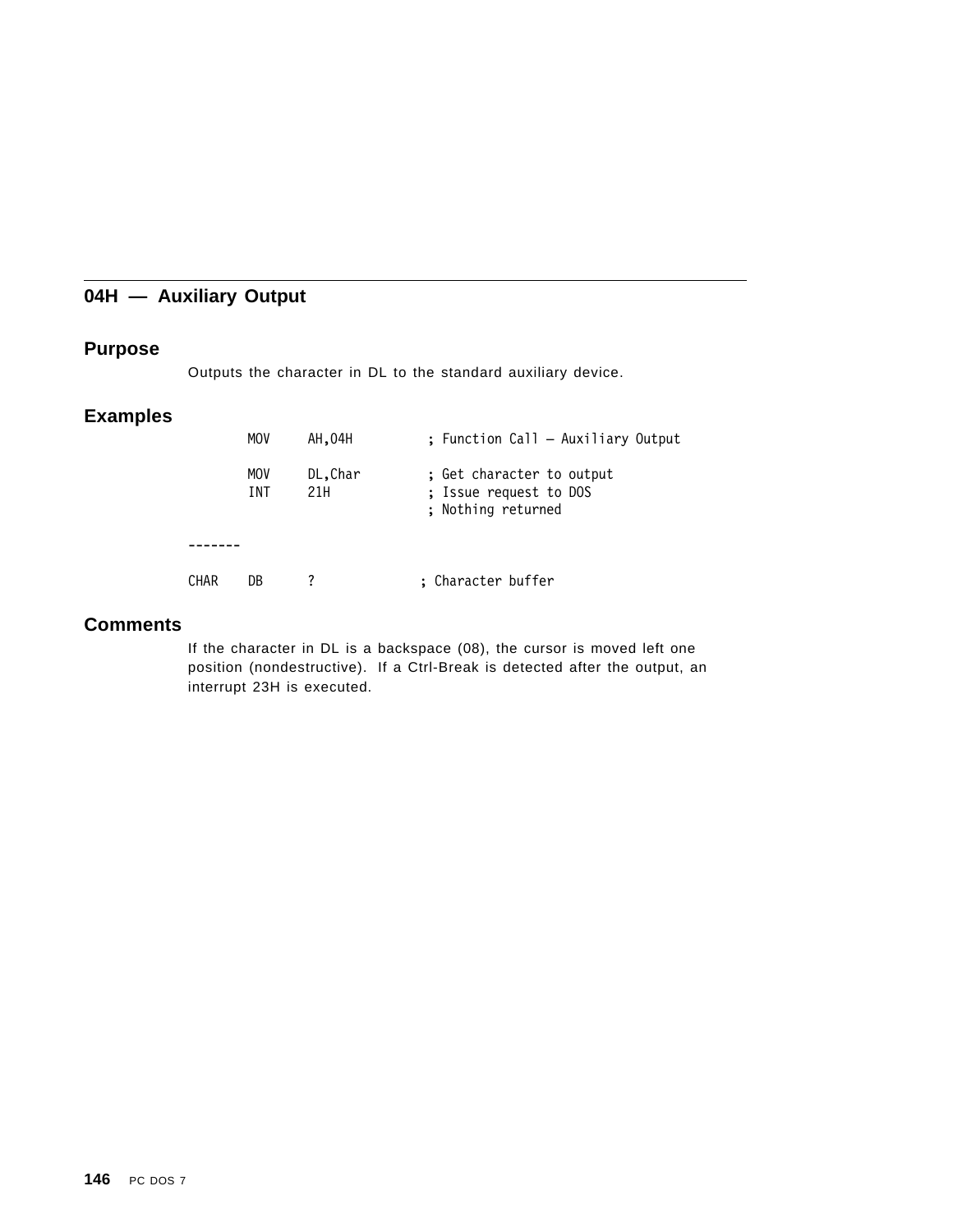## 04H — Auxiliary Output

### Purpose

Outputs the character in DL to the standard auxiliary device.

### Examples

```
        MOV     AH,04H          ; Function Call — Auxiliary Output

        MOV     DL,Char         ; Get character to output
        INT     21H             ; Issue request to DOS
                                ; Nothing returned

-------

CHAR    DB      ?              ; Character buffer
```

### Comments

If the character in DL is a backspace (08), the cursor is moved left one position (nondestructive). If a Ctrl-Break is detected after the output, an interrupt 23H is executed.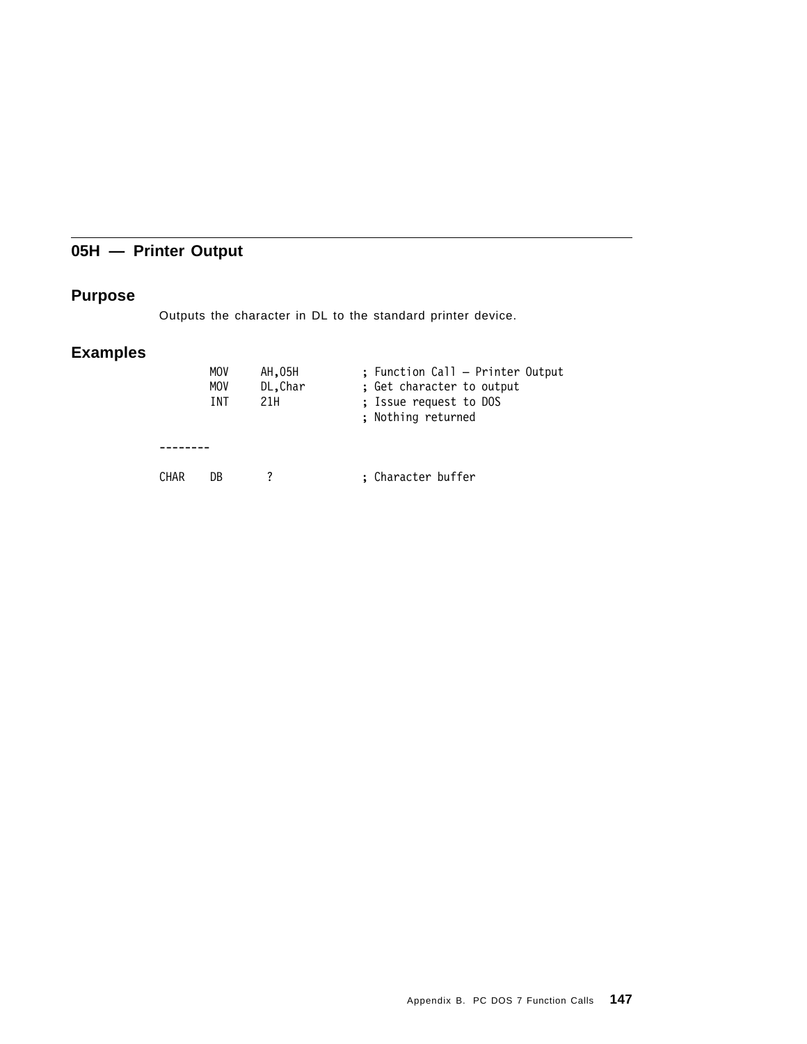## 05H — Printer Output

### Purpose

Outputs the character in DL to the standard printer device.

### Examples

```
        MOV     AH,05H          ; Function Call — Printer Output
        MOV     DL,Char         ; Get character to output
        INT     21H             ; Issue request to DOS
                                ; Nothing returned

--------

CHAR    DB       ?              ; Character buffer
```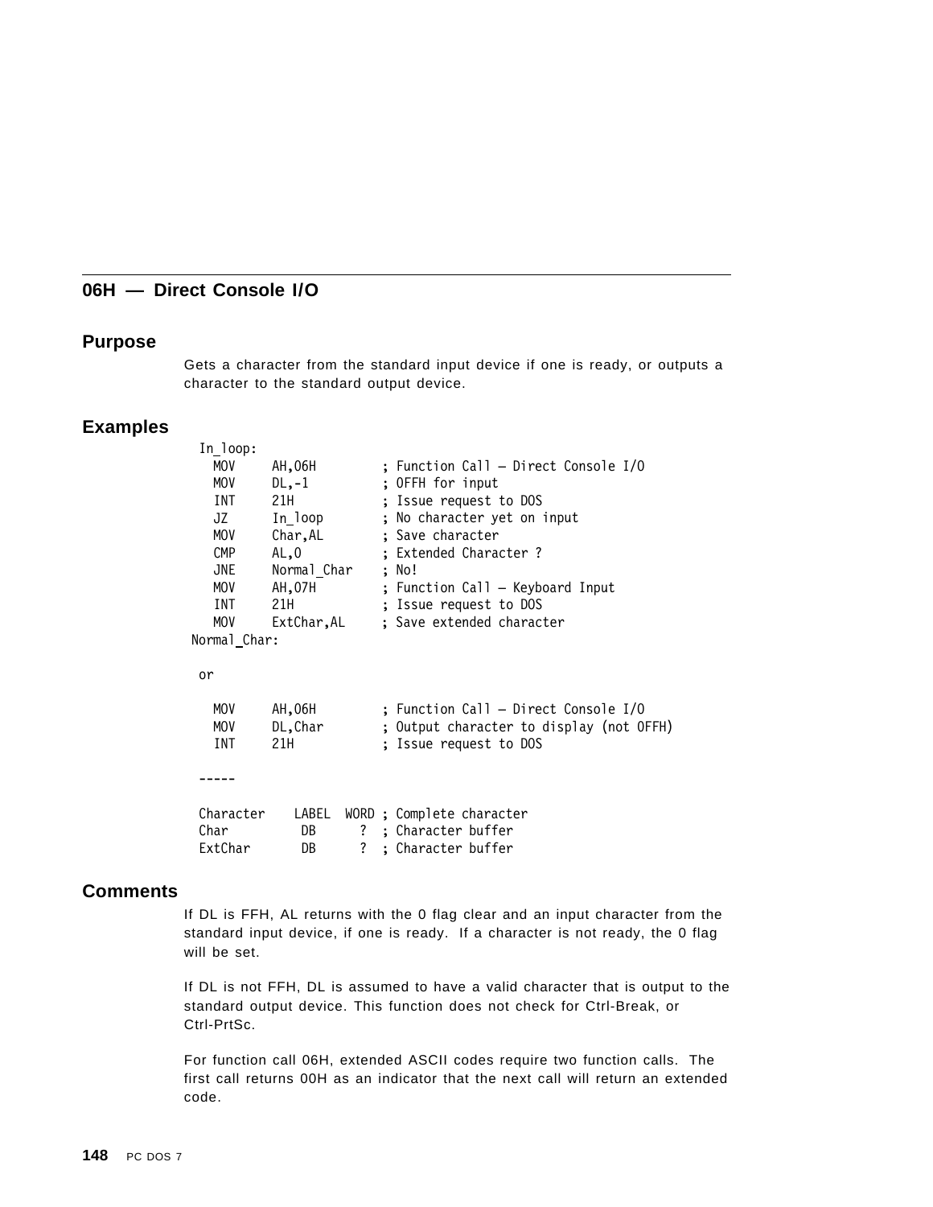## 06H — Direct Console I/O

### Purpose

Gets a character from the standard input device if one is ready, or outputs a character to the standard output device.

### Examples

```
 In_loop:
   MOV     AH,06H         ; Function Call — Direct Console I/O
   MOV     DL,-1          ; 0FFH for input
   INT     21H            ; Issue request to DOS
   JZ      In_loop        ; No character yet on input
   MOV     Char,AL        ; Save character
   CMP     AL,0           ; Extended Character ?
   JNE     Normal_Char    ; No!
   MOV     AH,07H         ; Function Call — Keyboard Input
   INT     21H            ; Issue request to DOS
   MOV     ExtChar,AL     ; Save extended character
Normal_Char:

 or

   MOV     AH,06H         ; Function Call — Direct Console I/O
   MOV     DL,Char        ; Output character to display (not 0FFH)
   INT     21H            ; Issue request to DOS

 -----

 Character    LABEL  WORD ; Complete character
 Char          DB     ?   ; Character buffer
 ExtChar       DB     ?   ; Character buffer
```

### Comments

If DL is FFH, AL returns with the 0 flag clear and an input character from the standard input device, if one is ready. If a character is not ready, the 0 flag will be set.

If DL is not FFH, DL is assumed to have a valid character that is output to the standard output device. This function does not check for Ctrl-Break, or Ctrl-PrtSc.

For function call 06H, extended ASCII codes require two function calls. The first call returns 00H as an indicator that the next call will return an extended code.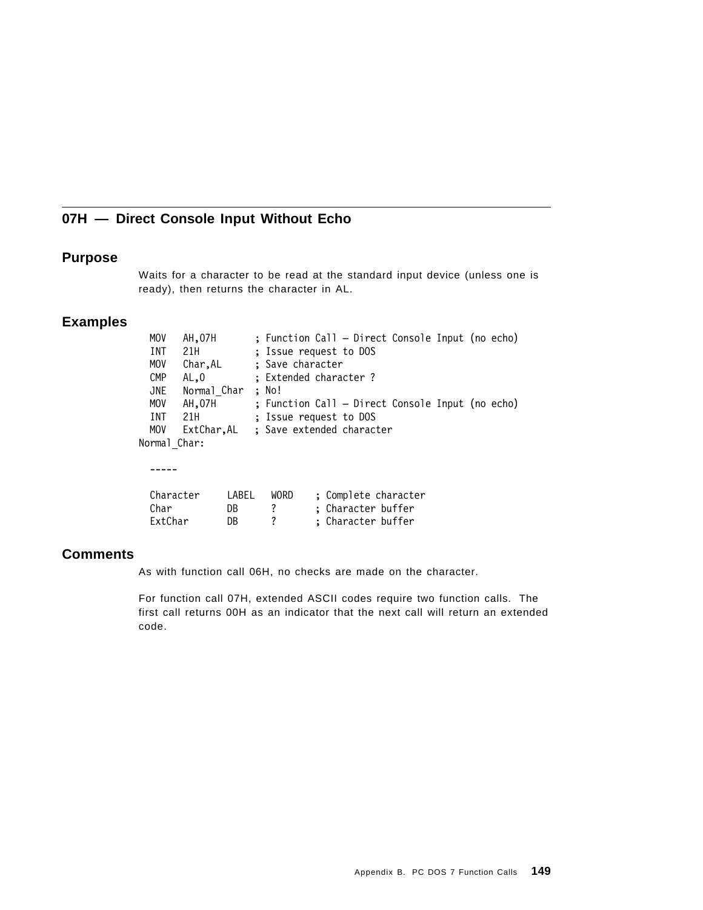## 07H — Direct Console Input Without Echo

### Purpose

Waits for a character to be read at the standard input device (unless one is ready), then returns the character in AL.

### Examples

```
  MOV   AH,07H        ; Function Call — Direct Console Input (no echo)
  INT   21H           ; Issue request to DOS
  MOV   Char,AL       ; Save character
  CMP   AL,0          ; Extended character ?
  JNE   Normal_Char   ; No!
  MOV   AH,07H        ; Function Call — Direct Console Input (no echo)
  INT   21H           ; Issue request to DOS
  MOV   ExtChar,AL    ; Save extended character
Normal_Char:

  -----

  Character     LABEL   WORD    ; Complete character
  Char          DB      ?       ; Character buffer
  ExtChar       DB      ?       ; Character buffer
```

### Comments

As with function call 06H, no checks are made on the character.

For function call 07H, extended ASCII codes require two function calls. The first call returns 00H as an indicator that the next call will return an extended code.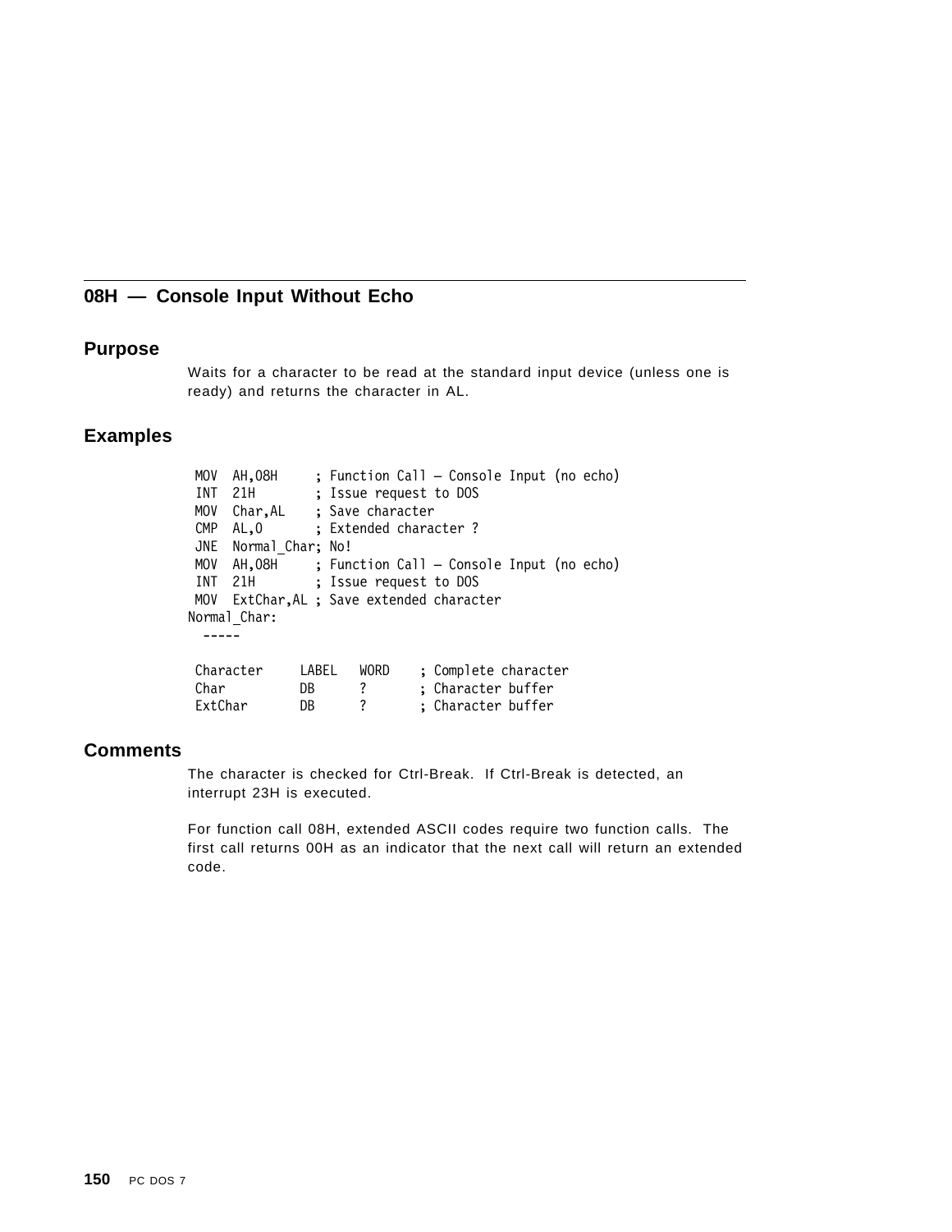## 08H — Console Input Without Echo

### Purpose

Waits for a character to be read at the standard input device (unless one is ready) and returns the character in AL.

### Examples

```
 MOV  AH,08H     ; Function Call — Console Input (no echo)
 INT  21H        ; Issue request to DOS
 MOV  Char,AL    ; Save character
 CMP  AL,0       ; Extended character ?
 JNE  Normal_Char; No!
 MOV  AH,08H     ; Function Call — Console Input (no echo)
 INT  21H        ; Issue request to DOS
 MOV  ExtChar,AL ; Save extended character
Normal_Char:
  -----

 Character     LABEL   WORD    ; Complete character
 Char          DB      ?       ; Character buffer
 ExtChar       DB      ?       ; Character buffer
```

### Comments

The character is checked for Ctrl-Break. If Ctrl-Break is detected, an interrupt 23H is executed.

For function call 08H, extended ASCII codes require two function calls. The first call returns 00H as an indicator that the next call will return an extended code.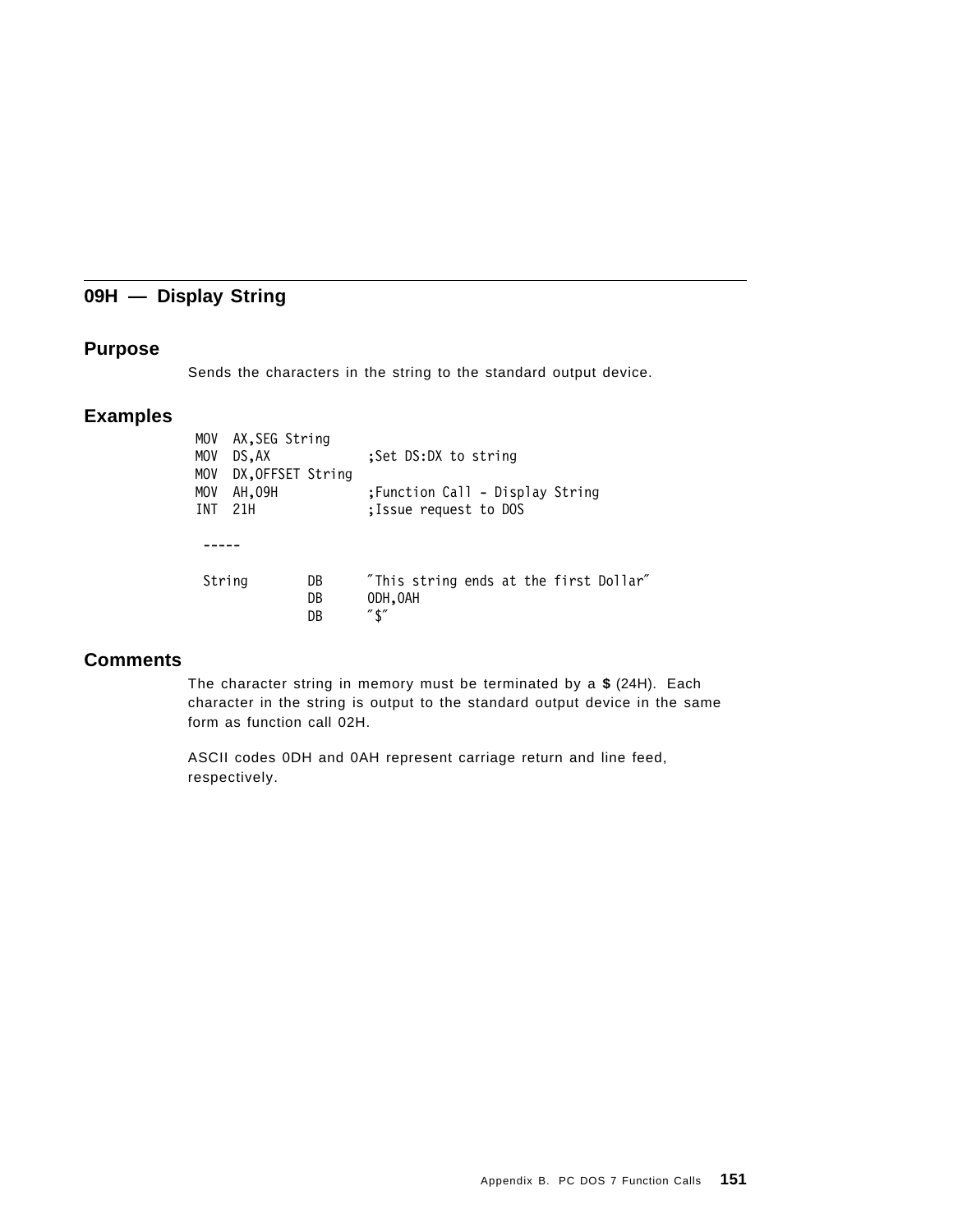## 09H — Display String

### Purpose

Sends the characters in the string to the standard output device.

### Examples

```
MOV  AX,SEG String
MOV  DS,AX              ;Set DS:DX to string
MOV  DX,OFFSET String
MOV  AH,09H             ;Function Call - Display String
INT  21H                ;Issue request to DOS

 -----

 String       DB      "This string ends at the first Dollar"
              DB      0DH,0AH
              DB      "$"
```

### Comments

The character string in memory must be terminated by a **$** (24H). Each character in the string is output to the standard output device in the same form as function call 02H.

ASCII codes 0DH and 0AH represent carriage return and line feed, respectively.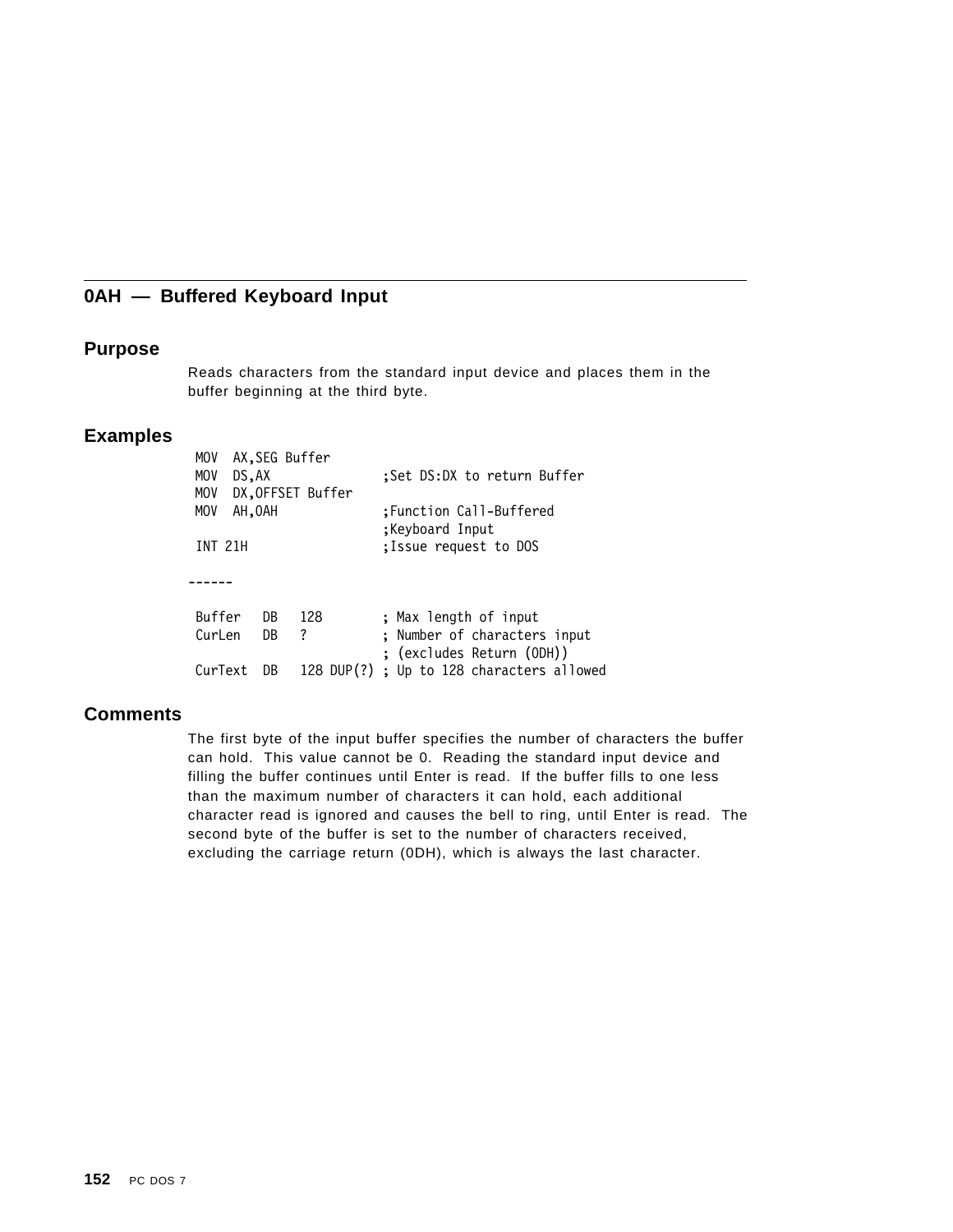## 0AH — Buffered Keyboard Input

### Purpose

Reads characters from the standard input device and places them in the buffer beginning at the third byte.

### Examples

```
MOV  AX,SEG Buffer
MOV  DS,AX              ;Set DS:DX to return Buffer
MOV  DX,OFFSET Buffer
MOV  AH,0AH             ;Function Call-Buffered
                        ;Keyboard Input
INT 21H                 ;Issue request to DOS

------

Buffer   DB   128       ; Max length of input
CurLen   DB   ?         ; Number of characters input
                        ; (excludes Return (0DH))
CurText  DB   128 DUP(?) ; Up to 128 characters allowed
```

### Comments

The first byte of the input buffer specifies the number of characters the buffer can hold. This value cannot be 0. Reading the standard input device and filling the buffer continues until Enter is read. If the buffer fills to one less than the maximum number of characters it can hold, each additional character read is ignored and causes the bell to ring, until Enter is read. The second byte of the buffer is set to the number of characters received, excluding the carriage return (0DH), which is always the last character.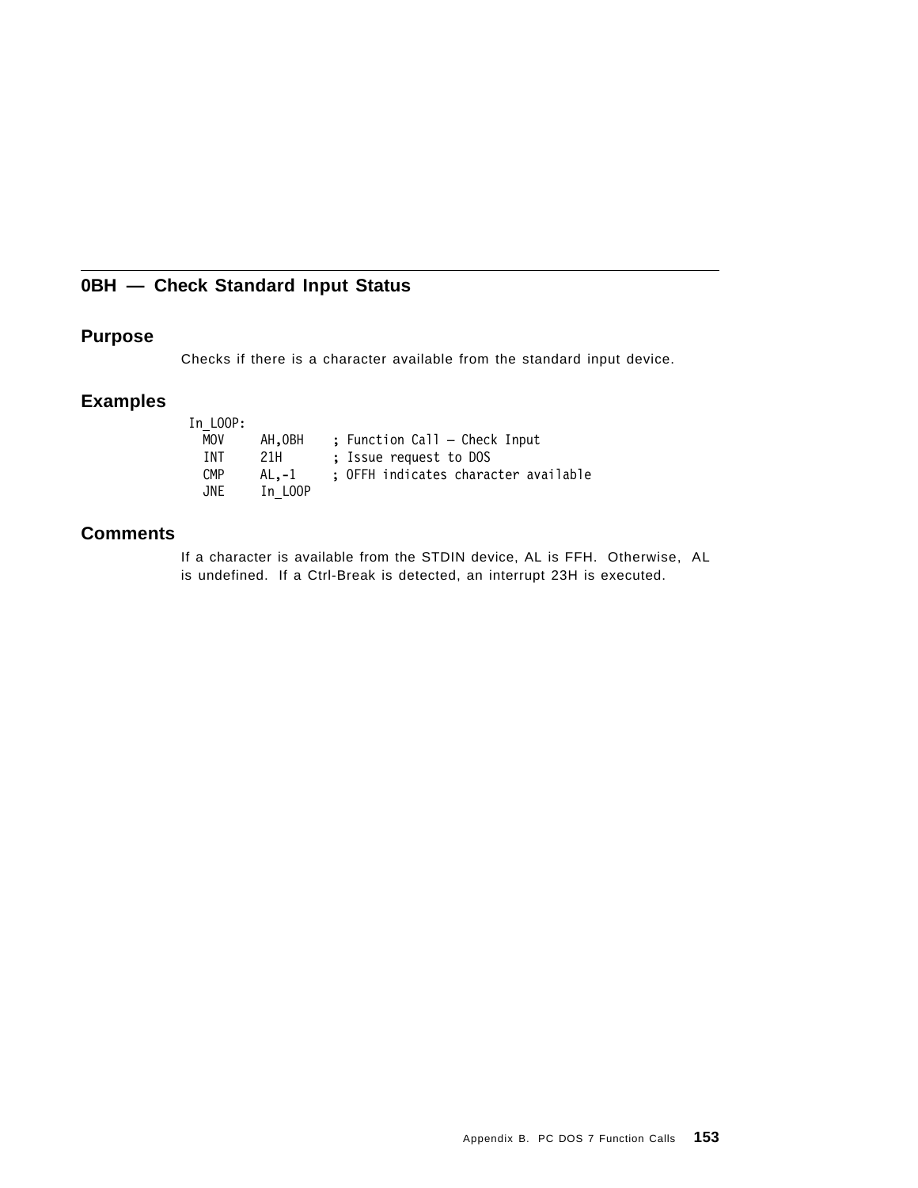## 0BH — Check Standard Input Status

### Purpose

Checks if there is a character available from the standard input device.

### Examples

```
In_LOOP:
  MOV    AH,0BH    ; Function Call — Check Input
  INT    21H       ; Issue request to DOS
  CMP    AL,-1     ; 0FFH indicates character available
  JNE    In_LOOP
```

### Comments

If a character is available from the STDIN device, AL is FFH. Otherwise, AL is undefined. If a Ctrl-Break is detected, an interrupt 23H is executed.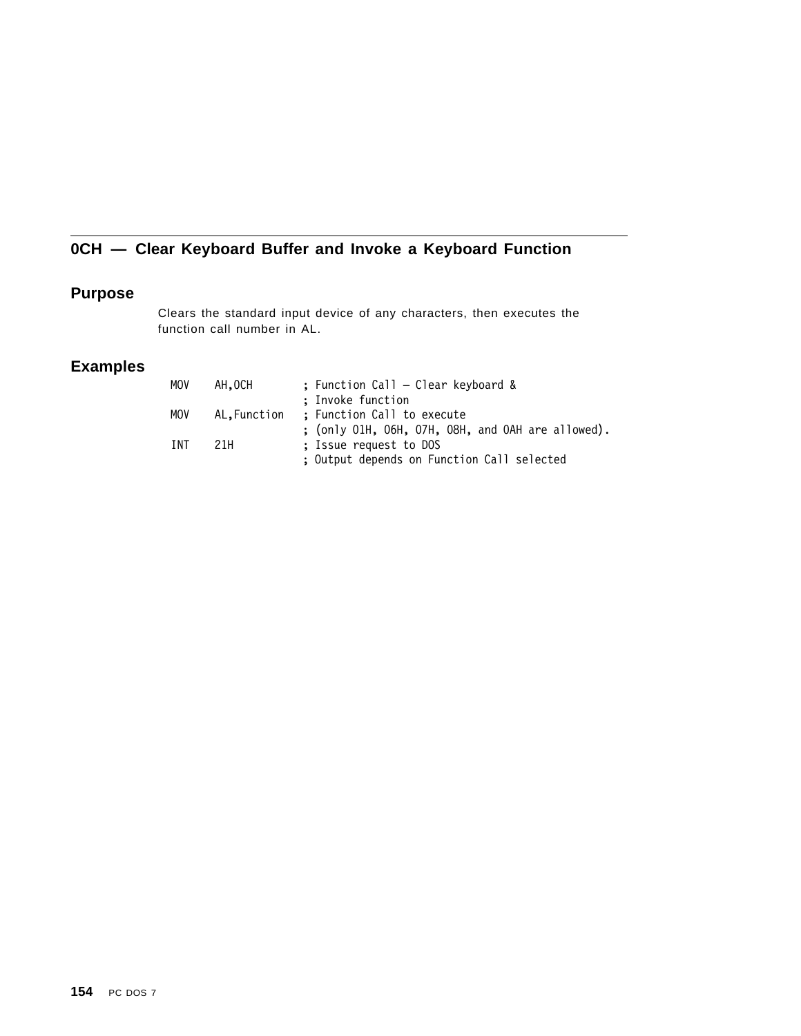## 0CH — Clear Keyboard Buffer and Invoke a Keyboard Function

### Purpose

Clears the standard input device of any characters, then executes the function call number in AL.

### Examples

```
MOV    AH,0CH        ; Function Call — Clear keyboard &
                     ; Invoke function
MOV    AL,Function   ; Function Call to execute
                     ; (only 01H, 06H, 07H, 08H, and 0AH are allowed).
INT    21H           ; Issue request to DOS
                     ; Output depends on Function Call selected
```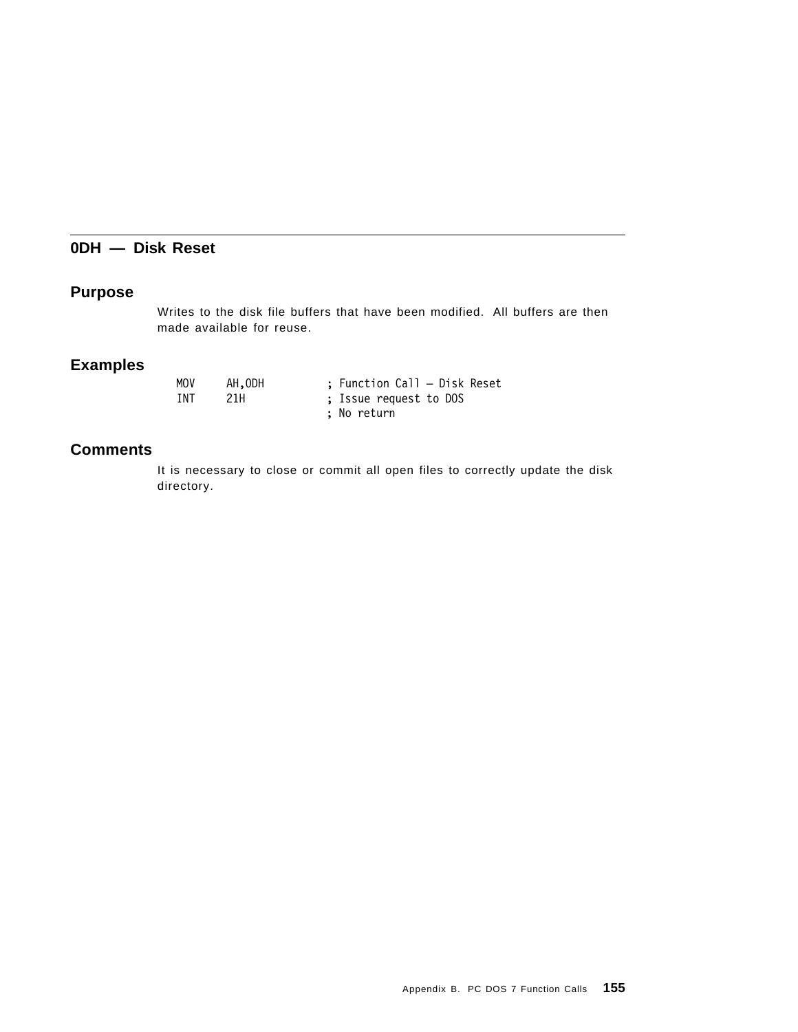## 0DH — Disk Reset

### Purpose

Writes to the disk file buffers that have been modified. All buffers are then made available for reuse.

### Examples

```
MOV     AH,0DH          ; Function Call – Disk Reset
INT     21H             ; Issue request to DOS
                        ; No return
```

### Comments

It is necessary to close or commit all open files to correctly update the disk directory.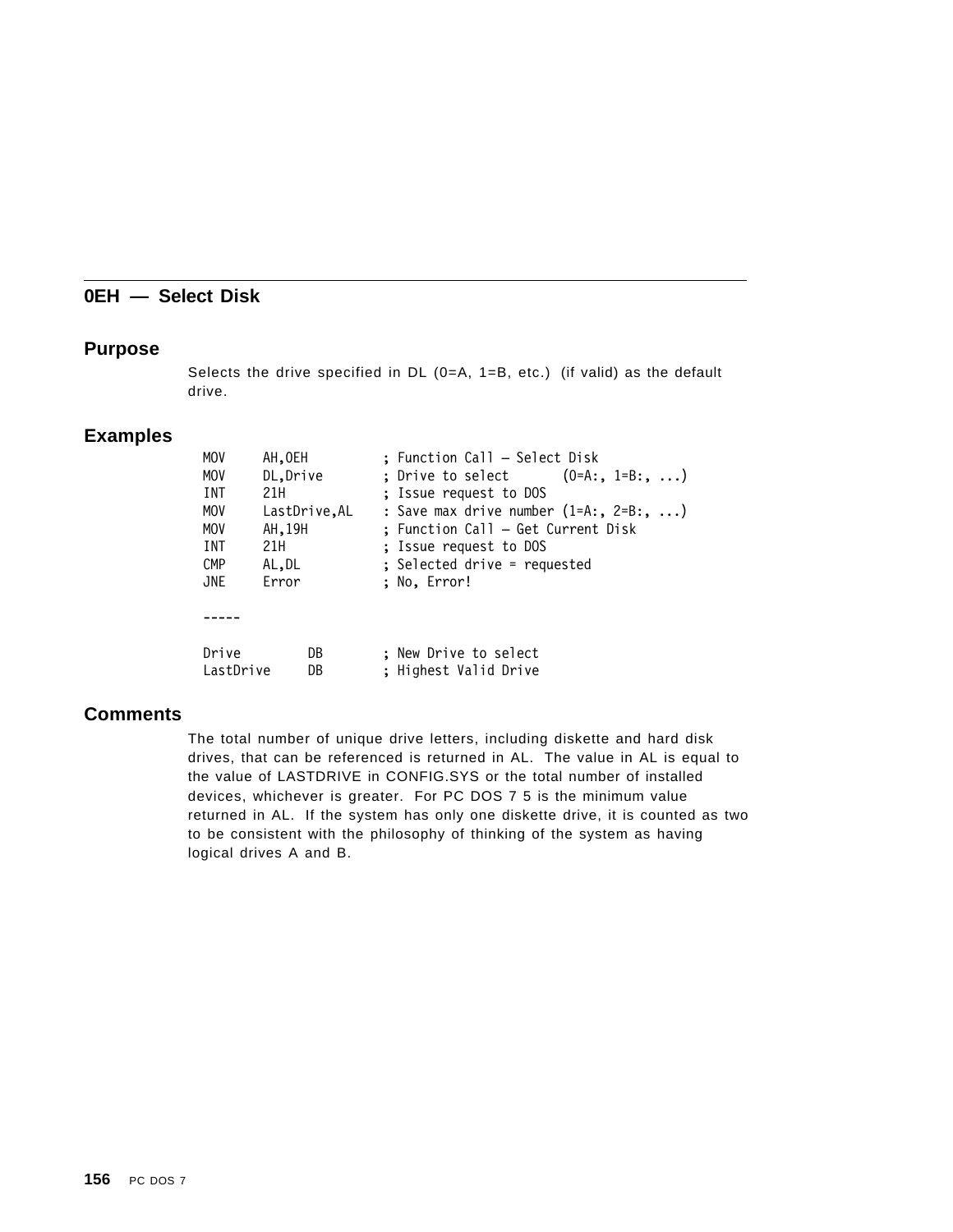## 0EH — Select Disk

### Purpose

Selects the drive specified in DL (0=A, 1=B, etc.) (if valid) as the default drive.

### Examples

```
MOV     AH,0EH          ; Function Call — Select Disk
MOV     DL,Drive        ; Drive to select       (0=A:, 1=B:, ...)
INT     21H             ; Issue request to DOS
MOV     LastDrive,AL    : Save max drive number (1=A:, 2=B:, ...)
MOV     AH,19H          ; Function Call — Get Current Disk
INT     21H             ; Issue request to DOS
CMP     AL,DL           ; Selected drive = requested
JNE     Error           ; No, Error!

-----

Drive          DB       ; New Drive to select
LastDrive      DB       ; Highest Valid Drive
```

### Comments

The total number of unique drive letters, including diskette and hard disk drives, that can be referenced is returned in AL. The value in AL is equal to the value of LASTDRIVE in CONFIG.SYS or the total number of installed devices, whichever is greater. For PC DOS 7 5 is the minimum value returned in AL. If the system has only one diskette drive, it is counted as two to be consistent with the philosophy of thinking of the system as having logical drives A and B.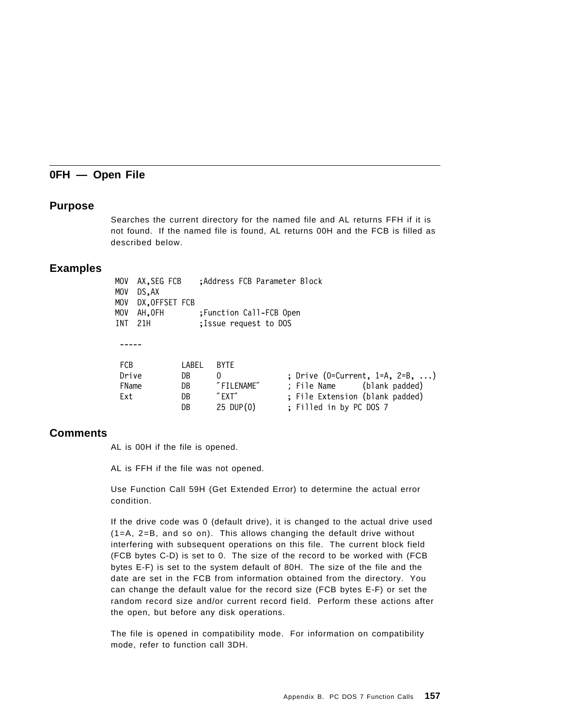## 0FH — Open File

### Purpose

Searches the current directory for the named file and AL returns FFH if it is not found. If the named file is found, AL returns 00H and the FCB is filled as described below.

### Examples

```
MOV  AX,SEG FCB    ;Address FCB Parameter Block
MOV  DS,AX
MOV  DX,OFFSET FCB
MOV  AH,0FH        ;Function Call-FCB Open
INT  21H           ;Issue request to DOS

 -----

 FCB          LABEL   BYTE
 Drive        DB      0              ; Drive (0=Current, 1=A, 2=B, ...)
 FName        DB      "FILENAME"     ; File Name      (blank padded)
 Ext          DB      "EXT"          ; File Extension (blank padded)
              DB      25 DUP(0)      ; Filled in by PC DOS 7
```

### Comments

AL is 00H if the file is opened.

AL is FFH if the file was not opened.

Use Function Call 59H (Get Extended Error) to determine the actual error condition.

If the drive code was 0 (default drive), it is changed to the actual drive used (1=A, 2=B, and so on). This allows changing the default drive without interfering with subsequent operations on this file. The current block field (FCB bytes C-D) is set to 0. The size of the record to be worked with (FCB bytes E-F) is set to the system default of 80H. The size of the file and the date are set in the FCB from information obtained from the directory. You can change the default value for the record size (FCB bytes E-F) or set the random record size and/or current record field. Perform these actions after the open, but before any disk operations.

The file is opened in compatibility mode. For information on compatibility mode, refer to function call 3DH.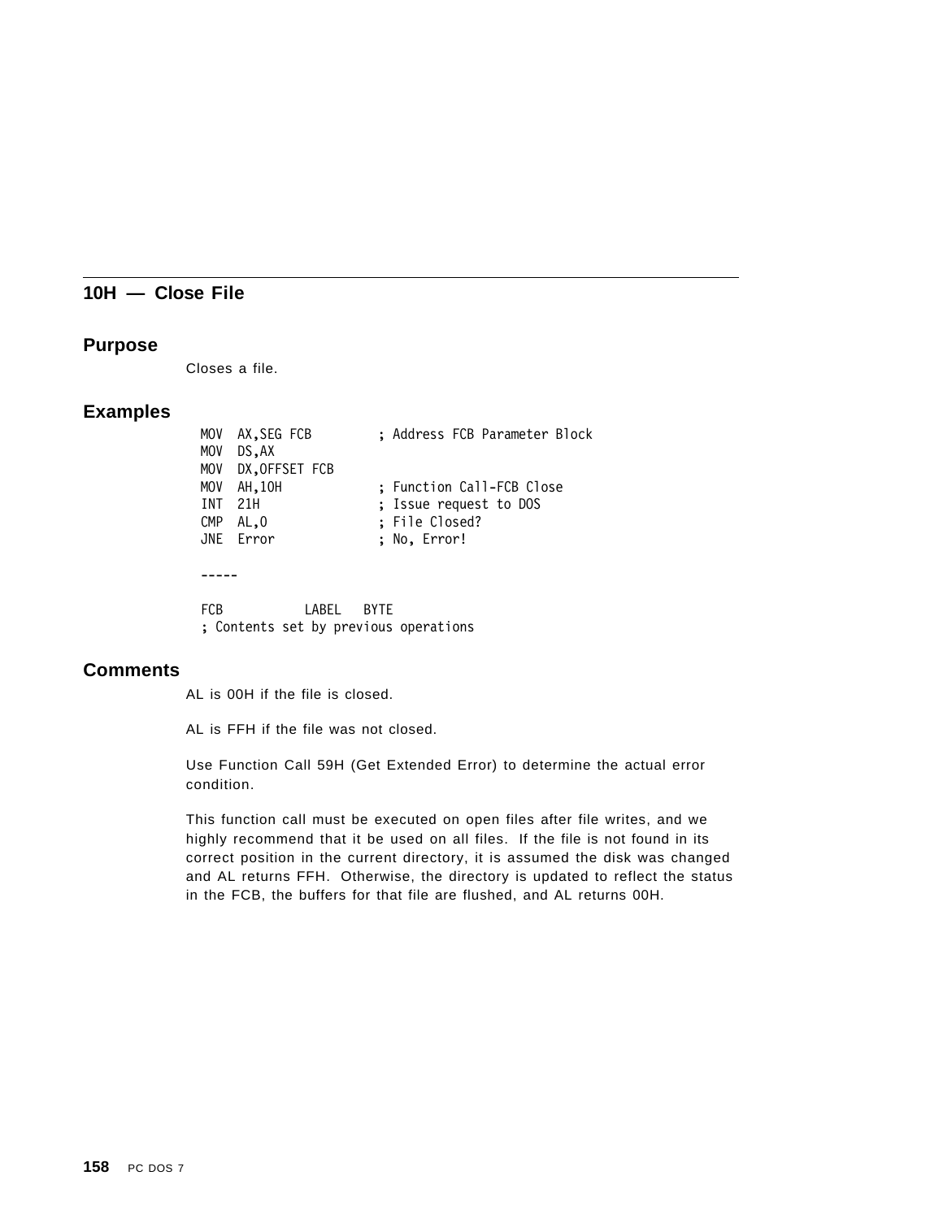## 10H — Close File

### Purpose

Closes a file.

### Examples

```
MOV  AX,SEG FCB        ; Address FCB Parameter Block
MOV  DS,AX
MOV  DX,OFFSET FCB
MOV  AH,10H            ; Function Call-FCB Close
INT  21H               ; Issue request to DOS
CMP  AL,0              ; File Closed?
JNE  Error             ; No, Error!

-----

FCB          LABEL   BYTE
; Contents set by previous operations
```

### Comments

AL is 00H if the file is closed.

AL is FFH if the file was not closed.

Use Function Call 59H (Get Extended Error) to determine the actual error condition.

This function call must be executed on open files after file writes, and we highly recommend that it be used on all files. If the file is not found in its correct position in the current directory, it is assumed the disk was changed and AL returns FFH. Otherwise, the directory is updated to reflect the status in the FCB, the buffers for that file are flushed, and AL returns 00H.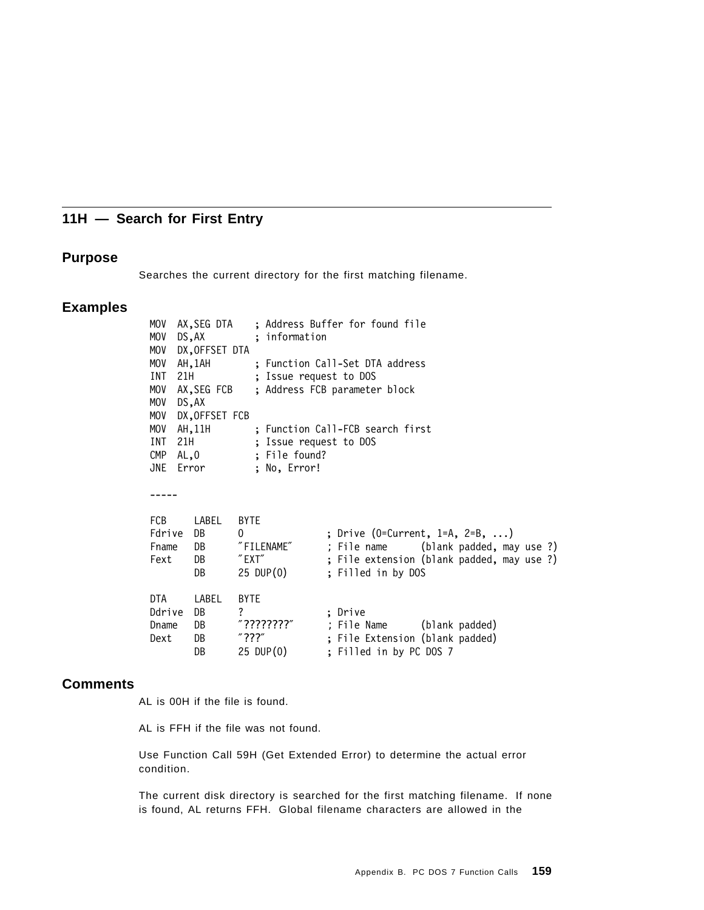## 11H — Search for First Entry

### Purpose

Searches the current directory for the first matching filename.

### Examples

```
MOV  AX,SEG DTA    ; Address Buffer for found file
MOV  DS,AX         ; information
MOV  DX,OFFSET DTA
MOV  AH,1AH        ; Function Call-Set DTA address
INT  21H           ; Issue request to DOS
MOV  AX,SEG FCB    ; Address FCB parameter block
MOV  DS,AX
MOV  DX,OFFSET FCB
MOV  AH,11H        ; Function Call-FCB search first
INT  21H           ; Issue request to DOS
CMP  AL,0          ; File found?
JNE  Error         ; No, Error!

-----

FCB     LABEL   BYTE
Fdrive  DB      0               ; Drive (0=Current, 1=A, 2=B, ...)
Fname   DB      "FILENAME"      ; File name      (blank padded, may use ?)
Fext    DB      "EXT"           ; File extension (blank padded, may use ?)
        DB      25 DUP(0)       ; Filled in by DOS

DTA     LABEL   BYTE
Ddrive  DB      ?               ; Drive
Dname   DB      "????????"      ; File Name      (blank padded)
Dext    DB      "???"           ; File Extension (blank padded)
        DB      25 DUP(0)       ; Filled in by PC DOS 7
```

### Comments

AL is 00H if the file is found.

AL is FFH if the file was not found.

Use Function Call 59H (Get Extended Error) to determine the actual error condition.

The current disk directory is searched for the first matching filename. If none is found, AL returns FFH. Global filename characters are allowed in the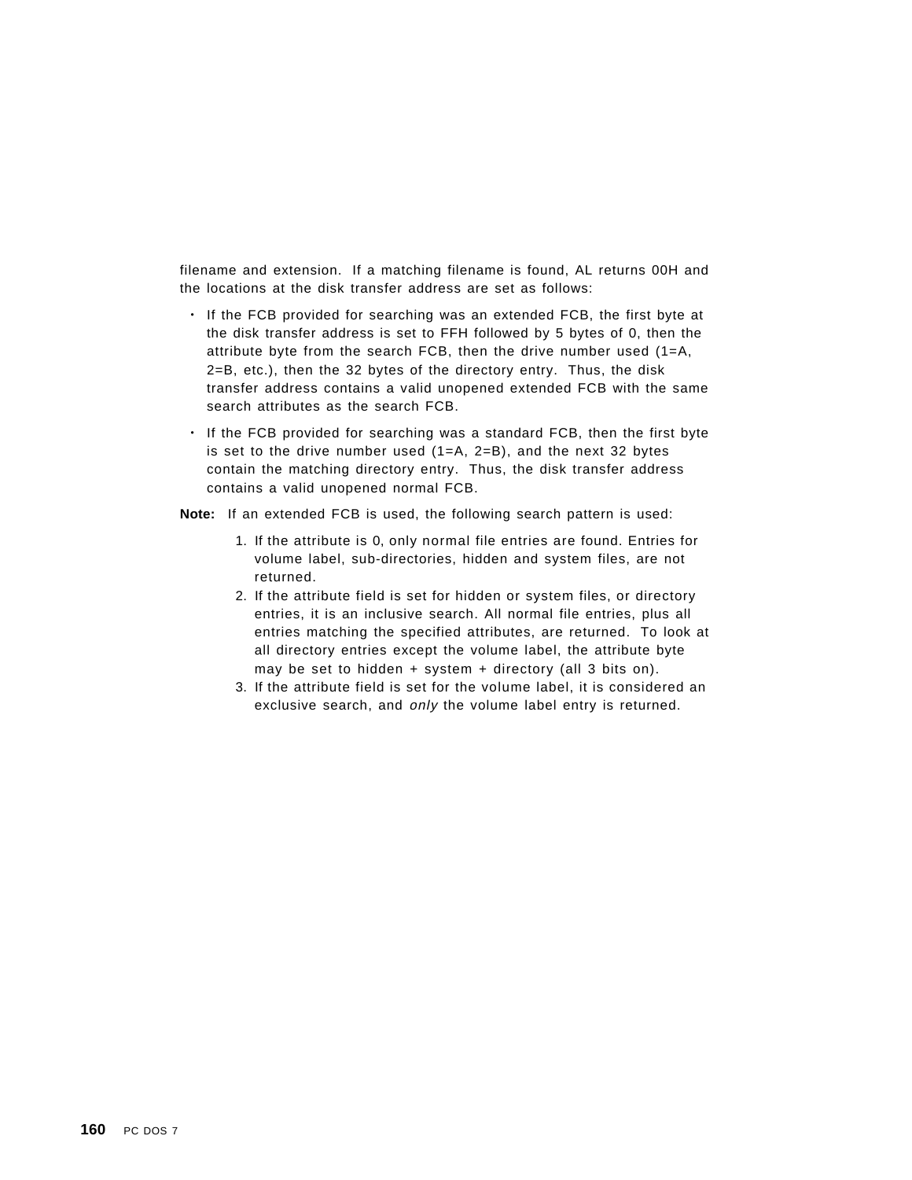filename and extension. If a matching filename is found, AL returns 00H and the locations at the disk transfer address are set as follows:

- If the FCB provided for searching was an extended FCB, the first byte at the disk transfer address is set to FFH followed by 5 bytes of 0, then the attribute byte from the search FCB, then the drive number used (1=A, 2=B, etc.), then the 32 bytes of the directory entry. Thus, the disk transfer address contains a valid unopened extended FCB with the same search attributes as the search FCB.
- If the FCB provided for searching was a standard FCB, then the first byte is set to the drive number used (1=A, 2=B), and the next 32 bytes contain the matching directory entry. Thus, the disk transfer address contains a valid unopened normal FCB.

**Note:** If an extended FCB is used, the following search pattern is used:

1. If the attribute is 0, only normal file entries are found. Entries for volume label, sub-directories, hidden and system files, are not returned.
2. If the attribute field is set for hidden or system files, or directory entries, it is an inclusive search. All normal file entries, plus all entries matching the specified attributes, are returned. To look at all directory entries except the volume label, the attribute byte may be set to hidden + system + directory (all 3 bits on).
3. If the attribute field is set for the volume label, it is considered an exclusive search, and *only* the volume label entry is returned.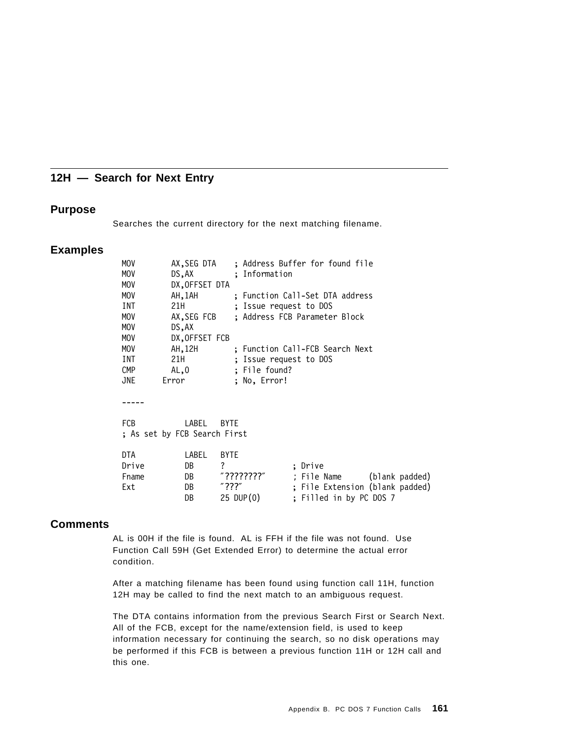## 12H — Search for Next Entry

### Purpose

Searches the current directory for the next matching filename.

### Examples

```
MOV     AX,SEG DTA    ; Address Buffer for found file
MOV     DS,AX         ; Information
MOV     DX,OFFSET DTA
MOV     AH,1AH        ; Function Call-Set DTA address
INT     21H           ; Issue request to DOS
MOV     AX,SEG FCB    ; Address FCB Parameter Block
MOV     DS,AX
MOV     DX,OFFSET FCB
MOV     AH,12H        ; Function Call-FCB Search Next
INT     21H           ; Issue request to DOS
CMP     AL,0          ; File found?
JNE    Error          ; No, Error!

-----

FCB          LABEL   BYTE
; As set by FCB Search First

DTA          LABEL   BYTE
Drive        DB      ?              ; Drive
Fname        DB      "????????"     ; File Name      (blank padded)
Ext          DB      "???"          ; File Extension (blank padded)
             DB      25 DUP(0)      ; Filled in by PC DOS 7
```

### Comments

AL is 00H if the file is found. AL is FFH if the file was not found. Use Function Call 59H (Get Extended Error) to determine the actual error condition.

After a matching filename has been found using function call 11H, function 12H may be called to find the next match to an ambiguous request.

The DTA contains information from the previous Search First or Search Next. All of the FCB, except for the name/extension field, is used to keep information necessary for continuing the search, so no disk operations may be performed if this FCB is between a previous function 11H or 12H call and this one.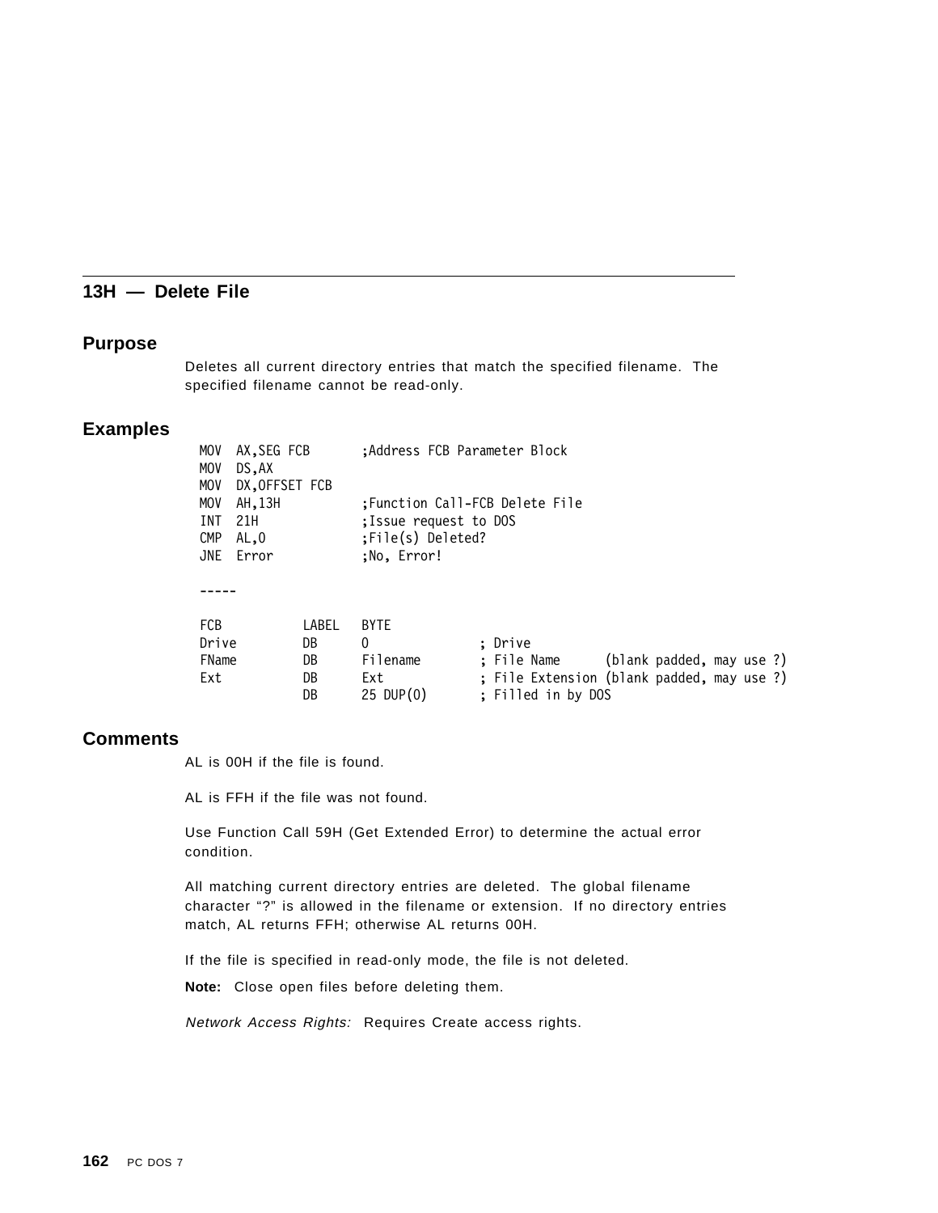## 13H — Delete File

### Purpose

Deletes all current directory entries that match the specified filename. The specified filename cannot be read-only.

### Examples

```
MOV  AX,SEG FCB       ;Address FCB Parameter Block
MOV  DS,AX
MOV  DX,OFFSET FCB
MOV  AH,13H           ;Function Call-FCB Delete File
INT  21H              ;Issue request to DOS
CMP  AL,0             ;File(s) Deleted?
JNE  Error            ;No, Error!

-----

FCB          LABEL   BYTE
Drive        DB      0              ; Drive
FName        DB      Filename       ; File Name      (blank padded, may use ?)
Ext          DB      Ext            ; File Extension (blank padded, may use ?)
             DB      25 DUP(0)      ; Filled in by DOS
```

### Comments

AL is 00H if the file is found.

AL is FFH if the file was not found.

Use Function Call 59H (Get Extended Error) to determine the actual error condition.

All matching current directory entries are deleted. The global filename character "?" is allowed in the filename or extension. If no directory entries match, AL returns FFH; otherwise AL returns 00H.

If the file is specified in read-only mode, the file is not deleted.

**Note:** Close open files before deleting them.

*Network Access Rights:* Requires Create access rights.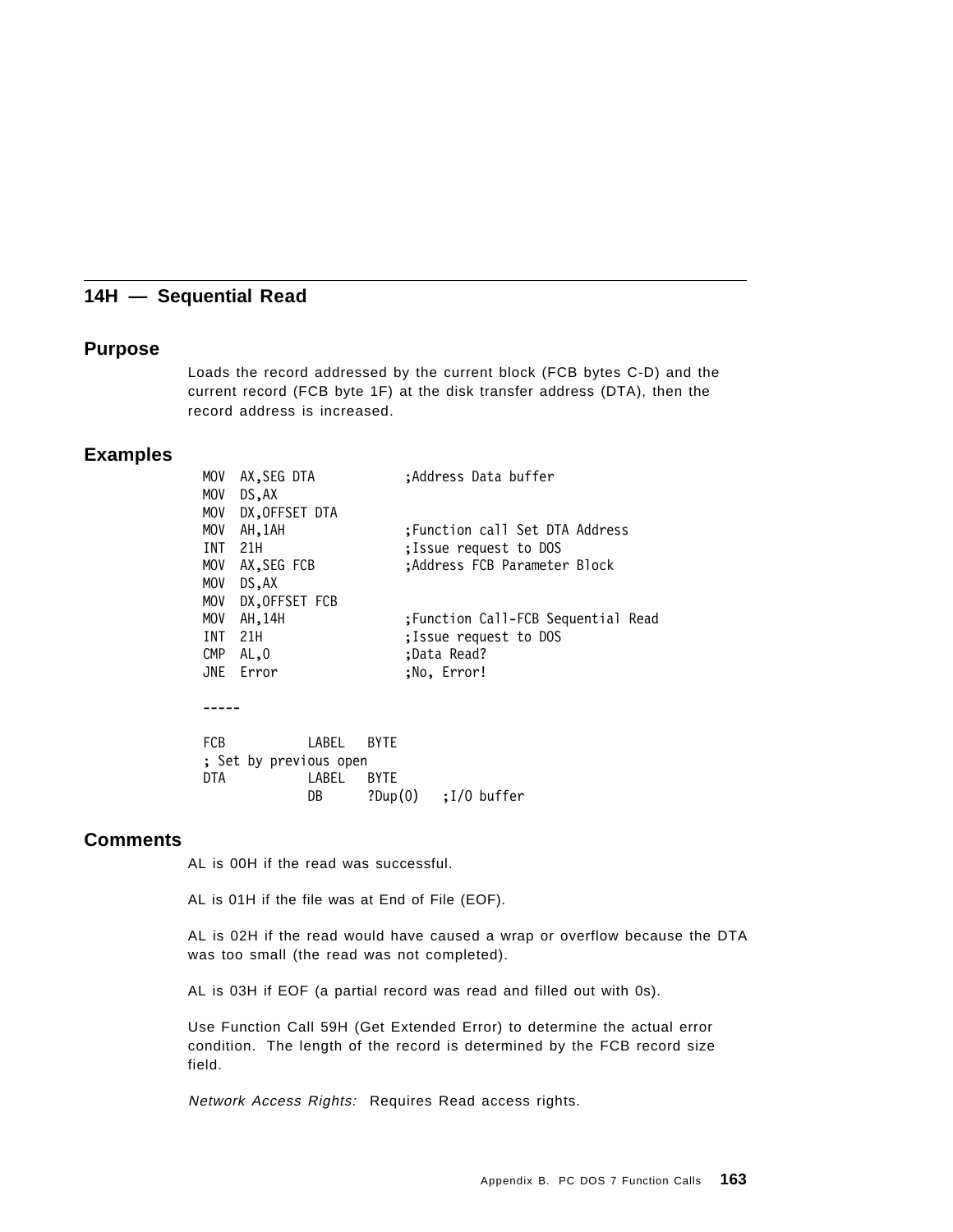## 14H — Sequential Read

### Purpose

Loads the record addressed by the current block (FCB bytes C-D) and the current record (FCB byte 1F) at the disk transfer address (DTA), then the record address is increased.

### Examples

```
MOV  AX,SEG DTA           ;Address Data buffer
MOV  DS,AX
MOV  DX,OFFSET DTA
MOV  AH,1AH               ;Function call Set DTA Address
INT  21H                  ;Issue request to DOS
MOV  AX,SEG FCB           ;Address FCB Parameter Block
MOV  DS,AX
MOV  DX,OFFSET FCB
MOV  AH,14H               ;Function Call-FCB Sequential Read
INT  21H                  ;Issue request to DOS
CMP  AL,0                 ;Data Read?
JNE  Error                ;No, Error!

-----

FCB           LABEL   BYTE
; Set by previous open
DTA           LABEL   BYTE
              DB      ?Dup(0)   ;I/O buffer
```

### Comments

AL is 00H if the read was successful.

AL is 01H if the file was at End of File (EOF).

AL is 02H if the read would have caused a wrap or overflow because the DTA was too small (the read was not completed).

AL is 03H if EOF (a partial record was read and filled out with 0s).

Use Function Call 59H (Get Extended Error) to determine the actual error condition. The length of the record is determined by the FCB record size field.

*Network Access Rights:* Requires Read access rights.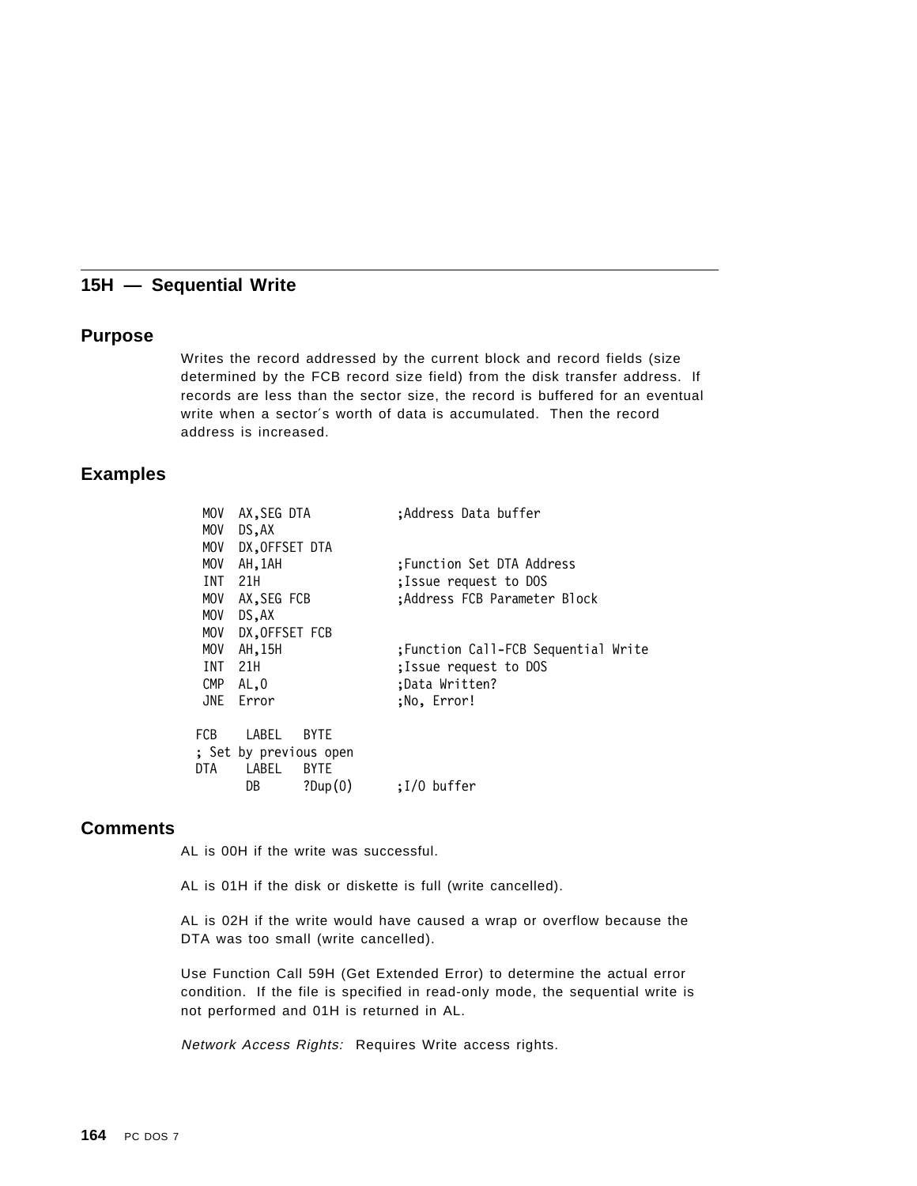## 15H — Sequential Write

### Purpose

Writes the record addressed by the current block and record fields (size determined by the FCB record size field) from the disk transfer address. If records are less than the sector size, the record is buffered for an eventual write when a sector′s worth of data is accumulated. Then the record address is increased.

### Examples

```
 MOV  AX,SEG DTA           ;Address Data buffer
 MOV  DS,AX
 MOV  DX,OFFSET DTA
 MOV  AH,1AH               ;Function Set DTA Address
 INT  21H                  ;Issue request to DOS
 MOV  AX,SEG FCB           ;Address FCB Parameter Block
 MOV  DS,AX
 MOV  DX,OFFSET FCB
 MOV  AH,15H               ;Function Call-FCB Sequential Write
 INT  21H                  ;Issue request to DOS
 CMP  AL,0                 ;Data Written?
 JNE  Error                ;No, Error!

FCB    LABEL   BYTE
; Set by previous open
DTA    LABEL   BYTE
       DB      ?Dup(0)      ;I/O buffer
```

### Comments

AL is 00H if the write was successful.

AL is 01H if the disk or diskette is full (write cancelled).

AL is 02H if the write would have caused a wrap or overflow because the DTA was too small (write cancelled).

Use Function Call 59H (Get Extended Error) to determine the actual error condition. If the file is specified in read-only mode, the sequential write is not performed and 01H is returned in AL.

*Network Access Rights:* Requires Write access rights.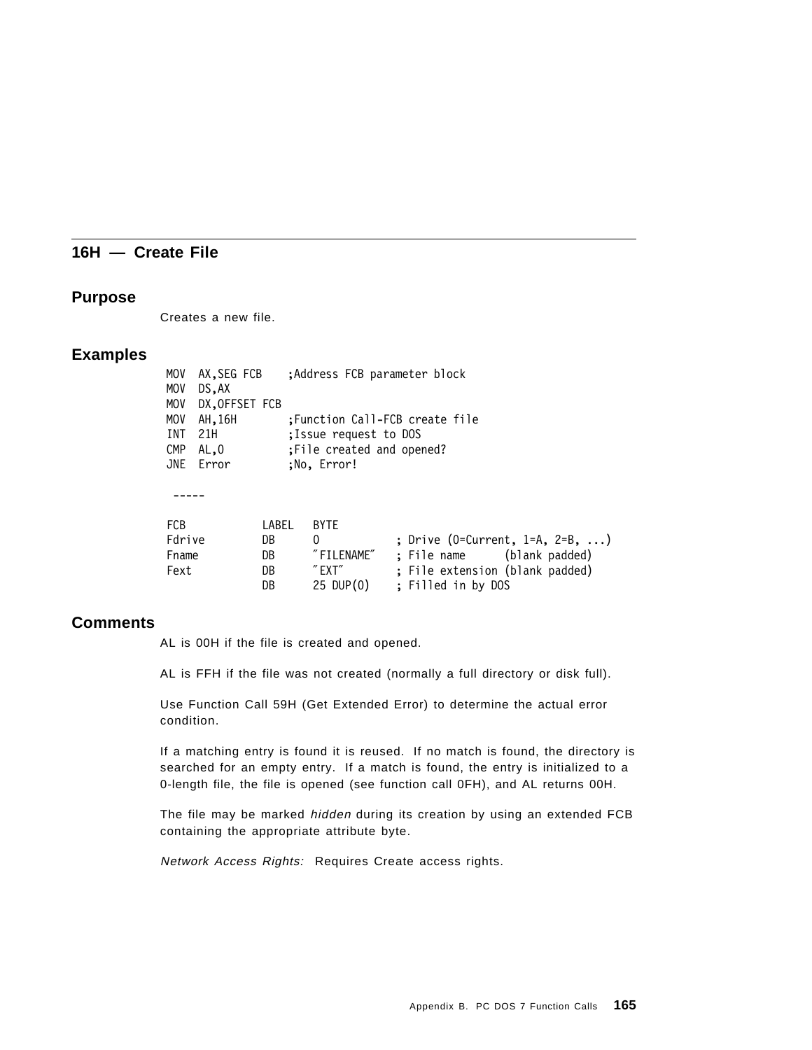## 16H — Create File

### Purpose

Creates a new file.

### Examples

```
MOV  AX,SEG FCB    ;Address FCB parameter block
MOV  DS,AX
MOV  DX,OFFSET FCB
MOV  AH,16H        ;Function Call-FCB create file
INT  21H           ;Issue request to DOS
CMP  AL,0          ;File created and opened?
JNE  Error         ;No, Error!

 -----

FCB           LABEL   BYTE
Fdrive        DB      0            ; Drive (0=Current, 1=A, 2=B, ...)
Fname         DB      "FILENAME"   ; File name      (blank padded)
Fext          DB      "EXT"        ; File extension (blank padded)
              DB      25 DUP(0)    ; Filled in by DOS
```

### Comments

AL is 00H if the file is created and opened.

AL is FFH if the file was not created (normally a full directory or disk full).

Use Function Call 59H (Get Extended Error) to determine the actual error condition.

If a matching entry is found it is reused. If no match is found, the directory is searched for an empty entry. If a match is found, the entry is initialized to a 0-length file, the file is opened (see function call 0FH), and AL returns 00H.

The file may be marked *hidden* during its creation by using an extended FCB containing the appropriate attribute byte.

*Network Access Rights:* Requires Create access rights.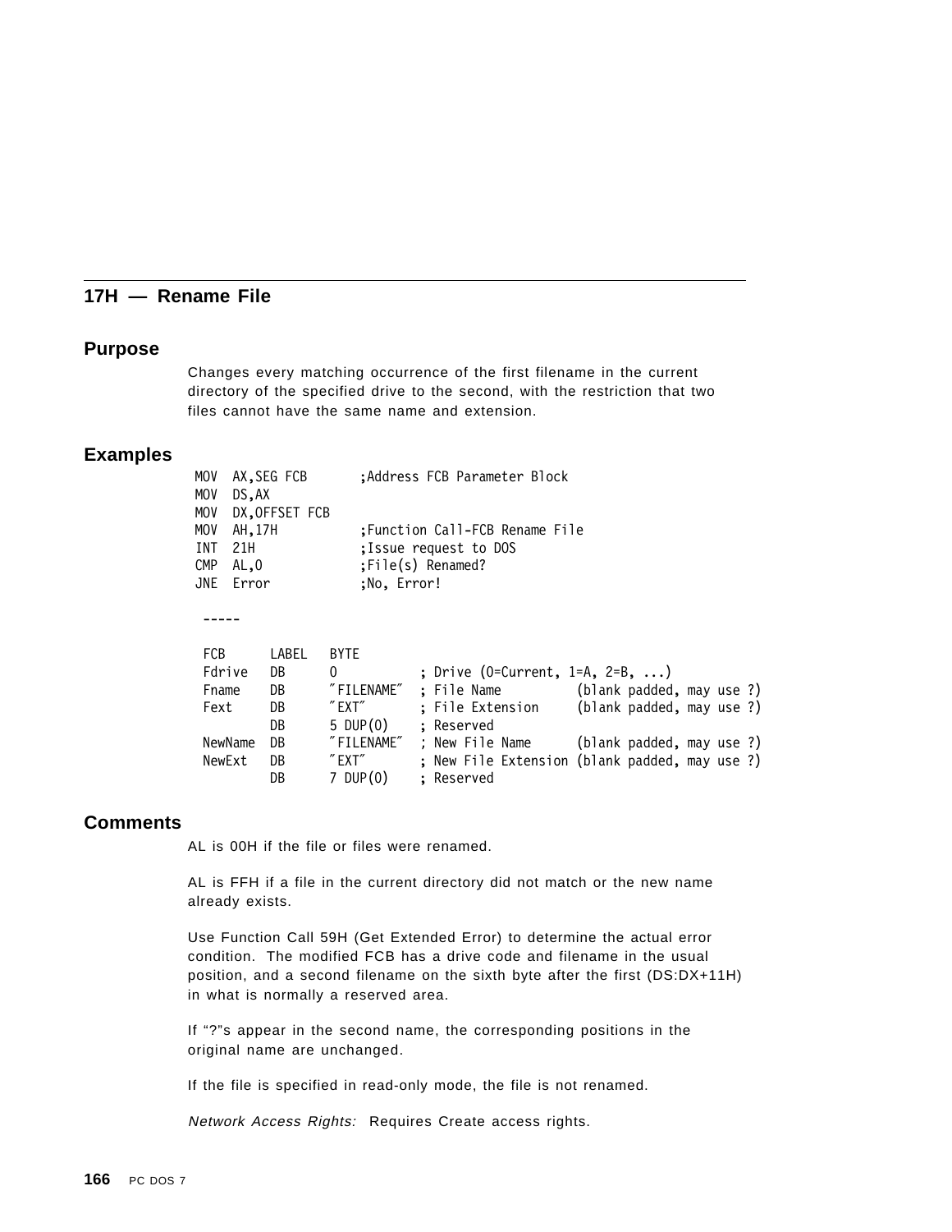## 17H — Rename File

### Purpose

Changes every matching occurrence of the first filename in the current directory of the specified drive to the second, with the restriction that two files cannot have the same name and extension.

### Examples

```
MOV  AX,SEG FCB       ;Address FCB Parameter Block
MOV  DS,AX
MOV  DX,OFFSET FCB
MOV  AH,17H           ;Function Call-FCB Rename File
INT  21H              ;Issue request to DOS
CMP  AL,0             ;File(s) Renamed?
JNE  Error            ;No, Error!

 -----

 FCB      LABEL   BYTE
 Fdrive   DB      0           ; Drive (0=Current, 1=A, 2=B, ...)
 Fname    DB      "FILENAME"  ; File Name          (blank padded, may use ?)
 Fext     DB      "EXT"       ; File Extension     (blank padded, may use ?)
          DB      5 DUP(0)    ; Reserved
 NewName  DB      "FILENAME"  ; New File Name      (blank padded, may use ?)
 NewExt   DB      "EXT"       ; New File Extension (blank padded, may use ?)
          DB      7 DUP(0)    ; Reserved
```

### Comments

AL is 00H if the file or files were renamed.

AL is FFH if a file in the current directory did not match or the new name already exists.

Use Function Call 59H (Get Extended Error) to determine the actual error condition. The modified FCB has a drive code and filename in the usual position, and a second filename on the sixth byte after the first (DS:DX+11H) in what is normally a reserved area.

If "?"s appear in the second name, the corresponding positions in the original name are unchanged.

If the file is specified in read-only mode, the file is not renamed.

*Network Access Rights:* Requires Create access rights.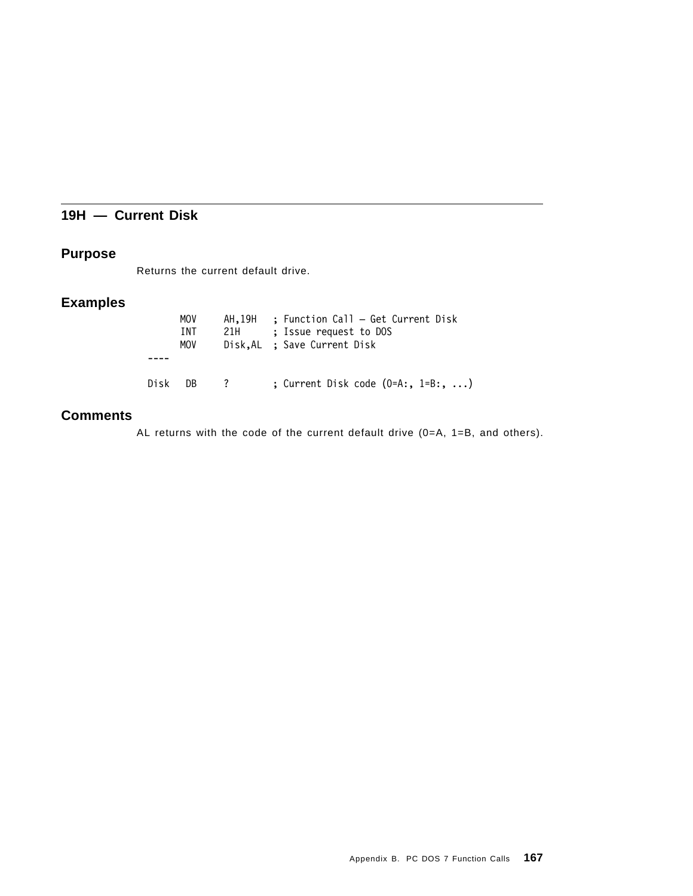## 19H — Current Disk

### Purpose

Returns the current default drive.

### Examples

```
        MOV     AH,19H   ; Function Call — Get Current Disk
        INT     21H      ; Issue request to DOS
        MOV     Disk,AL  ; Save Current Disk
 ----

 Disk   DB      ?        ; Current Disk code (0=A:, 1=B:, ...)
```

### Comments

AL returns with the code of the current default drive (0=A, 1=B, and others).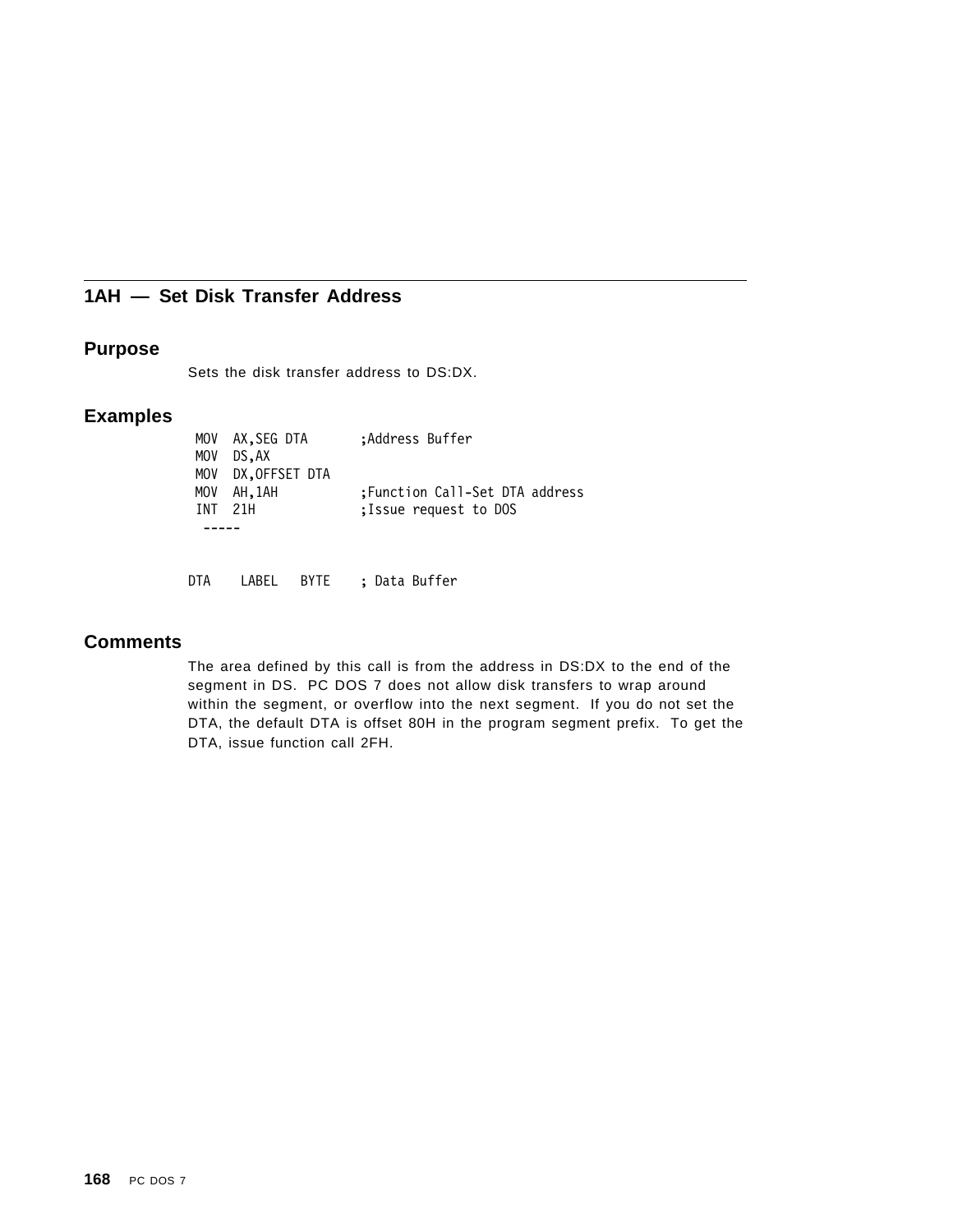## 1AH — Set Disk Transfer Address

### Purpose

Sets the disk transfer address to DS:DX.

### Examples

```
 MOV  AX,SEG DTA       ;Address Buffer
 MOV  DS,AX
 MOV  DX,OFFSET DTA
 MOV  AH,1AH           ;Function Call-Set DTA address
 INT  21H              ;Issue request to DOS
  -----


DTA    LABEL   BYTE    ; Data Buffer
```

### Comments

The area defined by this call is from the address in DS:DX to the end of the segment in DS. PC DOS 7 does not allow disk transfers to wrap around within the segment, or overflow into the next segment. If you do not set the DTA, the default DTA is offset 80H in the program segment prefix. To get the DTA, issue function call 2FH.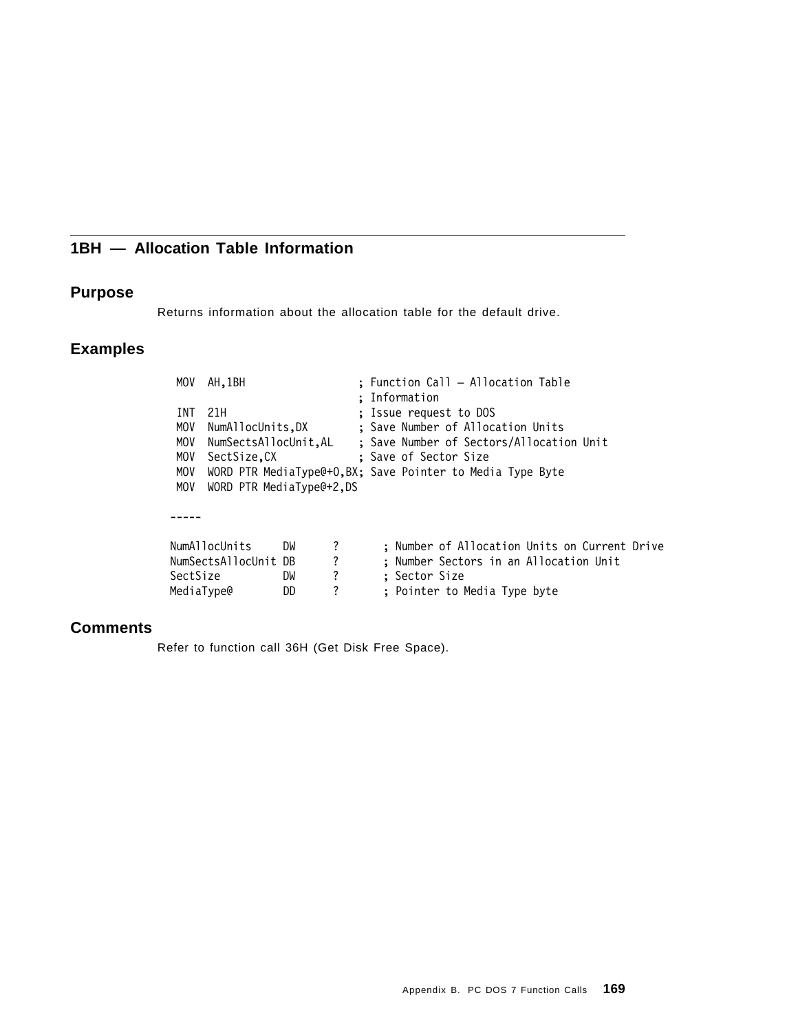## 1BH — Allocation Table Information

### Purpose

Returns information about the allocation table for the default drive.

### Examples

```
 MOV  AH,1BH                  ; Function Call — Allocation Table
                              ; Information
 INT  21H                     ; Issue request to DOS
 MOV  NumAllocUnits,DX        ; Save Number of Allocation Units
 MOV  NumSectsAllocUnit,AL    ; Save Number of Sectors/Allocation Unit
 MOV  SectSize,CX             ; Save of Sector Size
 MOV  WORD PTR MediaType@+0,BX; Save Pointer to Media Type Byte
 MOV  WORD PTR MediaType@+2,DS

-----

NumAllocUnits     DW     ?       ; Number of Allocation Units on Current Drive
NumSectsAllocUnit DB     ?       ; Number Sectors in an Allocation Unit
SectSize          DW     ?       ; Sector Size
MediaType@        DD     ?       ; Pointer to Media Type byte
```

### Comments

Refer to function call 36H (Get Disk Free Space).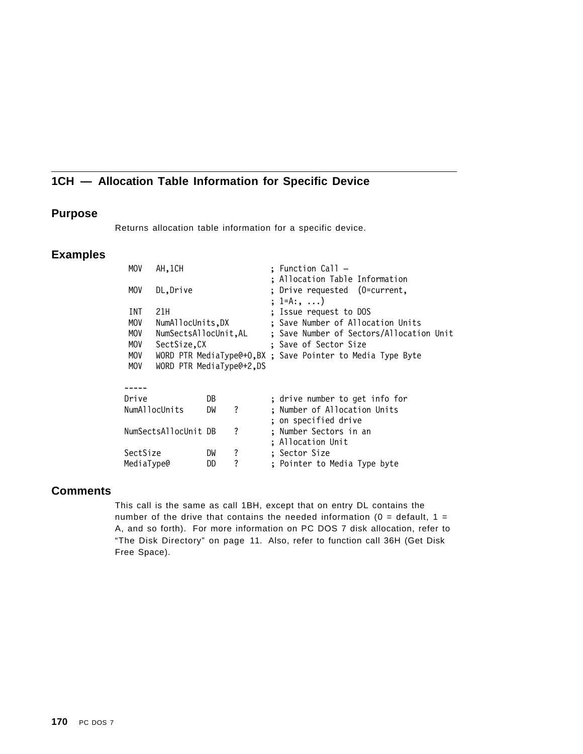## 1CH — Allocation Table Information for Specific Device

### Purpose

Returns allocation table information for a specific device.

### Examples

```
 MOV   AH,1CH                    ; Function Call –
                                 ; Allocation Table Information
 MOV   DL,Drive                  ; Drive requested  (0=current,
                                 ; 1=A:, ...)
 INT   21H                       ; Issue request to DOS
 MOV   NumAllocUnits,DX          ; Save Number of Allocation Units
 MOV   NumSectsAllocUnit,AL      ; Save Number of Sectors/Allocation Unit
 MOV   SectSize,CX               ; Save of Sector Size
 MOV   WORD PTR MediaType@+0,BX  ; Save Pointer to Media Type Byte
 MOV   WORD PTR MediaType@+2,DS

-----
Drive               DB           ; drive number to get info for
NumAllocUnits       DW    ?      ; Number of Allocation Units
                                 ; on specified drive
NumSectsAllocUnit DB     ?       ; Number Sectors in an
                                 ; Allocation Unit
SectSize            DW    ?      ; Sector Size
MediaType@          DD    ?      ; Pointer to Media Type byte
```

### Comments

This call is the same as call 1BH, except that on entry DL contains the number of the drive that contains the needed information (0 = default, 1 = A, and so forth). For more information on PC DOS 7 disk allocation, refer to "The Disk Directory" on page 11. Also, refer to function call 36H (Get Disk Free Space).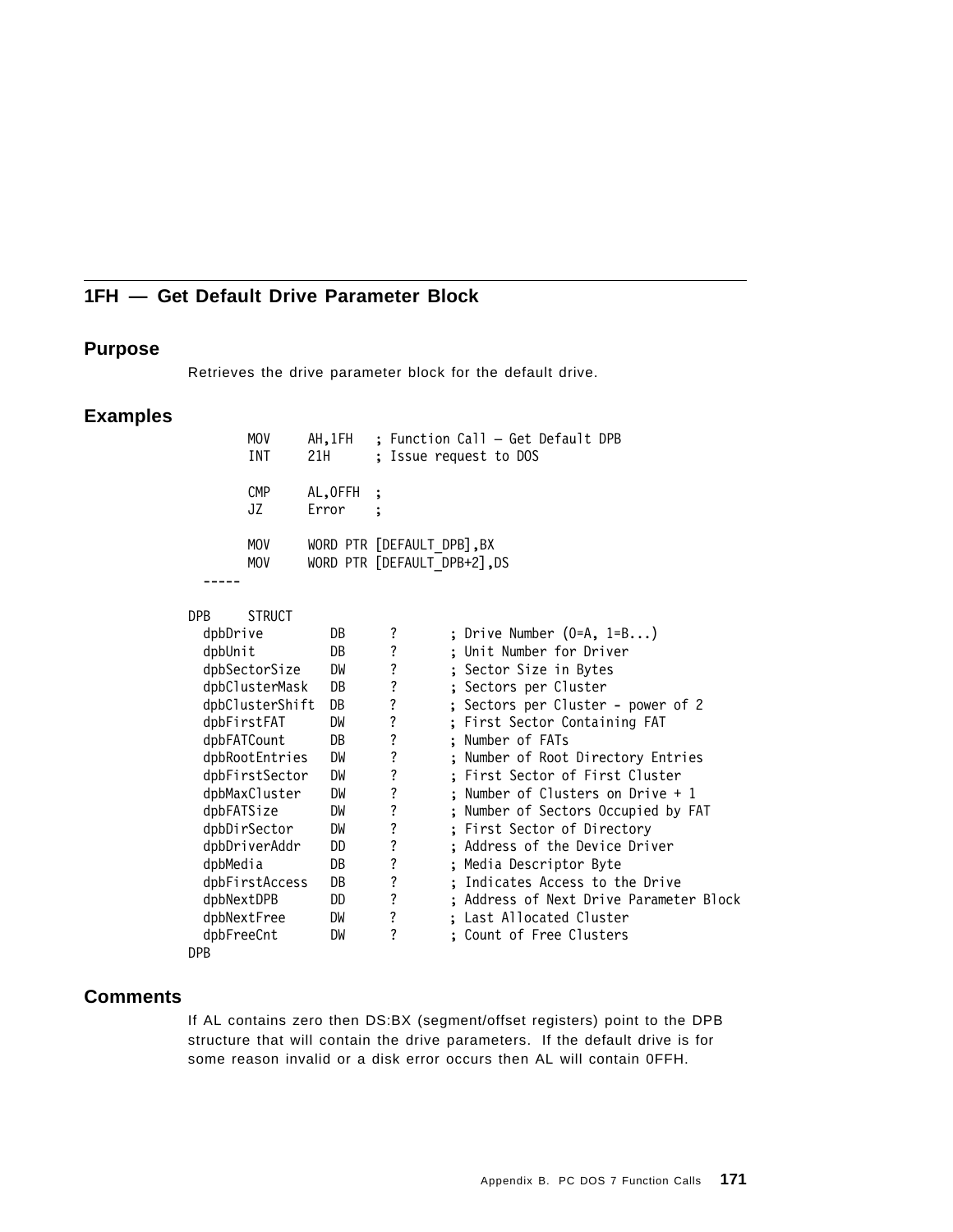## 1FH — Get Default Drive Parameter Block

### Purpose

Retrieves the drive parameter block for the default drive.

### Examples

```
        MOV     AH,1FH    ; Function Call — Get Default DPB
        INT     21H       ; Issue request to DOS

        CMP     AL,0FFH   ;
        JZ      Error     ;

        MOV     WORD PTR [DEFAULT_DPB],BX
        MOV     WORD PTR [DEFAULT_DPB+2],DS
  -----

DPB     STRUCT
  dpbDrive          DB      ?       ; Drive Number (0=A, 1=B...)
  dpbUnit           DB      ?       ; Unit Number for Driver
  dpbSectorSize     DW      ?       ; Sector Size in Bytes
  dpbClusterMask    DB      ?       ; Sectors per Cluster
  dpbClusterShift   DB      ?       ; Sectors per Cluster - power of 2
  dpbFirstFAT       DW      ?       ; First Sector Containing FAT
  dpbFATCount       DB      ?       ; Number of FATs
  dpbRootEntries    DW      ?       ; Number of Root Directory Entries
  dpbFirstSector    DW      ?       ; First Sector of First Cluster
  dpbMaxCluster     DW      ?       ; Number of Clusters on Drive + 1
  dpbFATSize        DW      ?       ; Number of Sectors Occupied by FAT
  dpbDirSector      DW      ?       ; First Sector of Directory
  dpbDriverAddr     DD      ?       ; Address of the Device Driver
  dpbMedia          DB      ?       ; Media Descriptor Byte
  dpbFirstAccess    DB      ?       ; Indicates Access to the Drive
  dpbNextDPB        DD      ?       ; Address of Next Drive Parameter Block
  dpbNextFree       DW      ?       ; Last Allocated Cluster
  dpbFreeCnt        DW      ?       ; Count of Free Clusters
DPB
```

### Comments

If AL contains zero then DS:BX (segment/offset registers) point to the DPB structure that will contain the drive parameters. If the default drive is for some reason invalid or a disk error occurs then AL will contain 0FFH.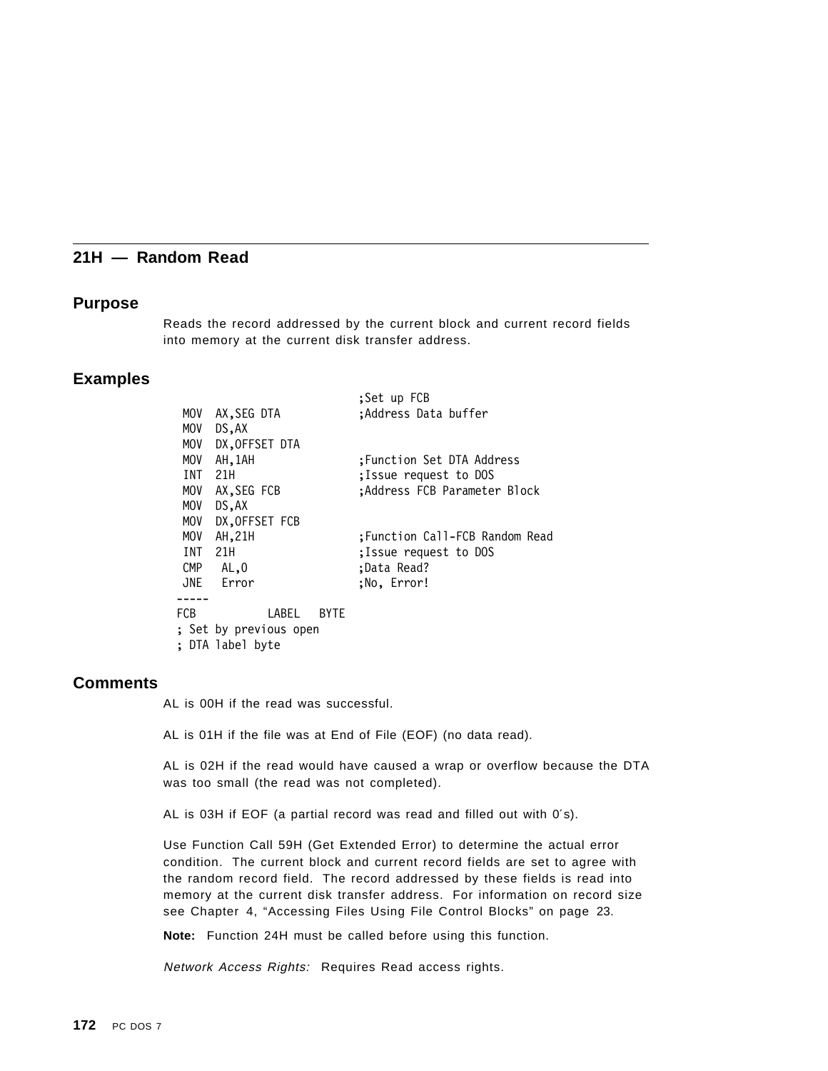## 21H — Random Read

### Purpose

Reads the record addressed by the current block and current record fields into memory at the current disk transfer address.

### Examples

```
                              ;Set up FCB
 MOV  AX,SEG DTA              ;Address Data buffer
 MOV  DS,AX
 MOV  DX,OFFSET DTA
 MOV  AH,1AH                  ;Function Set DTA Address
 INT  21H                     ;Issue request to DOS
 MOV  AX,SEG FCB              ;Address FCB Parameter Block
 MOV  DS,AX
 MOV  DX,OFFSET FCB
 MOV  AH,21H                  ;Function Call-FCB Random Read
 INT  21H                     ;Issue request to DOS
 CMP   AL,0                   ;Data Read?
 JNE   Error                  ;No, Error!
-----
FCB          LABEL   BYTE
; Set by previous open
; DTA label byte
```

### Comments

AL is 00H if the read was successful.

AL is 01H if the file was at End of File (EOF) (no data read).

AL is 02H if the read would have caused a wrap or overflow because the DTA was too small (the read was not completed).

AL is 03H if EOF (a partial record was read and filled out with 0′s).

Use Function Call 59H (Get Extended Error) to determine the actual error condition. The current block and current record fields are set to agree with the random record field. The record addressed by these fields is read into memory at the current disk transfer address. For information on record size see Chapter 4, "Accessing Files Using File Control Blocks" on page 23.

**Note:** Function 24H must be called before using this function.

*Network Access Rights:* Requires Read access rights.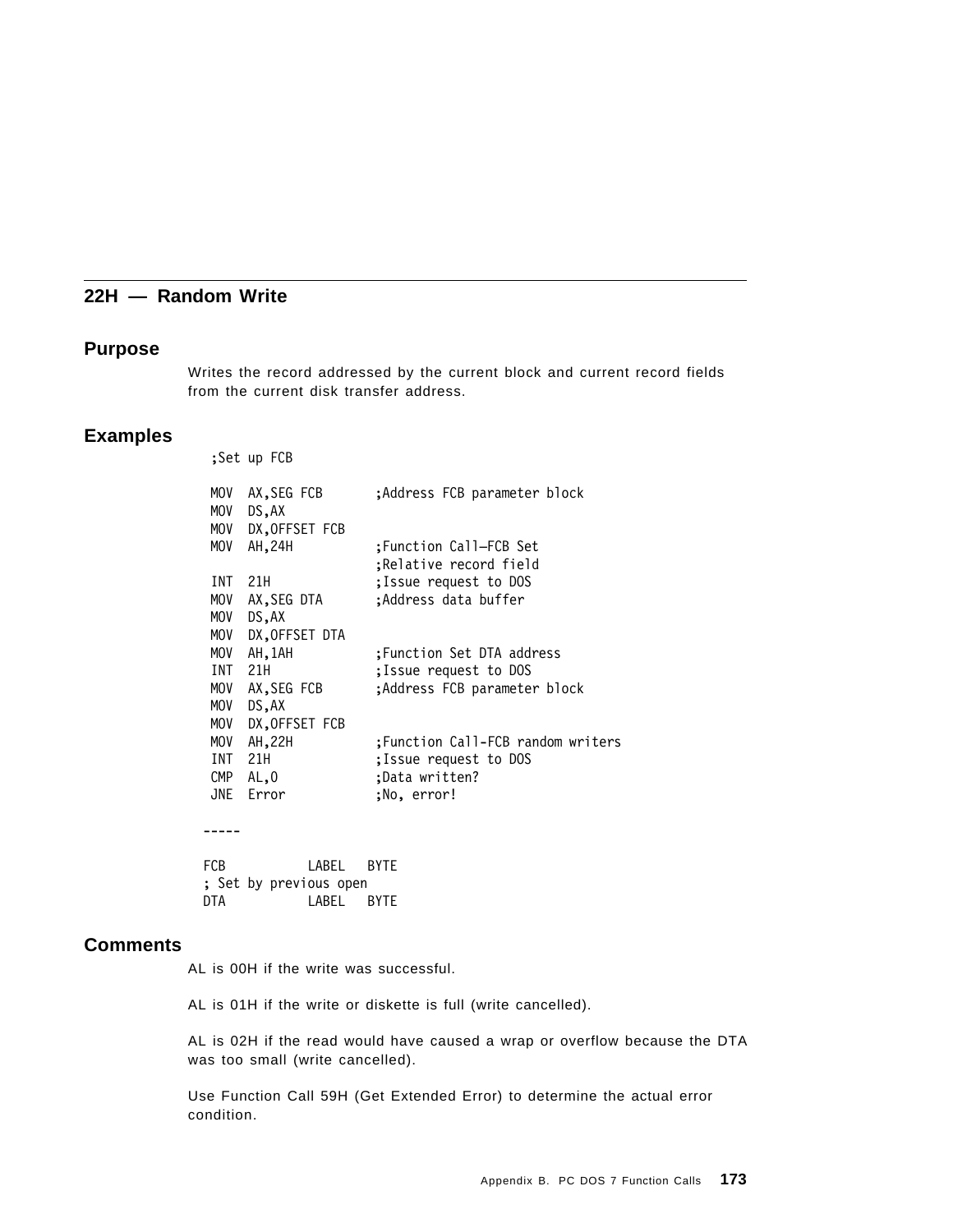## 22H — Random Write

### Purpose

Writes the record addressed by the current block and current record fields from the current disk transfer address.

### Examples

```
;Set up FCB

MOV  AX,SEG FCB       ;Address FCB parameter block
MOV  DS,AX
MOV  DX,OFFSET FCB
MOV  AH,24H           ;Function Call—FCB Set
                      ;Relative record field
INT  21H              ;Issue request to DOS
MOV  AX,SEG DTA       ;Address data buffer
MOV  DS,AX
MOV  DX,OFFSET DTA
MOV  AH,1AH           ;Function Set DTA address
INT  21H              ;Issue request to DOS
MOV  AX,SEG FCB       ;Address FCB parameter block
MOV  DS,AX
MOV  DX,OFFSET FCB
MOV  AH,22H           ;Function Call-FCB random writers
INT  21H              ;Issue request to DOS
CMP  AL,0             ;Data written?
JNE  Error            ;No, error!

-----

FCB          LABEL   BYTE
; Set by previous open
DTA          LABEL   BYTE
```

### Comments

AL is 00H if the write was successful.

AL is 01H if the write or diskette is full (write cancelled).

AL is 02H if the read would have caused a wrap or overflow because the DTA was too small (write cancelled).

Use Function Call 59H (Get Extended Error) to determine the actual error condition.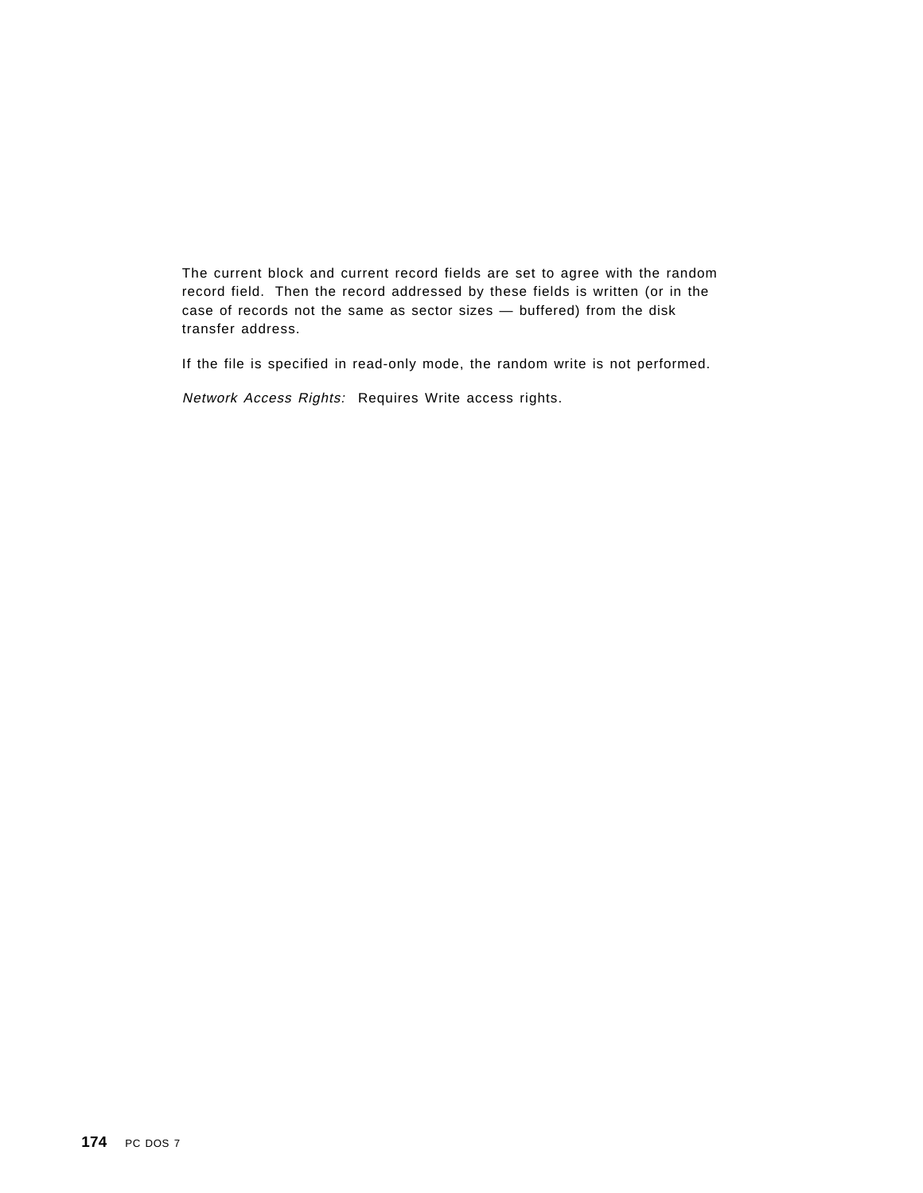The current block and current record fields are set to agree with the random record field. Then the record addressed by these fields is written (or in the case of records not the same as sector sizes — buffered) from the disk transfer address.

If the file is specified in read-only mode, the random write is not performed.

*Network Access Rights:* Requires Write access rights.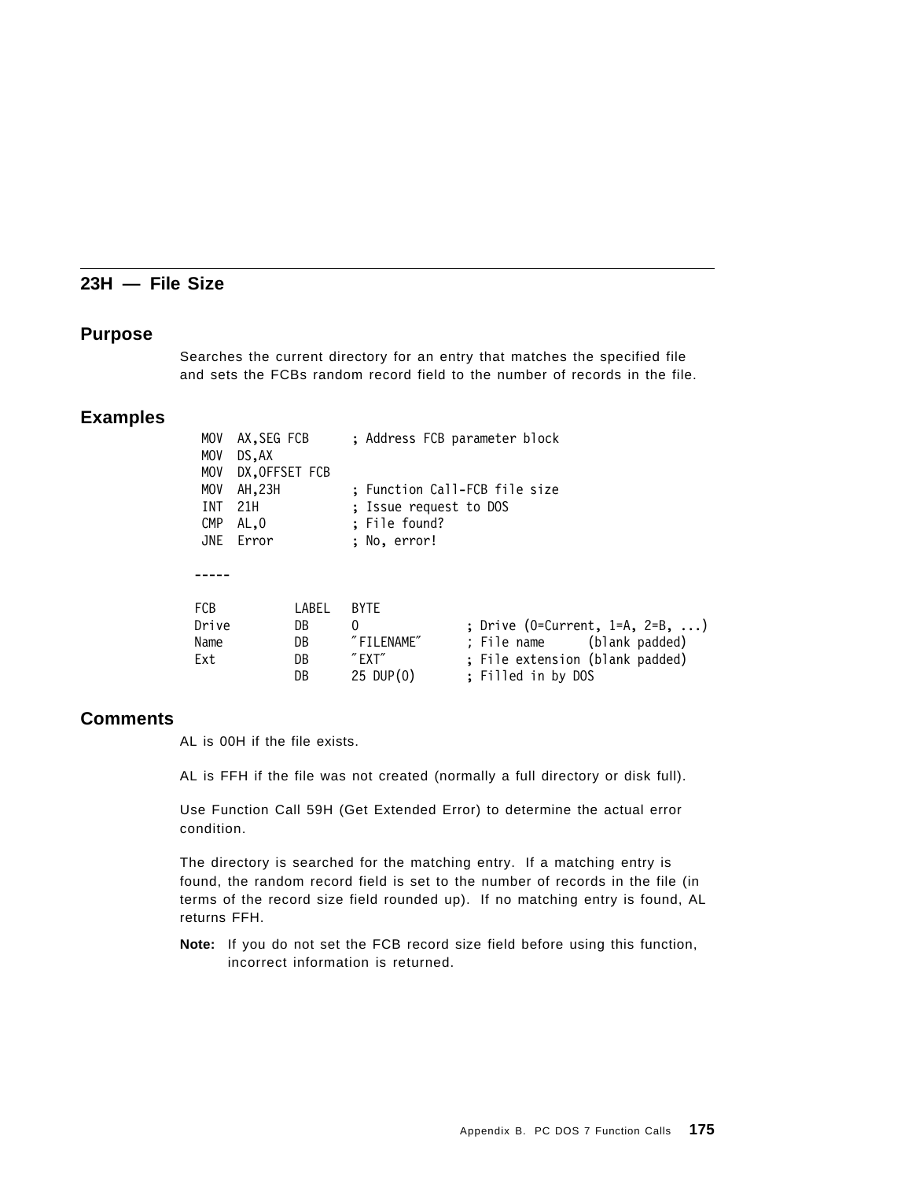## 23H — File Size

### Purpose

Searches the current directory for an entry that matches the specified file and sets the FCBs random record field to the number of records in the file.

### Examples

```
 MOV  AX,SEG FCB      ; Address FCB parameter block
 MOV  DS,AX
 MOV  DX,OFFSET FCB
 MOV  AH,23H          ; Function Call-FCB file size
 INT  21H             ; Issue request to DOS
 CMP  AL,0            ; File found?
 JNE  Error           ; No, error!

-----

FCB          LABEL   BYTE
Drive        DB      0              ; Drive (0=Current, 1=A, 2=B, ...)
Name         DB      "FILENAME"     ; File name      (blank padded)
Ext          DB      "EXT"          ; File extension (blank padded)
             DB      25 DUP(0)      ; Filled in by DOS
```

### Comments

AL is 00H if the file exists.

AL is FFH if the file was not created (normally a full directory or disk full).

Use Function Call 59H (Get Extended Error) to determine the actual error condition.

The directory is searched for the matching entry. If a matching entry is found, the random record field is set to the number of records in the file (in terms of the record size field rounded up). If no matching entry is found, AL returns FFH.

**Note:** If you do not set the FCB record size field before using this function, incorrect information is returned.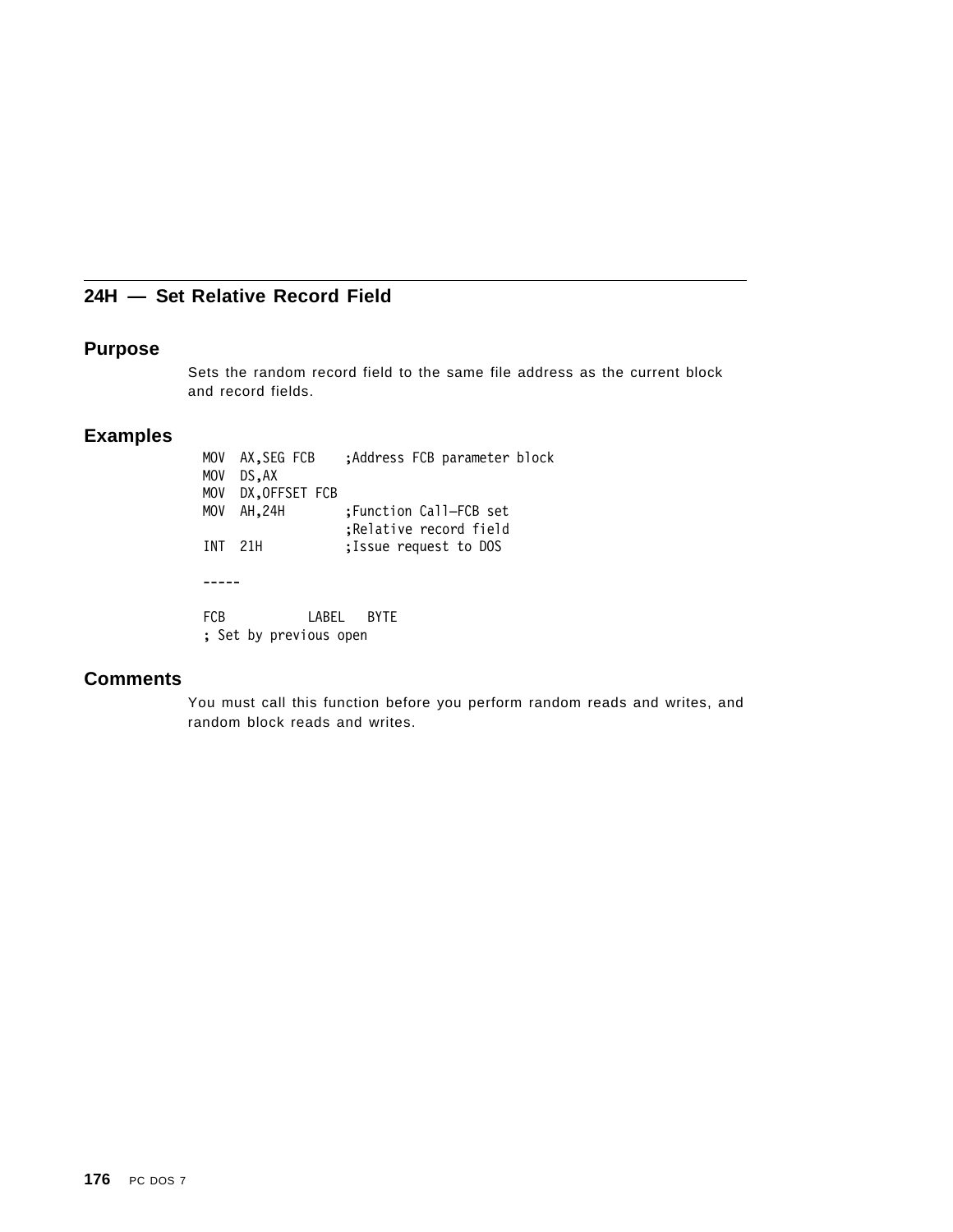## 24H — Set Relative Record Field

### Purpose

Sets the random record field to the same file address as the current block and record fields.

### Examples

```
MOV  AX,SEG FCB    ;Address FCB parameter block
MOV  DS,AX
MOV  DX,OFFSET FCB
MOV  AH,24H        ;Function Call—FCB set
                   ;Relative record field
INT  21H           ;Issue request to DOS

-----

FCB          LABEL   BYTE
; Set by previous open
```

### Comments

You must call this function before you perform random reads and writes, and random block reads and writes.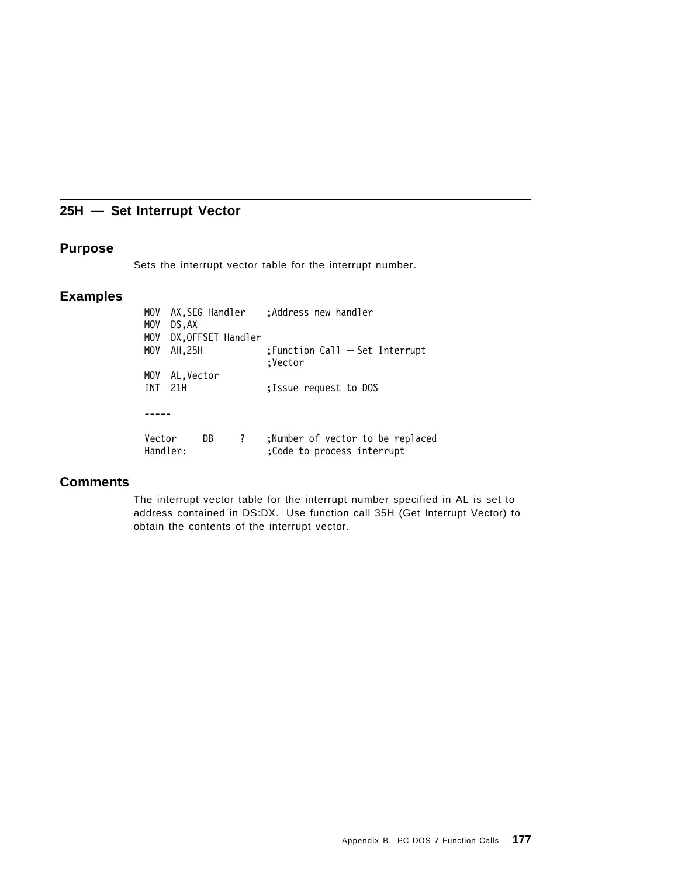## 25H — Set Interrupt Vector

### Purpose

Sets the interrupt vector table for the interrupt number.

### Examples

```
MOV  AX,SEG Handler    ;Address new handler
MOV  DS,AX
MOV  DX,OFFSET Handler
MOV  AH,25H            ;Function Call — Set Interrupt
                       ;Vector
MOV  AL,Vector
INT  21H               ;Issue request to DOS

-----

Vector     DB    ?     ;Number of vector to be replaced
Handler:               ;Code to process interrupt
```

### Comments

The interrupt vector table for the interrupt number specified in AL is set to address contained in DS:DX. Use function call 35H (Get Interrupt Vector) to obtain the contents of the interrupt vector.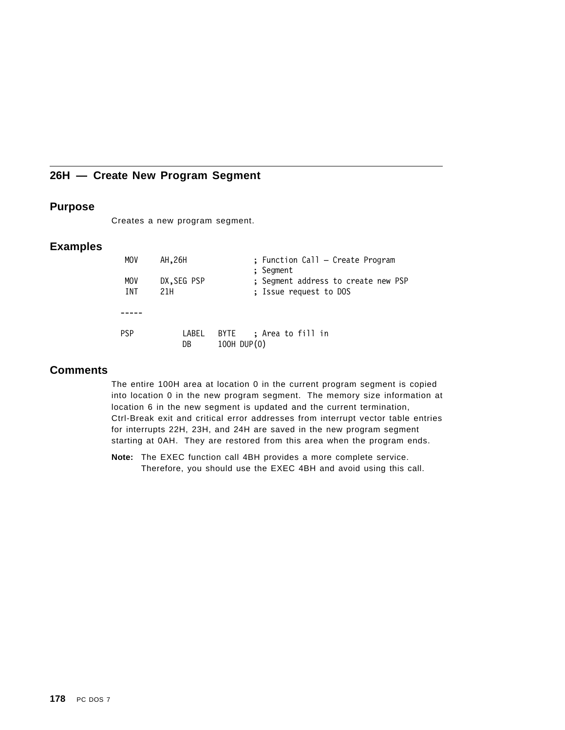## 26H — Create New Program Segment

### Purpose

Creates a new program segment.

### Examples

```
 MOV     AH,26H              ; Function Call — Create Program
                             ; Segment
 MOV     DX,SEG PSP          ; Segment address to create new PSP
 INT     21H                 ; Issue request to DOS

-----

PSP           LABEL   BYTE    ; Area to fill in
              DB      100H DUP(0)
```

### Comments

The entire 100H area at location 0 in the current program segment is copied into location 0 in the new program segment. The memory size information at location 6 in the new segment is updated and the current termination, Ctrl-Break exit and critical error addresses from interrupt vector table entries for interrupts 22H, 23H, and 24H are saved in the new program segment starting at 0AH. They are restored from this area when the program ends.

**Note:** The EXEC function call 4BH provides a more complete service. Therefore, you should use the EXEC 4BH and avoid using this call.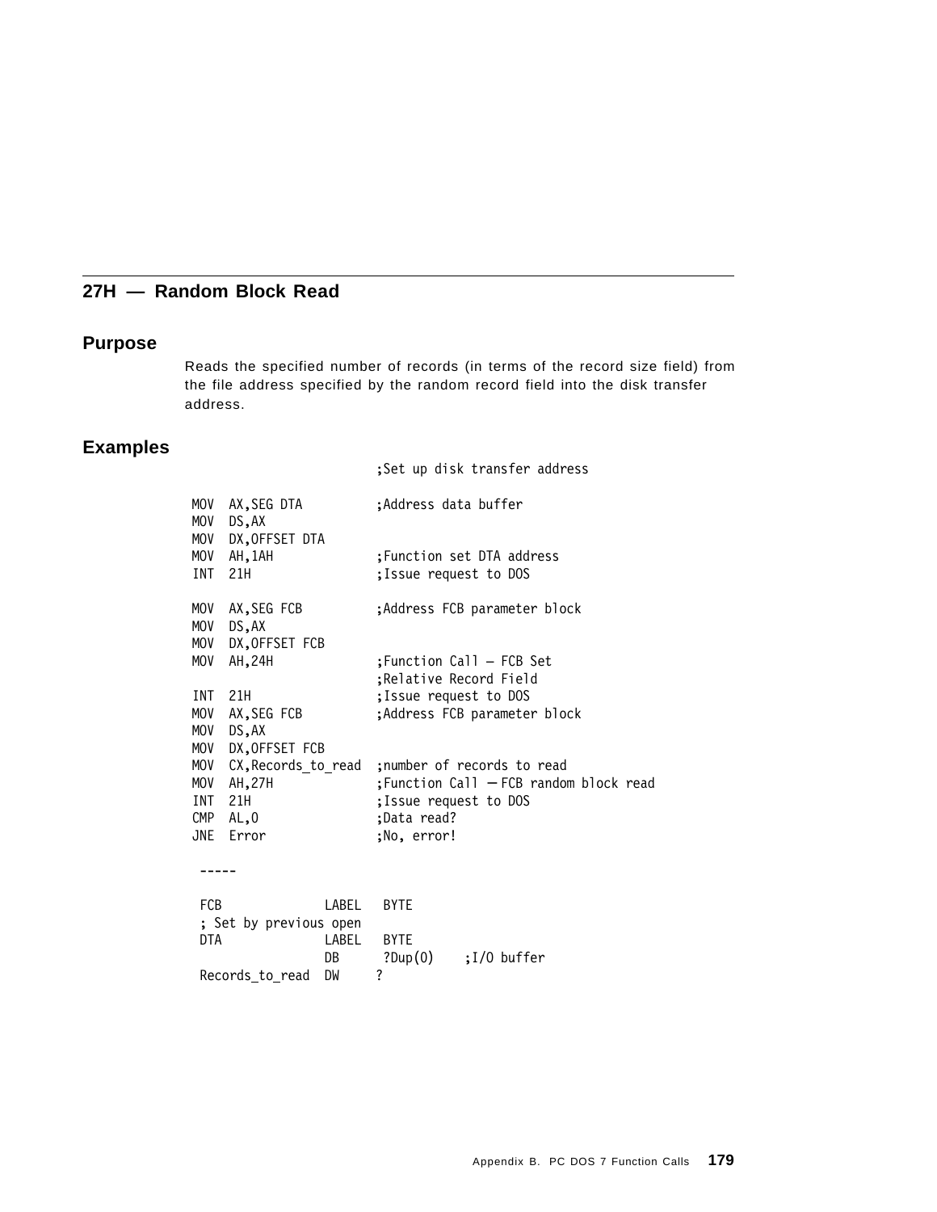## 27H — Random Block Read

### Purpose

Reads the specified number of records (in terms of the record size field) from the file address specified by the random record field into the disk transfer address.

### Examples

```
                          ;Set up disk transfer address

MOV  AX,SEG DTA           ;Address data buffer
MOV  DS,AX
MOV  DX,OFFSET DTA
MOV  AH,1AH               ;Function set DTA address
INT  21H                  ;Issue request to DOS

MOV  AX,SEG FCB           ;Address FCB parameter block
MOV  DS,AX
MOV  DX,OFFSET FCB
MOV  AH,24H               ;Function Call — FCB Set
                          ;Relative Record Field
INT  21H                  ;Issue request to DOS
MOV  AX,SEG FCB           ;Address FCB parameter block
MOV  DS,AX
MOV  DX,OFFSET FCB
MOV  CX,Records_to_read   ;number of records to read
MOV  AH,27H               ;Function Call — FCB random block read
INT  21H                  ;Issue request to DOS
CMP  AL,0                 ;Data read?
JNE  Error                ;No, error!

 -----

 FCB              LABEL   BYTE
 ; Set by previous open
 DTA              LABEL   BYTE
                  DB      ?Dup(0)     ;I/O buffer
 Records_to_read  DW      ?
```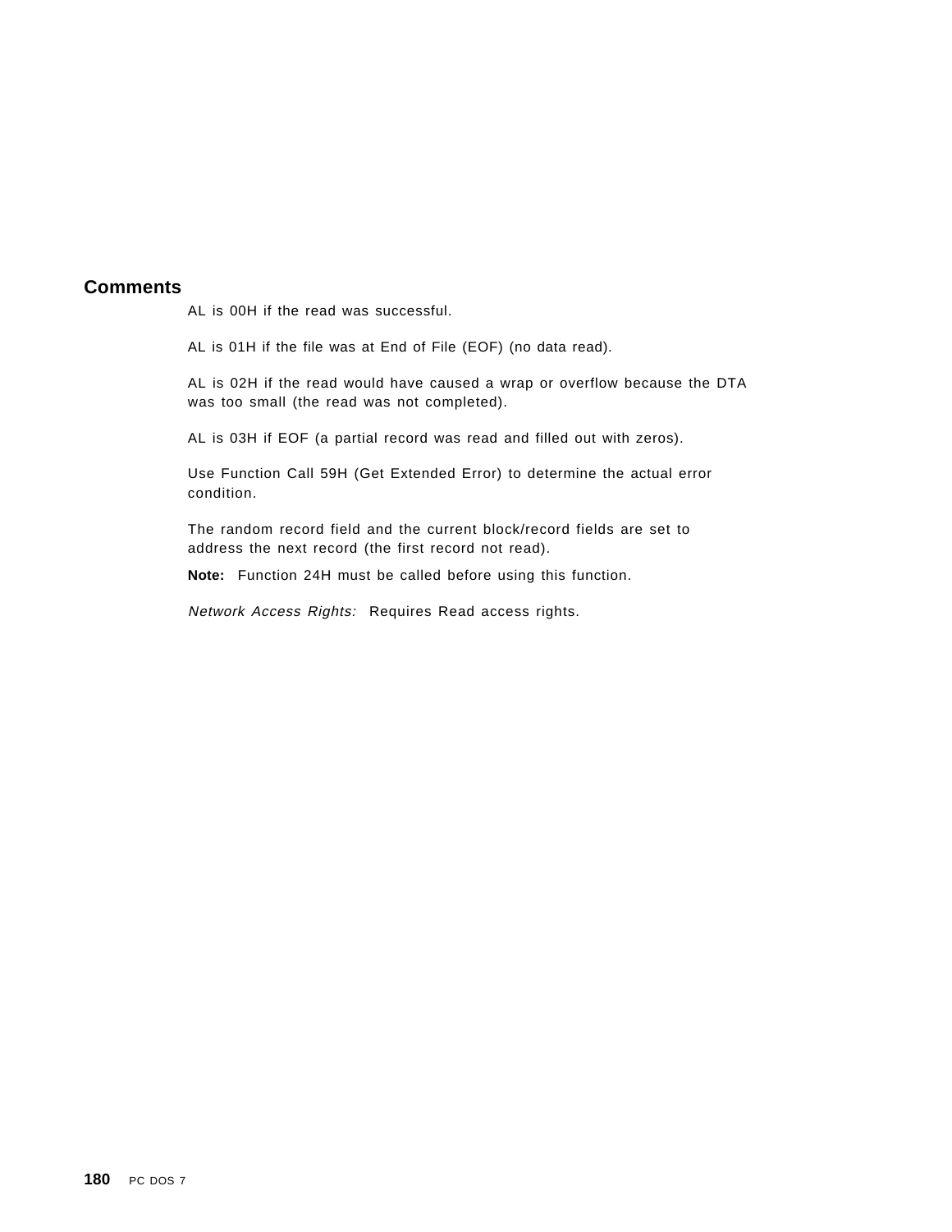## Comments

AL is 00H if the read was successful.

AL is 01H if the file was at End of File (EOF) (no data read).

AL is 02H if the read would have caused a wrap or overflow because the DTA was too small (the read was not completed).

AL is 03H if EOF (a partial record was read and filled out with zeros).

Use Function Call 59H (Get Extended Error) to determine the actual error condition.

The random record field and the current block/record fields are set to address the next record (the first record not read).

**Note:** Function 24H must be called before using this function.

*Network Access Rights:* Requires Read access rights.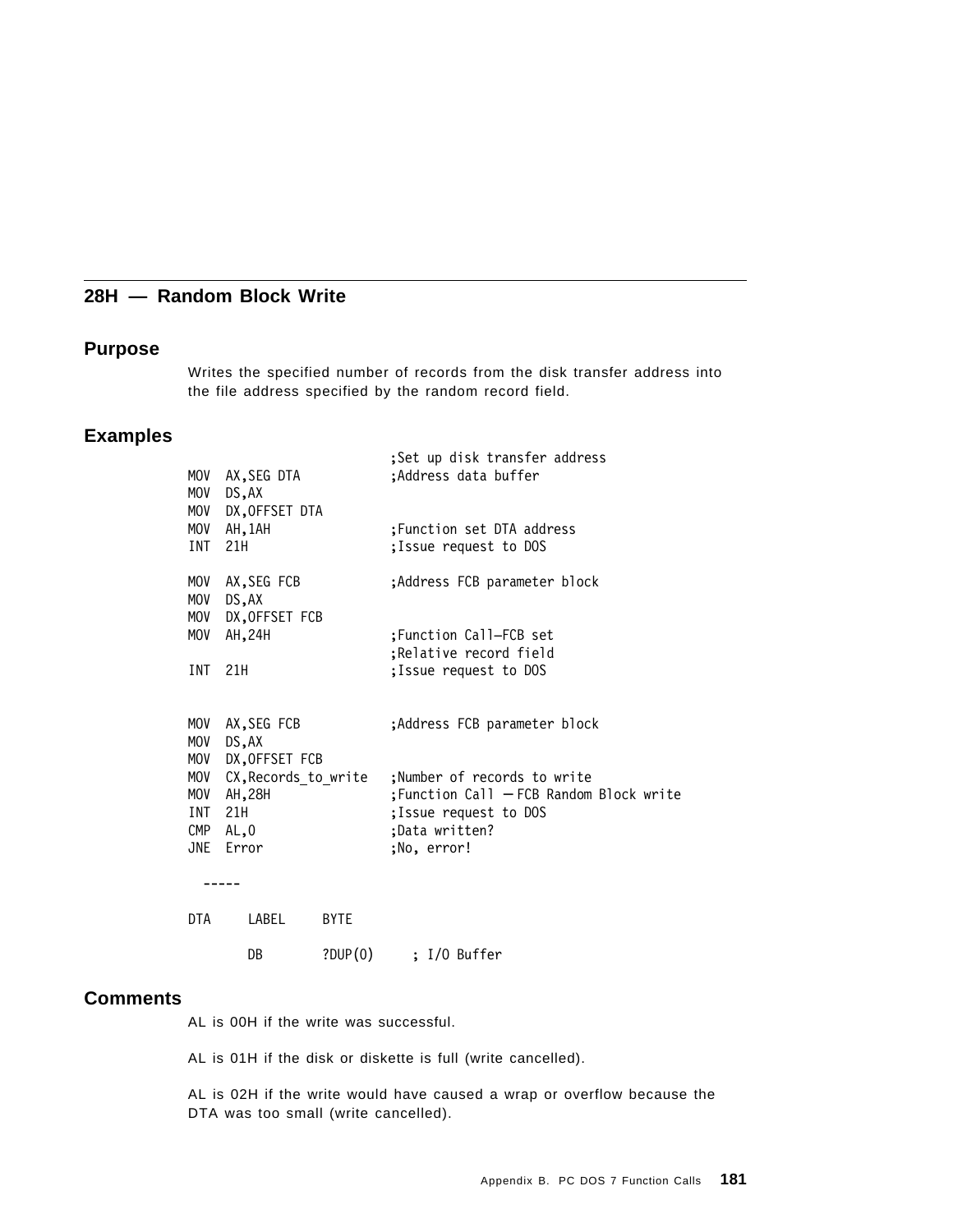## 28H — Random Block Write

### Purpose

Writes the specified number of records from the disk transfer address into the file address specified by the random record field.

### Examples

```
                            ;Set up disk transfer address
MOV  AX,SEG DTA             ;Address data buffer
MOV  DS,AX
MOV  DX,OFFSET DTA
MOV  AH,1AH                 ;Function set DTA address
INT  21H                    ;Issue request to DOS

MOV  AX,SEG FCB             ;Address FCB parameter block
MOV  DS,AX
MOV  DX,OFFSET FCB
MOV  AH,24H                 ;Function Call—FCB set
                            ;Relative record field
INT  21H                    ;Issue request to DOS


MOV  AX,SEG FCB             ;Address FCB parameter block
MOV  DS,AX
MOV  DX,OFFSET FCB
MOV  CX,Records_to_write    ;Number of records to write
MOV  AH,28H                 ;Function Call — FCB Random Block write
INT  21H                    ;Issue request to DOS
CMP  AL,0                   ;Data written?
JNE  Error                  ;No, error!

  -----

DTA     LABEL     BYTE

        DB        ?DUP(0)     ; I/O Buffer
```

### Comments

AL is 00H if the write was successful.

AL is 01H if the disk or diskette is full (write cancelled).

AL is 02H if the write would have caused a wrap or overflow because the DTA was too small (write cancelled).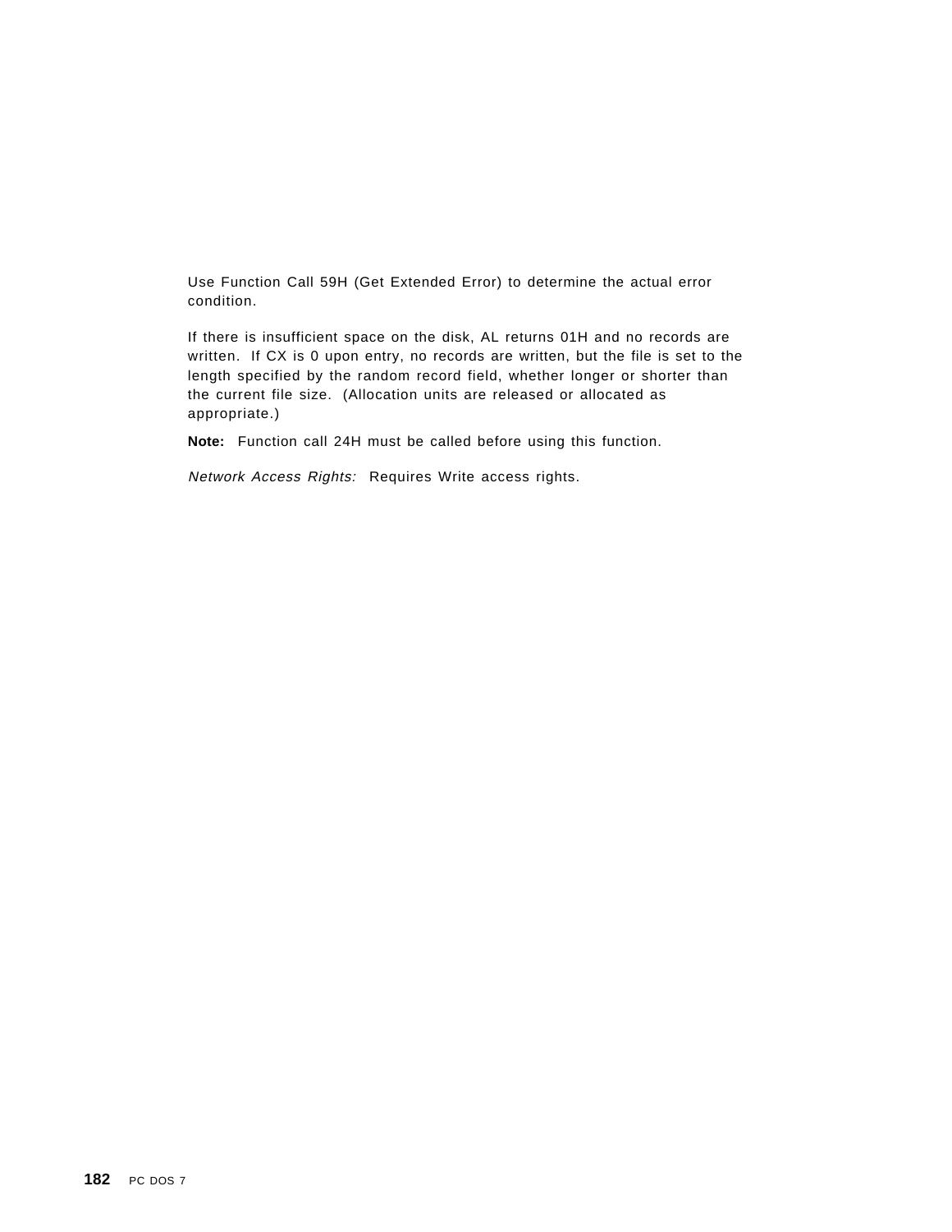Use Function Call 59H (Get Extended Error) to determine the actual error condition.

If there is insufficient space on the disk, AL returns 01H and no records are written. If CX is 0 upon entry, no records are written, but the file is set to the length specified by the random record field, whether longer or shorter than the current file size. (Allocation units are released or allocated as appropriate.)

**Note:** Function call 24H must be called before using this function.

*Network Access Rights:* Requires Write access rights.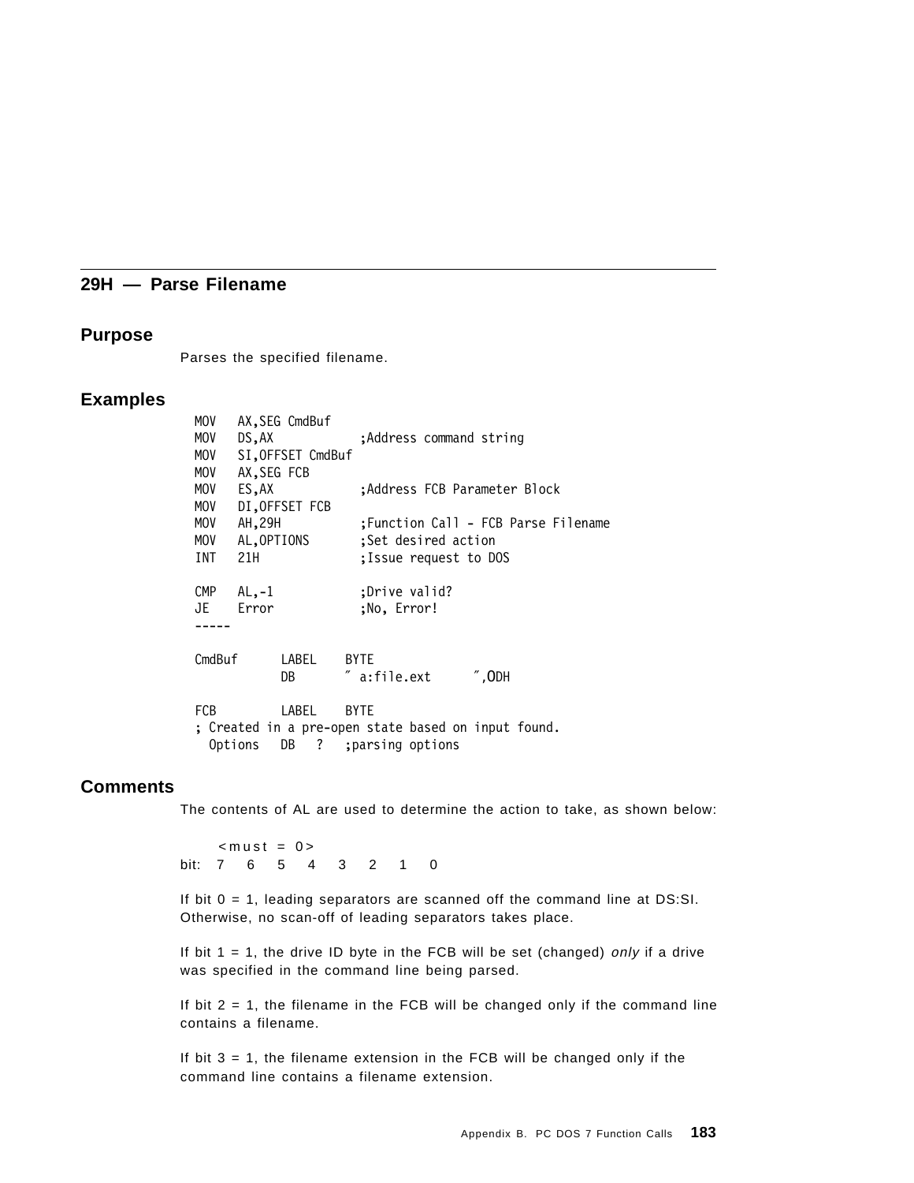## 29H — Parse Filename

### Purpose

Parses the specified filename.

### Examples

```
MOV   AX,SEG CmdBuf
MOV   DS,AX            ;Address command string
MOV   SI,OFFSET CmdBuf
MOV   AX,SEG FCB
MOV   ES,AX            ;Address FCB Parameter Block
MOV   DI,OFFSET FCB
MOV   AH,29H           ;Function Call - FCB Parse Filename
MOV   AL,OPTIONS       ;Set desired action
INT   21H              ;Issue request to DOS

CMP   AL,-1            ;Drive valid?
JE    Error            ;No, Error!
-----

CmdBuf      LABEL    BYTE
            DB       " a:file.ext      ",0DH

FCB         LABEL    BYTE
; Created in a pre-open state based on input found.
  Options   DB   ?   ;parsing options
```

### Comments

The contents of AL are used to determine the action to take, as shown below:

```
     <must = 0>
bit:  7   6   5   4   3   2   1   0
```

If bit 0 = 1, leading separators are scanned off the command line at DS:SI. Otherwise, no scan-off of leading separators takes place.

If bit 1 = 1, the drive ID byte in the FCB will be set (changed) *only* if a drive was specified in the command line being parsed.

If bit 2 = 1, the filename in the FCB will be changed only if the command line contains a filename.

If bit 3 = 1, the filename extension in the FCB will be changed only if the command line contains a filename extension.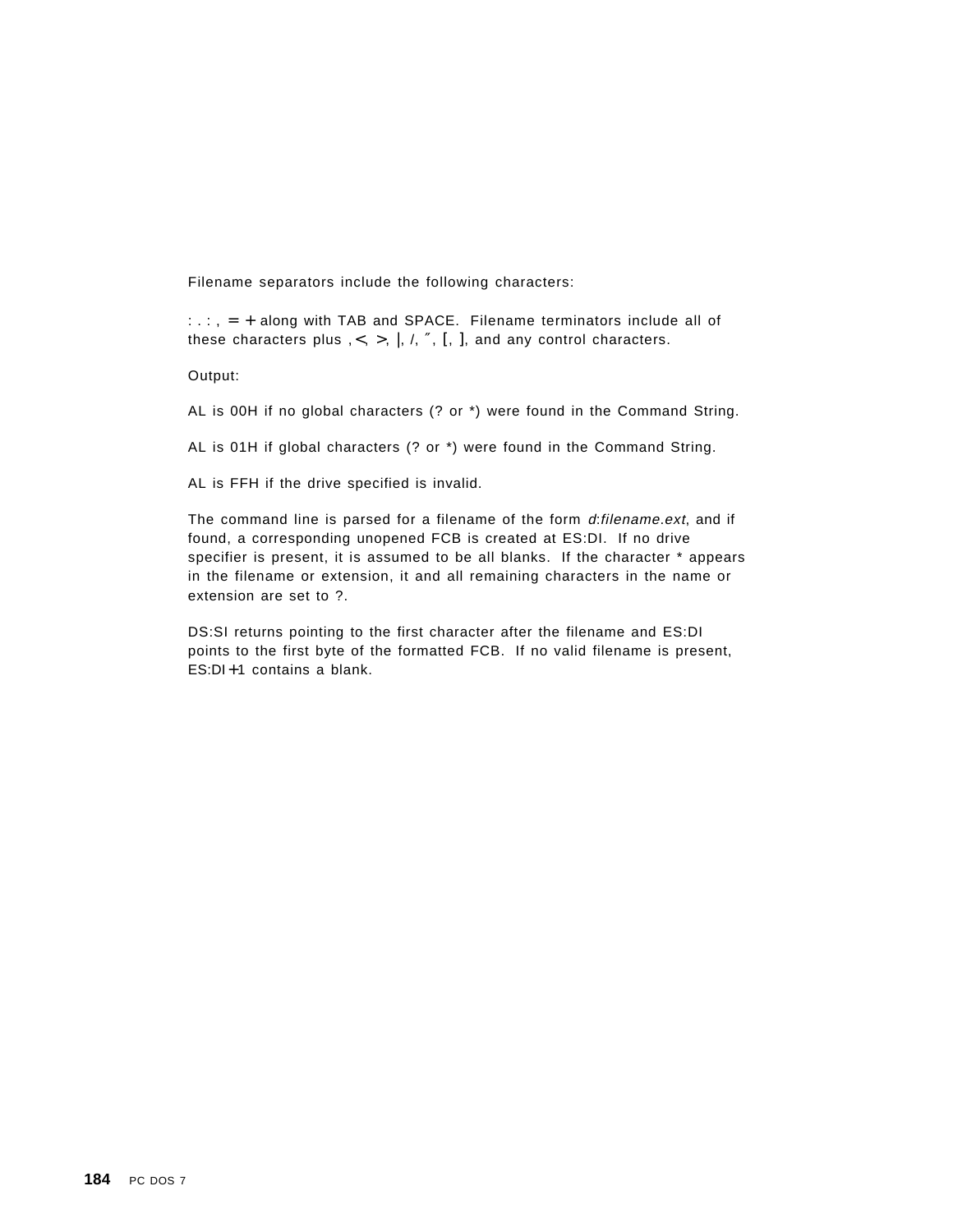Filename separators include the following characters:

: . : , = + along with TAB and SPACE. Filename terminators include all of these characters plus , <, >, |, /, ″, [, ], and any control characters.

Output:

AL is 00H if no global characters (? or *) were found in the Command String.

AL is 01H if global characters (? or *) were found in the Command String.

AL is FFH if the drive specified is invalid.

The command line is parsed for a filename of the form *d*:*filename*.*ext*, and if found, a corresponding unopened FCB is created at ES:DI. If no drive specifier is present, it is assumed to be all blanks. If the character * appears in the filename or extension, it and all remaining characters in the name or extension are set to ?.

DS:SI returns pointing to the first character after the filename and ES:DI points to the first byte of the formatted FCB. If no valid filename is present, ES:DI+1 contains a blank.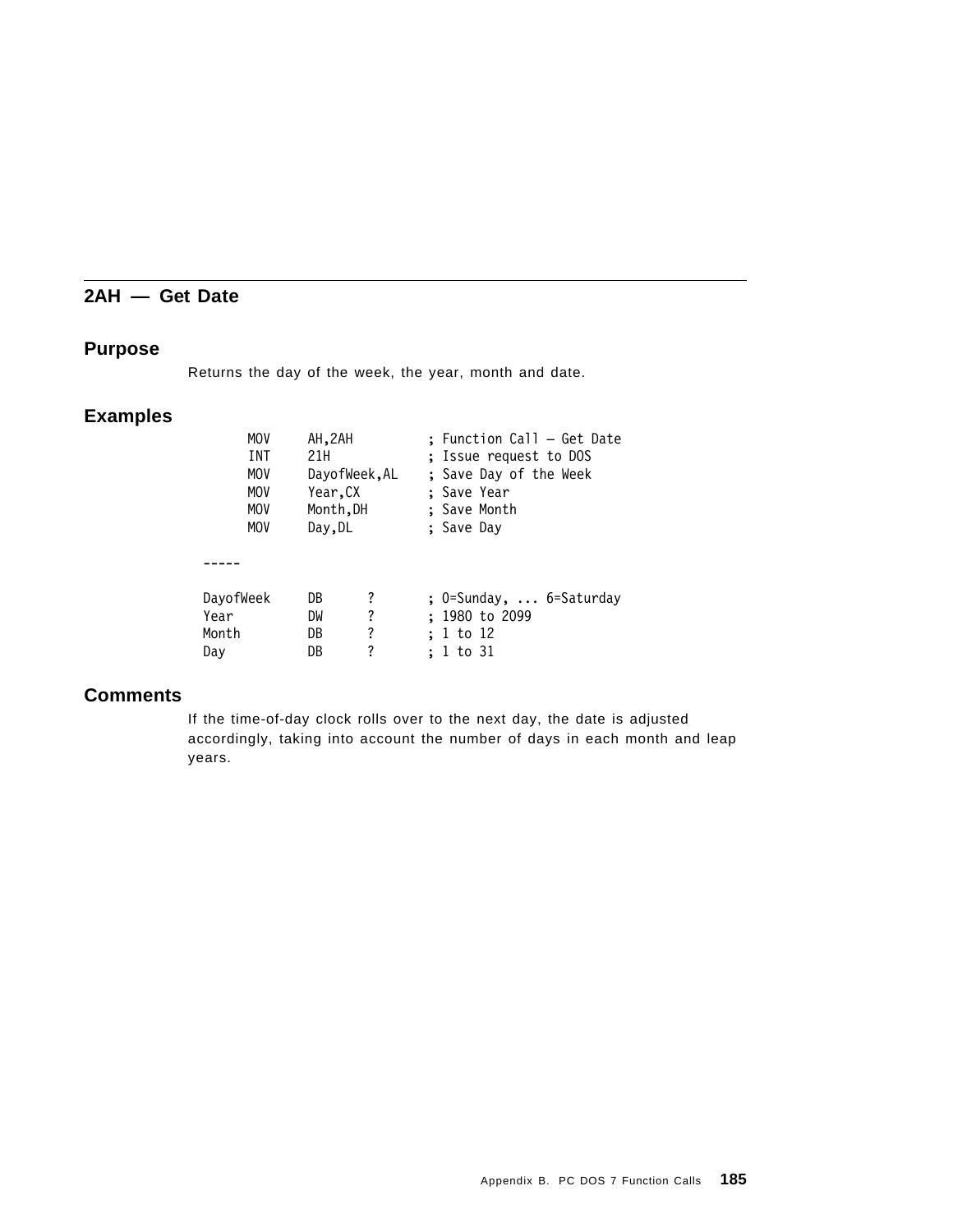## 2AH — Get Date

### Purpose

Returns the day of the week, the year, month and date.

### Examples

```
        MOV     AH,2AH          ; Function Call — Get Date
        INT     21H             ; Issue request to DOS
        MOV     DayofWeek,AL    ; Save Day of the Week
        MOV     Year,CX         ; Save Year
        MOV     Month,DH        ; Save Month
        MOV     Day,DL          ; Save Day

  -----

  DayofWeek     DB      ?       ; 0=Sunday, ... 6=Saturday
  Year          DW      ?       ; 1980 to 2099
  Month         DB      ?       ; 1 to 12
  Day           DB      ?       ; 1 to 31
```

### Comments

If the time-of-day clock rolls over to the next day, the date is adjusted accordingly, taking into account the number of days in each month and leap years.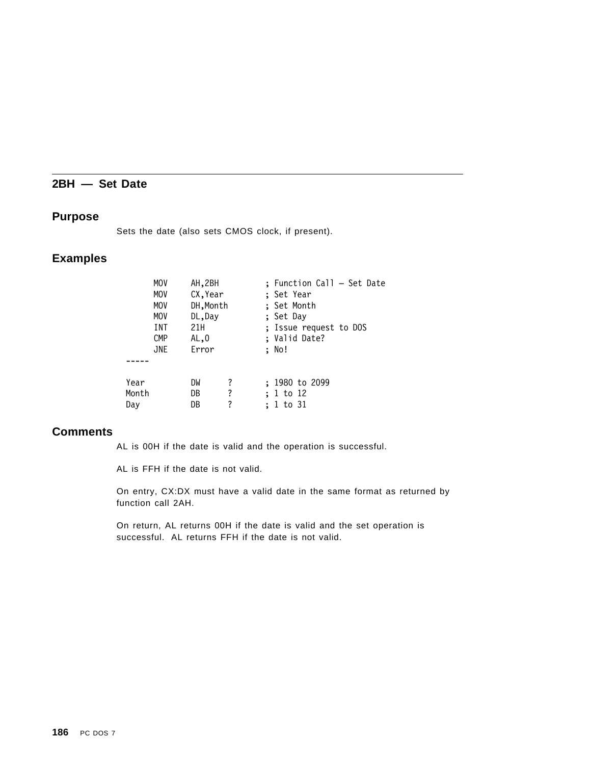## 2BH — Set Date

### Purpose

Sets the date (also sets CMOS clock, if present).

### Examples

```
      MOV     AH,2BH          ; Function Call — Set Date
      MOV     CX,Year         ; Set Year
      MOV     DH,Month        ; Set Month
      MOV     DL,Day          ; Set Day
      INT     21H             ; Issue request to DOS
      CMP     AL,0            ; Valid Date?
      JNE     Error           ; No!
-----

Year          DW      ?       ; 1980 to 2099
Month         DB      ?       ; 1 to 12
Day           DB      ?       ; 1 to 31
```

### Comments

AL is 00H if the date is valid and the operation is successful.

AL is FFH if the date is not valid.

On entry, CX:DX must have a valid date in the same format as returned by function call 2AH.

On return, AL returns 00H if the date is valid and the set operation is successful. AL returns FFH if the date is not valid.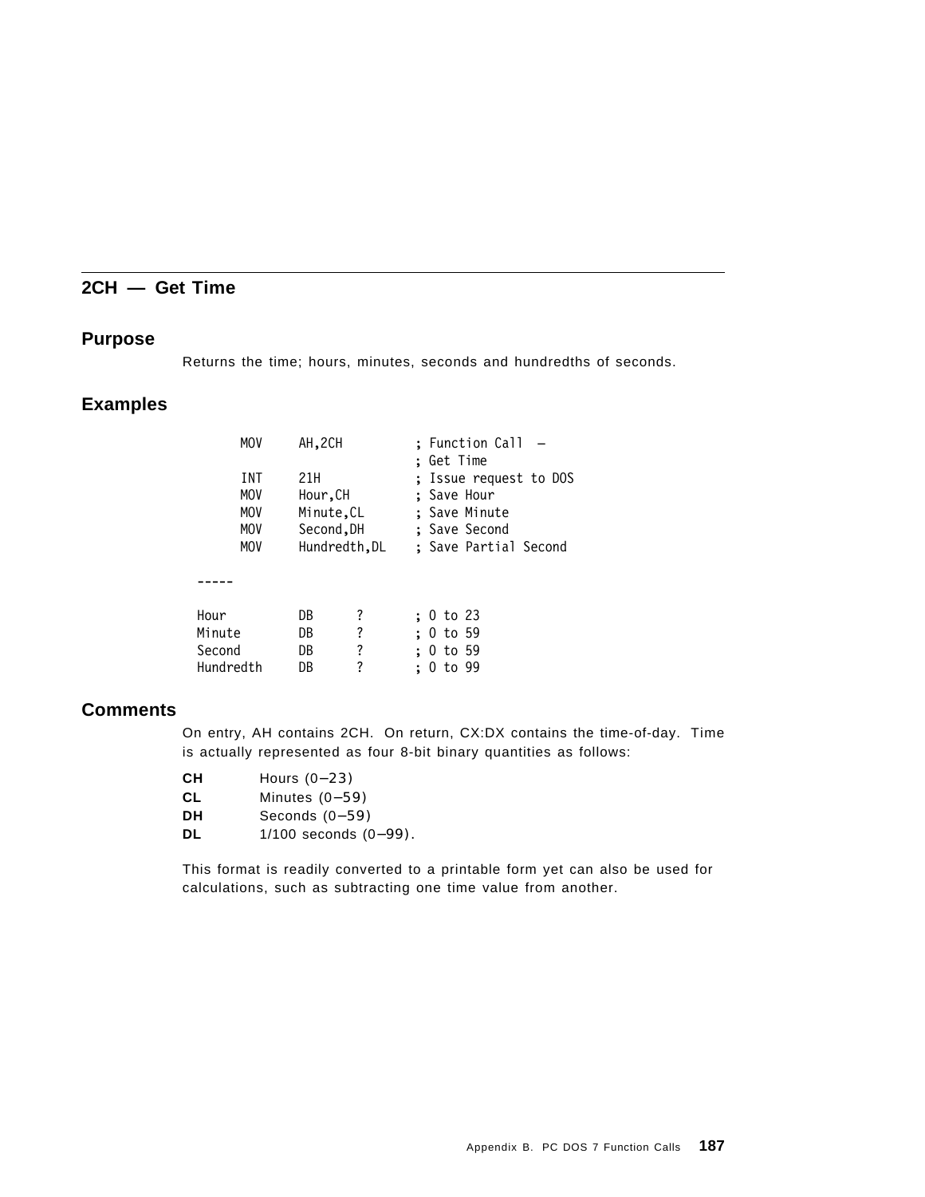## 2CH — Get Time

### Purpose

Returns the time; hours, minutes, seconds and hundredths of seconds.

### Examples

```
        MOV     AH,2CH          ; Function Call  —
                                ; Get Time
        INT     21H             ; Issue request to DOS
        MOV     Hour,CH         ; Save Hour
        MOV     Minute,CL       ; Save Minute
        MOV     Second,DH       ; Save Second
        MOV     Hundredth,DL    ; Save Partial Second

  -----

  Hour          DB      ?       ; 0 to 23
  Minute        DB      ?       ; 0 to 59
  Second        DB      ?       ; 0 to 59
  Hundredth     DB      ?       ; 0 to 99
```

### Comments

On entry, AH contains 2CH. On return, CX:DX contains the time-of-day. Time is actually represented as four 8-bit binary quantities as follows:

**CH** Hours (0–23)
**CL** Minutes (0–59)
**DH** Seconds (0–59)
**DL** 1/100 seconds (0–99).

This format is readily converted to a printable form yet can also be used for calculations, such as subtracting one time value from another.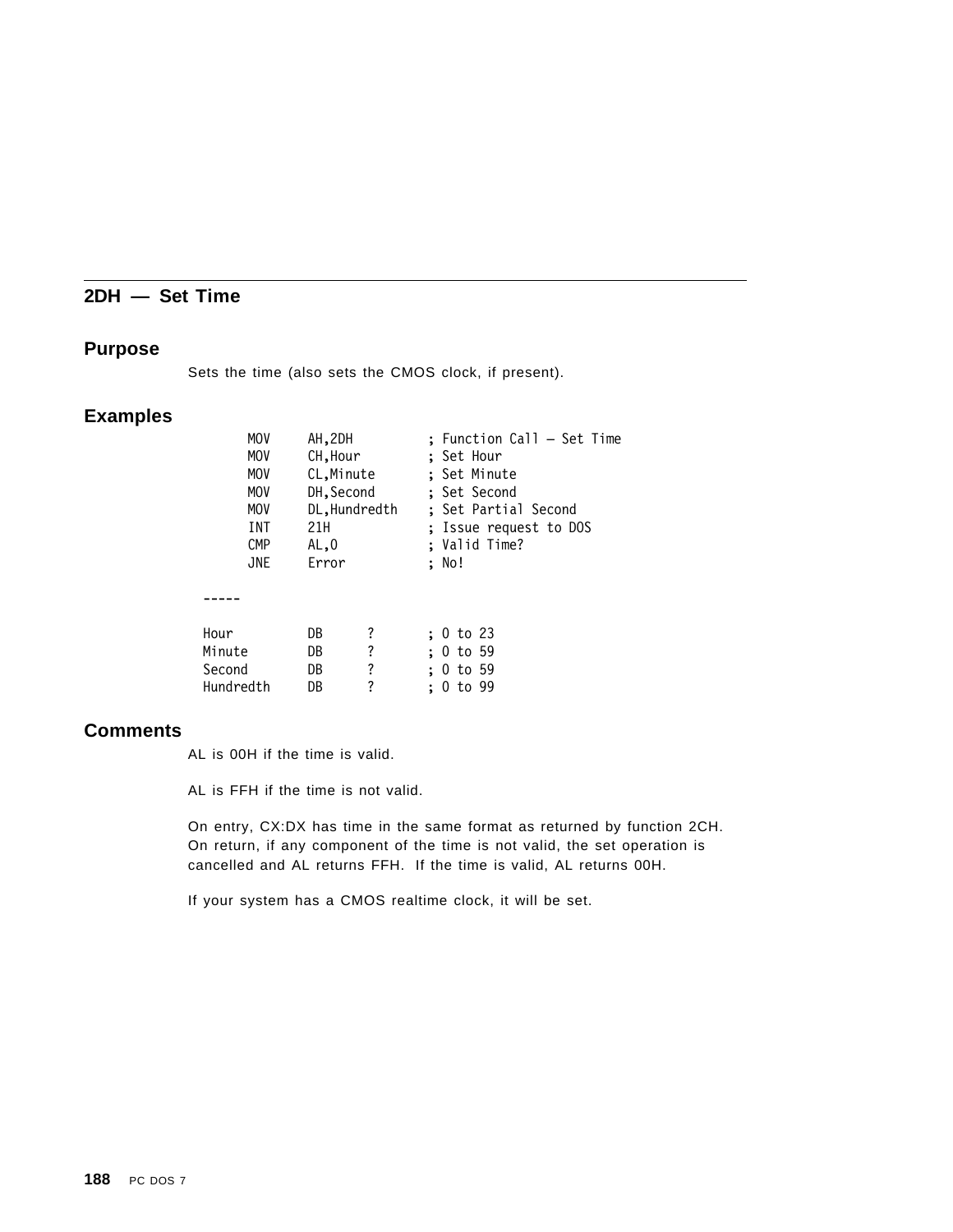## 2DH — Set Time

### Purpose

Sets the time (also sets the CMOS clock, if present).

### Examples

```
        MOV     AH,2DH          ; Function Call — Set Time
        MOV     CH,Hour         ; Set Hour
        MOV     CL,Minute       ; Set Minute
        MOV     DH,Second       ; Set Second
        MOV     DL,Hundredth    ; Set Partial Second
        INT     21H             ; Issue request to DOS
        CMP     AL,0            ; Valid Time?
        JNE     Error           ; No!

  -----

  Hour          DB      ?       ; 0 to 23
  Minute        DB      ?       ; 0 to 59
  Second        DB      ?       ; 0 to 59
  Hundredth     DB      ?       ; 0 to 99
```

### Comments

AL is 00H if the time is valid.

AL is FFH if the time is not valid.

On entry, CX:DX has time in the same format as returned by function 2CH. On return, if any component of the time is not valid, the set operation is cancelled and AL returns FFH. If the time is valid, AL returns 00H.

If your system has a CMOS realtime clock, it will be set.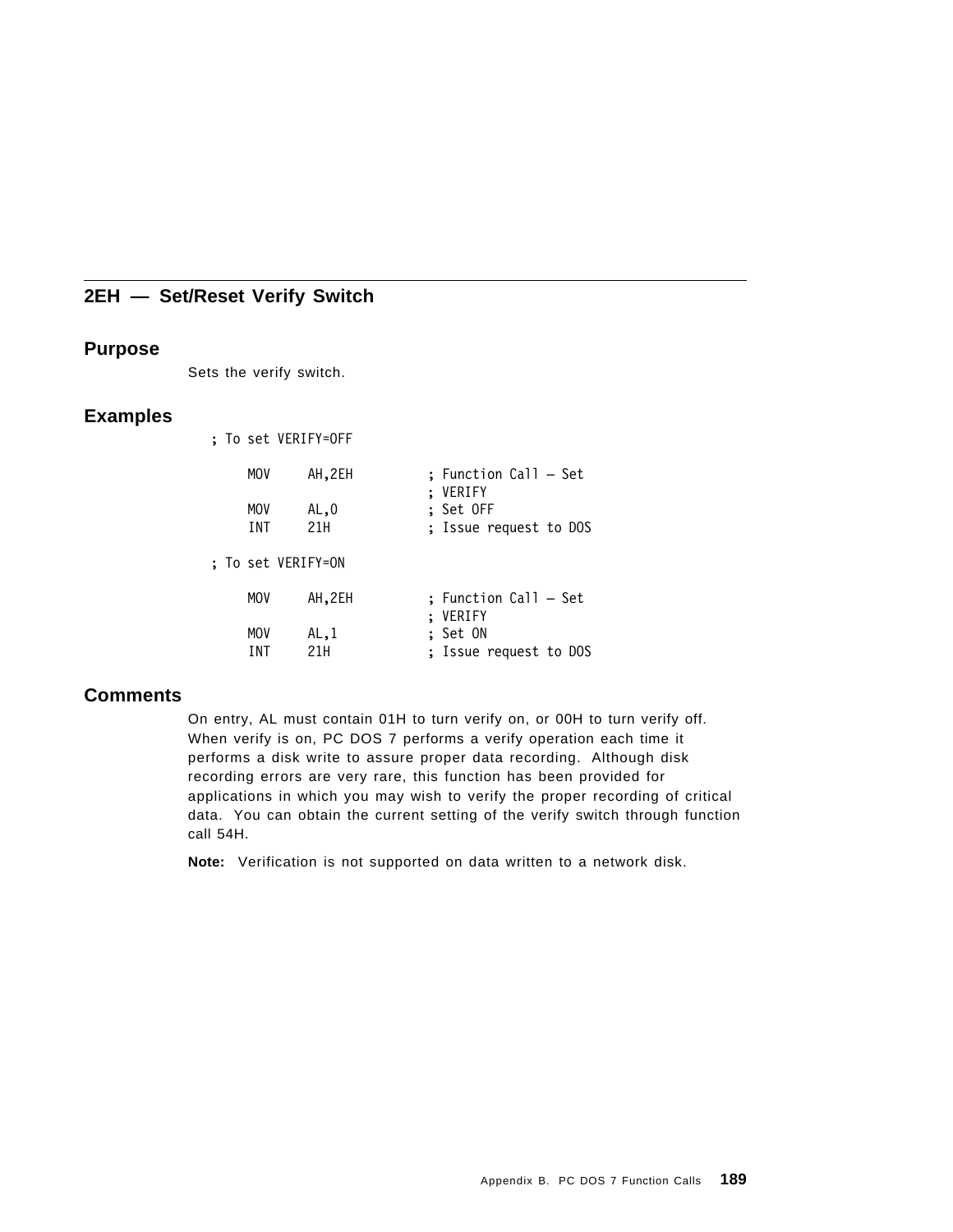## 2EH — Set/Reset Verify Switch

### Purpose

Sets the verify switch.

### Examples

```
; To set VERIFY=OFF

    MOV     AH,2EH          ; Function Call — Set
                            ; VERIFY
    MOV     AL,0            ; Set OFF
    INT     21H             ; Issue request to DOS

; To set VERIFY=ON

    MOV     AH,2EH          ; Function Call — Set
                            ; VERIFY
    MOV     AL,1            ; Set ON
    INT     21H             ; Issue request to DOS
```

### Comments

On entry, AL must contain 01H to turn verify on, or 00H to turn verify off. When verify is on, PC DOS 7 performs a verify operation each time it performs a disk write to assure proper data recording. Although disk recording errors are very rare, this function has been provided for applications in which you may wish to verify the proper recording of critical data. You can obtain the current setting of the verify switch through function call 54H.

**Note:** Verification is not supported on data written to a network disk.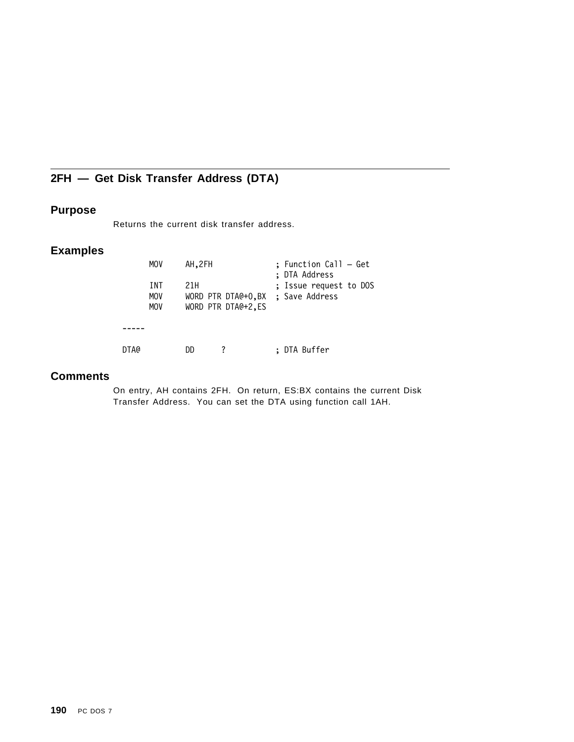## 2FH — Get Disk Transfer Address (DTA)

### Purpose

Returns the current disk transfer address.

### Examples

```
        MOV     AH,2FH              ; Function Call — Get
                                    ; DTA Address
        INT     21H                 ; Issue request to DOS
        MOV     WORD PTR DTA@+0,BX  ; Save Address
        MOV     WORD PTR DTA@+2,ES

  -----

  DTA@          DD      ?           ; DTA Buffer
```

### Comments

On entry, AH contains 2FH. On return, ES:BX contains the current Disk Transfer Address. You can set the DTA using function call 1AH.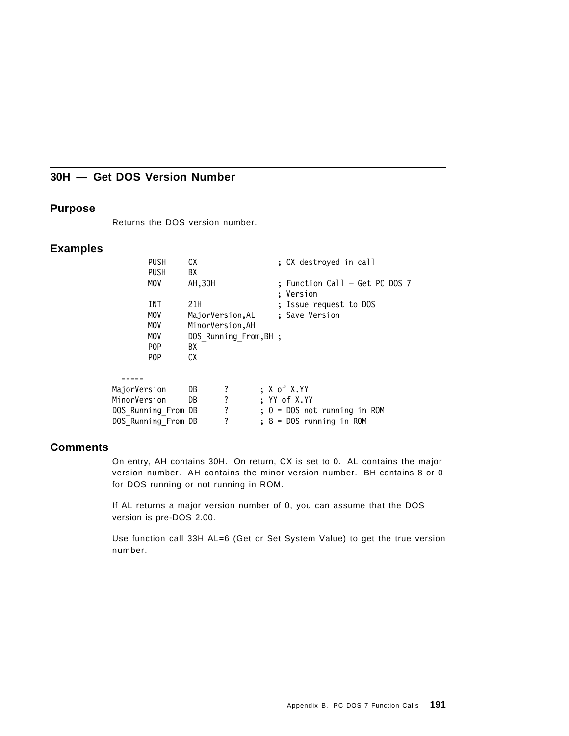## 30H — Get DOS Version Number

### Purpose

Returns the DOS version number.

### Examples

```
        PUSH    CX                    ; CX destroyed in call
        PUSH    BX
        MOV     AH,30H                ; Function Call — Get PC DOS 7
                                      ; Version
        INT     21H                   ; Issue request to DOS
        MOV     MajorVersion,AL       ; Save Version
        MOV     MinorVersion,AH
        MOV     DOS_Running_From,BH ;
        POP     BX
        POP     CX

  -----
MajorVersion      DB      ?       ; X of X.YY
MinorVersion      DB      ?       ; YY of X.YY
DOS_Running_From DB      ?       ; 0 = DOS not running in ROM
DOS_Running_From DB      ?       ; 8 = DOS running in ROM
```

### Comments

On entry, AH contains 30H. On return, CX is set to 0. AL contains the major version number. AH contains the minor version number. BH contains 8 or 0 for DOS running or not running in ROM.

If AL returns a major version number of 0, you can assume that the DOS version is pre-DOS 2.00.

Use function call 33H AL=6 (Get or Set System Value) to get the true version number.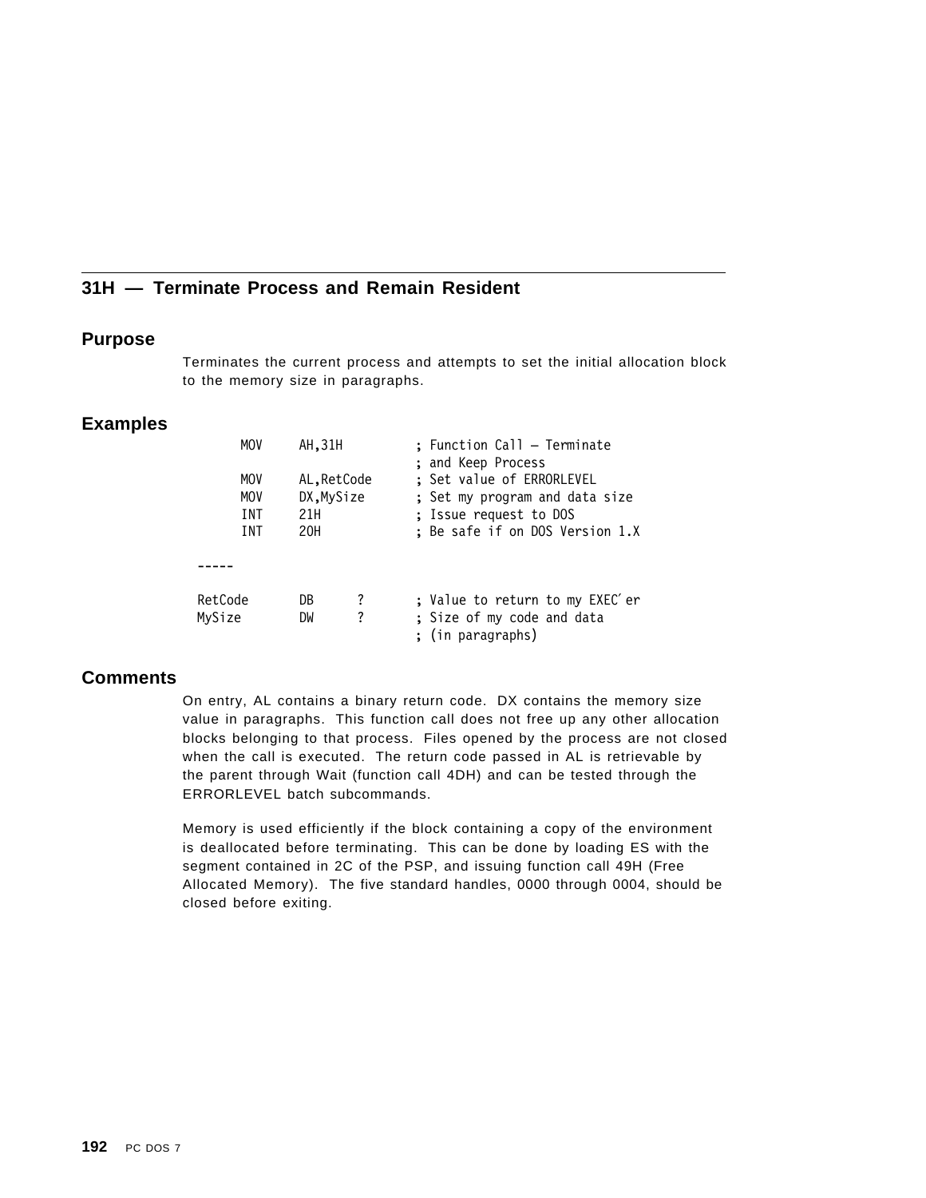## 31H — Terminate Process and Remain Resident

### Purpose

Terminates the current process and attempts to set the initial allocation block to the memory size in paragraphs.

### Examples

```
        MOV     AH,31H          ; Function Call — Terminate
                                ; and Keep Process
        MOV     AL,RetCode      ; Set value of ERRORLEVEL
        MOV     DX,MySize       ; Set my program and data size
        INT     21H             ; Issue request to DOS
        INT     20H             ; Be safe if on DOS Version 1.X

  -----

RetCode         DB      ?       ; Value to return to my EXEC′er
MySize          DW      ?       ; Size of my code and data
                                ; (in paragraphs)
```

### Comments

On entry, AL contains a binary return code. DX contains the memory size value in paragraphs. This function call does not free up any other allocation blocks belonging to that process. Files opened by the process are not closed when the call is executed. The return code passed in AL is retrievable by the parent through Wait (function call 4DH) and can be tested through the ERRORLEVEL batch subcommands.

Memory is used efficiently if the block containing a copy of the environment is deallocated before terminating. This can be done by loading ES with the segment contained in 2C of the PSP, and issuing function call 49H (Free Allocated Memory). The five standard handles, 0000 through 0004, should be closed before exiting.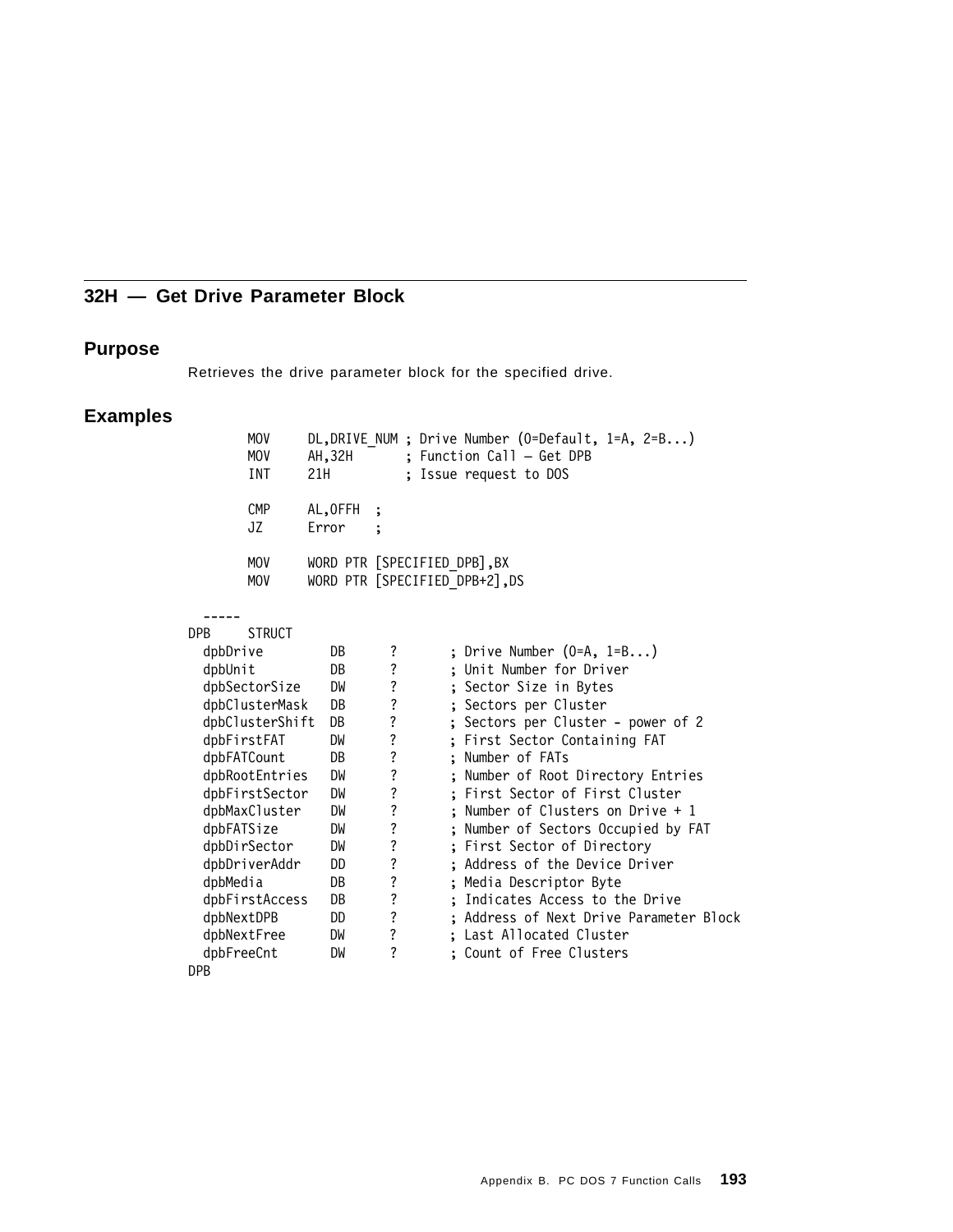## 32H — Get Drive Parameter Block

### Purpose

Retrieves the drive parameter block for the specified drive.

### Examples

```
        MOV     DL,DRIVE_NUM ; Drive Number (0=Default, 1=A, 2=B...)
        MOV     AH,32H       ; Function Call — Get DPB
        INT     21H          ; Issue request to DOS

        CMP     AL,0FFH  ;
        JZ      Error    ;

        MOV     WORD PTR [SPECIFIED_DPB],BX
        MOV     WORD PTR [SPECIFIED_DPB+2],DS

  -----
DPB     STRUCT
  dpbDrive          DB      ?       ; Drive Number (0=A, 1=B...)
  dpbUnit           DB      ?       ; Unit Number for Driver
  dpbSectorSize     DW      ?       ; Sector Size in Bytes
  dpbClusterMask    DB      ?       ; Sectors per Cluster
  dpbClusterShift   DB      ?       ; Sectors per Cluster - power of 2
  dpbFirstFAT       DW      ?       ; First Sector Containing FAT
  dpbFATCount       DB      ?       ; Number of FATs
  dpbRootEntries    DW      ?       ; Number of Root Directory Entries
  dpbFirstSector    DW      ?       ; First Sector of First Cluster
  dpbMaxCluster     DW      ?       ; Number of Clusters on Drive + 1
  dpbFATSize        DW      ?       ; Number of Sectors Occupied by FAT
  dpbDirSector      DW      ?       ; First Sector of Directory
  dpbDriverAddr     DD      ?       ; Address of the Device Driver
  dpbMedia          DB      ?       ; Media Descriptor Byte
  dpbFirstAccess    DB      ?       ; Indicates Access to the Drive
  dpbNextDPB        DD      ?       ; Address of Next Drive Parameter Block
  dpbNextFree       DW      ?       ; Last Allocated Cluster
  dpbFreeCnt        DW      ?       ; Count of Free Clusters
DPB
```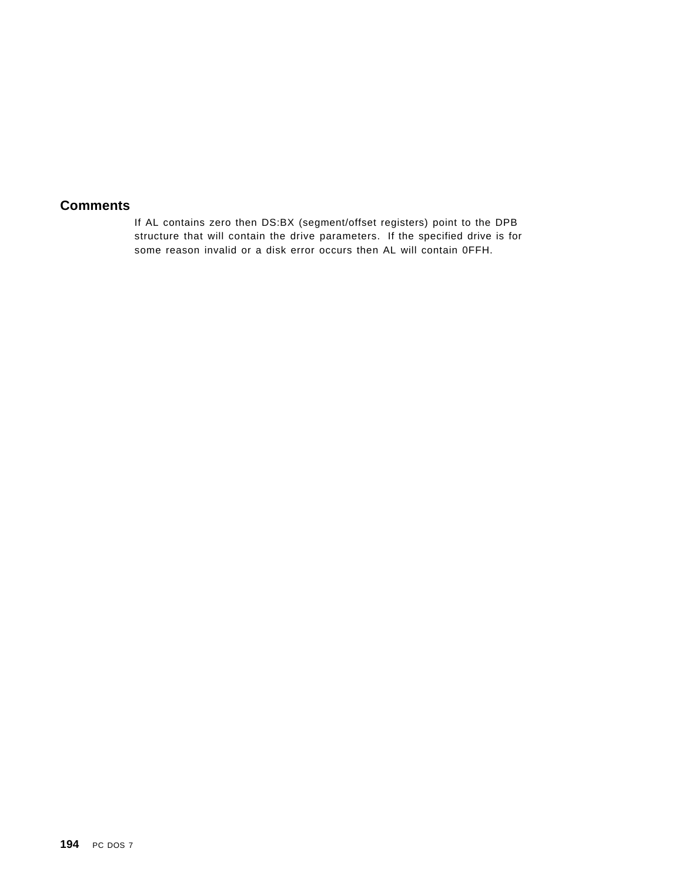## Comments

If AL contains zero then DS:BX (segment/offset registers) point to the DPB structure that will contain the drive parameters. If the specified drive is for some reason invalid or a disk error occurs then AL will contain 0FFH.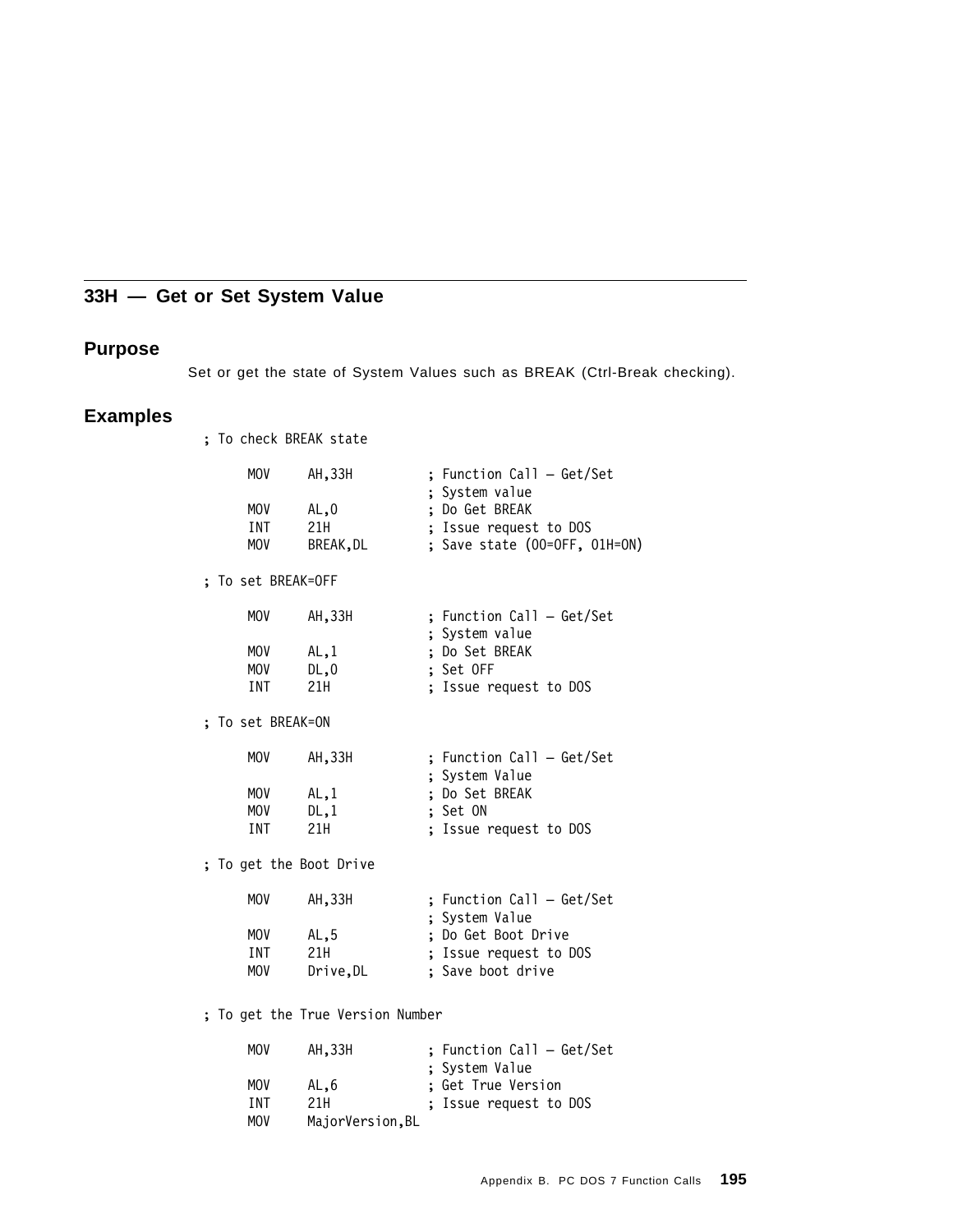## 33H — Get or Set System Value

### Purpose

Set or get the state of System Values such as BREAK (Ctrl-Break checking).

### Examples

```
; To check BREAK state

     MOV     AH,33H          ; Function Call — Get/Set
                             ; System value
     MOV     AL,0            ; Do Get BREAK
     INT     21H             ; Issue request to DOS
     MOV     BREAK,DL        ; Save state (00=OFF, 01H=ON)

; To set BREAK=OFF

     MOV     AH,33H          ; Function Call — Get/Set
                             ; System value
     MOV     AL,1            ; Do Set BREAK
     MOV     DL,0            ; Set OFF
     INT     21H             ; Issue request to DOS

; To set BREAK=ON

     MOV     AH,33H          ; Function Call — Get/Set
                             ; System Value
     MOV     AL,1            ; Do Set BREAK
     MOV     DL,1            ; Set ON
     INT     21H             ; Issue request to DOS

; To get the Boot Drive

     MOV     AH,33H          ; Function Call — Get/Set
                             ; System Value
     MOV     AL,5            ; Do Get Boot Drive
     INT     21H             ; Issue request to DOS
     MOV     Drive,DL        ; Save boot drive

; To get the True Version Number

     MOV     AH,33H          ; Function Call — Get/Set
                             ; System Value
     MOV     AL,6            ; Get True Version
     INT     21H             ; Issue request to DOS
     MOV     MajorVersion,BL
```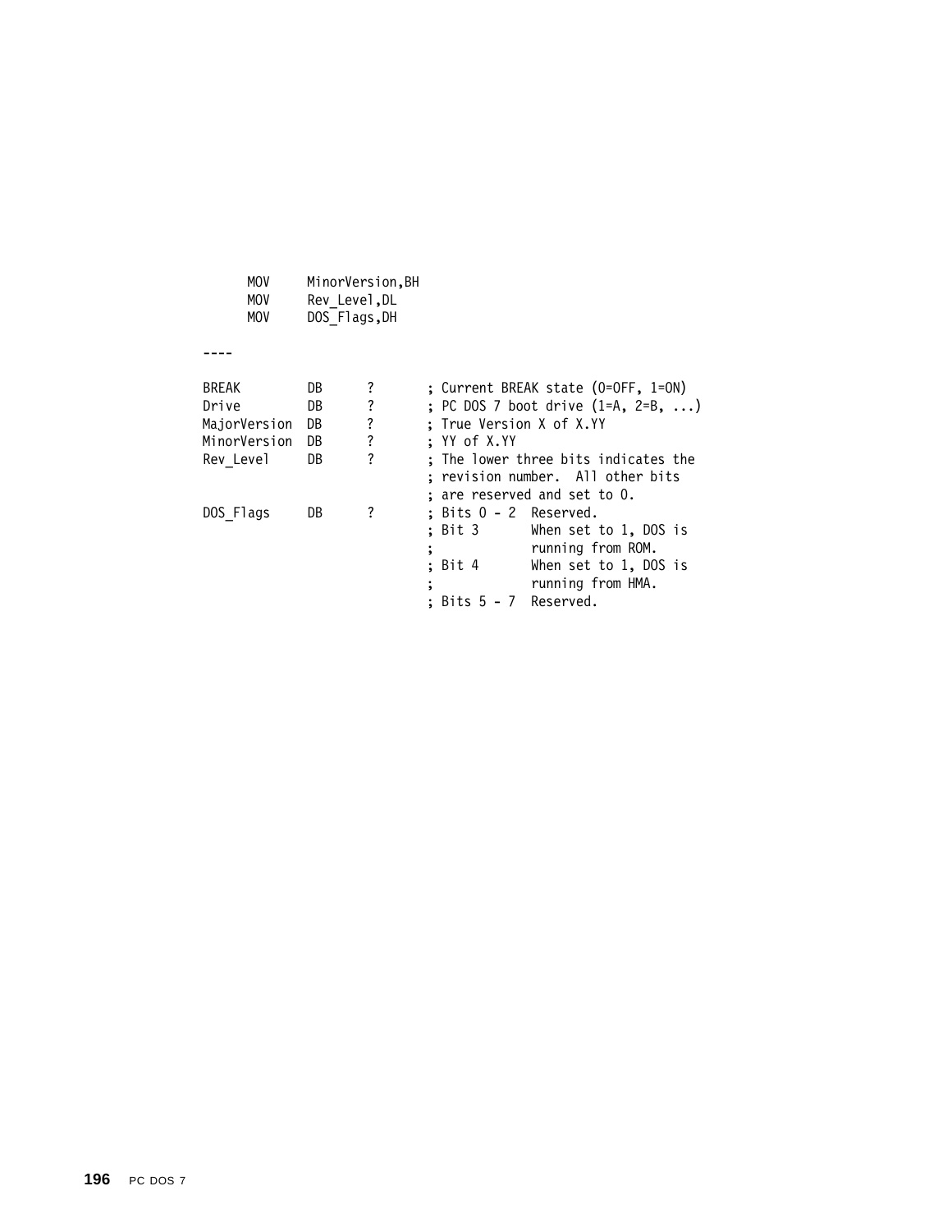```
      MOV     MinorVersion,BH
      MOV     Rev_Level,DL
      MOV     DOS_Flags,DH
```

----

```
BREAK          DB     ?       ; Current BREAK state (0=OFF, 1=ON)
Drive          DB     ?       ; PC DOS 7 boot drive (1=A, 2=B, ...)
MajorVersion   DB     ?       ; True Version X of X.YY
MinorVersion   DB     ?       ; YY of X.YY
Rev_Level      DB     ?       ; The lower three bits indicates the
                              ; revision number.  All other bits
                              ; are reserved and set to 0.
DOS_Flags      DB     ?       ; Bits 0 - 2  Reserved.
                              ; Bit 3       When set to 1, DOS is
                              ;             running from ROM.
                              ; Bit 4       When set to 1, DOS is
                              ;             running from HMA.
                              ; Bits 5 - 7  Reserved.
```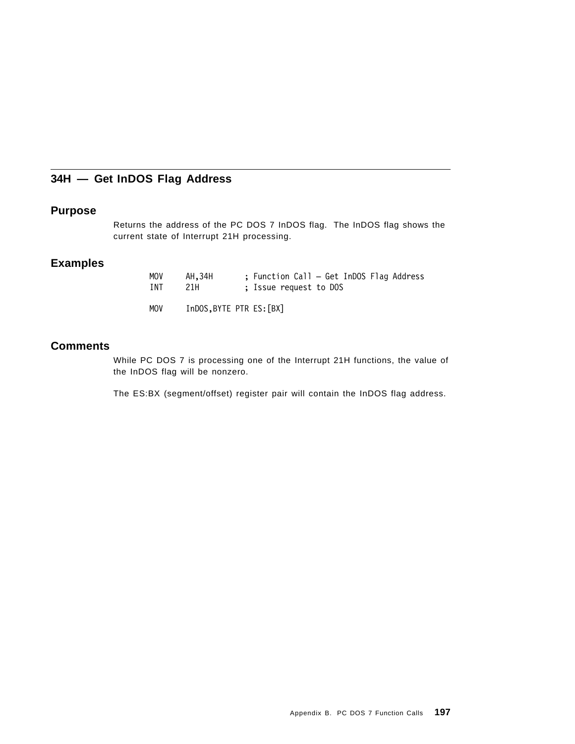## 34H — Get InDOS Flag Address

### Purpose

Returns the address of the PC DOS 7 InDOS flag. The InDOS flag shows the current state of Interrupt 21H processing.

### Examples

```
MOV     AH,34H        ; Function Call — Get InDOS Flag Address
INT     21H           ; Issue request to DOS

MOV     InDOS,BYTE PTR ES:[BX]
```

### Comments

While PC DOS 7 is processing one of the Interrupt 21H functions, the value of the InDOS flag will be nonzero.

The ES:BX (segment/offset) register pair will contain the InDOS flag address.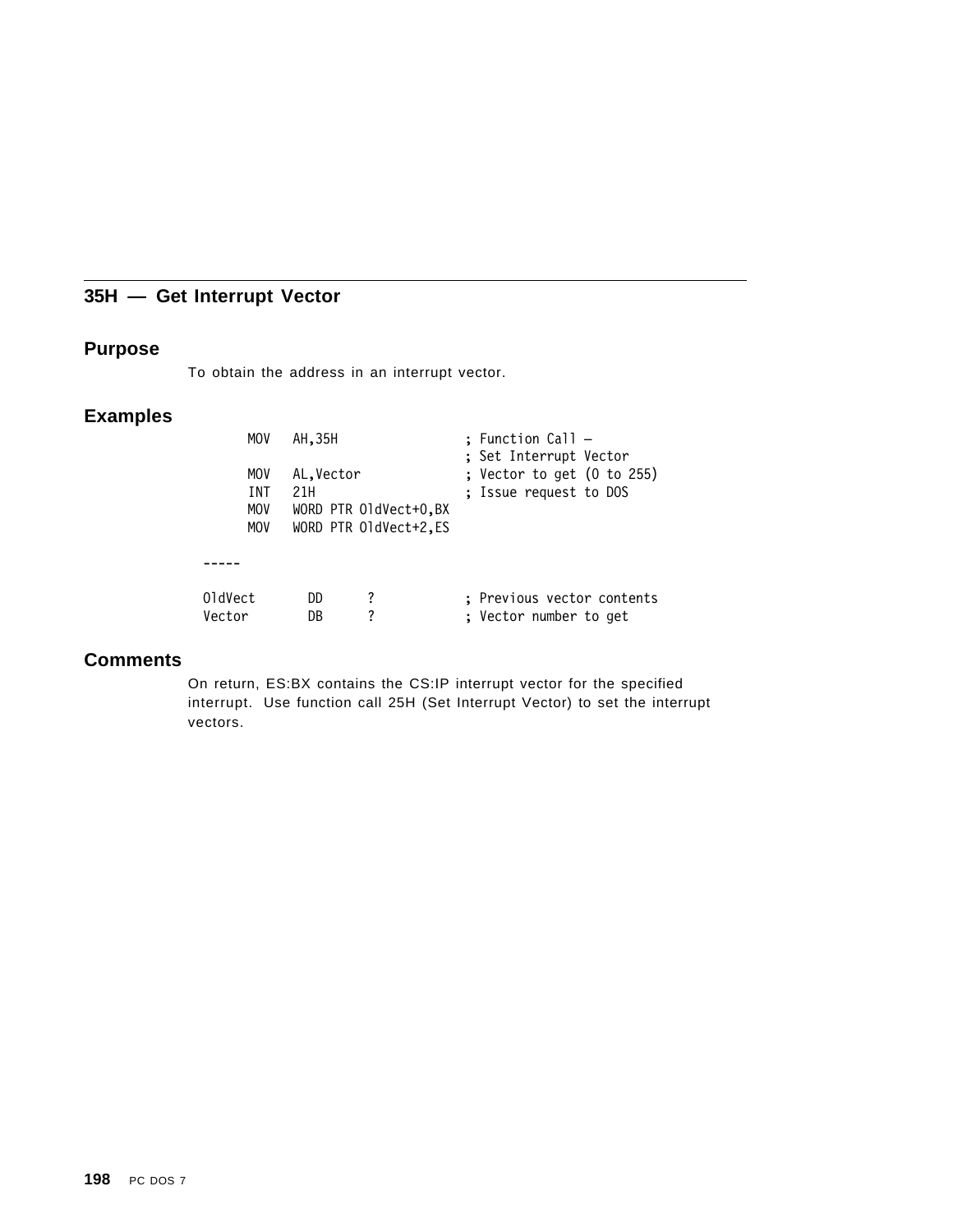## 35H — Get Interrupt Vector

### Purpose

To obtain the address in an interrupt vector.

### Examples

```
        MOV   AH,35H                 ; Function Call –
                                     ; Set Interrupt Vector
        MOV   AL,Vector              ; Vector to get (0 to 255)
        INT   21H                    ; Issue request to DOS
        MOV   WORD PTR OldVect+0,BX
        MOV   WORD PTR OldVect+2,ES

  -----

 OldVect       DD      ?             ; Previous vector contents
 Vector        DB      ?             ; Vector number to get
```

### Comments

On return, ES:BX contains the CS:IP interrupt vector for the specified interrupt. Use function call 25H (Set Interrupt Vector) to set the interrupt vectors.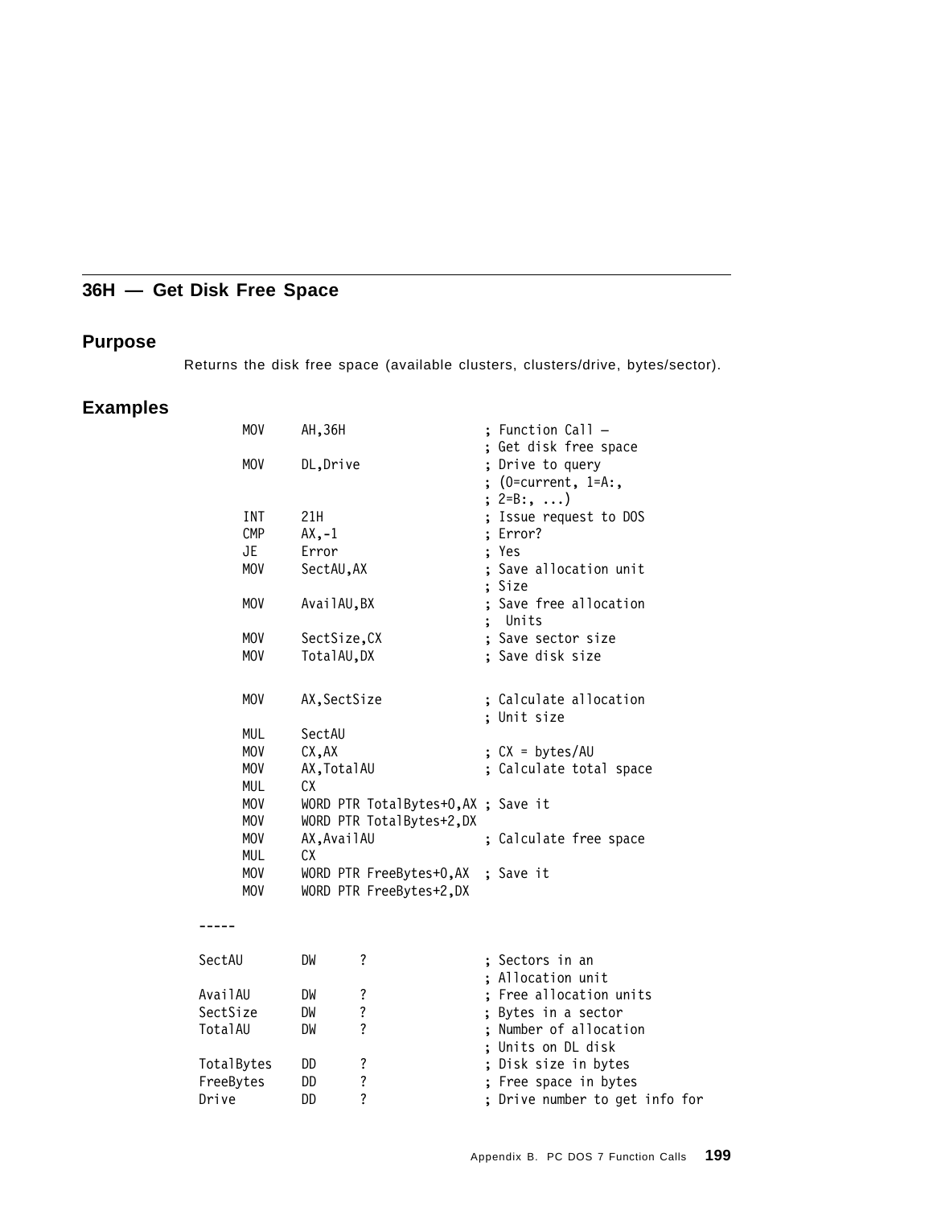## 36H — Get Disk Free Space

### Purpose

Returns the disk free space (available clusters, clusters/drive, bytes/sector).

### Examples

```
        MOV     AH,36H                  ; Function Call –
                                        ; Get disk free space
        MOV     DL,Drive                ; Drive to query
                                        ; (0=current, 1=A:,
                                        ; 2=B:, ...)
        INT     21H                     ; Issue request to DOS
        CMP     AX,-1                   ; Error?
        JE      Error                   ; Yes
        MOV     SectAU,AX               ; Save allocation unit
                                        ; Size
        MOV     AvailAU,BX              ; Save free allocation
                                        ;  Units
        MOV     SectSize,CX             ; Save sector size
        MOV     TotalAU,DX              ; Save disk size


        MOV     AX,SectSize             ; Calculate allocation
                                        ; Unit size
        MUL     SectAU
        MOV     CX,AX                   ; CX = bytes/AU
        MOV     AX,TotalAU              ; Calculate total space
        MUL     CX
        MOV     WORD PTR TotalBytes+0,AX ; Save it
        MOV     WORD PTR TotalBytes+2,DX
        MOV     AX,AvailAU              ; Calculate free space
        MUL     CX
        MOV     WORD PTR FreeBytes+0,AX  ; Save it
        MOV     WORD PTR FreeBytes+2,DX

-----

SectAU          DW      ?               ; Sectors in an
                                        ; Allocation unit
AvailAU         DW      ?               ; Free allocation units
SectSize        DW      ?               ; Bytes in a sector
TotalAU         DW      ?               ; Number of allocation
                                        ; Units on DL disk
TotalBytes      DD      ?               ; Disk size in bytes
FreeBytes       DD      ?               ; Free space in bytes
Drive           DD      ?               ; Drive number to get info for
```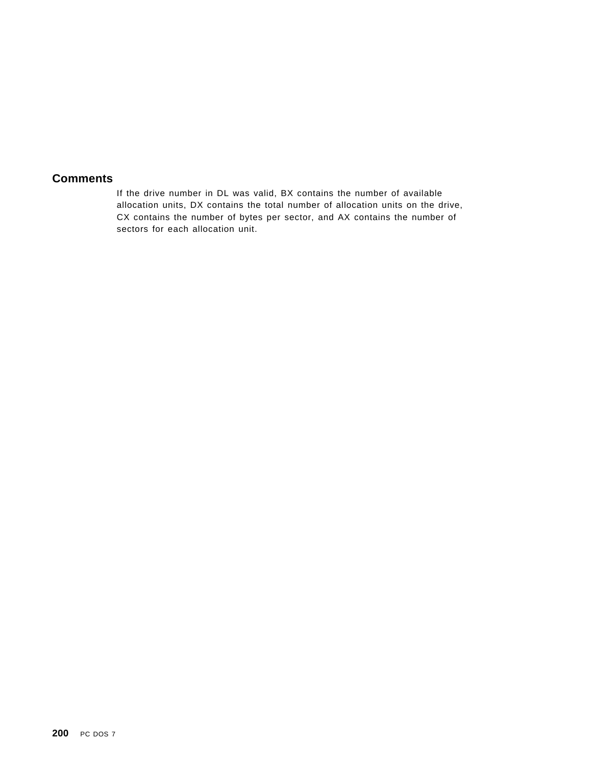## Comments

If the drive number in DL was valid, BX contains the number of available allocation units, DX contains the total number of allocation units on the drive, CX contains the number of bytes per sector, and AX contains the number of sectors for each allocation unit.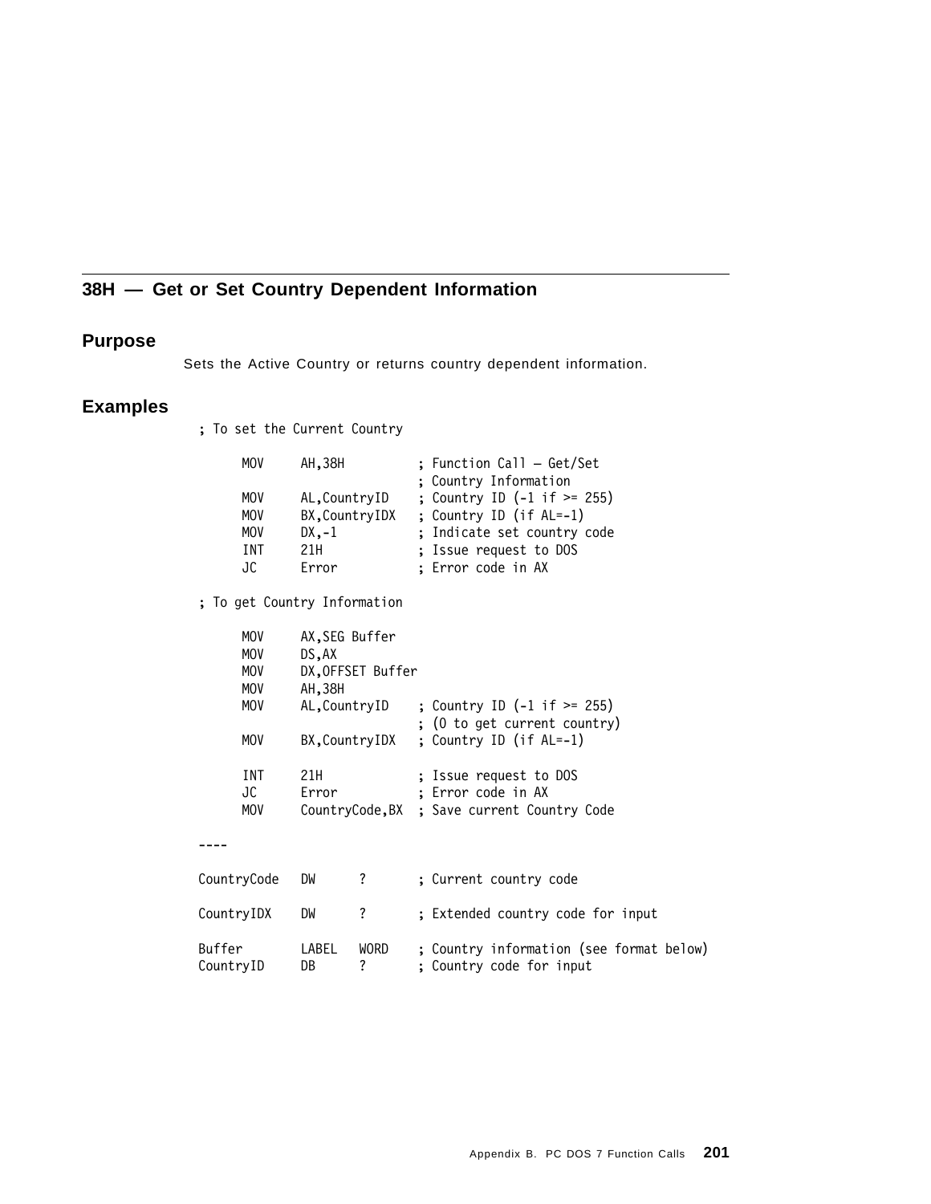## 38H — Get or Set Country Dependent Information

### Purpose

Sets the Active Country or returns country dependent information.

### Examples

```
; To set the Current Country

      MOV     AH,38H           ; Function Call — Get/Set
                               ; Country Information
      MOV     AL,CountryID     ; Country ID (-1 if >= 255)
      MOV     BX,CountryIDX    ; Country ID (if AL=-1)
      MOV     DX,-1            ; Indicate set country code
      INT     21H              ; Issue request to DOS
      JC      Error            ; Error code in AX

; To get Country Information

      MOV     AX,SEG Buffer
      MOV     DS,AX
      MOV     DX,OFFSET Buffer
      MOV     AH,38H
      MOV     AL,CountryID     ; Country ID (-1 if >= 255)
                               ; (0 to get current country)
      MOV     BX,CountryIDX    ; Country ID (if AL=-1)

      INT     21H              ; Issue request to DOS
      JC      Error            ; Error code in AX
      MOV     CountryCode,BX   ; Save current Country Code

----

CountryCode   DW      ?        ; Current country code

CountryIDX    DW      ?        ; Extended country code for input

Buffer        LABEL   WORD     ; Country information (see format below)
CountryID     DB      ?        ; Country code for input
```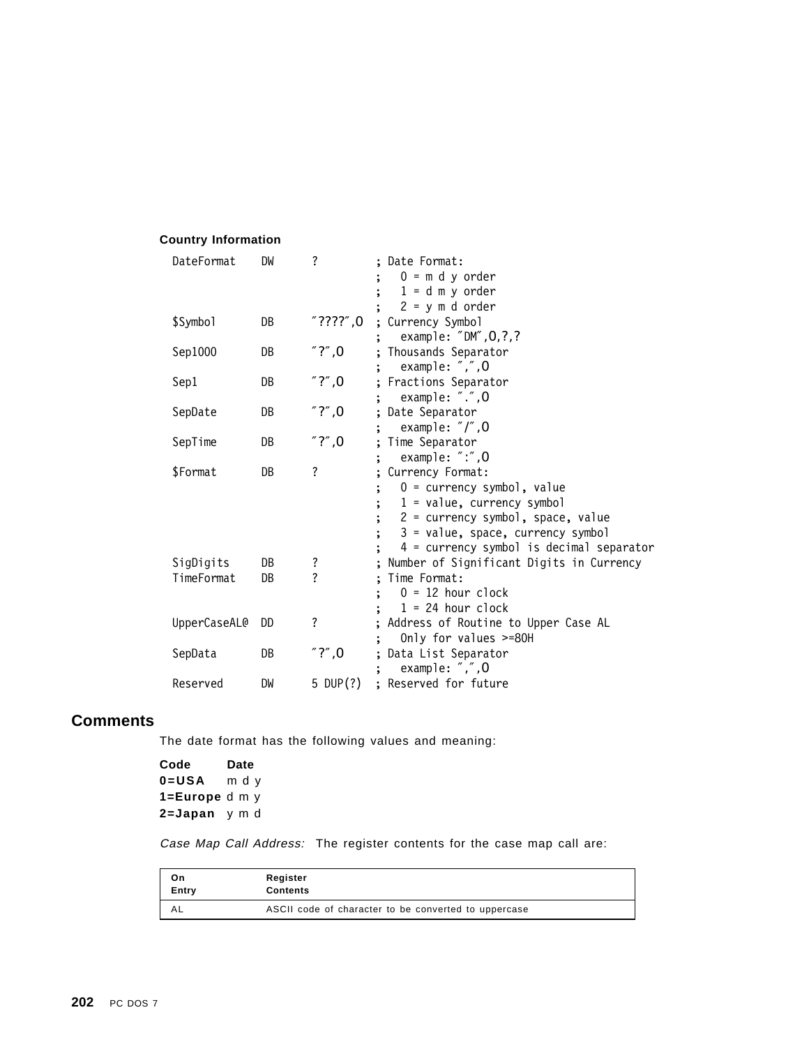**Country Information**

```
DateFormat    DW    ?          ; Date Format:
                               ;   0 = m d y order
                               ;   1 = d m y order
                               ;   2 = y m d order
$Symbol       DB    "????",0   ; Currency Symbol
                               ;   example: "DM",0,?,?
Sep1000       DB    "?",0      ; Thousands Separator
                               ;   example: ",",0
Sep1          DB    "?",0      ; Fractions Separator
                               ;   example: ".",0
SepDate       DB    "?",0      ; Date Separator
                               ;   example: "/",0
SepTime       DB    "?",0      ; Time Separator
                               ;   example: ":",0
$Format       DB    ?          ; Currency Format:
                               ;   0 = currency symbol, value
                               ;   1 = value, currency symbol
                               ;   2 = currency symbol, space, value
                               ;   3 = value, space, currency symbol
                               ;   4 = currency symbol is decimal separator
SigDigits     DB    ?          ; Number of Significant Digits in Currency
TimeFormat    DB    ?          ; Time Format:
                               ;   0 = 12 hour clock
                               ;   1 = 24 hour clock
UpperCaseAL@  DD    ?          ; Address of Routine to Upper Case AL
                               ;   Only for values >=80H
SepData       DB    "?",0      ; Data List Separator
                               ;   example: ",",0
Reserved      DW    5 DUP(?)   ; Reserved for future
```

## Comments

The date format has the following values and meaning:

**Code** **Date**
**0=USA** m d y
**1=Europe** d m y
**2=Japan** y m d

*Case Map Call Address:* The register contents for the case map call are:

| On Entry | Register Contents |
|---|---|
| AL | ASCII code of character to be converted to uppercase |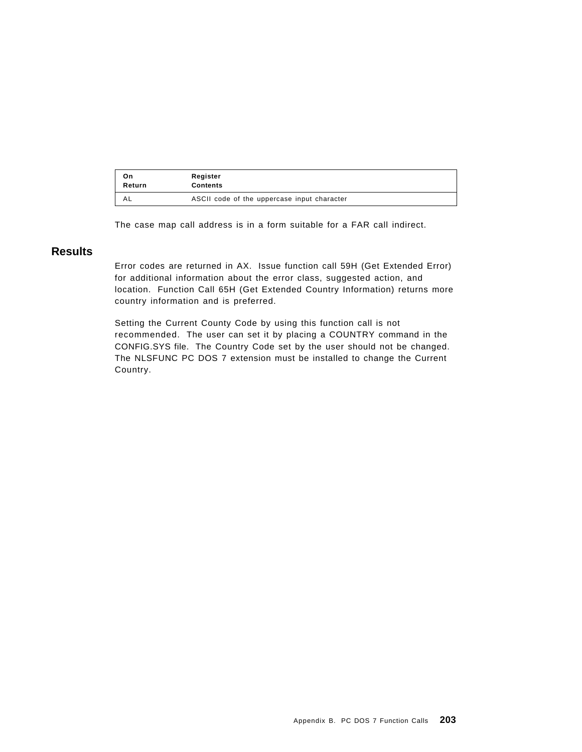| On Return | Register Contents |
|---|---|
| AL | ASCII code of the uppercase input character |

The case map call address is in a form suitable for a FAR call indirect.

## Results

Error codes are returned in AX. Issue function call 59H (Get Extended Error) for additional information about the error class, suggested action, and location. Function Call 65H (Get Extended Country Information) returns more country information and is preferred.

Setting the Current County Code by using this function call is not recommended. The user can set it by placing a COUNTRY command in the CONFIG.SYS file. The Country Code set by the user should not be changed. The NLSFUNC PC DOS 7 extension must be installed to change the Current Country.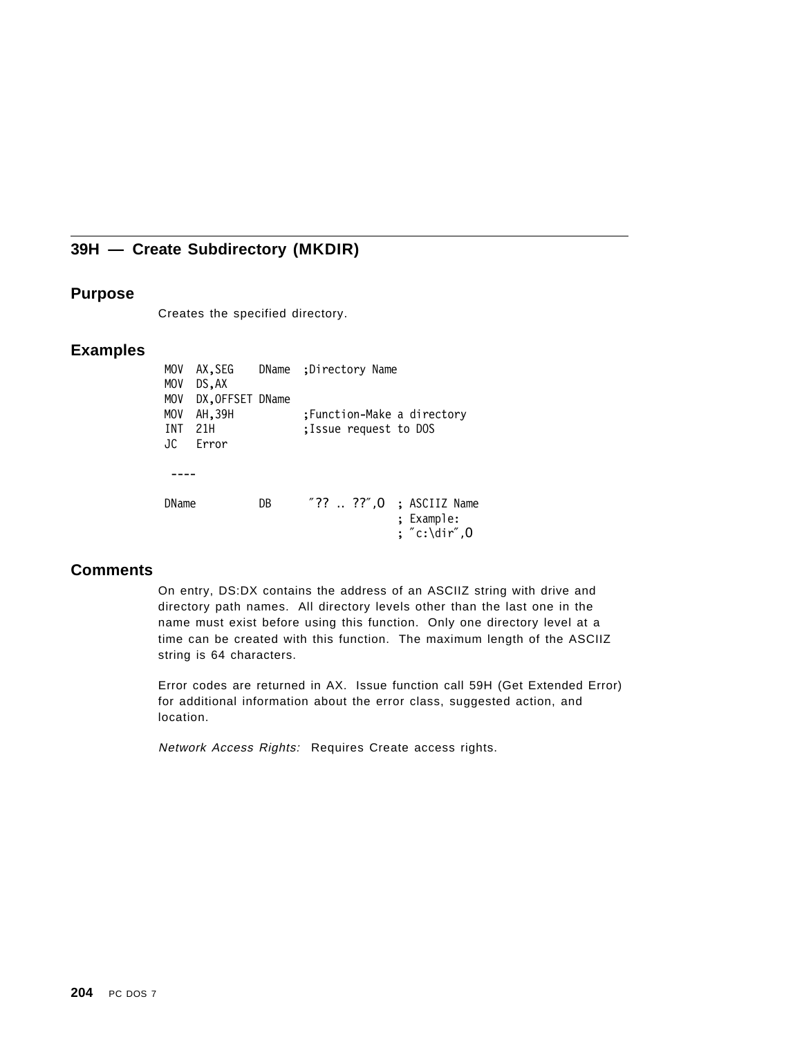## 39H — Create Subdirectory (MKDIR)

### Purpose

Creates the specified directory.

### Examples

```
MOV  AX,SEG    DName  ;Directory Name
MOV  DS,AX
MOV  DX,OFFSET DName
MOV  AH,39H           ;Function-Make a directory
INT  21H              ;Issue request to DOS
JC   Error

 ----

DName          DB      "?? .. ??",0  ; ASCIIZ Name
                                     ; Example:
                                     ; "c:\dir",0
```

### Comments

On entry, DS:DX contains the address of an ASCIIZ string with drive and directory path names. All directory levels other than the last one in the name must exist before using this function. Only one directory level at a time can be created with this function. The maximum length of the ASCIIZ string is 64 characters.

Error codes are returned in AX. Issue function call 59H (Get Extended Error) for additional information about the error class, suggested action, and location.

*Network Access Rights:* Requires Create access rights.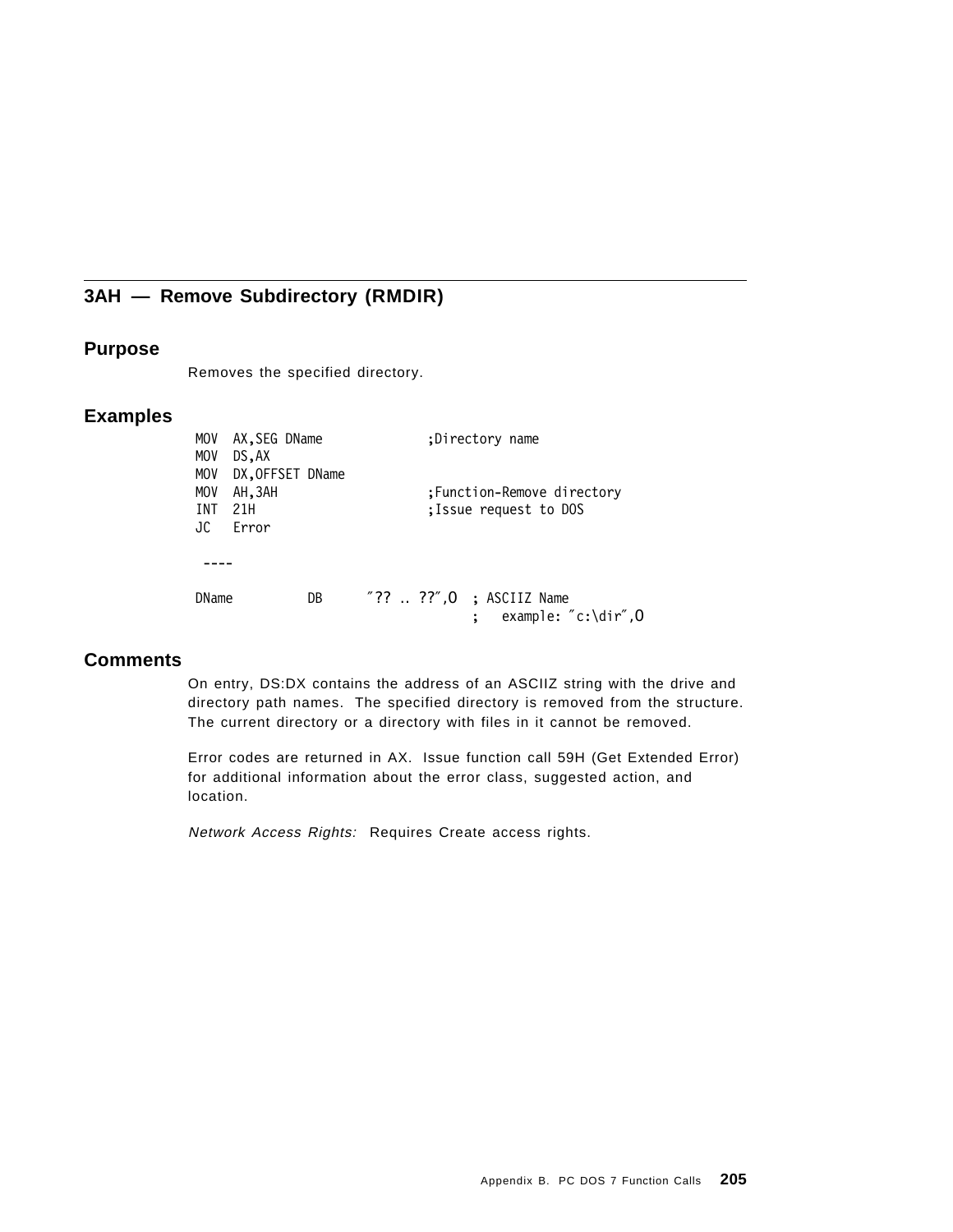## 3AH — Remove Subdirectory (RMDIR)

### Purpose

Removes the specified directory.

### Examples

```
MOV  AX,SEG DName              ;Directory name
MOV  DS,AX
MOV  DX,OFFSET DName
MOV  AH,3AH                    ;Function-Remove directory
INT  21H                       ;Issue request to DOS
JC   Error

 ----

DName          DB     ″?? .. ??″,0  ; ASCIIZ Name
                                    ;   example: ″c:\dir″,0
```

### Comments

On entry, DS:DX contains the address of an ASCIIZ string with the drive and directory path names. The specified directory is removed from the structure. The current directory or a directory with files in it cannot be removed.

Error codes are returned in AX. Issue function call 59H (Get Extended Error) for additional information about the error class, suggested action, and location.

*Network Access Rights:* Requires Create access rights.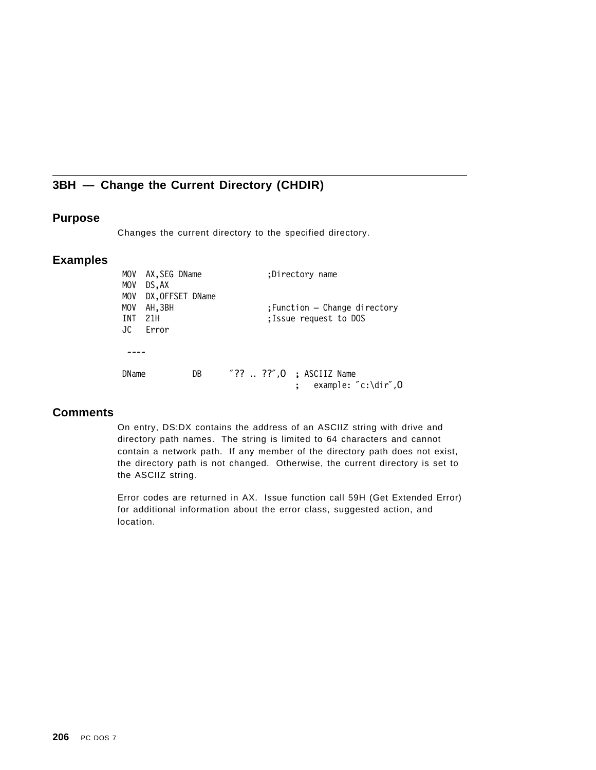## 3BH — Change the Current Directory (CHDIR)

### Purpose

Changes the current directory to the specified directory.

### Examples

```
MOV  AX,SEG DName             ;Directory name
MOV  DS,AX
MOV  DX,OFFSET DName
MOV  AH,3BH                   ;Function — Change directory
INT  21H                      ;Issue request to DOS
JC   Error

 ----

DName         DB      ″?? .. ??″,0  ; ASCIIZ Name
                                    ;   example: ″c:\dir″,0
```

### Comments

On entry, DS:DX contains the address of an ASCIIZ string with drive and directory path names. The string is limited to 64 characters and cannot contain a network path. If any member of the directory path does not exist, the directory path is not changed. Otherwise, the current directory is set to the ASCIIZ string.

Error codes are returned in AX. Issue function call 59H (Get Extended Error) for additional information about the error class, suggested action, and location.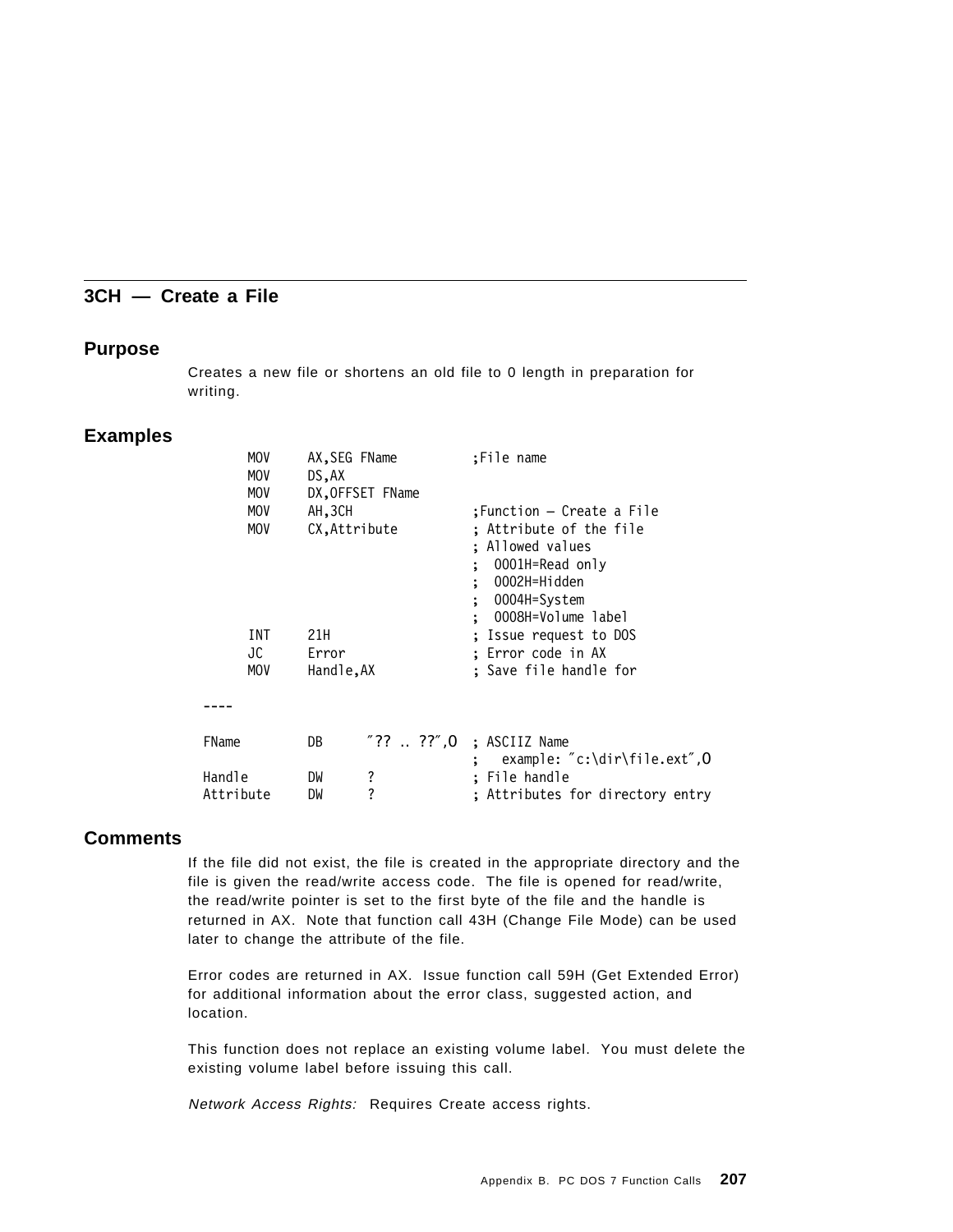## 3CH — Create a File

### Purpose

Creates a new file or shortens an old file to 0 length in preparation for writing.

### Examples

```
        MOV     AX,SEG FName         ;File name
        MOV     DS,AX
        MOV     DX,OFFSET FName
        MOV     AH,3CH               ;Function — Create a File
        MOV     CX,Attribute         ; Attribute of the file
                                     ; Allowed values
                                     ;  0001H=Read only
                                     ;  0002H=Hidden
                                     ;  0004H=System
                                     ;  0008H=Volume label
        INT     21H                  ; Issue request to DOS
        JC      Error                ; Error code in AX
        MOV     Handle,AX            ; Save file handle for

 ----

 FName         DB     ″?? .. ??″,0   ; ASCIIZ Name
                                     ;   example: ″c:\dir\file.ext″,0
 Handle        DW     ?              ; File handle
 Attribute     DW     ?              ; Attributes for directory entry
```

### Comments

If the file did not exist, the file is created in the appropriate directory and the file is given the read/write access code. The file is opened for read/write, the read/write pointer is set to the first byte of the file and the handle is returned in AX. Note that function call 43H (Change File Mode) can be used later to change the attribute of the file.

Error codes are returned in AX. Issue function call 59H (Get Extended Error) for additional information about the error class, suggested action, and location.

This function does not replace an existing volume label. You must delete the existing volume label before issuing this call.

*Network Access Rights:* Requires Create access rights.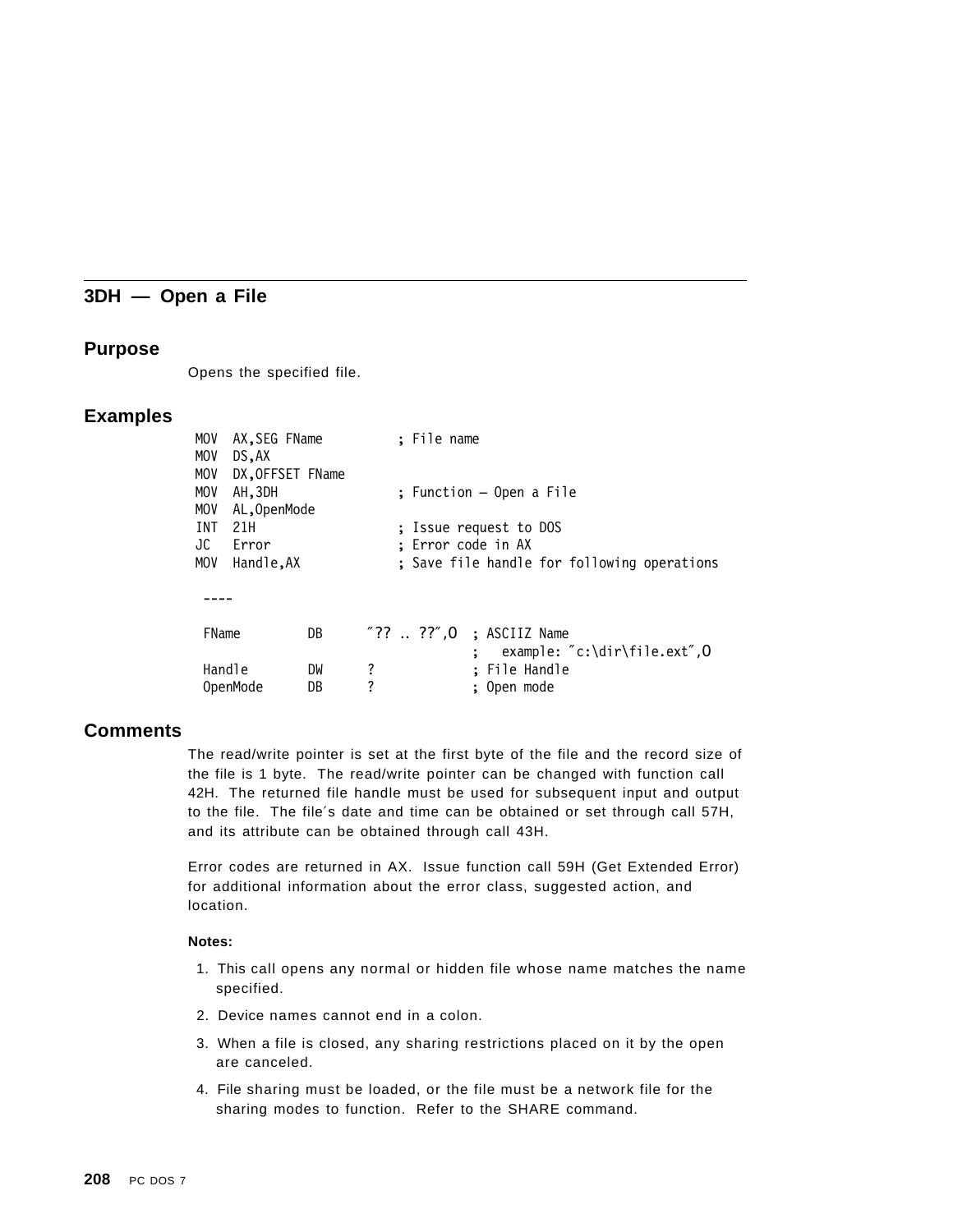## 3DH — Open a File

### Purpose

Opens the specified file.

### Examples

```
MOV  AX,SEG FName          ; File name
MOV  DS,AX
MOV  DX,OFFSET FName
MOV  AH,3DH                ; Function — Open a File
MOV  AL,OpenMode
INT  21H                   ; Issue request to DOS
JC   Error                 ; Error code in AX
MOV  Handle,AX             ; Save file handle for following operations

 ----

 FName        DB     ″?? .. ??″,0  ; ASCIIZ Name
                                   ;   example: ″c:\dir\file.ext″,0
 Handle       DW     ?             ; File Handle
 OpenMode     DB     ?             ; Open mode
```

### Comments

The read/write pointer is set at the first byte of the file and the record size of the file is 1 byte. The read/write pointer can be changed with function call 42H. The returned file handle must be used for subsequent input and output to the file. The file′s date and time can be obtained or set through call 57H, and its attribute can be obtained through call 43H.

Error codes are returned in AX. Issue function call 59H (Get Extended Error) for additional information about the error class, suggested action, and location.

**Notes:**

1. This call opens any normal or hidden file whose name matches the name specified.
2. Device names cannot end in a colon.
3. When a file is closed, any sharing restrictions placed on it by the open are canceled.
4. File sharing must be loaded, or the file must be a network file for the sharing modes to function. Refer to the SHARE command.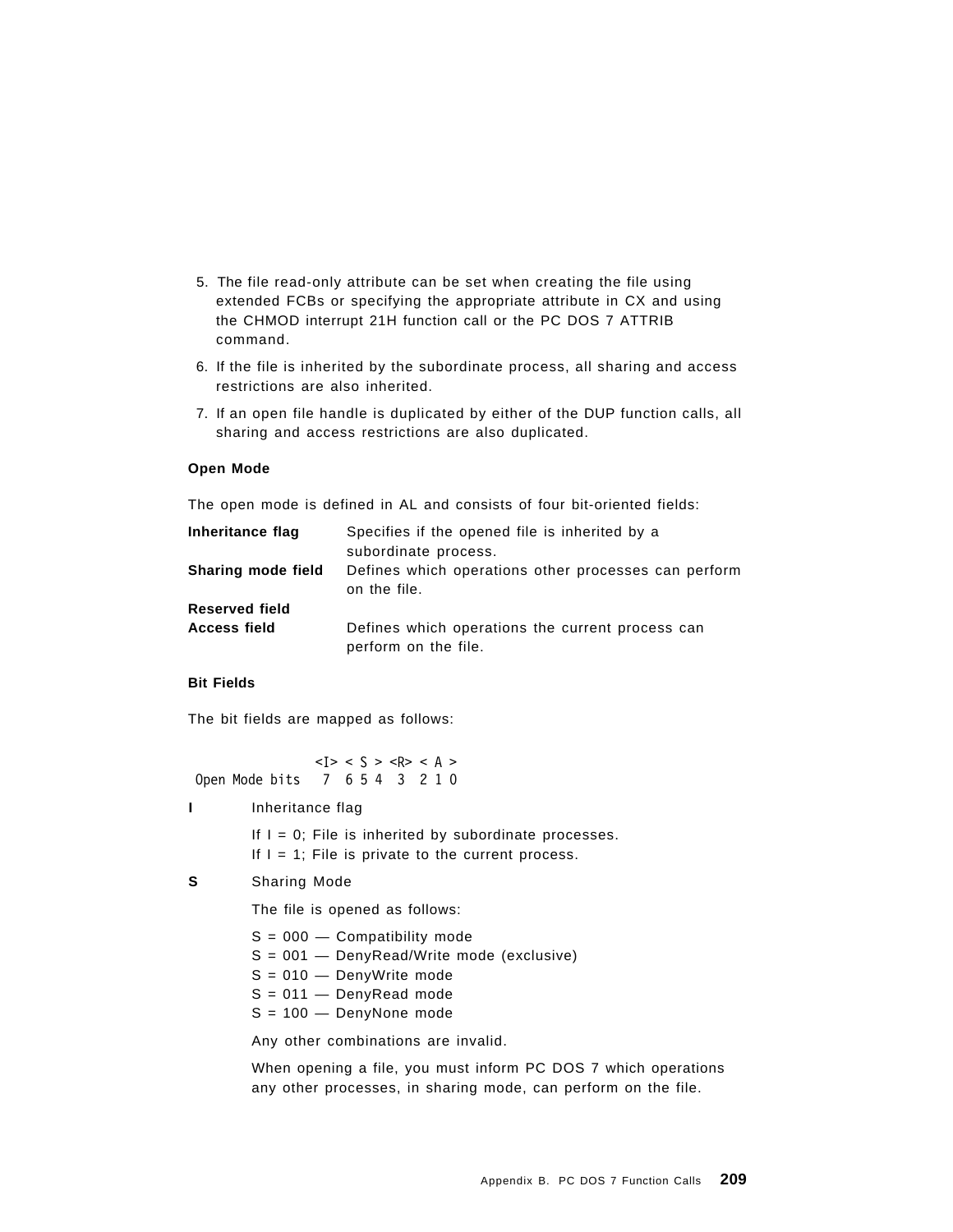5. The file read-only attribute can be set when creating the file using extended FCBs or specifying the appropriate attribute in CX and using the CHMOD interrupt 21H function call or the PC DOS 7 ATTRIB command.
6. If the file is inherited by the subordinate process, all sharing and access restrictions are also inherited.
7. If an open file handle is duplicated by either of the DUP function calls, all sharing and access restrictions are also duplicated.

**Open Mode**

The open mode is defined in AL and consists of four bit-oriented fields:

**Inheritance flag** Specifies if the opened file is inherited by a subordinate process.

**Sharing mode field** Defines which operations other processes can perform on the file.

**Reserved field**

**Access field** Defines which operations the current process can perform on the file.

**Bit Fields**

The bit fields are mapped as follows:

```
               <I> < S > <R> < A >
Open Mode bits   7  6 5 4  3  2 1 0
```

**I** Inheritance flag

If I = 0; File is inherited by subordinate processes.
If I = 1; File is private to the current process.

**S** Sharing Mode

The file is opened as follows:

S = 000 — Compatibility mode
S = 001 — DenyRead/Write mode (exclusive)
S = 010 — DenyWrite mode
S = 011 — DenyRead mode
S = 100 — DenyNone mode

Any other combinations are invalid.

When opening a file, you must inform PC DOS 7 which operations any other processes, in sharing mode, can perform on the file.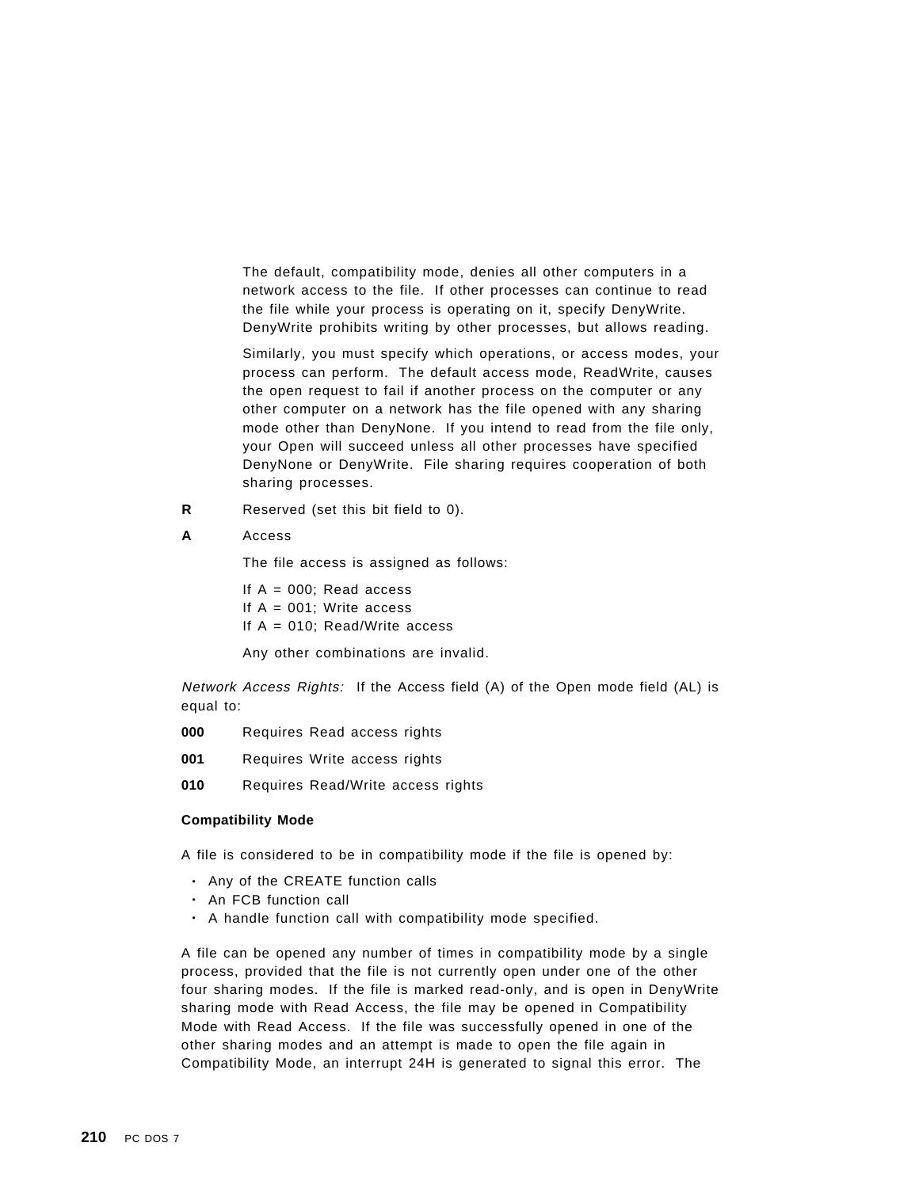The default, compatibility mode, denies all other computers in a network access to the file. If other processes can continue to read the file while your process is operating on it, specify DenyWrite. DenyWrite prohibits writing by other processes, but allows reading.

Similarly, you must specify which operations, or access modes, your process can perform. The default access mode, ReadWrite, causes the open request to fail if another process on the computer or any other computer on a network has the file opened with any sharing mode other than DenyNone. If you intend to read from the file only, your Open will succeed unless all other processes have specified DenyNone or DenyWrite. File sharing requires cooperation of both sharing processes.

**R** Reserved (set this bit field to 0).

**A** Access

The file access is assigned as follows:

If A = 000; Read access
If A = 001; Write access
If A = 010; Read/Write access

Any other combinations are invalid.

*Network Access Rights:* If the Access field (A) of the Open mode field (AL) is equal to:

**000** Requires Read access rights

**001** Requires Write access rights

**010** Requires Read/Write access rights

**Compatibility Mode**

A file is considered to be in compatibility mode if the file is opened by:

- Any of the CREATE function calls
- An FCB function call
- A handle function call with compatibility mode specified.

A file can be opened any number of times in compatibility mode by a single process, provided that the file is not currently open under one of the other four sharing modes. If the file is marked read-only, and is open in DenyWrite sharing mode with Read Access, the file may be opened in Compatibility Mode with Read Access. If the file was successfully opened in one of the other sharing modes and an attempt is made to open the file again in Compatibility Mode, an interrupt 24H is generated to signal this error. The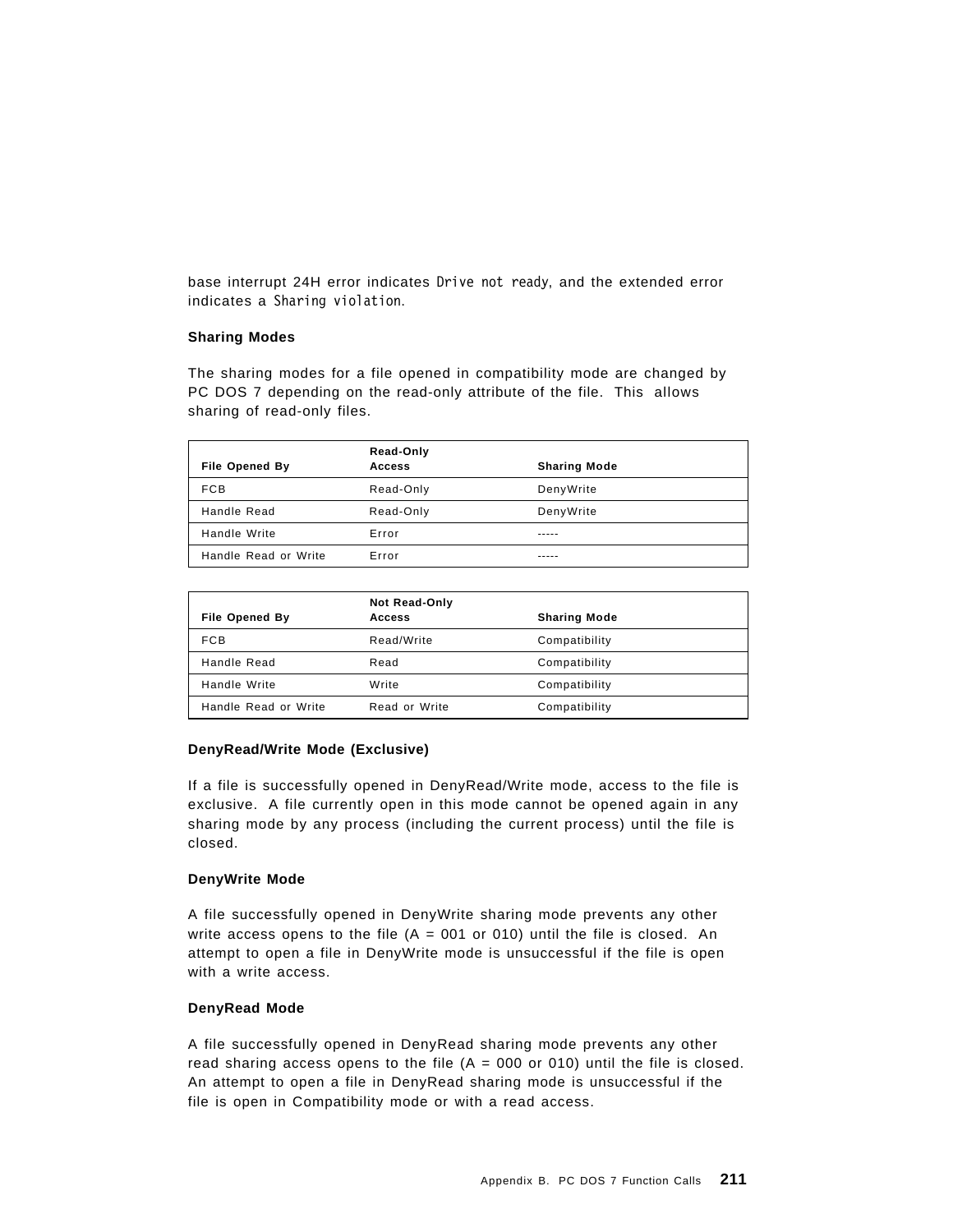base interrupt 24H error indicates `Drive not ready`, and the extended error indicates a `Sharing violation`.

### Sharing Modes

The sharing modes for a file opened in compatibility mode are changed by PC DOS 7 depending on the read-only attribute of the file. This allows sharing of read-only files.

| File Opened By | Read-Only Access | Sharing Mode |
|---|---|---|
| FCB | Read-Only | DenyWrite |
| Handle Read | Read-Only | DenyWrite |
| Handle Write | Error | ----- |
| Handle Read or Write | Error | ----- |

| File Opened By | Not Read-Only Access | Sharing Mode |
|---|---|---|
| FCB | Read/Write | Compatibility |
| Handle Read | Read | Compatibility |
| Handle Write | Write | Compatibility |
| Handle Read or Write | Read or Write | Compatibility |

### DenyRead/Write Mode (Exclusive)

If a file is successfully opened in DenyRead/Write mode, access to the file is exclusive. A file currently open in this mode cannot be opened again in any sharing mode by any process (including the current process) until the file is closed.

### DenyWrite Mode

A file successfully opened in DenyWrite sharing mode prevents any other write access opens to the file (A = 001 or 010) until the file is closed. An attempt to open a file in DenyWrite mode is unsuccessful if the file is open with a write access.

### DenyRead Mode

A file successfully opened in DenyRead sharing mode prevents any other read sharing access opens to the file (A = 000 or 010) until the file is closed. An attempt to open a file in DenyRead sharing mode is unsuccessful if the file is open in Compatibility mode or with a read access.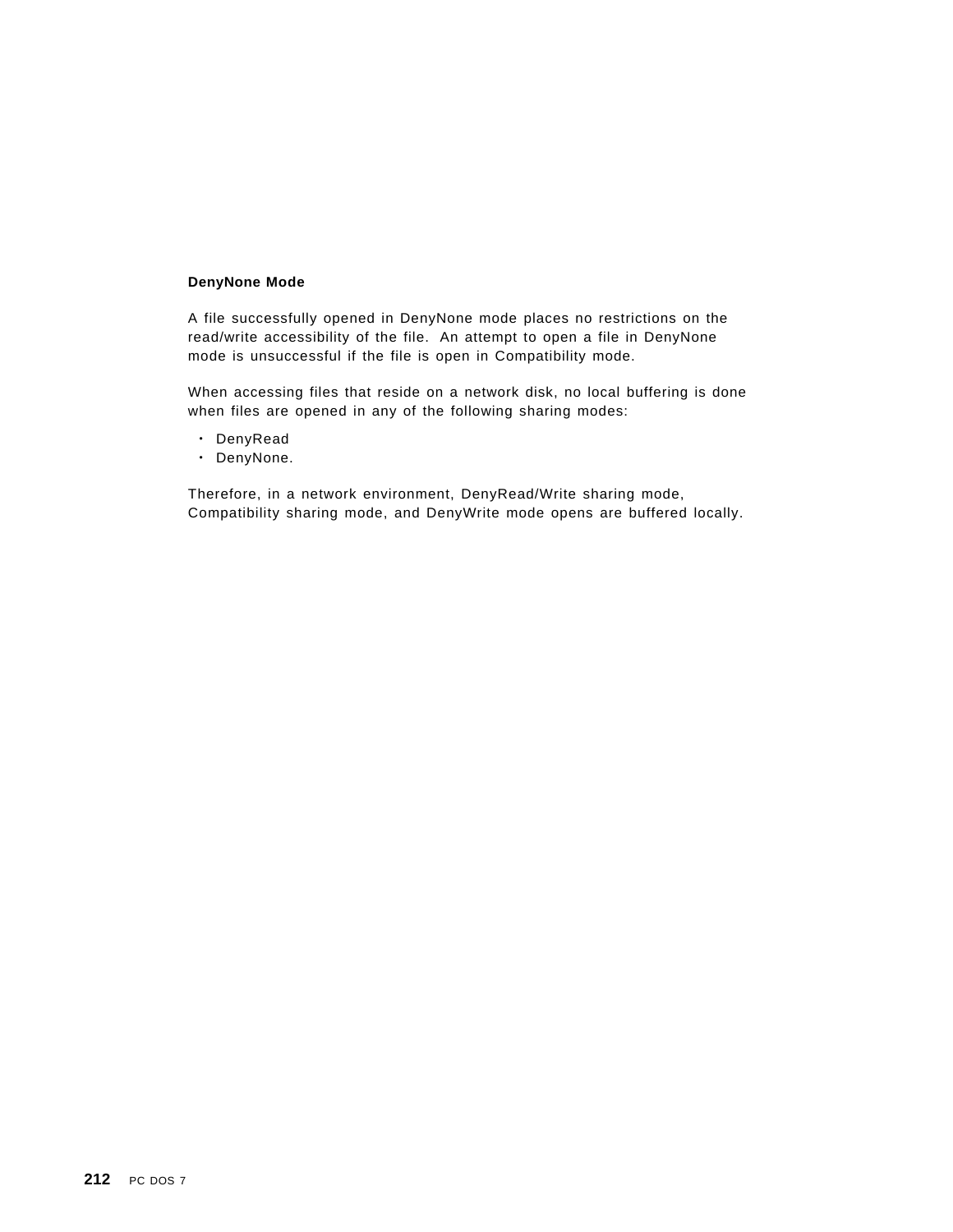### DenyNone Mode

A file successfully opened in DenyNone mode places no restrictions on the read/write accessibility of the file. An attempt to open a file in DenyNone mode is unsuccessful if the file is open in Compatibility mode.

When accessing files that reside on a network disk, no local buffering is done when files are opened in any of the following sharing modes:

- DenyRead
- DenyNone.

Therefore, in a network environment, DenyRead/Write sharing mode, Compatibility sharing mode, and DenyWrite mode opens are buffered locally.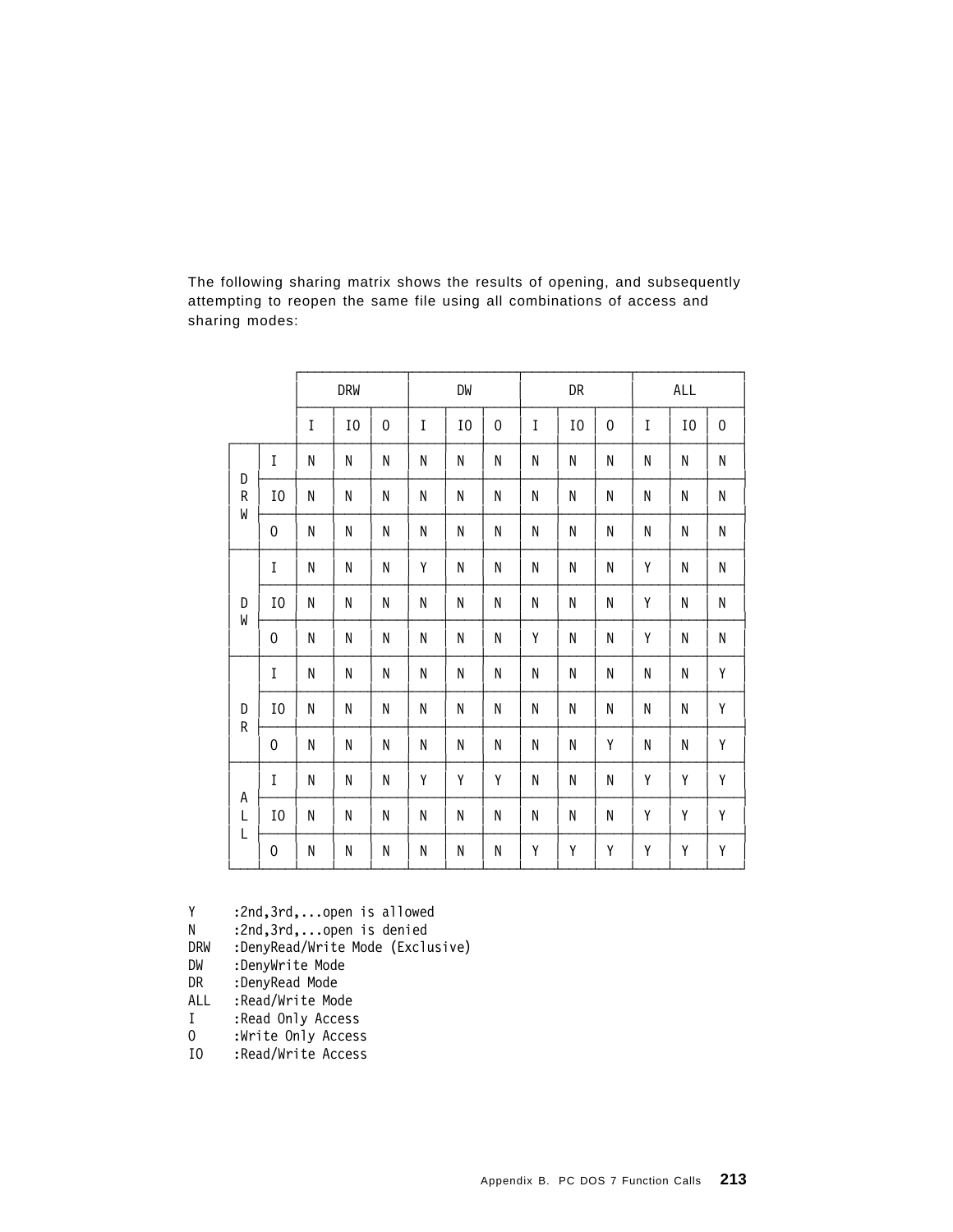The following sharing matrix shows the results of opening, and subsequently attempting to reopen the same file using all combinations of access and sharing modes:

| | | DRW | | | DW | | | DR | | | ALL | | |
|---|---|---|---|---|---|---|---|---|---|---|---|---|---|
| | | I | IO | O | I | IO | O | I | IO | O | I | IO | O |
| DRW | I | N | N | N | N | N | N | N | N | N | N | N | N |
| | IO | N | N | N | N | N | N | N | N | N | N | N | N |
| | O | N | N | N | N | N | N | N | N | N | N | N | N |
| DW | I | N | N | N | Y | N | N | N | N | N | Y | N | N |
| | IO | N | N | N | N | N | N | N | N | N | Y | N | N |
| | O | N | N | N | N | N | N | Y | N | N | Y | N | N |
| DR | I | N | N | N | N | N | N | N | N | N | N | N | Y |
| | IO | N | N | N | N | N | N | N | N | N | N | N | Y |
| | O | N | N | N | N | N | N | N | N | Y | N | N | Y |
| ALL | I | N | N | N | Y | Y | Y | N | N | N | Y | Y | Y |
| | IO | N | N | N | N | N | N | N | N | N | Y | Y | Y |
| | O | N | N | N | N | N | N | Y | Y | Y | Y | Y | Y |

```
Y     :2nd,3rd,...open is allowed
N     :2nd,3rd,...open is denied
DRW   :DenyRead/Write Mode (Exclusive)
DW    :DenyWrite Mode
DR    :DenyRead Mode
ALL   :Read/Write Mode
I     :Read Only Access
O     :Write Only Access
IO    :Read/Write Access
```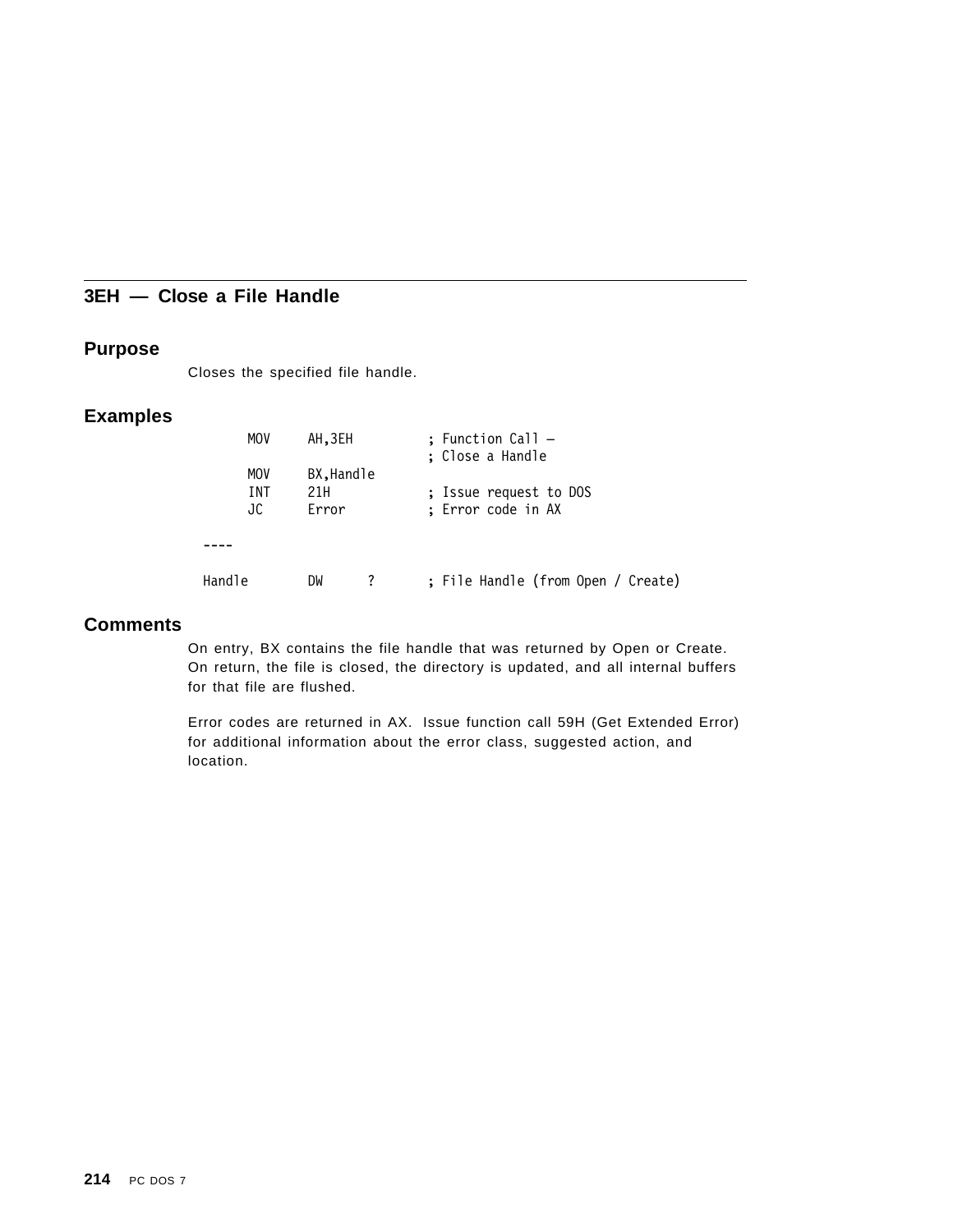## 3EH — Close a File Handle

### Purpose

Closes the specified file handle.

### Examples

```
        MOV     AH,3EH          ; Function Call –
                                ; Close a Handle
        MOV     BX,Handle
        INT     21H             ; Issue request to DOS
        JC      Error           ; Error code in AX

  ----

  Handle        DW      ?       ; File Handle (from Open / Create)
```

### Comments

On entry, BX contains the file handle that was returned by Open or Create. On return, the file is closed, the directory is updated, and all internal buffers for that file are flushed.

Error codes are returned in AX. Issue function call 59H (Get Extended Error) for additional information about the error class, suggested action, and location.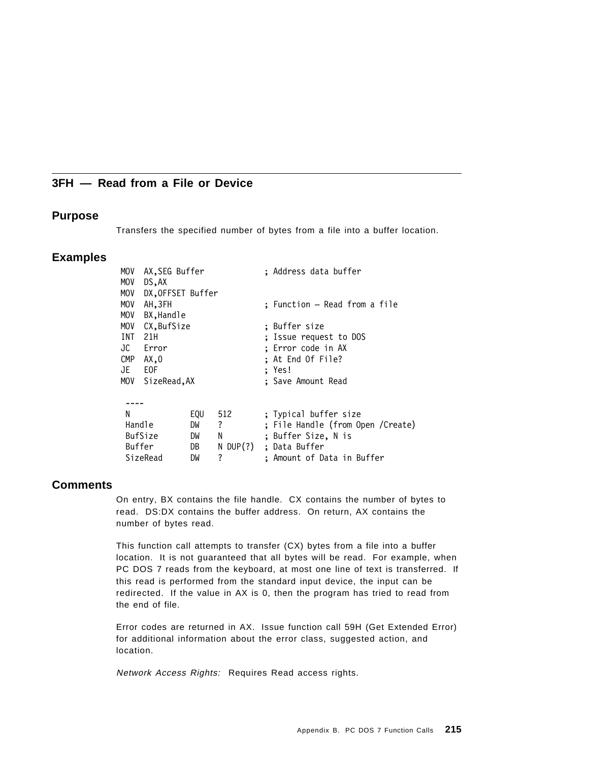## 3FH — Read from a File or Device

### Purpose

Transfers the specified number of bytes from a file into a buffer location.

### Examples

```
MOV  AX,SEG Buffer             ; Address data buffer
MOV  DS,AX
MOV  DX,OFFSET Buffer
MOV  AH,3FH                    ; Function — Read from a file
MOV  BX,Handle
MOV  CX,BufSize                ; Buffer size
INT  21H                       ; Issue request to DOS
JC   Error                     ; Error code in AX
CMP  AX,0                      ; At End Of File?
JE   EOF                       ; Yes!
MOV  SizeRead,AX               ; Save Amount Read

 ----
 N            EQU   512        ; Typical buffer size
 Handle       DW    ?          ; File Handle (from Open /Create)
 BufSize      DW    N          ; Buffer Size, N is
 Buffer       DB    N DUP(?)   ; Data Buffer
 SizeRead     DW    ?          ; Amount of Data in Buffer
```

### Comments

On entry, BX contains the file handle. CX contains the number of bytes to read. DS:DX contains the buffer address. On return, AX contains the number of bytes read.

This function call attempts to transfer (CX) bytes from a file into a buffer location. It is not guaranteed that all bytes will be read. For example, when PC DOS 7 reads from the keyboard, at most one line of text is transferred. If this read is performed from the standard input device, the input can be redirected. If the value in AX is 0, then the program has tried to read from the end of file.

Error codes are returned in AX. Issue function call 59H (Get Extended Error) for additional information about the error class, suggested action, and location.

*Network Access Rights:* Requires Read access rights.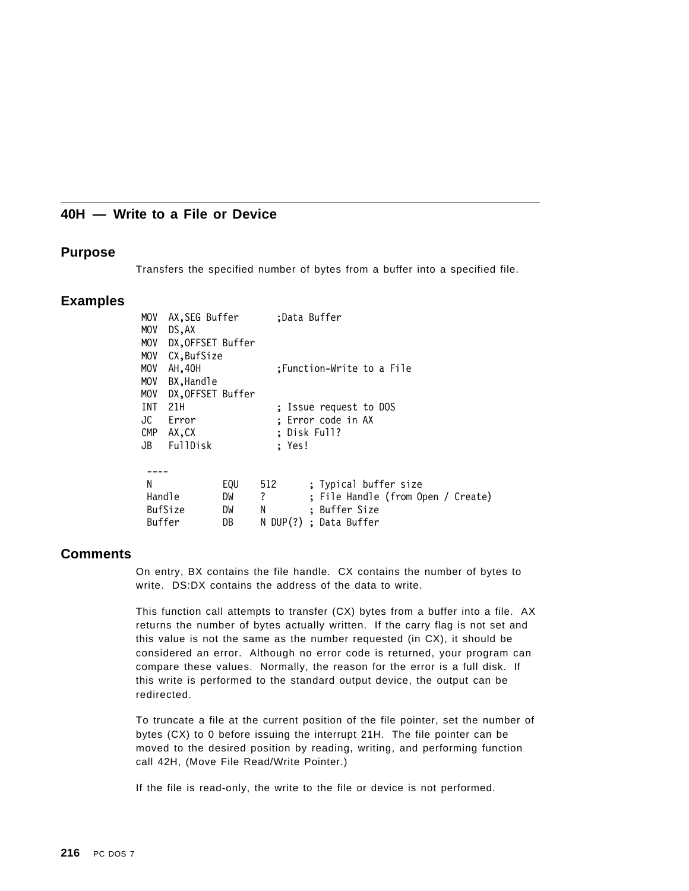## 40H — Write to a File or Device

### Purpose

Transfers the specified number of bytes from a buffer into a specified file.

### Examples

```
MOV  AX,SEG Buffer       ;Data Buffer
MOV  DS,AX
MOV  DX,OFFSET Buffer
MOV  CX,BufSize
MOV  AH,40H              ;Function-Write to a File
MOV  BX,Handle
MOV  DX,OFFSET Buffer
INT  21H                 ; Issue request to DOS
JC   Error               ; Error code in AX
CMP  AX,CX               ; Disk Full?
JB   FullDisk            ; Yes!

 ----
 N            EQU    512      ; Typical buffer size
 Handle       DW     ?        ; File Handle (from Open / Create)
 BufSize      DW     N        ; Buffer Size
 Buffer       DB     N DUP(?) ; Data Buffer
```

### Comments

On entry, BX contains the file handle. CX contains the number of bytes to write. DS:DX contains the address of the data to write.

This function call attempts to transfer (CX) bytes from a buffer into a file. AX returns the number of bytes actually written. If the carry flag is not set and this value is not the same as the number requested (in CX), it should be considered an error. Although no error code is returned, your program can compare these values. Normally, the reason for the error is a full disk. If this write is performed to the standard output device, the output can be redirected.

To truncate a file at the current position of the file pointer, set the number of bytes (CX) to 0 before issuing the interrupt 21H. The file pointer can be moved to the desired position by reading, writing, and performing function call 42H, (Move File Read/Write Pointer.)

If the file is read-only, the write to the file or device is not performed.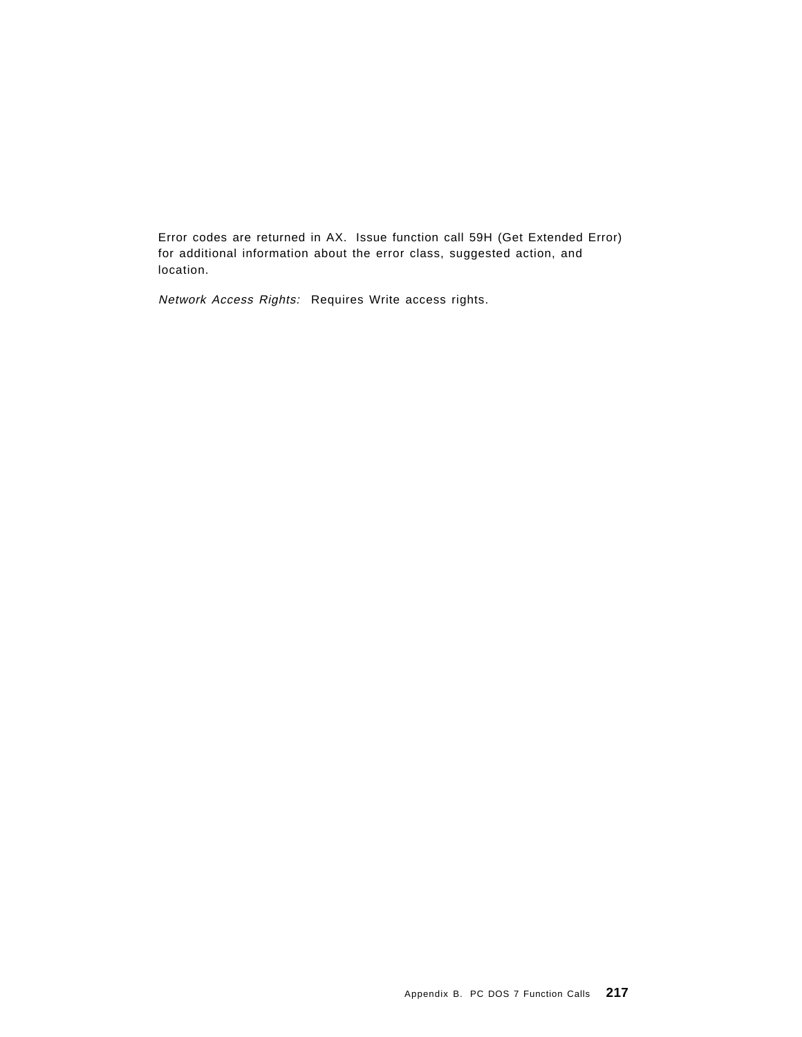Error codes are returned in AX. Issue function call 59H (Get Extended Error) for additional information about the error class, suggested action, and location.

*Network Access Rights:* Requires Write access rights.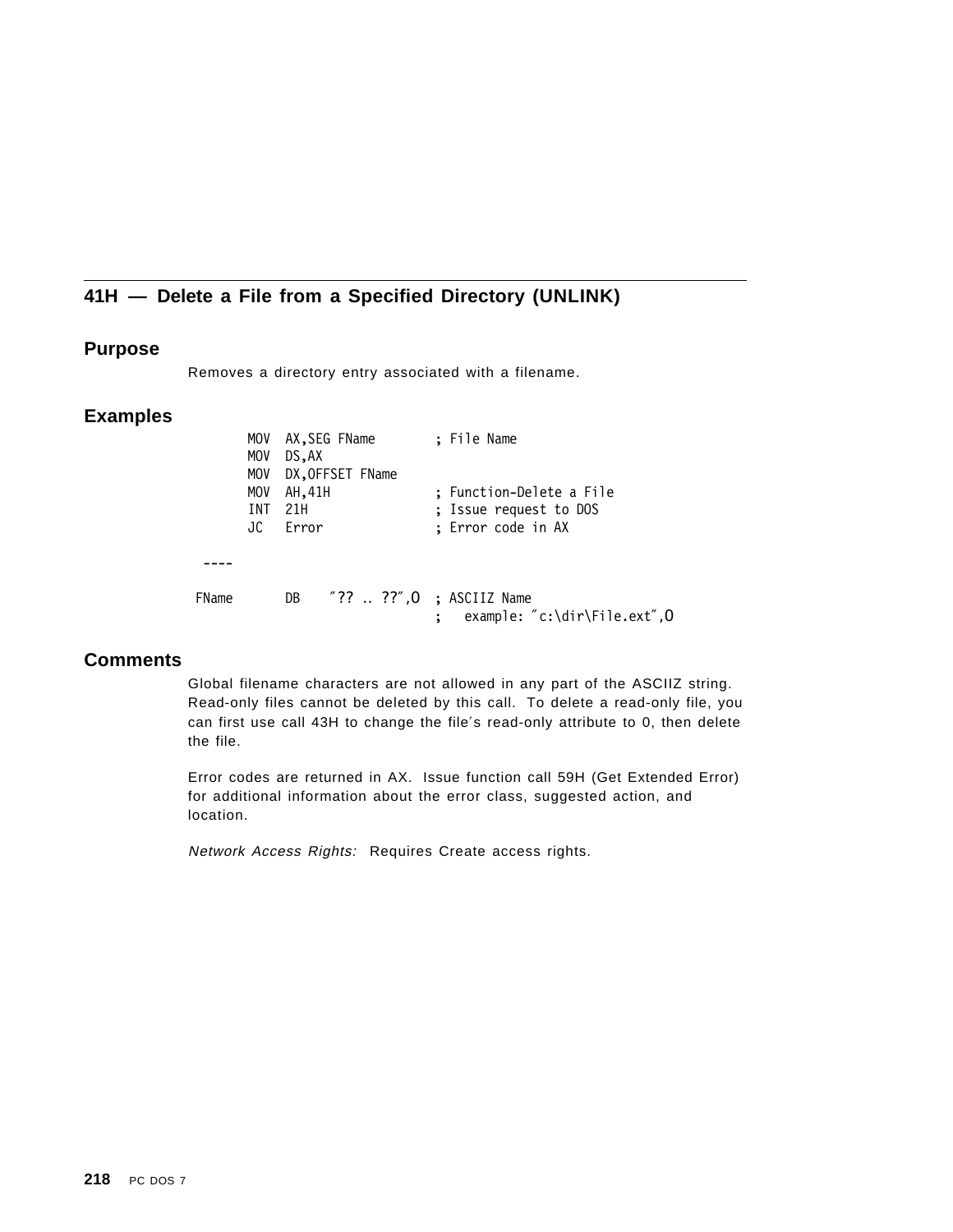## 41H — Delete a File from a Specified Directory (UNLINK)

### Purpose

Removes a directory entry associated with a filename.

### Examples

```
        MOV  AX,SEG FName       ; File Name
        MOV  DS,AX
        MOV  DX,OFFSET FName
        MOV  AH,41H             ; Function-Delete a File
        INT  21H                ; Issue request to DOS
        JC   Error              ; Error code in AX

  ----

 FName       DB    "?? .. ??",0  ; ASCIIZ Name
                                 ;   example: "c:\dir\File.ext",0
```

### Comments

Global filename characters are not allowed in any part of the ASCIIZ string. Read-only files cannot be deleted by this call. To delete a read-only file, you can first use call 43H to change the file's read-only attribute to 0, then delete the file.

Error codes are returned in AX. Issue function call 59H (Get Extended Error) for additional information about the error class, suggested action, and location.

*Network Access Rights:* Requires Create access rights.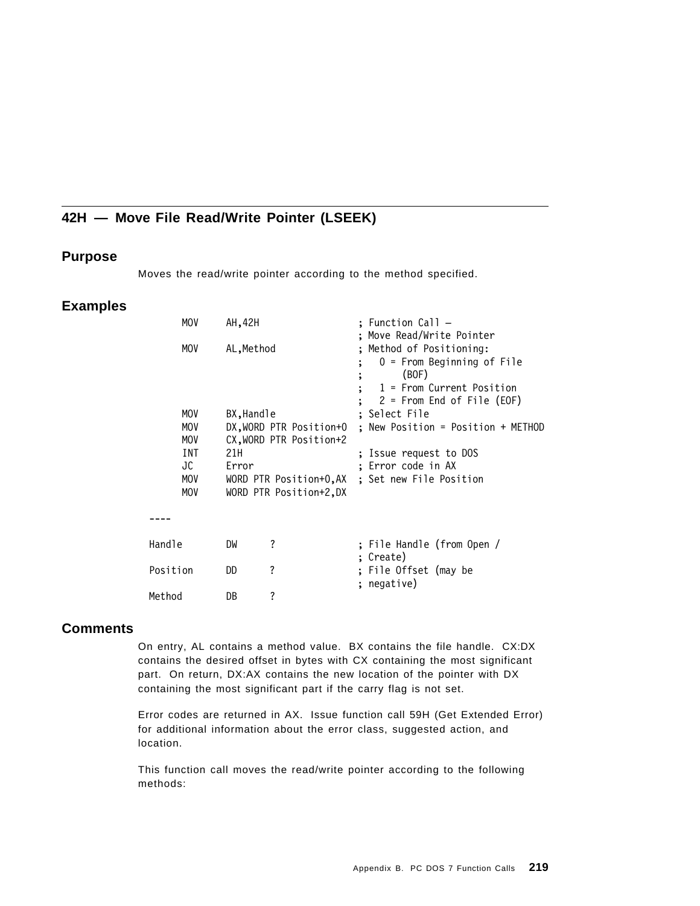## 42H — Move File Read/Write Pointer (LSEEK)

### Purpose

Moves the read/write pointer according to the method specified.

### Examples

```
        MOV     AH,42H                  ; Function Call –
                                        ; Move Read/Write Pointer
        MOV     AL,Method               ; Method of Positioning:
                                        ;   0 = From Beginning of File
                                        ;       (BOF)
                                        ;   1 = From Current Position
                                        ;   2 = From End of File (EOF)
        MOV     BX,Handle               ; Select File
        MOV     DX,WORD PTR Position+0  ; New Position = Position + METHOD
        MOV     CX,WORD PTR Position+2
        INT     21H                     ; Issue request to DOS
        JC      Error                   ; Error code in AX
        MOV     WORD PTR Position+0,AX  ; Set new File Position
        MOV     WORD PTR Position+2,DX

  ----

  Handle        DW      ?               ; File Handle (from Open /
                                        ; Create)
  Position      DD      ?               ; File Offset (may be
                                        ; negative)
  Method        DB      ?
```

### Comments

On entry, AL contains a method value. BX contains the file handle. CX:DX contains the desired offset in bytes with CX containing the most significant part. On return, DX:AX contains the new location of the pointer with DX containing the most significant part if the carry flag is not set.

Error codes are returned in AX. Issue function call 59H (Get Extended Error) for additional information about the error class, suggested action, and location.

This function call moves the read/write pointer according to the following methods: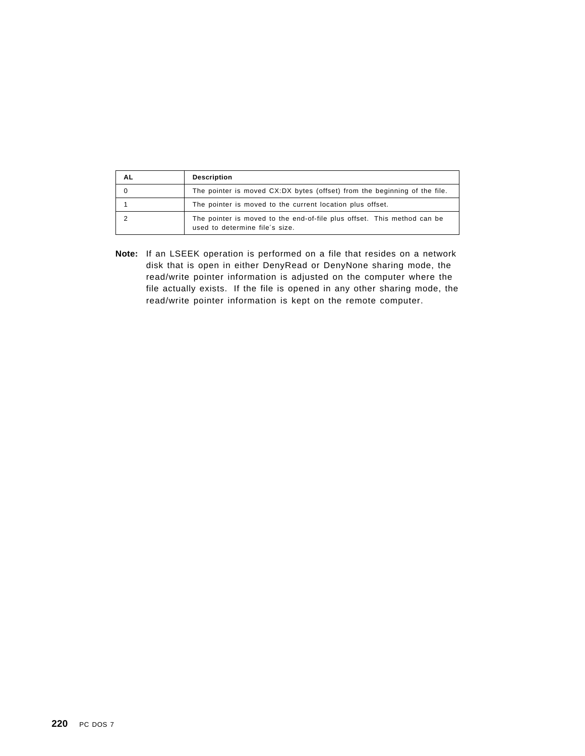| AL | Description |
| --- | --- |
| 0 | The pointer is moved CX:DX bytes (offset) from the beginning of the file. |
| 1 | The pointer is moved to the current location plus offset. |
| 2 | The pointer is moved to the end-of-file plus offset. This method can be used to determine file´s size. |

**Note:** If an LSEEK operation is performed on a file that resides on a network disk that is open in either DenyRead or DenyNone sharing mode, the read/write pointer information is adjusted on the computer where the file actually exists. If the file is opened in any other sharing mode, the read/write pointer information is kept on the remote computer.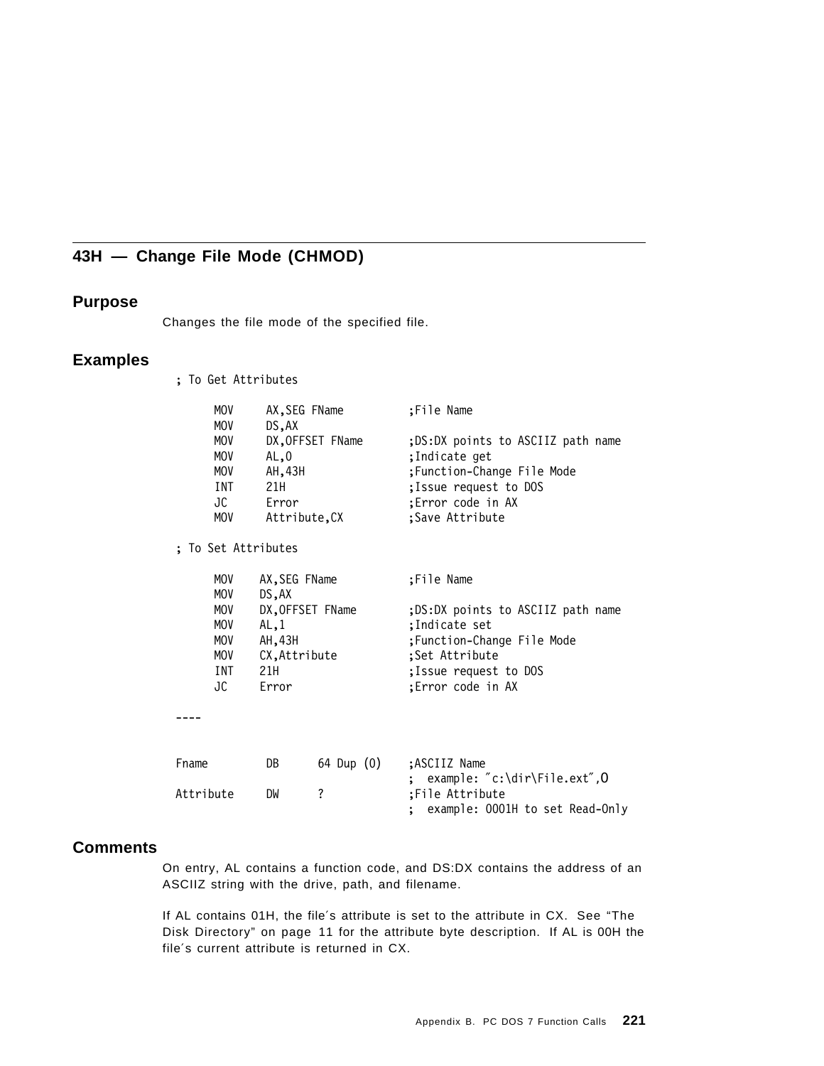## 43H — Change File Mode (CHMOD)

### Purpose

Changes the file mode of the specified file.

### Examples

```
; To Get Attributes

      MOV     AX,SEG FName          ;File Name
      MOV     DS,AX
      MOV     DX,OFFSET FName       ;DS:DX points to ASCIIZ path name
      MOV     AL,0                  ;Indicate get
      MOV     AH,43H                ;Function-Change File Mode
      INT     21H                   ;Issue request to DOS
      JC      Error                 ;Error code in AX
      MOV     Attribute,CX          ;Save Attribute

; To Set Attributes

      MOV    AX,SEG FName           ;File Name
      MOV    DS,AX
      MOV    DX,OFFSET FName        ;DS:DX points to ASCIIZ path name
      MOV    AL,1                   ;Indicate set
      MOV    AH,43H                 ;Function-Change File Mode
      MOV    CX,Attribute           ;Set Attribute
      INT    21H                    ;Issue request to DOS
      JC     Error                  ;Error code in AX

----

Fname        DB      64 Dup (0)     ;ASCIIZ Name
                                    ;  example: "c:\dir\File.ext",0
Attribute    DW      ?              ;File Attribute
                                    ;  example: 0001H to set Read-Only
```

### Comments

On entry, AL contains a function code, and DS:DX contains the address of an ASCIIZ string with the drive, path, and filename.

If AL contains 01H, the file's attribute is set to the attribute in CX. See "The Disk Directory" on page 11 for the attribute byte description. If AL is 00H the file's current attribute is returned in CX.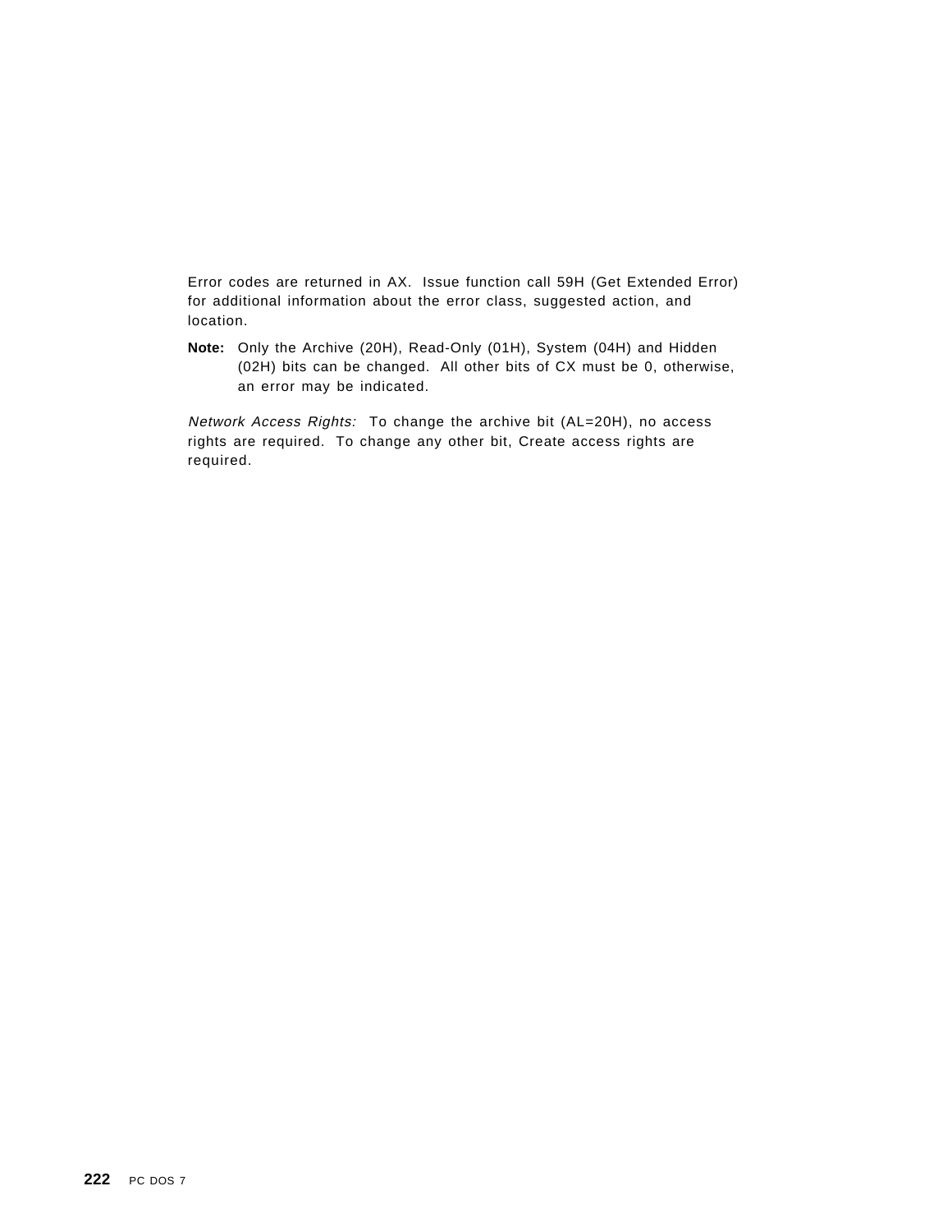Error codes are returned in AX. Issue function call 59H (Get Extended Error) for additional information about the error class, suggested action, and location.

**Note:** Only the Archive (20H), Read-Only (01H), System (04H) and Hidden (02H) bits can be changed. All other bits of CX must be 0, otherwise, an error may be indicated.

*Network Access Rights:* To change the archive bit (AL=20H), no access rights are required. To change any other bit, Create access rights are required.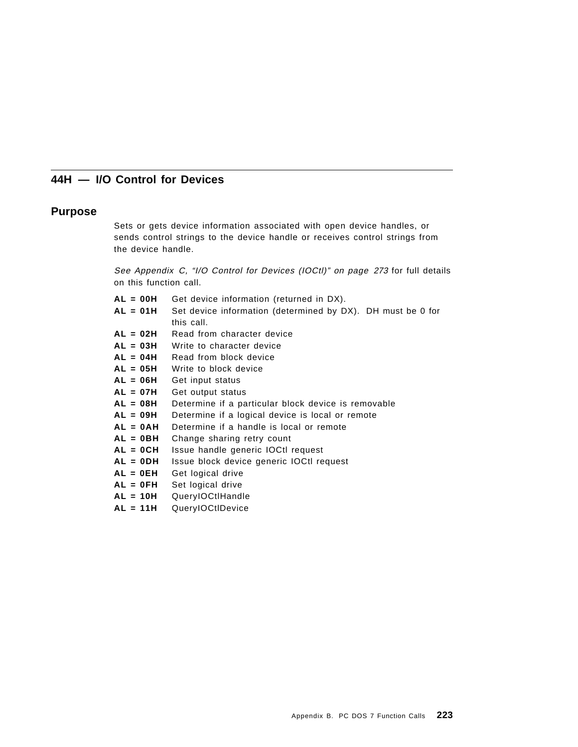## 44H — I/O Control for Devices

### Purpose

Sets or gets device information associated with open device handles, or sends control strings to the device handle or receives control strings from the device handle.

*See Appendix C, "I/O Control for Devices (IOCtl)" on page 273* for full details on this function call.

| | |
|---|---|
| **AL = 00H** | Get device information (returned in DX). |
| **AL = 01H** | Set device information (determined by DX). DH must be 0 for this call. |
| **AL = 02H** | Read from character device |
| **AL = 03H** | Write to character device |
| **AL = 04H** | Read from block device |
| **AL = 05H** | Write to block device |
| **AL = 06H** | Get input status |
| **AL = 07H** | Get output status |
| **AL = 08H** | Determine if a particular block device is removable |
| **AL = 09H** | Determine if a logical device is local or remote |
| **AL = 0AH** | Determine if a handle is local or remote |
| **AL = 0BH** | Change sharing retry count |
| **AL = 0CH** | Issue handle generic IOCtl request |
| **AL = 0DH** | Issue block device generic IOCtl request |
| **AL = 0EH** | Get logical drive |
| **AL = 0FH** | Set logical drive |
| **AL = 10H** | QueryIOCtlHandle |
| **AL = 11H** | QueryIOCtlDevice |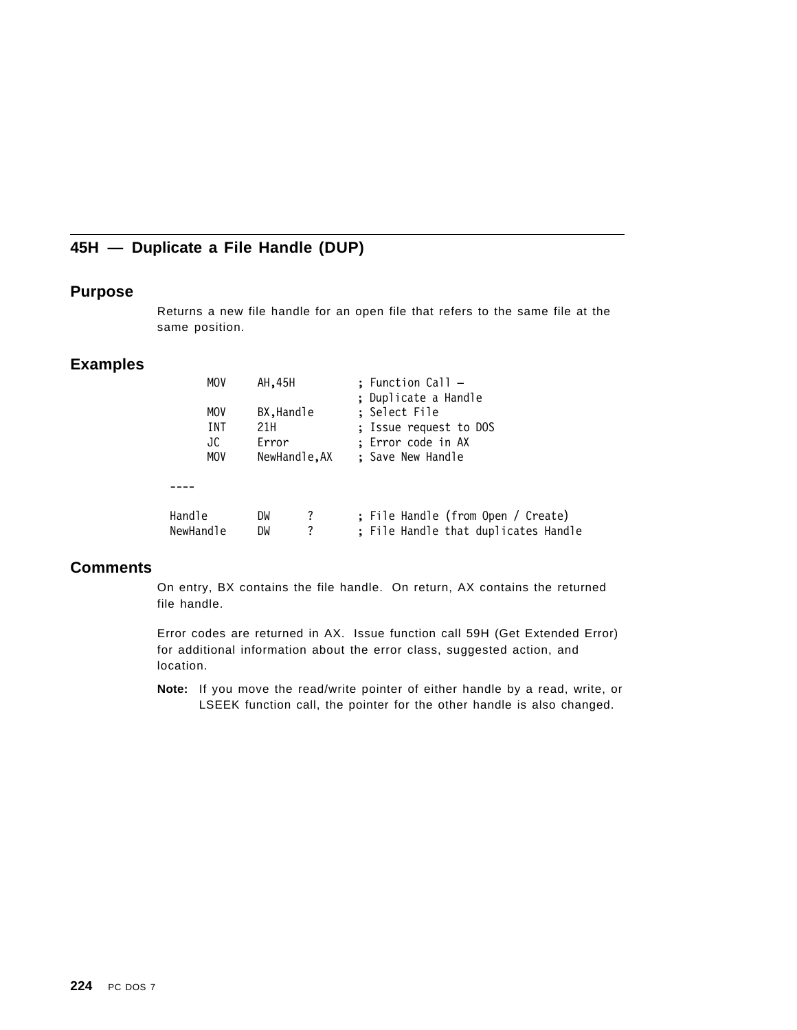## 45H — Duplicate a File Handle (DUP)

### Purpose

Returns a new file handle for an open file that refers to the same file at the same position.

### Examples

```
        MOV     AH,45H          ; Function Call –
                                ; Duplicate a Handle
        MOV     BX,Handle       ; Select File
        INT     21H             ; Issue request to DOS
        JC      Error           ; Error code in AX
        MOV     NewHandle,AX    ; Save New Handle

  ----

  Handle        DW      ?       ; File Handle (from Open / Create)
  NewHandle     DW      ?       ; File Handle that duplicates Handle
```

### Comments

On entry, BX contains the file handle. On return, AX contains the returned file handle.

Error codes are returned in AX. Issue function call 59H (Get Extended Error) for additional information about the error class, suggested action, and location.

**Note:** If you move the read/write pointer of either handle by a read, write, or LSEEK function call, the pointer for the other handle is also changed.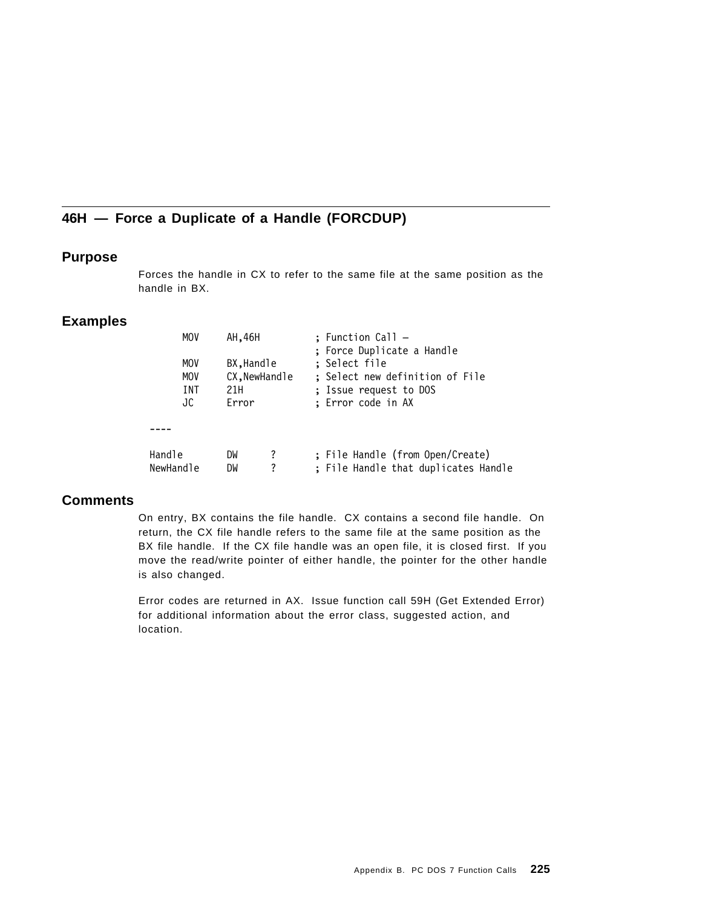## 46H — Force a Duplicate of a Handle (FORCDUP)

### Purpose

Forces the handle in CX to refer to the same file at the same position as the handle in BX.

### Examples

```
        MOV     AH,46H          ; Function Call –
                                ; Force Duplicate a Handle
        MOV     BX,Handle       ; Select file
        MOV     CX,NewHandle    ; Select new definition of File
        INT     21H             ; Issue request to DOS
        JC      Error           ; Error code in AX

  ----

Handle          DW      ?       ; File Handle (from Open/Create)
NewHandle       DW      ?       ; File Handle that duplicates Handle
```

### Comments

On entry, BX contains the file handle. CX contains a second file handle. On return, the CX file handle refers to the same file at the same position as the BX file handle. If the CX file handle was an open file, it is closed first. If you move the read/write pointer of either handle, the pointer for the other handle is also changed.

Error codes are returned in AX. Issue function call 59H (Get Extended Error) for additional information about the error class, suggested action, and location.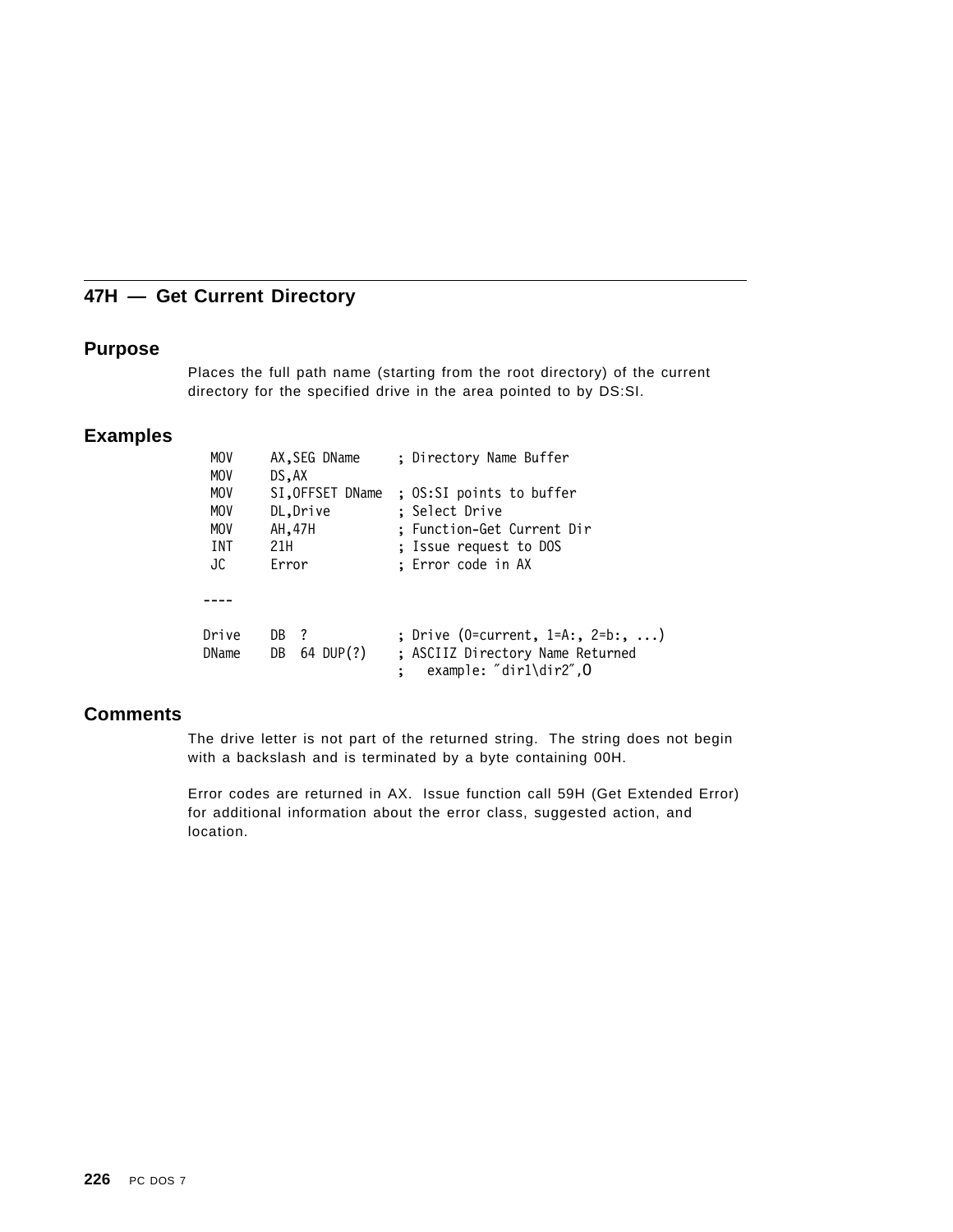## 47H — Get Current Directory

### Purpose

Places the full path name (starting from the root directory) of the current directory for the specified drive in the area pointed to by DS:SI.

### Examples

```
 MOV     AX,SEG DName     ; Directory Name Buffer
 MOV     DS,AX
 MOV     SI,OFFSET DName  ; OS:SI points to buffer
 MOV     DL,Drive         ; Select Drive
 MOV     AH,47H           ; Function-Get Current Dir
 INT     21H              ; Issue request to DOS
 JC      Error            ; Error code in AX

----

Drive    DB  ?            ; Drive (0=current, 1=A:, 2=b:, ...)
DName    DB  64 DUP(?)    ; ASCIIZ Directory Name Returned
                          ;   example: "dir1\dir2",0
```

### Comments

The drive letter is not part of the returned string. The string does not begin with a backslash and is terminated by a byte containing 00H.

Error codes are returned in AX. Issue function call 59H (Get Extended Error) for additional information about the error class, suggested action, and location.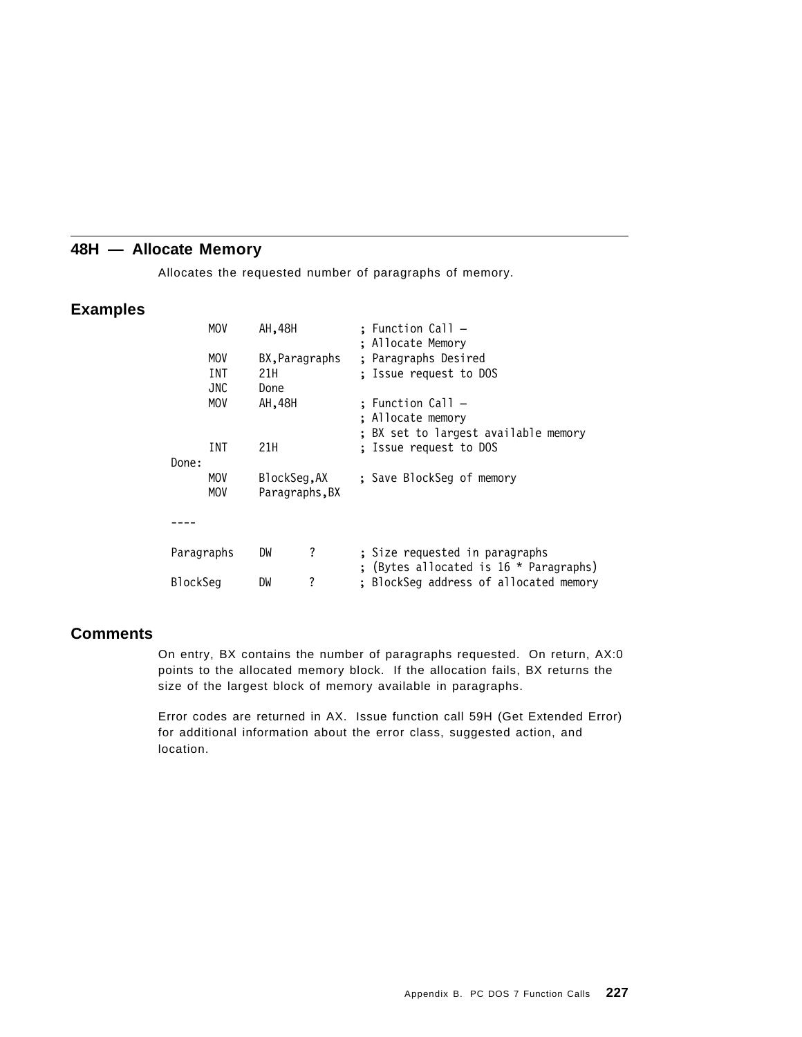## 48H — Allocate Memory

Allocates the requested number of paragraphs of memory.

### Examples

```
        MOV     AH,48H          ; Function Call –
                                ; Allocate Memory
        MOV     BX,Paragraphs   ; Paragraphs Desired
        INT     21H             ; Issue request to DOS
        JNC     Done
        MOV     AH,48H          ; Function Call –
                                ; Allocate memory
                                ; BX set to largest available memory
        INT     21H             ; Issue request to DOS
Done:
        MOV     BlockSeg,AX     ; Save BlockSeg of memory
        MOV     Paragraphs,BX

 ----

 Paragraphs    DW      ?        ; Size requested in paragraphs
                                ; (Bytes allocated is 16 * Paragraphs)
 BlockSeg      DW      ?        ; BlockSeg address of allocated memory
```

### Comments

On entry, BX contains the number of paragraphs requested. On return, AX:0 points to the allocated memory block. If the allocation fails, BX returns the size of the largest block of memory available in paragraphs.

Error codes are returned in AX. Issue function call 59H (Get Extended Error) for additional information about the error class, suggested action, and location.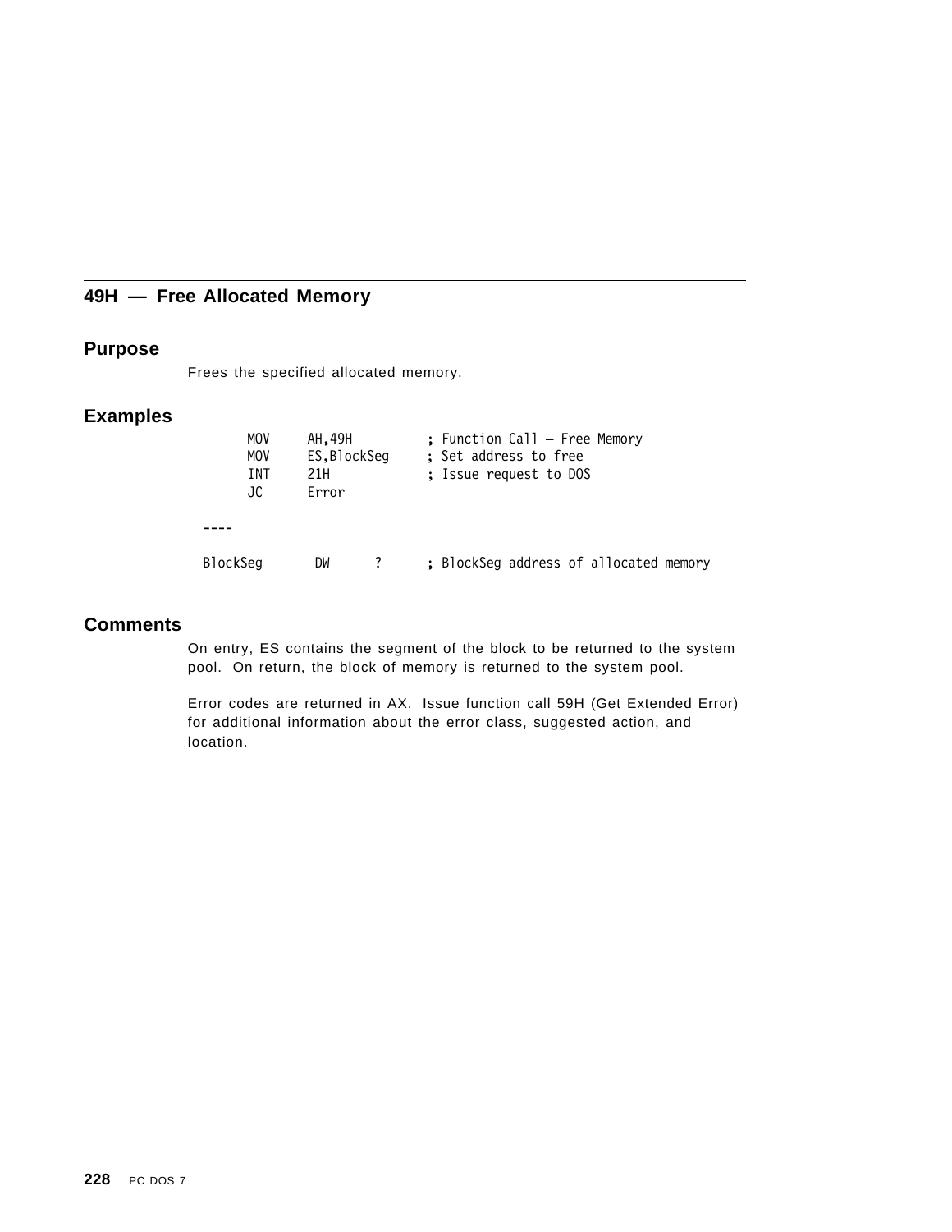## 49H — Free Allocated Memory

### Purpose

Frees the specified allocated memory.

### Examples

```
        MOV     AH,49H          ; Function Call — Free Memory
        MOV     ES,BlockSeg     ; Set address to free
        INT     21H             ; Issue request to DOS
        JC      Error

  ----

  BlockSeg       DW      ?      ; BlockSeg address of allocated memory
```

### Comments

On entry, ES contains the segment of the block to be returned to the system pool. On return, the block of memory is returned to the system pool.

Error codes are returned in AX. Issue function call 59H (Get Extended Error) for additional information about the error class, suggested action, and location.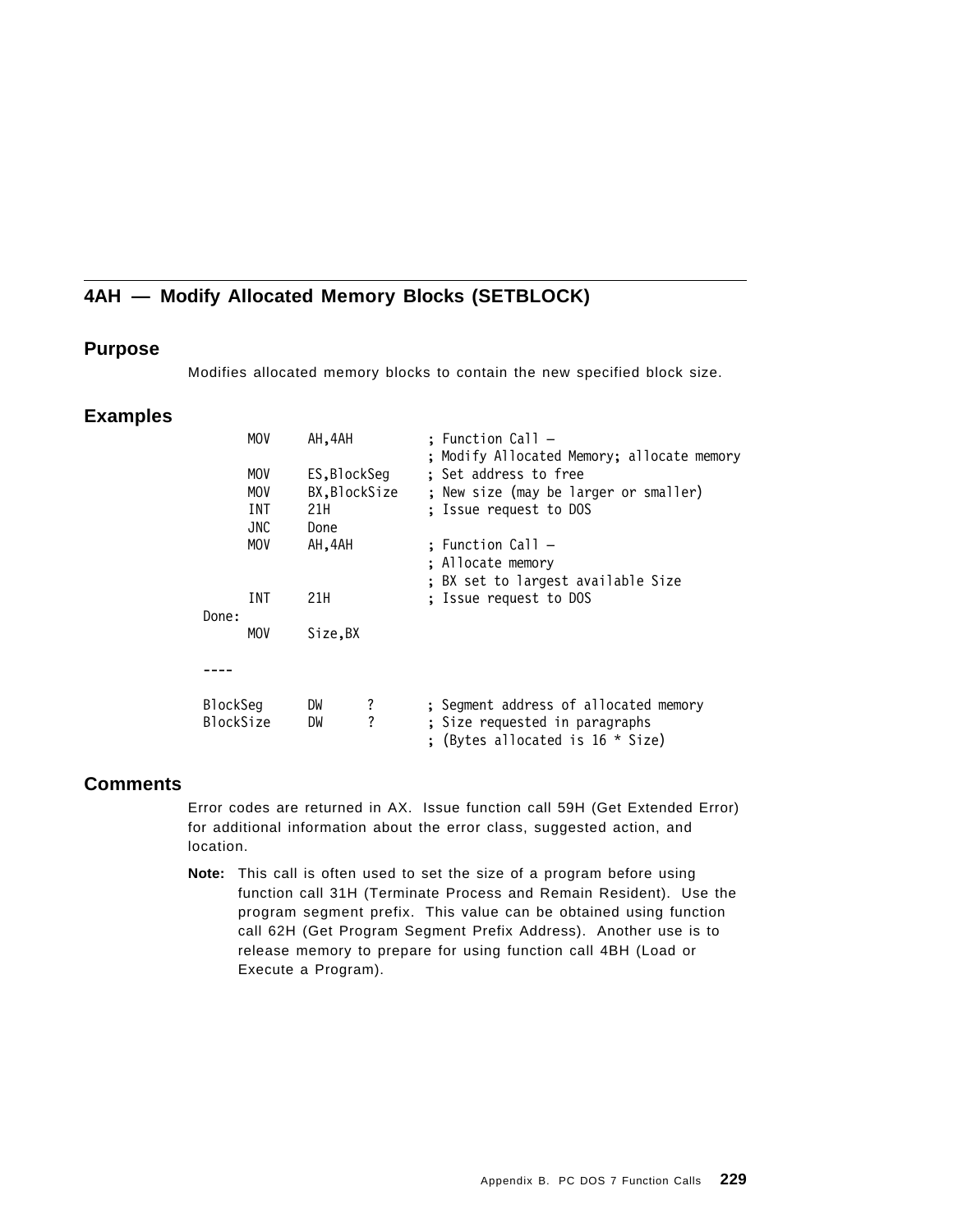## 4AH — Modify Allocated Memory Blocks (SETBLOCK)

### Purpose

Modifies allocated memory blocks to contain the new specified block size.

### Examples

```
        MOV     AH,4AH          ; Function Call –
                                ; Modify Allocated Memory; allocate memory
        MOV     ES,BlockSeg     ; Set address to free
        MOV     BX,BlockSize    ; New size (may be larger or smaller)
        INT     21H             ; Issue request to DOS
        JNC     Done
        MOV     AH,4AH          ; Function Call –
                                ; Allocate memory
                                ; BX set to largest available Size
        INT     21H             ; Issue request to DOS
Done:
        MOV     Size,BX

----

BlockSeg      DW     ?          ; Segment address of allocated memory
BlockSize     DW     ?          ; Size requested in paragraphs
                                ; (Bytes allocated is 16 * Size)
```

### Comments

Error codes are returned in AX. Issue function call 59H (Get Extended Error) for additional information about the error class, suggested action, and location.

**Note:** This call is often used to set the size of a program before using function call 31H (Terminate Process and Remain Resident). Use the program segment prefix. This value can be obtained using function call 62H (Get Program Segment Prefix Address). Another use is to release memory to prepare for using function call 4BH (Load or Execute a Program).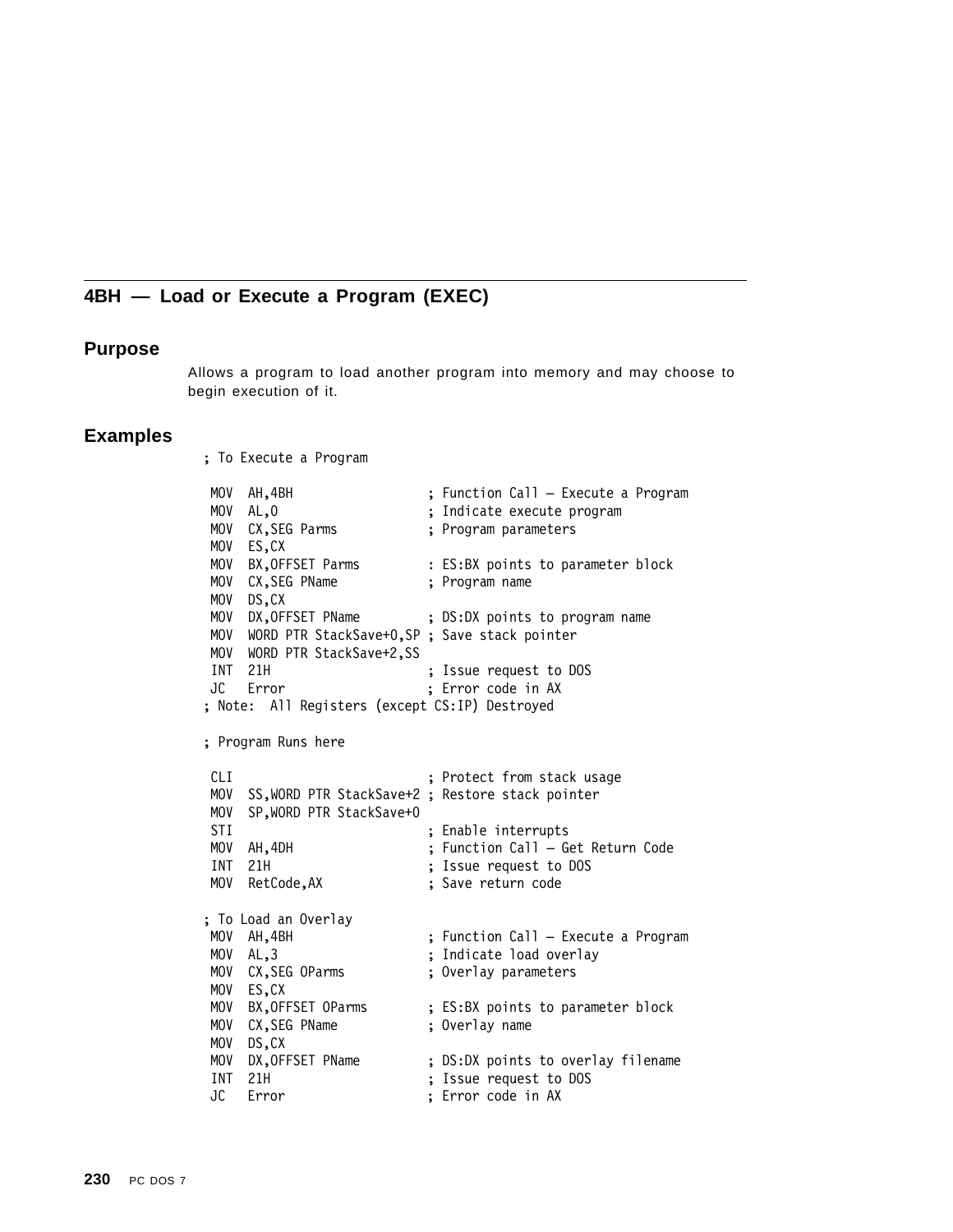## 4BH — Load or Execute a Program (EXEC)

### Purpose

Allows a program to load another program into memory and may choose to begin execution of it.

### Examples

```
; To Execute a Program

 MOV  AH,4BH                   ; Function Call — Execute a Program
 MOV  AL,0                     ; Indicate execute program
 MOV  CX,SEG Parms             ; Program parameters
 MOV  ES,CX
 MOV  BX,OFFSET Parms          : ES:BX points to parameter block
 MOV  CX,SEG PName             ; Program name
 MOV  DS,CX
 MOV  DX,OFFSET PName          ; DS:DX points to program name
 MOV  WORD PTR StackSave+0,SP ; Save stack pointer
 MOV  WORD PTR StackSave+2,SS
 INT  21H                      ; Issue request to DOS
 JC   Error                    ; Error code in AX
; Note:  All Registers (except CS:IP) Destroyed

; Program Runs here

 CLI                           ; Protect from stack usage
 MOV  SS,WORD PTR StackSave+2 ; Restore stack pointer
 MOV  SP,WORD PTR StackSave+0
 STI                           ; Enable interrupts
 MOV  AH,4DH                   ; Function Call — Get Return Code
 INT  21H                      ; Issue request to DOS
 MOV  RetCode,AX               ; Save return code

; To Load an Overlay
 MOV  AH,4BH                   ; Function Call — Execute a Program
 MOV  AL,3                     ; Indicate load overlay
 MOV  CX,SEG OParms            ; Overlay parameters
 MOV  ES,CX
 MOV  BX,OFFSET OParms         ; ES:BX points to parameter block
 MOV  CX,SEG PName             ; Overlay name
 MOV  DS,CX
 MOV  DX,OFFSET PName          ; DS:DX points to overlay filename
 INT  21H                      ; Issue request to DOS
 JC   Error                    ; Error code in AX
```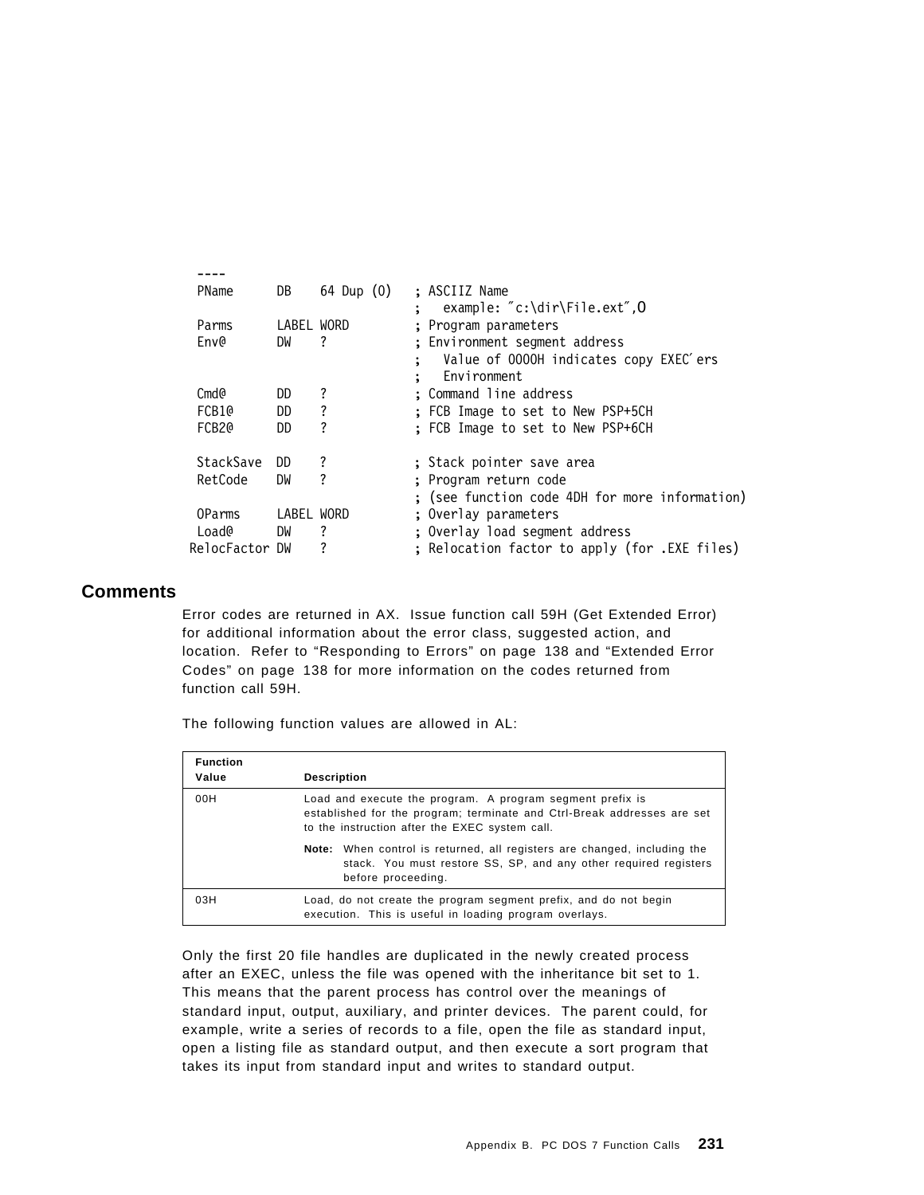```
  ----
  PName       DB    64 Dup (0)    ; ASCIIZ Name
                                  ;   example: "c:\dir\File.ext",0
  Parms       LABEL WORD          ; Program parameters
  Env@        DW    ?             ; Environment segment address
                                  ;   Value of 0000H indicates copy EXEC'ers
                                  ;   Environment
  Cmd@        DD    ?             ; Command line address
  FCB1@       DD    ?             ; FCB Image to set to New PSP+5CH
  FCB2@       DD    ?             ; FCB Image to set to New PSP+6CH

  StackSave   DD    ?             ; Stack pointer save area
  RetCode     DW    ?             ; Program return code
                                  ; (see function code 4DH for more information)
  OParms      LABEL WORD          ; Overlay parameters
  Load@       DW    ?             ; Overlay load segment address
 RelocFactor DW     ?             ; Relocation factor to apply (for .EXE files)
```

## Comments

Error codes are returned in AX. Issue function call 59H (Get Extended Error) for additional information about the error class, suggested action, and location. Refer to "Responding to Errors" on page 138 and "Extended Error Codes" on page 138 for more information on the codes returned from function call 59H.

The following function values are allowed in AL:

| Function Value | Description |
|---|---|
| 00H | Load and execute the program. A program segment prefix is established for the program; terminate and Ctrl-Break addresses are set to the instruction after the EXEC system call. **Note:** When control is returned, all registers are changed, including the stack. You must restore SS, SP, and any other required registers before proceeding. |
| 03H | Load, do not create the program segment prefix, and do not begin execution. This is useful in loading program overlays. |

Only the first 20 file handles are duplicated in the newly created process after an EXEC, unless the file was opened with the inheritance bit set to 1. This means that the parent process has control over the meanings of standard input, output, auxiliary, and printer devices. The parent could, for example, write a series of records to a file, open the file as standard input, open a listing file as standard output, and then execute a sort program that takes its input from standard input and writes to standard output.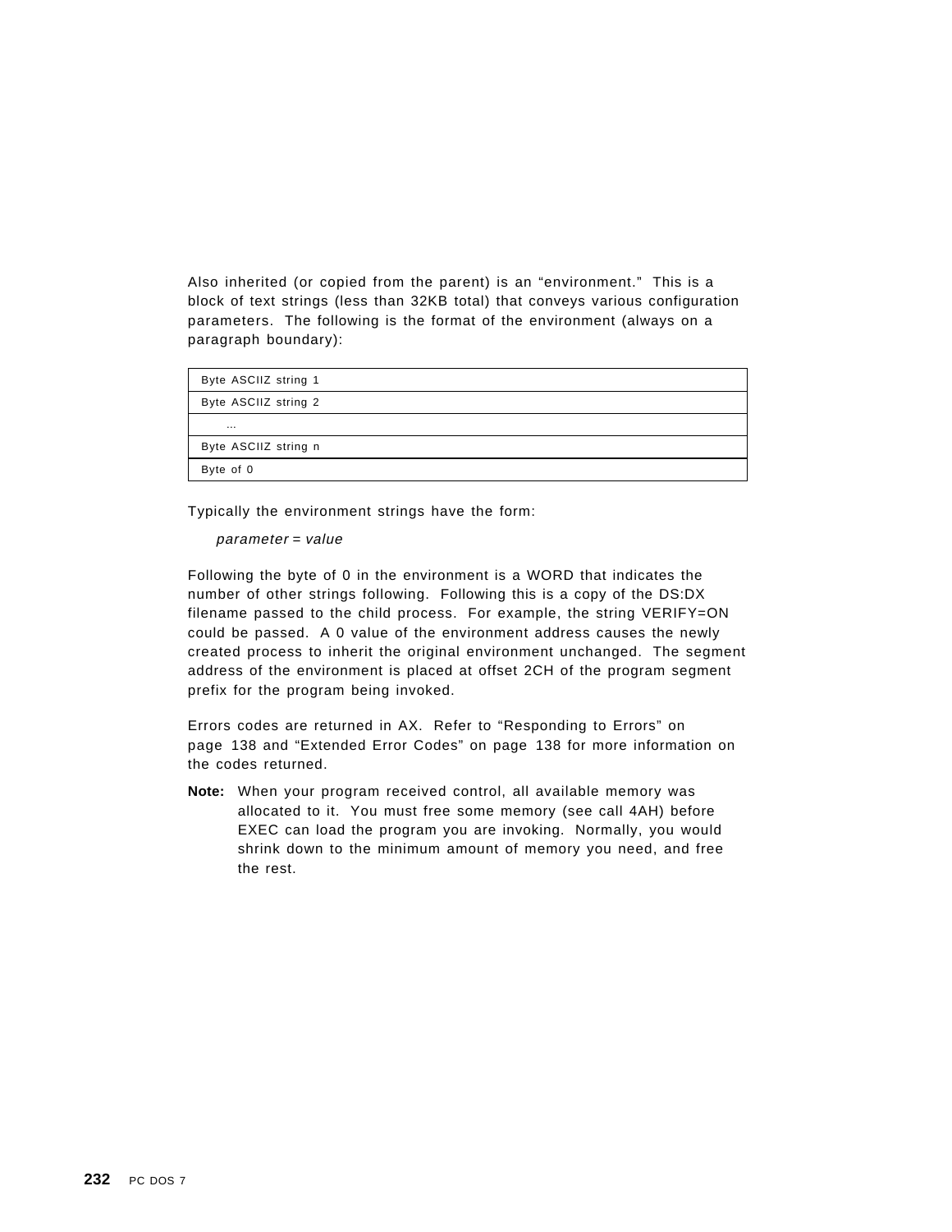Also inherited (or copied from the parent) is an “environment.” This is a block of text strings (less than 32KB total) that conveys various configuration parameters. The following is the format of the environment (always on a paragraph boundary):

| Byte ASCIIZ string 1 |
|---|
| Byte ASCIIZ string 2 |
| ... |
| Byte ASCIIZ string n |
| Byte of 0 |

Typically the environment strings have the form:

*parameter* = *value*

Following the byte of 0 in the environment is a WORD that indicates the number of other strings following. Following this is a copy of the DS:DX filename passed to the child process. For example, the string VERIFY=ON could be passed. A 0 value of the environment address causes the newly created process to inherit the original environment unchanged. The segment address of the environment is placed at offset 2CH of the program segment prefix for the program being invoked.

Errors codes are returned in AX. Refer to “Responding to Errors” on page 138 and “Extended Error Codes” on page 138 for more information on the codes returned.

**Note:** When your program received control, all available memory was allocated to it. You must free some memory (see call 4AH) before EXEC can load the program you are invoking. Normally, you would shrink down to the minimum amount of memory you need, and free the rest.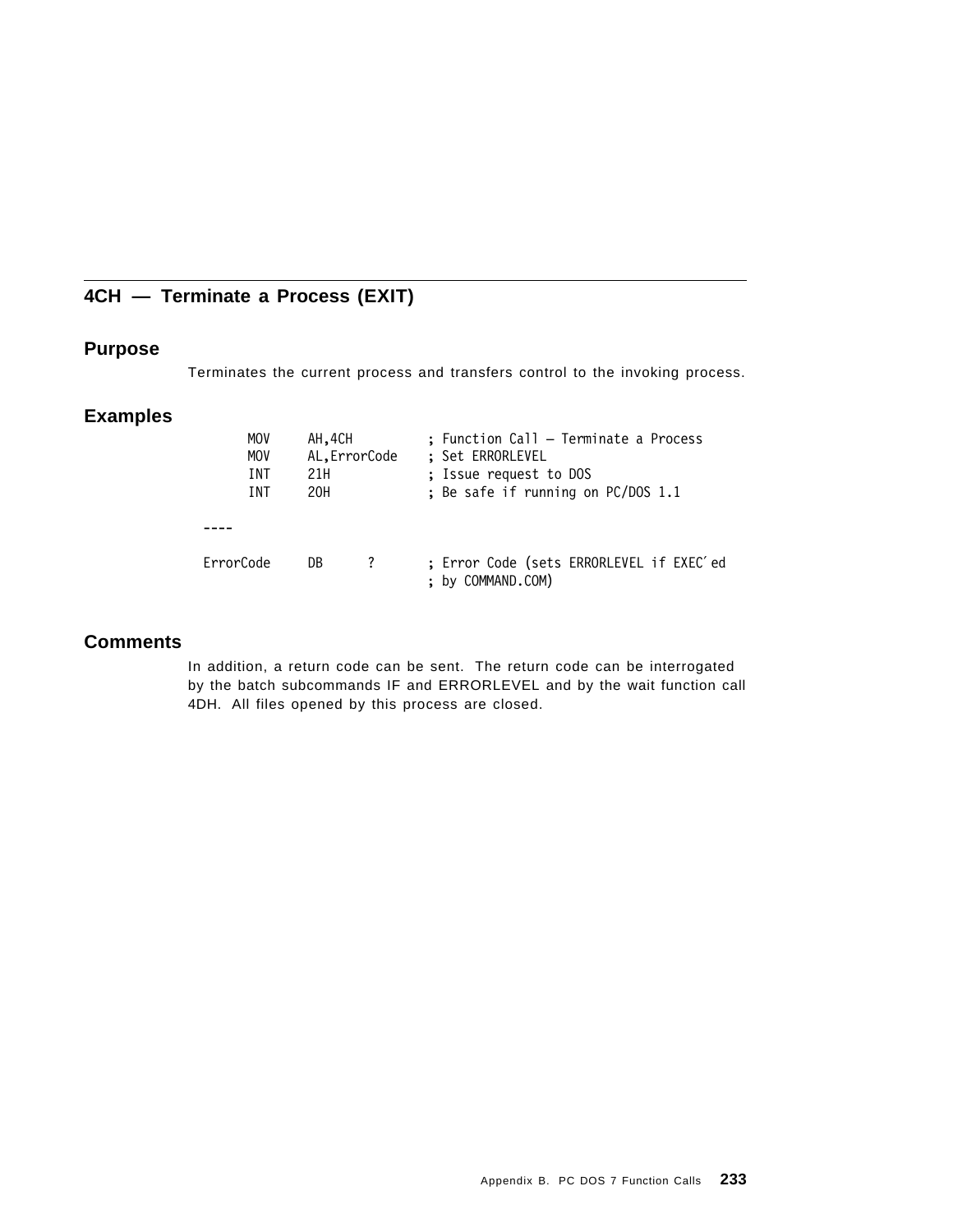## 4CH — Terminate a Process (EXIT)

### Purpose

Terminates the current process and transfers control to the invoking process.

### Examples

```
        MOV     AH,4CH          ; Function Call — Terminate a Process
        MOV     AL,ErrorCode    ; Set ERRORLEVEL
        INT     21H             ; Issue request to DOS
        INT     20H             ; Be safe if running on PC/DOS 1.1

  ----

  ErrorCode     DB      ?       ; Error Code (sets ERRORLEVEL if EXEC′ed
                                ; by COMMAND.COM)
```

### Comments

In addition, a return code can be sent. The return code can be interrogated by the batch subcommands IF and ERRORLEVEL and by the wait function call 4DH. All files opened by this process are closed.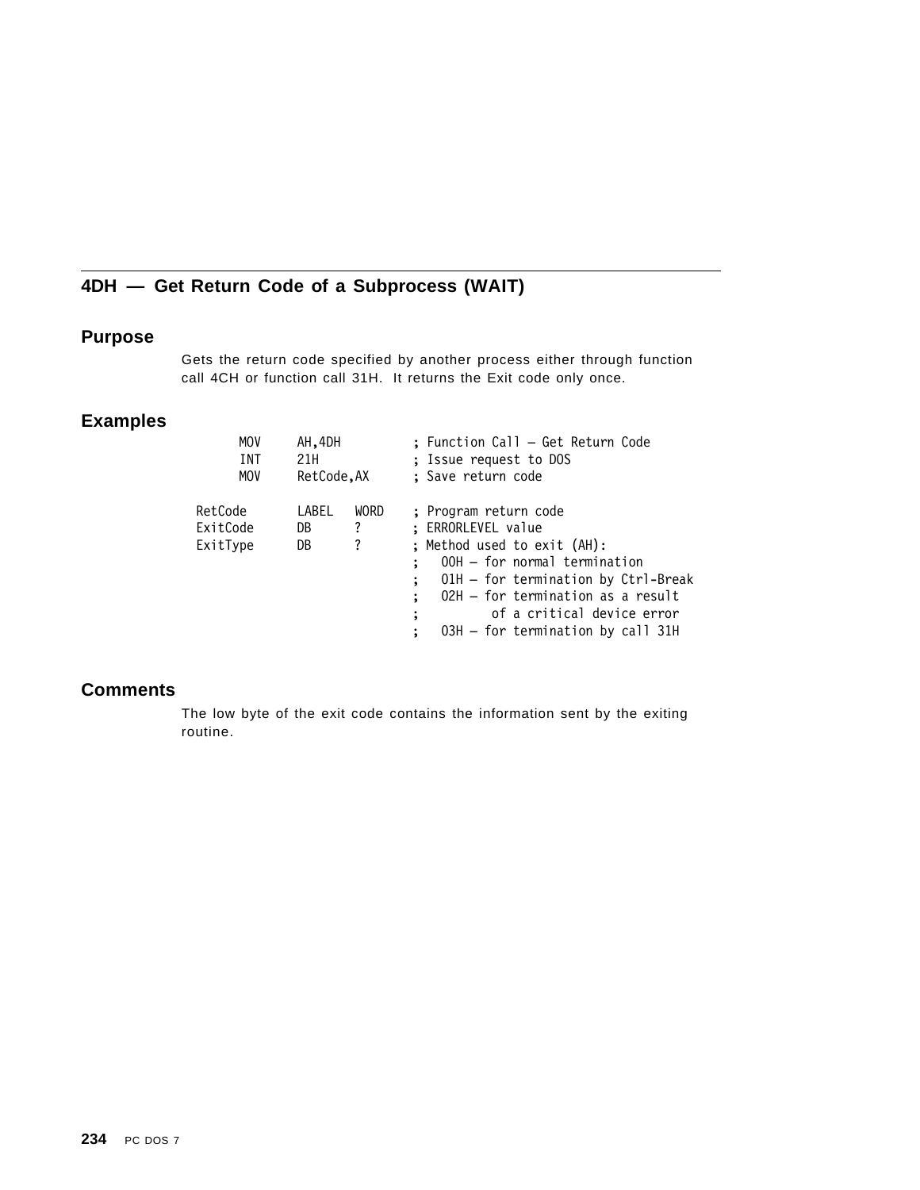## 4DH — Get Return Code of a Subprocess (WAIT)

### Purpose

Gets the return code specified by another process either through function call 4CH or function call 31H. It returns the Exit code only once.

### Examples

```
        MOV     AH,4DH          ; Function Call – Get Return Code
        INT     21H             ; Issue request to DOS
        MOV     RetCode,AX      ; Save return code

RetCode         LABEL   WORD    ; Program return code
ExitCode        DB      ?       ; ERRORLEVEL value
ExitType        DB      ?       ; Method used to exit (AH):
                                ;   00H – for normal termination
                                ;   01H – for termination by Ctrl-Break
                                ;   02H – for termination as a result
                                ;         of a critical device error
                                ;   03H – for termination by call 31H
```

### Comments

The low byte of the exit code contains the information sent by the exiting routine.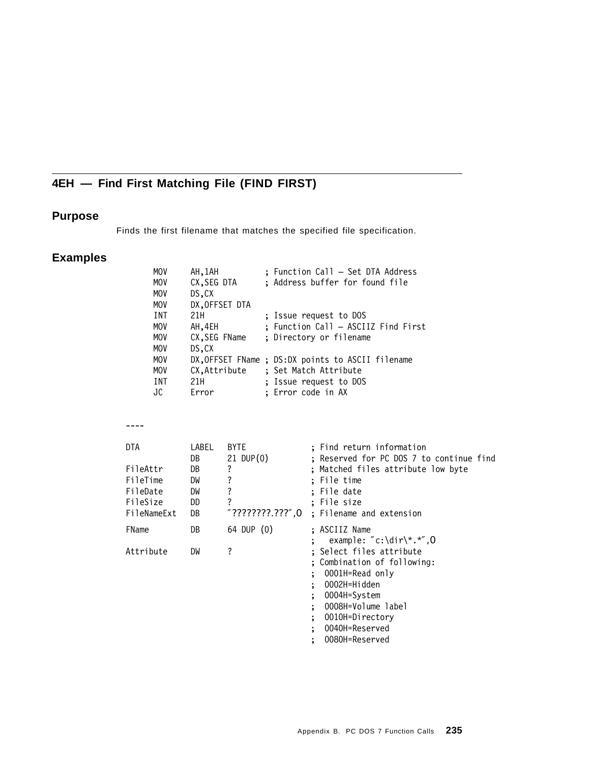## 4EH — Find First Matching File (FIND FIRST)

### Purpose

Finds the first filename that matches the specified file specification.

### Examples

```
MOV     AH,1AH          ; Function Call — Set DTA Address
MOV     CX,SEG DTA      ; Address buffer for found file
MOV     DS,CX
MOV     DX,OFFSET DTA
INT     21H             ; Issue request to DOS
MOV     AH,4EH          ; Function Call — ASCIIZ Find First
MOV     CX,SEG FName    ; Directory or filename
MOV     DS,CX
MOV     DX,OFFSET FName ; DS:DX points to ASCII filename
MOV     CX,Attribute    ; Set Match Attribute
INT     21H             ; Issue request to DOS
JC      Error           ; Error code in AX
```

```
----

DTA          LABEL   BYTE               ; Find return information
             DB      21 DUP(0)          ; Reserved for PC DOS 7 to continue find
FileAttr     DB      ?                  ; Matched files attribute low byte
FileTime     DW      ?                  ; File time
FileDate     DW      ?                  ; File date
FileSize     DD      ?                  ; File size
FileNameExt  DB      "????????.???",0   ; Filename and extension

FName        DB      64 DUP (0)         ; ASCIIZ Name
                                        ;   example: "c:\dir\*.*",0
Attribute    DW      ?                  ; Select files attribute
                                        ; Combination of following:
                                        ;  0001H=Read only
                                        ;  0002H=Hidden
                                        ;  0004H=System
                                        ;  0008H=Volume label
                                        ;  0010H=Directory
                                        ;  0040H=Reserved
                                        ;  0080H=Reserved
```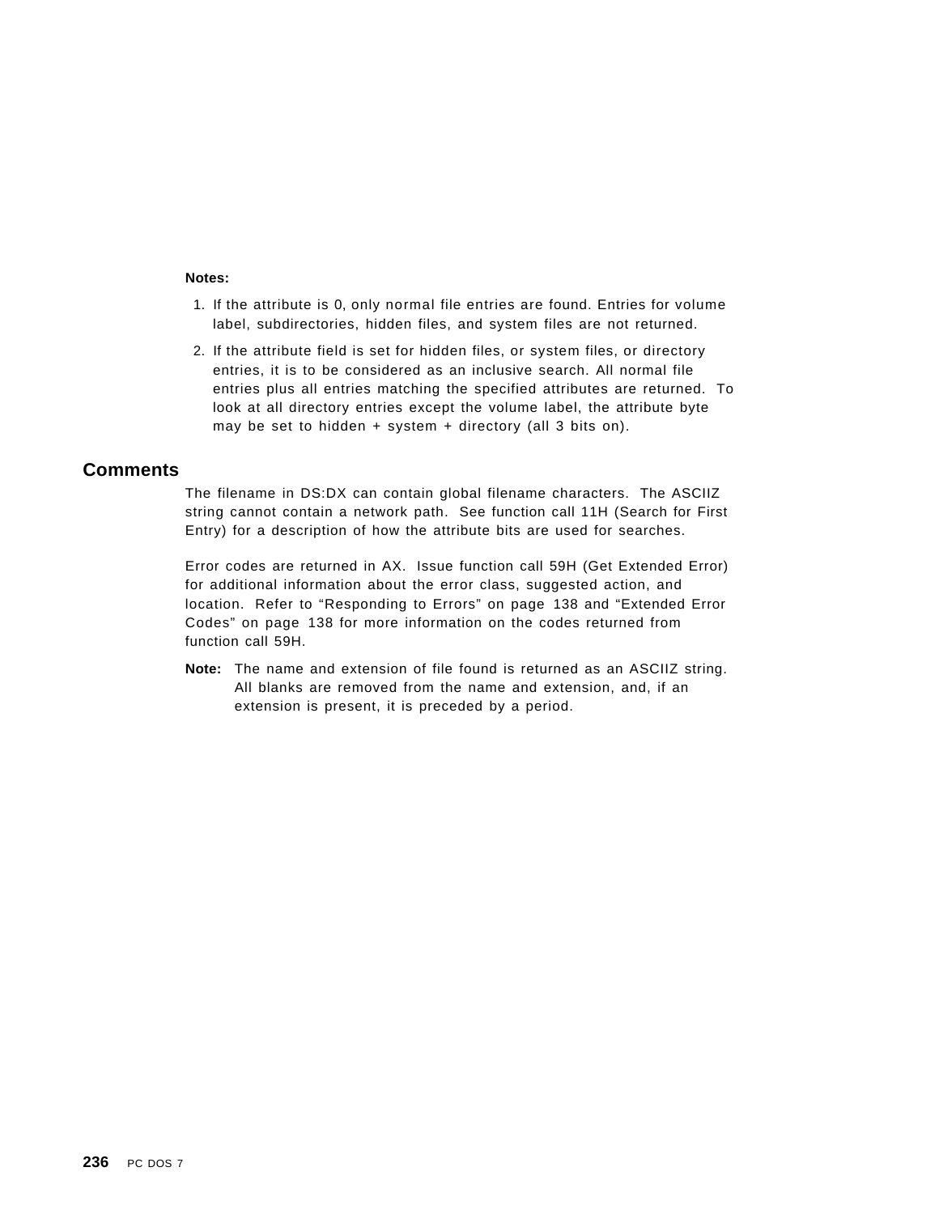**Notes:**

1. If the attribute is 0, only normal file entries are found. Entries for volume label, subdirectories, hidden files, and system files are not returned.
2. If the attribute field is set for hidden files, or system files, or directory entries, it is to be considered as an inclusive search. All normal file entries plus all entries matching the specified attributes are returned. To look at all directory entries except the volume label, the attribute byte may be set to hidden + system + directory (all 3 bits on).

## Comments

The filename in DS:DX can contain global filename characters. The ASCIIZ string cannot contain a network path. See function call 11H (Search for First Entry) for a description of how the attribute bits are used for searches.

Error codes are returned in AX. Issue function call 59H (Get Extended Error) for additional information about the error class, suggested action, and location. Refer to “Responding to Errors” on page 138 and “Extended Error Codes” on page 138 for more information on the codes returned from function call 59H.

**Note:** The name and extension of file found is returned as an ASCIIZ string. All blanks are removed from the name and extension, and, if an extension is present, it is preceded by a period.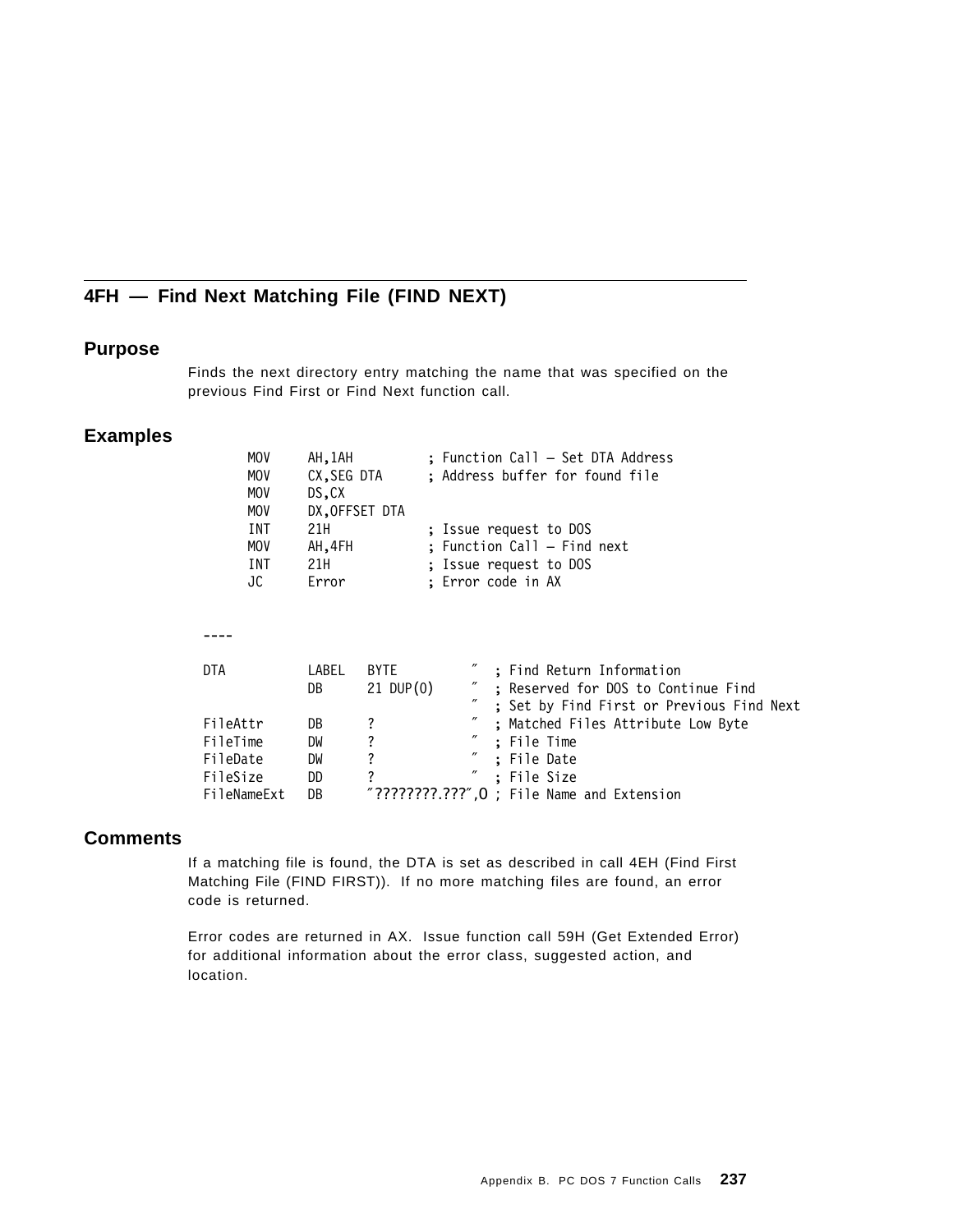## 4FH — Find Next Matching File (FIND NEXT)

### Purpose

Finds the next directory entry matching the name that was specified on the previous Find First or Find Next function call.

### Examples

```
MOV     AH,1AH          ; Function Call — Set DTA Address
MOV     CX,SEG DTA      ; Address buffer for found file
MOV     DS,CX
MOV     DX,OFFSET DTA
INT     21H             ; Issue request to DOS
MOV     AH,4FH          ; Function Call — Find next
INT     21H             ; Issue request to DOS
JC      Error           ; Error code in AX
```

```
----

DTA          LABEL   BYTE          ″  ; Find Return Information
             DB      21 DUP(0)     ″  ; Reserved for DOS to Continue Find
                                   ″  ; Set by Find First or Previous Find Next
FileAttr     DB      ?             ″  ; Matched Files Attribute Low Byte
FileTime     DW      ?             ″  ; File Time
FileDate     DW      ?             ″  ; File Date
FileSize     DD      ?             ″  ; File Size
FileNameExt  DB      ″????????.???″,0 ; File Name and Extension
```

### Comments

If a matching file is found, the DTA is set as described in call 4EH (Find First Matching File (FIND FIRST)). If no more matching files are found, an error code is returned.

Error codes are returned in AX. Issue function call 59H (Get Extended Error) for additional information about the error class, suggested action, and location.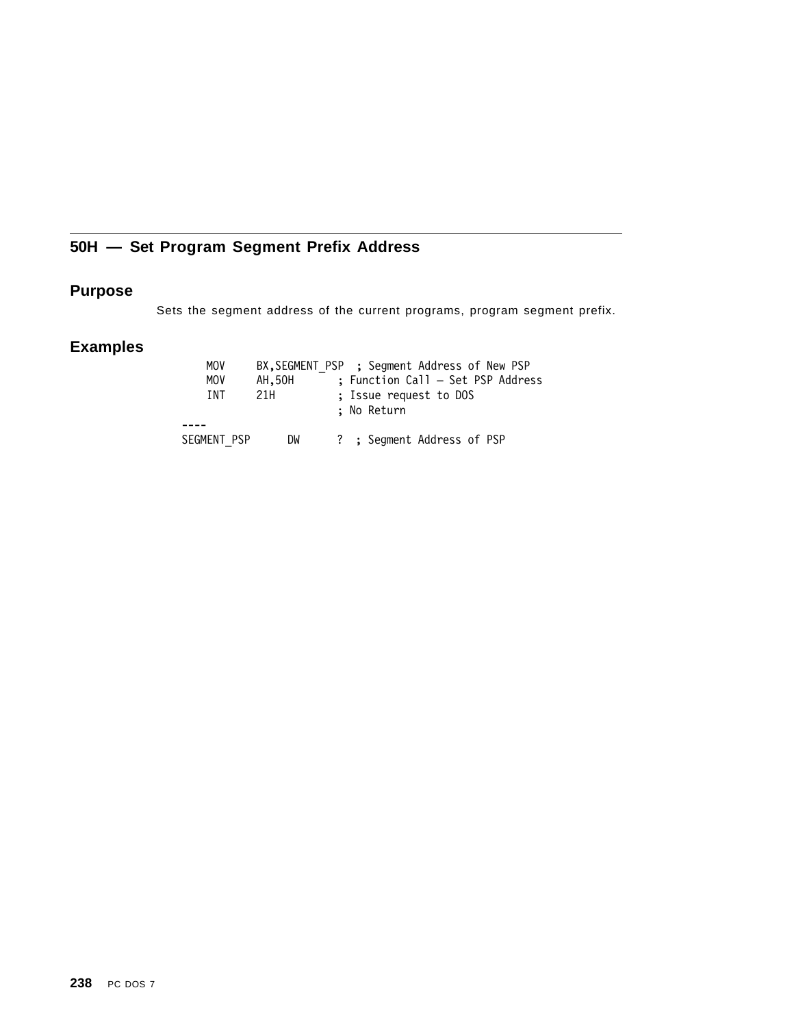## 50H — Set Program Segment Prefix Address

### Purpose

Sets the segment address of the current programs, program segment prefix.

### Examples

```
    MOV     BX,SEGMENT_PSP  ; Segment Address of New PSP
    MOV     AH,50H         ; Function Call — Set PSP Address
    INT     21H            ; Issue request to DOS
                           ; No Return
----
SEGMENT_PSP      DW      ?  ; Segment Address of PSP
```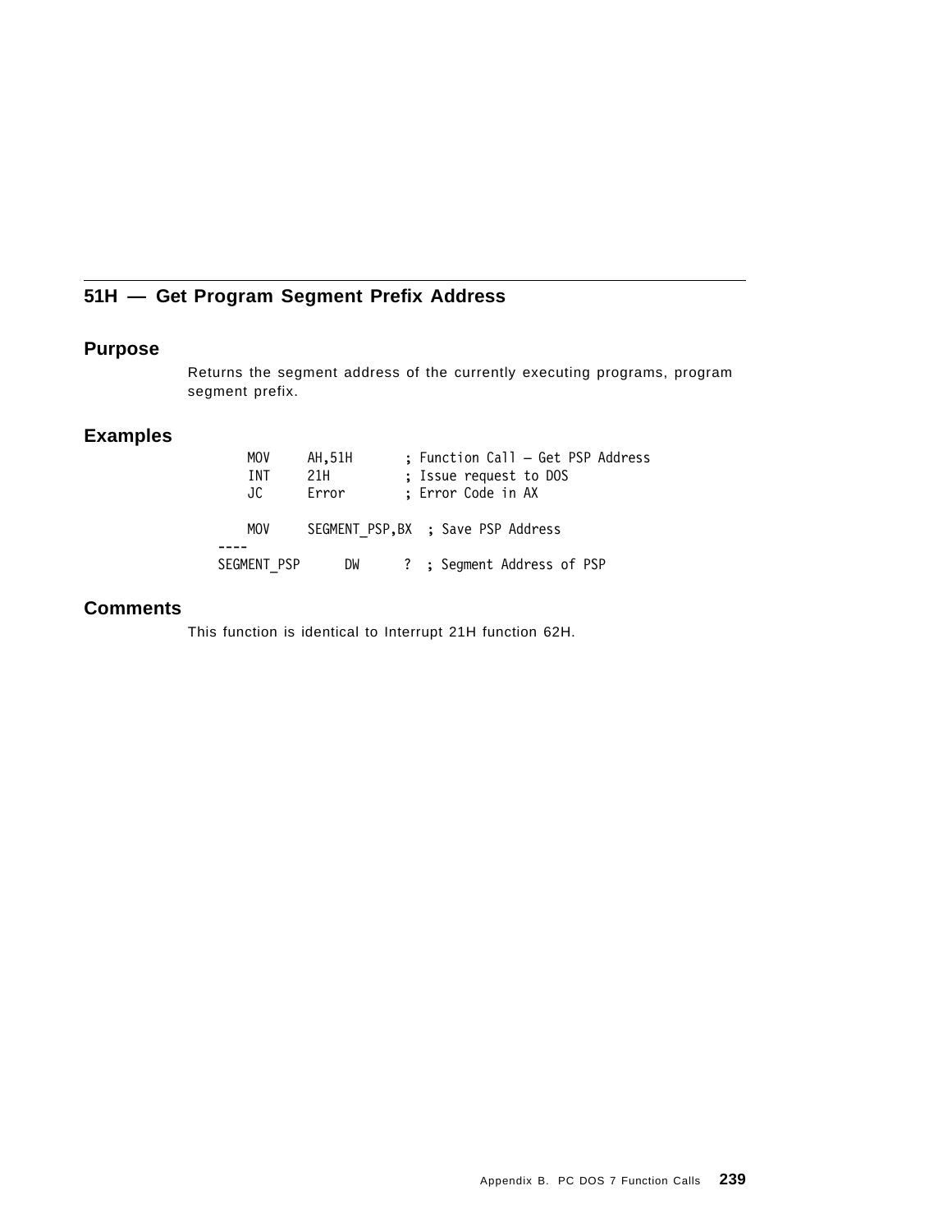## 51H — Get Program Segment Prefix Address

### Purpose

Returns the segment address of the currently executing programs, program segment prefix.

### Examples

```
    MOV     AH,51H        ; Function Call – Get PSP Address
    INT     21H           ; Issue request to DOS
    JC      Error         ; Error Code in AX

    MOV     SEGMENT_PSP,BX  ; Save PSP Address
----
SEGMENT_PSP      DW      ?  ; Segment Address of PSP
```

### Comments

This function is identical to Interrupt 21H function 62H.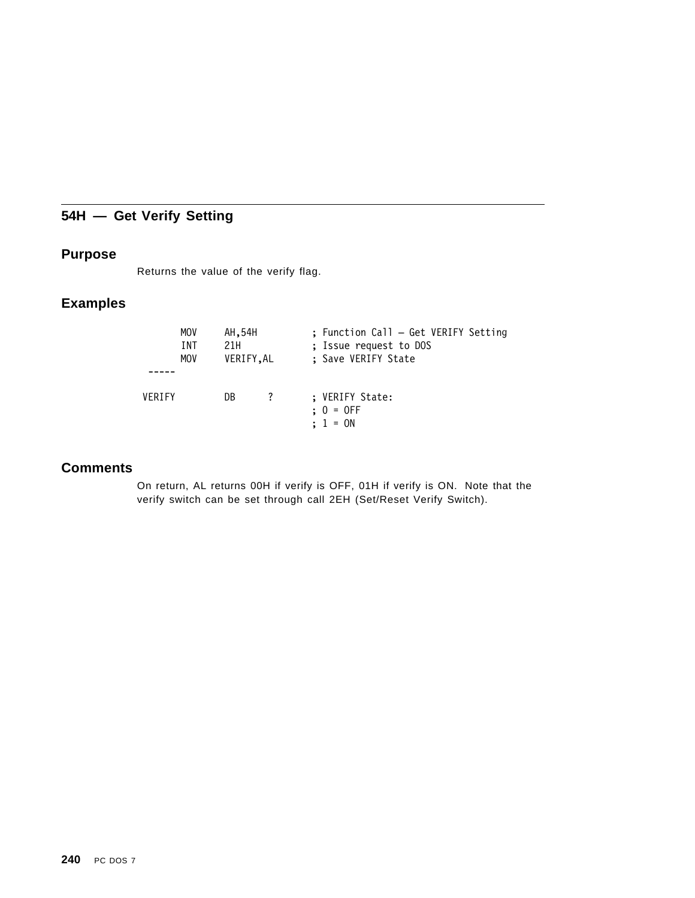## 54H — Get Verify Setting

### Purpose

Returns the value of the verify flag.

### Examples

```
        MOV     AH,54H          ; Function Call — Get VERIFY Setting
        INT     21H             ; Issue request to DOS
        MOV     VERIFY,AL       ; Save VERIFY State
  -----

 VERIFY         DB      ?       ; VERIFY State:
                                ; 0 = OFF
                                ; 1 = ON
```

### Comments

On return, AL returns 00H if verify is OFF, 01H if verify is ON. Note that the verify switch can be set through call 2EH (Set/Reset Verify Switch).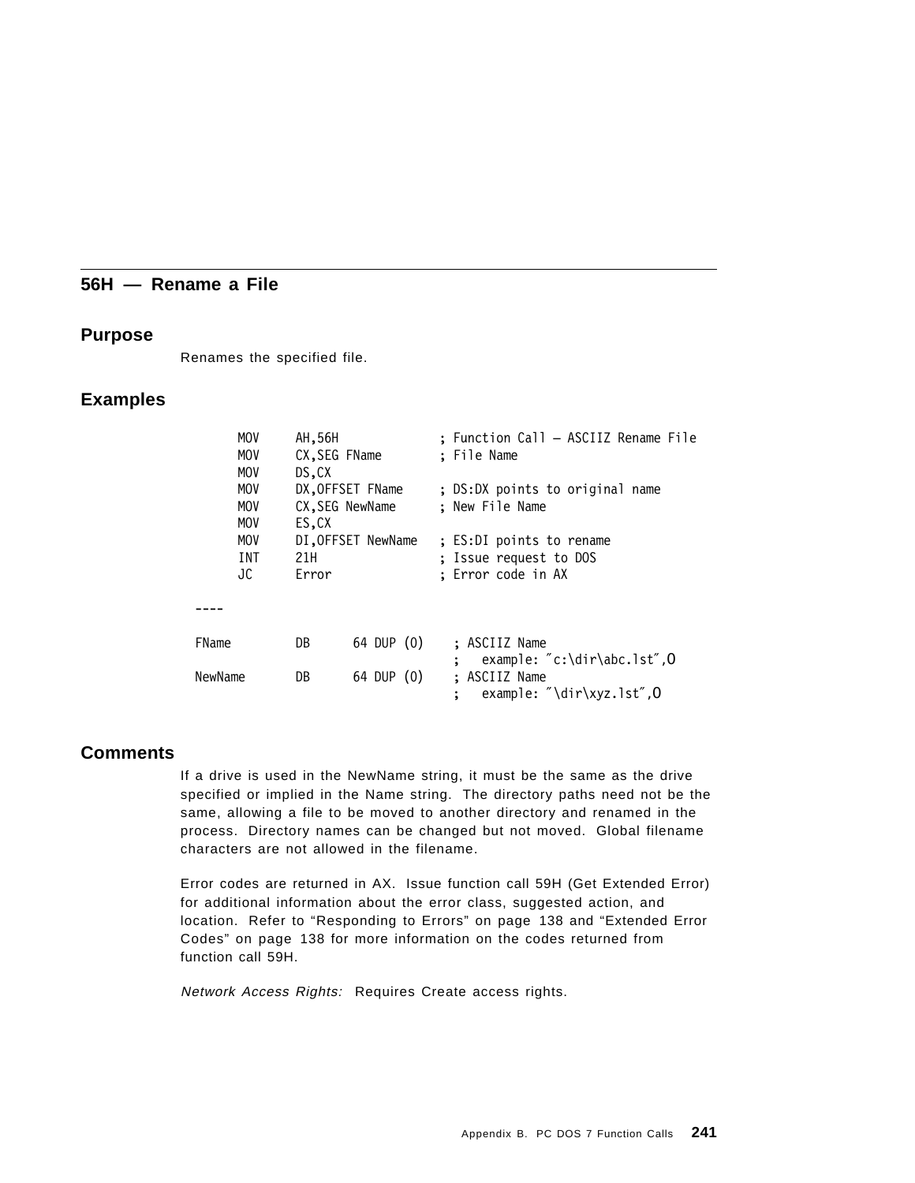## 56H — Rename a File

### Purpose

Renames the specified file.

### Examples

```
        MOV     AH,56H                  ; Function Call — ASCIIZ Rename File
        MOV     CX,SEG FName            ; File Name
        MOV     DS,CX
        MOV     DX,OFFSET FName         ; DS:DX points to original name
        MOV     CX,SEG NewName          ; New File Name
        MOV     ES,CX
        MOV     DI,OFFSET NewName       ; ES:DI points to rename
        INT     21H                     ; Issue request to DOS
        JC      Error                   ; Error code in AX

  ----

  FName         DB      64 DUP (0)      ; ASCIIZ Name
                                        ;   example: "c:\dir\abc.lst",0
  NewName       DB      64 DUP (0)      ; ASCIIZ Name
                                        ;   example: "\dir\xyz.lst",0
```

### Comments

If a drive is used in the NewName string, it must be the same as the drive specified or implied in the Name string. The directory paths need not be the same, allowing a file to be moved to another directory and renamed in the process. Directory names can be changed but not moved. Global filename characters are not allowed in the filename.

Error codes are returned in AX. Issue function call 59H (Get Extended Error) for additional information about the error class, suggested action, and location. Refer to "Responding to Errors" on page 138 and "Extended Error Codes" on page 138 for more information on the codes returned from function call 59H.

*Network Access Rights:* Requires Create access rights.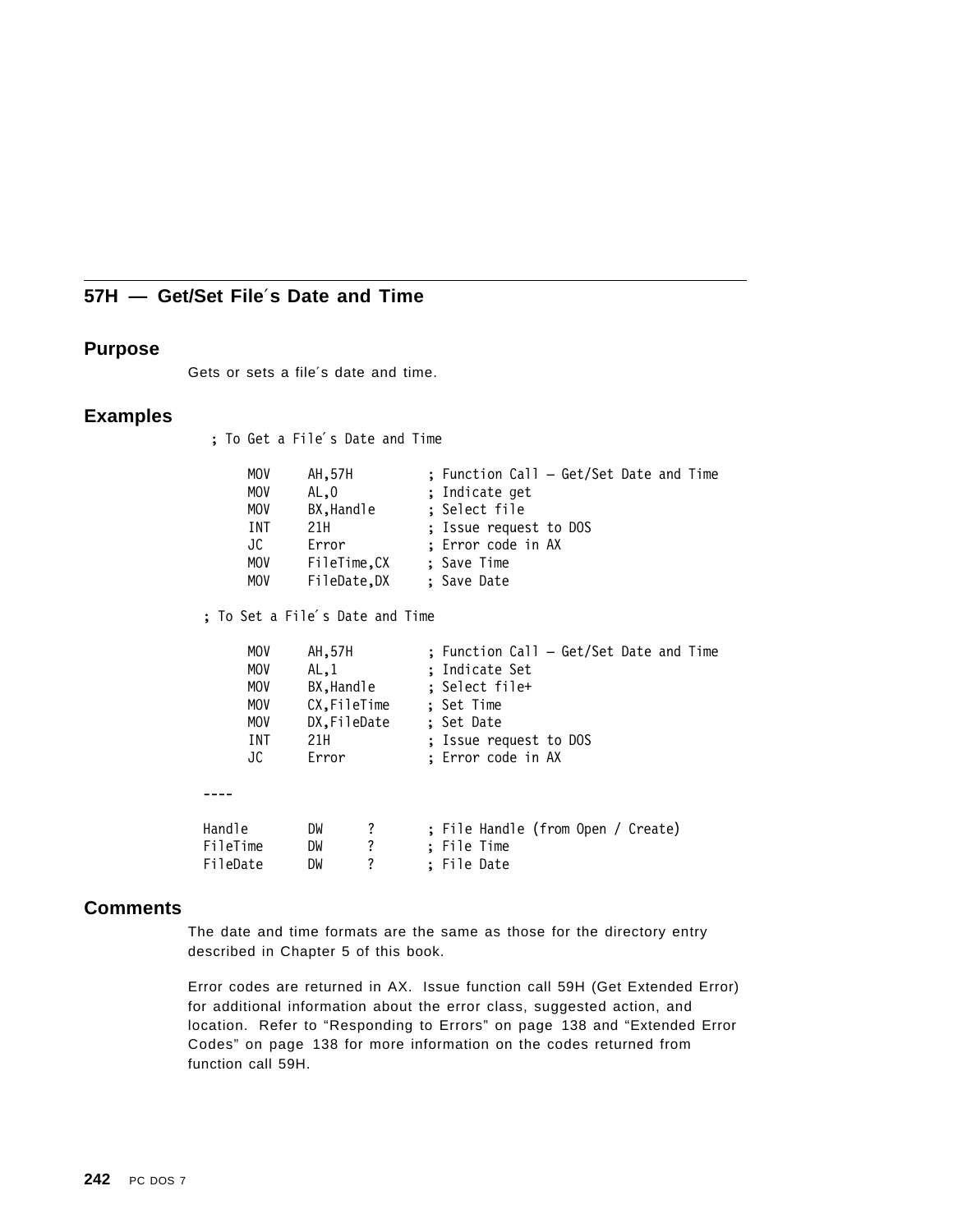## 57H — Get/Set File´s Date and Time

### Purpose

Gets or sets a file´s date and time.

### Examples

```
; To Get a File´s Date and Time

     MOV     AH,57H           ; Function Call — Get/Set Date and Time
     MOV     AL,0             ; Indicate get
     MOV     BX,Handle        ; Select file
     INT     21H              ; Issue request to DOS
     JC      Error            ; Error code in AX
     MOV     FileTime,CX      ; Save Time
     MOV     FileDate,DX      ; Save Date

; To Set a File´s Date and Time

     MOV     AH,57H           ; Function Call — Get/Set Date and Time
     MOV     AL,1             ; Indicate Set
     MOV     BX,Handle        ; Select file+
     MOV     CX,FileTime      ; Set Time
     MOV     DX,FileDate      ; Set Date
     INT     21H              ; Issue request to DOS
     JC      Error            ; Error code in AX

----

Handle       DW     ?         ; File Handle (from Open / Create)
FileTime     DW     ?         ; File Time
FileDate     DW     ?         ; File Date
```

### Comments

The date and time formats are the same as those for the directory entry described in Chapter 5 of this book.

Error codes are returned in AX. Issue function call 59H (Get Extended Error) for additional information about the error class, suggested action, and location. Refer to "Responding to Errors" on page 138 and "Extended Error Codes" on page 138 for more information on the codes returned from function call 59H.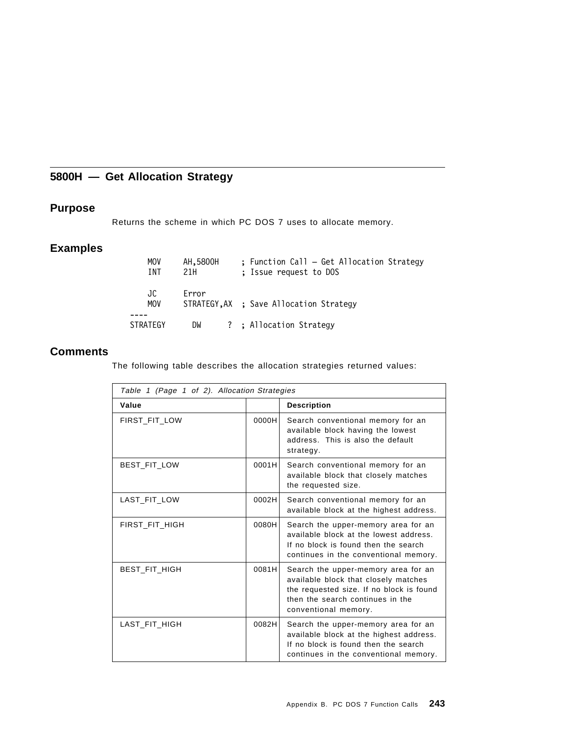## 5800H — Get Allocation Strategy

### Purpose

Returns the scheme in which PC DOS 7 uses to allocate memory.

### Examples

```
        MOV     AH,5800H      ; Function Call – Get Allocation Strategy
        INT     21H           ; Issue request to DOS

        JC      Error
        MOV     STRATEGY,AX   ; Save Allocation Strategy
   ----
   STRATEGY       DW       ?  ; Allocation Strategy
```

### Comments

The following table describes the allocation strategies returned values:

*Table 1 (Page 1 of 2). Allocation Strategies*

| Value | | Description |
|---|---|---|
| FIRST_FIT_LOW | 0000H | Search conventional memory for an available block having the lowest address. This is also the default strategy. |
| BEST_FIT_LOW | 0001H | Search conventional memory for an available block that closely matches the requested size. |
| LAST_FIT_LOW | 0002H | Search conventional memory for an available block at the highest address. |
| FIRST_FIT_HIGH | 0080H | Search the upper-memory area for an available block at the lowest address. If no block is found then the search continues in the conventional memory. |
| BEST_FIT_HIGH | 0081H | Search the upper-memory area for an available block that closely matches the requested size. If no block is found then the search continues in the conventional memory. |
| LAST_FIT_HIGH | 0082H | Search the upper-memory area for an available block at the highest address. If no block is found then the search continues in the conventional memory. |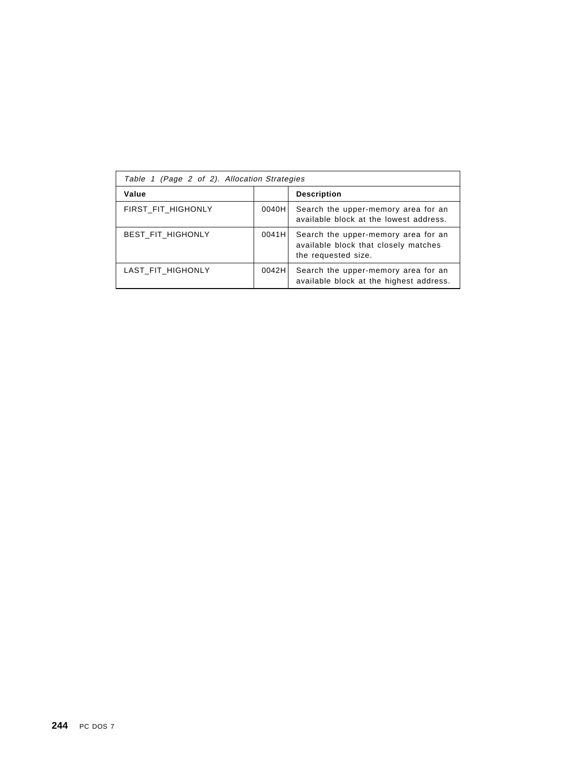Table 1 (Page 2 of 2). Allocation Strategies

| Value | | Description |
|---|---|---|
| FIRST_FIT_HIGHONLY | 0040H | Search the upper-memory area for an available block at the lowest address. |
| BEST_FIT_HIGHONLY | 0041H | Search the upper-memory area for an available block that closely matches the requested size. |
| LAST_FIT_HIGHONLY | 0042H | Search the upper-memory area for an available block at the highest address. |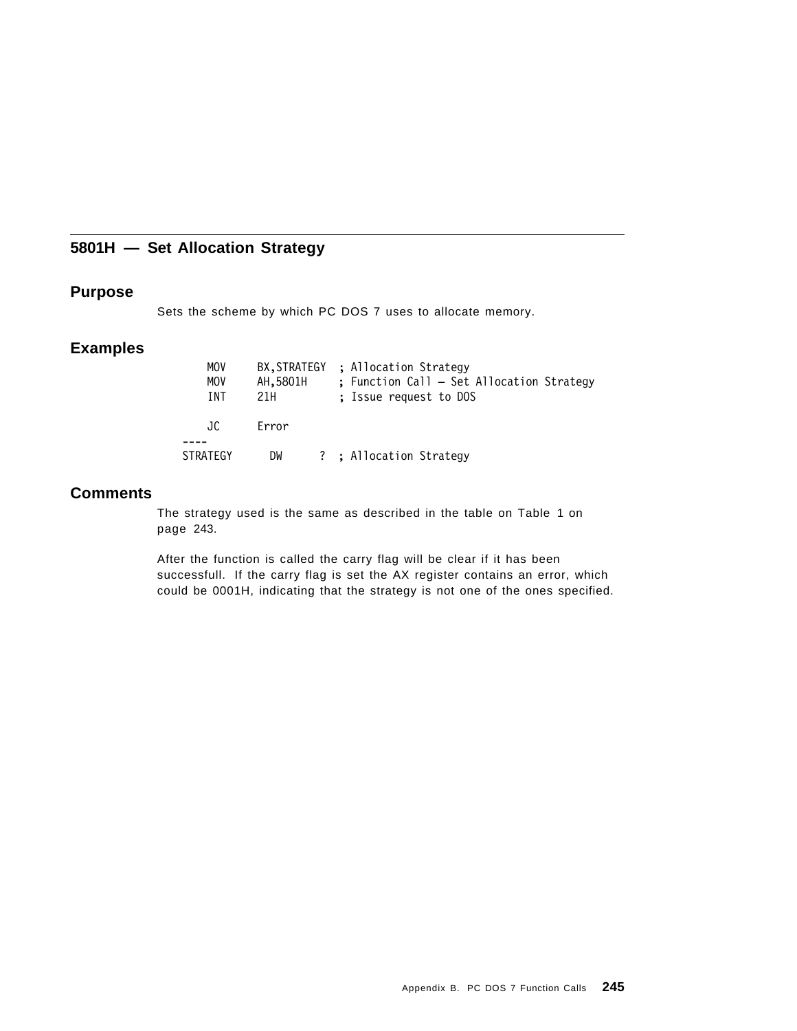## 5801H — Set Allocation Strategy

### Purpose

Sets the scheme by which PC DOS 7 uses to allocate memory.

### Examples

```
    MOV     BX,STRATEGY  ; Allocation Strategy
    MOV     AH,5801H     ; Function Call — Set Allocation Strategy
    INT     21H          ; Issue request to DOS

    JC      Error
----
STRATEGY      DW      ?  ; Allocation Strategy
```

### Comments

The strategy used is the same as described in the table on Table 1 on page 243.

After the function is called the carry flag will be clear if it has been successfull. If the carry flag is set the AX register contains an error, which could be 0001H, indicating that the strategy is not one of the ones specified.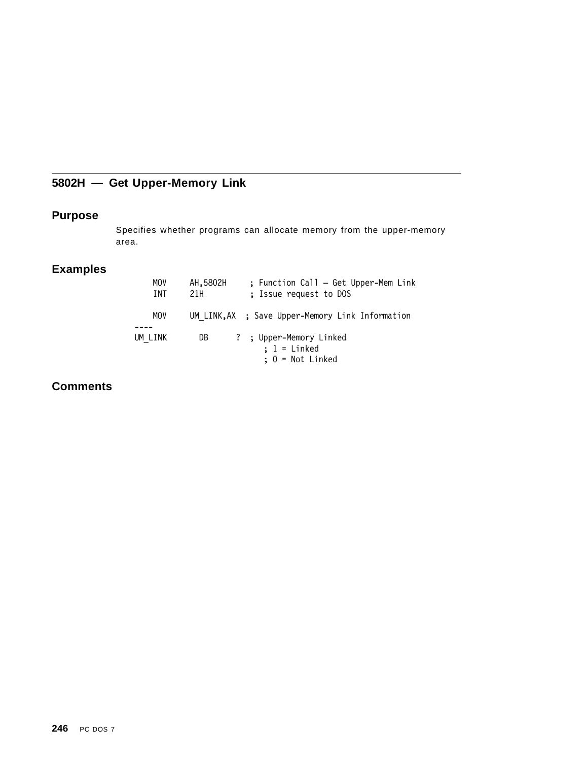## 5802H — Get Upper-Memory Link

### Purpose

Specifies whether programs can allocate memory from the upper-memory area.

### Examples

```
    MOV     AH,5802H    ; Function Call — Get Upper-Mem Link
    INT     21H         ; Issue request to DOS

    MOV     UM_LINK,AX  ; Save Upper-Memory Link Information
----
UM_LINK       DB      ?  ; Upper-Memory Linked
                           ; 1 = Linked
                           ; 0 = Not Linked
```

### Comments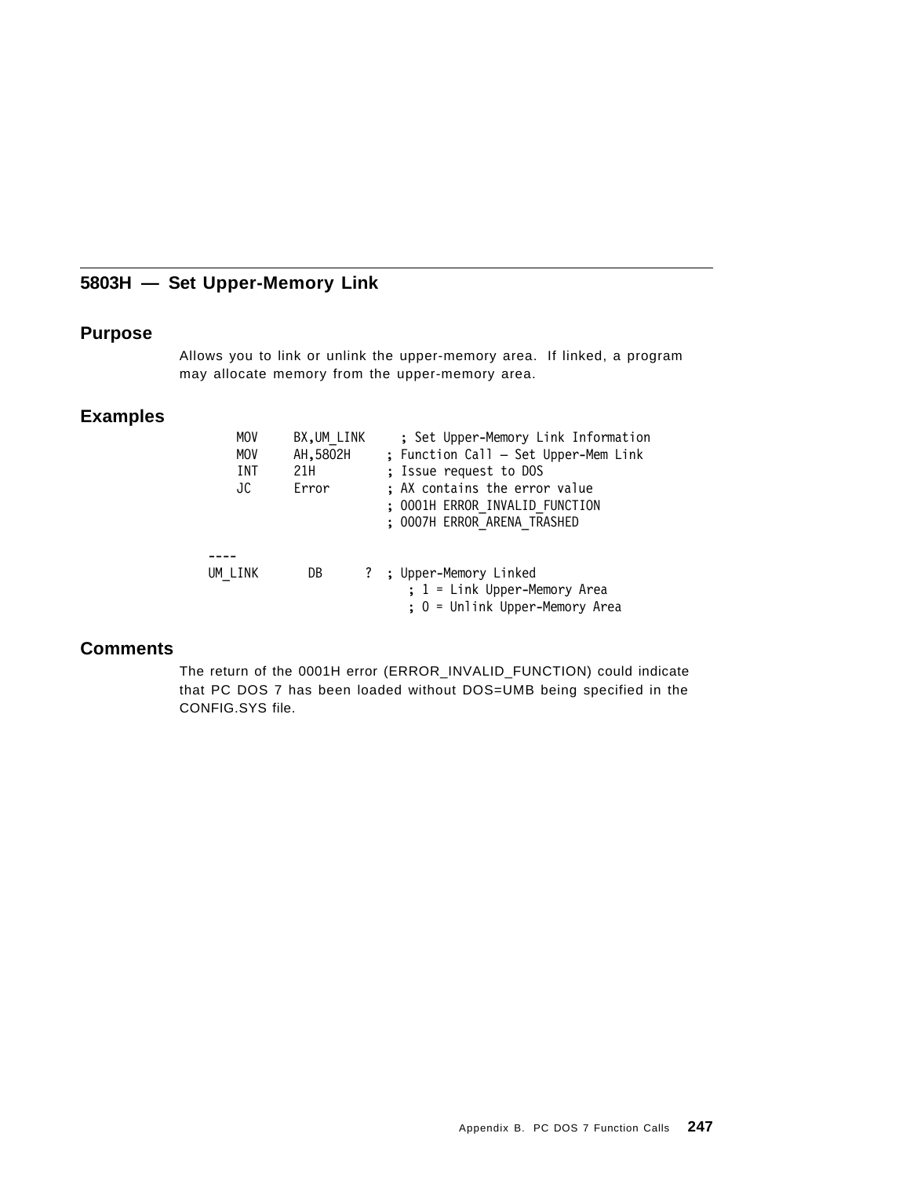## 5803H — Set Upper-Memory Link

### Purpose

Allows you to link or unlink the upper-memory area. If linked, a program may allocate memory from the upper-memory area.

### Examples

```
        MOV     BX,UM_LINK      ; Set Upper-Memory Link Information
        MOV     AH,5802H        ; Function Call — Set Upper-Mem Link
        INT     21H             ; Issue request to DOS
        JC      Error           ; AX contains the error value
                                ; 0001H ERROR_INVALID_FUNCTION
                                ; 0007H ERROR_ARENA_TRASHED

   ----
   UM_LINK       DB       ?   ; Upper-Memory Linked
                                  ; 1 = Link Upper-Memory Area
                                  ; 0 = Unlink Upper-Memory Area
```

### Comments

The return of the 0001H error (ERROR_INVALID_FUNCTION) could indicate that PC DOS 7 has been loaded without DOS=UMB being specified in the CONFIG.SYS file.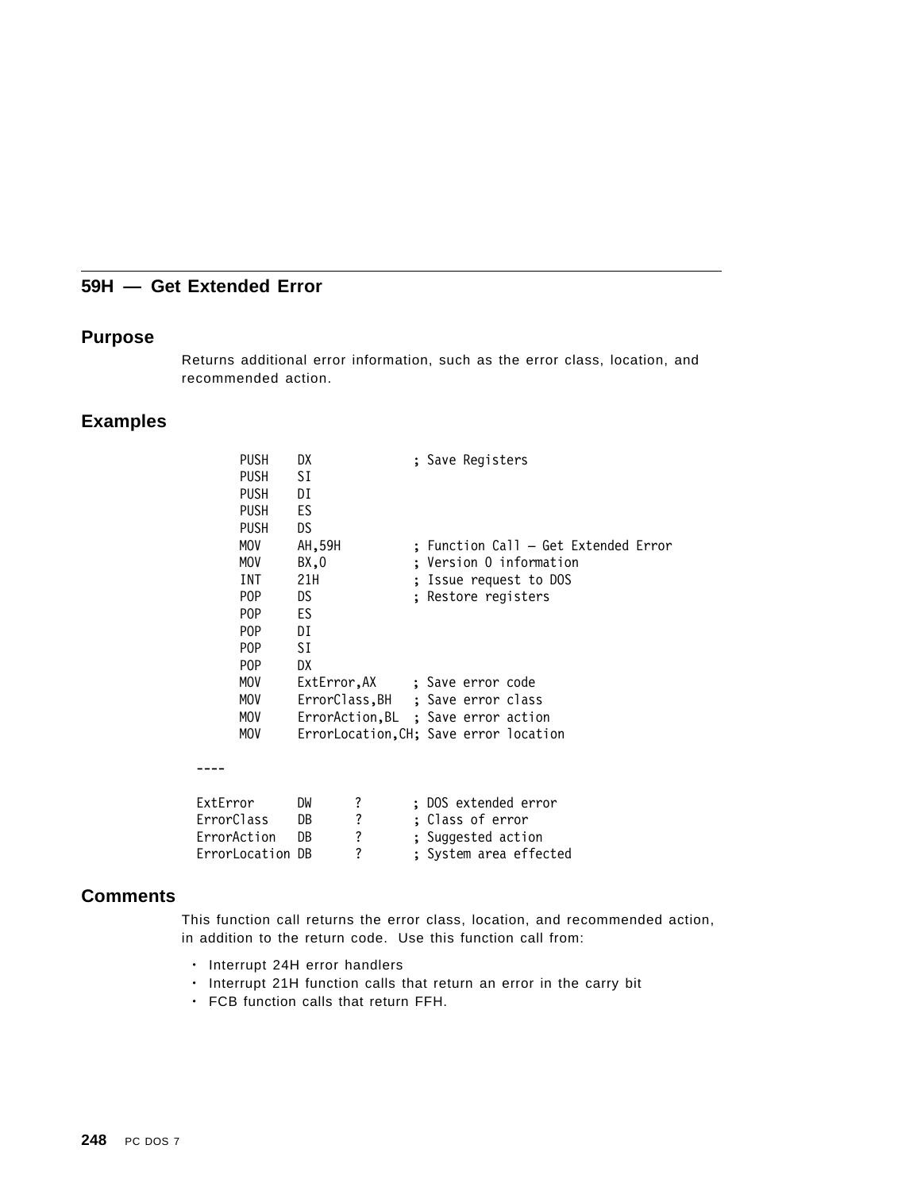## 59H — Get Extended Error

### Purpose

Returns additional error information, such as the error class, location, and recommended action.

### Examples

```
        PUSH    DX              ; Save Registers
        PUSH    SI
        PUSH    DI
        PUSH    ES
        PUSH    DS
        MOV     AH,59H          ; Function Call — Get Extended Error
        MOV     BX,0            ; Version 0 information
        INT     21H             ; Issue request to DOS
        POP     DS              ; Restore registers
        POP     ES
        POP     DI
        POP     SI
        POP     DX
        MOV     ExtError,AX     ; Save error code
        MOV     ErrorClass,BH   ; Save error class
        MOV     ErrorAction,BL  ; Save error action
        MOV     ErrorLocation,CH; Save error location

  ----

  ExtError      DW      ?       ; DOS extended error
  ErrorClass    DB      ?       ; Class of error
  ErrorAction   DB      ?       ; Suggested action
  ErrorLocation DB      ?       ; System area effected
```

### Comments

This function call returns the error class, location, and recommended action, in addition to the return code. Use this function call from:

- Interrupt 24H error handlers
- Interrupt 21H function calls that return an error in the carry bit
- FCB function calls that return FFH.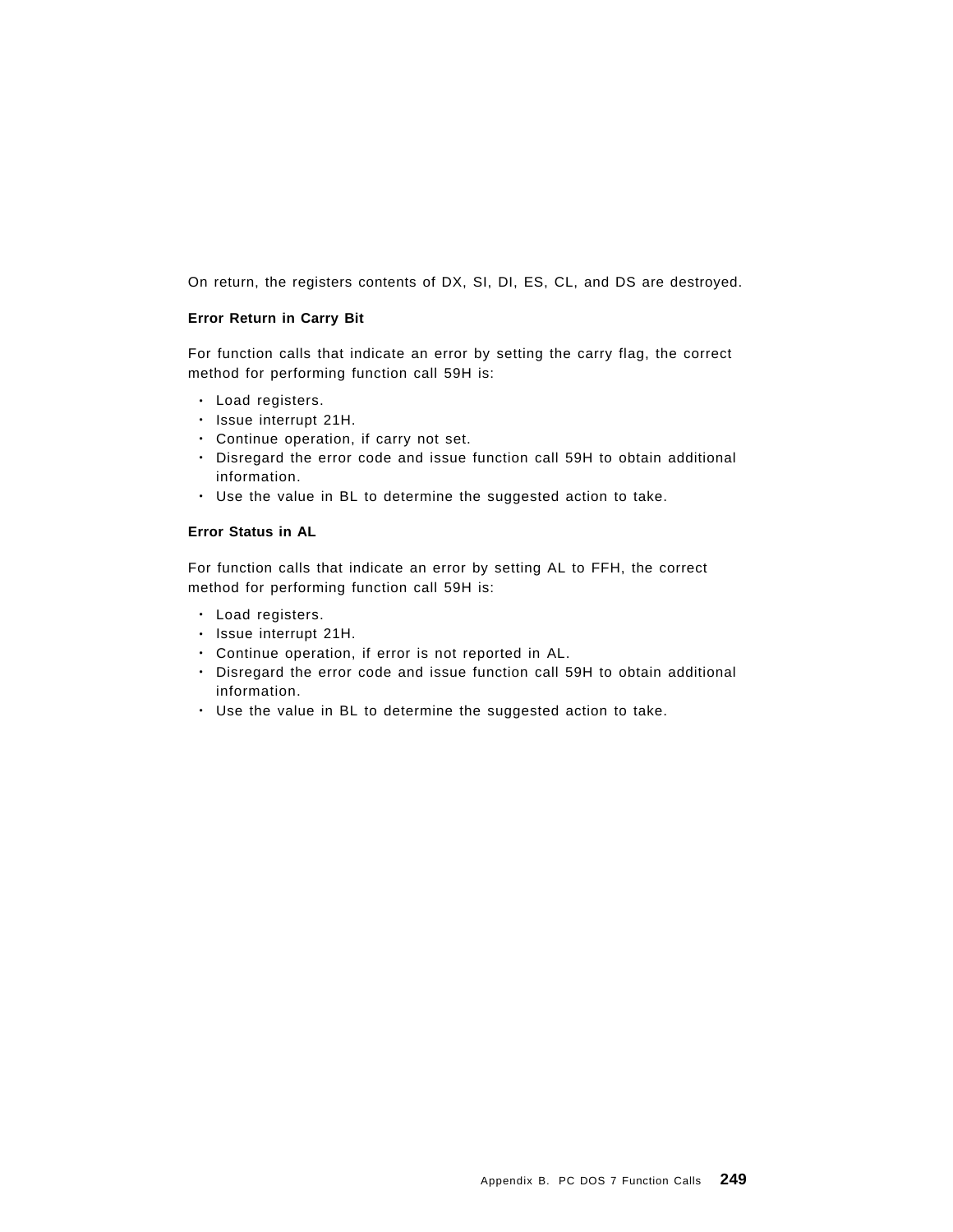On return, the registers contents of DX, SI, DI, ES, CL, and DS are destroyed.

**Error Return in Carry Bit**

For function calls that indicate an error by setting the carry flag, the correct method for performing function call 59H is:

- Load registers.
- Issue interrupt 21H.
- Continue operation, if carry not set.
- Disregard the error code and issue function call 59H to obtain additional information.
- Use the value in BL to determine the suggested action to take.

**Error Status in AL**

For function calls that indicate an error by setting AL to FFH, the correct method for performing function call 59H is:

- Load registers.
- Issue interrupt 21H.
- Continue operation, if error is not reported in AL.
- Disregard the error code and issue function call 59H to obtain additional information.
- Use the value in BL to determine the suggested action to take.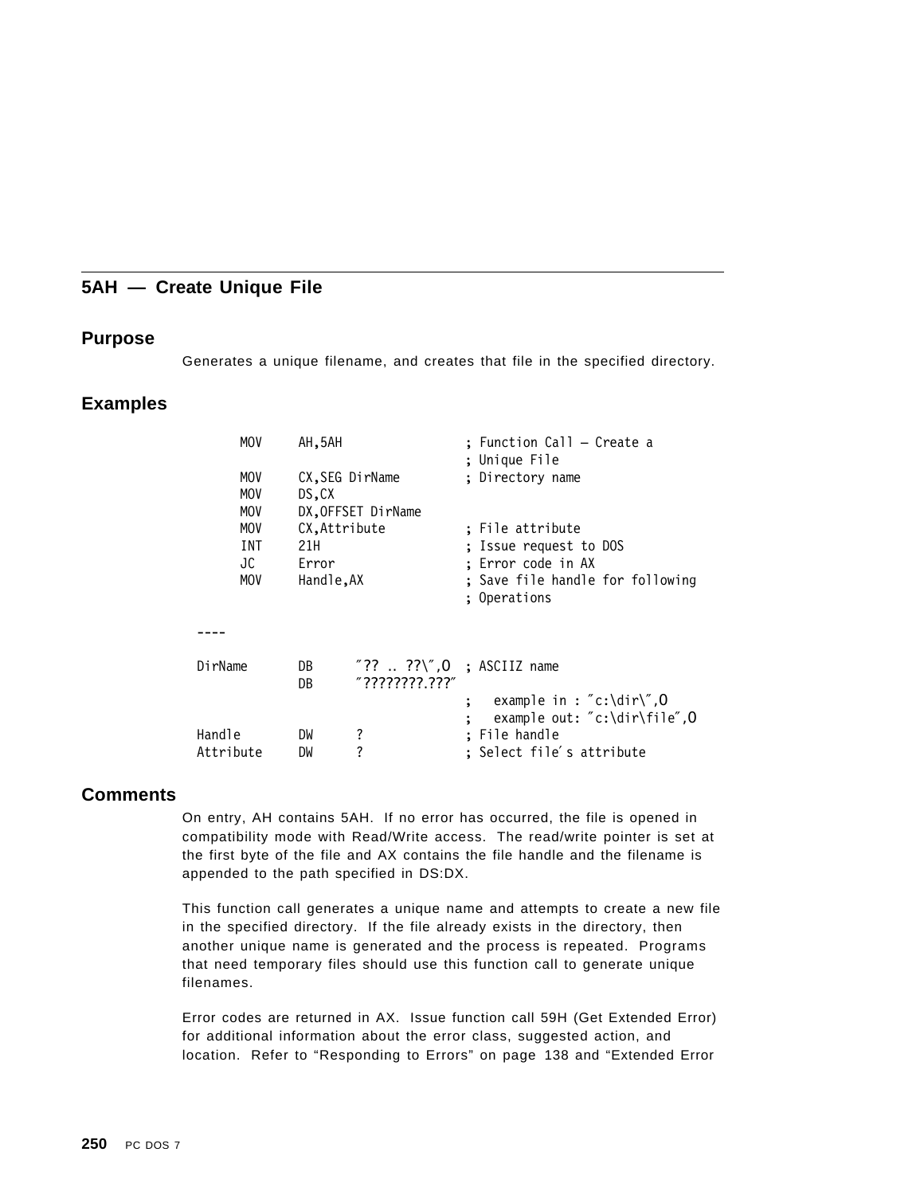## 5AH — Create Unique File

### Purpose

Generates a unique filename, and creates that file in the specified directory.

### Examples

```
        MOV     AH,5AH                  ; Function Call — Create a
                                        ; Unique File
        MOV     CX,SEG DirName          ; Directory name
        MOV     DS,CX
        MOV     DX,OFFSET DirName
        MOV     CX,Attribute            ; File attribute
        INT     21H                     ; Issue request to DOS
        JC      Error                   ; Error code in AX
        MOV     Handle,AX               ; Save file handle for following
                                        ; Operations

  ----

DirName         DB      ″?? .. ??\″,0   ; ASCIIZ name
                DB      ″????????.???″
                                        ;   example in : ″c:\dir\″,0
                                        ;   example out: ″c:\dir\file″,0
Handle          DW      ?               ; File handle
Attribute       DW      ?               ; Select file′s attribute
```

### Comments

On entry, AH contains 5AH. If no error has occurred, the file is opened in compatibility mode with Read/Write access. The read/write pointer is set at the first byte of the file and AX contains the file handle and the filename is appended to the path specified in DS:DX.

This function call generates a unique name and attempts to create a new file in the specified directory. If the file already exists in the directory, then another unique name is generated and the process is repeated. Programs that need temporary files should use this function call to generate unique filenames.

Error codes are returned in AX. Issue function call 59H (Get Extended Error) for additional information about the error class, suggested action, and location. Refer to "Responding to Errors" on page 138 and "Extended Error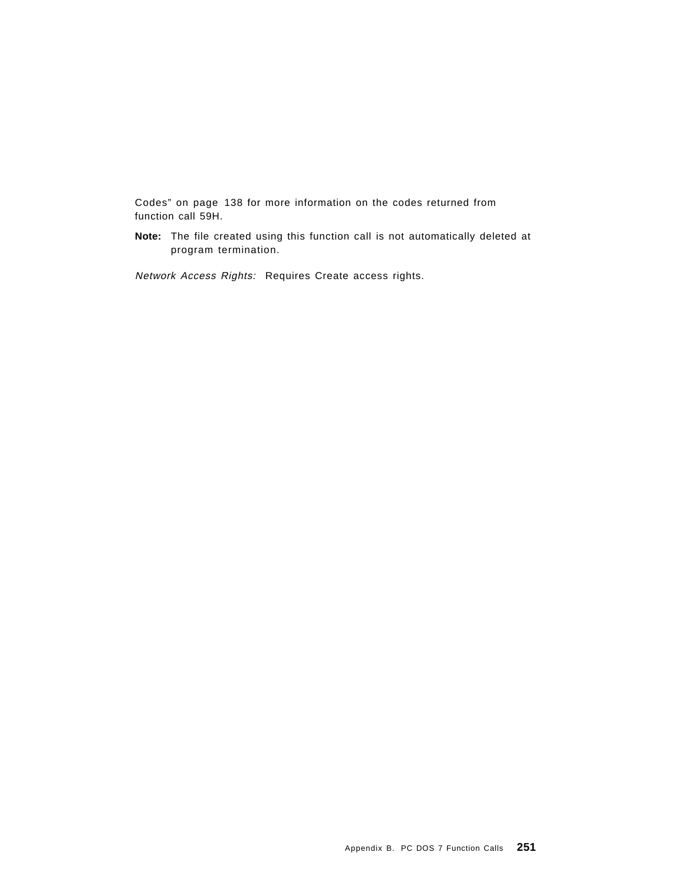Codes" on page 138 for more information on the codes returned from function call 59H.

**Note:** The file created using this function call is not automatically deleted at program termination.

*Network Access Rights:* Requires Create access rights.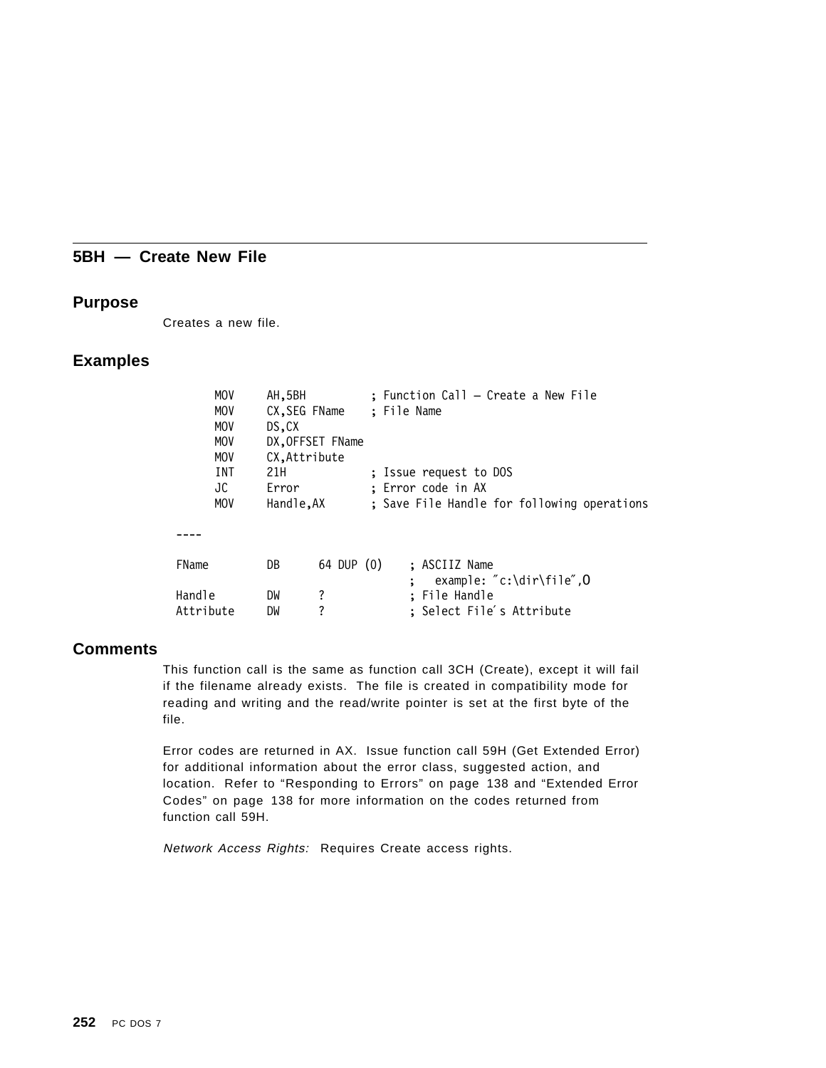## 5BH — Create New File

### Purpose

Creates a new file.

### Examples

```
        MOV     AH,5BH          ; Function Call – Create a New File
        MOV     CX,SEG FName    ; File Name
        MOV     DS,CX
        MOV     DX,OFFSET FName
        MOV     CX,Attribute
        INT     21H             ; Issue request to DOS
        JC      Error           ; Error code in AX
        MOV     Handle,AX       ; Save File Handle for following operations

 ----

 FName          DB      64 DUP (0)      ; ASCIIZ Name
                                        ;   example: ″c:\dir\file″,0
 Handle         DW      ?               ; File Handle
 Attribute      DW      ?               ; Select File′s Attribute
```

### Comments

This function call is the same as function call 3CH (Create), except it will fail if the filename already exists. The file is created in compatibility mode for reading and writing and the read/write pointer is set at the first byte of the file.

Error codes are returned in AX. Issue function call 59H (Get Extended Error) for additional information about the error class, suggested action, and location. Refer to “Responding to Errors” on page 138 and “Extended Error Codes” on page 138 for more information on the codes returned from function call 59H.

*Network Access Rights:* Requires Create access rights.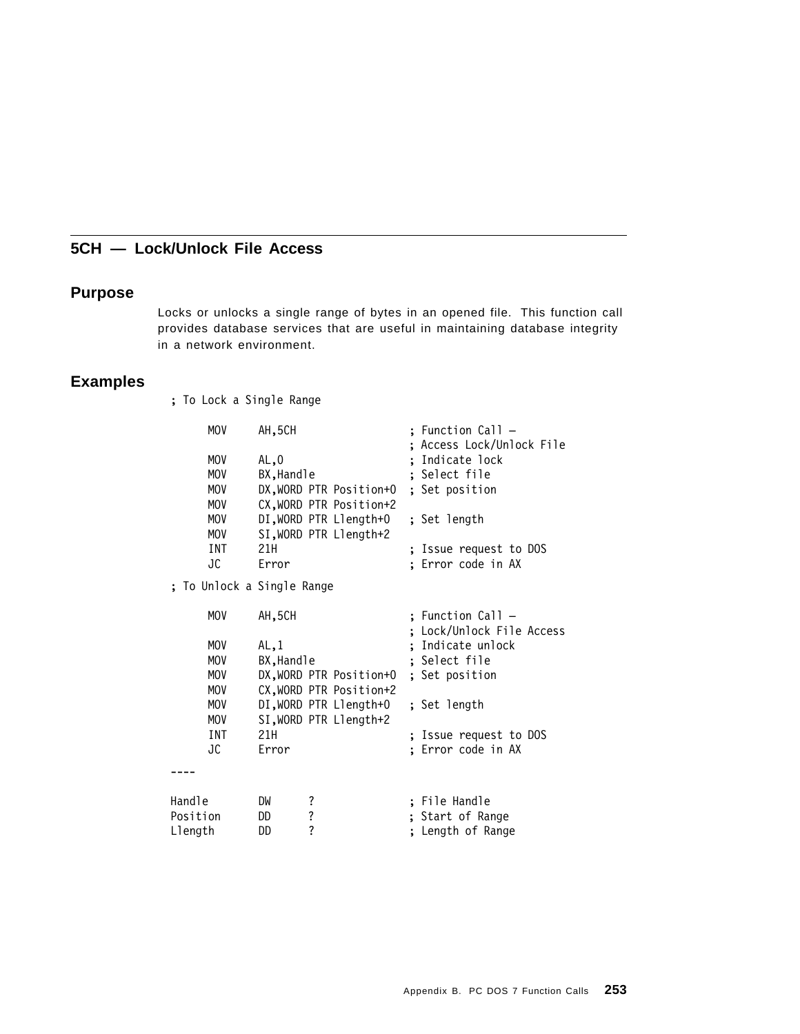## 5CH — Lock/Unlock File Access

### Purpose

Locks or unlocks a single range of bytes in an opened file. This function call provides database services that are useful in maintaining database integrity in a network environment.

### Examples

```
; To Lock a Single Range

      MOV     AH,5CH                  ; Function Call –
                                      ; Access Lock/Unlock File
      MOV     AL,0                    ; Indicate lock
      MOV     BX,Handle               ; Select file
      MOV     DX,WORD PTR Position+0  ; Set position
      MOV     CX,WORD PTR Position+2
      MOV     DI,WORD PTR Llength+0   ; Set length
      MOV     SI,WORD PTR Llength+2
      INT     21H                     ; Issue request to DOS
      JC      Error                   ; Error code in AX

; To Unlock a Single Range

      MOV     AH,5CH                  ; Function Call –
                                      ; Lock/Unlock File Access
      MOV     AL,1                    ; Indicate unlock
      MOV     BX,Handle               ; Select file
      MOV     DX,WORD PTR Position+0  ; Set position
      MOV     CX,WORD PTR Position+2
      MOV     DI,WORD PTR Llength+0   ; Set length
      MOV     SI,WORD PTR Llength+2
      INT     21H                     ; Issue request to DOS
      JC      Error                   ; Error code in AX

----

Handle        DW      ?               ; File Handle
Position      DD      ?               ; Start of Range
Llength       DD      ?               ; Length of Range
```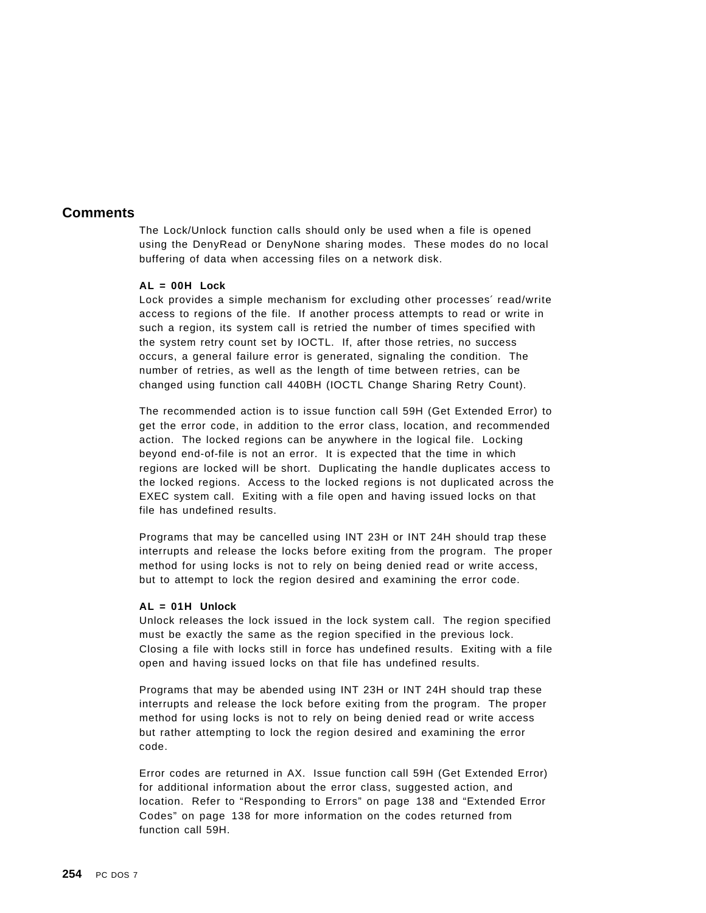## Comments

The Lock/Unlock function calls should only be used when a file is opened using the DenyRead or DenyNone sharing modes. These modes do no local buffering of data when accessing files on a network disk.

**AL = 00H Lock**
Lock provides a simple mechanism for excluding other processes′ read/write access to regions of the file. If another process attempts to read or write in such a region, its system call is retried the number of times specified with the system retry count set by IOCTL. If, after those retries, no success occurs, a general failure error is generated, signaling the condition. The number of retries, as well as the length of time between retries, can be changed using function call 440BH (IOCTL Change Sharing Retry Count).

The recommended action is to issue function call 59H (Get Extended Error) to get the error code, in addition to the error class, location, and recommended action. The locked regions can be anywhere in the logical file. Locking beyond end-of-file is not an error. It is expected that the time in which regions are locked will be short. Duplicating the handle duplicates access to the locked regions. Access to the locked regions is not duplicated across the EXEC system call. Exiting with a file open and having issued locks on that file has undefined results.

Programs that may be cancelled using INT 23H or INT 24H should trap these interrupts and release the locks before exiting from the program. The proper method for using locks is not to rely on being denied read or write access, but to attempt to lock the region desired and examining the error code.

**AL = 01H Unlock**
Unlock releases the lock issued in the lock system call. The region specified must be exactly the same as the region specified in the previous lock. Closing a file with locks still in force has undefined results. Exiting with a file open and having issued locks on that file has undefined results.

Programs that may be abended using INT 23H or INT 24H should trap these interrupts and release the lock before exiting from the program. The proper method for using locks is not to rely on being denied read or write access but rather attempting to lock the region desired and examining the error code.

Error codes are returned in AX. Issue function call 59H (Get Extended Error) for additional information about the error class, suggested action, and location. Refer to “Responding to Errors” on page 138 and “Extended Error Codes” on page 138 for more information on the codes returned from function call 59H.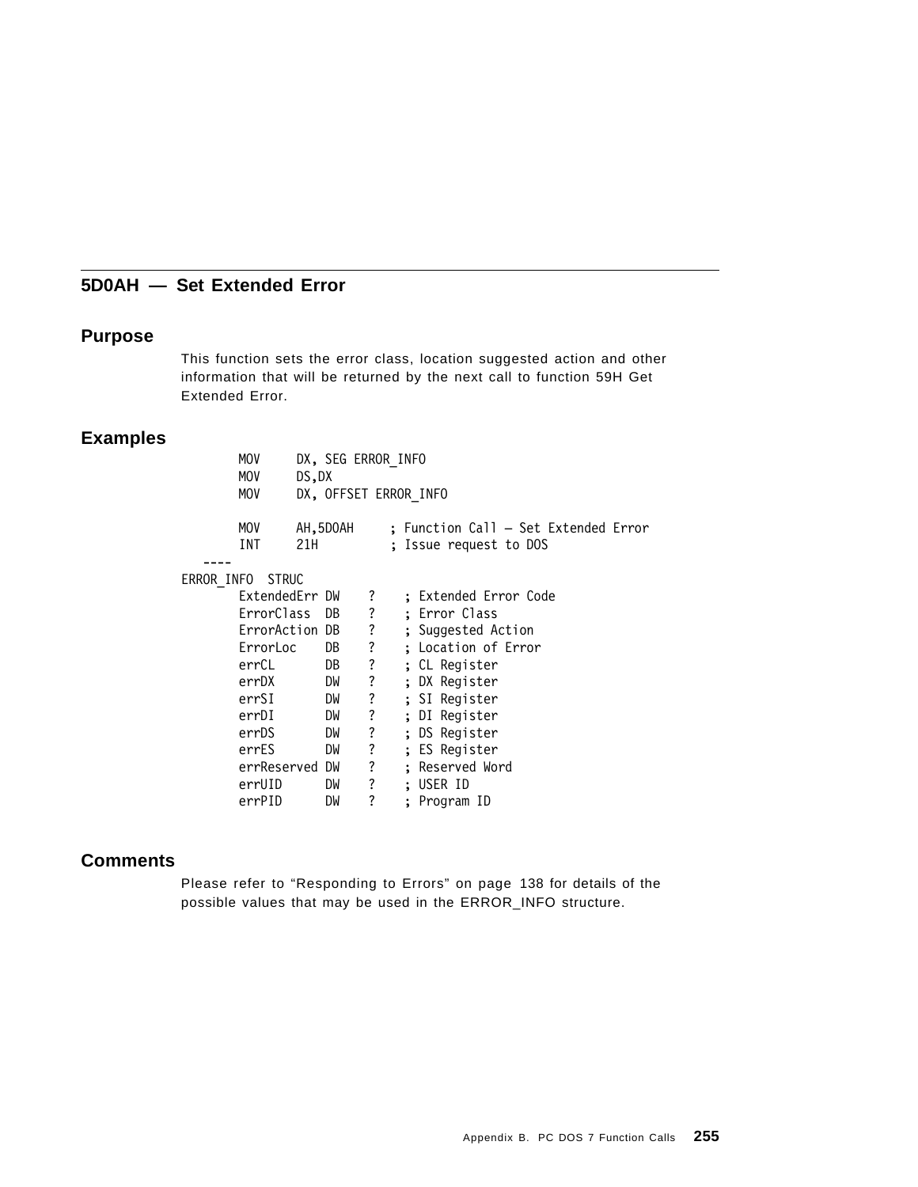## 5D0AH — Set Extended Error

### Purpose

This function sets the error class, location suggested action and other information that will be returned by the next call to function 59H Get Extended Error.

### Examples

```
        MOV     DX, SEG ERROR_INFO
        MOV     DS,DX
        MOV     DX, OFFSET ERROR_INFO

        MOV     AH,5D0AH     ; Function Call — Set Extended Error
        INT     21H          ; Issue request to DOS
   ----
ERROR_INFO  STRUC
        ExtendedErr DW    ?    ; Extended Error Code
        ErrorClass  DB    ?    ; Error Class
        ErrorAction DB    ?    ; Suggested Action
        ErrorLoc    DB    ?    ; Location of Error
        errCL       DB    ?    ; CL Register
        errDX       DW    ?    ; DX Register
        errSI       DW    ?    ; SI Register
        errDI       DW    ?    ; DI Register
        errDS       DW    ?    ; DS Register
        errES       DW    ?    ; ES Register
        errReserved DW    ?    ; Reserved Word
        errUID      DW    ?    ; USER ID
        errPID      DW    ?    ; Program ID
```

### Comments

Please refer to “Responding to Errors” on page 138 for details of the possible values that may be used in the ERROR_INFO structure.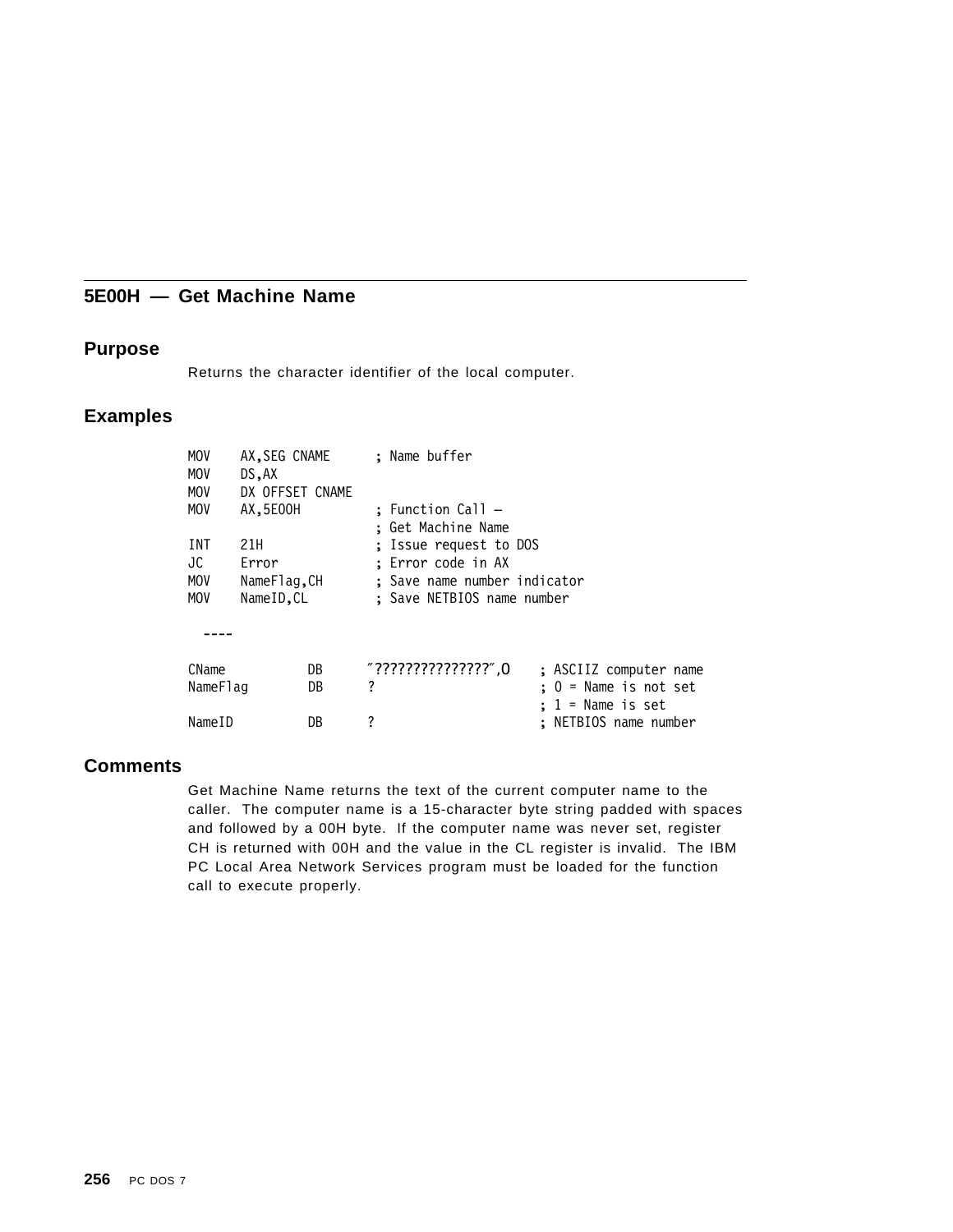## 5E00H — Get Machine Name

### Purpose

Returns the character identifier of the local computer.

### Examples

```
MOV    AX,SEG CNAME      ; Name buffer
MOV    DS,AX
MOV    DX OFFSET CNAME
MOV    AX,5E00H          ; Function Call —
                         ; Get Machine Name
INT    21H               ; Issue request to DOS
JC     Error             ; Error code in AX
MOV    NameFlag,CH       ; Save name number indicator
MOV    NameID,CL         ; Save NETBIOS name number

  ----

CName          DB     "???????????????",0    ; ASCIIZ computer name
NameFlag       DB     ?                      ; 0 = Name is not set
                                             ; 1 = Name is set
NameID         DB     ?                      ; NETBIOS name number
```

### Comments

Get Machine Name returns the text of the current computer name to the caller. The computer name is a 15-character byte string padded with spaces and followed by a 00H byte. If the computer name was never set, register CH is returned with 00H and the value in the CL register is invalid. The IBM PC Local Area Network Services program must be loaded for the function call to execute properly.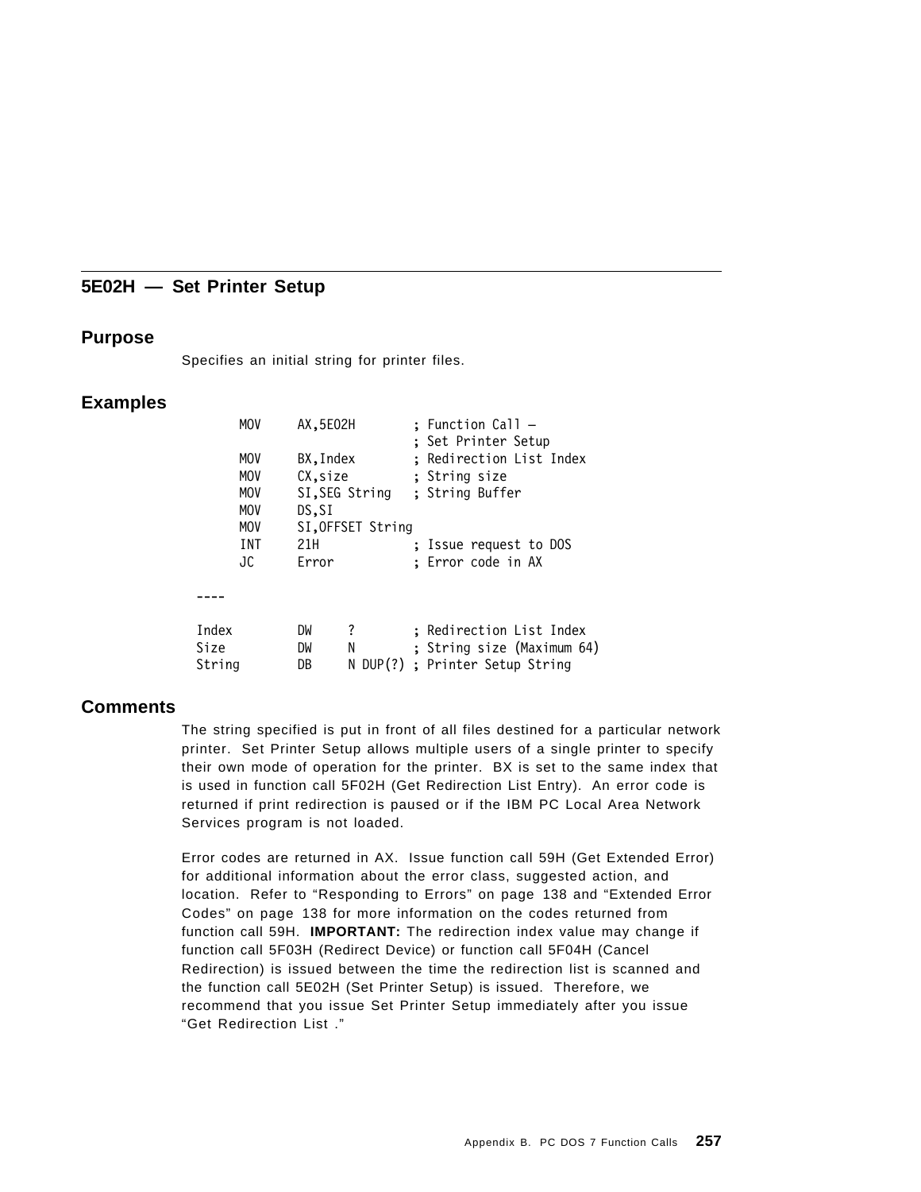## 5E02H — Set Printer Setup

### Purpose

Specifies an initial string for printer files.

### Examples

```
        MOV     AX,5E02H        ; Function Call –
                                ; Set Printer Setup
        MOV     BX,Index        ; Redirection List Index
        MOV     CX,size         ; String size
        MOV     SI,SEG String   ; String Buffer
        MOV     DS,SI
        MOV     SI,OFFSET String
        INT     21H             ; Issue request to DOS
        JC      Error           ; Error code in AX

  ----

  Index         DW      ?       ; Redirection List Index
  Size          DW      N       ; String size (Maximum 64)
  String        DB      N DUP(?) ; Printer Setup String
```

### Comments

The string specified is put in front of all files destined for a particular network printer. Set Printer Setup allows multiple users of a single printer to specify their own mode of operation for the printer. BX is set to the same index that is used in function call 5F02H (Get Redirection List Entry). An error code is returned if print redirection is paused or if the IBM PC Local Area Network Services program is not loaded.

Error codes are returned in AX. Issue function call 59H (Get Extended Error) for additional information about the error class, suggested action, and location. Refer to “Responding to Errors” on page 138 and “Extended Error Codes” on page 138 for more information on the codes returned from function call 59H. **IMPORTANT:** The redirection index value may change if function call 5F03H (Redirect Device) or function call 5F04H (Cancel Redirection) is issued between the time the redirection list is scanned and the function call 5E02H (Set Printer Setup) is issued. Therefore, we recommend that you issue Set Printer Setup immediately after you issue “Get Redirection List .”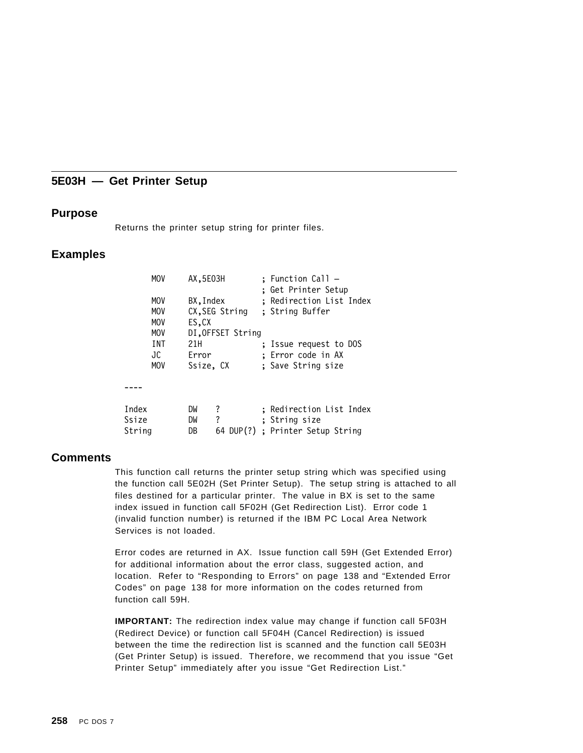## 5E03H — Get Printer Setup

### Purpose

Returns the printer setup string for printer files.

### Examples

```
        MOV     AX,5E03H        ; Function Call –
                                ; Get Printer Setup
        MOV     BX,Index        ; Redirection List Index
        MOV     CX,SEG String   ; String Buffer
        MOV     ES,CX
        MOV     DI,OFFSET String
        INT     21H             ; Issue request to DOS
        JC      Error           ; Error code in AX
        MOV     Ssize, CX       ; Save String size

  ----

  Index         DW    ?         ; Redirection List Index
  Ssize         DW    ?         ; String size
  String        DB    64 DUP(?) ; Printer Setup String
```

### Comments

This function call returns the printer setup string which was specified using the function call 5E02H (Set Printer Setup). The setup string is attached to all files destined for a particular printer. The value in BX is set to the same index issued in function call 5F02H (Get Redirection List). Error code 1 (invalid function number) is returned if the IBM PC Local Area Network Services is not loaded.

Error codes are returned in AX. Issue function call 59H (Get Extended Error) for additional information about the error class, suggested action, and location. Refer to "Responding to Errors" on page 138 and "Extended Error Codes" on page 138 for more information on the codes returned from function call 59H.

**IMPORTANT:** The redirection index value may change if function call 5F03H (Redirect Device) or function call 5F04H (Cancel Redirection) is issued between the time the redirection list is scanned and the function call 5E03H (Get Printer Setup) is issued. Therefore, we recommend that you issue "Get Printer Setup" immediately after you issue "Get Redirection List."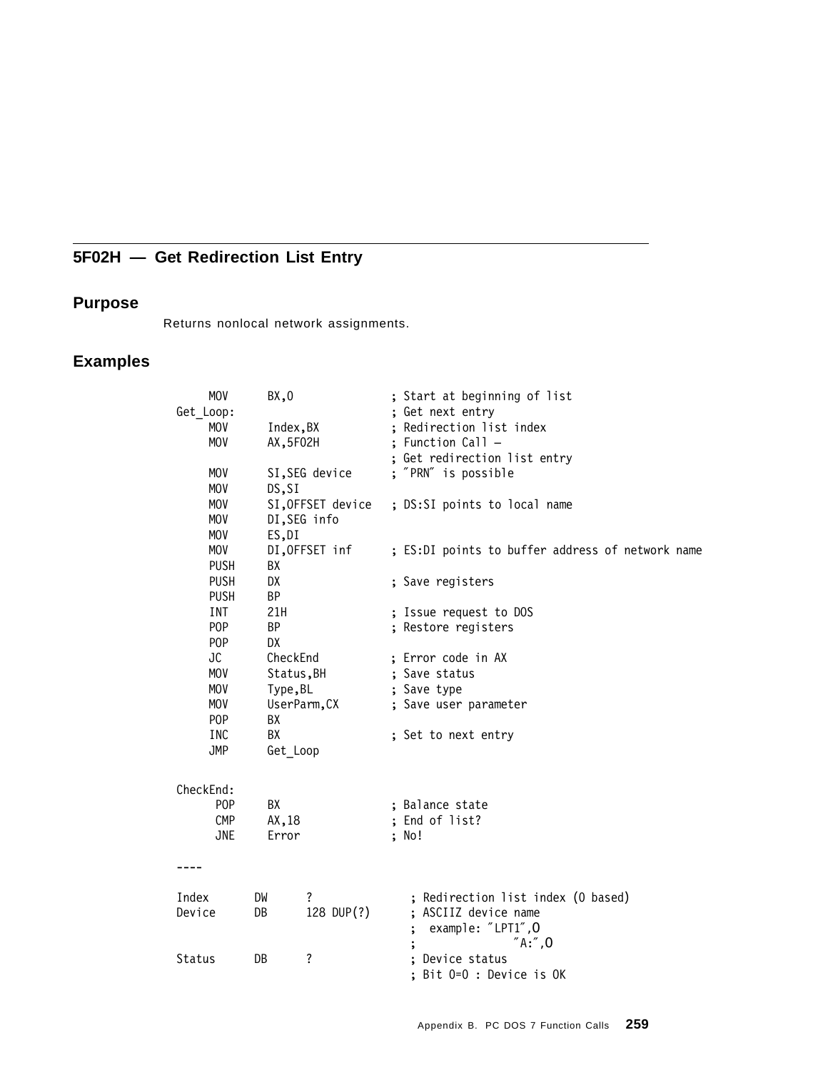## 5F02H — Get Redirection List Entry

### Purpose

Returns nonlocal network assignments.

### Examples

```
     MOV      BX,0               ; Start at beginning of list
Get_Loop:                        ; Get next entry
     MOV      Index,BX           ; Redirection list index
     MOV      AX,5F02H           ; Function Call –
                                 ; Get redirection list entry
     MOV      SI,SEG device      ; "PRN" is possible
     MOV      DS,SI
     MOV      SI,OFFSET device   ; DS:SI points to local name
     MOV      DI,SEG info
     MOV      ES,DI
     MOV      DI,OFFSET inf      ; ES:DI points to buffer address of network name
     PUSH     BX
     PUSH     DX                 ; Save registers
     PUSH     BP
     INT      21H                ; Issue request to DOS
     POP      BP                 ; Restore registers
     POP      DX
     JC       CheckEnd           ; Error code in AX
     MOV      Status,BH          ; Save status
     MOV      Type,BL            ; Save type
     MOV      UserParm,CX        ; Save user parameter
     POP      BX
     INC      BX                 ; Set to next entry
     JMP      Get_Loop


CheckEnd:
      POP     BX                 ; Balance state
      CMP     AX,18              ; End of list?
      JNE     Error              ; No!

----

Index       DW      ?              ; Redirection list index (0 based)
Device      DB      128 DUP(?)     ; ASCIIZ device name
                                   ;  example: "LPT1",0
                                   ;              "A:",0
Status      DB      ?              ; Device status
                                   ; Bit 0=0 : Device is OK
```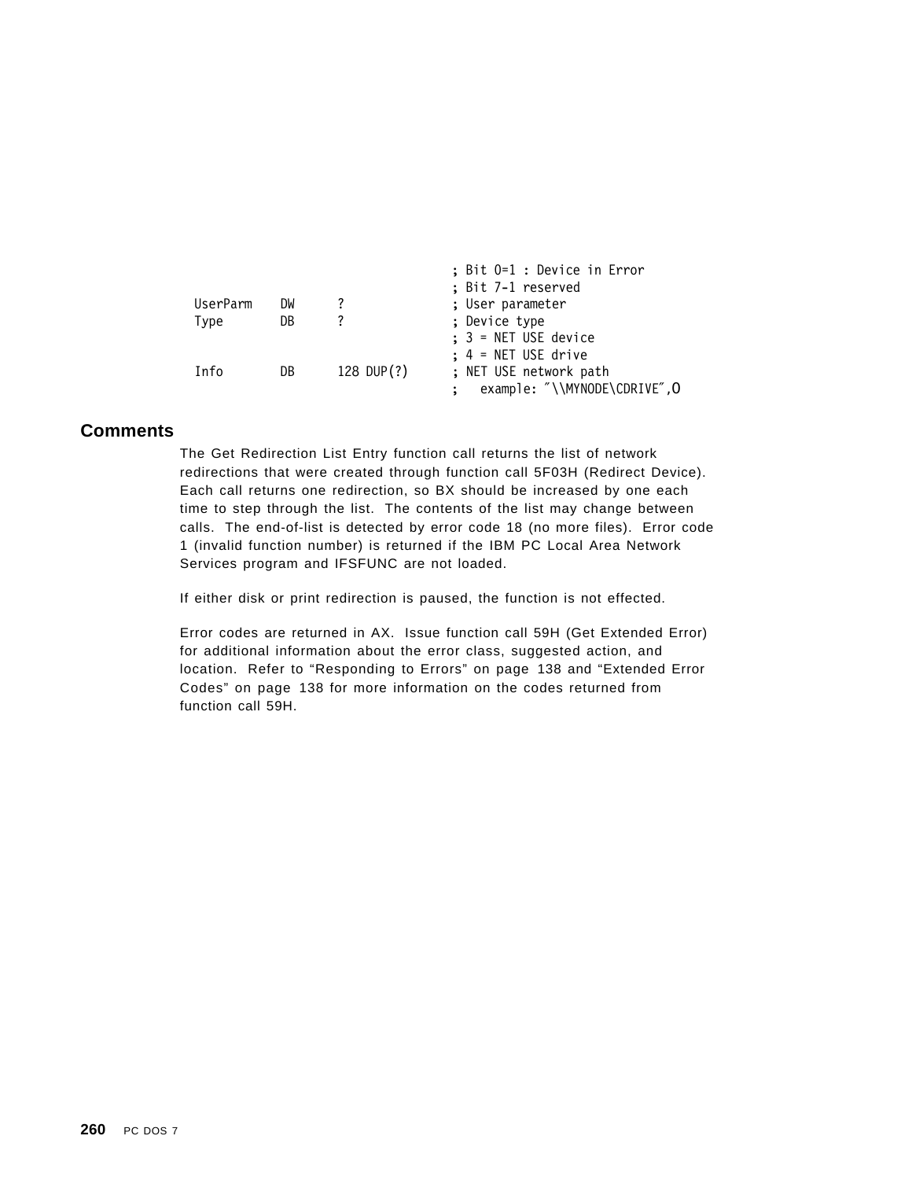```
                                        ; Bit 0=1 : Device in Error
                                        ; Bit 7-1 reserved
UserParm    DW      ?                   ; User parameter
Type        DB      ?                   ; Device type
                                        ; 3 = NET USE device
                                        ; 4 = NET USE drive
Info        DB      128 DUP(?)          ; NET USE network path
                                        ;   example: "\\MYNODE\CDRIVE",0
```

## Comments

The Get Redirection List Entry function call returns the list of network redirections that were created through function call 5F03H (Redirect Device). Each call returns one redirection, so BX should be increased by one each time to step through the list. The contents of the list may change between calls. The end-of-list is detected by error code 18 (no more files). Error code 1 (invalid function number) is returned if the IBM PC Local Area Network Services program and IFSFUNC are not loaded.

If either disk or print redirection is paused, the function is not effected.

Error codes are returned in AX. Issue function call 59H (Get Extended Error) for additional information about the error class, suggested action, and location. Refer to "Responding to Errors" on page 138 and "Extended Error Codes" on page 138 for more information on the codes returned from function call 59H.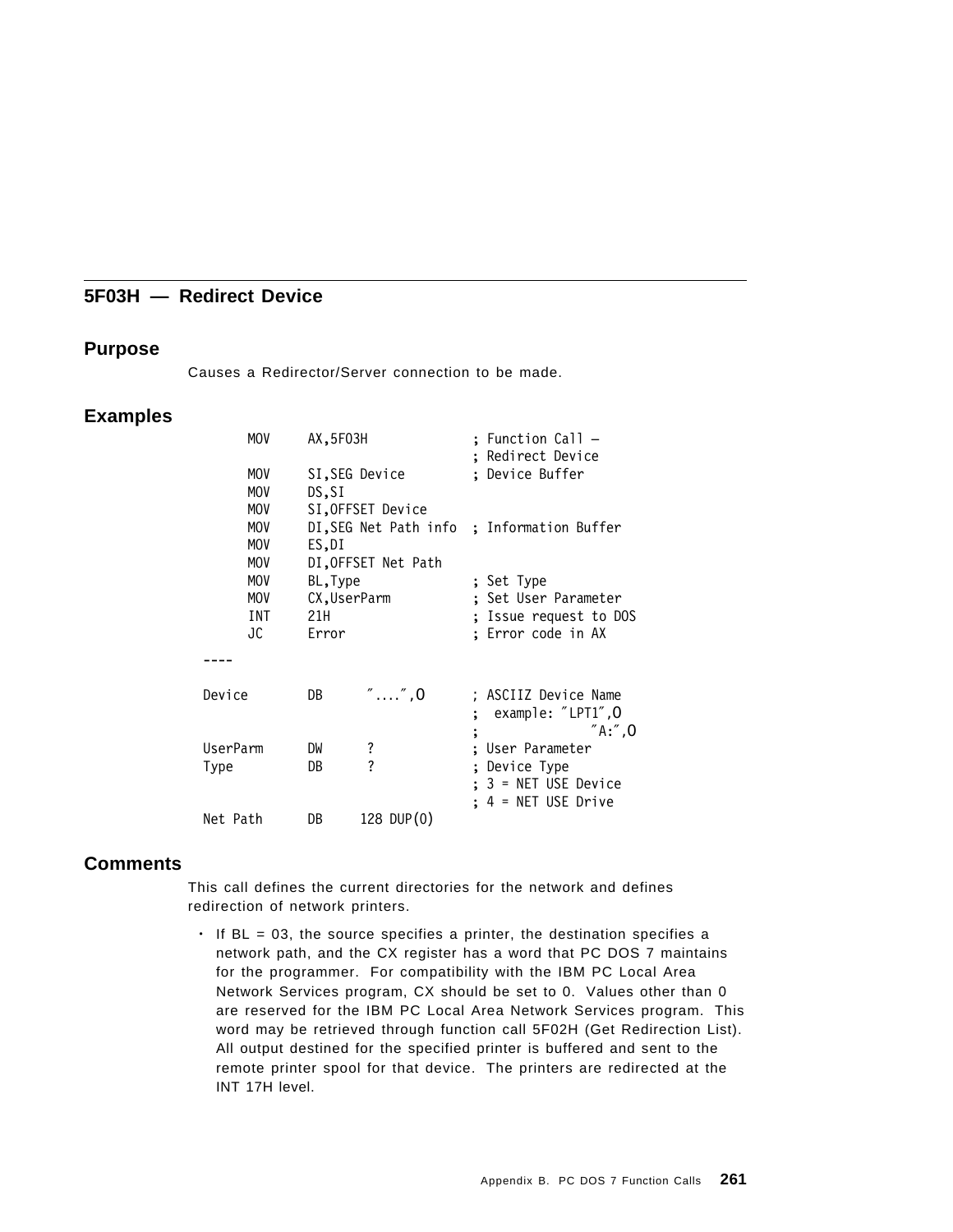## 5F03H — Redirect Device

### Purpose

Causes a Redirector/Server connection to be made.

### Examples

```
        MOV     AX,5F03H              ; Function Call —
                                      ; Redirect Device
        MOV     SI,SEG Device         ; Device Buffer
        MOV     DS,SI
        MOV     SI,OFFSET Device
        MOV     DI,SEG Net Path info  ; Information Buffer
        MOV     ES,DI
        MOV     DI,OFFSET Net Path
        MOV     BL,Type               ; Set Type
        MOV     CX,UserParm           ; Set User Parameter
        INT     21H                   ; Issue request to DOS
        JC      Error                 ; Error code in AX
  ----

  Device       DB      "....",0       ; ASCIIZ Device Name
                                      ;  example: "LPT1",0
                                      ;               "A:",0
  UserParm     DW      ?              ; User Parameter
  Type         DB      ?              ; Device Type
                                      ; 3 = NET USE Device
                                      ; 4 = NET USE Drive
  Net Path     DB     128 DUP(0)
```

### Comments

This call defines the current directories for the network and defines redirection of network printers.

- If BL = 03, the source specifies a printer, the destination specifies a network path, and the CX register has a word that PC DOS 7 maintains for the programmer. For compatibility with the IBM PC Local Area Network Services program, CX should be set to 0. Values other than 0 are reserved for the IBM PC Local Area Network Services program. This word may be retrieved through function call 5F02H (Get Redirection List). All output destined for the specified printer is buffered and sent to the remote printer spool for that device. The printers are redirected at the INT 17H level.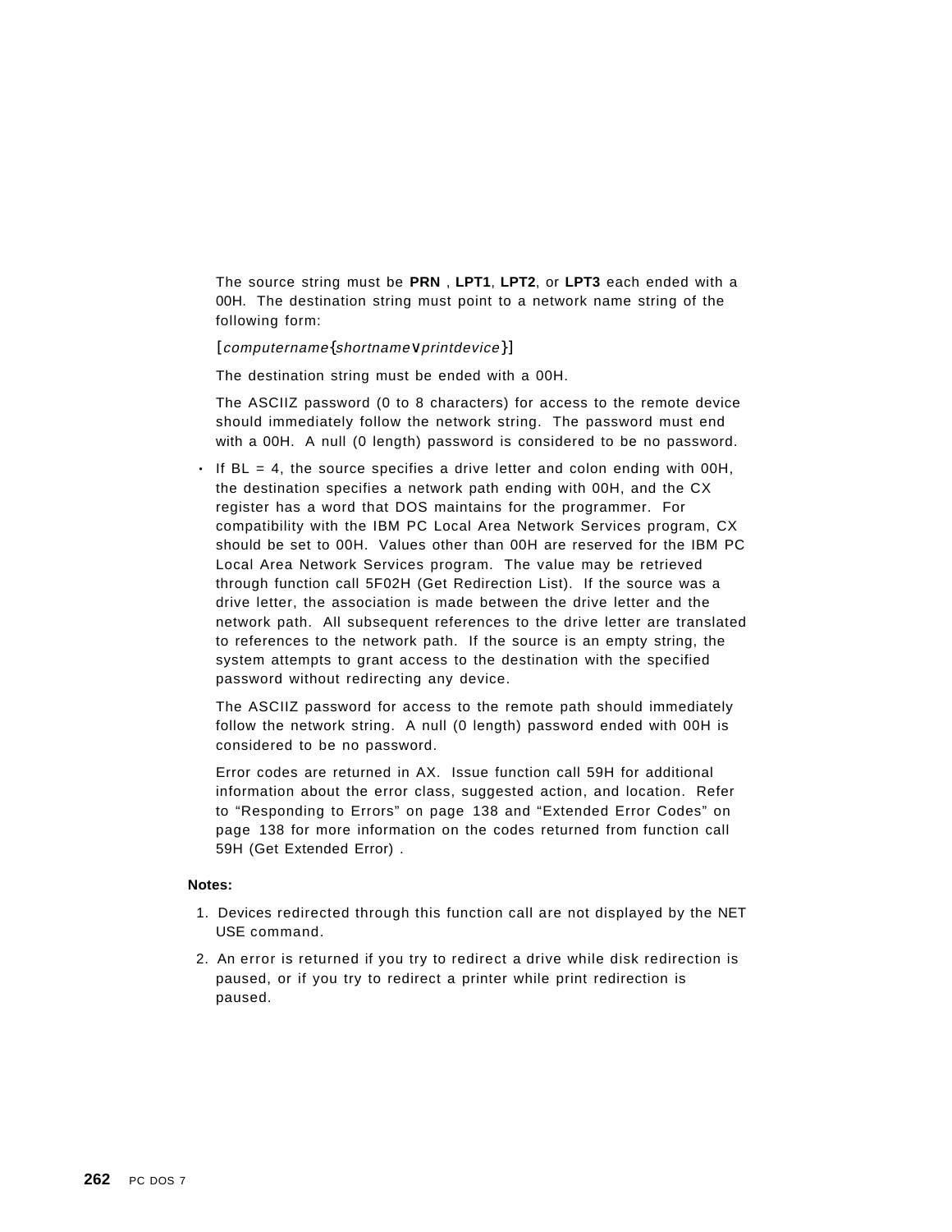The source string must be **PRN** , **LPT1**, **LPT2**, or **LPT3** each ended with a 00H. The destination string must point to a network name string of the following form:

[*computername*{*shortname*∨*printdevice*}]

The destination string must be ended with a 00H.

The ASCIIZ password (0 to 8 characters) for access to the remote device should immediately follow the network string. The password must end with a 00H. A null (0 length) password is considered to be no password.

- If BL = 4, the source specifies a drive letter and colon ending with 00H, the destination specifies a network path ending with 00H, and the CX register has a word that DOS maintains for the programmer. For compatibility with the IBM PC Local Area Network Services program, CX should be set to 00H. Values other than 00H are reserved for the IBM PC Local Area Network Services program. The value may be retrieved through function call 5F02H (Get Redirection List). If the source was a drive letter, the association is made between the drive letter and the network path. All subsequent references to the drive letter are translated to references to the network path. If the source is an empty string, the system attempts to grant access to the destination with the specified password without redirecting any device.

  The ASCIIZ password for access to the remote path should immediately follow the network string. A null (0 length) password ended with 00H is considered to be no password.

  Error codes are returned in AX. Issue function call 59H for additional information about the error class, suggested action, and location. Refer to "Responding to Errors" on page 138 and "Extended Error Codes" on page 138 for more information on the codes returned from function call 59H (Get Extended Error) .

**Notes:**

1. Devices redirected through this function call are not displayed by the NET USE command.
2. An error is returned if you try to redirect a drive while disk redirection is paused, or if you try to redirect a printer while print redirection is paused.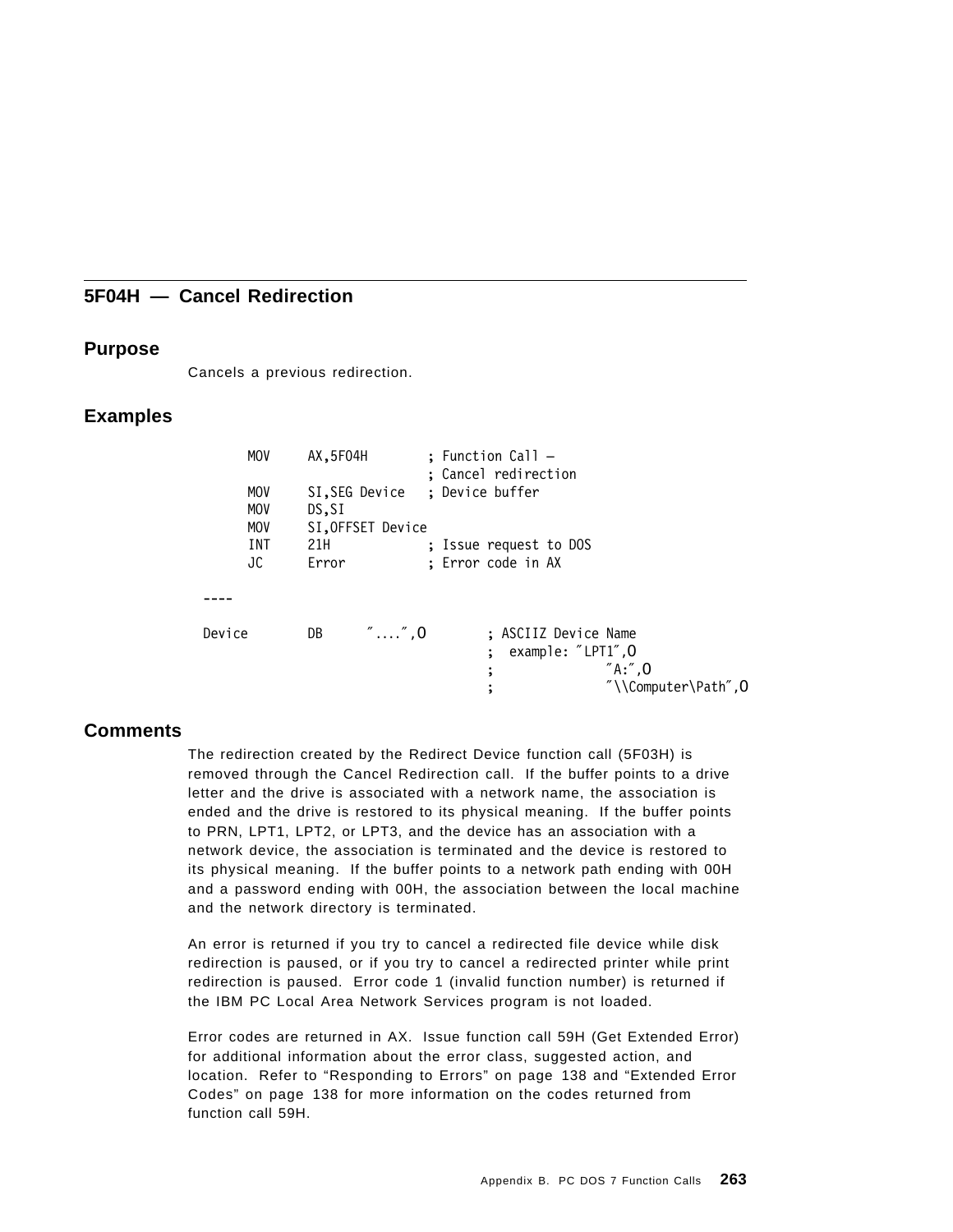## 5F04H — Cancel Redirection

### Purpose

Cancels a previous redirection.

### Examples

```
        MOV     AX,5F04H        ; Function Call —
                                ; Cancel redirection
        MOV     SI,SEG Device   ; Device buffer
        MOV     DS,SI
        MOV     SI,OFFSET Device
        INT     21H             ; Issue request to DOS
        JC      Error           ; Error code in AX

  ----

  Device        DB      ″....″,0        ; ASCIIZ Device Name
                                        ;  example: ″LPT1″,0
                                        ;               ″A:″,0
                                        ;               ″\\Computer\Path″,0
```

### Comments

The redirection created by the Redirect Device function call (5F03H) is removed through the Cancel Redirection call. If the buffer points to a drive letter and the drive is associated with a network name, the association is ended and the drive is restored to its physical meaning. If the buffer points to PRN, LPT1, LPT2, or LPT3, and the device has an association with a network device, the association is terminated and the device is restored to its physical meaning. If the buffer points to a network path ending with 00H and a password ending with 00H, the association between the local machine and the network directory is terminated.

An error is returned if you try to cancel a redirected file device while disk redirection is paused, or if you try to cancel a redirected printer while print redirection is paused. Error code 1 (invalid function number) is returned if the IBM PC Local Area Network Services program is not loaded.

Error codes are returned in AX. Issue function call 59H (Get Extended Error) for additional information about the error class, suggested action, and location. Refer to "Responding to Errors" on page 138 and "Extended Error Codes" on page 138 for more information on the codes returned from function call 59H.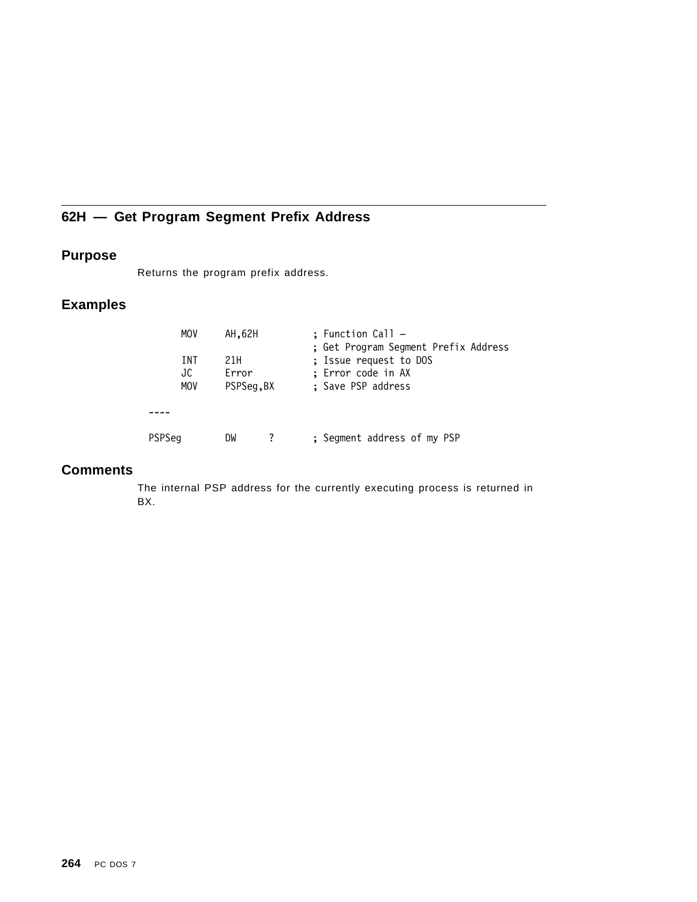## 62H — Get Program Segment Prefix Address

### Purpose

Returns the program prefix address.

### Examples

```
        MOV     AH,62H          ; Function Call –
                                ; Get Program Segment Prefix Address
        INT     21H             ; Issue request to DOS
        JC      Error           ; Error code in AX
        MOV     PSPSeg,BX       ; Save PSP address

  ----

  PSPSeg        DW      ?       ; Segment address of my PSP
```

### Comments

The internal PSP address for the currently executing process is returned in BX.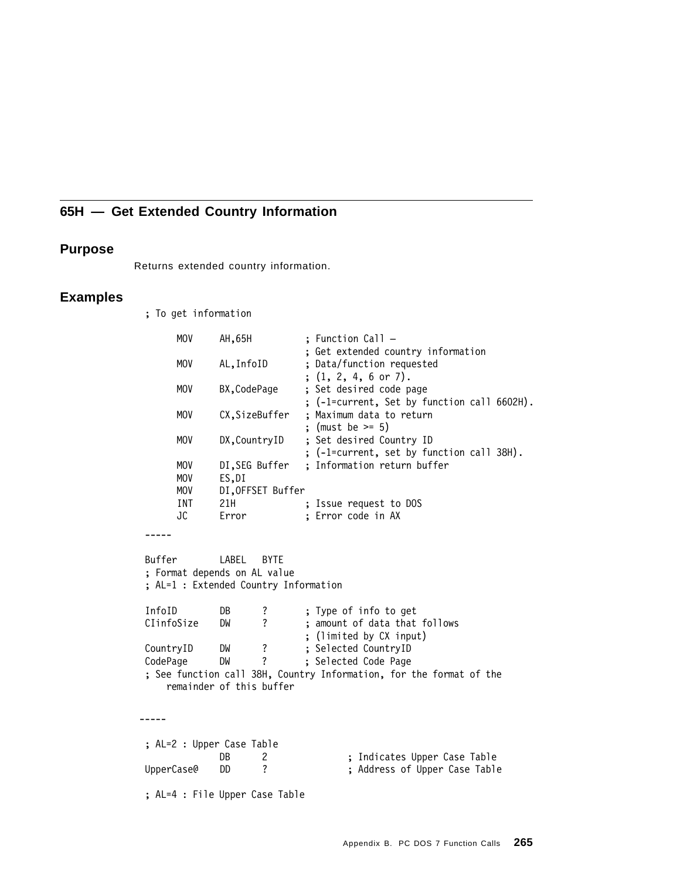## 65H — Get Extended Country Information

### Purpose

Returns extended country information.

### Examples

```
; To get information

      MOV     AH,65H          ; Function Call –
                              ; Get extended country information
      MOV     AL,InfoID       ; Data/function requested
                              ; (1, 2, 4, 6 or 7).
      MOV     BX,CodePage     ; Set desired code page
                              ; (-1=current, Set by function call 6602H).
      MOV     CX,SizeBuffer   ; Maximum data to return
                              ; (must be >= 5)
      MOV     DX,CountryID    ; Set desired Country ID
                              ; (-1=current, set by function call 38H).
      MOV     DI,SEG Buffer   ; Information return buffer
      MOV     ES,DI
      MOV     DI,OFFSET Buffer
      INT     21H             ; Issue request to DOS
      JC      Error           ; Error code in AX
-----

Buffer        LABEL   BYTE
; Format depends on AL value
; AL=1 : Extended Country Information

InfoID        DB      ?       ; Type of info to get
CIinfoSize    DW      ?       ; amount of data that follows
                              ; (limited by CX input)
CountryID     DW      ?       ; Selected CountryID
CodePage      DW      ?       ; Selected Code Page
; See function call 38H, Country Information, for the format of the
    remainder of this buffer

-----

; AL=2 : Upper Case Table
              DB      2               ; Indicates Upper Case Table
UpperCase@    DD      ?               ; Address of Upper Case Table

; AL=4 : File Upper Case Table
```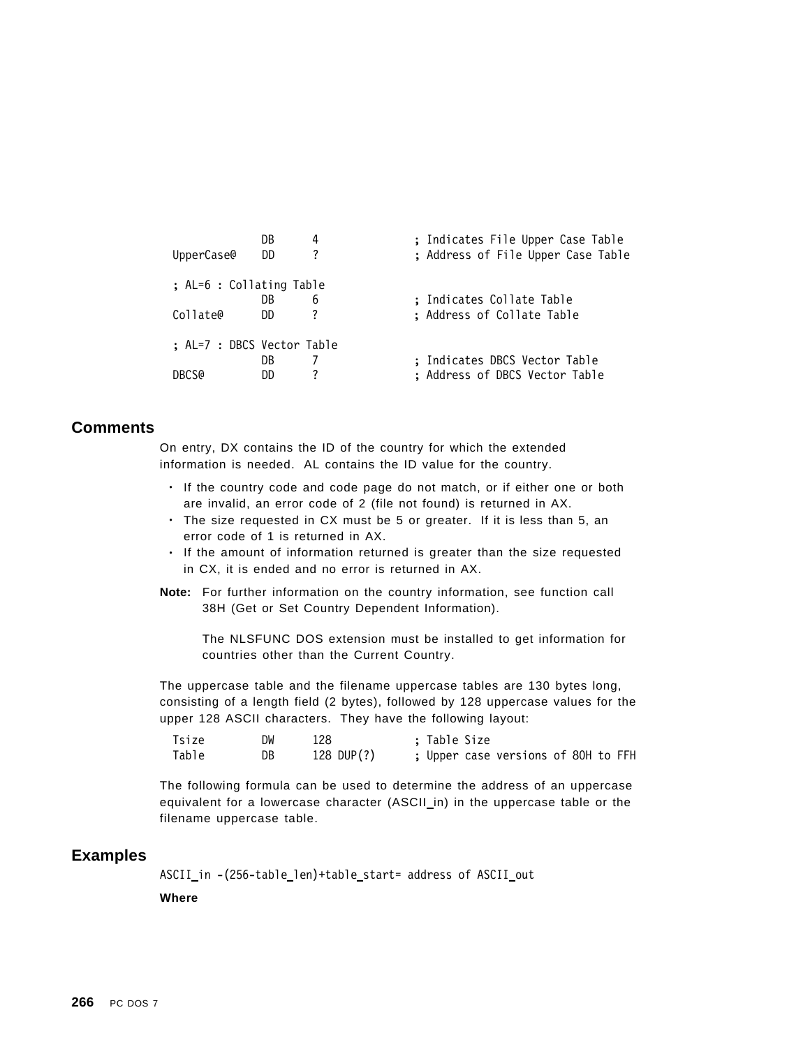```
            DB      4               ; Indicates File Upper Case Table
UpperCase@  DD      ?               ; Address of File Upper Case Table

; AL=6 : Collating Table
            DB      6               ; Indicates Collate Table
Collate@    DD      ?               ; Address of Collate Table

; AL=7 : DBCS Vector Table
            DB      7               ; Indicates DBCS Vector Table
DBCS@       DD      ?               ; Address of DBCS Vector Table
```

## Comments

On entry, DX contains the ID of the country for which the extended information is needed. AL contains the ID value for the country.

- If the country code and code page do not match, or if either one or both are invalid, an error code of 2 (file not found) is returned in AX.
- The size requested in CX must be 5 or greater. If it is less than 5, an error code of 1 is returned in AX.
- If the amount of information returned is greater than the size requested in CX, it is ended and no error is returned in AX.

**Note:** For further information on the country information, see function call 38H (Get or Set Country Dependent Information).

The NLSFUNC DOS extension must be installed to get information for countries other than the Current Country.

The uppercase table and the filename uppercase tables are 130 bytes long, consisting of a length field (2 bytes), followed by 128 uppercase values for the upper 128 ASCII characters. They have the following layout:

```
Tsize       DW      128             ; Table Size
Table       DB      128 DUP(?)      ; Upper case versions of 80H to FFH
```

The following formula can be used to determine the address of an uppercase equivalent for a lowercase character (ASCII_in) in the uppercase table or the filename uppercase table.

## Examples

```
ASCII_in -(256-table_len)+table_start= address of ASCII_out
```

**Where**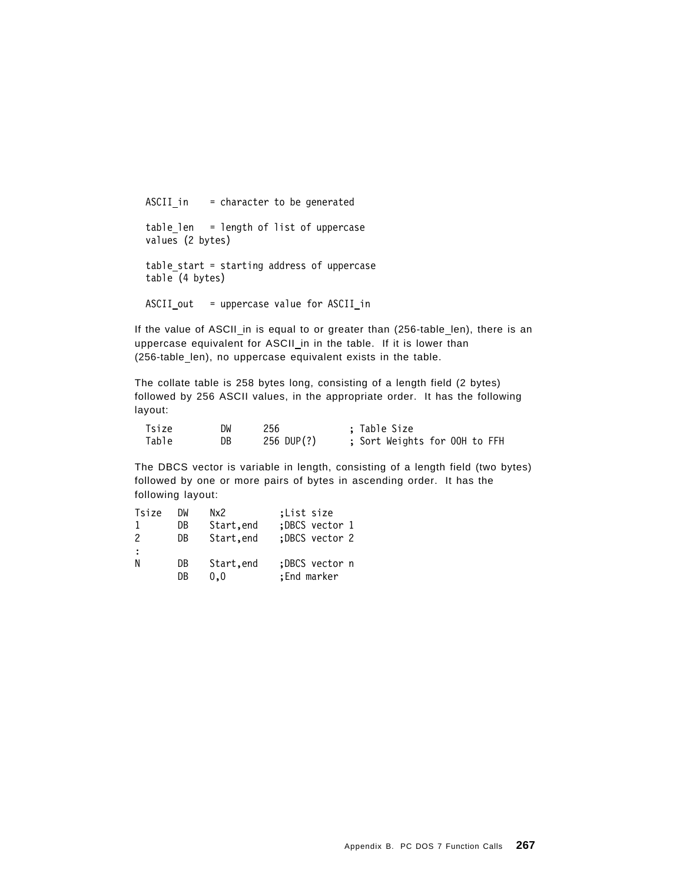```
ASCII_in    = character to be generated

table_len   = length of list of uppercase
values (2 bytes)

table_start = starting address of uppercase
table (4 bytes)

ASCII_out   = uppercase value for ASCII_in
```

If the value of ASCII_in is equal to or greater than (256-table_len), there is an uppercase equivalent for ASCII_in in the table. If it is lower than (256-table_len), no uppercase equivalent exists in the table.

The collate table is 258 bytes long, consisting of a length field (2 bytes) followed by 256 ASCII values, in the appropriate order. It has the following layout:

```
Tsize       DW      256           ; Table Size
Table       DB      256 DUP(?)    ; Sort Weights for 00H to FFH
```

The DBCS vector is variable in length, consisting of a length field (two bytes) followed by one or more pairs of bytes in ascending order. It has the following layout:

```
Tsize   DW    Nx2          ;List size
1       DB    Start,end    ;DBCS vector 1
2       DB    Start,end    ;DBCS vector 2
:
N       DB    Start,end    ;DBCS vector n
        DB    0,0          ;End marker
```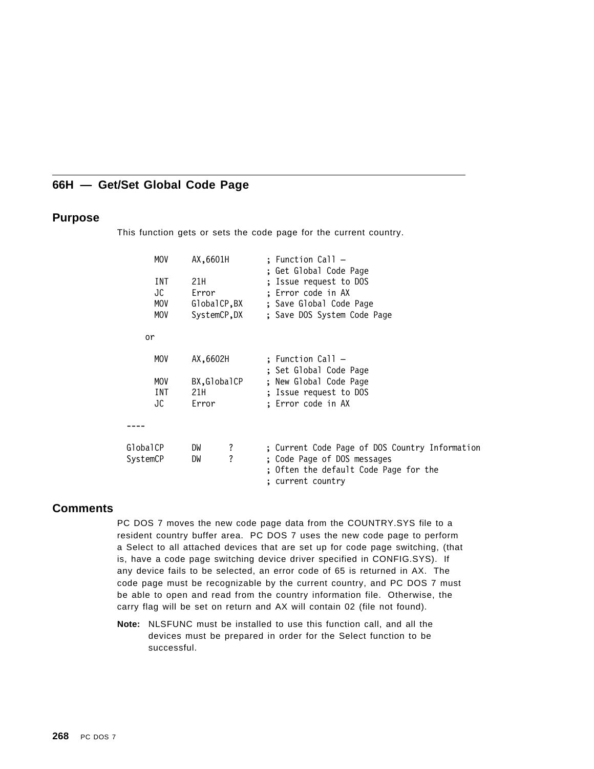## 66H — Get/Set Global Code Page

### Purpose

This function gets or sets the code page for the current country.

```
      MOV     AX,6601H        ; Function Call —
                              ; Get Global Code Page
      INT     21H             ; Issue request to DOS
      JC      Error           ; Error code in AX
      MOV     GlobalCP,BX     ; Save Global Code Page
      MOV     SystemCP,DX     ; Save DOS System Code Page

    or

      MOV     AX,6602H        ; Function Call —
                              ; Set Global Code Page
      MOV     BX,GlobalCP     ; New Global Code Page
      INT     21H             ; Issue request to DOS
      JC      Error           ; Error code in AX

 ----

GlobalCP      DW     ?        ; Current Code Page of DOS Country Information
SystemCP      DW     ?        ; Code Page of DOS messages
                              ; Often the default Code Page for the
                              ; current country
```

### Comments

PC DOS 7 moves the new code page data from the COUNTRY.SYS file to a resident country buffer area. PC DOS 7 uses the new code page to perform a Select to all attached devices that are set up for code page switching, (that is, have a code page switching device driver specified in CONFIG.SYS). If any device fails to be selected, an error code of 65 is returned in AX. The code page must be recognizable by the current country, and PC DOS 7 must be able to open and read from the country information file. Otherwise, the carry flag will be set on return and AX will contain 02 (file not found).

**Note:** NLSFUNC must be installed to use this function call, and all the devices must be prepared in order for the Select function to be successful.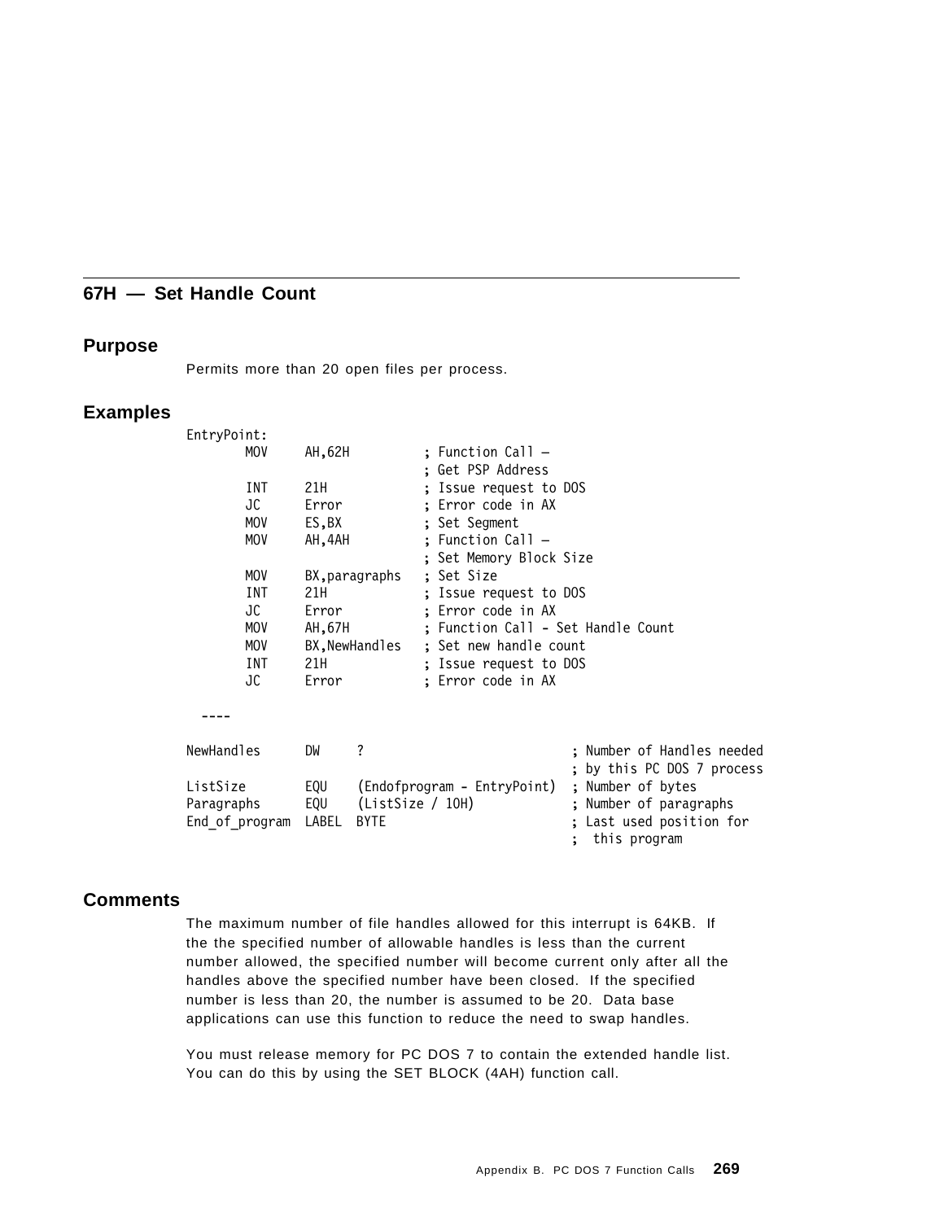## 67H — Set Handle Count

### Purpose

Permits more than 20 open files per process.

### Examples

```
EntryPoint:
        MOV     AH,62H          ; Function Call —
                                ; Get PSP Address
        INT     21H             ; Issue request to DOS
        JC      Error           ; Error code in AX
        MOV     ES,BX           ; Set Segment
        MOV     AH,4AH          ; Function Call —
                                ; Set Memory Block Size
        MOV     BX,paragraphs   ; Set Size
        INT     21H             ; Issue request to DOS
        JC      Error           ; Error code in AX
        MOV     AH,67H          ; Function Call - Set Handle Count
        MOV     BX,NewHandles   ; Set new handle count
        INT     21H             ; Issue request to DOS
        JC      Error           ; Error code in AX

  ----

NewHandles      DW     ?                           ; Number of Handles needed
                                                   ; by this PC DOS 7 process
ListSize        EQU    (Endofprogram - EntryPoint) ; Number of bytes
Paragraphs      EQU    (ListSize / 10H)            ; Number of paragraphs
End_of_program  LABEL  BYTE                        ; Last used position for
                                                   ;  this program
```

### Comments

The maximum number of file handles allowed for this interrupt is 64KB. If the the specified number of allowable handles is less than the current number allowed, the specified number will become current only after all the handles above the specified number have been closed. If the specified number is less than 20, the number is assumed to be 20. Data base applications can use this function to reduce the need to swap handles.

You must release memory for PC DOS 7 to contain the extended handle list. You can do this by using the SET BLOCK (4AH) function call.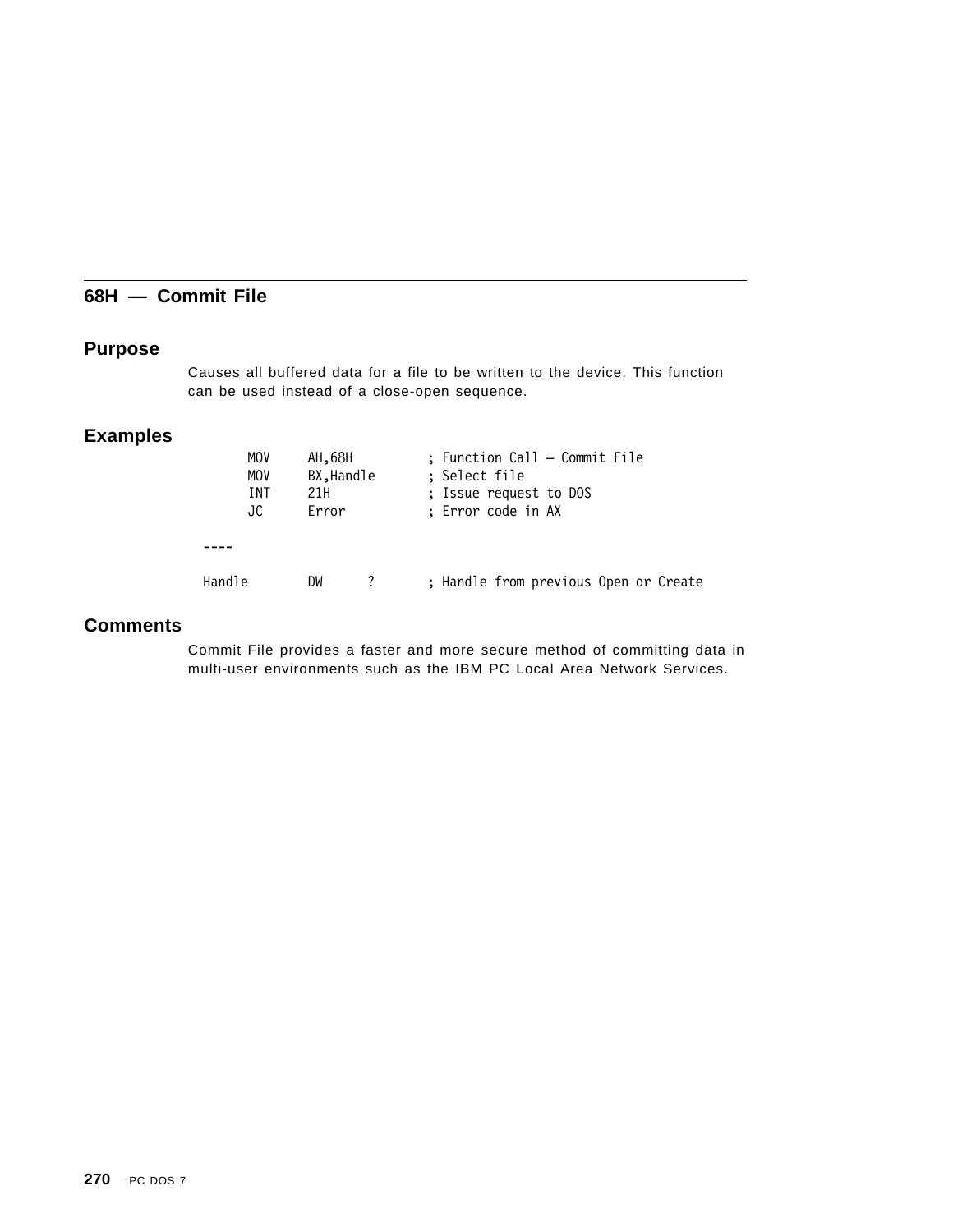## 68H — Commit File

### Purpose

Causes all buffered data for a file to be written to the device. This function can be used instead of a close-open sequence.

### Examples

```
        MOV     AH,68H          ; Function Call — Commit File
        MOV     BX,Handle       ; Select file
        INT     21H             ; Issue request to DOS
        JC      Error           ; Error code in AX

  ----

  Handle        DW      ?       ; Handle from previous Open or Create
```

### Comments

Commit File provides a faster and more secure method of committing data in multi-user environments such as the IBM PC Local Area Network Services.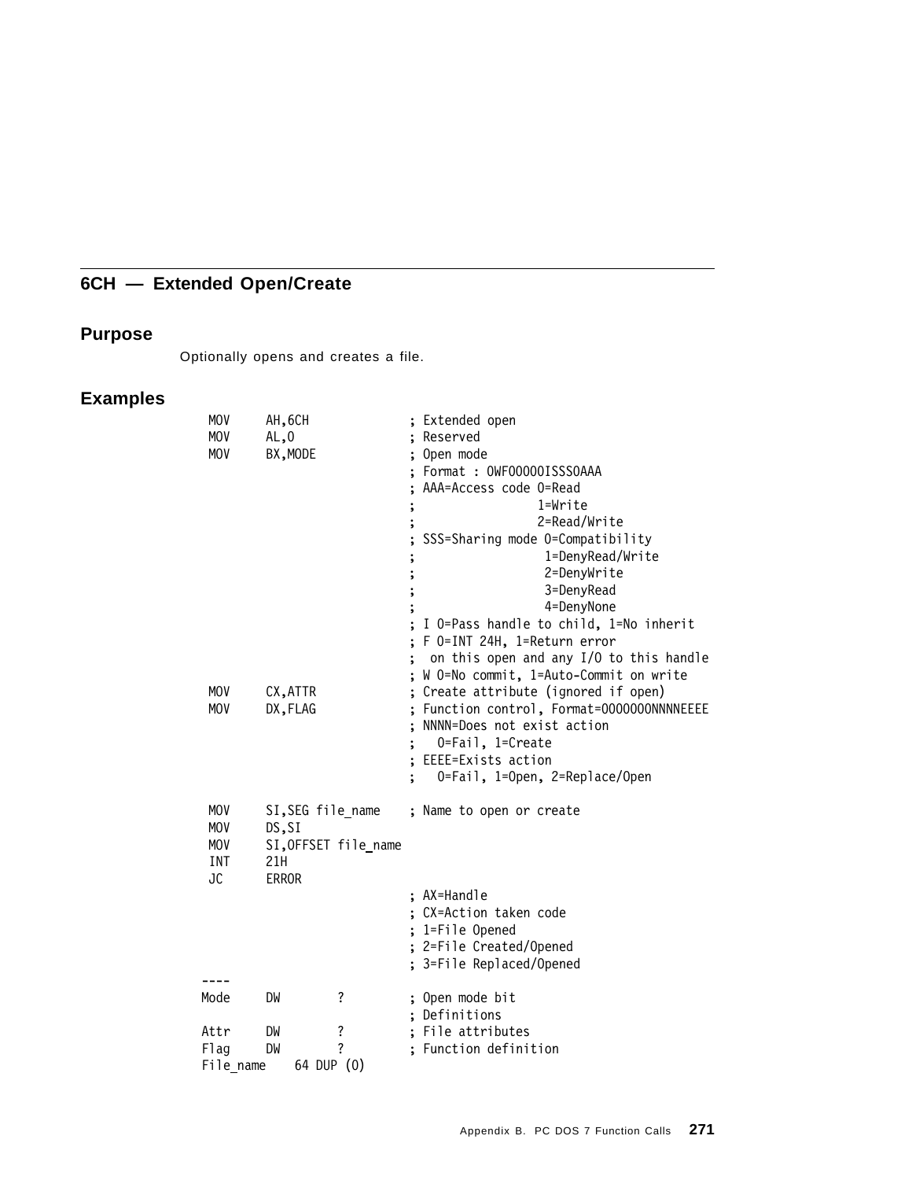## 6CH — Extended Open/Create

### Purpose

Optionally opens and creates a file.

### Examples

```
 MOV     AH,6CH               ; Extended open
 MOV     AL,0                 ; Reserved
 MOV     BX,MODE              ; Open mode
                              ; Format : 0WF00000ISSS0AAA
                              ; AAA=Access code 0=Read
                              ;                 1=Write
                              ;                 2=Read/Write
                              ; SSS=Sharing mode 0=Compatibility
                              ;                  1=DenyRead/Write
                              ;                  2=DenyWrite
                              ;                  3=DenyRead
                              ;                  4=DenyNone
                              ; I 0=Pass handle to child, 1=No inherit
                              ; F 0=INT 24H, 1=Return error
                              ;  on this open and any I/O to this handle
                              ; W 0=No commit, 1=Auto-Commit on write
 MOV     CX,ATTR              ; Create attribute (ignored if open)
 MOV     DX,FLAG              ; Function control, Format=00000000NNNNEEEE
                              ; NNNN=Does not exist action
                              ;   0=Fail, 1=Create
                              ; EEEE=Exists action
                              ;   0=Fail, 1=Open, 2=Replace/Open

 MOV     SI,SEG file_name     ; Name to open or create
 MOV     DS,SI
 MOV     SI,OFFSET file_name
 INT     21H
 JC      ERROR
                              ; AX=Handle
                              ; CX=Action taken code
                              ; 1=File Opened
                              ; 2=File Created/Opened
                              ; 3=File Replaced/Opened
----
Mode     DW        ?          ; Open mode bit
                              ; Definitions
Attr     DW        ?          ; File attributes
Flag     DW        ?          ; Function definition
File_name    64 DUP (0)
```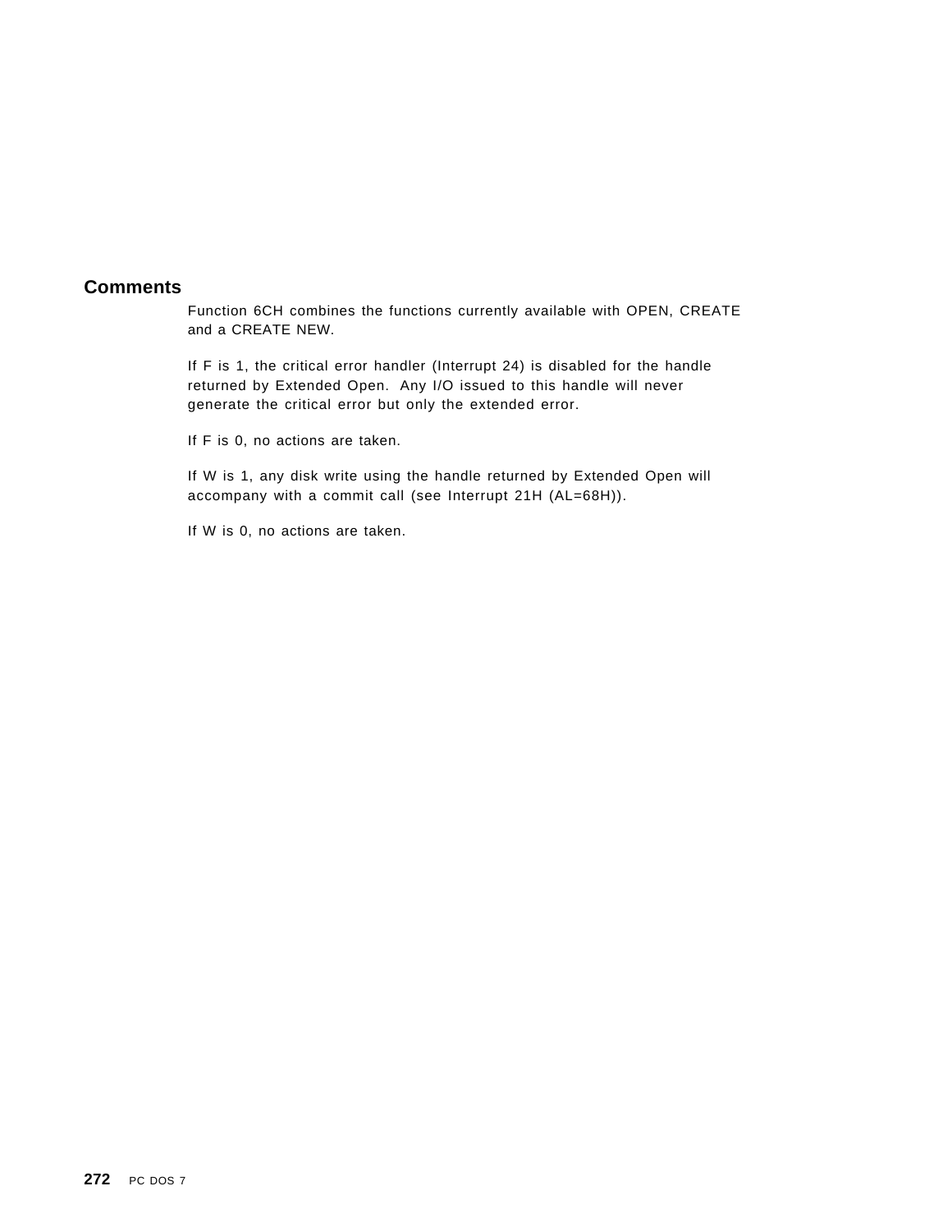## Comments

Function 6CH combines the functions currently available with OPEN, CREATE and a CREATE NEW.

If F is 1, the critical error handler (Interrupt 24) is disabled for the handle returned by Extended Open. Any I/O issued to this handle will never generate the critical error but only the extended error.

If F is 0, no actions are taken.

If W is 1, any disk write using the handle returned by Extended Open will accompany with a commit call (see Interrupt 21H (AL=68H)).

If W is 0, no actions are taken.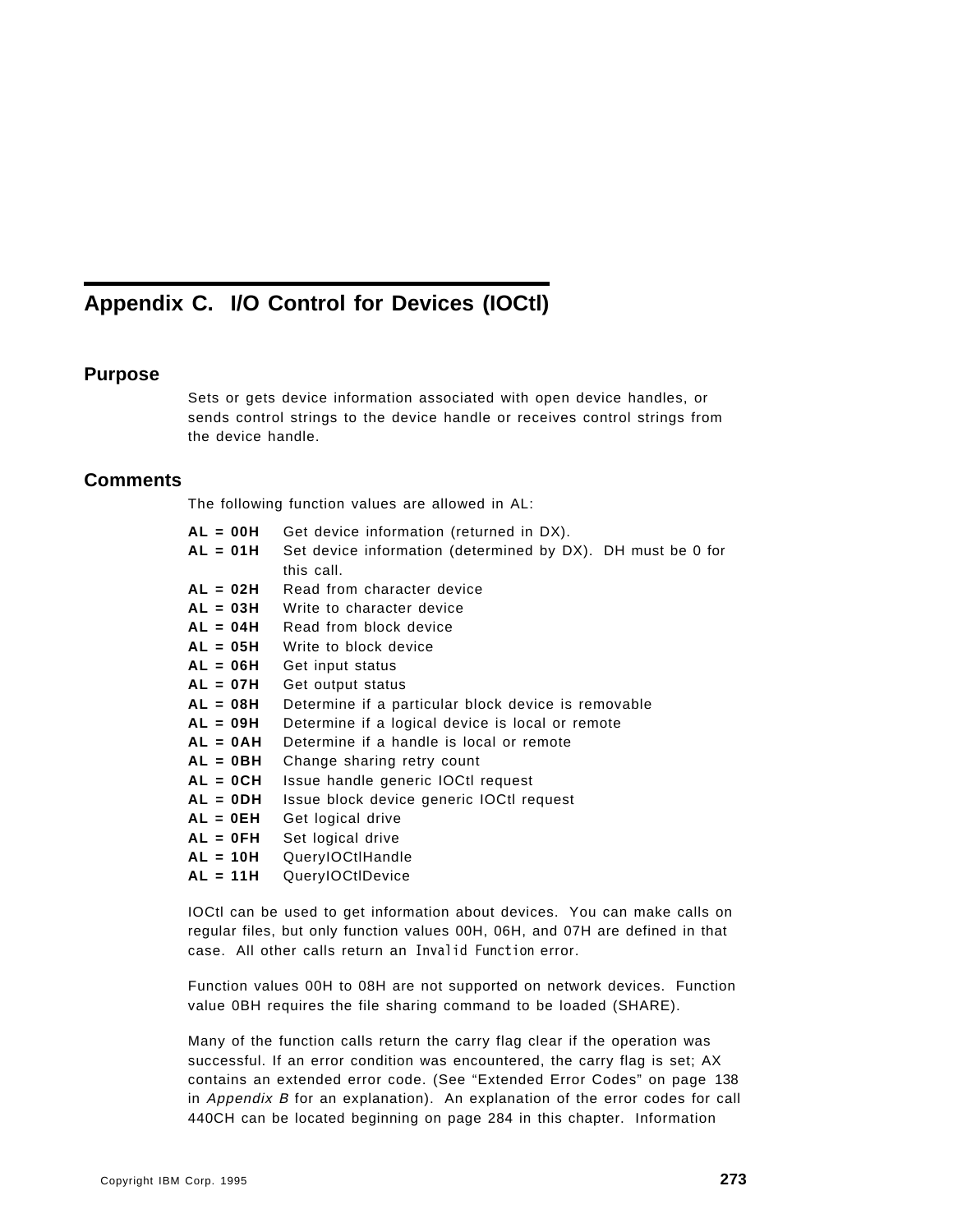# Appendix C. I/O Control for Devices (IOCtl)

## Purpose

Sets or gets device information associated with open device handles, or sends control strings to the device handle or receives control strings from the device handle.

## Comments

The following function values are allowed in AL:

**AL = 00H** Get device information (returned in DX).
**AL = 01H** Set device information (determined by DX). DH must be 0 for this call.
**AL = 02H** Read from character device
**AL = 03H** Write to character device
**AL = 04H** Read from block device
**AL = 05H** Write to block device
**AL = 06H** Get input status
**AL = 07H** Get output status
**AL = 08H** Determine if a particular block device is removable
**AL = 09H** Determine if a logical device is local or remote
**AL = 0AH** Determine if a handle is local or remote
**AL = 0BH** Change sharing retry count
**AL = 0CH** Issue handle generic IOCtl request
**AL = 0DH** Issue block device generic IOCtl request
**AL = 0EH** Get logical drive
**AL = 0FH** Set logical drive
**AL = 10H** QueryIOCtlHandle
**AL = 11H** QueryIOCtlDevice

IOCtl can be used to get information about devices. You can make calls on regular files, but only function values 00H, 06H, and 07H are defined in that case. All other calls return an Invalid Function error.

Function values 00H to 08H are not supported on network devices. Function value 0BH requires the file sharing command to be loaded (SHARE).

Many of the function calls return the carry flag clear if the operation was successful. If an error condition was encountered, the carry flag is set; AX contains an extended error code. (See "Extended Error Codes" on page 138 in *Appendix B* for an explanation). An explanation of the error codes for call 440CH can be located beginning on page 284 in this chapter. Information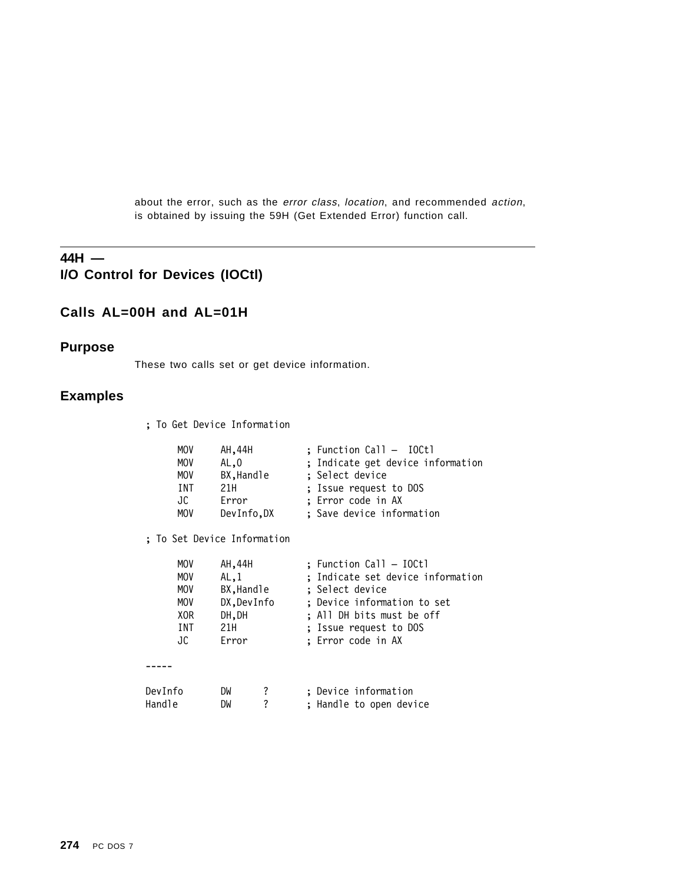about the error, such as the *error class*, *location*, and recommended *action*, is obtained by issuing the 59H (Get Extended Error) function call.

---

## 44H — I/O Control for Devices (IOCtl)

### Calls AL=00H and AL=01H

### Purpose

These two calls set or get device information.

### Examples

```
; To Get Device Information

      MOV     AH,44H          ; Function Call — IOCtl
      MOV     AL,0            ; Indicate get device information
      MOV     BX,Handle       ; Select device
      INT     21H             ; Issue request to DOS
      JC      Error           ; Error code in AX
      MOV     DevInfo,DX      ; Save device information

; To Set Device Information

      MOV     AH,44H          ; Function Call — IOCtl
      MOV     AL,1            ; Indicate set device information
      MOV     BX,Handle       ; Select device
      MOV     DX,DevInfo      ; Device information to set
      XOR     DH,DH           ; All DH bits must be off
      INT     21H             ; Issue request to DOS
      JC      Error           ; Error code in AX

-----

DevInfo       DW      ?       ; Device information
Handle        DW      ?       ; Handle to open device
```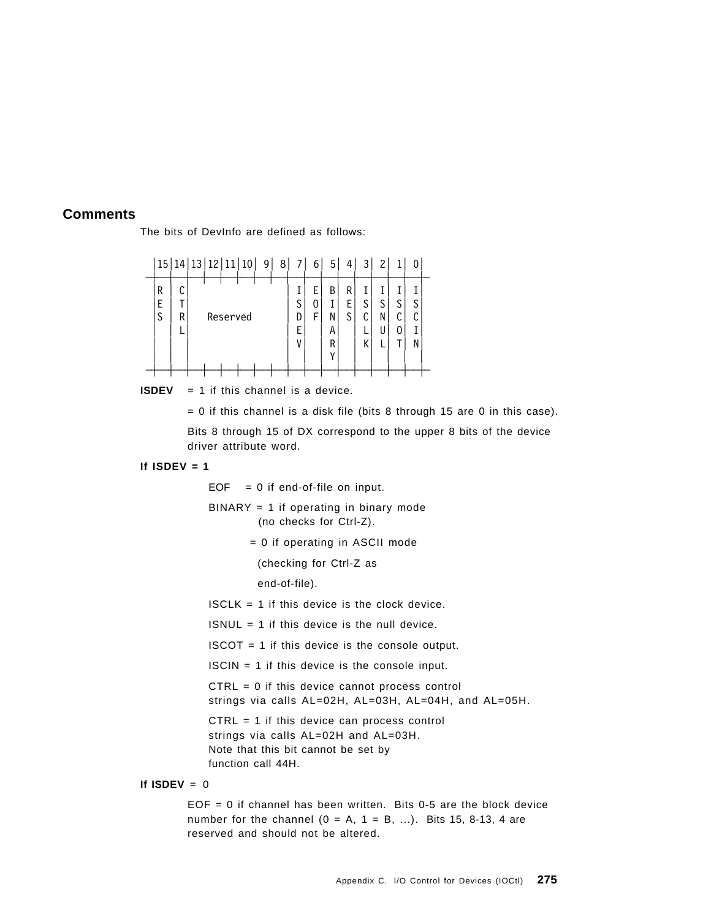## Comments

The bits of DevInfo are defined as follows:

```
 |15|14|13|12|11|10| 9| 8| 7| 6| 5| 4| 3| 2| 1| 0|
 ┼──┼──┼──┼──┼──┼──┼──┼──┼──┼──┼──┼──┼──┼──┼──┼──┼
 |R |C |                 |I |E |B |R |I |I |I |I |
 |E |T |                 |S |O |I |E |S |S |S |S |
 |S |R |    Reserved     |D |F |N |S |C |N |C |C |
 |  |L |                 |E |  |A |  |L |U |O |I |
 |  |  |                 |V |  |R |  |K |L |T |N |
 |  |  |                 |  |  |Y |  |  |  |  |  |
 ┼──┼──┼──┼──┼──┼──┼──┼──┼──┼──┼──┼──┼──┼──┼──┼──┼
```

**ISDEV** = 1 if this channel is a device.

= 0 if this channel is a disk file (bits 8 through 15 are 0 in this case).

Bits 8 through 15 of DX correspond to the upper 8 bits of the device driver attribute word.

**If ISDEV = 1**

EOF = 0 if end-of-file on input.

BINARY = 1 if operating in binary mode (no checks for Ctrl-Z).

= 0 if operating in ASCII mode (checking for Ctrl-Z as end-of-file).

ISCLK = 1 if this device is the clock device.

ISNUL = 1 if this device is the null device.

ISCOT = 1 if this device is the console output.

ISCIN = 1 if this device is the console input.

CTRL = 0 if this device cannot process control strings via calls AL=02H, AL=03H, AL=04H, and AL=05H.

CTRL = 1 if this device can process control strings via calls AL=02H and AL=03H. Note that this bit cannot be set by function call 44H.

**If ISDEV** = 0

EOF = 0 if channel has been written. Bits 0-5 are the block device number for the channel (0 = A, 1 = B, ...). Bits 15, 8-13, 4 are reserved and should not be altered.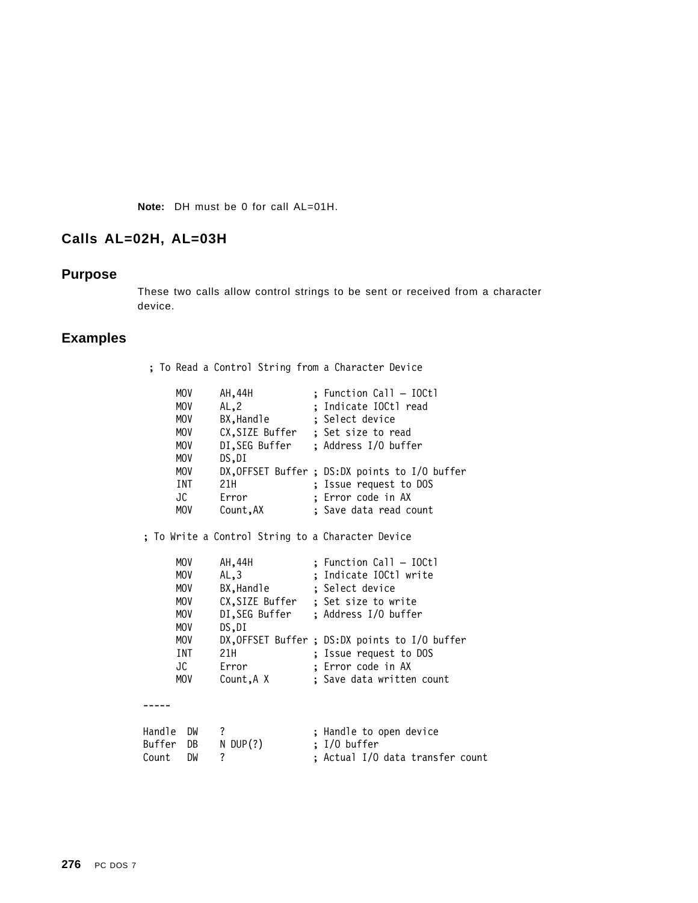**Note:** DH must be 0 for call AL=01H.

## Calls AL=02H, AL=03H

### Purpose

These two calls allow control strings to be sent or received from a character device.

### Examples

```
 ; To Read a Control String from a Character Device

      MOV     AH,44H           ; Function Call — IOCtl
      MOV     AL,2             ; Indicate IOCtl read
      MOV     BX,Handle        ; Select device
      MOV     CX,SIZE Buffer   ; Set size to read
      MOV     DI,SEG Buffer    ; Address I/O buffer
      MOV     DS,DI
      MOV     DX,OFFSET Buffer ; DS:DX points to I/O buffer
      INT     21H              ; Issue request to DOS
      JC      Error            ; Error code in AX
      MOV     Count,AX         ; Save data read count

; To Write a Control String to a Character Device

      MOV     AH,44H           ; Function Call — IOCtl
      MOV     AL,3             ; Indicate IOCtl write
      MOV     BX,Handle        ; Select device
      MOV     CX,SIZE Buffer   ; Set size to write
      MOV     DI,SEG Buffer    ; Address I/O buffer
      MOV     DS,DI
      MOV     DX,OFFSET Buffer ; DS:DX points to I/O buffer
      INT     21H              ; Issue request to DOS
      JC      Error            ; Error code in AX
      MOV     Count,A X        ; Save data written count

-----

Handle  DW    ?                ; Handle to open device
Buffer  DB    N DUP(?)         ; I/O buffer
Count   DW    ?                ; Actual I/O data transfer count
```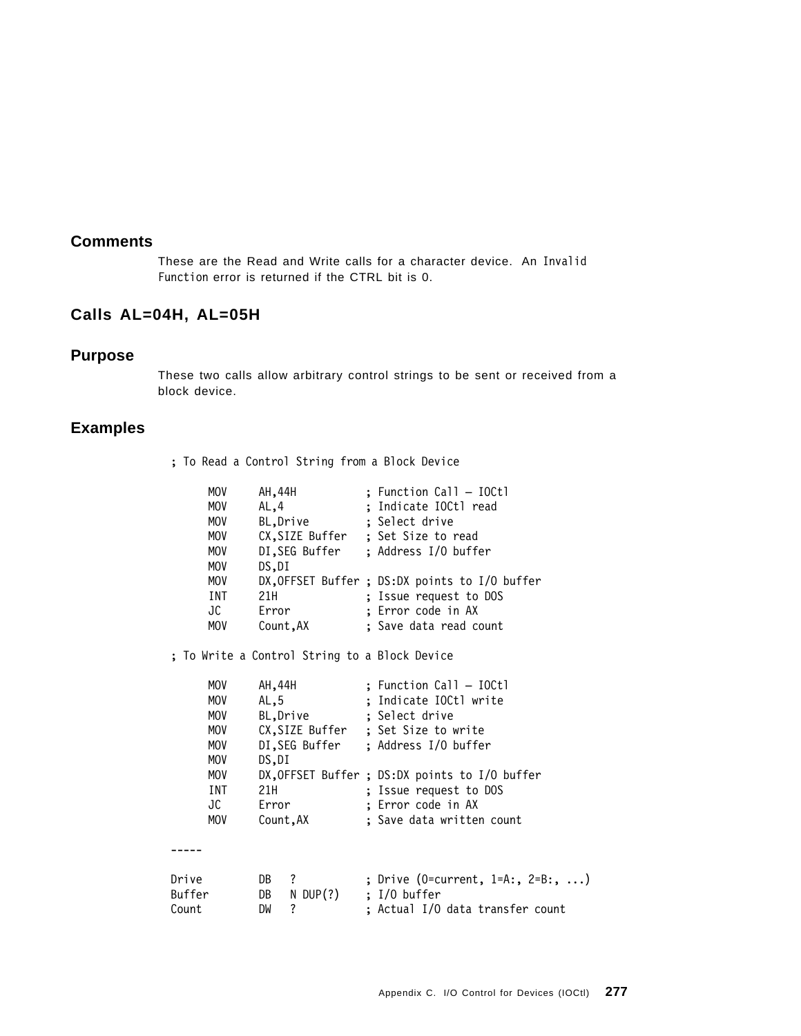## Comments

These are the Read and Write calls for a character device. An Invalid Function error is returned if the CTRL bit is 0.

## Calls AL=04H, AL=05H

## Purpose

These two calls allow arbitrary control strings to be sent or received from a block device.

## Examples

```
; To Read a Control String from a Block Device

      MOV     AH,44H           ; Function Call — IOCtl
      MOV     AL,4             ; Indicate IOCtl read
      MOV     BL,Drive         ; Select drive
      MOV     CX,SIZE Buffer   ; Set Size to read
      MOV     DI,SEG Buffer    ; Address I/O buffer
      MOV     DS,DI
      MOV     DX,OFFSET Buffer ; DS:DX points to I/O buffer
      INT     21H              ; Issue request to DOS
      JC      Error            ; Error code in AX
      MOV     Count,AX         ; Save data read count

; To Write a Control String to a Block Device

      MOV     AH,44H           ; Function Call — IOCtl
      MOV     AL,5             ; Indicate IOCtl write
      MOV     BL,Drive         ; Select drive
      MOV     CX,SIZE Buffer   ; Set Size to write
      MOV     DI,SEG Buffer    ; Address I/O buffer
      MOV     DS,DI
      MOV     DX,OFFSET Buffer ; DS:DX points to I/O buffer
      INT     21H              ; Issue request to DOS
      JC      Error            ; Error code in AX
      MOV     Count,AX         ; Save data written count

-----

Drive         DB   ?           ; Drive (0=current, 1=A:, 2=B:, ...)
Buffer        DB   N DUP(?)    ; I/O buffer
Count         DW   ?           ; Actual I/O data transfer count
```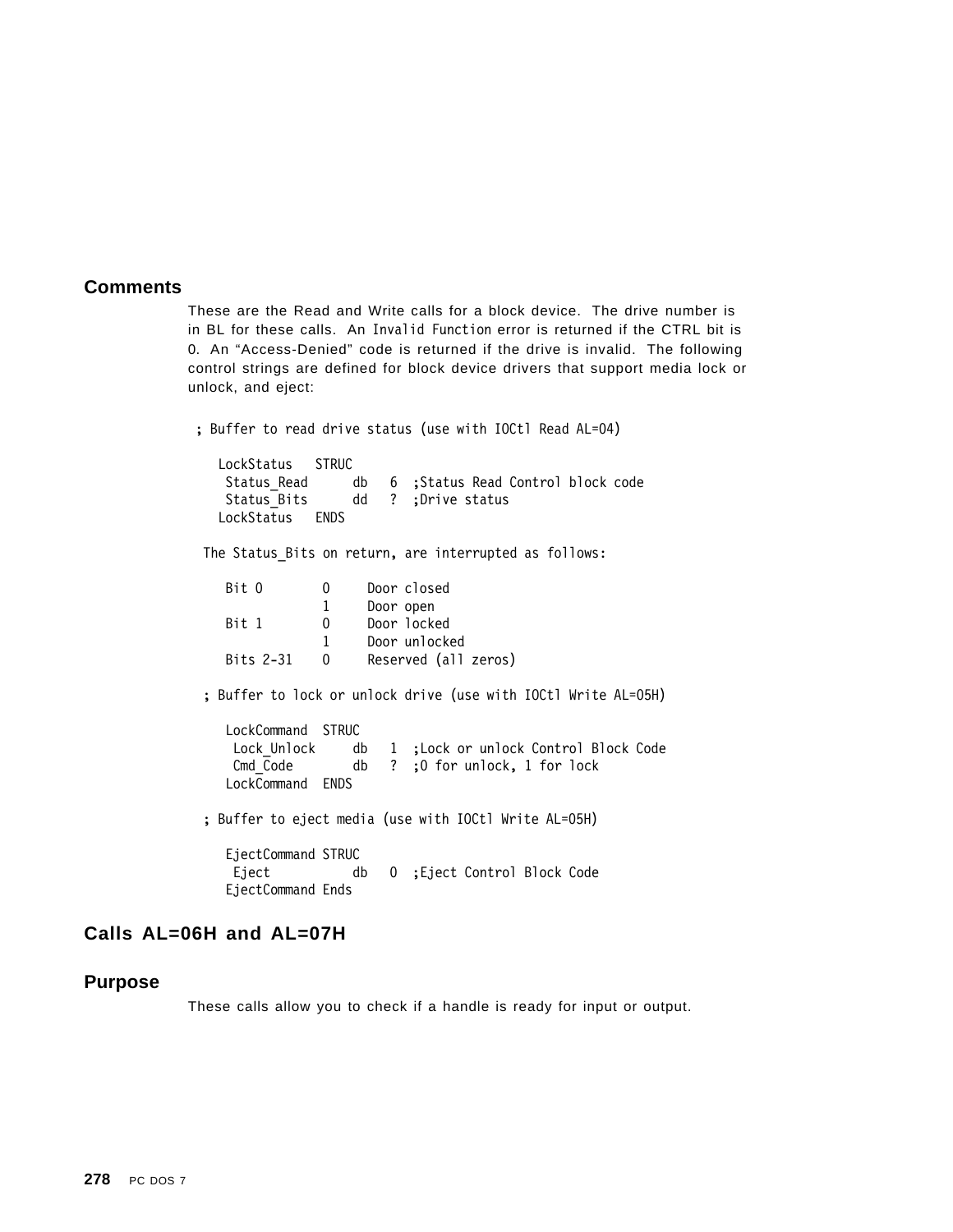## Comments

These are the Read and Write calls for a block device. The drive number is in BL for these calls. An Invalid Function error is returned if the CTRL bit is 0. An "Access-Denied" code is returned if the drive is invalid. The following control strings are defined for block device drivers that support media lock or unlock, and eject:

```
; Buffer to read drive status (use with IOCtl Read AL=04)

   LockStatus   STRUC
    Status_Read      db   6  ;Status Read Control block code
    Status_Bits      dd   ?  ;Drive status
   LockStatus   ENDS

 The Status_Bits on return, are interrupted as follows:

    Bit 0       0     Door closed
                1     Door open
    Bit 1       0     Door locked
                1     Door unlocked
    Bits 2-31   0     Reserved (all zeros)

 ; Buffer to lock or unlock drive (use with IOCtl Write AL=05H)

    LockCommand  STRUC
     Lock_Unlock     db   1  ;Lock or unlock Control Block Code
     Cmd_Code        db   ?  ;0 for unlock, 1 for lock
    LockCommand  ENDS

 ; Buffer to eject media (use with IOCtl Write AL=05H)

    EjectCommand STRUC
     Eject           db   0  ;Eject Control Block Code
    EjectCommand Ends
```

## Calls AL=06H and AL=07H

## Purpose

These calls allow you to check if a handle is ready for input or output.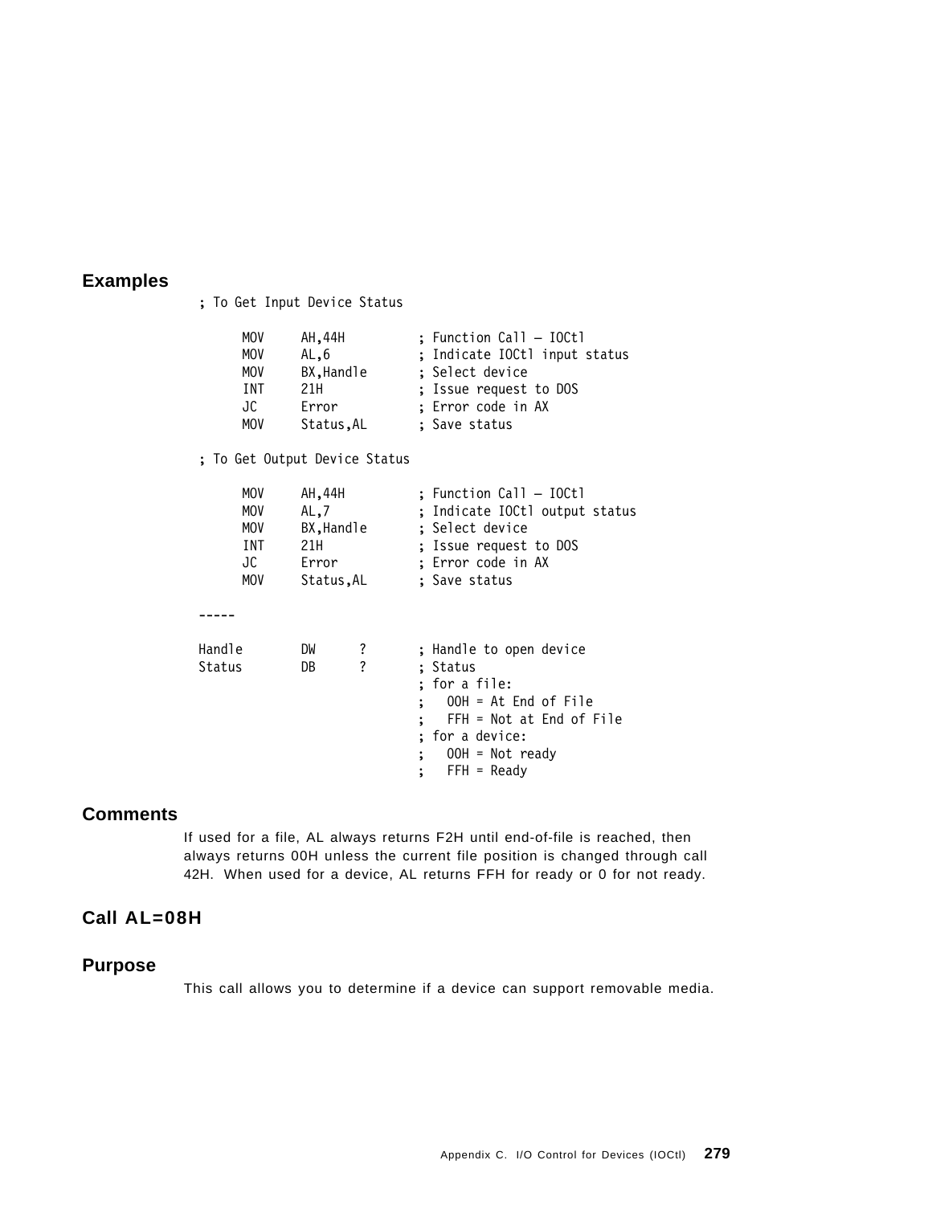## Examples

```
; To Get Input Device Status

      MOV     AH,44H          ; Function Call — IOCtl
      MOV     AL,6            ; Indicate IOCtl input status
      MOV     BX,Handle       ; Select device
      INT     21H             ; Issue request to DOS
      JC      Error           ; Error code in AX
      MOV     Status,AL       ; Save status

; To Get Output Device Status

      MOV     AH,44H          ; Function Call — IOCtl
      MOV     AL,7            ; Indicate IOCtl output status
      MOV     BX,Handle       ; Select device
      INT     21H             ; Issue request to DOS
      JC      Error           ; Error code in AX
      MOV     Status,AL       ; Save status

-----

Handle        DW      ?       ; Handle to open device
Status        DB      ?       ; Status
                              ; for a file:
                              ;   00H = At End of File
                              ;   FFH = Not at End of File
                              ; for a device:
                              ;   00H = Not ready
                              ;   FFH = Ready
```

## Comments

If used for a file, AL always returns F2H until end-of-file is reached, then always returns 00H unless the current file position is changed through call 42H. When used for a device, AL returns FFH for ready or 0 for not ready.

## Call AL=08H

## Purpose

This call allows you to determine if a device can support removable media.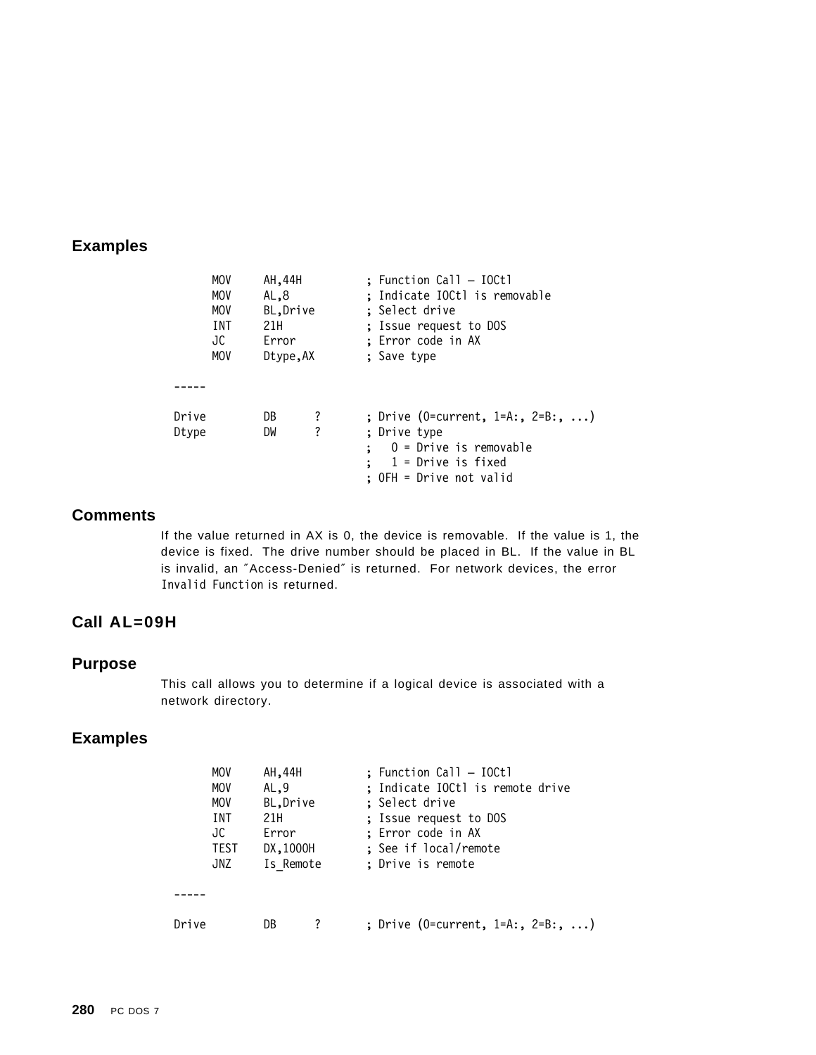## Examples

```
        MOV     AH,44H          ; Function Call — IOCtl
        MOV     AL,8            ; Indicate IOCtl is removable
        MOV     BL,Drive        ; Select drive
        INT     21H             ; Issue request to DOS
        JC      Error           ; Error code in AX
        MOV     Dtype,AX        ; Save type

  -----

  Drive         DB      ?       ; Drive (0=current, 1=A:, 2=B:, ...)
  Dtype         DW      ?       ; Drive type
                                ;   0 = Drive is removable
                                ;   1 = Drive is fixed
                                ; 0FH = Drive not valid
```

## Comments

If the value returned in AX is 0, the device is removable. If the value is 1, the device is fixed. The drive number should be placed in BL. If the value in BL is invalid, an "Access-Denied" is returned. For network devices, the error `Invalid Function` is returned.

## Call AL=09H

## Purpose

This call allows you to determine if a logical device is associated with a network directory.

## Examples

```
        MOV     AH,44H          ; Function Call — IOCtl
        MOV     AL,9            ; Indicate IOCtl is remote drive
        MOV     BL,Drive        ; Select drive
        INT     21H             ; Issue request to DOS
        JC      Error           ; Error code in AX
        TEST    DX,1000H        ; See if local/remote
        JNZ     Is_Remote       ; Drive is remote

  -----

  Drive         DB      ?       ; Drive (0=current, 1=A:, 2=B:, ...)
```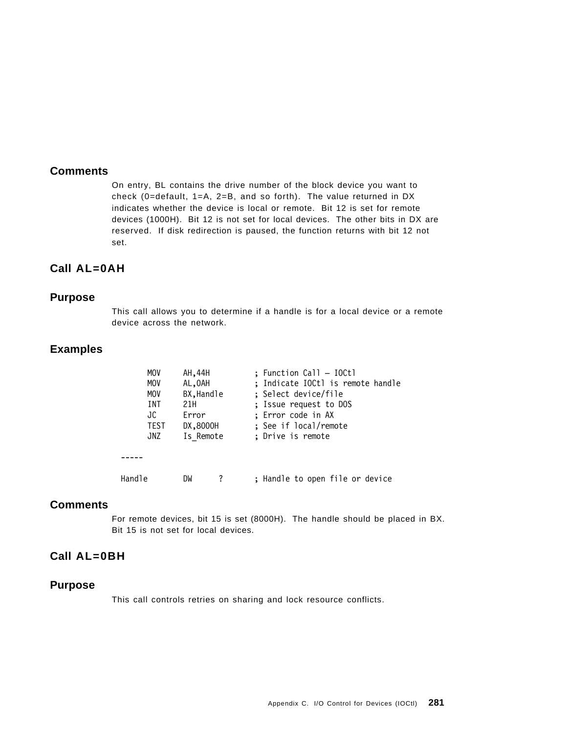## Comments

On entry, BL contains the drive number of the block device you want to check (0=default, 1=A, 2=B, and so forth). The value returned in DX indicates whether the device is local or remote. Bit 12 is set for remote devices (1000H). Bit 12 is not set for local devices. The other bits in DX are reserved. If disk redirection is paused, the function returns with bit 12 not set.

## Call AL=0AH

## Purpose

This call allows you to determine if a handle is for a local device or a remote device across the network.

## Examples

```
        MOV     AH,44H          ; Function Call — IOCtl
        MOV     AL,0AH          ; Indicate IOCtl is remote handle
        MOV     BX,Handle       ; Select device/file
        INT     21H             ; Issue request to DOS
        JC      Error           ; Error code in AX
        TEST    DX,8000H        ; See if local/remote
        JNZ     Is_Remote       ; Drive is remote

  -----

  Handle        DW      ?       ; Handle to open file or device
```

## Comments

For remote devices, bit 15 is set (8000H). The handle should be placed in BX. Bit 15 is not set for local devices.

## Call AL=0BH

## Purpose

This call controls retries on sharing and lock resource conflicts.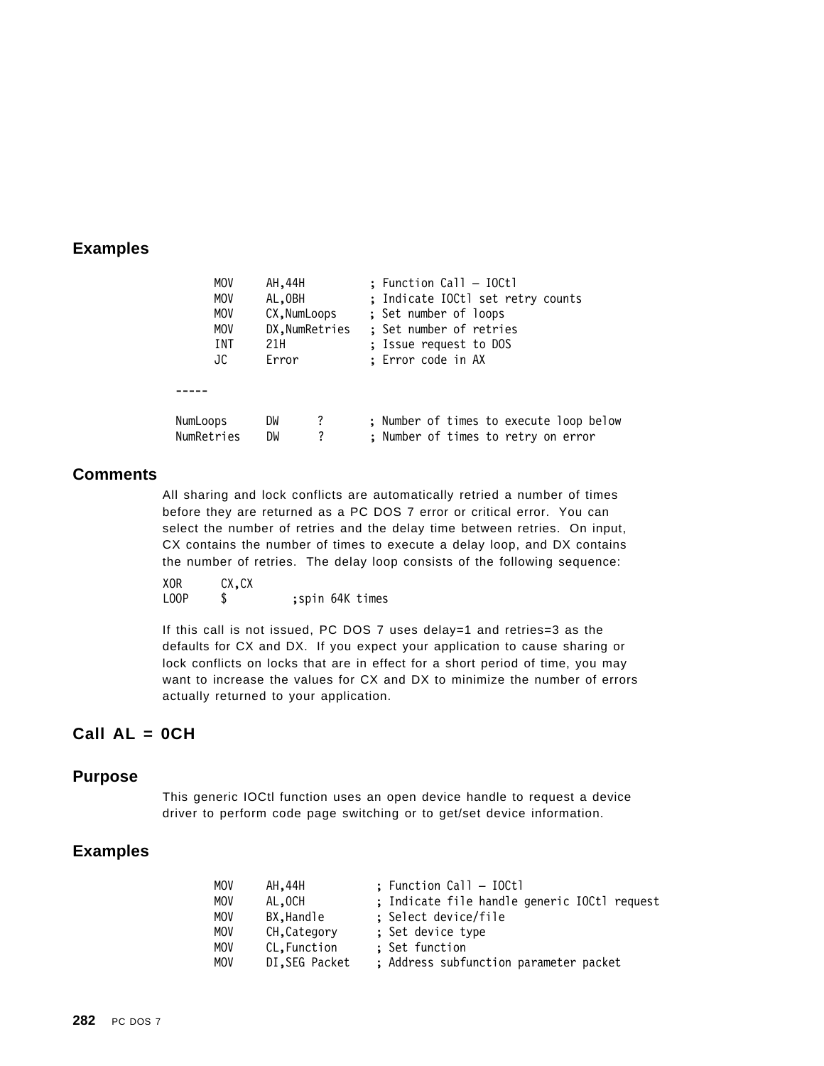## Examples

```
        MOV     AH,44H          ; Function Call — IOCtl
        MOV     AL,0BH          ; Indicate IOCtl set retry counts
        MOV     CX,NumLoops     ; Set number of loops
        MOV     DX,NumRetries   ; Set number of retries
        INT     21H             ; Issue request to DOS
        JC      Error           ; Error code in AX

-----

NumLoops      DW     ?          ; Number of times to execute loop below
NumRetries    DW     ?          ; Number of times to retry on error
```

## Comments

All sharing and lock conflicts are automatically retried a number of times before they are returned as a PC DOS 7 error or critical error. You can select the number of retries and the delay time between retries. On input, CX contains the number of times to execute a delay loop, and DX contains the number of retries. The delay loop consists of the following sequence:

```
XOR     CX,CX
LOOP    $           ;spin 64K times
```

If this call is not issued, PC DOS 7 uses delay=1 and retries=3 as the defaults for CX and DX. If you expect your application to cause sharing or lock conflicts on locks that are in effect for a short period of time, you may want to increase the values for CX and DX to minimize the number of errors actually returned to your application.

## Call AL = 0CH

## Purpose

This generic IOCtl function uses an open device handle to request a device driver to perform code page switching or to get/set device information.

## Examples

```
        MOV     AH,44H          ; Function Call — IOCtl
        MOV     AL,0CH          ; Indicate file handle generic IOCtl request
        MOV     BX,Handle       ; Select device/file
        MOV     CH,Category     ; Set device type
        MOV     CL,Function     ; Set function
        MOV     DI,SEG Packet   ; Address subfunction parameter packet
```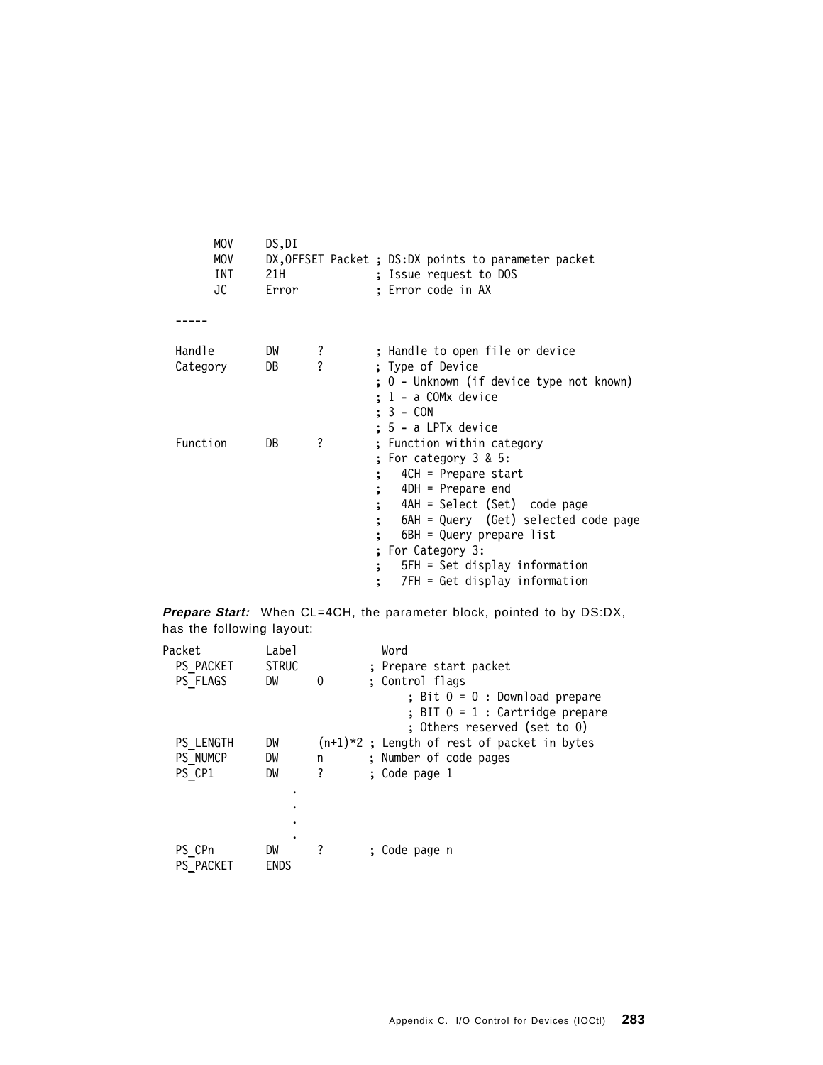```
        MOV     DS,DI
        MOV     DX,OFFSET Packet ; DS:DX points to parameter packet
        INT     21H              ; Issue request to DOS
        JC      Error            ; Error code in AX

  -----

  Handle        DW      ?        ; Handle to open file or device
  Category      DB      ?        ; Type of Device
                                 ; 0 - Unknown (if device type not known)
                                 ; 1 - a COMx device
                                 ; 3 - CON
                                 ; 5 - a LPTx device
  Function      DB      ?        ; Function within category
                                 ; For category 3 & 5:
                                 ;   4CH = Prepare start
                                 ;   4DH = Prepare end
                                 ;   4AH = Select (Set)  code page
                                 ;   6AH = Query  (Get) selected code page
                                 ;   6BH = Query prepare list
                                 ; For Category 3:
                                 ;   5FH = Set display information
                                 ;   7FH = Get display information
```

***Prepare Start:*** When CL=4CH, the parameter block, pointed to by DS:DX, has the following layout:

```
Packet          Label           Word
  PS_PACKET     STRUC          ; Prepare start packet
  PS_FLAGS      DW      0      ; Control flags
                                    ; Bit 0 = 0 : Download prepare
                                    ; BIT 0 = 1 : Cartridge prepare
                                    ; Others reserved (set to 0)
  PS_LENGTH     DW      (n+1)*2 ; Length of rest of packet in bytes
  PS_NUMCP      DW      n      ; Number of code pages
  PS_CP1        DW      ?      ; Code page 1
                    .
                    .
                    .
                    .
  PS_CPn        DW      ?      ; Code page n
  PS_PACKET     ENDS
```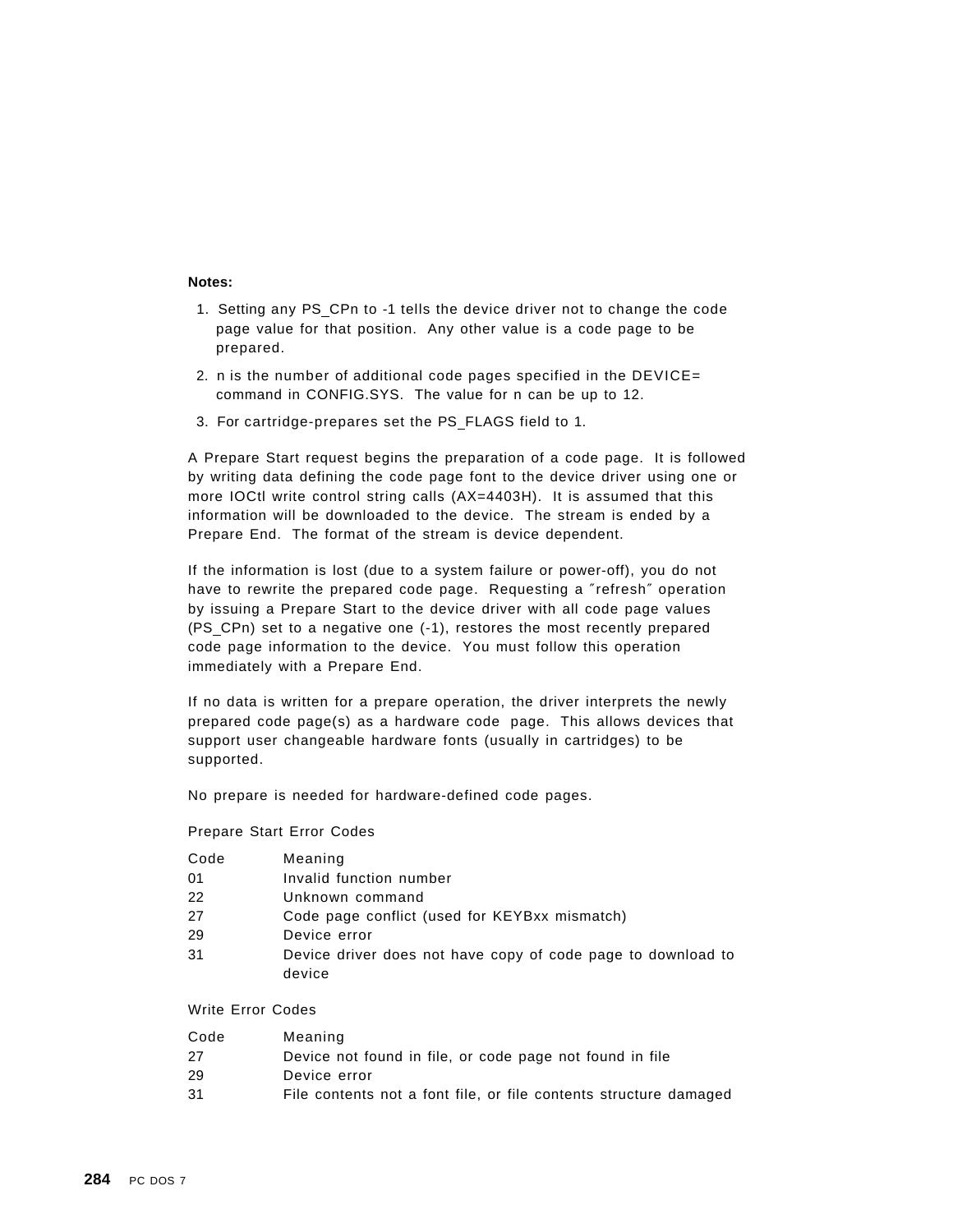**Notes:**

1. Setting any PS_CPn to -1 tells the device driver not to change the code page value for that position. Any other value is a code page to be prepared.
2. n is the number of additional code pages specified in the DEVICE= command in CONFIG.SYS. The value for n can be up to 12.
3. For cartridge-prepares set the PS_FLAGS field to 1.

A Prepare Start request begins the preparation of a code page. It is followed by writing data defining the code page font to the device driver using one or more IOCtl write control string calls (AX=4403H). It is assumed that this information will be downloaded to the device. The stream is ended by a Prepare End. The format of the stream is device dependent.

If the information is lost (due to a system failure or power-off), you do not have to rewrite the prepared code page. Requesting a ″refresh″ operation by issuing a Prepare Start to the device driver with all code page values (PS_CPn) set to a negative one (-1), restores the most recently prepared code page information to the device. You must follow this operation immediately with a Prepare End.

If no data is written for a prepare operation, the driver interprets the newly prepared code page(s) as a hardware code page. This allows devices that support user changeable hardware fonts (usually in cartridges) to be supported.

No prepare is needed for hardware-defined code pages.

Prepare Start Error Codes

| Code | Meaning |
|---|---|
| 01 | Invalid function number |
| 22 | Unknown command |
| 27 | Code page conflict (used for KEYBxx mismatch) |
| 29 | Device error |
| 31 | Device driver does not have copy of code page to download to device |

Write Error Codes

| Code | Meaning |
|---|---|
| 27 | Device not found in file, or code page not found in file |
| 29 | Device error |
| 31 | File contents not a font file, or file contents structure damaged |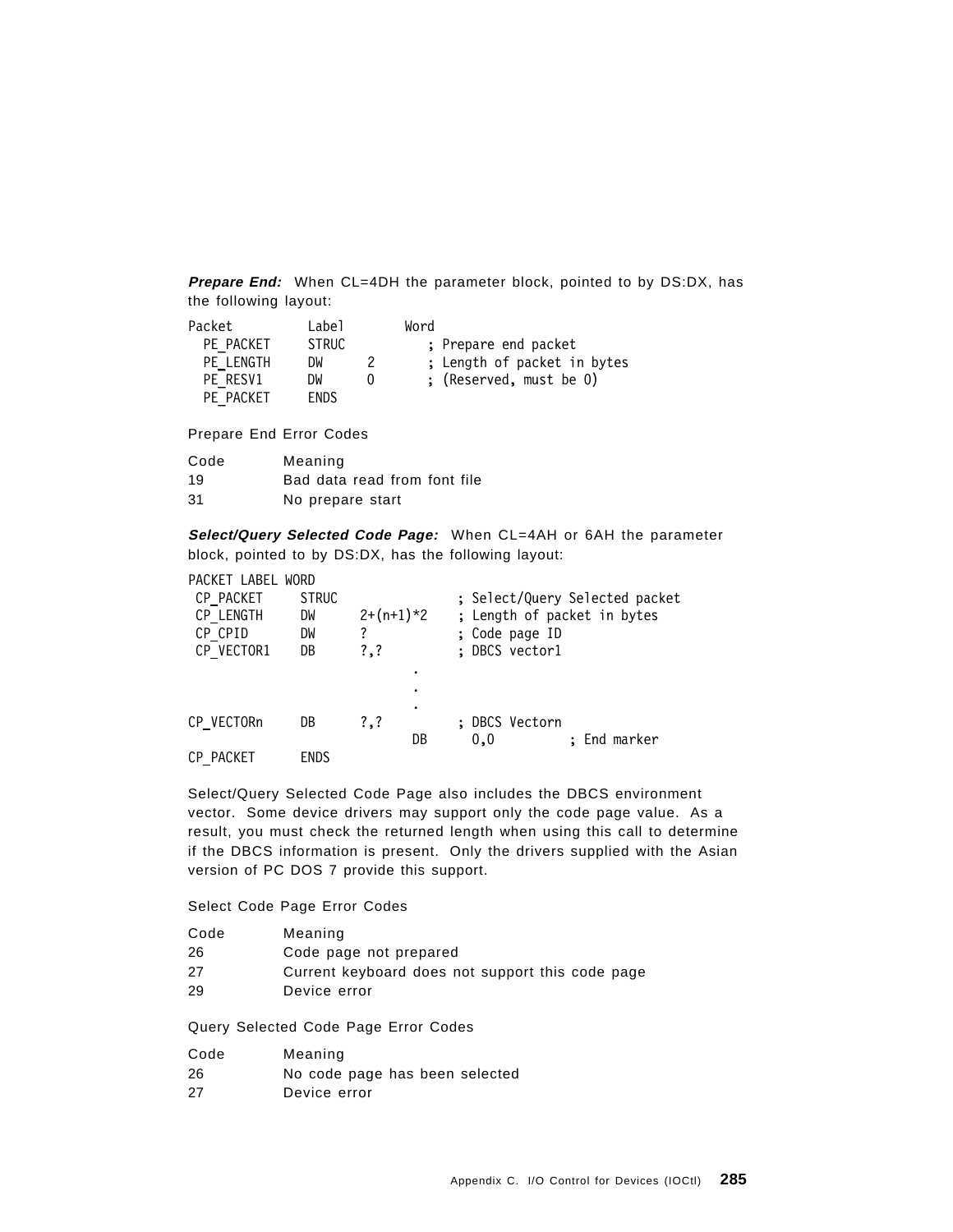***Prepare End:*** When CL=4DH the parameter block, pointed to by DS:DX, has the following layout:

```
Packet          Label        Word
  PE_PACKET     STRUC           ; Prepare end packet
  PE_LENGTH     DW      2       ; Length of packet in bytes
  PE_RESV1      DW      0       ; (Reserved, must be 0)
  PE_PACKET     ENDS
```

Prepare End Error Codes

| Code | Meaning |
|---|---|
| 19 | Bad data read from font file |
| 31 | No prepare start |

***Select/Query Selected Code Page:*** When CL=4AH or 6AH the parameter block, pointed to by DS:DX, has the following layout:

```
PACKET LABEL WORD
 CP_PACKET     STRUC                ; Select/Query Selected packet
 CP_LENGTH     DW      2+(n+1)*2    ; Length of packet in bytes
 CP_CPID       DW      ?            ; Code page ID
 CP_VECTOR1    DB      ?,?          ; DBCS vector1
                             .
                             .
                             .
CP_VECTORn     DB      ?,?          ; DBCS Vectorn
                             DB      0,0          ; End marker
CP_PACKET      ENDS
```

Select/Query Selected Code Page also includes the DBCS environment vector. Some device drivers may support only the code page value. As a result, you must check the returned length when using this call to determine if the DBCS information is present. Only the drivers supplied with the Asian version of PC DOS 7 provide this support.

Select Code Page Error Codes

| Code | Meaning |
|---|---|
| 26 | Code page not prepared |
| 27 | Current keyboard does not support this code page |
| 29 | Device error |

Query Selected Code Page Error Codes

| Code | Meaning |
|---|---|
| 26 | No code page has been selected |
| 27 | Device error |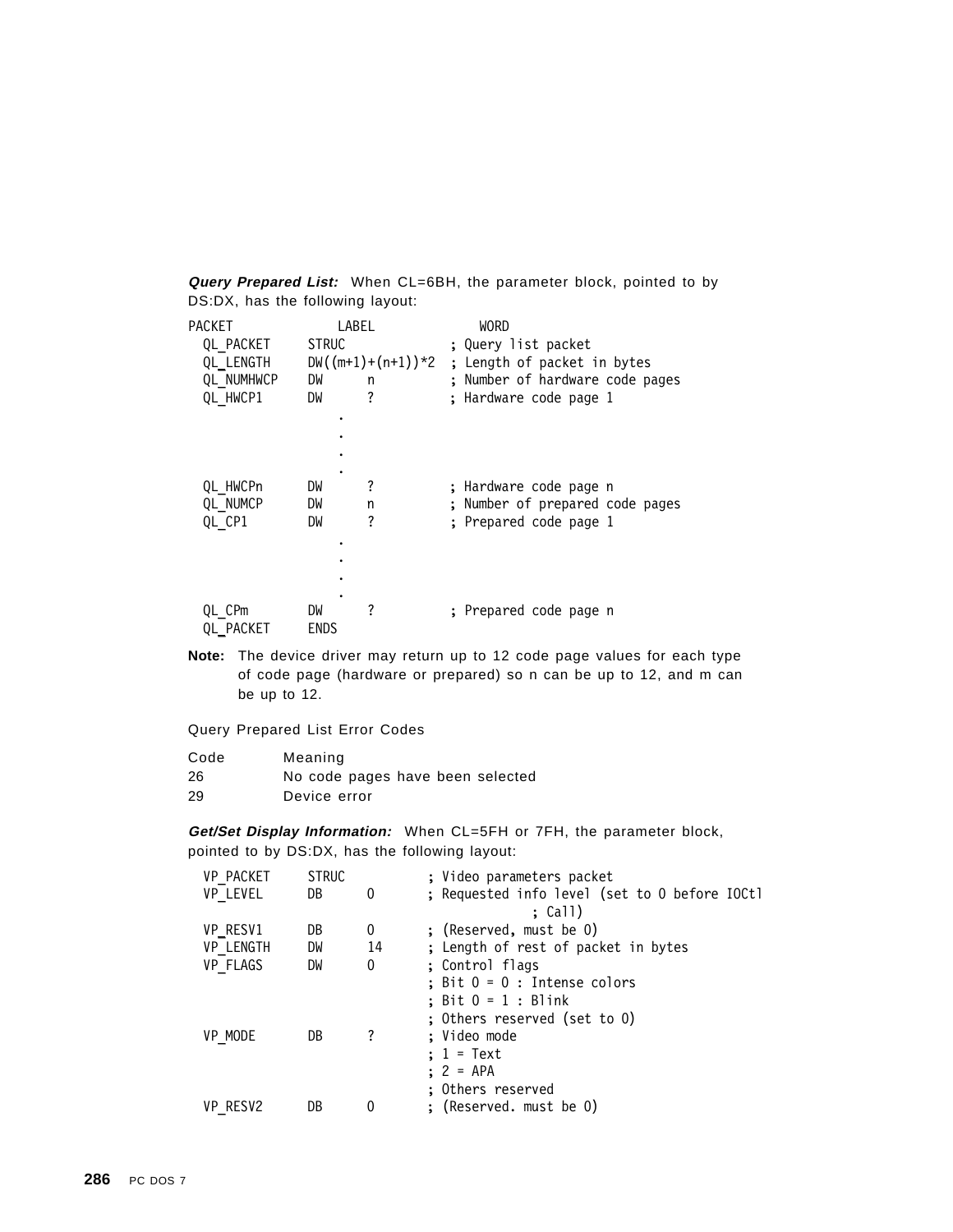***Query Prepared List:*** When CL=6BH, the parameter block, pointed to by DS:DX, has the following layout:

```
PACKET             LABEL             WORD
  QL_PACKET     STRUC               ; Query list packet
  QL_LENGTH     DW((m+1)+(n+1))*2   ; Length of packet in bytes
  QL_NUMHWCP    DW      n           ; Number of hardware code pages
  QL_HWCP1      DW      ?           ; Hardware code page 1
                    .
                    .
                    .
                    .
  QL_HWCPn      DW      ?           ; Hardware code page n
  QL_NUMCP      DW      n           ; Number of prepared code pages
  QL_CP1        DW      ?           ; Prepared code page 1
                    .
                    .
                    .
                    .
  QL_CPm        DW      ?           ; Prepared code page n
  QL_PACKET     ENDS
```

**Note:** The device driver may return up to 12 code page values for each type of code page (hardware or prepared) so n can be up to 12, and m can be up to 12.

Query Prepared List Error Codes

| Code | Meaning |
|---|---|
| 26 | No code pages have been selected |
| 29 | Device error |

***Get/Set Display Information:*** When CL=5FH or 7FH, the parameter block, pointed to by DS:DX, has the following layout:

```
  VP_PACKET     STRUC           ; Video parameters packet
  VP_LEVEL      DB      0       ; Requested info level (set to 0 before IOCtl
                                              ; Call)
  VP_RESV1      DB      0       ; (Reserved, must be 0)
  VP_LENGTH     DW      14      ; Length of rest of packet in bytes
  VP_FLAGS      DW      0       ; Control flags
                                ; Bit 0 = 0 : Intense colors
                                ; Bit 0 = 1 : Blink
                                ; Others reserved (set to 0)
  VP_MODE       DB      ?       ; Video mode
                                ; 1 = Text
                                ; 2 = APA
                                ; Others reserved
  VP_RESV2      DB      0       ; (Reserved. must be 0)
```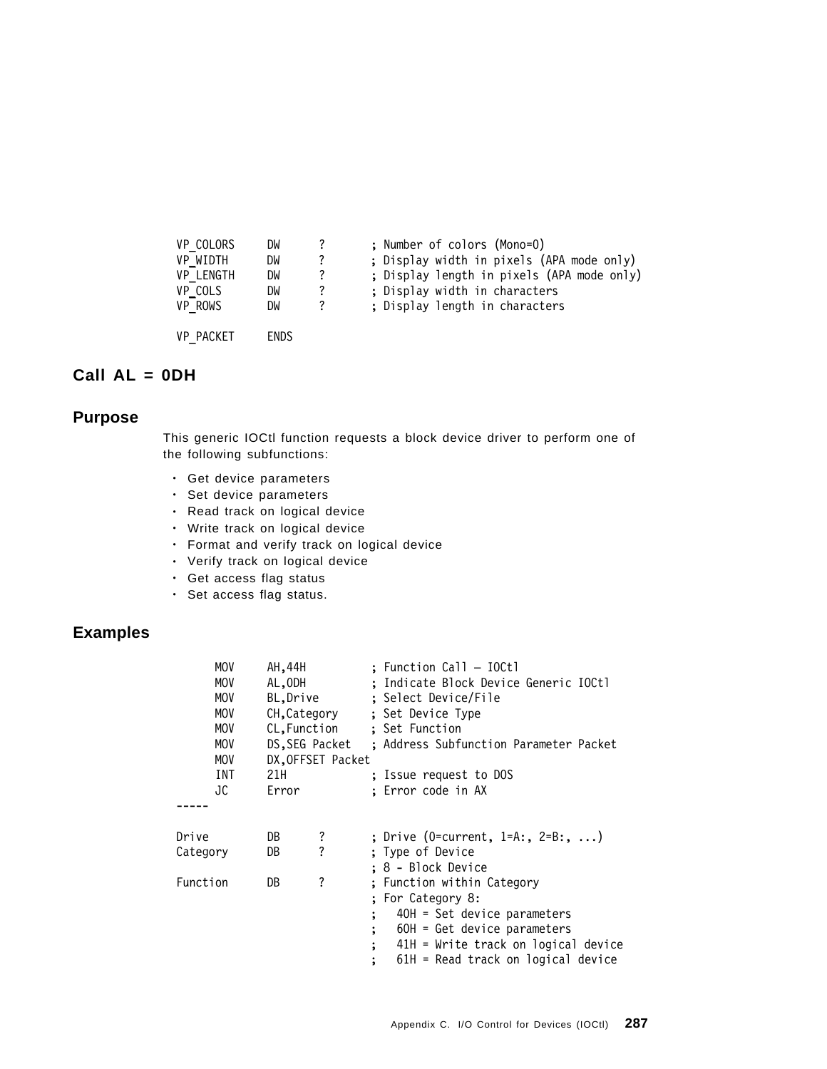```
VP_COLORS     DW     ?       ; Number of colors (Mono=0)
VP_WIDTH      DW     ?       ; Display width in pixels (APA mode only)
VP_LENGTH     DW     ?       ; Display length in pixels (APA mode only)
VP_COLS       DW     ?       ; Display width in characters
VP_ROWS       DW     ?       ; Display length in characters

VP_PACKET     ENDS
```

## Call AL = 0DH

## Purpose

This generic IOCtl function requests a block device driver to perform one of the following subfunctions:

- Get device parameters
- Set device parameters
- Read track on logical device
- Write track on logical device
- Format and verify track on logical device
- Verify track on logical device
- Get access flag status
- Set access flag status.

## Examples

```
      MOV     AH,44H          ; Function Call — IOCtl
      MOV     AL,0DH          ; Indicate Block Device Generic IOCtl
      MOV     BL,Drive        ; Select Device/File
      MOV     CH,Category     ; Set Device Type
      MOV     CL,Function     ; Set Function
      MOV     DS,SEG Packet   ; Address Subfunction Parameter Packet
      MOV     DX,OFFSET Packet
      INT     21H             ; Issue request to DOS
      JC      Error           ; Error code in AX
-----

Drive         DB     ?       ; Drive (0=current, 1=A:, 2=B:, ...)
Category      DB     ?       ; Type of Device
                             ; 8 - Block Device
Function      DB     ?       ; Function within Category
                             ; For Category 8:
                             ;   40H = Set device parameters
                             ;   60H = Get device parameters
                             ;   41H = Write track on logical device
                             ;   61H = Read track on logical device
```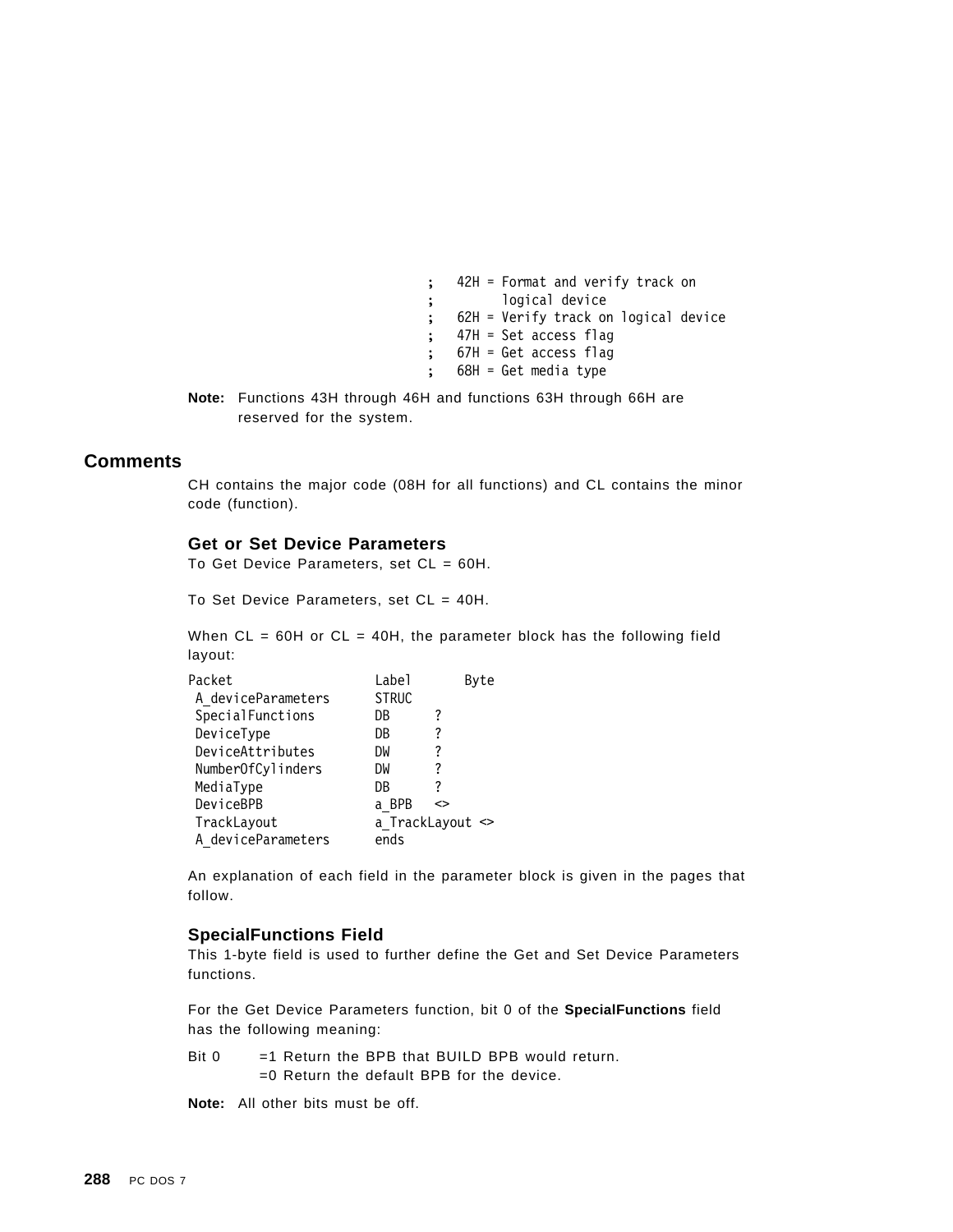```
;   42H = Format and verify track on
;         logical device
;   62H = Verify track on logical device
;   47H = Set access flag
;   67H = Get access flag
;   68H = Get media type
```

**Note:** Functions 43H through 46H and functions 63H through 66H are reserved for the system.

## Comments

CH contains the major code (08H for all functions) and CL contains the minor code (function).

### Get or Set Device Parameters

To Get Device Parameters, set CL = 60H.

To Set Device Parameters, set CL = 40H.

When CL = 60H or CL = 40H, the parameter block has the following field layout:

```
Packet                  Label       Byte
 A_deviceParameters     STRUC
 SpecialFunctions       DB      ?
 DeviceType             DB      ?
 DeviceAttributes       DW      ?
 NumberOfCylinders      DW      ?
 MediaType              DB      ?
 DeviceBPB              a_BPB   <>
 TrackLayout            a_TrackLayout <>
 A_deviceParameters     ends
```

An explanation of each field in the parameter block is given in the pages that follow.

### SpecialFunctions Field

This 1-byte field is used to further define the Get and Set Device Parameters functions.

For the Get Device Parameters function, bit 0 of the **SpecialFunctions** field has the following meaning:

Bit 0 =1 Return the BPB that BUILD BPB would return.
=0 Return the default BPB for the device.

**Note:** All other bits must be off.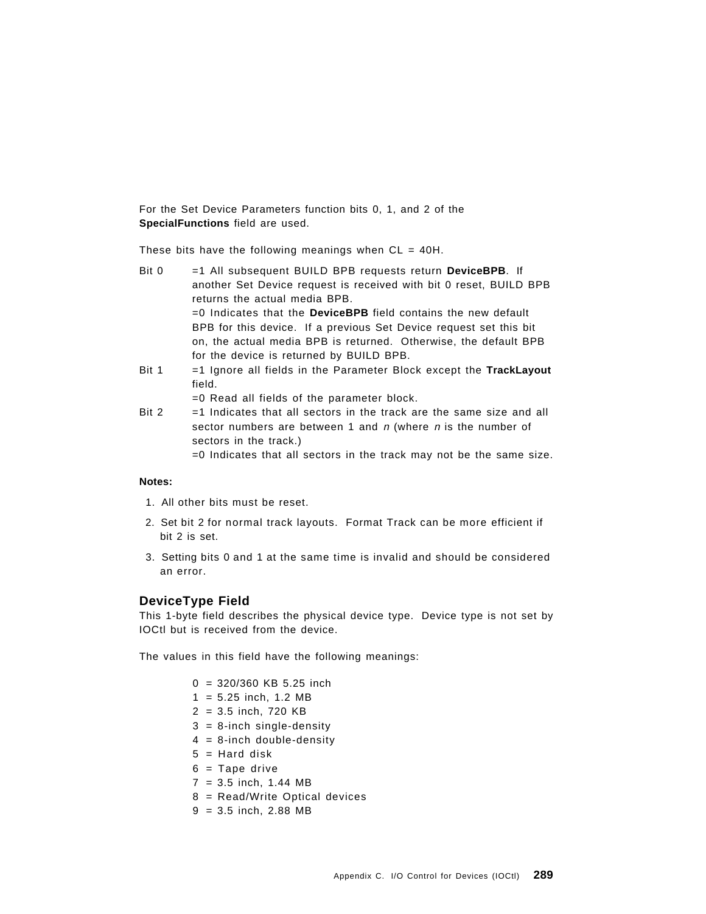For the Set Device Parameters function bits 0, 1, and 2 of the **SpecialFunctions** field are used.

These bits have the following meanings when CL = 40H.

Bit 0 =1 All subsequent BUILD BPB requests return **DeviceBPB**. If another Set Device request is received with bit 0 reset, BUILD BPB returns the actual media BPB.
=0 Indicates that the **DeviceBPB** field contains the new default BPB for this device. If a previous Set Device request set this bit on, the actual media BPB is returned. Otherwise, the default BPB for the device is returned by BUILD BPB.

Bit 1 =1 Ignore all fields in the Parameter Block except the **TrackLayout** field.
=0 Read all fields of the parameter block.

Bit 2 =1 Indicates that all sectors in the track are the same size and all sector numbers are between 1 and *n* (where *n* is the number of sectors in the track.)
=0 Indicates that all sectors in the track may not be the same size.

**Notes:**

1. All other bits must be reset.
2. Set bit 2 for normal track layouts. Format Track can be more efficient if bit 2 is set.
3. Setting bits 0 and 1 at the same time is invalid and should be considered an error.

### DeviceType Field

This 1-byte field describes the physical device type. Device type is not set by IOCtl but is received from the device.

The values in this field have the following meanings:

0 = 320/360 KB 5.25 inch
1 = 5.25 inch, 1.2 MB
2 = 3.5 inch, 720 KB
3 = 8-inch single-density
4 = 8-inch double-density
5 = Hard disk
6 = Tape drive
7 = 3.5 inch, 1.44 MB
8 = Read/Write Optical devices
9 = 3.5 inch, 2.88 MB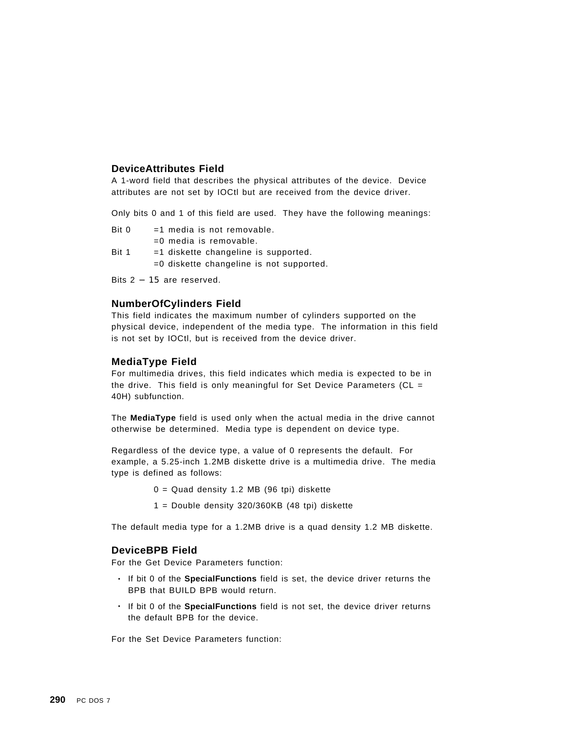### DeviceAttributes Field

A 1-word field that describes the physical attributes of the device. Device attributes are not set by IOCtl but are received from the device driver.

Only bits 0 and 1 of this field are used. They have the following meanings:

Bit 0 =1 media is not removable.
=0 media is removable.

Bit 1 =1 diskette changeline is supported.
=0 diskette changeline is not supported.

Bits 2 – 15 are reserved.

### NumberOfCylinders Field

This field indicates the maximum number of cylinders supported on the physical device, independent of the media type. The information in this field is not set by IOCtl, but is received from the device driver.

### MediaType Field

For multimedia drives, this field indicates which media is expected to be in the drive. This field is only meaningful for Set Device Parameters (CL = 40H) subfunction.

The **MediaType** field is used only when the actual media in the drive cannot otherwise be determined. Media type is dependent on device type.

Regardless of the device type, a value of 0 represents the default. For example, a 5.25-inch 1.2MB diskette drive is a multimedia drive. The media type is defined as follows:

0 = Quad density 1.2 MB (96 tpi) diskette

1 = Double density 320/360KB (48 tpi) diskette

The default media type for a 1.2MB drive is a quad density 1.2 MB diskette.

### DeviceBPB Field

For the Get Device Parameters function:

- If bit 0 of the **SpecialFunctions** field is set, the device driver returns the BPB that BUILD BPB would return.
- If bit 0 of the **SpecialFunctions** field is not set, the device driver returns the default BPB for the device.

For the Set Device Parameters function: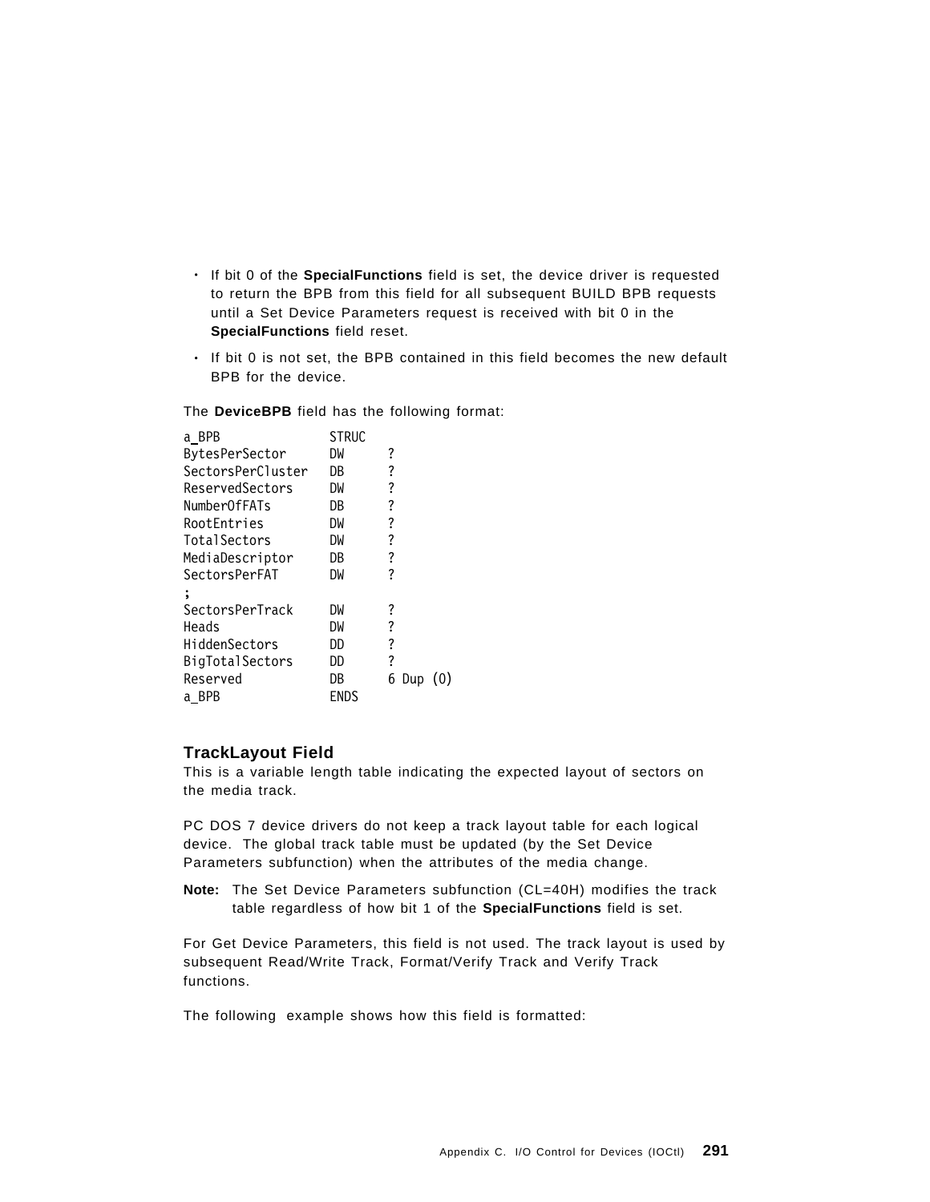- If bit 0 of the **SpecialFunctions** field is set, the device driver is requested to return the BPB from this field for all subsequent BUILD BPB requests until a Set Device Parameters request is received with bit 0 in the **SpecialFunctions** field reset.
- If bit 0 is not set, the BPB contained in this field becomes the new default BPB for the device.

The **DeviceBPB** field has the following format:

```
a_BPB              STRUC
BytesPerSector     DW      ?
SectorsPerCluster  DB      ?
ReservedSectors    DW      ?
NumberOfFATs       DB      ?
RootEntries        DW      ?
TotalSectors       DW      ?
MediaDescriptor    DB      ?
SectorsPerFAT      DW      ?
;
SectorsPerTrack    DW      ?
Heads              DW      ?
HiddenSectors      DD      ?
BigTotalSectors    DD      ?
Reserved           DB      6 Dup (0)
a_BPB              ENDS
```

### TrackLayout Field

This is a variable length table indicating the expected layout of sectors on the media track.

PC DOS 7 device drivers do not keep a track layout table for each logical device. The global track table must be updated (by the Set Device Parameters subfunction) when the attributes of the media change.

**Note:** The Set Device Parameters subfunction (CL=40H) modifies the track table regardless of how bit 1 of the **SpecialFunctions** field is set.

For Get Device Parameters, this field is not used. The track layout is used by subsequent Read/Write Track, Format/Verify Track and Verify Track functions.

The following example shows how this field is formatted: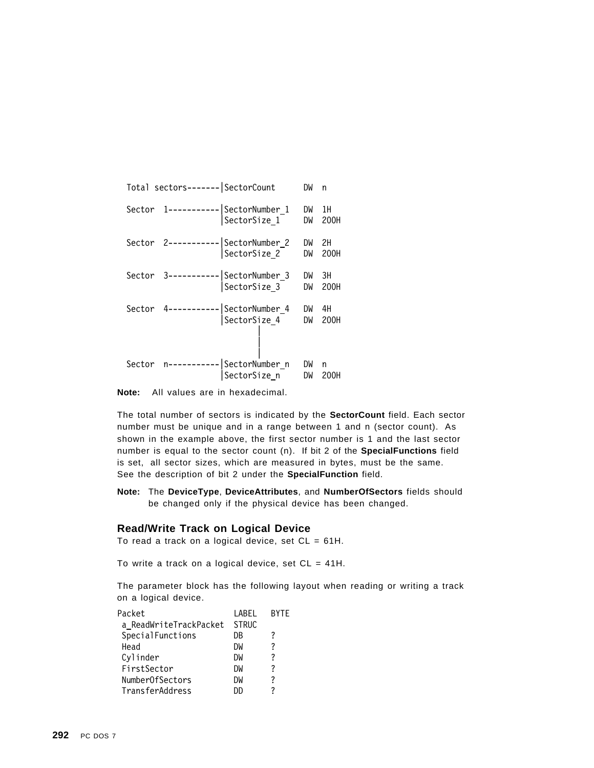```
Total sectors-------|SectorCount      DW  n

Sector  1-----------|SectorNumber_1   DW  1H
                    |SectorSize_1     DW  200H

Sector  2-----------|SectorNumber_2   DW  2H
                    |SectorSize_2     DW  200H

Sector  3-----------|SectorNumber_3   DW  3H
                    |SectorSize_3     DW  200H

Sector  4-----------|SectorNumber_4   DW  4H
                    |SectorSize_4     DW  200H
                           |
                           |
                           |
Sector  n-----------|SectorNumber_n   DW  n
                    |SectorSize_n     DW  200H
```

**Note:** All values are in hexadecimal.

The total number of sectors is indicated by the **SectorCount** field. Each sector number must be unique and in a range between 1 and n (sector count). As shown in the example above, the first sector number is 1 and the last sector number is equal to the sector count (n). If bit 2 of the **SpecialFunctions** field is set, all sector sizes, which are measured in bytes, must be the same. See the description of bit 2 under the **SpecialFunction** field.

**Note:** The **DeviceType**, **DeviceAttributes**, and **NumberOfSectors** fields should be changed only if the physical device has been changed.

### Read/Write Track on Logical Device

To read a track on a logical device, set CL = 61H.

To write a track on a logical device, set CL = 41H.

The parameter block has the following layout when reading or writing a track on a logical device.

```
Packet                   LABEL   BYTE
 a_ReadWriteTrackPacket  STRUC
 SpecialFunctions        DB      ?
 Head                    DW      ?
 Cylinder                DW      ?
 FirstSector             DW      ?
 NumberOfSectors         DW      ?
 TransferAddress         DD      ?
```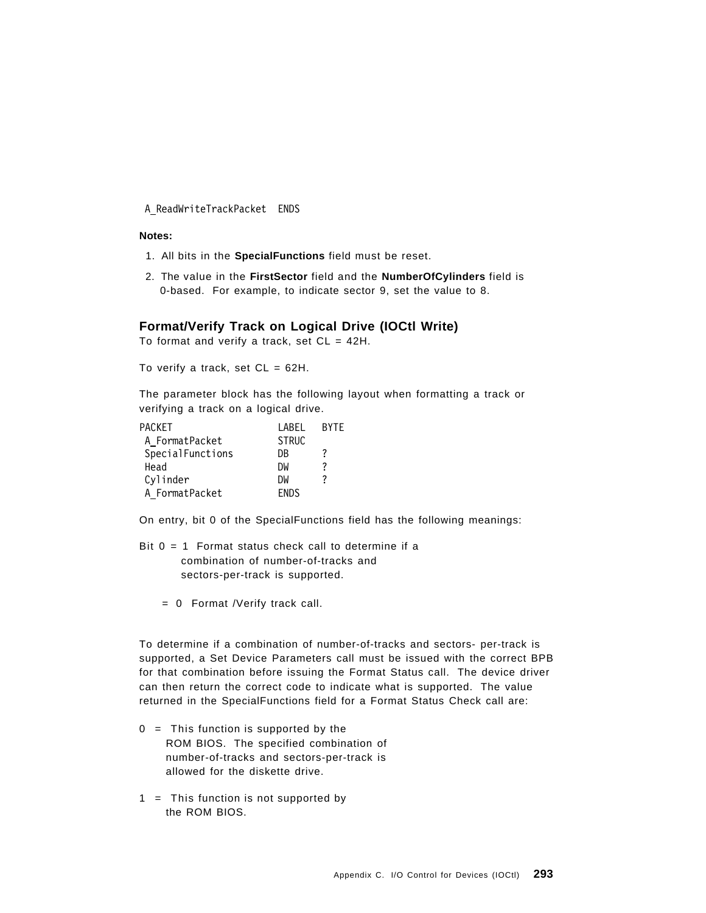```
A_ReadWriteTrackPacket  ENDS
```

**Notes:**

1. All bits in the **SpecialFunctions** field must be reset.
2. The value in the **FirstSector** field and the **NumberOfCylinders** field is 0-based. For example, to indicate sector 9, set the value to 8.

### Format/Verify Track on Logical Drive (IOCtl Write)

To format and verify a track, set CL = 42H.

To verify a track, set CL = 62H.

The parameter block has the following layout when formatting a track or verifying a track on a logical drive.

```
PACKET                  LABEL   BYTE
 A_FormatPacket         STRUC
 SpecialFunctions       DB      ?
 Head                   DW      ?
 Cylinder               DW      ?
 A_FormatPacket         ENDS
```

On entry, bit 0 of the SpecialFunctions field has the following meanings:

Bit 0 = 1 Format status check call to determine if a combination of number-of-tracks and sectors-per-track is supported.

= 0 Format /Verify track call.

To determine if a combination of number-of-tracks and sectors- per-track is supported, a Set Device Parameters call must be issued with the correct BPB for that combination before issuing the Format Status call. The device driver can then return the correct code to indicate what is supported. The value returned in the SpecialFunctions field for a Format Status Check call are:

0 = This function is supported by the ROM BIOS. The specified combination of number-of-tracks and sectors-per-track is allowed for the diskette drive.

1 = This function is not supported by the ROM BIOS.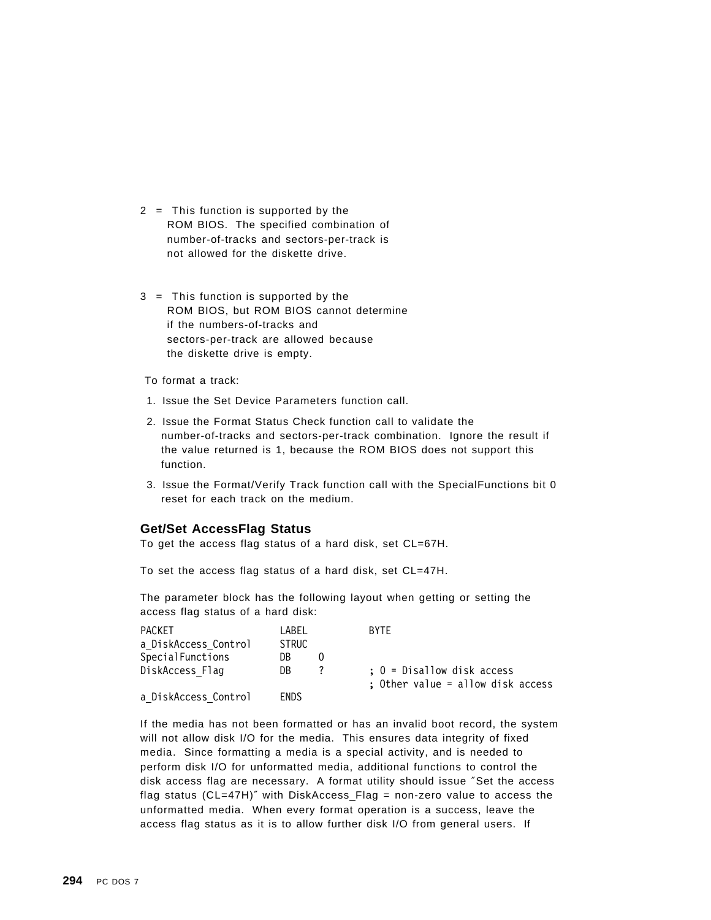2 = This function is supported by the ROM BIOS. The specified combination of number-of-tracks and sectors-per-track is not allowed for the diskette drive.

3 = This function is supported by the ROM BIOS, but ROM BIOS cannot determine if the numbers-of-tracks and sectors-per-track are allowed because the diskette drive is empty.

To format a track:

1. Issue the Set Device Parameters function call.
2. Issue the Format Status Check function call to validate the number-of-tracks and sectors-per-track combination. Ignore the result if the value returned is 1, because the ROM BIOS does not support this function.
3. Issue the Format/Verify Track function call with the SpecialFunctions bit 0 reset for each track on the medium.

### Get/Set AccessFlag Status

To get the access flag status of a hard disk, set CL=67H.

To set the access flag status of a hard disk, set CL=47H.

The parameter block has the following layout when getting or setting the access flag status of a hard disk:

```
PACKET                  LABEL         BYTE
a_DiskAccess_Control    STRUC
SpecialFunctions        DB    0
DiskAccess_Flag         DB    ?       ; 0 = Disallow disk access
                                      ; Other value = allow disk access
a_DiskAccess_Control    ENDS
```

If the media has not been formatted or has an invalid boot record, the system will not allow disk I/O for the media. This ensures data integrity of fixed media. Since formatting a media is a special activity, and is needed to perform disk I/O for unformatted media, additional functions to control the disk access flag are necessary. A format utility should issue "Set the access flag status (CL=47H)" with DiskAccess_Flag = non-zero value to access the unformatted media. When every format operation is a success, leave the access flag status as it is to allow further disk I/O from general users. If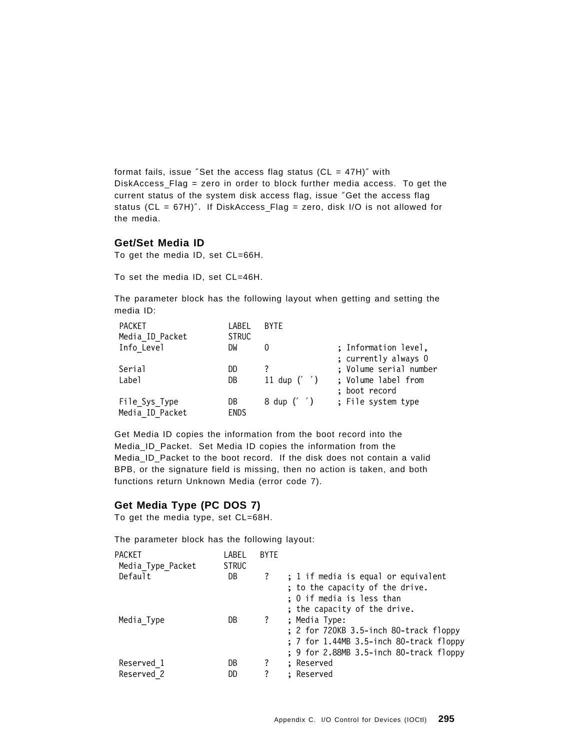format fails, issue ″Set the access flag status (CL = 47H)″ with DiskAccess_Flag = zero in order to block further media access. To get the current status of the system disk access flag, issue ″Get the access flag status (CL = 67H)″. If DiskAccess_Flag = zero, disk I/O is not allowed for the media.

### Get/Set Media ID

To get the media ID, set CL=66H.

To set the media ID, set CL=46H.

The parameter block has the following layout when getting and setting the media ID:

```
PACKET                LABEL   BYTE
Media_ID_Packet       STRUC
 Info_Level           DW      0             ; Information level,
                                            ; currently always 0
 Serial               DD      ?             ; Volume serial number
 Label                DB      11 dup (′ ′)  ; Volume label from
                                            ; boot record
 File_Sys_Type        DB      8 dup (′ ′)   ; File system type
Media_ID_Packet       ENDS
```

Get Media ID copies the information from the boot record into the Media_ID_Packet. Set Media ID copies the information from the Media_ID_Packet to the boot record. If the disk does not contain a valid BPB, or the signature field is missing, then no action is taken, and both functions return Unknown Media (error code 7).

### Get Media Type (PC DOS 7)

To get the media type, set CL=68H.

The parameter block has the following layout:

```
PACKET               LABEL   BYTE
 Media_Type_Packet   STRUC
 Default              DB      ?    ; 1 if media is equal or equivalent
                                   ; to the capacity of the drive.
                                   ; 0 if media is less than
                                   ; the capacity of the drive.
 Media_Type           DB      ?    ; Media Type:
                                   ; 2 for 720KB 3.5-inch 80-track floppy
                                   ; 7 for 1.44MB 3.5-inch 80-track floppy
                                   ; 9 for 2.88MB 3.5-inch 80-track floppy
 Reserved_1           DB      ?    ; Reserved
 Reserved_2           DD      ?    ; Reserved
```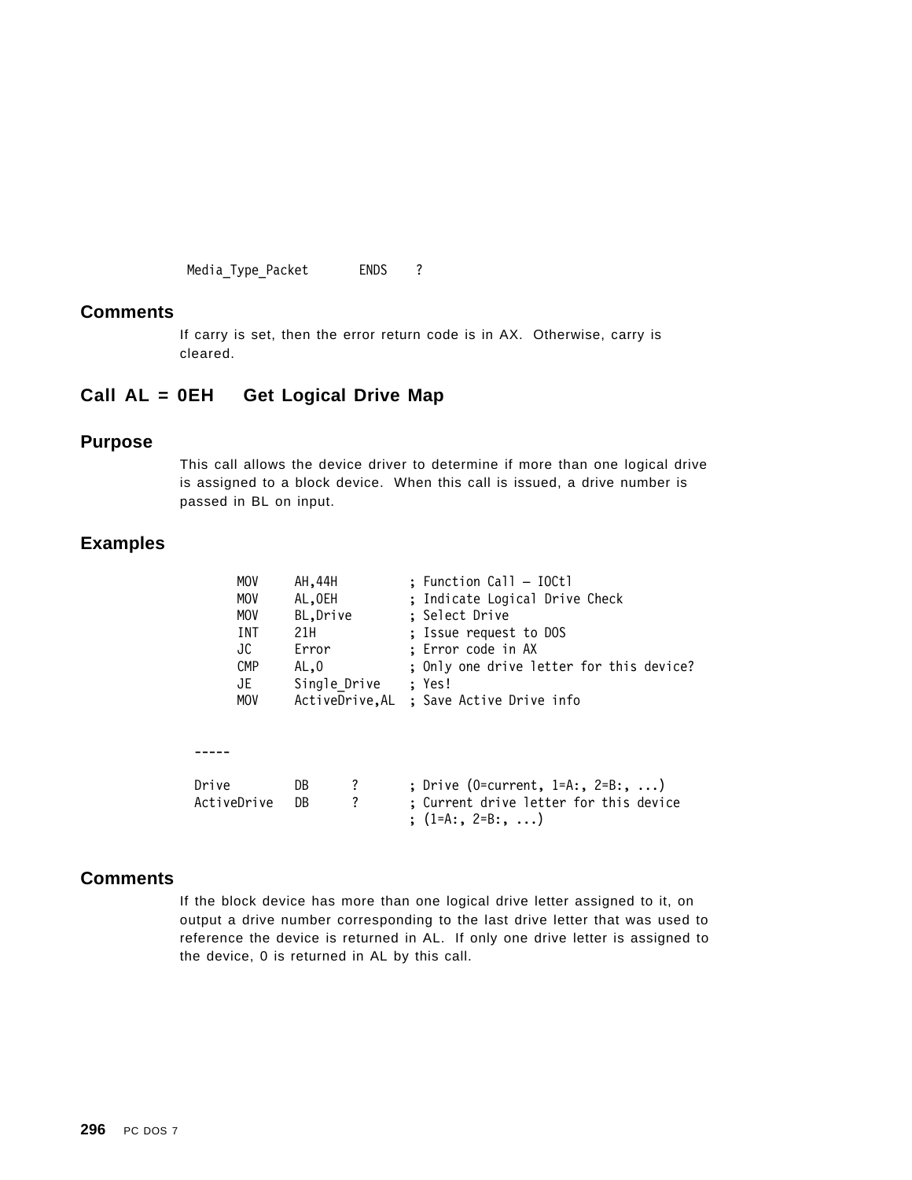```
Media_Type_Packet       ENDS    ?
```

### Comments

If carry is set, then the error return code is in AX. Otherwise, carry is cleared.

## Call AL = 0EH   Get Logical Drive Map

### Purpose

This call allows the device driver to determine if more than one logical drive is assigned to a block device. When this call is issued, a drive number is passed in BL on input.

### Examples

```
        MOV     AH,44H          ; Function Call — IOCtl
        MOV     AL,0EH          ; Indicate Logical Drive Check
        MOV     BL,Drive        ; Select Drive
        INT     21H             ; Issue request to DOS
        JC      Error           ; Error code in AX
        CMP     AL,0            ; Only one drive letter for this device?
        JE      Single_Drive    ; Yes!
        MOV     ActiveDrive,AL  ; Save Active Drive info


  -----

  Drive         DB      ?       ; Drive (0=current, 1=A:, 2=B:, ...)
  ActiveDrive   DB      ?       ; Current drive letter for this device
                                ; (1=A:, 2=B:, ...)
```

### Comments

If the block device has more than one logical drive letter assigned to it, on output a drive number corresponding to the last drive letter that was used to reference the device is returned in AL. If only one drive letter is assigned to the device, 0 is returned in AL by this call.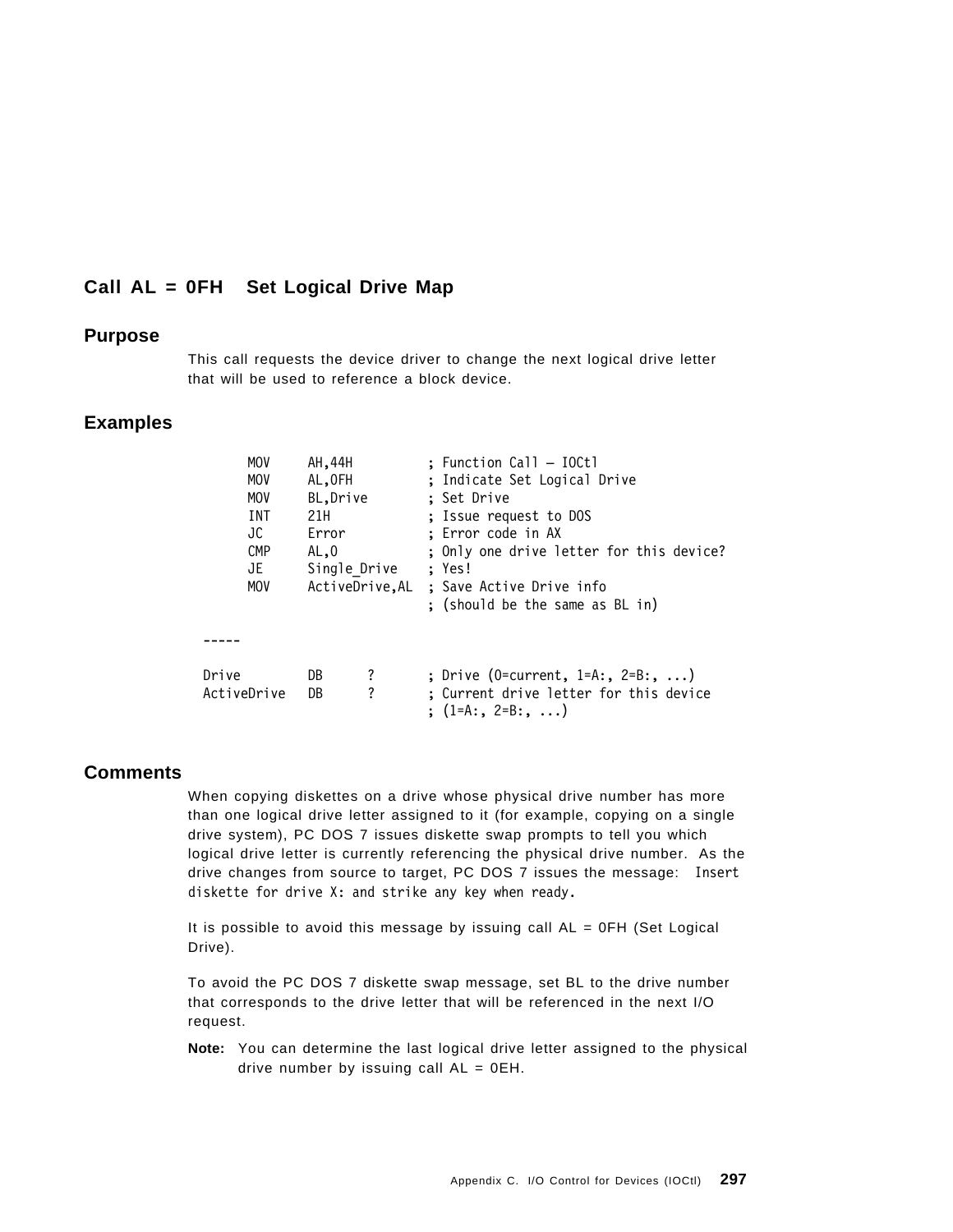## Call AL = 0FH   Set Logical Drive Map

### Purpose

This call requests the device driver to change the next logical drive letter that will be used to reference a block device.

### Examples

```
        MOV     AH,44H          ; Function Call — IOCtl
        MOV     AL,0FH          ; Indicate Set Logical Drive
        MOV     BL,Drive        ; Set Drive
        INT     21H             ; Issue request to DOS
        JC      Error           ; Error code in AX
        CMP     AL,0            ; Only one drive letter for this device?
        JE      Single_Drive    ; Yes!
        MOV     ActiveDrive,AL  ; Save Active Drive info
                                ; (should be the same as BL in)

 -----

 Drive          DB      ?       ; Drive (0=current, 1=A:, 2=B:, ...)
 ActiveDrive    DB      ?       ; Current drive letter for this device
                                ; (1=A:, 2=B:, ...)
```

### Comments

When copying diskettes on a drive whose physical drive number has more than one logical drive letter assigned to it (for example, copying on a single drive system), PC DOS 7 issues diskette swap prompts to tell you which logical drive letter is currently referencing the physical drive number. As the drive changes from source to target, PC DOS 7 issues the message: `Insert diskette for drive X: and strike any key when ready.`

It is possible to avoid this message by issuing call AL = 0FH (Set Logical Drive).

To avoid the PC DOS 7 diskette swap message, set BL to the drive number that corresponds to the drive letter that will be referenced in the next I/O request.

**Note:** You can determine the last logical drive letter assigned to the physical drive number by issuing call AL = 0EH.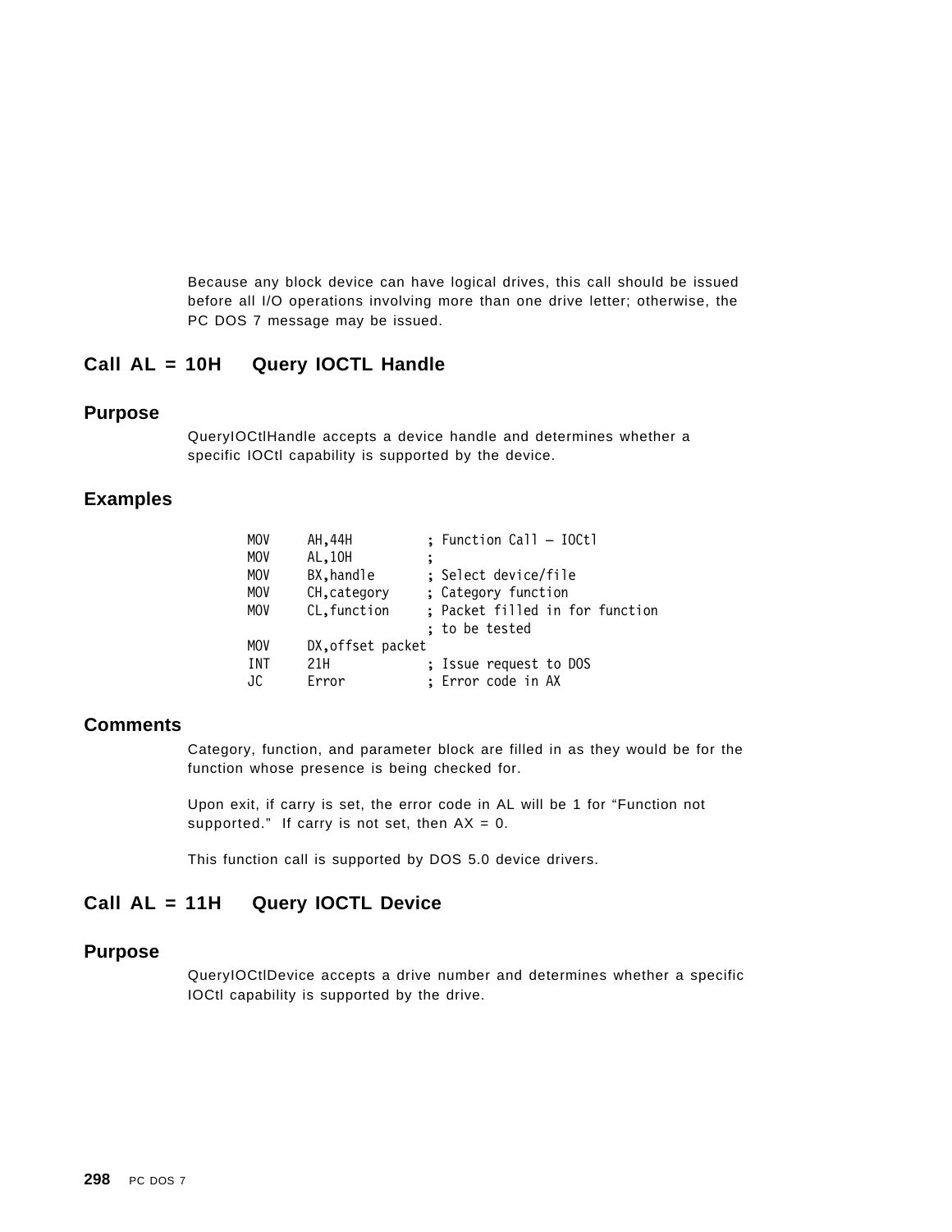Because any block device can have logical drives, this call should be issued before all I/O operations involving more than one drive letter; otherwise, the PC DOS 7 message may be issued.

## Call AL = 10H    Query IOCTL Handle

### Purpose

QueryIOCtlHandle accepts a device handle and determines whether a specific IOCtl capability is supported by the device.

### Examples

```
MOV     AH,44H          ; Function Call – IOCtl
MOV     AL,10H          ;
MOV     BX,handle       ; Select device/file
MOV     CH,category     ; Category function
MOV     CL,function     ; Packet filled in for function
                        ; to be tested
MOV     DX,offset packet
INT     21H             ; Issue request to DOS
JC      Error           ; Error code in AX
```

### Comments

Category, function, and parameter block are filled in as they would be for the function whose presence is being checked for.

Upon exit, if carry is set, the error code in AL will be 1 for “Function not supported.” If carry is not set, then AX = 0.

This function call is supported by DOS 5.0 device drivers.

## Call AL = 11H    Query IOCTL Device

### Purpose

QueryIOCtlDevice accepts a drive number and determines whether a specific IOCtl capability is supported by the drive.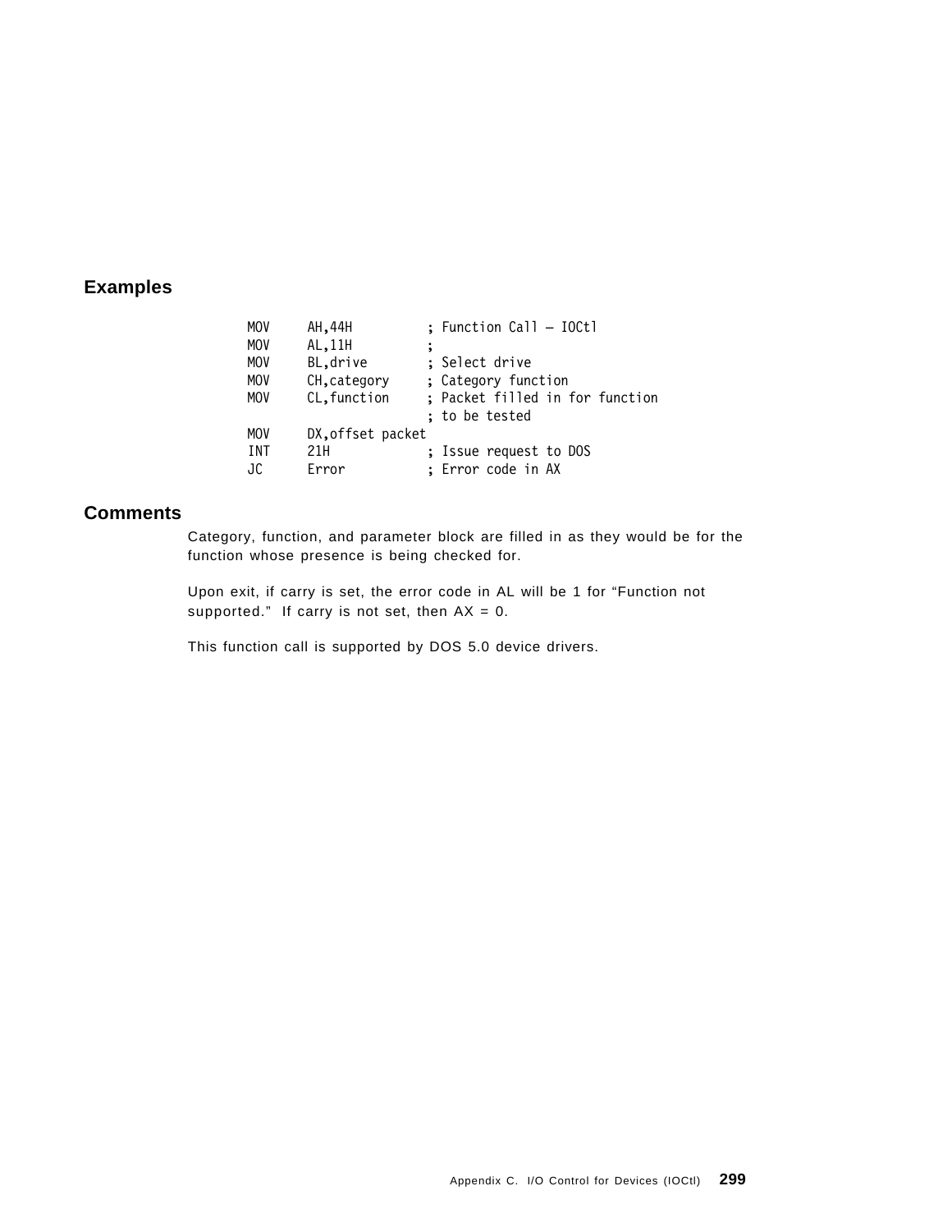## Examples

```
MOV     AH,44H          ; Function Call — IOCtl
MOV     AL,11H          ;
MOV     BL,drive        ; Select drive
MOV     CH,category     ; Category function
MOV     CL,function     ; Packet filled in for function
                        ; to be tested
MOV     DX,offset packet
INT     21H             ; Issue request to DOS
JC      Error           ; Error code in AX
```

## Comments

Category, function, and parameter block are filled in as they would be for the function whose presence is being checked for.

Upon exit, if carry is set, the error code in AL will be 1 for "Function not supported." If carry is not set, then AX = 0.

This function call is supported by DOS 5.0 device drivers.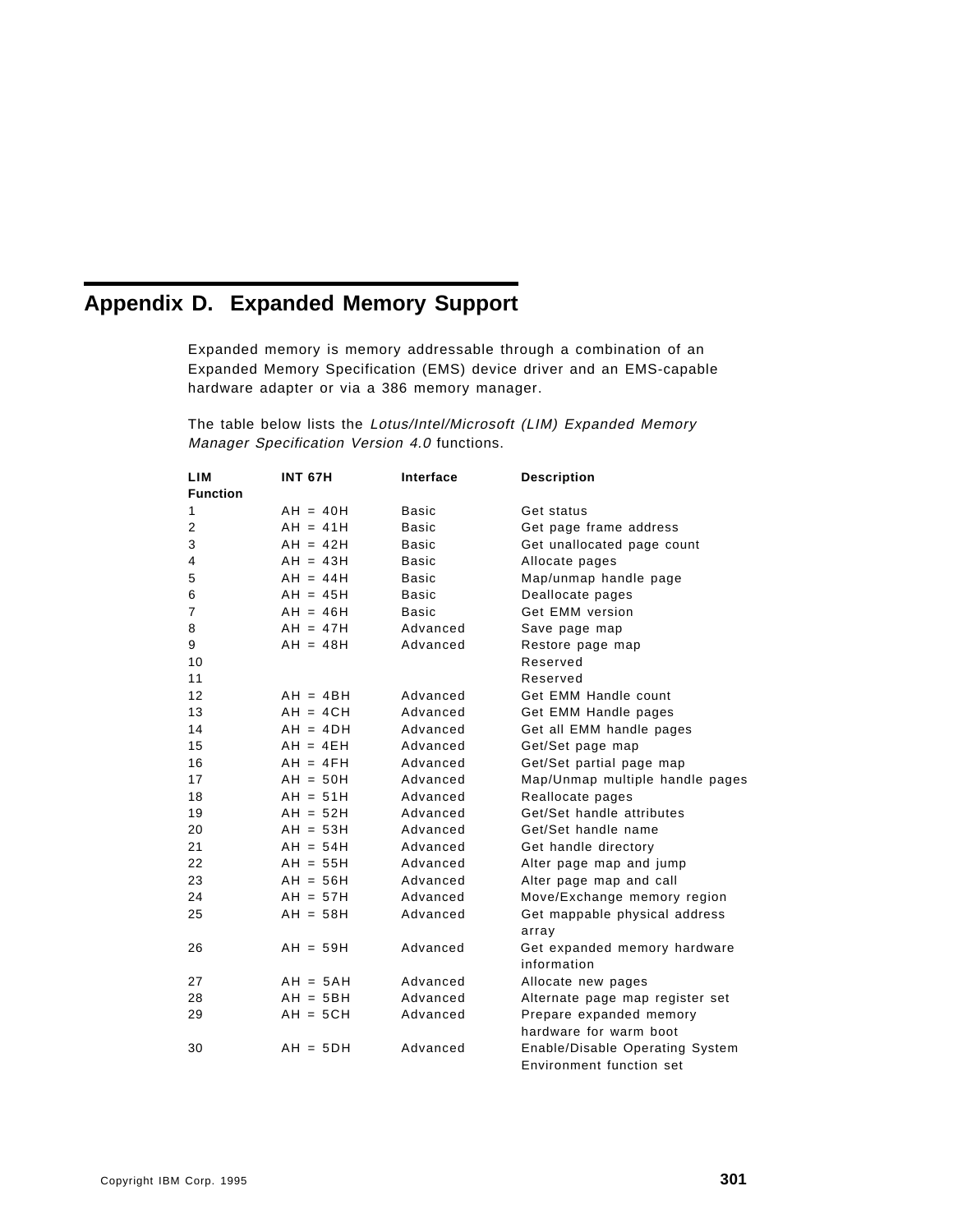# Appendix D. Expanded Memory Support

Expanded memory is memory addressable through a combination of an Expanded Memory Specification (EMS) device driver and an EMS-capable hardware adapter or via a 386 memory manager.

The table below lists the *Lotus/Intel/Microsoft (LIM) Expanded Memory Manager Specification Version 4.0* functions.

| LIM Function | INT 67H | Interface | Description |
|---|---|---|---|
| 1 | AH = 40H | Basic | Get status |
| 2 | AH = 41H | Basic | Get page frame address |
| 3 | AH = 42H | Basic | Get unallocated page count |
| 4 | AH = 43H | Basic | Allocate pages |
| 5 | AH = 44H | Basic | Map/unmap handle page |
| 6 | AH = 45H | Basic | Deallocate pages |
| 7 | AH = 46H | Basic | Get EMM version |
| 8 | AH = 47H | Advanced | Save page map |
| 9 | AH = 48H | Advanced | Restore page map |
| 10 | | | Reserved |
| 11 | | | Reserved |
| 12 | AH = 4BH | Advanced | Get EMM Handle count |
| 13 | AH = 4CH | Advanced | Get EMM Handle pages |
| 14 | AH = 4DH | Advanced | Get all EMM handle pages |
| 15 | AH = 4EH | Advanced | Get/Set page map |
| 16 | AH = 4FH | Advanced | Get/Set partial page map |
| 17 | AH = 50H | Advanced | Map/Unmap multiple handle pages |
| 18 | AH = 51H | Advanced | Reallocate pages |
| 19 | AH = 52H | Advanced | Get/Set handle attributes |
| 20 | AH = 53H | Advanced | Get/Set handle name |
| 21 | AH = 54H | Advanced | Get handle directory |
| 22 | AH = 55H | Advanced | Alter page map and jump |
| 23 | AH = 56H | Advanced | Alter page map and call |
| 24 | AH = 57H | Advanced | Move/Exchange memory region |
| 25 | AH = 58H | Advanced | Get mappable physical address array |
| 26 | AH = 59H | Advanced | Get expanded memory hardware information |
| 27 | AH = 5AH | Advanced | Allocate new pages |
| 28 | AH = 5BH | Advanced | Alternate page map register set |
| 29 | AH = 5CH | Advanced | Prepare expanded memory hardware for warm boot |
| 30 | AH = 5DH | Advanced | Enable/Disable Operating System Environment function set |

Copyright IBM Corp. 1995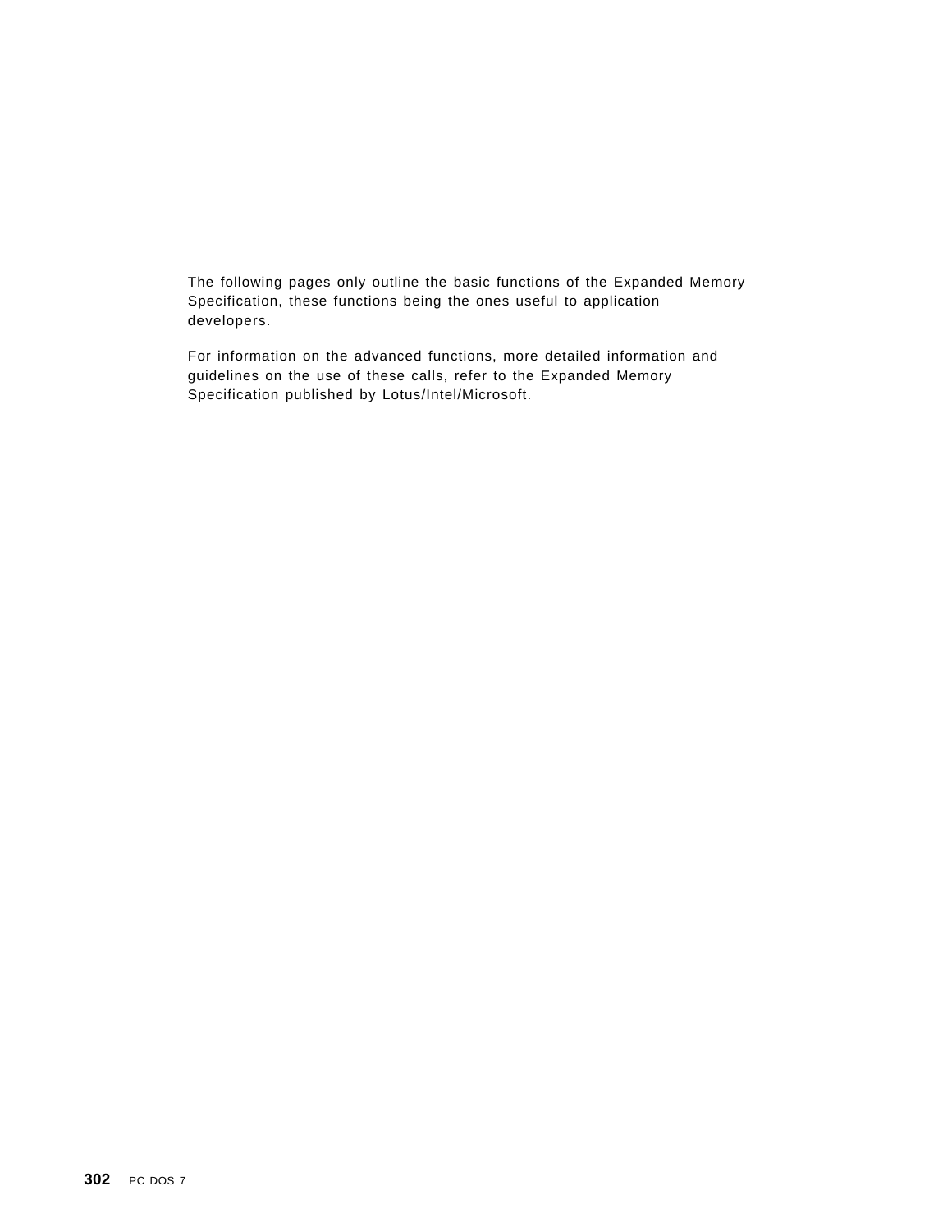The following pages only outline the basic functions of the Expanded Memory Specification, these functions being the ones useful to application developers.

For information on the advanced functions, more detailed information and guidelines on the use of these calls, refer to the Expanded Memory Specification published by Lotus/Intel/Microsoft.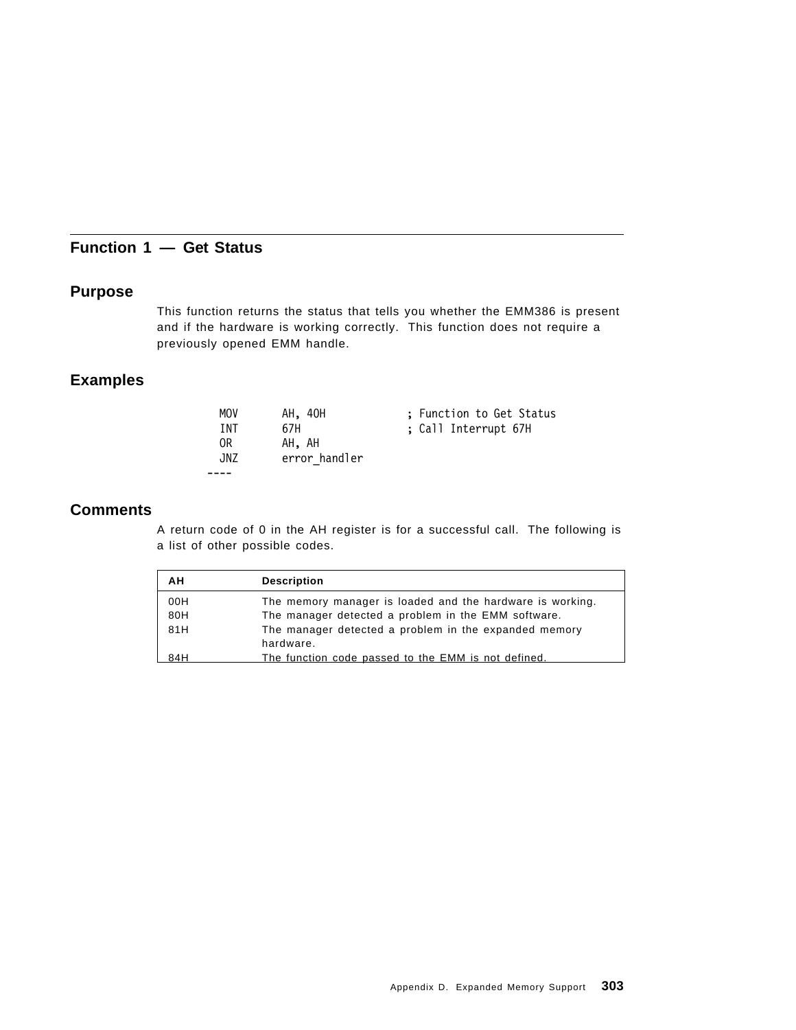## Function 1 — Get Status

### Purpose

This function returns the status that tells you whether the EMM386 is present and if the hardware is working correctly. This function does not require a previously opened EMM handle.

### Examples

```
    MOV      AH, 40H            ; Function to Get Status
    INT      67H                ; Call Interrupt 67H
    OR       AH, AH
    JNZ      error_handler
  ----
```

### Comments

A return code of 0 in the AH register is for a successful call. The following is a list of other possible codes.

| AH | Description |
|---|---|
| 00H | The memory manager is loaded and the hardware is working. |
| 80H | The manager detected a problem in the EMM software. |
| 81H | The manager detected a problem in the expanded memory hardware. |
| 84H | The function code passed to the EMM is not defined. |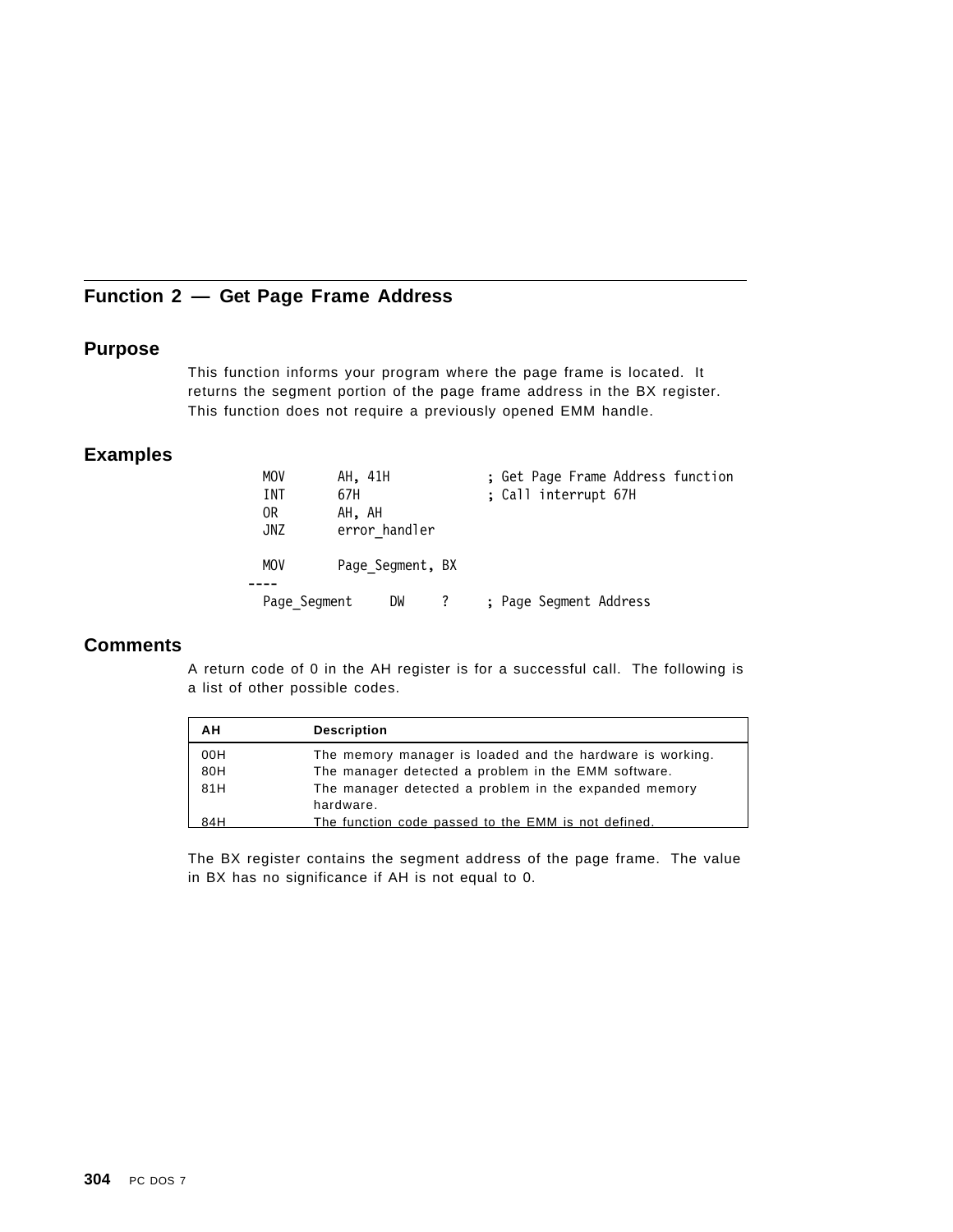## Function 2 — Get Page Frame Address

### Purpose

This function informs your program where the page frame is located. It returns the segment portion of the page frame address in the BX register. This function does not require a previously opened EMM handle.

### Examples

```
    MOV       AH, 41H              ; Get Page Frame Address function
    INT       67H                  ; Call interrupt 67H
    OR        AH, AH
    JNZ       error_handler

    MOV       Page_Segment, BX
----
    Page_Segment     DW     ?      ; Page Segment Address
```

### Comments

A return code of 0 in the AH register is for a successful call. The following is a list of other possible codes.

| AH | Description |
|---|---|
| 00H | The memory manager is loaded and the hardware is working. |
| 80H | The manager detected a problem in the EMM software. |
| 81H | The manager detected a problem in the expanded memory hardware. |
| 84H | The function code passed to the EMM is not defined. |

The BX register contains the segment address of the page frame. The value in BX has no significance if AH is not equal to 0.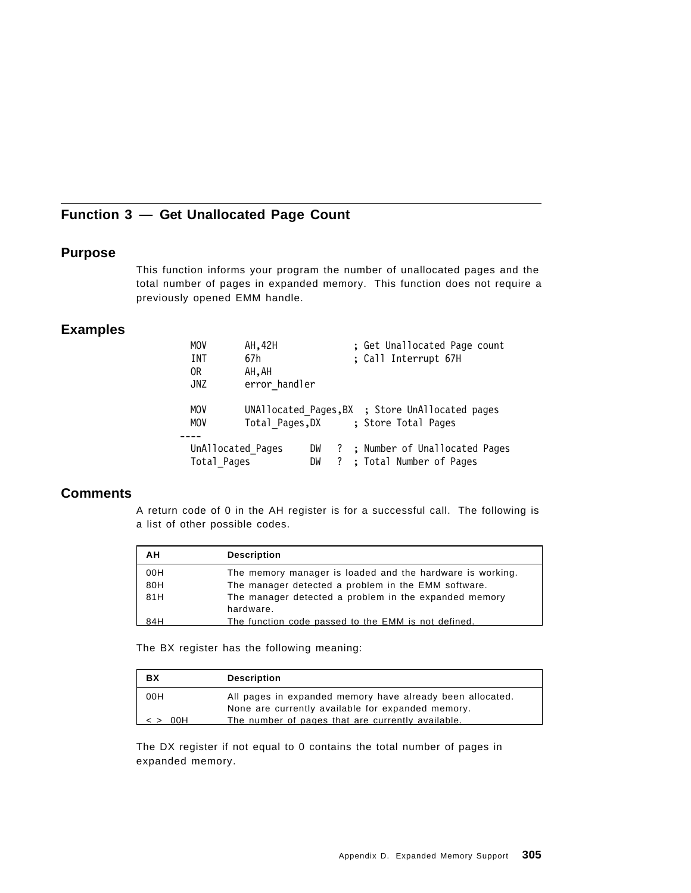## Function 3 — Get Unallocated Page Count

### Purpose

This function informs your program the number of unallocated pages and the total number of pages in expanded memory. This function does not require a previously opened EMM handle.

### Examples

```
  MOV       AH,42H              ; Get Unallocated Page count
  INT       67h                 ; Call Interrupt 67H
  OR        AH,AH
  JNZ       error_handler

  MOV       UNAllocated_Pages,BX  ; Store UnAllocated pages
  MOV       Total_Pages,DX      ; Store Total Pages
----
  UnAllocated_Pages     DW   ?  ; Number of Unallocated Pages
  Total_Pages           DW   ?  ; Total Number of Pages
```

### Comments

A return code of 0 in the AH register is for a successful call. The following is a list of other possible codes.

| AH | Description |
|---|---|
| 00H | The memory manager is loaded and the hardware is working. |
| 80H | The manager detected a problem in the EMM software. |
| 81H | The manager detected a problem in the expanded memory hardware. |
| 84H | The function code passed to the EMM is not defined. |

The BX register has the following meaning:

| BX | Description |
|---|---|
| 00H | All pages in expanded memory have already been allocated. None are currently available for expanded memory. |
| < > 00H | The number of pages that are currently available. |

The DX register if not equal to 0 contains the total number of pages in expanded memory.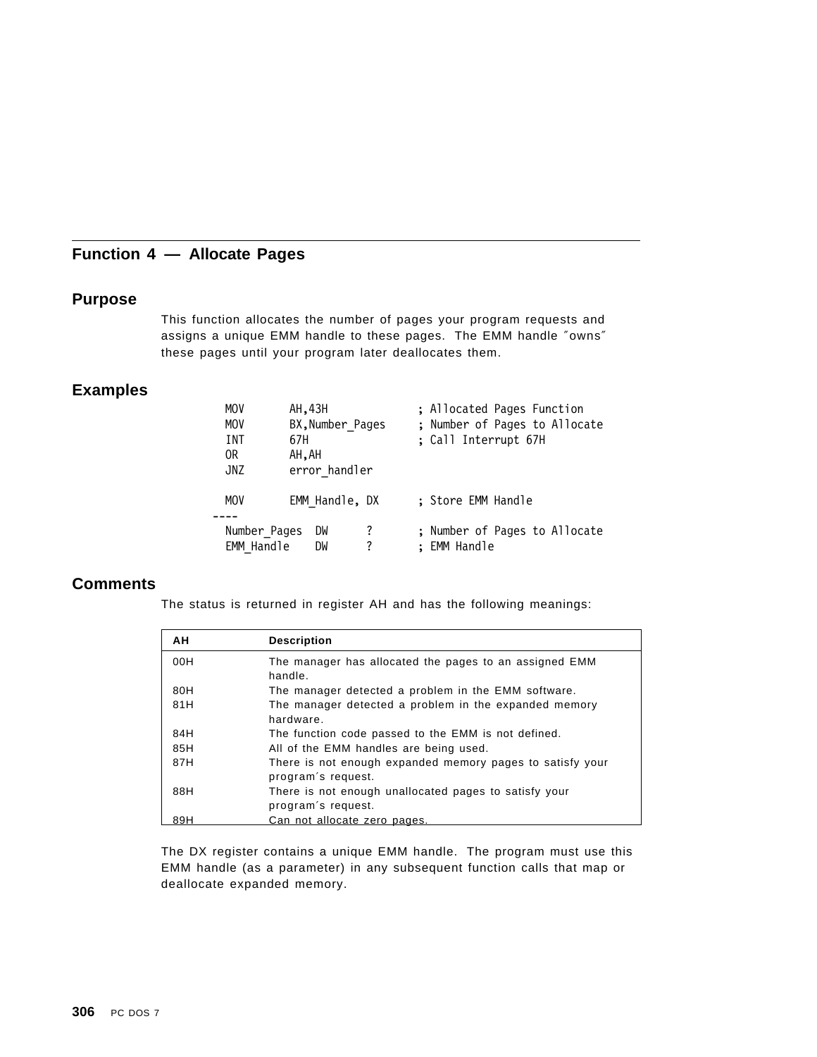## Function 4 — Allocate Pages

### Purpose

This function allocates the number of pages your program requests and assigns a unique EMM handle to these pages. The EMM handle ″owns″ these pages until your program later deallocates them.

### Examples

```
        MOV       AH,43H              ; Allocated Pages Function
        MOV       BX,Number_Pages     ; Number of Pages to Allocate
        INT       67H                 ; Call Interrupt 67H
        OR        AH,AH
        JNZ       error_handler

        MOV       EMM_Handle, DX      ; Store EMM Handle
      ----
        Number_Pages  DW      ?       ; Number of Pages to Allocate
        EMM_Handle    DW      ?       ; EMM Handle
```

### Comments

The status is returned in register AH and has the following meanings:

| AH | Description |
|---|---|
| 00H | The manager has allocated the pages to an assigned EMM handle. |
| 80H | The manager detected a problem in the EMM software. |
| 81H | The manager detected a problem in the expanded memory hardware. |
| 84H | The function code passed to the EMM is not defined. |
| 85H | All of the EMM handles are being used. |
| 87H | There is not enough expanded memory pages to satisfy your program′s request. |
| 88H | There is not enough unallocated pages to satisfy your program′s request. |
| 89H | Can not allocate zero pages. |

The DX register contains a unique EMM handle. The program must use this EMM handle (as a parameter) in any subsequent function calls that map or deallocate expanded memory.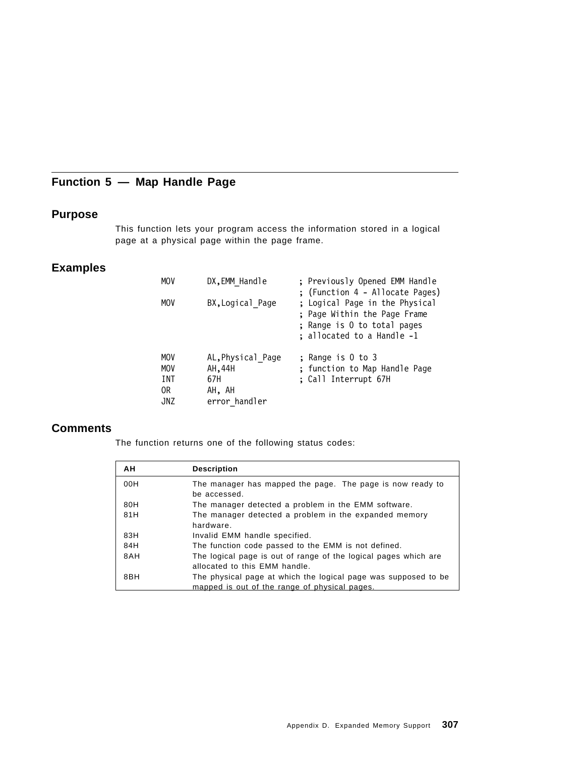## Function 5 — Map Handle Page

### Purpose

This function lets your program access the information stored in a logical page at a physical page within the page frame.

### Examples

```
MOV     DX,EMM_Handle        ; Previously Opened EMM Handle
                             ; (Function 4 - Allocate Pages)
MOV     BX,Logical_Page      ; Logical Page in the Physical
                             ; Page Within the Page Frame
                             ; Range is 0 to total pages
                             ; allocated to a Handle -1

MOV     AL,Physical_Page     ; Range is 0 to 3
MOV     AH,44H               ; function to Map Handle Page
INT     67H                  ; Call Interrupt 67H
OR      AH, AH
JNZ     error_handler
```

### Comments

The function returns one of the following status codes:

| AH | Description |
|---|---|
| 00H | The manager has mapped the page. The page is now ready to be accessed. |
| 80H | The manager detected a problem in the EMM software. |
| 81H | The manager detected a problem in the expanded memory hardware. |
| 83H | Invalid EMM handle specified. |
| 84H | The function code passed to the EMM is not defined. |
| 8AH | The logical page is out of range of the logical pages which are allocated to this EMM handle. |
| 8BH | The physical page at which the logical page was supposed to be mapped is out of the range of physical pages. |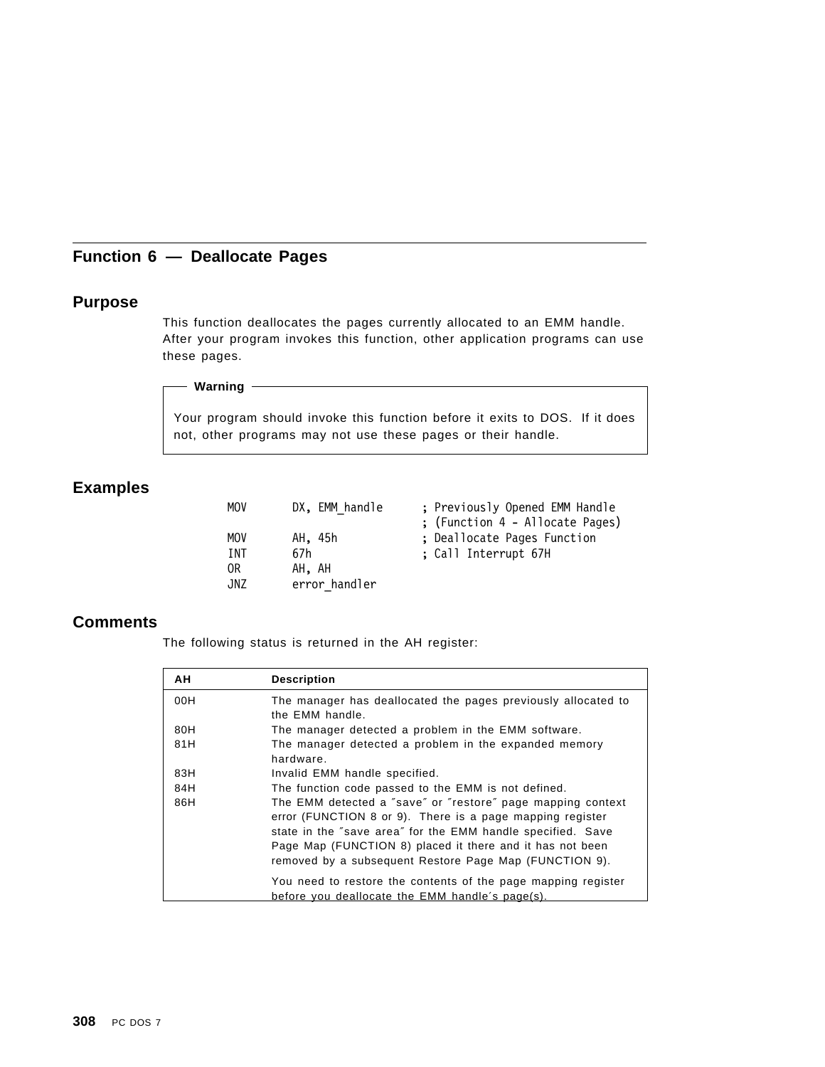## Function 6 — Deallocate Pages

### Purpose

This function deallocates the pages currently allocated to an EMM handle. After your program invokes this function, other application programs can use these pages.

**Warning**

Your program should invoke this function before it exits to DOS. If it does not, other programs may not use these pages or their handle.

### Examples

```
MOV     DX, EMM_handle      ; Previously Opened EMM Handle
                            ; (Function 4 - Allocate Pages)
MOV     AH, 45h             ; Deallocate Pages Function
INT     67h                 ; Call Interrupt 67H
OR      AH, AH
JNZ     error_handler
```

### Comments

The following status is returned in the AH register:

| AH | Description |
|---|---|
| 00H | The manager has deallocated the pages previously allocated to the EMM handle. |
| 80H | The manager detected a problem in the EMM software. |
| 81H | The manager detected a problem in the expanded memory hardware. |
| 83H | Invalid EMM handle specified. |
| 84H | The function code passed to the EMM is not defined. |
| 86H | The EMM detected a ″save″ or ″restore″ page mapping context error (FUNCTION 8 or 9). There is a page mapping register state in the ″save area″ for the EMM handle specified. Save Page Map (FUNCTION 8) placed it there and it has not been removed by a subsequent Restore Page Map (FUNCTION 9). You need to restore the contents of the page mapping register before you deallocate the EMM handle′s page(s). |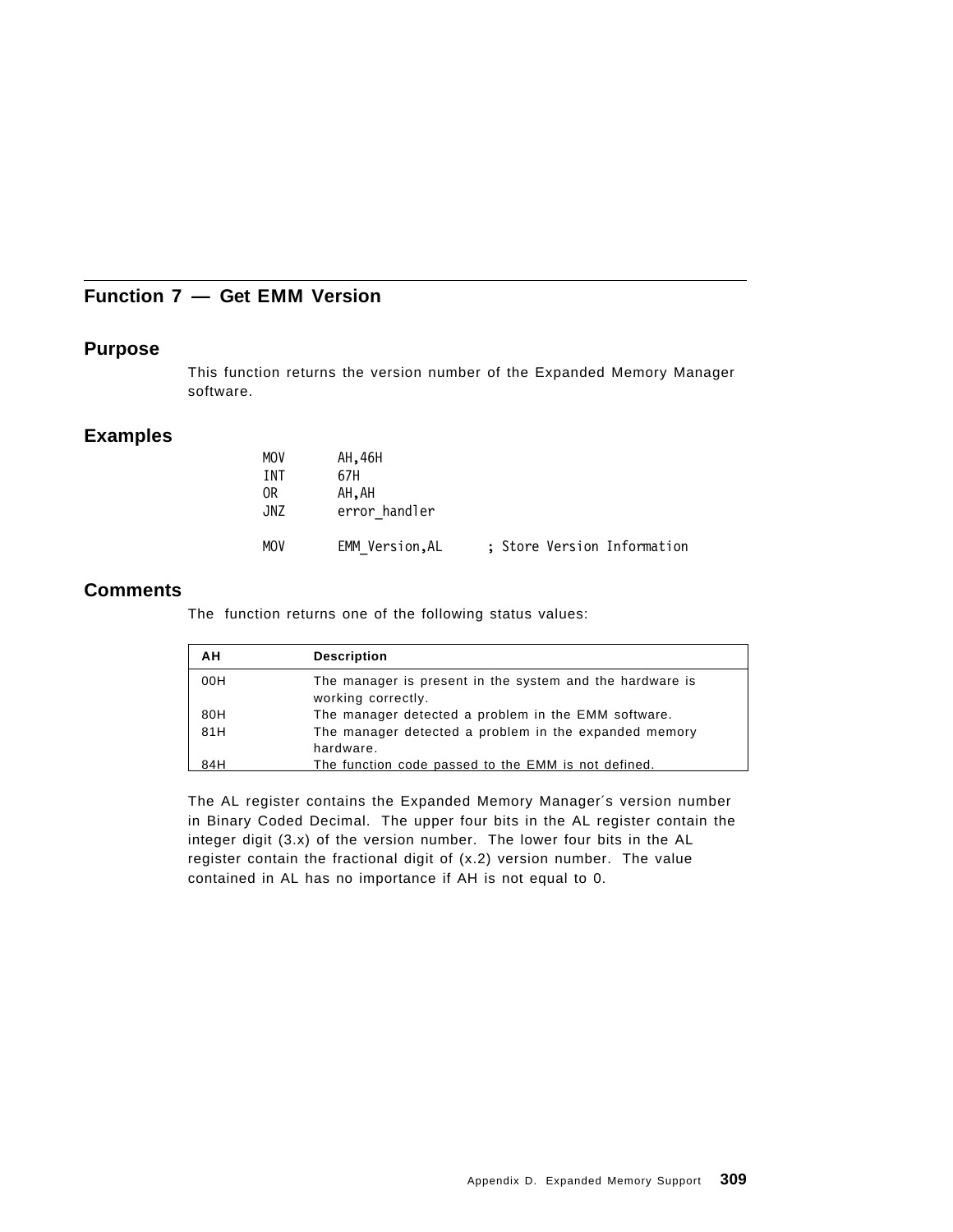## Function 7 — Get EMM Version

### Purpose

This function returns the version number of the Expanded Memory Manager software.

### Examples

```
MOV     AH,46H
INT     67H
OR      AH,AH
JNZ     error_handler

MOV     EMM_Version,AL      ; Store Version Information
```

### Comments

The function returns one of the following status values:

| AH | Description |
|---|---|
| 00H | The manager is present in the system and the hardware is working correctly. |
| 80H | The manager detected a problem in the EMM software. |
| 81H | The manager detected a problem in the expanded memory hardware. |
| 84H | The function code passed to the EMM is not defined. |

The AL register contains the Expanded Memory Manager′s version number in Binary Coded Decimal. The upper four bits in the AL register contain the integer digit (3.x) of the version number. The lower four bits in the AL register contain the fractional digit of (x.2) version number. The value contained in AL has no importance if AH is not equal to 0.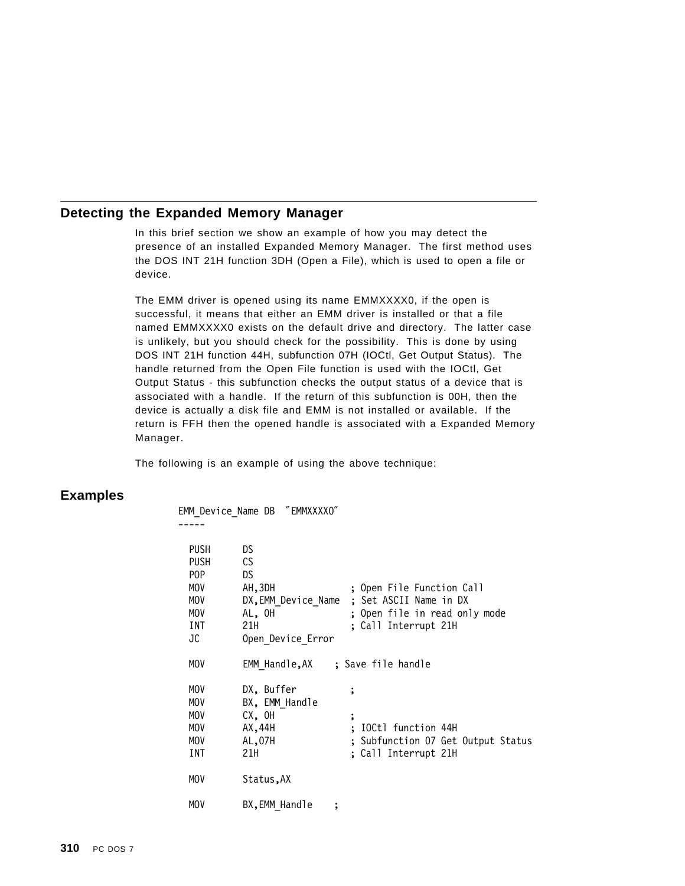## Detecting the Expanded Memory Manager

In this brief section we show an example of how you may detect the presence of an installed Expanded Memory Manager. The first method uses the DOS INT 21H function 3DH (Open a File), which is used to open a file or device.

The EMM driver is opened using its name EMMXXXX0, if the open is successful, it means that either an EMM driver is installed or that a file named EMMXXXX0 exists on the default drive and directory. The latter case is unlikely, but you should check for the possibility. This is done by using DOS INT 21H function 44H, subfunction 07H (IOCtl, Get Output Status). The handle returned from the Open File function is used with the IOCtl, Get Output Status - this subfunction checks the output status of a device that is associated with a handle. If the return of this subfunction is 00H, then the device is actually a disk file and EMM is not installed or available. If the return is FFH then the opened handle is associated with a Expanded Memory Manager.

The following is an example of using the above technique:

## Examples

```
EMM_Device_Name DB  "EMMXXXX0"
-----

  PUSH      DS
  PUSH      CS
  POP       DS
  MOV       AH,3DH              ; Open File Function Call
  MOV       DX,EMM_Device_Name  ; Set ASCII Name in DX
  MOV       AL, 0H              ; Open file in read only mode
  INT       21H                 ; Call Interrupt 21H
  JC        Open_Device_Error

  MOV       EMM_Handle,AX    ; Save file handle

  MOV       DX, Buffer          ;
  MOV       BX, EMM_Handle
  MOV       CX, 0H              ;
  MOV       AX,44H              ; IOCtl function 44H
  MOV       AL,07H              ; Subfunction 07 Get Output Status
  INT       21H                 ; Call Interrupt 21H

  MOV       Status,AX

  MOV       BX,EMM_Handle    ;
```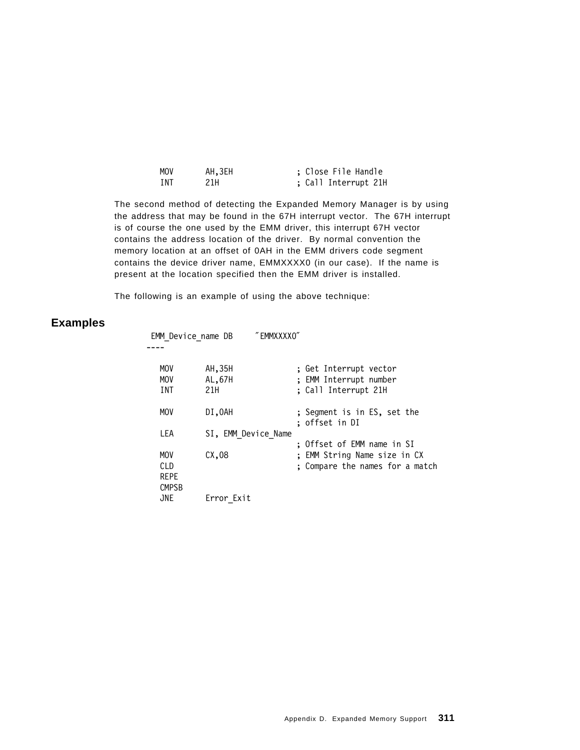```
        MOV     AH,3EH              ; Close File Handle
        INT     21H                 ; Call Interrupt 21H
```

The second method of detecting the Expanded Memory Manager is by using the address that may be found in the 67H interrupt vector. The 67H interrupt is of course the one used by the EMM driver, this interrupt 67H vector contains the address location of the driver. By normal convention the memory location at an offset of 0AH in the EMM drivers code segment contains the device driver name, EMMXXXX0 (in our case). If the name is present at the location specified then the EMM driver is installed.

The following is an example of using the above technique:

## Examples

```
 EMM_Device_name DB     "EMMXXXX0"
----

   MOV      AH,35H              ; Get Interrupt vector
   MOV      AL,67H              ; EMM Interrupt number
   INT      21H                 ; Call Interrupt 21H

   MOV      DI,0AH              ; Segment is in ES, set the
                                ; offset in DI
   LEA      SI, EMM_Device_Name
                                ; Offset of EMM name in SI
   MOV      CX,08               ; EMM String Name size in CX
   CLD                          ; Compare the names for a match
   REPE
   CMPSB
   JNE      Error_Exit
```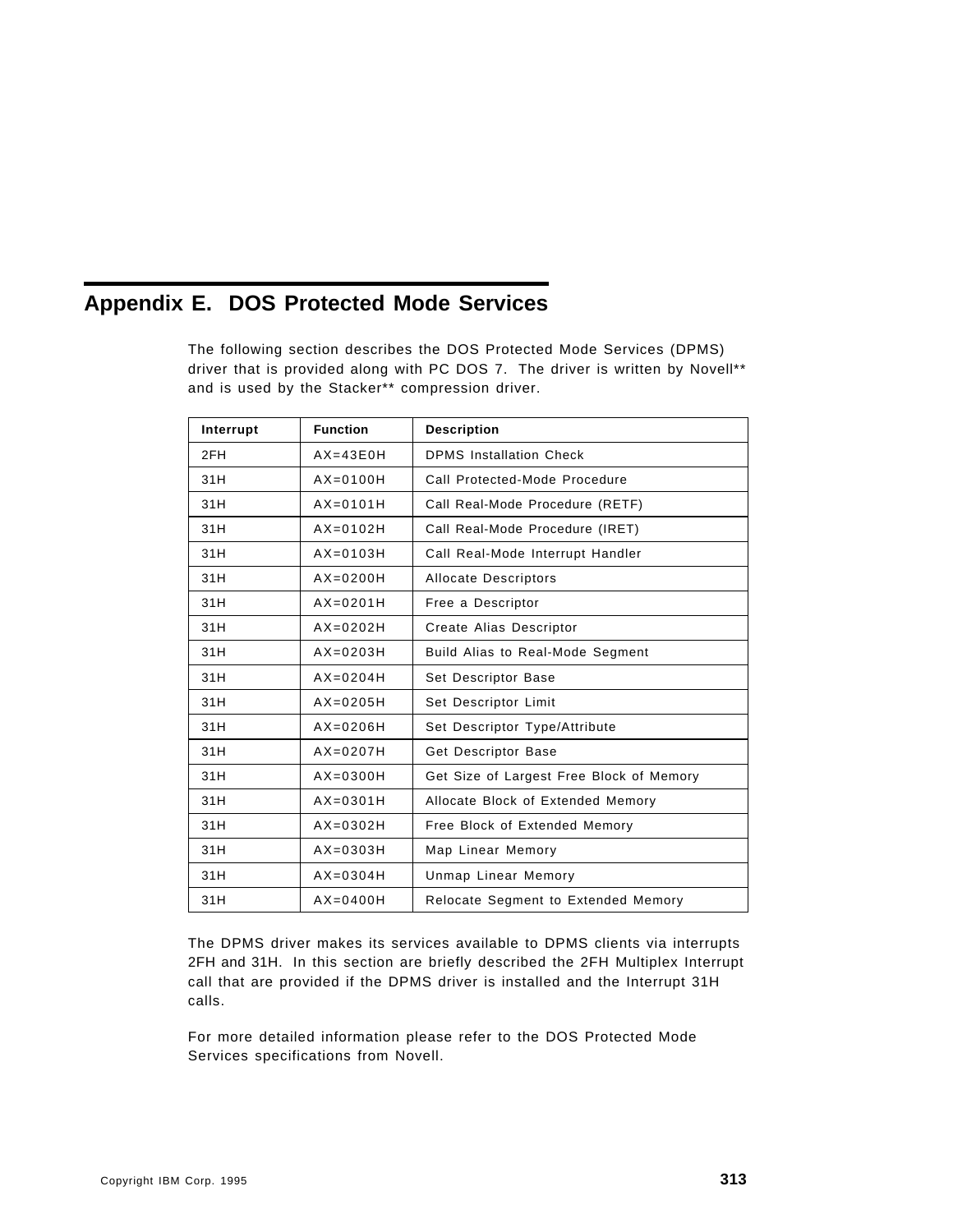# Appendix E. DOS Protected Mode Services

The following section describes the DOS Protected Mode Services (DPMS) driver that is provided along with PC DOS 7. The driver is written by Novell** and is used by the Stacker** compression driver.

| Interrupt | Function | Description |
|---|---|---|
| 2FH | AX=43E0H | DPMS Installation Check |
| 31H | AX=0100H | Call Protected-Mode Procedure |
| 31H | AX=0101H | Call Real-Mode Procedure (RETF) |
| 31H | AX=0102H | Call Real-Mode Procedure (IRET) |
| 31H | AX=0103H | Call Real-Mode Interrupt Handler |
| 31H | AX=0200H | Allocate Descriptors |
| 31H | AX=0201H | Free a Descriptor |
| 31H | AX=0202H | Create Alias Descriptor |
| 31H | AX=0203H | Build Alias to Real-Mode Segment |
| 31H | AX=0204H | Set Descriptor Base |
| 31H | AX=0205H | Set Descriptor Limit |
| 31H | AX=0206H | Set Descriptor Type/Attribute |
| 31H | AX=0207H | Get Descriptor Base |
| 31H | AX=0300H | Get Size of Largest Free Block of Memory |
| 31H | AX=0301H | Allocate Block of Extended Memory |
| 31H | AX=0302H | Free Block of Extended Memory |
| 31H | AX=0303H | Map Linear Memory |
| 31H | AX=0304H | Unmap Linear Memory |
| 31H | AX=0400H | Relocate Segment to Extended Memory |

The DPMS driver makes its services available to DPMS clients via interrupts 2FH and 31H. In this section are briefly described the 2FH Multiplex Interrupt call that are provided if the DPMS driver is installed and the Interrupt 31H calls.

For more detailed information please refer to the DOS Protected Mode Services specifications from Novell.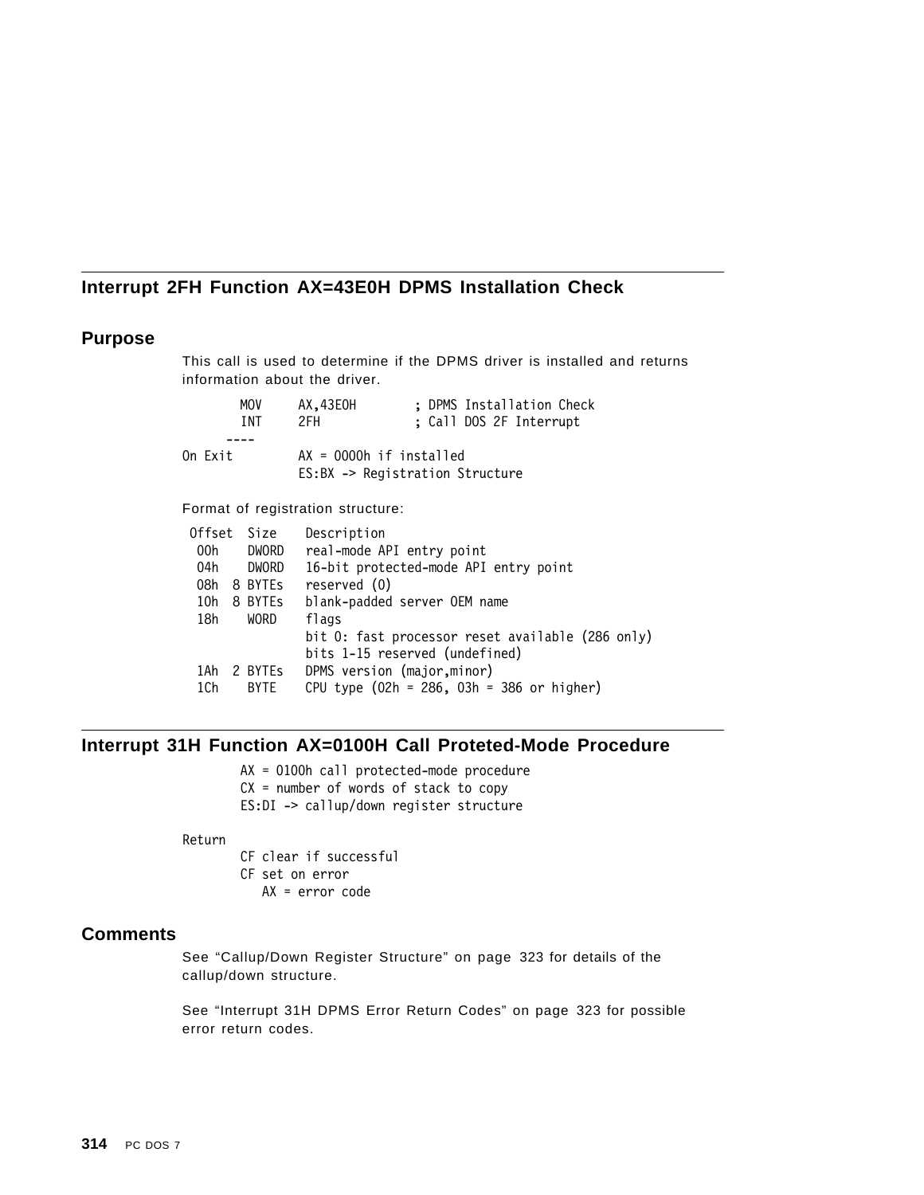## Interrupt 2FH Function AX=43E0H DPMS Installation Check

### Purpose

This call is used to determine if the DPMS driver is installed and returns information about the driver.

```
        MOV     AX,43E0H        ; DPMS Installation Check
        INT     2FH             ; Call DOS 2F Interrupt
      ----
On Exit         AX = 0000h if installed
                ES:BX -> Registration Structure
```

Format of registration structure:

```
 Offset  Size    Description
  00h    DWORD   real-mode API entry point
  04h    DWORD   16-bit protected-mode API entry point
  08h  8 BYTEs   reserved (0)
  10h  8 BYTEs   blank-padded server OEM name
  18h    WORD    flags
                 bit 0: fast processor reset available (286 only)
                 bits 1-15 reserved (undefined)
  1Ah  2 BYTEs   DPMS version (major,minor)
  1Ch    BYTE    CPU type (02h = 286, 03h = 386 or higher)
```

## Interrupt 31H Function AX=0100H Call Proteted-Mode Procedure

```
        AX = 0100h call protected-mode procedure
        CX = number of words of stack to copy
        ES:DI -> callup/down register structure

Return
        CF clear if successful
        CF set on error
           AX = error code
```

### Comments

See “Callup/Down Register Structure” on page 323 for details of the callup/down structure.

See “Interrupt 31H DPMS Error Return Codes” on page 323 for possible error return codes.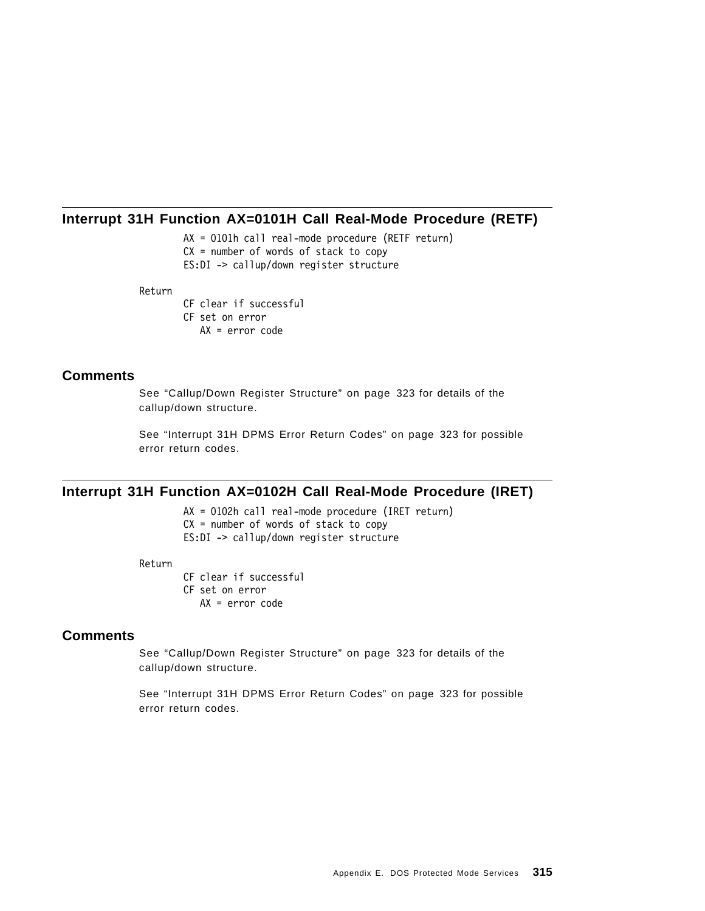## Interrupt 31H Function AX=0101H Call Real-Mode Procedure (RETF)

```
AX = 0101h call real-mode procedure (RETF return)
CX = number of words of stack to copy
ES:DI -> callup/down register structure
```

```
Return
        CF clear if successful
        CF set on error
           AX = error code
```

### Comments

See “Callup/Down Register Structure” on page 323 for details of the callup/down structure.

See “Interrupt 31H DPMS Error Return Codes” on page 323 for possible error return codes.

## Interrupt 31H Function AX=0102H Call Real-Mode Procedure (IRET)

```
AX = 0102h call real-mode procedure (IRET return)
CX = number of words of stack to copy
ES:DI -> callup/down register structure
```

```
Return
        CF clear if successful
        CF set on error
           AX = error code
```

### Comments

See “Callup/Down Register Structure” on page 323 for details of the callup/down structure.

See “Interrupt 31H DPMS Error Return Codes” on page 323 for possible error return codes.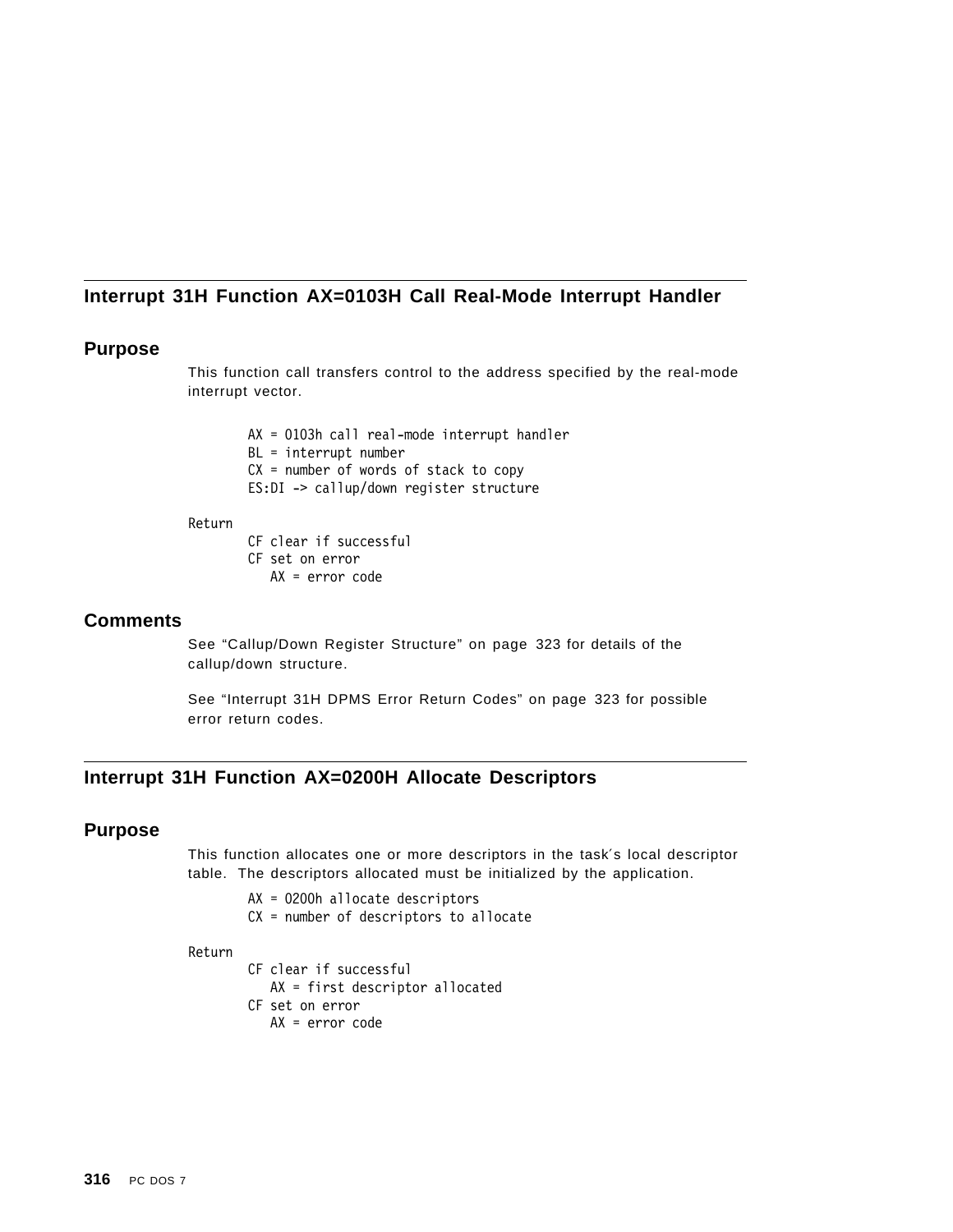## Interrupt 31H Function AX=0103H Call Real-Mode Interrupt Handler

### Purpose

This function call transfers control to the address specified by the real-mode interrupt vector.

```
        AX = 0103h call real-mode interrupt handler
        BL = interrupt number
        CX = number of words of stack to copy
        ES:DI -> callup/down register structure

Return
        CF clear if successful
        CF set on error
           AX = error code
```

### Comments

See “Callup/Down Register Structure” on page 323 for details of the callup/down structure.

See “Interrupt 31H DPMS Error Return Codes” on page 323 for possible error return codes.

## Interrupt 31H Function AX=0200H Allocate Descriptors

### Purpose

This function allocates one or more descriptors in the task′s local descriptor table. The descriptors allocated must be initialized by the application.

```
        AX = 0200h allocate descriptors
        CX = number of descriptors to allocate

Return
        CF clear if successful
           AX = first descriptor allocated
        CF set on error
           AX = error code
```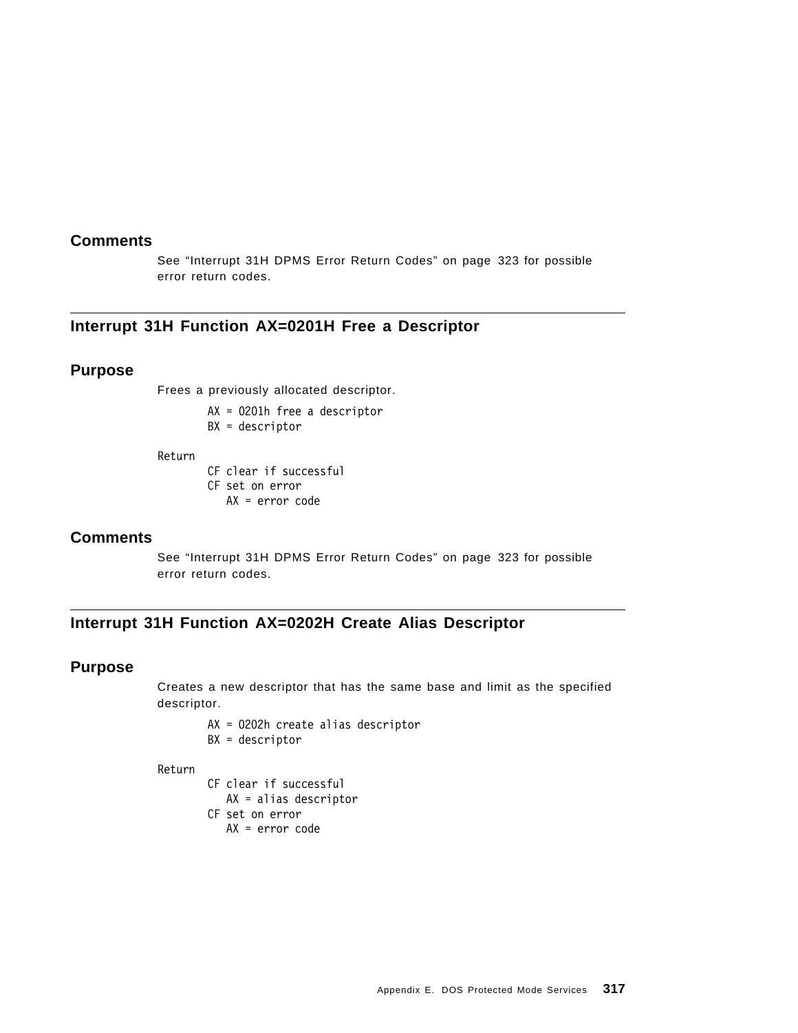## Comments

See "Interrupt 31H DPMS Error Return Codes" on page 323 for possible error return codes.

---

## Interrupt 31H Function AX=0201H Free a Descriptor

### Purpose

Frees a previously allocated descriptor.

```
        AX = 0201h free a descriptor
        BX = descriptor

Return
        CF clear if successful
        CF set on error
           AX = error code
```

### Comments

See "Interrupt 31H DPMS Error Return Codes" on page 323 for possible error return codes.

---

## Interrupt 31H Function AX=0202H Create Alias Descriptor

### Purpose

Creates a new descriptor that has the same base and limit as the specified descriptor.

```
        AX = 0202h create alias descriptor
        BX = descriptor

Return
        CF clear if successful
           AX = alias descriptor
        CF set on error
           AX = error code
```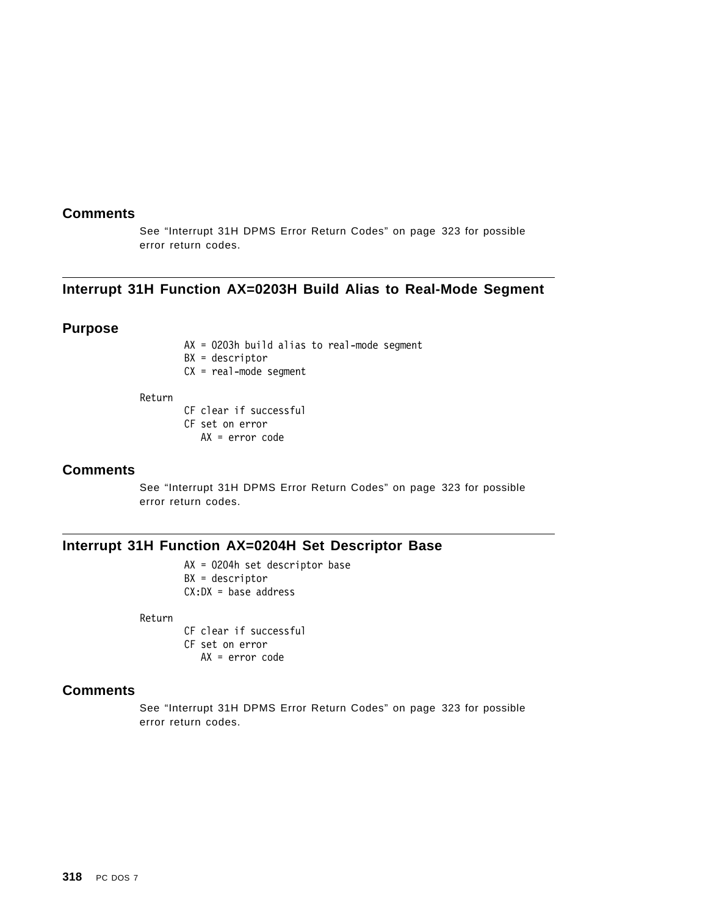## Comments

See "Interrupt 31H DPMS Error Return Codes" on page 323 for possible error return codes.

## Interrupt 31H Function AX=0203H Build Alias to Real-Mode Segment

### Purpose

```
AX = 0203h build alias to real-mode segment
BX = descriptor
CX = real-mode segment
```

```
Return
        CF clear if successful
        CF set on error
           AX = error code
```

### Comments

See "Interrupt 31H DPMS Error Return Codes" on page 323 for possible error return codes.

## Interrupt 31H Function AX=0204H Set Descriptor Base

```
AX = 0204h set descriptor base
BX = descriptor
CX:DX = base address
```

```
Return
        CF clear if successful
        CF set on error
           AX = error code
```

### Comments

See "Interrupt 31H DPMS Error Return Codes" on page 323 for possible error return codes.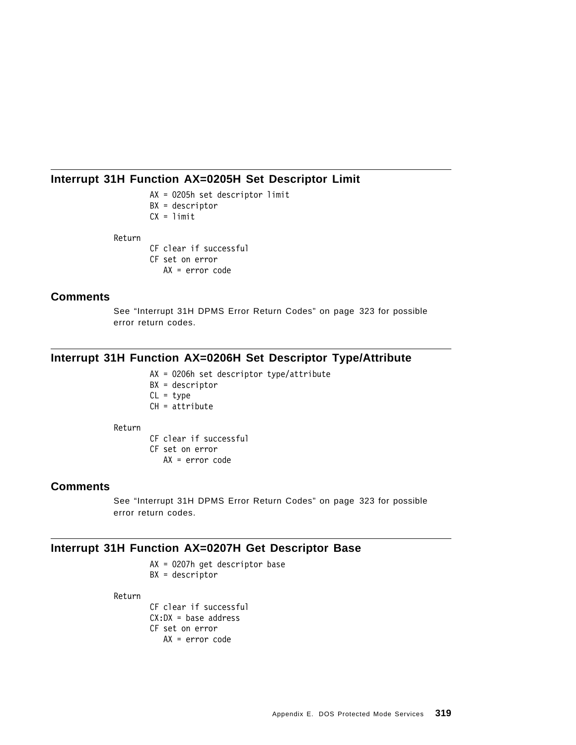## Interrupt 31H Function AX=0205H Set Descriptor Limit

```
AX = 0205h set descriptor limit
BX = descriptor
CX = limit
```

```
Return
        CF clear if successful
        CF set on error
           AX = error code
```

### Comments

See “Interrupt 31H DPMS Error Return Codes” on page 323 for possible error return codes.

## Interrupt 31H Function AX=0206H Set Descriptor Type/Attribute

```
AX = 0206h set descriptor type/attribute
BX = descriptor
CL = type
CH = attribute
```

```
Return
        CF clear if successful
        CF set on error
           AX = error code
```

### Comments

See “Interrupt 31H DPMS Error Return Codes” on page 323 for possible error return codes.

## Interrupt 31H Function AX=0207H Get Descriptor Base

```
AX = 0207h get descriptor base
BX = descriptor
```

```
Return
        CF clear if successful
        CX:DX = base address
        CF set on error
           AX = error code
```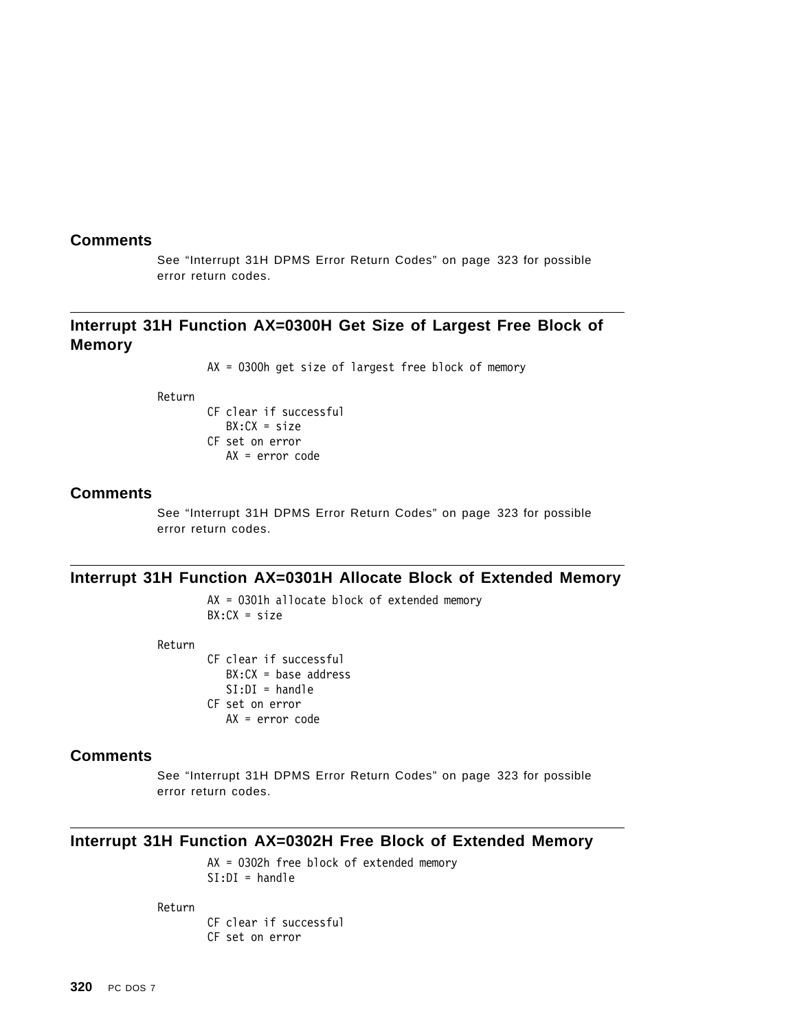## Comments

See "Interrupt 31H DPMS Error Return Codes" on page 323 for possible error return codes.

## Interrupt 31H Function AX=0300H Get Size of Largest Free Block of Memory

```
        AX = 0300h get size of largest free block of memory

Return
        CF clear if successful
           BX:CX = size
        CF set on error
           AX = error code
```

## Comments

See "Interrupt 31H DPMS Error Return Codes" on page 323 for possible error return codes.

## Interrupt 31H Function AX=0301H Allocate Block of Extended Memory

```
        AX = 0301h allocate block of extended memory
        BX:CX = size

Return
        CF clear if successful
           BX:CX = base address
           SI:DI = handle
        CF set on error
           AX = error code
```

## Comments

See "Interrupt 31H DPMS Error Return Codes" on page 323 for possible error return codes.

## Interrupt 31H Function AX=0302H Free Block of Extended Memory

```
        AX = 0302h free block of extended memory
        SI:DI = handle

Return
        CF clear if successful
        CF set on error
```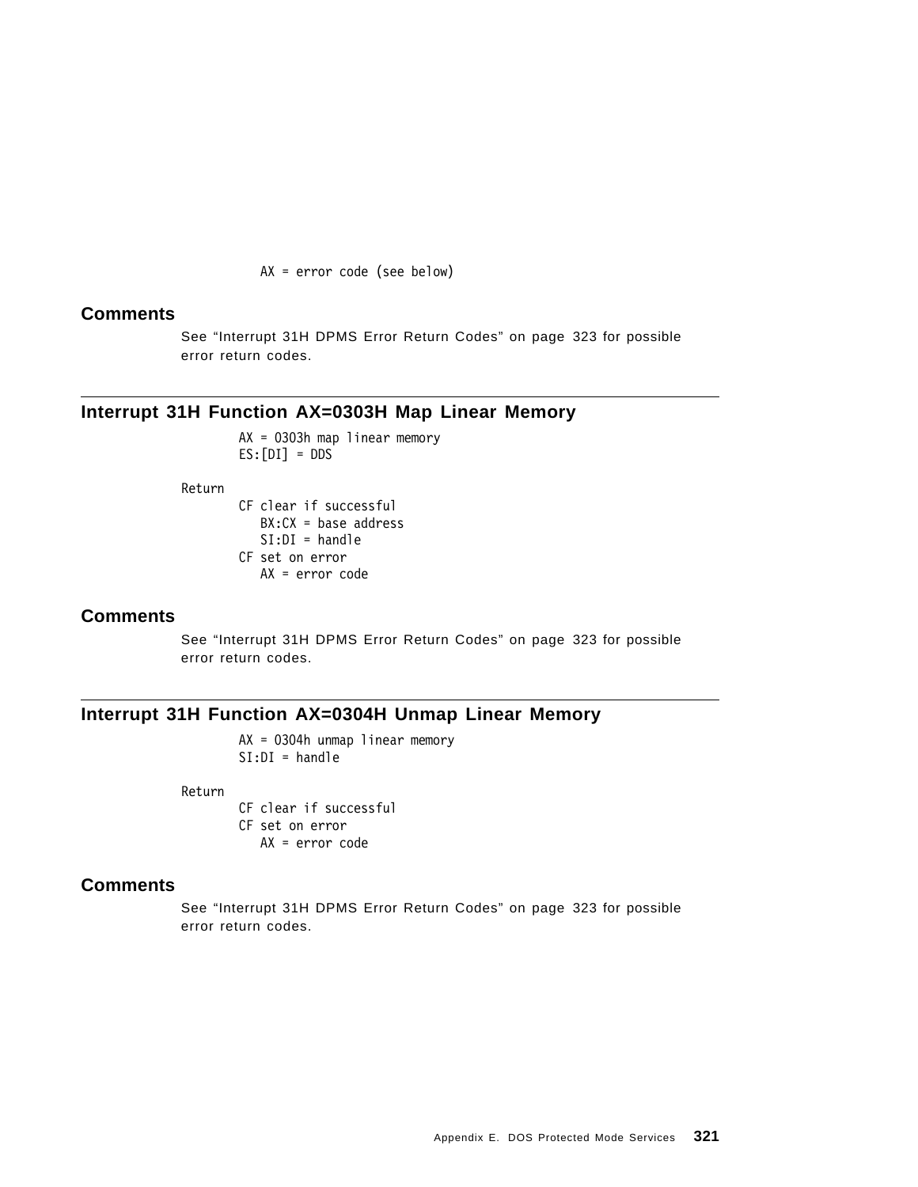```
      AX = error code (see below)
```

## Comments

See “Interrupt 31H DPMS Error Return Codes” on page 323 for possible error return codes.

## Interrupt 31H Function AX=0303H Map Linear Memory

```
        AX = 0303h map linear memory
        ES:[DI] = DDS

Return
        CF clear if successful
           BX:CX = base address
           SI:DI = handle
        CF set on error
           AX = error code
```

## Comments

See “Interrupt 31H DPMS Error Return Codes” on page 323 for possible error return codes.

## Interrupt 31H Function AX=0304H Unmap Linear Memory

```
        AX = 0304h unmap linear memory
        SI:DI = handle

Return
        CF clear if successful
        CF set on error
           AX = error code
```

## Comments

See “Interrupt 31H DPMS Error Return Codes” on page 323 for possible error return codes.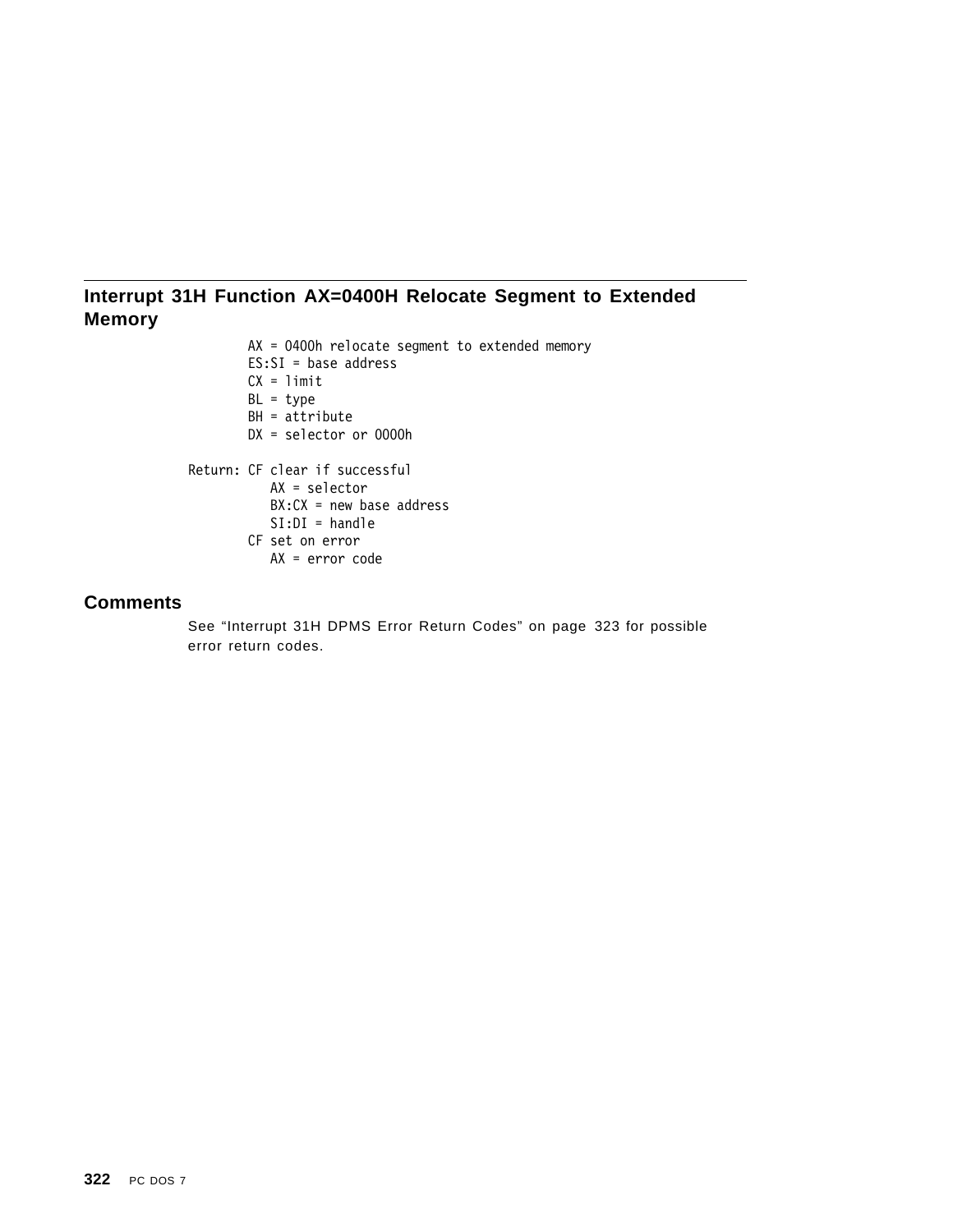## Interrupt 31H Function AX=0400H Relocate Segment to Extended Memory

```
        AX = 0400h relocate segment to extended memory
        ES:SI = base address
        CX = limit
        BL = type
        BH = attribute
        DX = selector or 0000h

Return: CF clear if successful
           AX = selector
           BX:CX = new base address
           SI:DI = handle
        CF set on error
           AX = error code
```

### Comments

See "Interrupt 31H DPMS Error Return Codes" on page 323 for possible error return codes.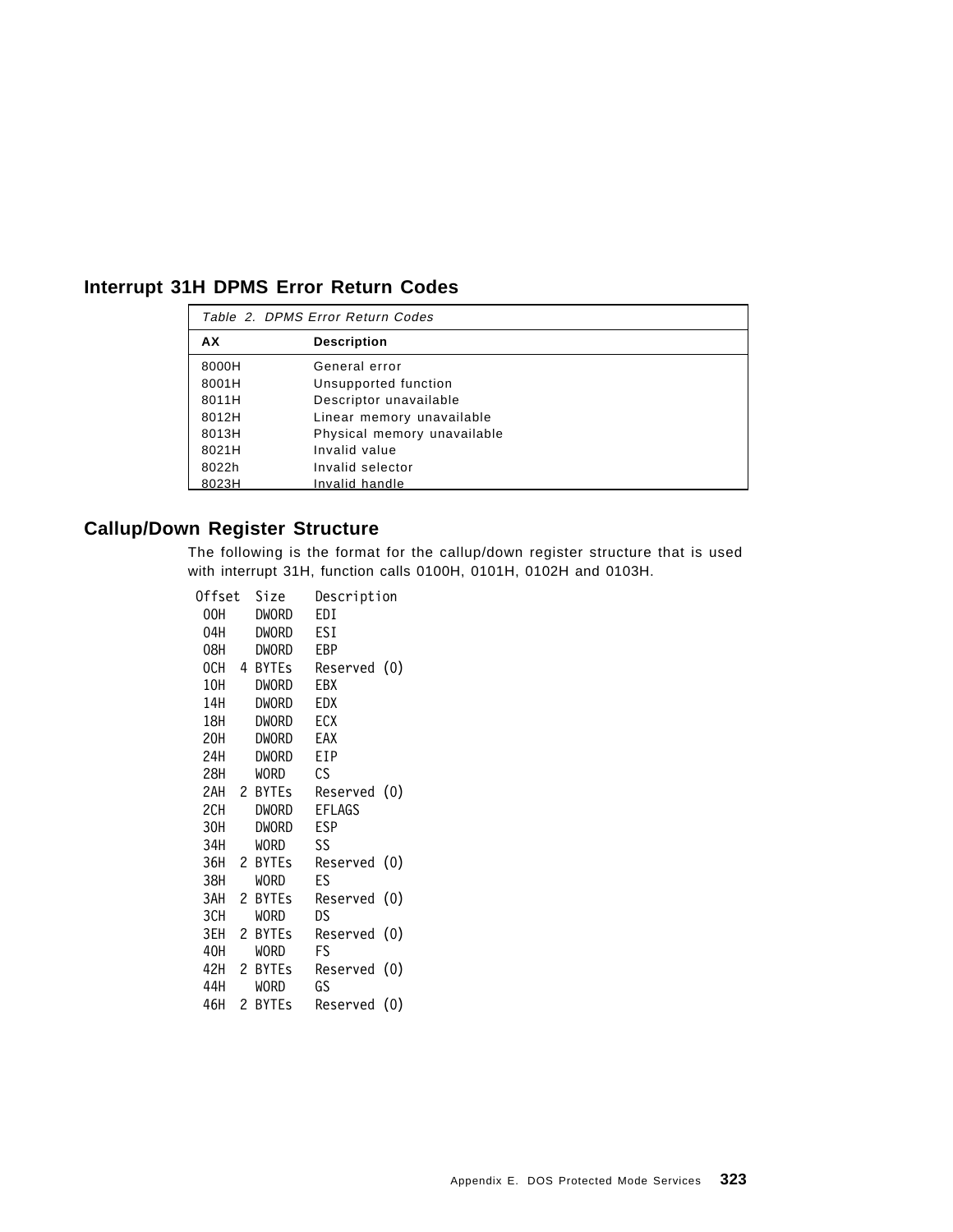## Interrupt 31H DPMS Error Return Codes

Table 2. DPMS Error Return Codes

| AX | Description |
|---|---|
| 8000H | General error |
| 8001H | Unsupported function |
| 8011H | Descriptor unavailable |
| 8012H | Linear memory unavailable |
| 8013H | Physical memory unavailable |
| 8021H | Invalid value |
| 8022h | Invalid selector |
| 8023H | Invalid handle |

## Callup/Down Register Structure

The following is the format for the callup/down register structure that is used with interrupt 31H, function calls 0100H, 0101H, 0102H and 0103H.

```
Offset  Size    Description
 00H    DWORD   EDI
 04H    DWORD   ESI
 08H    DWORD   EBP
 0CH  4 BYTEs   Reserved (0)
 10H    DWORD   EBX
 14H    DWORD   EDX
 18H    DWORD   ECX
 20H    DWORD   EAX
 24H    DWORD   EIP
 28H    WORD    CS
 2AH  2 BYTEs   Reserved (0)
 2CH    DWORD   EFLAGS
 30H    DWORD   ESP
 34H    WORD    SS
 36H  2 BYTEs   Reserved (0)
 38H    WORD    ES
 3AH  2 BYTEs   Reserved (0)
 3CH    WORD    DS
 3EH  2 BYTEs   Reserved (0)
 40H    WORD    FS
 42H  2 BYTEs   Reserved (0)
 44H    WORD    GS
 46H  2 BYTEs   Reserved (0)
```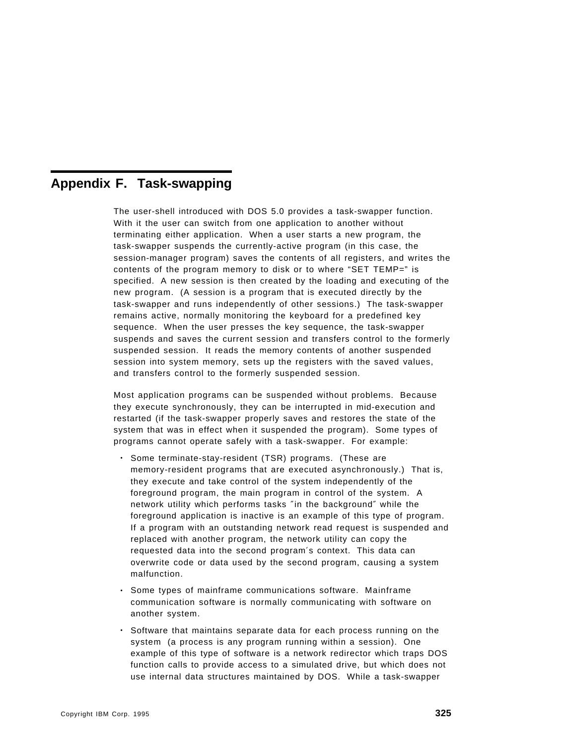# Appendix F. Task-swapping

The user-shell introduced with DOS 5.0 provides a task-swapper function. With it the user can switch from one application to another without terminating either application. When a user starts a new program, the task-swapper suspends the currently-active program (in this case, the session-manager program) saves the contents of all registers, and writes the contents of the program memory to disk or to where "SET TEMP=" is specified. A new session is then created by the loading and executing of the new program. (A session is a program that is executed directly by the task-swapper and runs independently of other sessions.) The task-swapper remains active, normally monitoring the keyboard for a predefined key sequence. When the user presses the key sequence, the task-swapper suspends and saves the current session and transfers control to the formerly suspended session. It reads the memory contents of another suspended session into system memory, sets up the registers with the saved values, and transfers control to the formerly suspended session.

Most application programs can be suspended without problems. Because they execute synchronously, they can be interrupted in mid-execution and restarted (if the task-swapper properly saves and restores the state of the system that was in effect when it suspended the program). Some types of programs cannot operate safely with a task-swapper. For example:

- Some terminate-stay-resident (TSR) programs. (These are memory-resident programs that are executed asynchronously.) That is, they execute and take control of the system independently of the foreground program, the main program in control of the system. A network utility which performs tasks ″in the background″ while the foreground application is inactive is an example of this type of program. If a program with an outstanding network read request is suspended and replaced with another program, the network utility can copy the requested data into the second program′s context. This data can overwrite code or data used by the second program, causing a system malfunction.
- Some types of mainframe communications software. Mainframe communication software is normally communicating with software on another system.
- Software that maintains separate data for each process running on the system (a process is any program running within a session). One example of this type of software is a network redirector which traps DOS function calls to provide access to a simulated drive, but which does not use internal data structures maintained by DOS. While a task-swapper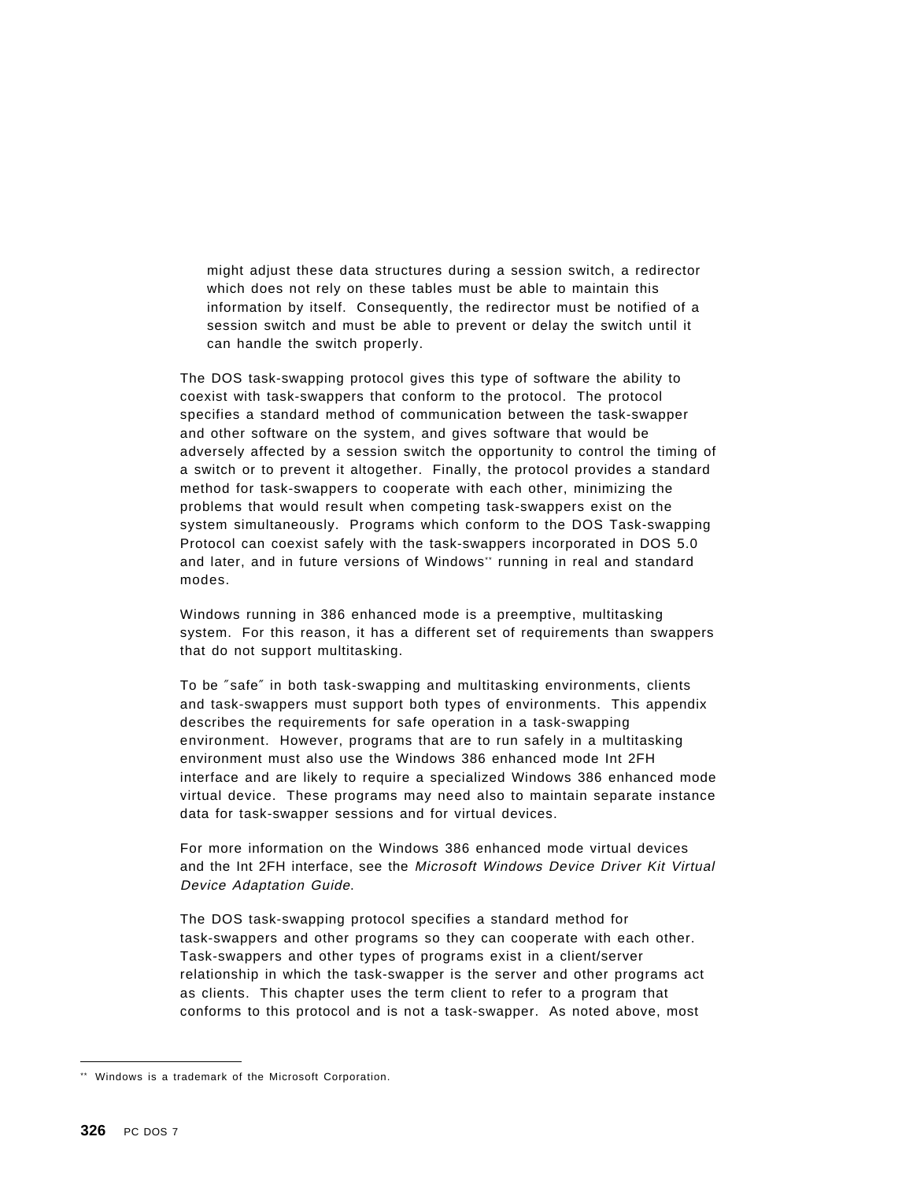might adjust these data structures during a session switch, a redirector which does not rely on these tables must be able to maintain this information by itself. Consequently, the redirector must be notified of a session switch and must be able to prevent or delay the switch until it can handle the switch properly.

The DOS task-swapping protocol gives this type of software the ability to coexist with task-swappers that conform to the protocol. The protocol specifies a standard method of communication between the task-swapper and other software on the system, and gives software that would be adversely affected by a session switch the opportunity to control the timing of a switch or to prevent it altogether. Finally, the protocol provides a standard method for task-swappers to cooperate with each other, minimizing the problems that would result when competing task-swappers exist on the system simultaneously. Programs which conform to the DOS Task-swapping Protocol can coexist safely with the task-swappers incorporated in DOS 5.0 and later, and in future versions of Windows** running in real and standard modes.

Windows running in 386 enhanced mode is a preemptive, multitasking system. For this reason, it has a different set of requirements than swappers that do not support multitasking.

To be ″safe″ in both task-swapping and multitasking environments, clients and task-swappers must support both types of environments. This appendix describes the requirements for safe operation in a task-swapping environment. However, programs that are to run safely in a multitasking environment must also use the Windows 386 enhanced mode Int 2FH interface and are likely to require a specialized Windows 386 enhanced mode virtual device. These programs may need also to maintain separate instance data for task-swapper sessions and for virtual devices.

For more information on the Windows 386 enhanced mode virtual devices and the Int 2FH interface, see the *Microsoft Windows Device Driver Kit Virtual Device Adaptation Guide*.

The DOS task-swapping protocol specifies a standard method for task-swappers and other programs so they can cooperate with each other. Task-swappers and other types of programs exist in a client/server relationship in which the task-swapper is the server and other programs act as clients. This chapter uses the term client to refer to a program that conforms to this protocol and is not a task-swapper. As noted above, most

---

** Windows is a trademark of the Microsoft Corporation.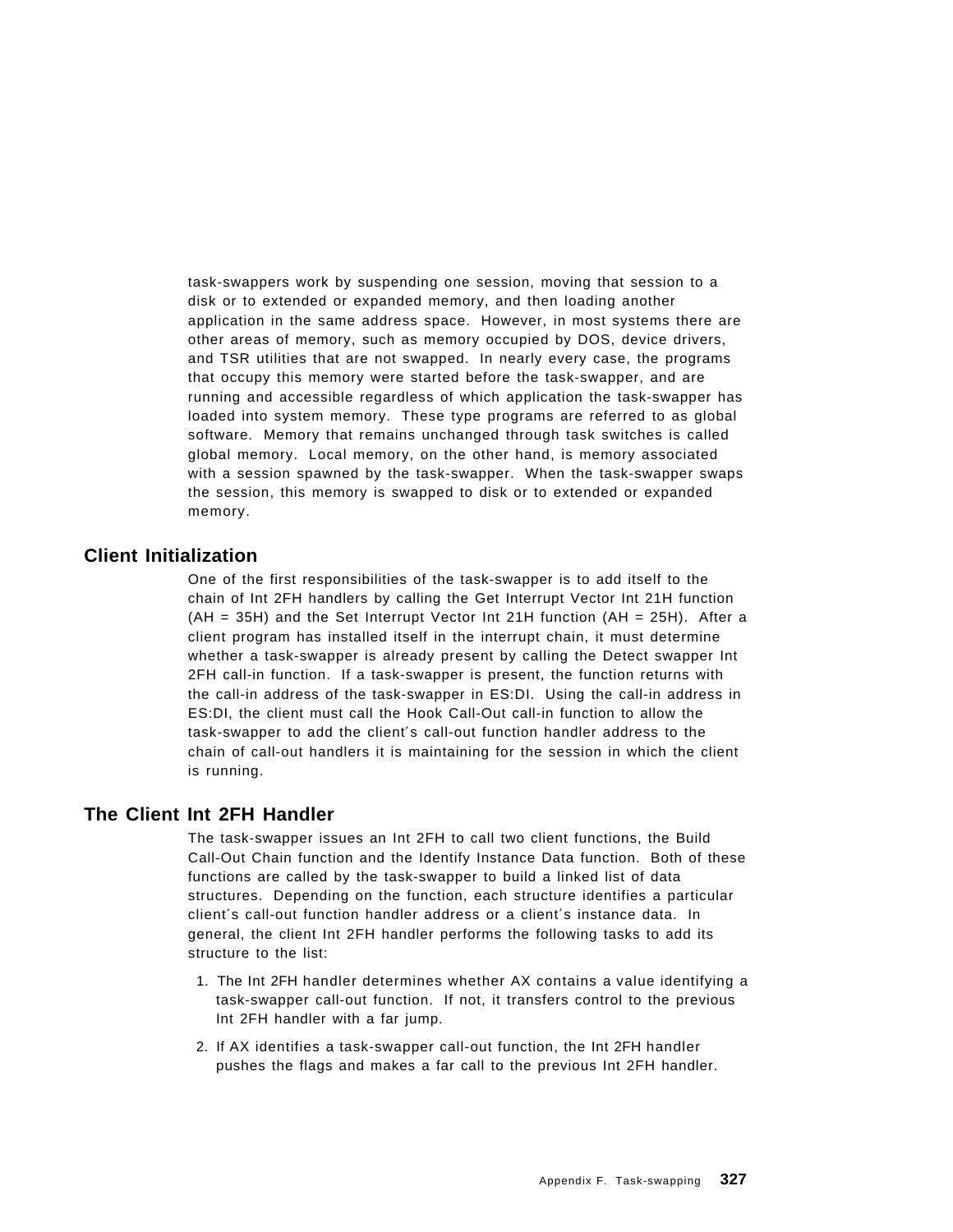task-swappers work by suspending one session, moving that session to a disk or to extended or expanded memory, and then loading another application in the same address space. However, in most systems there are other areas of memory, such as memory occupied by DOS, device drivers, and TSR utilities that are not swapped. In nearly every case, the programs that occupy this memory were started before the task-swapper, and are running and accessible regardless of which application the task-swapper has loaded into system memory. These type programs are referred to as global software. Memory that remains unchanged through task switches is called global memory. Local memory, on the other hand, is memory associated with a session spawned by the task-swapper. When the task-swapper swaps the session, this memory is swapped to disk or to extended or expanded memory.

## Client Initialization

One of the first responsibilities of the task-swapper is to add itself to the chain of Int 2FH handlers by calling the Get Interrupt Vector Int 21H function (AH = 35H) and the Set Interrupt Vector Int 21H function (AH = 25H). After a client program has installed itself in the interrupt chain, it must determine whether a task-swapper is already present by calling the Detect swapper Int 2FH call-in function. If a task-swapper is present, the function returns with the call-in address of the task-swapper in ES:DI. Using the call-in address in ES:DI, the client must call the Hook Call-Out call-in function to allow the task-swapper to add the client´s call-out function handler address to the chain of call-out handlers it is maintaining for the session in which the client is running.

## The Client Int 2FH Handler

The task-swapper issues an Int 2FH to call two client functions, the Build Call-Out Chain function and the Identify Instance Data function. Both of these functions are called by the task-swapper to build a linked list of data structures. Depending on the function, each structure identifies a particular client´s call-out function handler address or a client´s instance data. In general, the client Int 2FH handler performs the following tasks to add its structure to the list:

1. The Int 2FH handler determines whether AX contains a value identifying a task-swapper call-out function. If not, it transfers control to the previous Int 2FH handler with a far jump.
2. If AX identifies a task-swapper call-out function, the Int 2FH handler pushes the flags and makes a far call to the previous Int 2FH handler.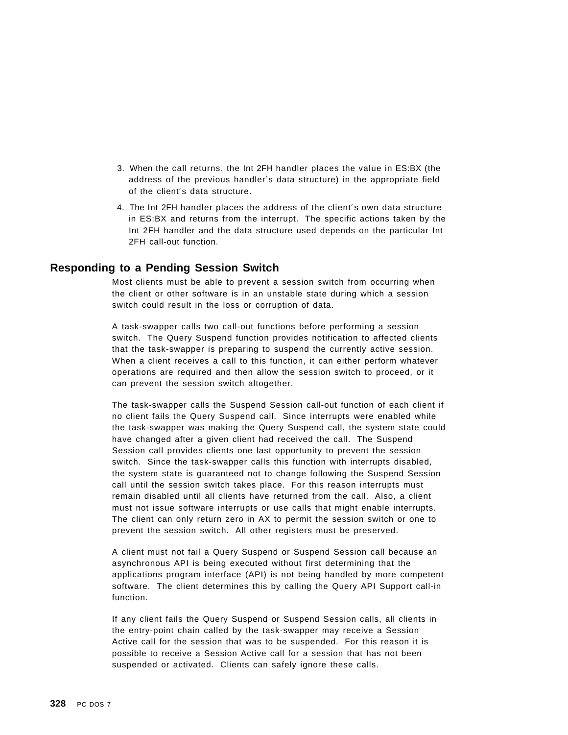3. When the call returns, the Int 2FH handler places the value in ES:BX (the address of the previous handler′s data structure) in the appropriate field of the client′s data structure.
4. The Int 2FH handler places the address of the client′s own data structure in ES:BX and returns from the interrupt. The specific actions taken by the Int 2FH handler and the data structure used depends on the particular Int 2FH call-out function.

## Responding to a Pending Session Switch

Most clients must be able to prevent a session switch from occurring when the client or other software is in an unstable state during which a session switch could result in the loss or corruption of data.

A task-swapper calls two call-out functions before performing a session switch. The Query Suspend function provides notification to affected clients that the task-swapper is preparing to suspend the currently active session. When a client receives a call to this function, it can either perform whatever operations are required and then allow the session switch to proceed, or it can prevent the session switch altogether.

The task-swapper calls the Suspend Session call-out function of each client if no client fails the Query Suspend call. Since interrupts were enabled while the task-swapper was making the Query Suspend call, the system state could have changed after a given client had received the call. The Suspend Session call provides clients one last opportunity to prevent the session switch. Since the task-swapper calls this function with interrupts disabled, the system state is guaranteed not to change following the Suspend Session call until the session switch takes place. For this reason interrupts must remain disabled until all clients have returned from the call. Also, a client must not issue software interrupts or use calls that might enable interrupts. The client can only return zero in AX to permit the session switch or one to prevent the session switch. All other registers must be preserved.

A client must not fail a Query Suspend or Suspend Session call because an asynchronous API is being executed without first determining that the applications program interface (API) is not being handled by more competent software. The client determines this by calling the Query API Support call-in function.

If any client fails the Query Suspend or Suspend Session calls, all clients in the entry-point chain called by the task-swapper may receive a Session Active call for the session that was to be suspended. For this reason it is possible to receive a Session Active call for a session that has not been suspended or activated. Clients can safely ignore these calls.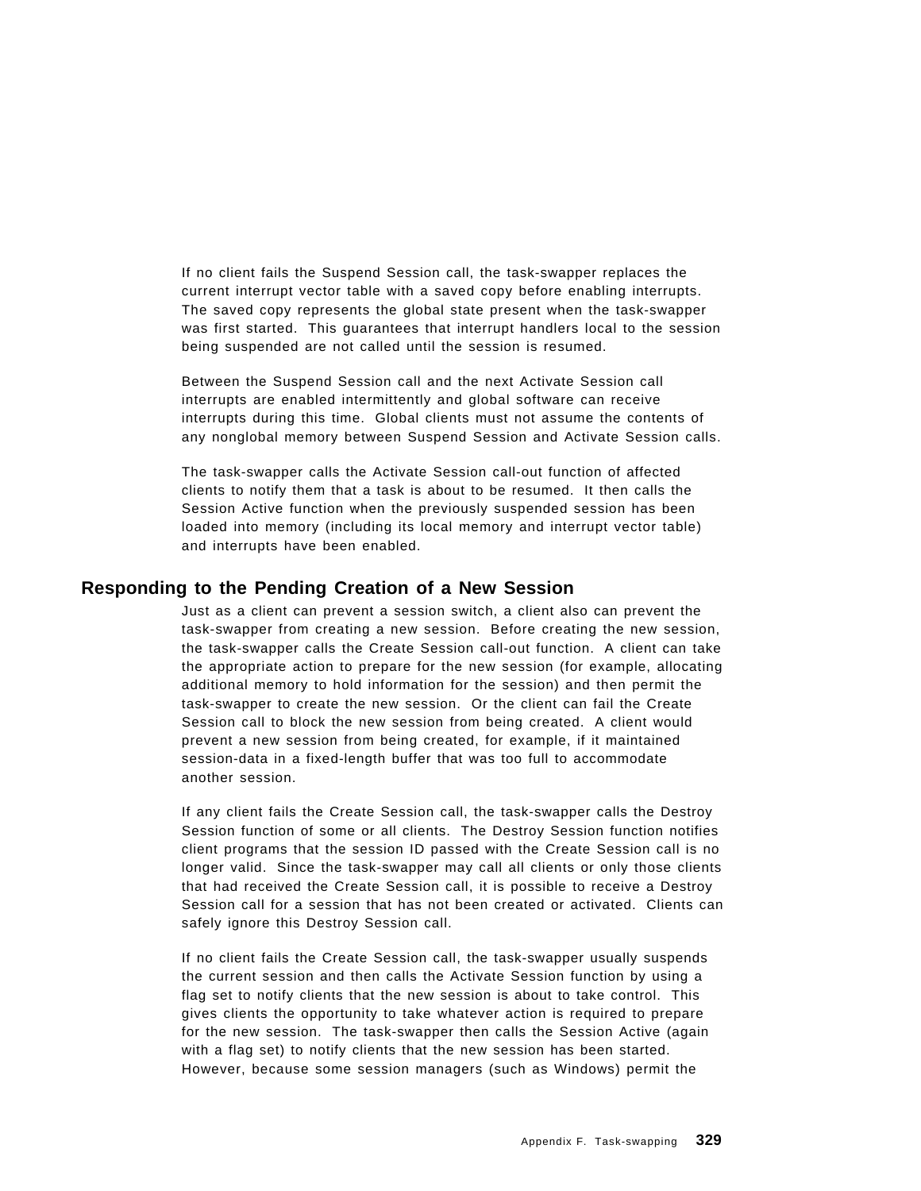If no client fails the Suspend Session call, the task-swapper replaces the current interrupt vector table with a saved copy before enabling interrupts. The saved copy represents the global state present when the task-swapper was first started. This guarantees that interrupt handlers local to the session being suspended are not called until the session is resumed.

Between the Suspend Session call and the next Activate Session call interrupts are enabled intermittently and global software can receive interrupts during this time. Global clients must not assume the contents of any nonglobal memory between Suspend Session and Activate Session calls.

The task-swapper calls the Activate Session call-out function of affected clients to notify them that a task is about to be resumed. It then calls the Session Active function when the previously suspended session has been loaded into memory (including its local memory and interrupt vector table) and interrupts have been enabled.

## Responding to the Pending Creation of a New Session

Just as a client can prevent a session switch, a client also can prevent the task-swapper from creating a new session. Before creating the new session, the task-swapper calls the Create Session call-out function. A client can take the appropriate action to prepare for the new session (for example, allocating additional memory to hold information for the session) and then permit the task-swapper to create the new session. Or the client can fail the Create Session call to block the new session from being created. A client would prevent a new session from being created, for example, if it maintained session-data in a fixed-length buffer that was too full to accommodate another session.

If any client fails the Create Session call, the task-swapper calls the Destroy Session function of some or all clients. The Destroy Session function notifies client programs that the session ID passed with the Create Session call is no longer valid. Since the task-swapper may call all clients or only those clients that had received the Create Session call, it is possible to receive a Destroy Session call for a session that has not been created or activated. Clients can safely ignore this Destroy Session call.

If no client fails the Create Session call, the task-swapper usually suspends the current session and then calls the Activate Session function by using a flag set to notify clients that the new session is about to take control. This gives clients the opportunity to take whatever action is required to prepare for the new session. The task-swapper then calls the Session Active (again with a flag set) to notify clients that the new session has been started. However, because some session managers (such as Windows) permit the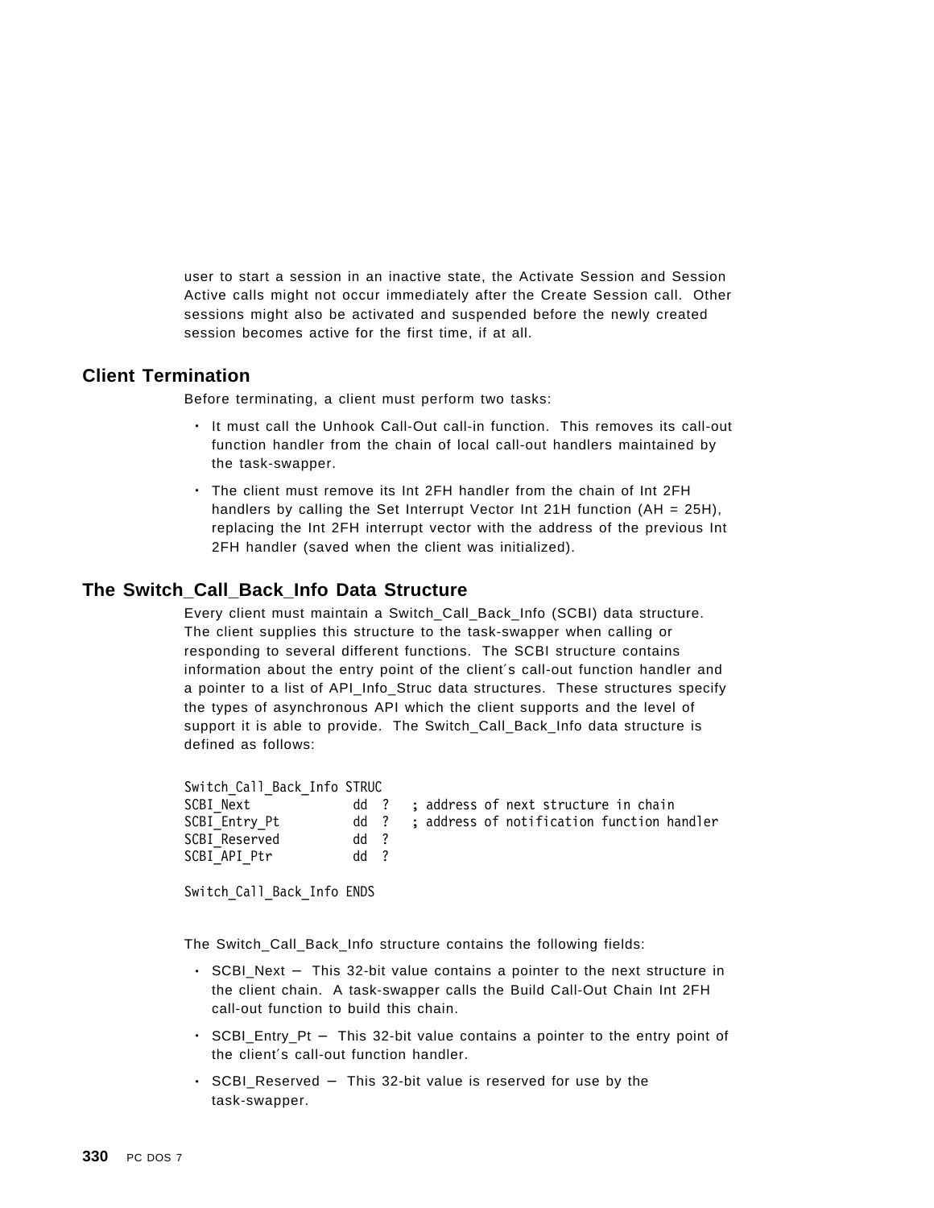user to start a session in an inactive state, the Activate Session and Session Active calls might not occur immediately after the Create Session call. Other sessions might also be activated and suspended before the newly created session becomes active for the first time, if at all.

## Client Termination

Before terminating, a client must perform two tasks:

- It must call the Unhook Call-Out call-in function. This removes its call-out function handler from the chain of local call-out handlers maintained by the task-swapper.
- The client must remove its Int 2FH handler from the chain of Int 2FH handlers by calling the Set Interrupt Vector Int 21H function (AH = 25H), replacing the Int 2FH interrupt vector with the address of the previous Int 2FH handler (saved when the client was initialized).

## The Switch_Call_Back_Info Data Structure

Every client must maintain a Switch_Call_Back_Info (SCBI) data structure. The client supplies this structure to the task-swapper when calling or responding to several different functions. The SCBI structure contains information about the entry point of the client's call-out function handler and a pointer to a list of API_Info_Struc data structures. These structures specify the types of asynchronous API which the client supports and the level of support it is able to provide. The Switch_Call_Back_Info data structure is defined as follows:

```
Switch_Call_Back_Info STRUC
SCBI_Next           dd  ?   ; address of next structure in chain
SCBI_Entry_Pt       dd  ?   ; address of notification function handler
SCBI_Reserved       dd  ?
SCBI_API_Ptr        dd  ?

Switch_Call_Back_Info ENDS
```

The Switch_Call_Back_Info structure contains the following fields:

- SCBI_Next – This 32-bit value contains a pointer to the next structure in the client chain. A task-swapper calls the Build Call-Out Chain Int 2FH call-out function to build this chain.
- SCBI_Entry_Pt – This 32-bit value contains a pointer to the entry point of the client's call-out function handler.
- SCBI_Reserved – This 32-bit value is reserved for use by the task-swapper.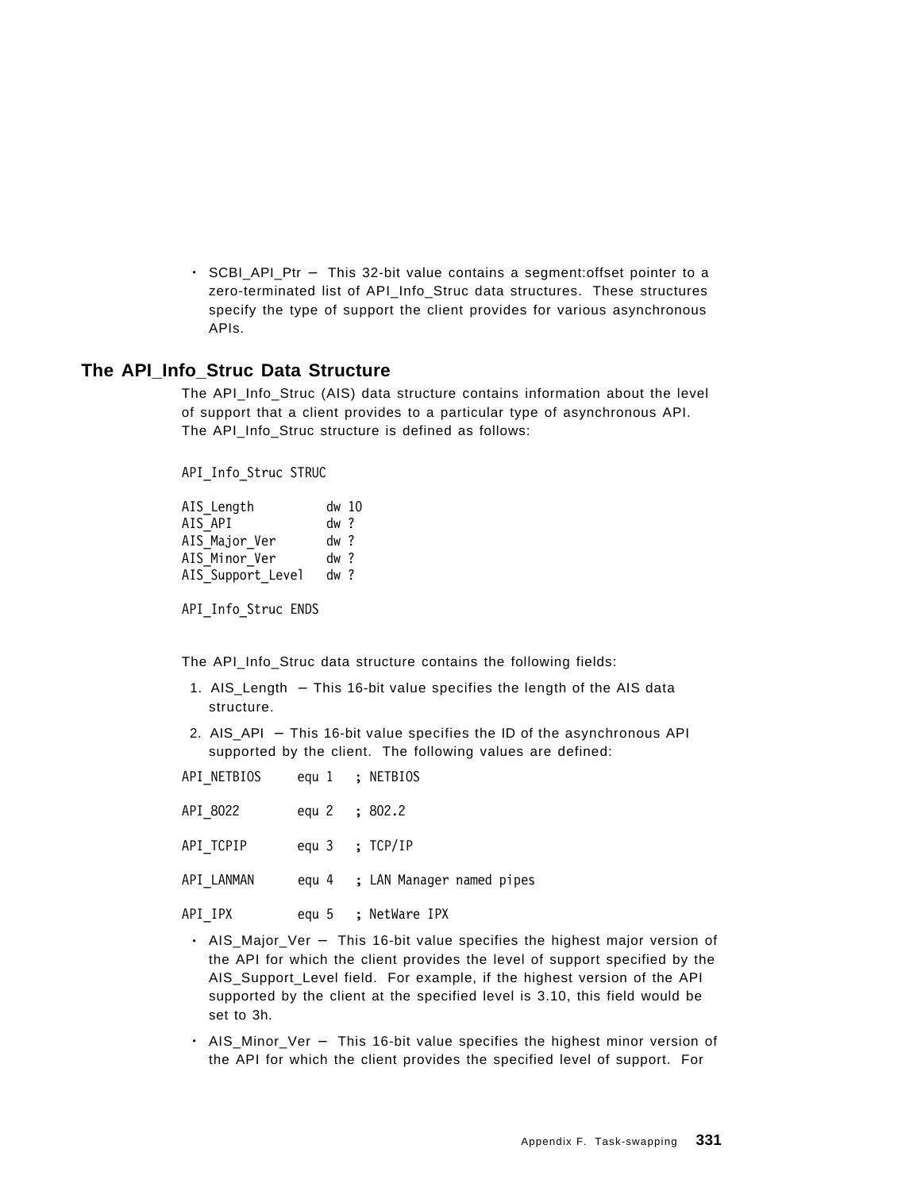- SCBI_API_Ptr — This 32-bit value contains a segment:offset pointer to a zero-terminated list of API_Info_Struc data structures. These structures specify the type of support the client provides for various asynchronous APIs.

## The API_Info_Struc Data Structure

The API_Info_Struc (AIS) data structure contains information about the level of support that a client provides to a particular type of asynchronous API. The API_Info_Struc structure is defined as follows:

```
API_Info_Struc STRUC

AIS_Length          dw 10
AIS_API             dw ?
AIS_Major_Ver       dw ?
AIS_Minor_Ver       dw ?
AIS_Support_Level   dw ?

API_Info_Struc ENDS
```

The API_Info_Struc data structure contains the following fields:

1. AIS_Length — This 16-bit value specifies the length of the AIS data structure.
2. AIS_API — This 16-bit value specifies the ID of the asynchronous API supported by the client. The following values are defined:

```
API_NETBIOS     equ 1   ; NETBIOS

API_8022        equ 2   ; 802.2

API_TCPIP       equ 3   ; TCP/IP

API_LANMAN      equ 4   ; LAN Manager named pipes

API_IPX         equ 5   ; NetWare IPX
```

- AIS_Major_Ver — This 16-bit value specifies the highest major version of the API for which the client provides the level of support specified by the AIS_Support_Level field. For example, if the highest version of the API supported by the client at the specified level is 3.10, this field would be set to 3h.
- AIS_Minor_Ver — This 16-bit value specifies the highest minor version of the API for which the client provides the specified level of support. For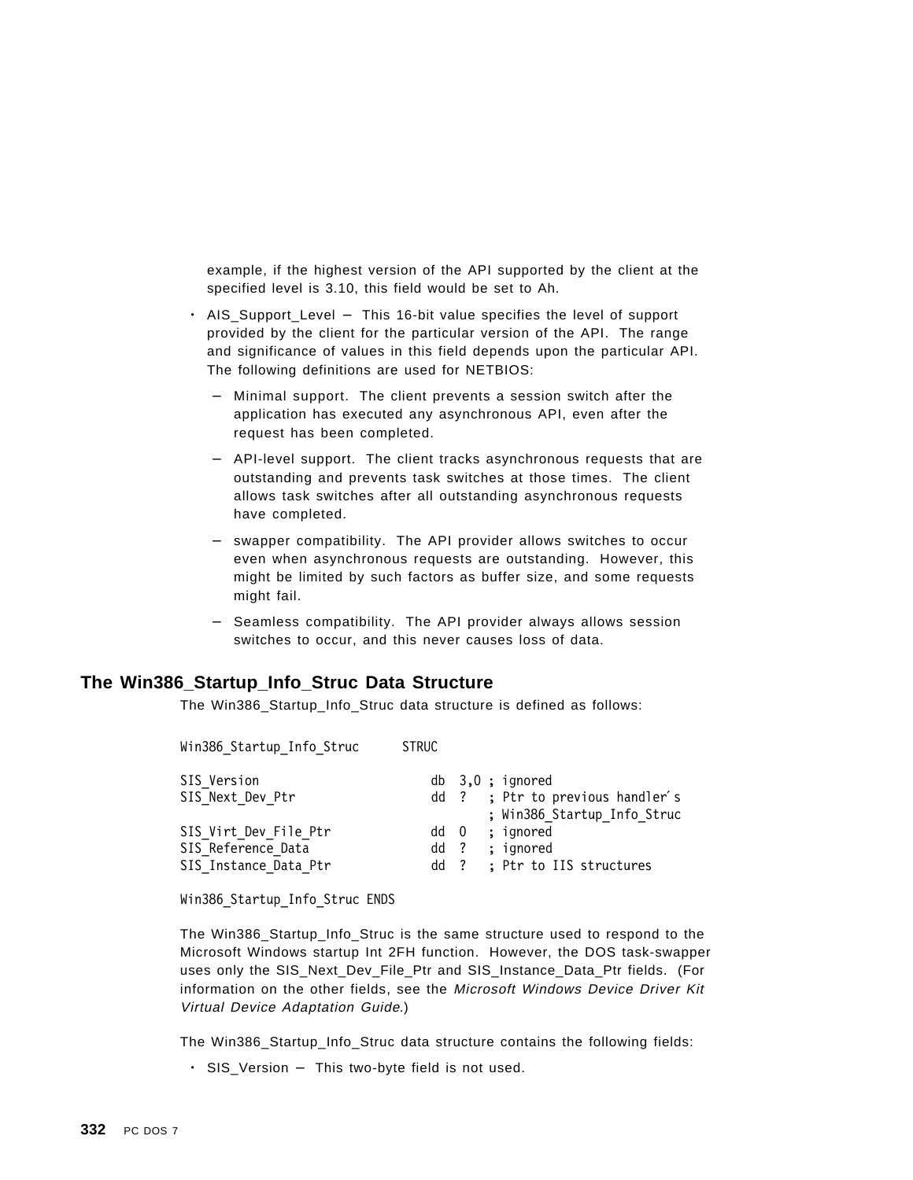example, if the highest version of the API supported by the client at the specified level is 3.10, this field would be set to Ah.

- AIS_Support_Level — This 16-bit value specifies the level of support provided by the client for the particular version of the API. The range and significance of values in this field depends upon the particular API. The following definitions are used for NETBIOS:
  - Minimal support. The client prevents a session switch after the application has executed any asynchronous API, even after the request has been completed.
  - API-level support. The client tracks asynchronous requests that are outstanding and prevents task switches at those times. The client allows task switches after all outstanding asynchronous requests have completed.
  - swapper compatibility. The API provider allows switches to occur even when asynchronous requests are outstanding. However, this might be limited by such factors as buffer size, and some requests might fail.
  - Seamless compatibility. The API provider always allows session switches to occur, and this never causes loss of data.

## The Win386_Startup_Info_Struc Data Structure

The Win386_Startup_Info_Struc data structure is defined as follows:

```
Win386_Startup_Info_Struc      STRUC

SIS_Version                        db  3,0 ; ignored
SIS_Next_Dev_Ptr                   dd  ?   ; Ptr to previous handler's
                                           ; Win386_Startup_Info_Struc
SIS_Virt_Dev_File_Ptr              dd  0   ; ignored
SIS_Reference_Data                 dd  ?   ; ignored
SIS_Instance_Data_Ptr              dd  ?   ; Ptr to IIS structures

Win386_Startup_Info_Struc ENDS
```

The Win386_Startup_Info_Struc is the same structure used to respond to the Microsoft Windows startup Int 2FH function. However, the DOS task-swapper uses only the SIS_Next_Dev_File_Ptr and SIS_Instance_Data_Ptr fields. (For information on the other fields, see the *Microsoft Windows Device Driver Kit Virtual Device Adaptation Guide*.)

The Win386_Startup_Info_Struc data structure contains the following fields:

- SIS_Version — This two-byte field is not used.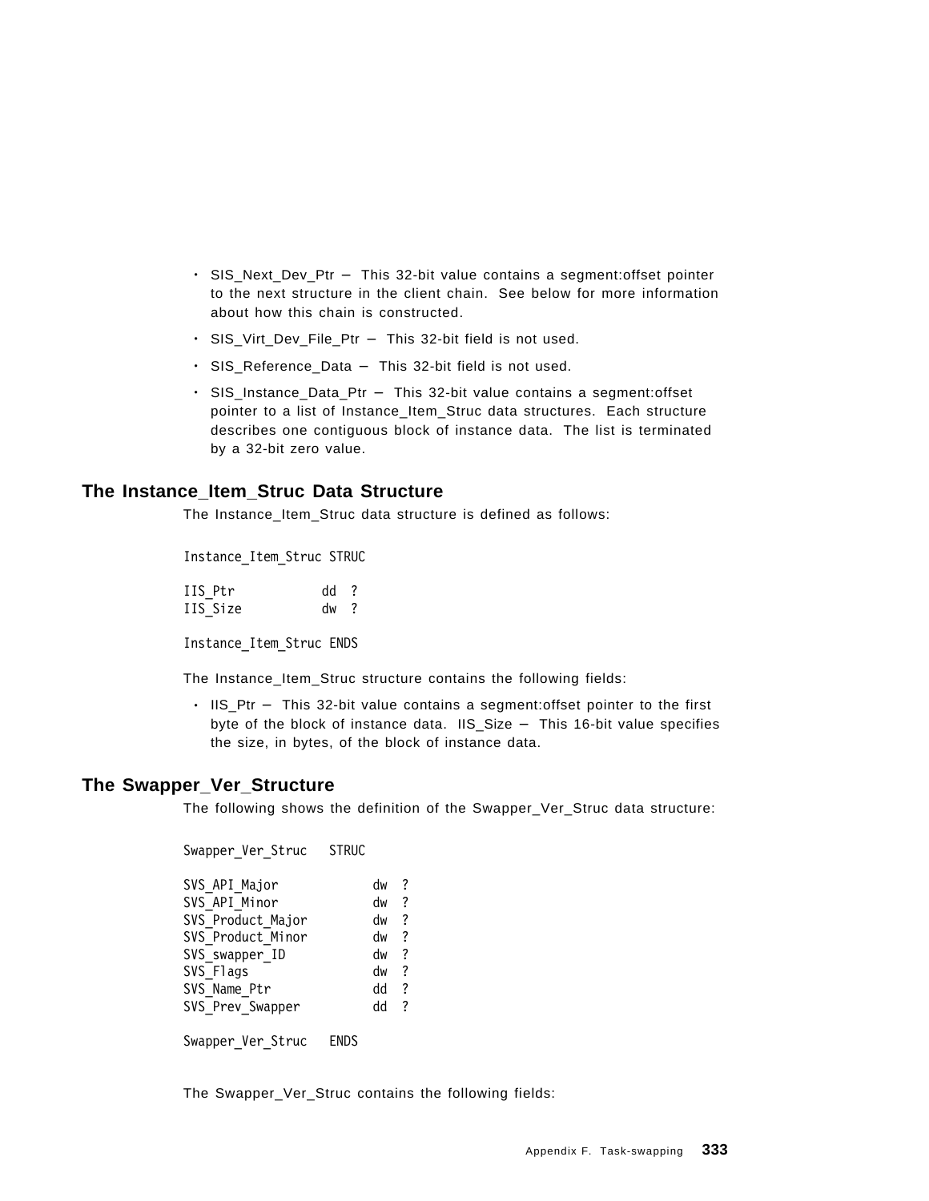- SIS_Next_Dev_Ptr — This 32-bit value contains a segment:offset pointer to the next structure in the client chain. See below for more information about how this chain is constructed.
- SIS_Virt_Dev_File_Ptr — This 32-bit field is not used.
- SIS_Reference_Data — This 32-bit field is not used.
- SIS_Instance_Data_Ptr — This 32-bit value contains a segment:offset pointer to a list of Instance_Item_Struc data structures. Each structure describes one contiguous block of instance data. The list is terminated by a 32-bit zero value.

## The Instance_Item_Struc Data Structure

The Instance_Item_Struc data structure is defined as follows:

```
Instance_Item_Struc STRUC

IIS_Ptr          dd  ?
IIS_Size         dw  ?

Instance_Item_Struc ENDS
```

The Instance_Item_Struc structure contains the following fields:

- IIS_Ptr — This 32-bit value contains a segment:offset pointer to the first byte of the block of instance data. IIS_Size — This 16-bit value specifies the size, in bytes, of the block of instance data.

## The Swapper_Ver_Structure

The following shows the definition of the Swapper_Ver_Struc data structure:

```
Swapper_Ver_Struc   STRUC

SVS_API_Major           dw  ?
SVS_API_Minor           dw  ?
SVS_Product_Major       dw  ?
SVS_Product_Minor       dw  ?
SVS_swapper_ID          dw  ?
SVS_Flags               dw  ?
SVS_Name_Ptr            dd  ?
SVS_Prev_Swapper        dd  ?

Swapper_Ver_Struc   ENDS
```

The Swapper_Ver_Struc contains the following fields: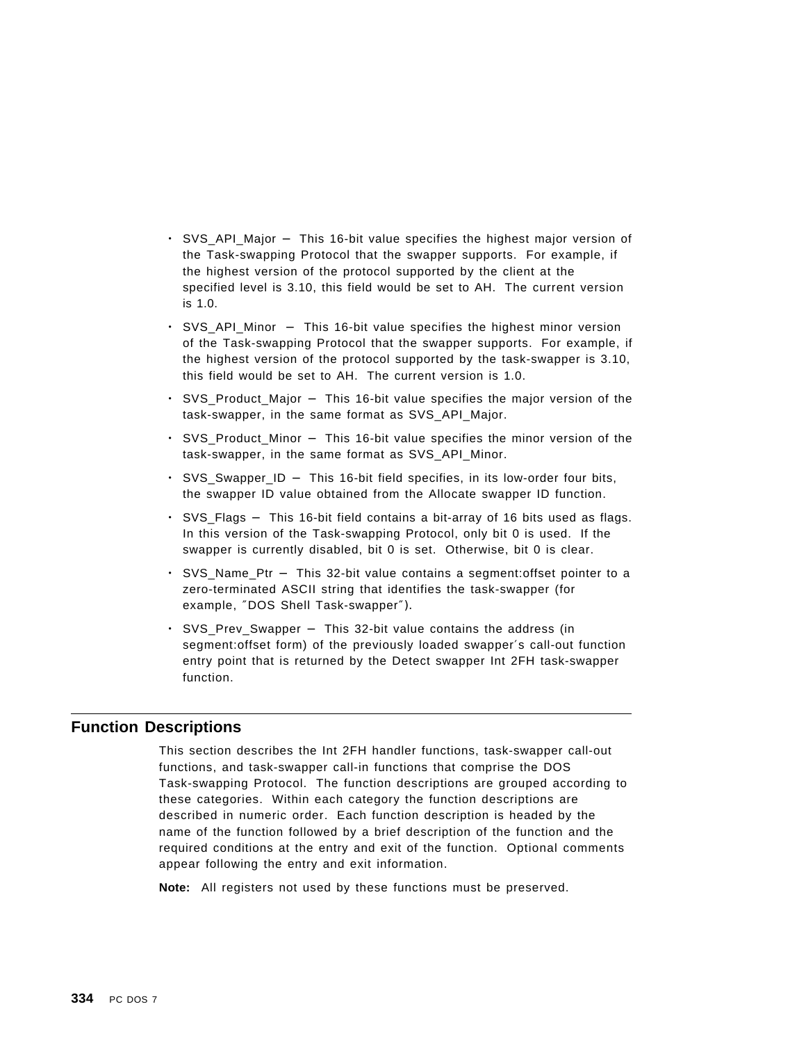- SVS_API_Major – This 16-bit value specifies the highest major version of the Task-swapping Protocol that the swapper supports. For example, if the highest version of the protocol supported by the client at the specified level is 3.10, this field would be set to AH. The current version is 1.0.
- SVS_API_Minor – This 16-bit value specifies the highest minor version of the Task-swapping Protocol that the swapper supports. For example, if the highest version of the protocol supported by the task-swapper is 3.10, this field would be set to AH. The current version is 1.0.
- SVS_Product_Major – This 16-bit value specifies the major version of the task-swapper, in the same format as SVS_API_Major.
- SVS_Product_Minor – This 16-bit value specifies the minor version of the task-swapper, in the same format as SVS_API_Minor.
- SVS_Swapper_ID – This 16-bit field specifies, in its low-order four bits, the swapper ID value obtained from the Allocate swapper ID function.
- SVS_Flags – This 16-bit field contains a bit-array of 16 bits used as flags. In this version of the Task-swapping Protocol, only bit 0 is used. If the swapper is currently disabled, bit 0 is set. Otherwise, bit 0 is clear.
- SVS_Name_Ptr – This 32-bit value contains a segment:offset pointer to a zero-terminated ASCII string that identifies the task-swapper (for example, ″DOS Shell Task-swapper″).
- SVS_Prev_Swapper – This 32-bit value contains the address (in segment:offset form) of the previously loaded swapper′s call-out function entry point that is returned by the Detect swapper Int 2FH task-swapper function.

## Function Descriptions

This section describes the Int 2FH handler functions, task-swapper call-out functions, and task-swapper call-in functions that comprise the DOS Task-swapping Protocol. The function descriptions are grouped according to these categories. Within each category the function descriptions are described in numeric order. Each function description is headed by the name of the function followed by a brief description of the function and the required conditions at the entry and exit of the function. Optional comments appear following the entry and exit information.

**Note:** All registers not used by these functions must be preserved.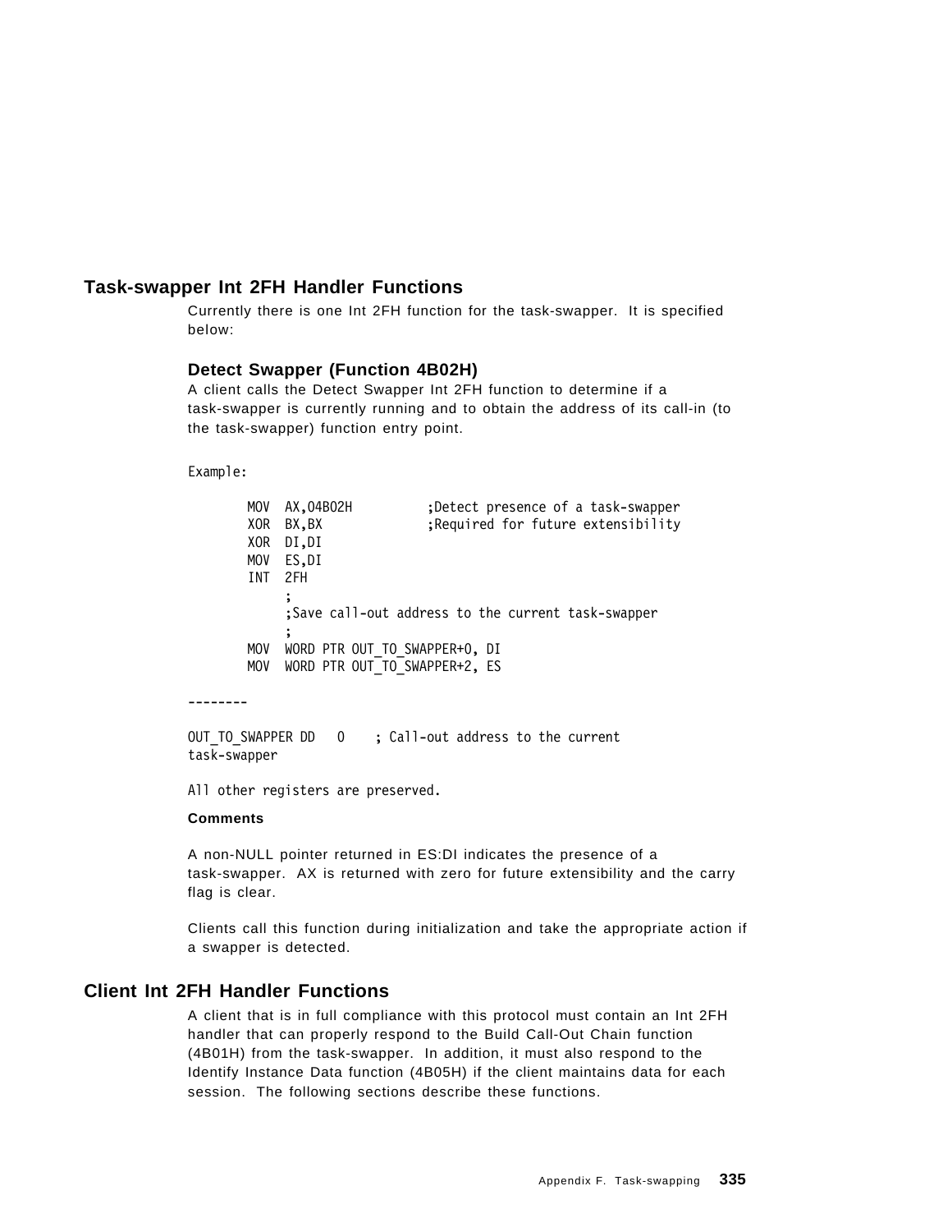## Task-swapper Int 2FH Handler Functions

Currently there is one Int 2FH function for the task-swapper. It is specified below:

### Detect Swapper (Function 4B02H)

A client calls the Detect Swapper Int 2FH function to determine if a task-swapper is currently running and to obtain the address of its call-in (to the task-swapper) function entry point.

```
Example:

        MOV  AX,04B02H          ;Detect presence of a task-swapper
        XOR  BX,BX              ;Required for future extensibility
        XOR  DI,DI
        MOV  ES,DI
        INT  2FH
             ;
             ;Save call-out address to the current task-swapper
             ;
        MOV  WORD PTR OUT_TO_SWAPPER+0, DI
        MOV  WORD PTR OUT_TO_SWAPPER+2, ES

--------

OUT_TO_SWAPPER DD   0    ; Call-out address to the current
task-swapper

All other registers are preserved.
```

**Comments**

A non-NULL pointer returned in ES:DI indicates the presence of a task-swapper. AX is returned with zero for future extensibility and the carry flag is clear.

Clients call this function during initialization and take the appropriate action if a swapper is detected.

## Client Int 2FH Handler Functions

A client that is in full compliance with this protocol must contain an Int 2FH handler that can properly respond to the Build Call-Out Chain function (4B01H) from the task-swapper. In addition, it must also respond to the Identify Instance Data function (4B05H) if the client maintains data for each session. The following sections describe these functions.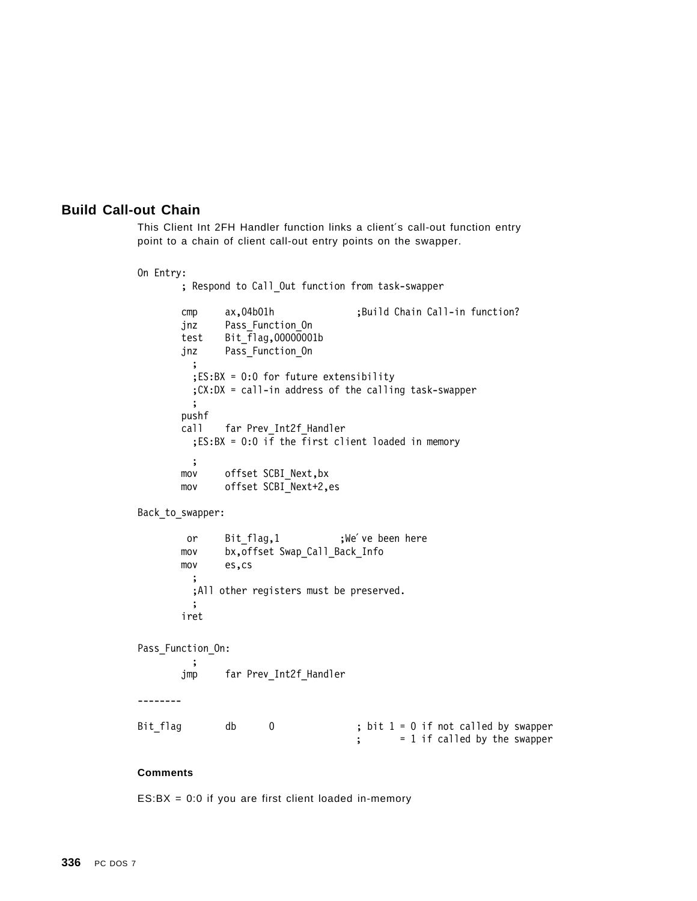## Build Call-out Chain

This Client Int 2FH Handler function links a client′s call-out function entry point to a chain of client call-out entry points on the swapper.

```
On Entry:
        ; Respond to Call_Out function from task-swapper

        cmp     ax,04b01h               ;Build Chain Call-in function?
        jnz     Pass_Function_On
        test    Bit_flag,00000001b
        jnz     Pass_Function_On
          ;
          ;ES:BX = 0:0 for future extensibility
          ;CX:DX = call-in address of the calling task-swapper
          ;
        pushf
        call    far Prev_Int2f_Handler
          ;ES:BX = 0:0 if the first client loaded in memory

          ;
        mov     offset SCBI_Next,bx
        mov     offset SCBI_Next+2,es

Back_to_swapper:

         or     Bit_flag,1           ;We′ve been here
        mov     bx,offset Swap_Call_Back_Info
        mov     es,cs
          ;
          ;All other registers must be preserved.
          ;
        iret

Pass_Function_On:
          ;
        jmp     far Prev_Int2f_Handler

--------

Bit_flag        db      0               ; bit 1 = 0 if not called by swapper
                                        ;       = 1 if called by the swapper
```

#### Comments

ES:BX = 0:0 if you are first client loaded in-memory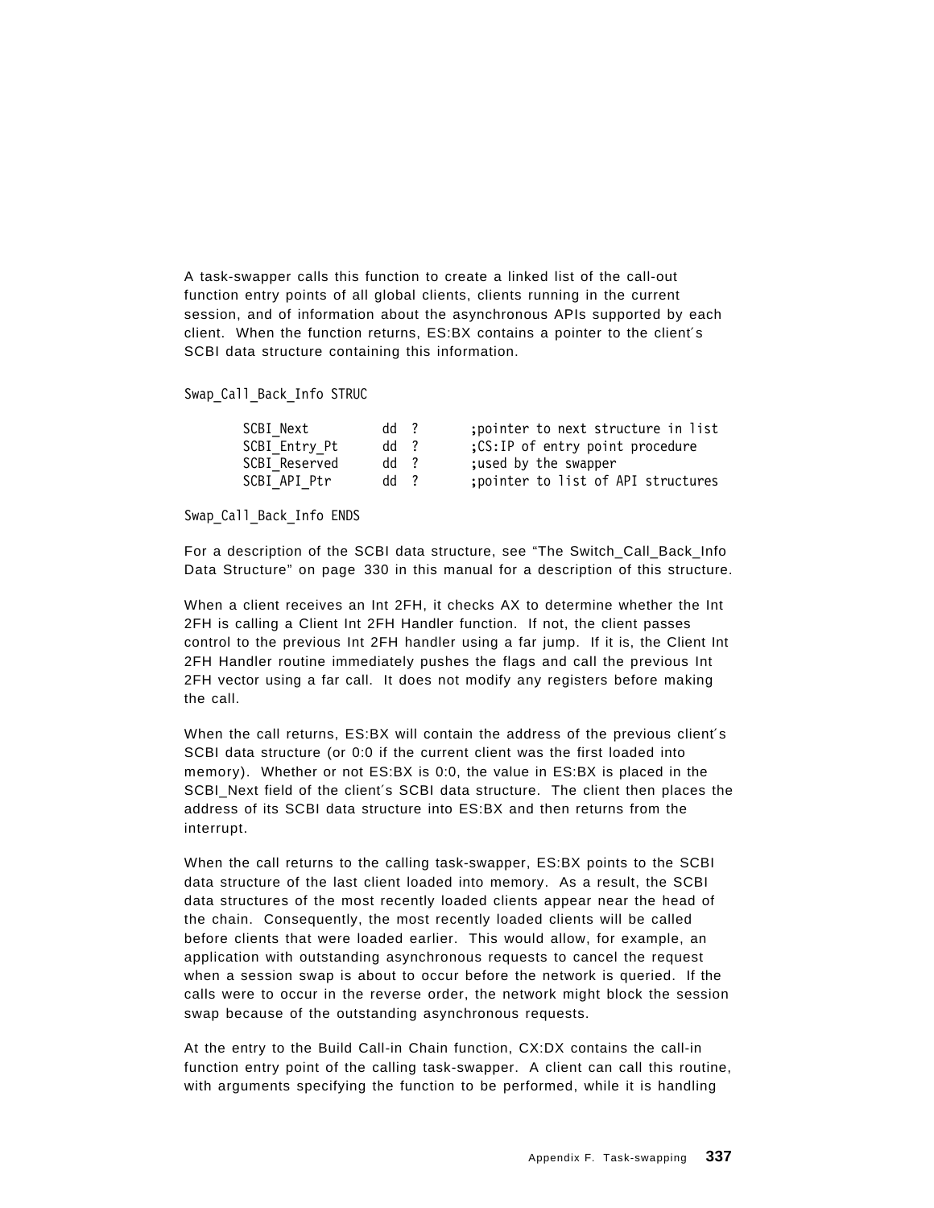A task-swapper calls this function to create a linked list of the call-out function entry points of all global clients, clients running in the current session, and of information about the asynchronous APIs supported by each client. When the function returns, ES:BX contains a pointer to the client′s SCBI data structure containing this information.

```
Swap_Call_Back_Info STRUC

        SCBI_Next         dd  ?       ;pointer to next structure in list
        SCBI_Entry_Pt     dd  ?       ;CS:IP of entry point procedure
        SCBI_Reserved     dd  ?       ;used by the swapper
        SCBI_API_Ptr      dd  ?       ;pointer to list of API structures

Swap_Call_Back_Info ENDS
```

For a description of the SCBI data structure, see "The Switch_Call_Back_Info Data Structure" on page 330 in this manual for a description of this structure.

When a client receives an Int 2FH, it checks AX to determine whether the Int 2FH is calling a Client Int 2FH Handler function. If not, the client passes control to the previous Int 2FH handler using a far jump. If it is, the Client Int 2FH Handler routine immediately pushes the flags and call the previous Int 2FH vector using a far call. It does not modify any registers before making the call.

When the call returns, ES:BX will contain the address of the previous client′s SCBI data structure (or 0:0 if the current client was the first loaded into memory). Whether or not ES:BX is 0:0, the value in ES:BX is placed in the SCBI_Next field of the client′s SCBI data structure. The client then places the address of its SCBI data structure into ES:BX and then returns from the interrupt.

When the call returns to the calling task-swapper, ES:BX points to the SCBI data structure of the last client loaded into memory. As a result, the SCBI data structures of the most recently loaded clients appear near the head of the chain. Consequently, the most recently loaded clients will be called before clients that were loaded earlier. This would allow, for example, an application with outstanding asynchronous requests to cancel the request when a session swap is about to occur before the network is queried. If the calls were to occur in the reverse order, the network might block the session swap because of the outstanding asynchronous requests.

At the entry to the Build Call-in Chain function, CX:DX contains the call-in function entry point of the calling task-swapper. A client can call this routine, with arguments specifying the function to be performed, while it is handling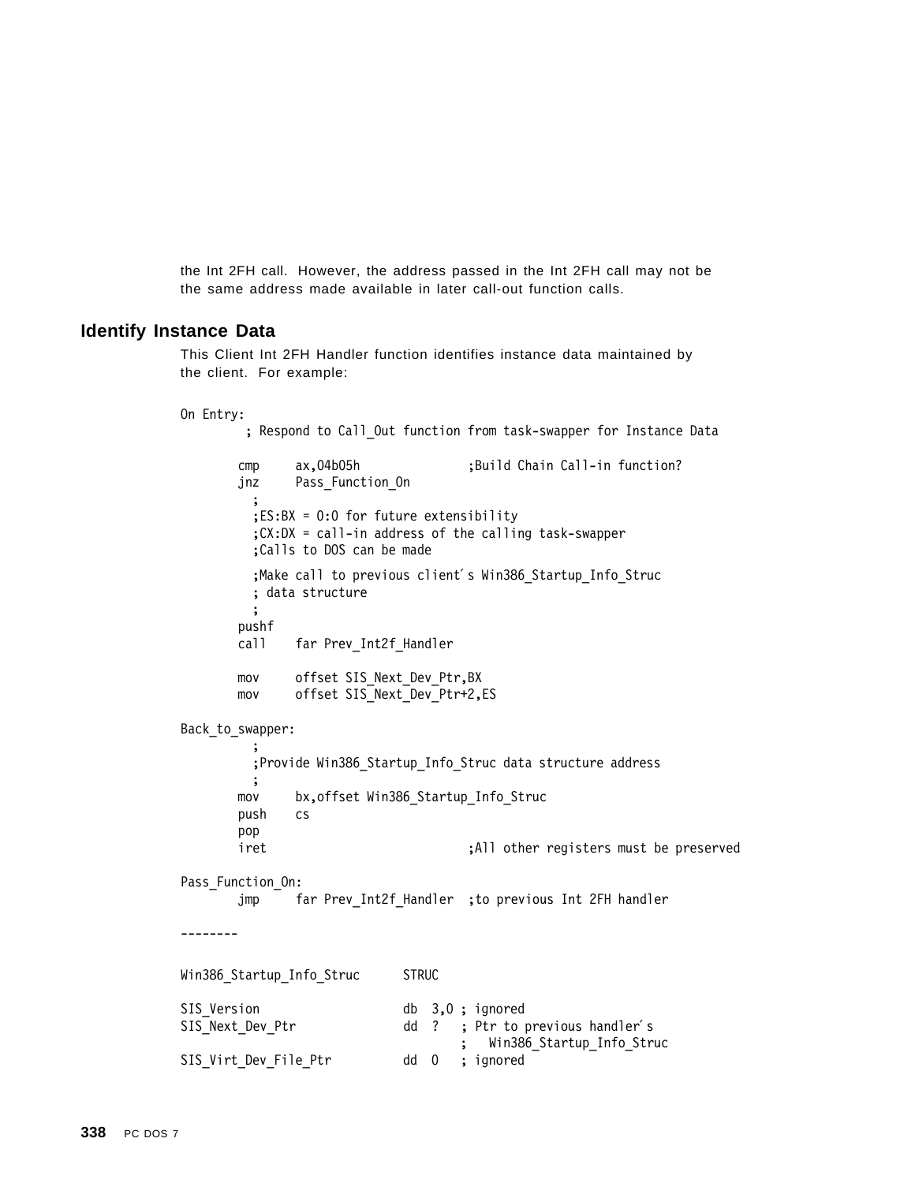the Int 2FH call. However, the address passed in the Int 2FH call may not be the same address made available in later call-out function calls.

## Identify Instance Data

This Client Int 2FH Handler function identifies instance data maintained by the client. For example:

```
On Entry:
         ; Respond to Call_Out function from task-swapper for Instance Data

        cmp     ax,04b05h              ;Build Chain Call-in function?
        jnz     Pass_Function_On
          ;
          ;ES:BX = 0:0 for future extensibility
          ;CX:DX = call-in address of the calling task-swapper
          ;Calls to DOS can be made

          ;Make call to previous client´s Win386_Startup_Info_Struc
          ; data structure
          ;
        pushf
        call    far Prev_Int2f_Handler

        mov     offset SIS_Next_Dev_Ptr,BX
        mov     offset SIS_Next_Dev_Ptr+2,ES

Back_to_swapper:
          ;
          ;Provide Win386_Startup_Info_Struc data structure address
          ;
        mov     bx,offset Win386_Startup_Info_Struc
        push    cs
        pop
        iret                           ;All other registers must be preserved

Pass_Function_On:
        jmp     far Prev_Int2f_Handler  ;to previous Int 2FH handler

--------

Win386_Startup_Info_Struc      STRUC

SIS_Version                    db  3,0 ; ignored
SIS_Next_Dev_Ptr               dd  ?   ; Ptr to previous handler´s
                                       ;   Win386_Startup_Info_Struc
SIS_Virt_Dev_File_Ptr          dd  0   ; ignored
```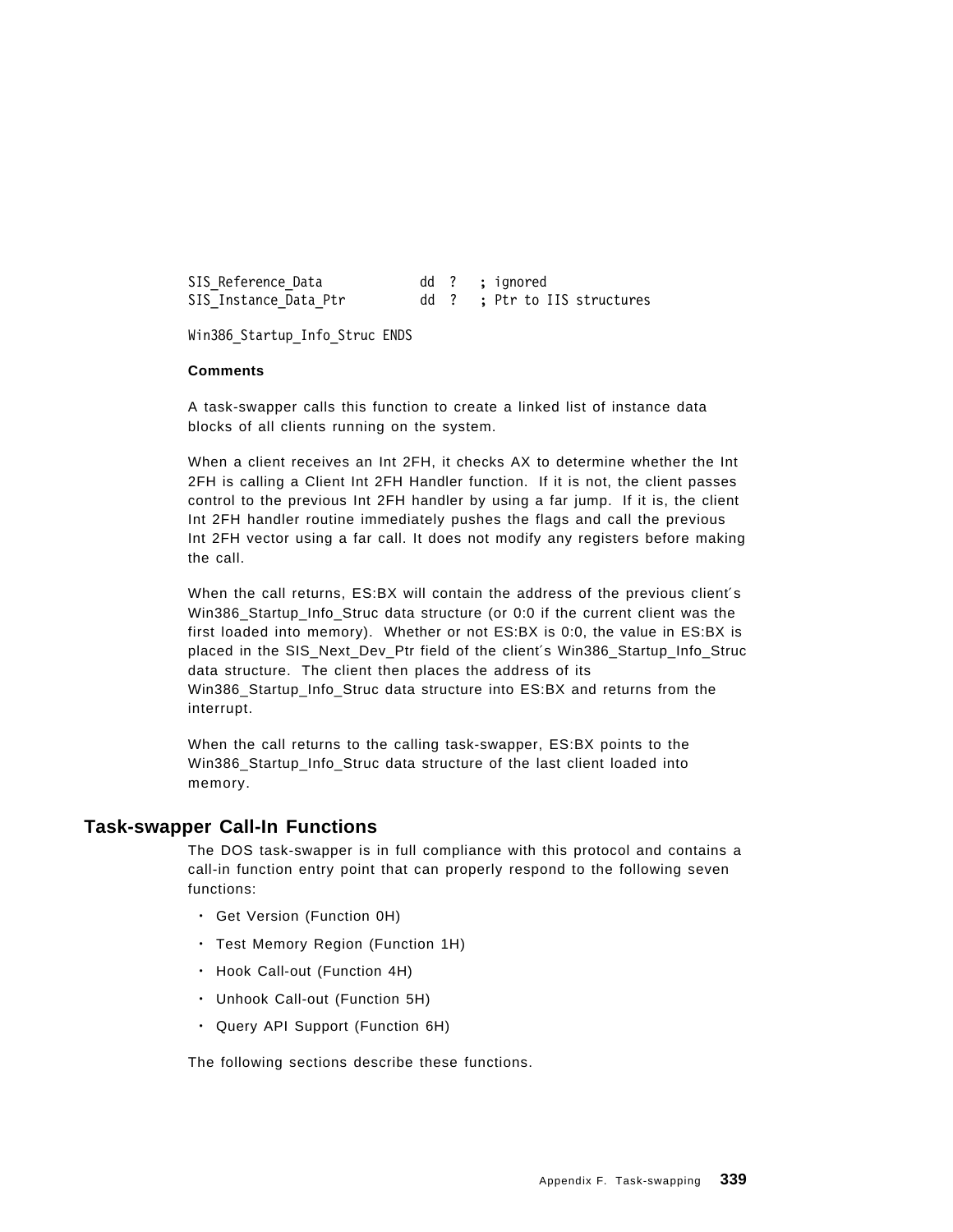```
SIS_Reference_Data            dd  ?   ; ignored
SIS_Instance_Data_Ptr         dd  ?   ; Ptr to IIS structures

Win386_Startup_Info_Struc ENDS
```

**Comments**

A task-swapper calls this function to create a linked list of instance data blocks of all clients running on the system.

When a client receives an Int 2FH, it checks AX to determine whether the Int 2FH is calling a Client Int 2FH Handler function. If it is not, the client passes control to the previous Int 2FH handler by using a far jump. If it is, the client Int 2FH handler routine immediately pushes the flags and call the previous Int 2FH vector using a far call. It does not modify any registers before making the call.

When the call returns, ES:BX will contain the address of the previous client′s Win386_Startup_Info_Struc data structure (or 0:0 if the current client was the first loaded into memory). Whether or not ES:BX is 0:0, the value in ES:BX is placed in the SIS_Next_Dev_Ptr field of the client′s Win386_Startup_Info_Struc data structure. The client then places the address of its Win386_Startup_Info_Struc data structure into ES:BX and returns from the interrupt.

When the call returns to the calling task-swapper, ES:BX points to the Win386_Startup_Info_Struc data structure of the last client loaded into memory.

## Task-swapper Call-In Functions

The DOS task-swapper is in full compliance with this protocol and contains a call-in function entry point that can properly respond to the following seven functions:

- Get Version (Function 0H)
- Test Memory Region (Function 1H)
- Hook Call-out (Function 4H)
- Unhook Call-out (Function 5H)
- Query API Support (Function 6H)

The following sections describe these functions.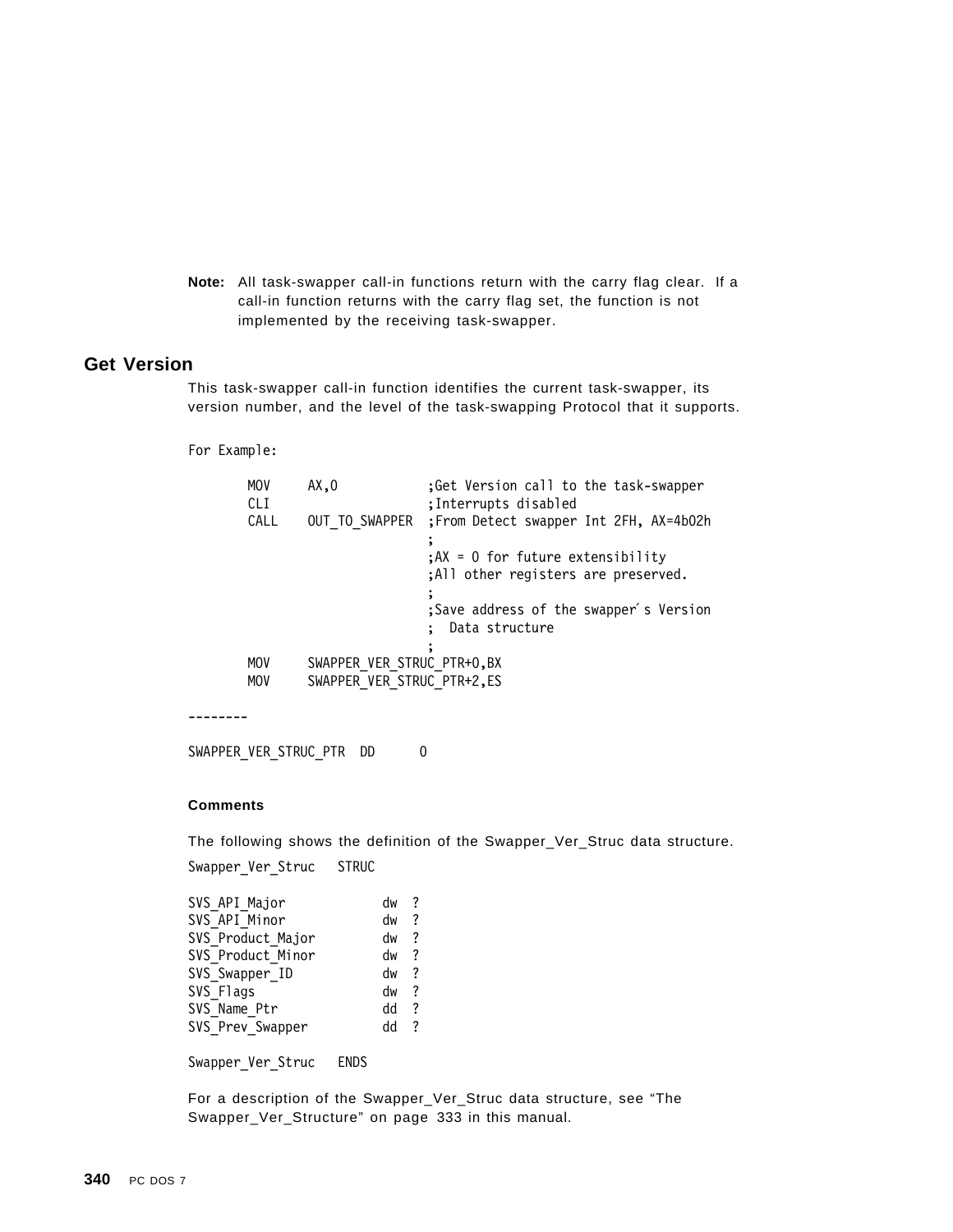**Note:** All task-swapper call-in functions return with the carry flag clear. If a call-in function returns with the carry flag set, the function is not implemented by the receiving task-swapper.

## Get Version

This task-swapper call-in function identifies the current task-swapper, its version number, and the level of the task-swapping Protocol that it supports.

```
For Example:

        MOV     AX,0            ;Get Version call to the task-swapper
        CLI                     ;Interrupts disabled
        CALL    OUT_TO_SWAPPER  ;From Detect swapper Int 2FH, AX=4b02h
                                ;
                                ;AX = 0 for future extensibility
                                ;All other registers are preserved.
                                ;
                                ;Save address of the swapper's Version
                                ;  Data structure
                                ;
        MOV     SWAPPER_VER_STRUC_PTR+0,BX
        MOV     SWAPPER_VER_STRUC_PTR+2,ES

--------

SWAPPER_VER_STRUC_PTR  DD      0
```

**Comments**

The following shows the definition of the Swapper_Ver_Struc data structure.

```
Swapper_Ver_Struc   STRUC

SVS_API_Major           dw  ?
SVS_API_Minor           dw  ?
SVS_Product_Major       dw  ?
SVS_Product_Minor       dw  ?
SVS_Swapper_ID          dw  ?
SVS_Flags               dw  ?
SVS_Name_Ptr            dd  ?
SVS_Prev_Swapper        dd  ?

Swapper_Ver_Struc   ENDS
```

For a description of the Swapper_Ver_Struc data structure, see "The Swapper_Ver_Structure" on page 333 in this manual.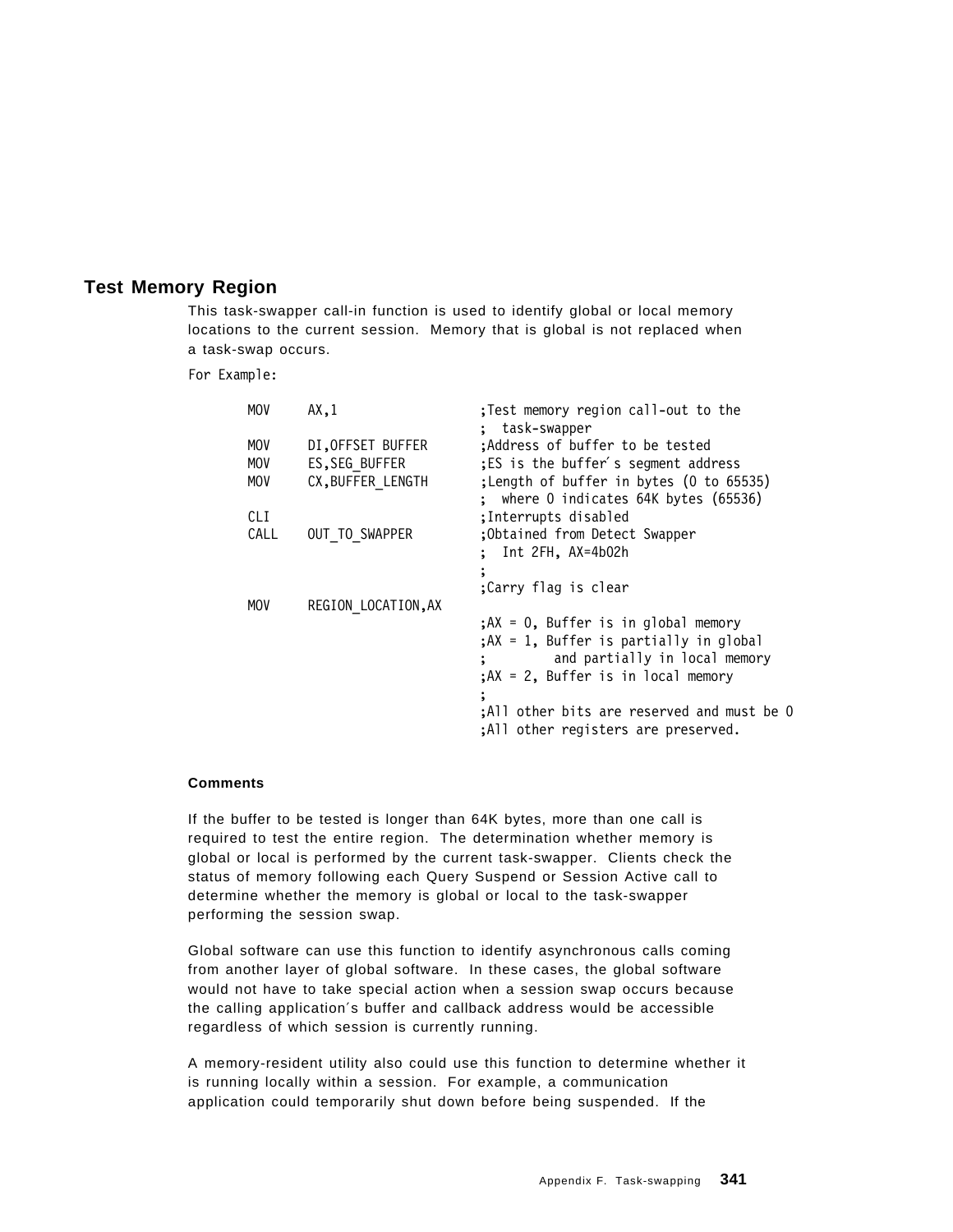## Test Memory Region

This task-swapper call-in function is used to identify global or local memory locations to the current session. Memory that is global is not replaced when a task-swap occurs.

For Example:

```
        MOV     AX,1                    ;Test memory region call-out to the
                                        ;  task-swapper
        MOV     DI,OFFSET BUFFER        ;Address of buffer to be tested
        MOV     ES,SEG_BUFFER           ;ES is the buffer′s segment address
        MOV     CX,BUFFER_LENGTH        ;Length of buffer in bytes (0 to 65535)
                                        ;  where 0 indicates 64K bytes (65536)
        CLI                             ;Interrupts disabled
        CALL    OUT_TO_SWAPPER          ;Obtained from Detect Swapper
                                        ;  Int 2FH, AX=4b02h
                                        ;
                                        ;Carry flag is clear
        MOV     REGION_LOCATION,AX
                                        ;AX = 0, Buffer is in global memory
                                        ;AX = 1, Buffer is partially in global
                                        ;        and partially in local memory
                                        ;AX = 2, Buffer is in local memory
                                        ;
                                        ;All other bits are reserved and must be 0
                                        ;All other registers are preserved.
```

**Comments**

If the buffer to be tested is longer than 64K bytes, more than one call is required to test the entire region. The determination whether memory is global or local is performed by the current task-swapper. Clients check the status of memory following each Query Suspend or Session Active call to determine whether the memory is global or local to the task-swapper performing the session swap.

Global software can use this function to identify asynchronous calls coming from another layer of global software. In these cases, the global software would not have to take special action when a session swap occurs because the calling application′s buffer and callback address would be accessible regardless of which session is currently running.

A memory-resident utility also could use this function to determine whether it is running locally within a session. For example, a communication application could temporarily shut down before being suspended. If the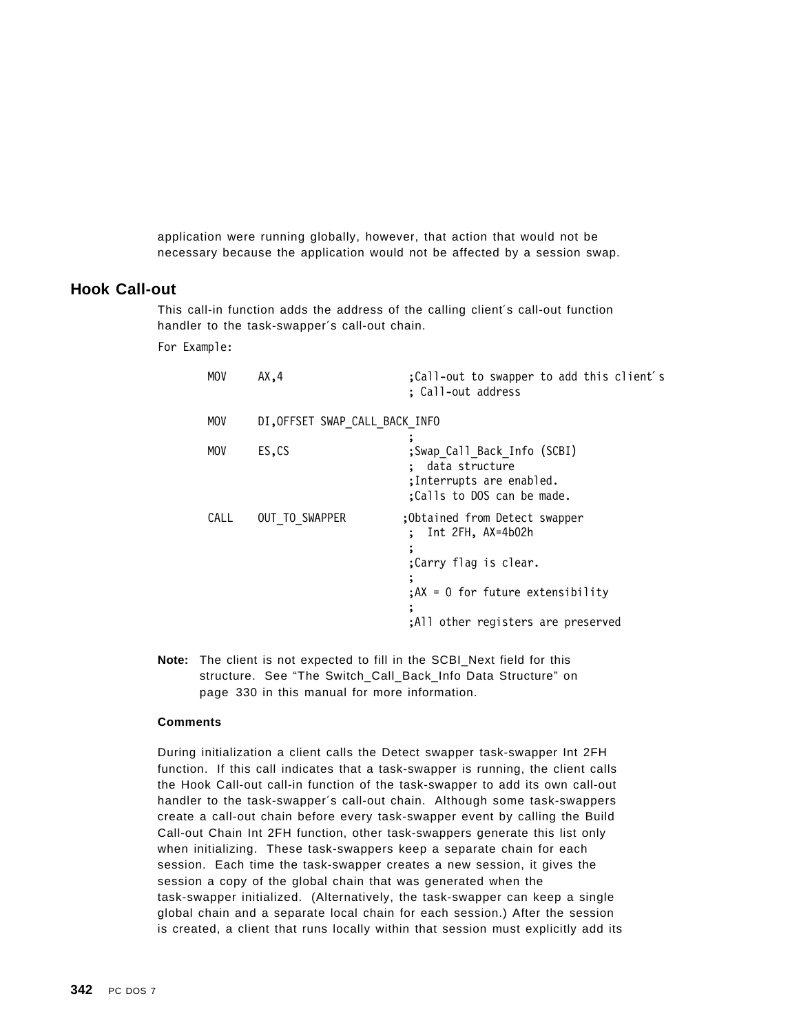application were running globally, however, that action that would not be necessary because the application would not be affected by a session swap.

## Hook Call-out

This call-in function adds the address of the calling client´s call-out function handler to the task-swapper´s call-out chain.

For Example:

```
MOV     AX,4                    ;Call-out to swapper to add this client´s
                                ; Call-out address

MOV     DI,OFFSET SWAP_CALL_BACK_INFO
                                ;
MOV     ES,CS                   ;Swap_Call_Back_Info (SCBI)
                                ;  data structure
                                ;Interrupts are enabled.
                                ;Calls to DOS can be made.

CALL    OUT_TO_SWAPPER          ;Obtained from Detect swapper
                                ;  Int 2FH, AX=4b02h
                                ;
                                ;Carry flag is clear.
                                ;
                                ;AX = 0 for future extensibility
                                ;
                                ;All other registers are preserved
```

**Note:** The client is not expected to fill in the SCBI_Next field for this structure. See "The Switch_Call_Back_Info Data Structure" on page 330 in this manual for more information.

**Comments**

During initialization a client calls the Detect swapper task-swapper Int 2FH function. If this call indicates that a task-swapper is running, the client calls the Hook Call-out call-in function of the task-swapper to add its own call-out handler to the task-swapper´s call-out chain. Although some task-swappers create a call-out chain before every task-swapper event by calling the Build Call-out Chain Int 2FH function, other task-swappers generate this list only when initializing. These task-swappers keep a separate chain for each session. Each time the task-swapper creates a new session, it gives the session a copy of the global chain that was generated when the task-swapper initialized. (Alternatively, the task-swapper can keep a single global chain and a separate local chain for each session.) After the session is created, a client that runs locally within that session must explicitly add its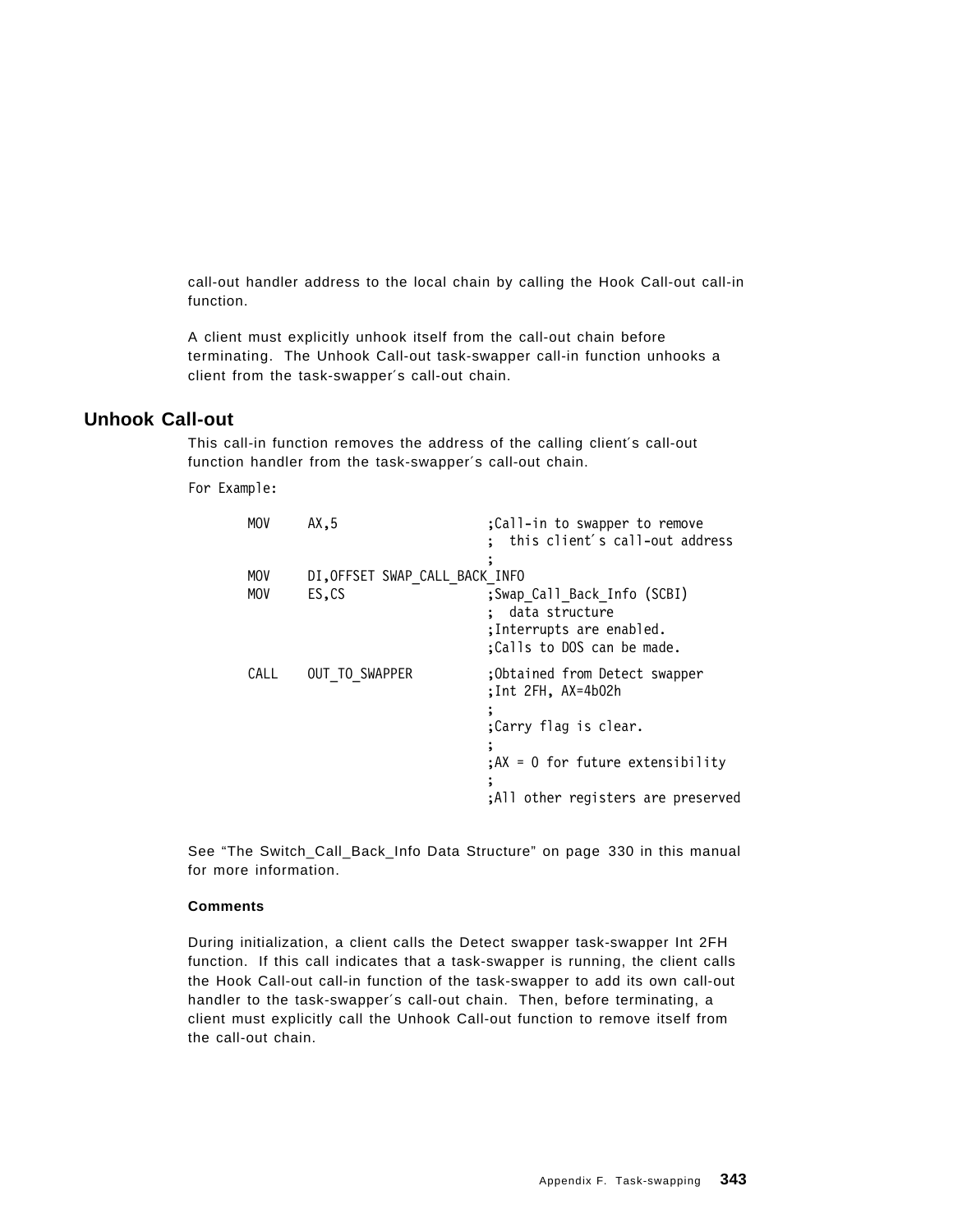call-out handler address to the local chain by calling the Hook Call-out call-in function.

A client must explicitly unhook itself from the call-out chain before terminating. The Unhook Call-out task-swapper call-in function unhooks a client from the task-swapper´s call-out chain.

## Unhook Call-out

This call-in function removes the address of the calling client´s call-out function handler from the task-swapper´s call-out chain.

For Example:

```
MOV     AX,5                    ;Call-in to swapper to remove
                                ;  this client´s call-out address
                                ;
MOV     DI,OFFSET SWAP_CALL_BACK_INFO
MOV     ES,CS                   ;Swap_Call_Back_Info (SCBI)
                                ;  data structure
                                ;Interrupts are enabled.
                                ;Calls to DOS can be made.

CALL    OUT_TO_SWAPPER          ;Obtained from Detect swapper
                                ;Int 2FH, AX=4b02h
                                ;
                                ;Carry flag is clear.
                                ;
                                ;AX = 0 for future extensibility
                                ;
                                ;All other registers are preserved
```

See "The Switch_Call_Back_Info Data Structure" on page 330 in this manual for more information.

#### Comments

During initialization, a client calls the Detect swapper task-swapper Int 2FH function. If this call indicates that a task-swapper is running, the client calls the Hook Call-out call-in function of the task-swapper to add its own call-out handler to the task-swapper´s call-out chain. Then, before terminating, a client must explicitly call the Unhook Call-out function to remove itself from the call-out chain.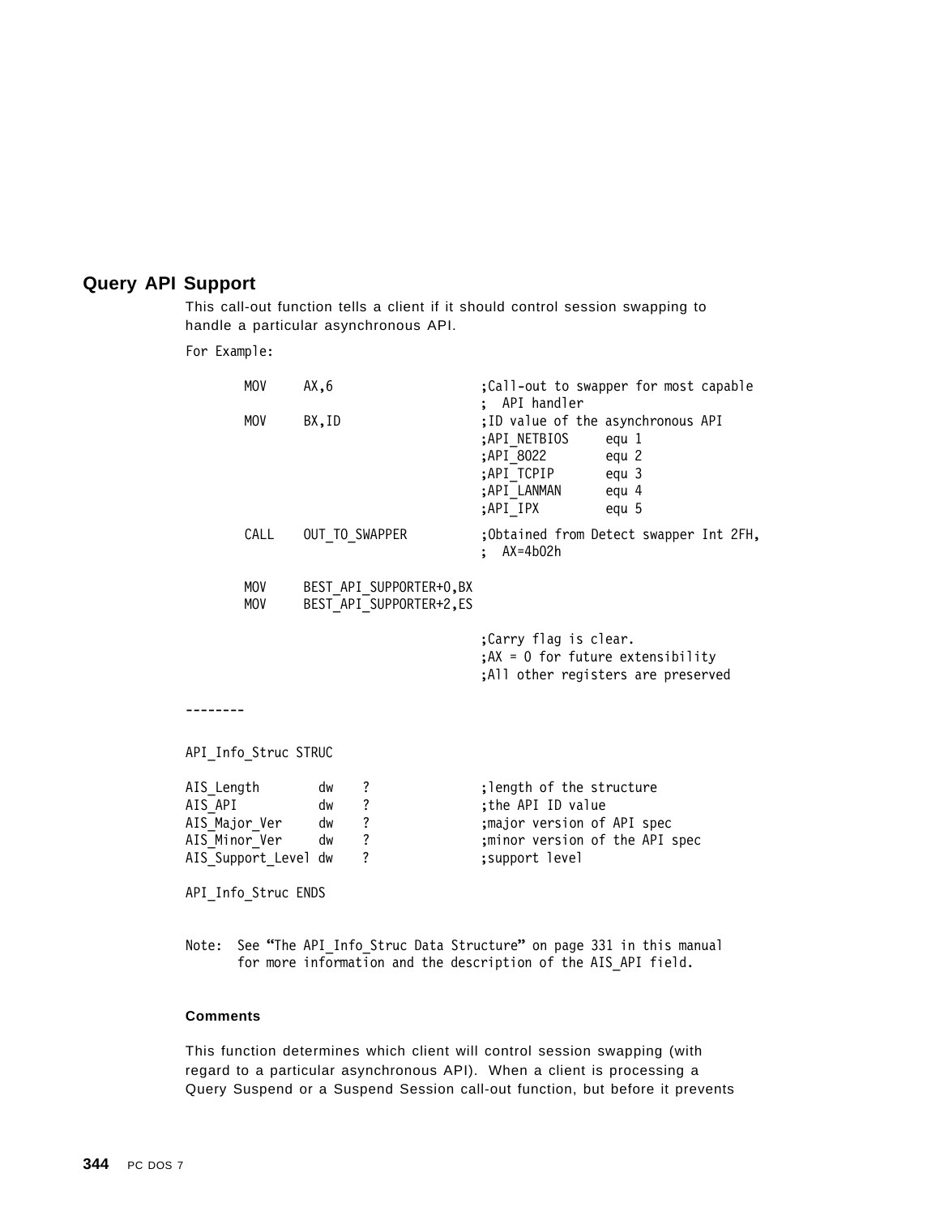## Query API Support

This call-out function tells a client if it should control session swapping to handle a particular asynchronous API.

For Example:

```
        MOV     AX,6                    ;Call-out to swapper for most capable
                                        ;  API handler
        MOV     BX,ID                   ;ID value of the asynchronous API
                                        ;API_NETBIOS     equ 1
                                        ;API_8022        equ 2
                                        ;API_TCPIP       equ 3
                                        ;API_LANMAN      equ 4
                                        ;API_IPX         equ 5
        CALL    OUT_TO_SWAPPER          ;Obtained from Detect swapper Int 2FH,
                                        ;  AX=4b02h

        MOV     BEST_API_SUPPORTER+0,BX
        MOV     BEST_API_SUPPORTER+2,ES

                                        ;Carry flag is clear.
                                        ;AX = 0 for future extensibility
                                        ;All other registers are preserved
```

--------

```
API_Info_Struc STRUC

AIS_Length        dw    ?               ;length of the structure
AIS_API           dw    ?               ;the API ID value
AIS_Major_Ver     dw    ?               ;major version of API spec
AIS_Minor_Ver     dw    ?               ;minor version of the API spec
AIS_Support_Level dw    ?               ;support level

API_Info_Struc ENDS
```

Note: See "The API_Info_Struc Data Structure" on page 331 in this manual for more information and the description of the AIS_API field.

#### Comments

This function determines which client will control session swapping (with regard to a particular asynchronous API). When a client is processing a Query Suspend or a Suspend Session call-out function, but before it prevents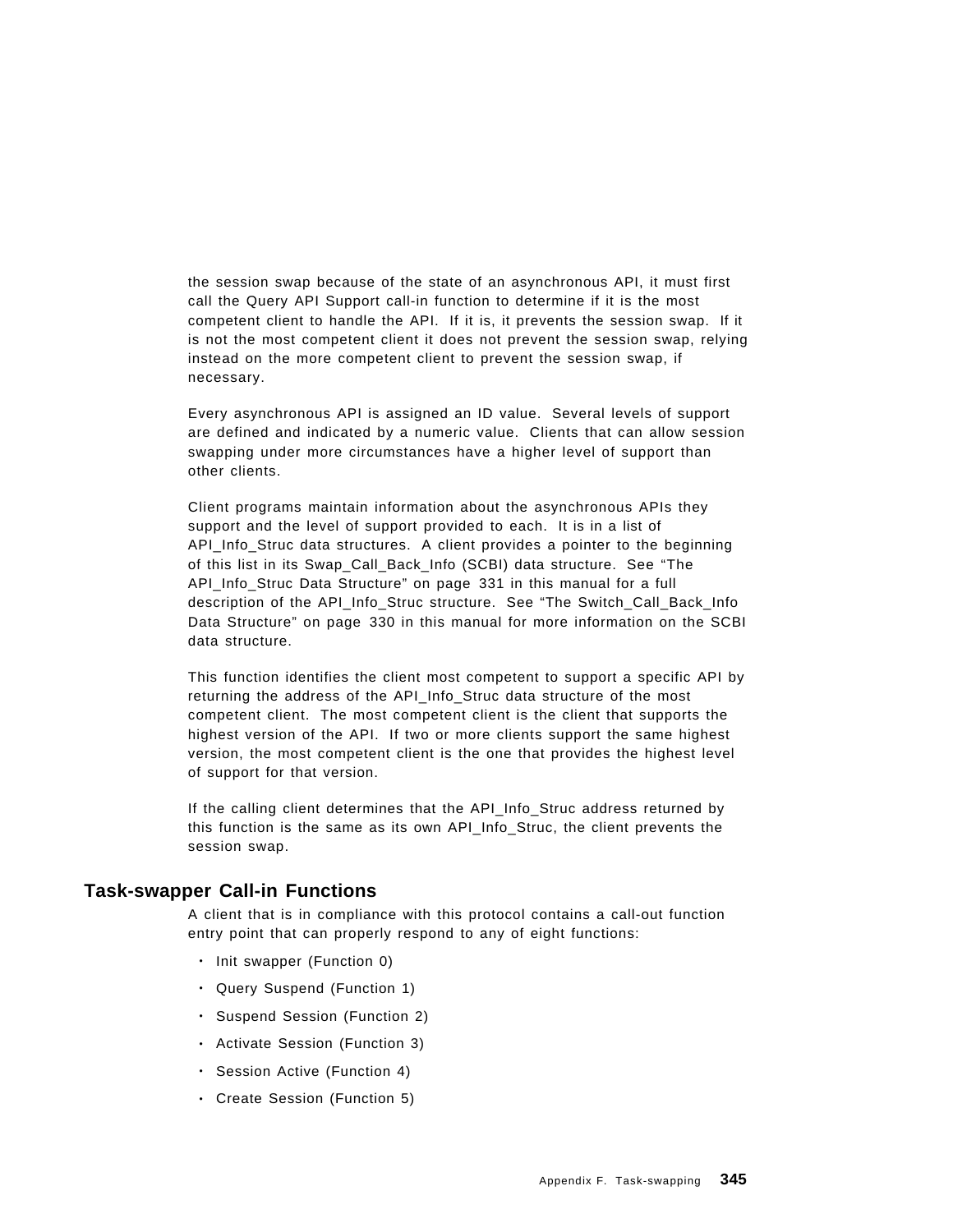the session swap because of the state of an asynchronous API, it must first call the Query API Support call-in function to determine if it is the most competent client to handle the API. If it is, it prevents the session swap. If it is not the most competent client it does not prevent the session swap, relying instead on the more competent client to prevent the session swap, if necessary.

Every asynchronous API is assigned an ID value. Several levels of support are defined and indicated by a numeric value. Clients that can allow session swapping under more circumstances have a higher level of support than other clients.

Client programs maintain information about the asynchronous APIs they support and the level of support provided to each. It is in a list of API_Info_Struc data structures. A client provides a pointer to the beginning of this list in its Swap_Call_Back_Info (SCBI) data structure. See "The API_Info_Struc Data Structure" on page 331 in this manual for a full description of the API_Info_Struc structure. See "The Switch_Call_Back_Info Data Structure" on page 330 in this manual for more information on the SCBI data structure.

This function identifies the client most competent to support a specific API by returning the address of the API_Info_Struc data structure of the most competent client. The most competent client is the client that supports the highest version of the API. If two or more clients support the same highest version, the most competent client is the one that provides the highest level of support for that version.

If the calling client determines that the API_Info_Struc address returned by this function is the same as its own API_Info_Struc, the client prevents the session swap.

## Task-swapper Call-in Functions

A client that is in compliance with this protocol contains a call-out function entry point that can properly respond to any of eight functions:

- Init swapper (Function 0)
- Query Suspend (Function 1)
- Suspend Session (Function 2)
- Activate Session (Function 3)
- Session Active (Function 4)
- Create Session (Function 5)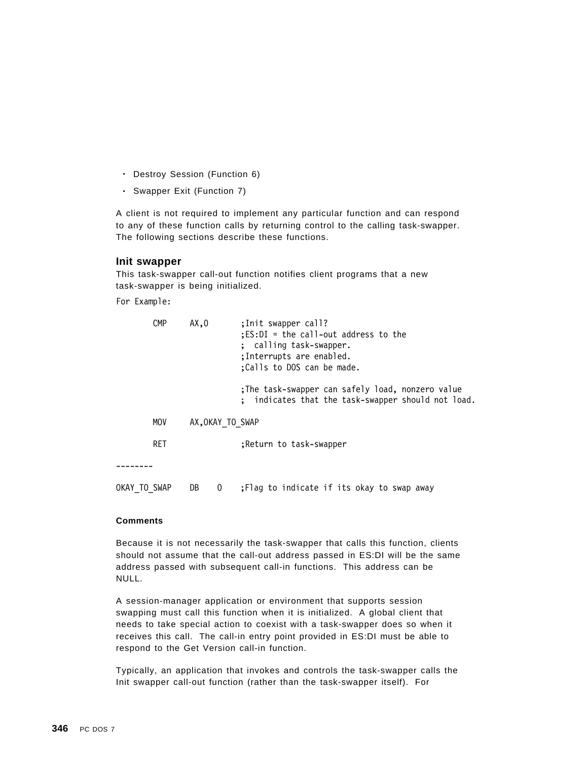- Destroy Session (Function 6)
- Swapper Exit (Function 7)

A client is not required to implement any particular function and can respond to any of these function calls by returning control to the calling task-swapper. The following sections describe these functions.

### Init swapper

This task-swapper call-out function notifies client programs that a new task-swapper is being initialized.

For Example:

```
        CMP     AX,0        ;Init swapper call?
                            ;ES:DI = the call-out address to the
                            ;  calling task-swapper.
                            ;Interrupts are enabled.
                            ;Calls to DOS can be made.

                            ;The task-swapper can safely load, nonzero value
                            ;  indicates that the task-swapper should not load.

        MOV     AX,OKAY_TO_SWAP

        RET                 ;Return to task-swapper

--------

OKAY_TO_SWAP    DB    0    ;Flag to indicate if its okay to swap away
```

#### Comments

Because it is not necessarily the task-swapper that calls this function, clients should not assume that the call-out address passed in ES:DI will be the same address passed with subsequent call-in functions. This address can be NULL.

A session-manager application or environment that supports session swapping must call this function when it is initialized. A global client that needs to take special action to coexist with a task-swapper does so when it receives this call. The call-in entry point provided in ES:DI must be able to respond to the Get Version call-in function.

Typically, an application that invokes and controls the task-swapper calls the Init swapper call-out function (rather than the task-swapper itself). For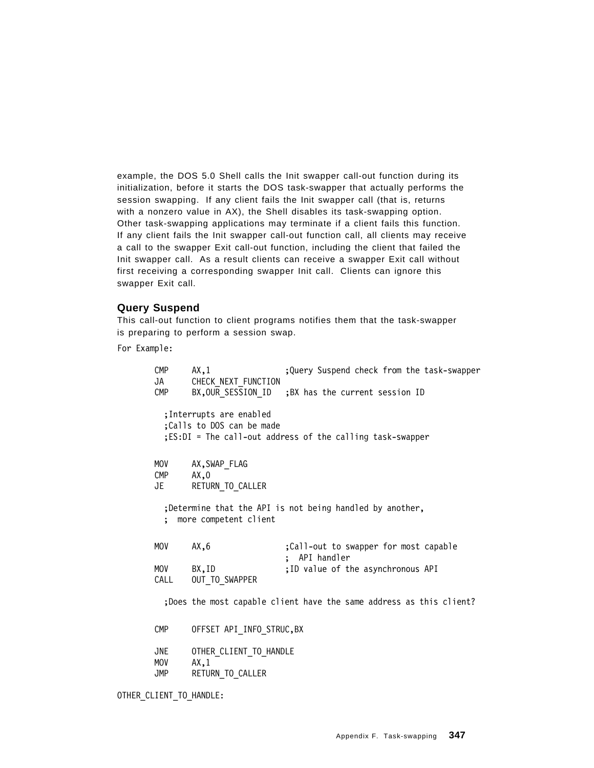example, the DOS 5.0 Shell calls the Init swapper call-out function during its initialization, before it starts the DOS task-swapper that actually performs the session swapping. If any client fails the Init swapper call (that is, returns with a nonzero value in AX), the Shell disables its task-swapping option. Other task-swapping applications may terminate if a client fails this function. If any client fails the Init swapper call-out function call, all clients may receive a call to the swapper Exit call-out function, including the client that failed the Init swapper call. As a result clients can receive a swapper Exit call without first receiving a corresponding swapper Init call. Clients can ignore this swapper Exit call.

### Query Suspend

This call-out function to client programs notifies them that the task-swapper is preparing to perform a session swap.

For Example:

```
        CMP     AX,1                ;Query Suspend check from the task-swapper
        JA      CHECK_NEXT_FUNCTION
        CMP     BX,OUR_SESSION_ID   ;BX has the current session ID

          ;Interrupts are enabled
          ;Calls to DOS can be made
          ;ES:DI = The call-out address of the calling task-swapper


        MOV     AX,SWAP_FLAG
        CMP     AX,0
        JE      RETURN_TO_CALLER

          ;Determine that the API is not being handled by another,
          ;  more competent client


        MOV     AX,6                ;Call-out to swapper for most capable
                                    ;  API handler
        MOV     BX,ID               ;ID value of the asynchronous API
        CALL    OUT_TO_SWAPPER

          ;Does the most capable client have the same address as this client?


        CMP     OFFSET API_INFO_STRUC,BX

        JNE     OTHER_CLIENT_TO_HANDLE
        MOV     AX,1
        JMP     RETURN_TO_CALLER

OTHER_CLIENT_TO_HANDLE:
```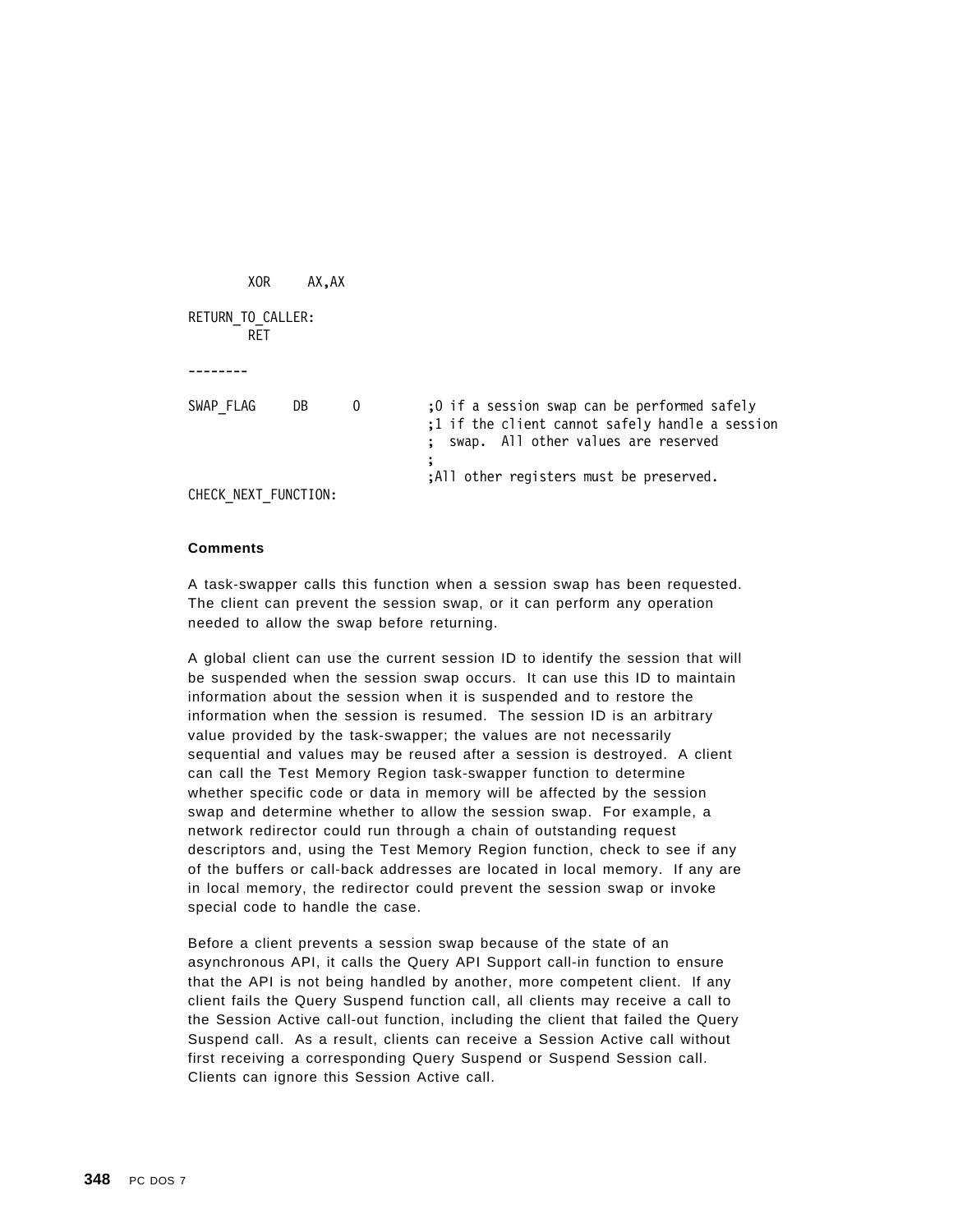```
        XOR     AX,AX

RETURN_TO_CALLER:
        RET

--------

SWAP_FLAG     DB      0        ;0 if a session swap can be performed safely
                               ;1 if the client cannot safely handle a session
                               ;  swap.  All other values are reserved
                               ;
                               ;All other registers must be preserved.
CHECK_NEXT_FUNCTION:
```

**Comments**

A task-swapper calls this function when a session swap has been requested. The client can prevent the session swap, or it can perform any operation needed to allow the swap before returning.

A global client can use the current session ID to identify the session that will be suspended when the session swap occurs. It can use this ID to maintain information about the session when it is suspended and to restore the information when the session is resumed. The session ID is an arbitrary value provided by the task-swapper; the values are not necessarily sequential and values may be reused after a session is destroyed. A client can call the Test Memory Region task-swapper function to determine whether specific code or data in memory will be affected by the session swap and determine whether to allow the session swap. For example, a network redirector could run through a chain of outstanding request descriptors and, using the Test Memory Region function, check to see if any of the buffers or call-back addresses are located in local memory. If any are in local memory, the redirector could prevent the session swap or invoke special code to handle the case.

Before a client prevents a session swap because of the state of an asynchronous API, it calls the Query API Support call-in function to ensure that the API is not being handled by another, more competent client. If any client fails the Query Suspend function call, all clients may receive a call to the Session Active call-out function, including the client that failed the Query Suspend call. As a result, clients can receive a Session Active call without first receiving a corresponding Query Suspend or Suspend Session call. Clients can ignore this Session Active call.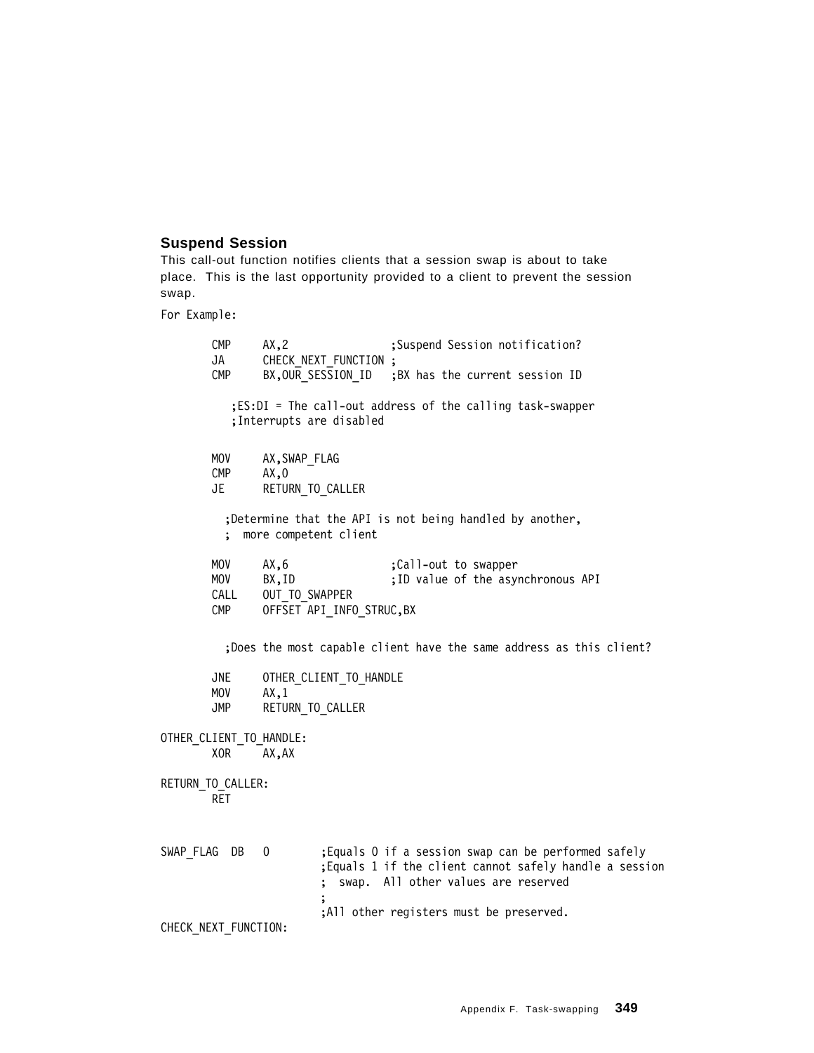### Suspend Session

This call-out function notifies clients that a session swap is about to take place. This is the last opportunity provided to a client to prevent the session swap.

For Example:

```
        CMP     AX,2                ;Suspend Session notification?
        JA      CHECK_NEXT_FUNCTION ;
        CMP     BX,OUR_SESSION_ID   ;BX has the current session ID

           ;ES:DI = The call-out address of the calling task-swapper
           ;Interrupts are disabled


        MOV     AX,SWAP_FLAG
        CMP     AX,0
        JE      RETURN_TO_CALLER

          ;Determine that the API is not being handled by another,
          ;  more competent client

        MOV     AX,6                ;Call-out to swapper
        MOV     BX,ID               ;ID value of the asynchronous API
        CALL    OUT_TO_SWAPPER
        CMP     OFFSET API_INFO_STRUC,BX


          ;Does the most capable client have the same address as this client?

        JNE     OTHER_CLIENT_TO_HANDLE
        MOV     AX,1
        JMP     RETURN_TO_CALLER

OTHER_CLIENT_TO_HANDLE:
        XOR     AX,AX

RETURN_TO_CALLER:
        RET


SWAP_FLAG  DB   0          ;Equals 0 if a session swap can be performed safely
                           ;Equals 1 if the client cannot safely handle a session
                           ;  swap.  All other values are reserved
                           ;
                           ;All other registers must be preserved.
CHECK_NEXT_FUNCTION:
```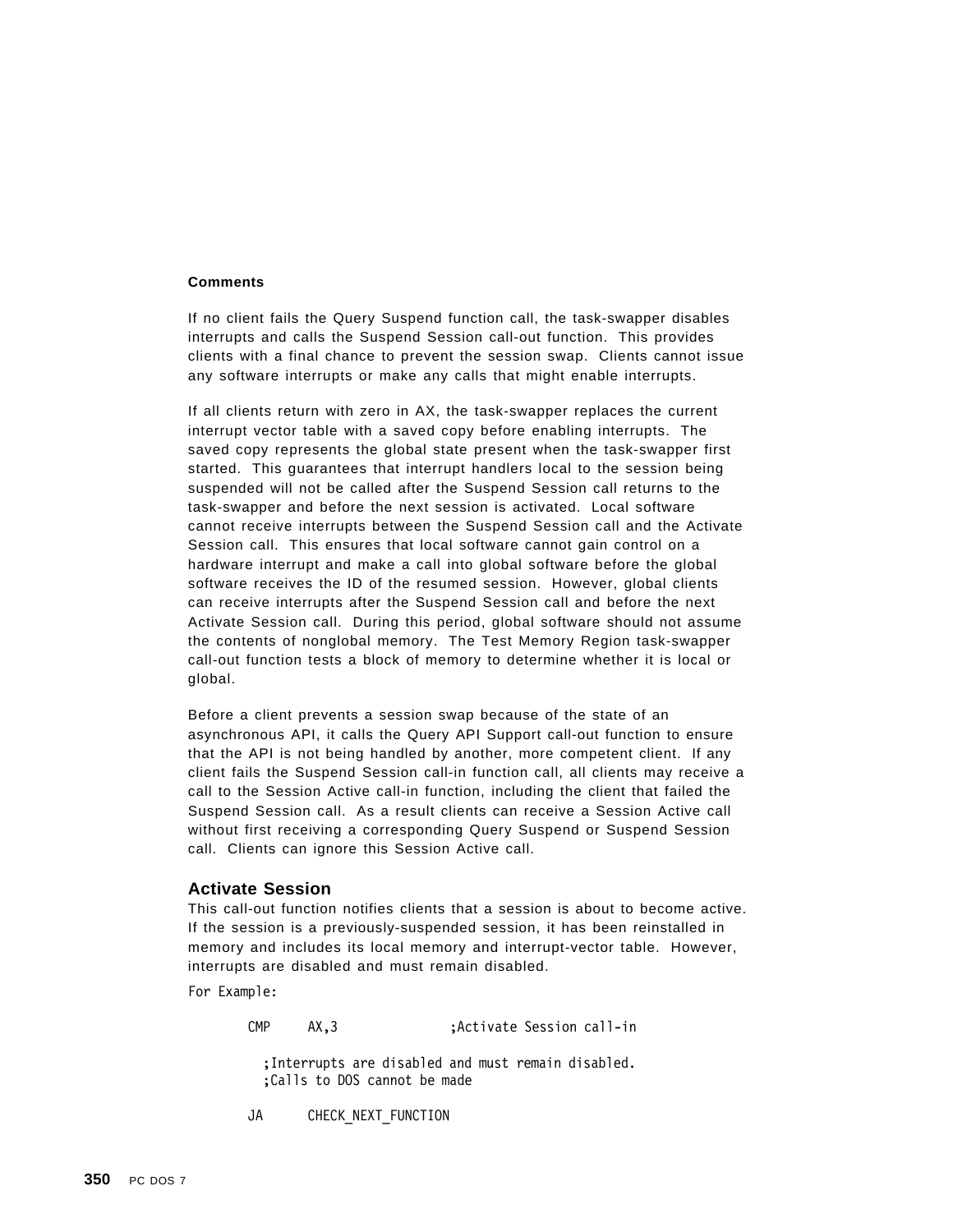**Comments**

If no client fails the Query Suspend function call, the task-swapper disables interrupts and calls the Suspend Session call-out function. This provides clients with a final chance to prevent the session swap. Clients cannot issue any software interrupts or make any calls that might enable interrupts.

If all clients return with zero in AX, the task-swapper replaces the current interrupt vector table with a saved copy before enabling interrupts. The saved copy represents the global state present when the task-swapper first started. This guarantees that interrupt handlers local to the session being suspended will not be called after the Suspend Session call returns to the task-swapper and before the next session is activated. Local software cannot receive interrupts between the Suspend Session call and the Activate Session call. This ensures that local software cannot gain control on a hardware interrupt and make a call into global software before the global software receives the ID of the resumed session. However, global clients can receive interrupts after the Suspend Session call and before the next Activate Session call. During this period, global software should not assume the contents of nonglobal memory. The Test Memory Region task-swapper call-out function tests a block of memory to determine whether it is local or global.

Before a client prevents a session swap because of the state of an asynchronous API, it calls the Query API Support call-out function to ensure that the API is not being handled by another, more competent client. If any client fails the Suspend Session call-in function call, all clients may receive a call to the Session Active call-in function, including the client that failed the Suspend Session call. As a result clients can receive a Session Active call without first receiving a corresponding Query Suspend or Suspend Session call. Clients can ignore this Session Active call.

## Activate Session

This call-out function notifies clients that a session is about to become active. If the session is a previously-suspended session, it has been reinstalled in memory and includes its local memory and interrupt-vector table. However, interrupts are disabled and must remain disabled.

For Example:

```
        CMP     AX,3              ;Activate Session call-in

          ;Interrupts are disabled and must remain disabled.
          ;Calls to DOS cannot be made

        JA      CHECK_NEXT_FUNCTION
```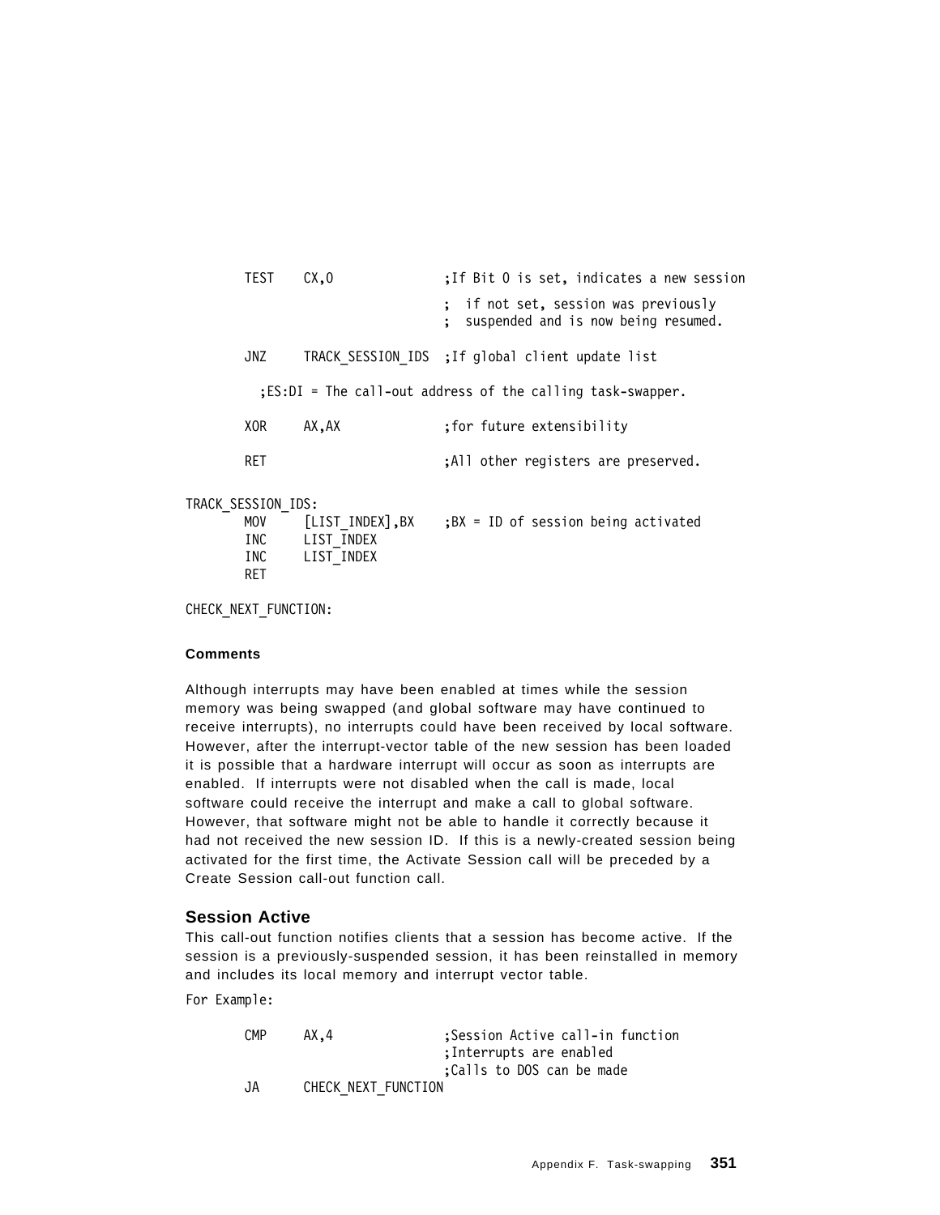```
        TEST    CX,0              ;If Bit 0 is set, indicates a new session

                                  ;  if not set, session was previously
                                  ;  suspended and is now being resumed.

        JNZ     TRACK_SESSION_IDS ;If global client update list

          ;ES:DI = The call-out address of the calling task-swapper.

        XOR     AX,AX             ;for future extensibility

        RET                       ;All other registers are preserved.

TRACK_SESSION_IDS:
        MOV     [LIST_INDEX],BX   ;BX = ID of session being activated
        INC     LIST_INDEX
        INC     LIST_INDEX
        RET

CHECK_NEXT_FUNCTION:
```

**Comments**

Although interrupts may have been enabled at times while the session memory was being swapped (and global software may have continued to receive interrupts), no interrupts could have been received by local software. However, after the interrupt-vector table of the new session has been loaded it is possible that a hardware interrupt will occur as soon as interrupts are enabled. If interrupts were not disabled when the call is made, local software could receive the interrupt and make a call to global software. However, that software might not be able to handle it correctly because it had not received the new session ID. If this is a newly-created session being activated for the first time, the Activate Session call will be preceded by a Create Session call-out function call.

## Session Active

This call-out function notifies clients that a session has become active. If the session is a previously-suspended session, it has been reinstalled in memory and includes its local memory and interrupt vector table.

For Example:

```
        CMP     AX,4              ;Session Active call-in function
                                  ;Interrupts are enabled
                                  ;Calls to DOS can be made
        JA      CHECK_NEXT_FUNCTION
```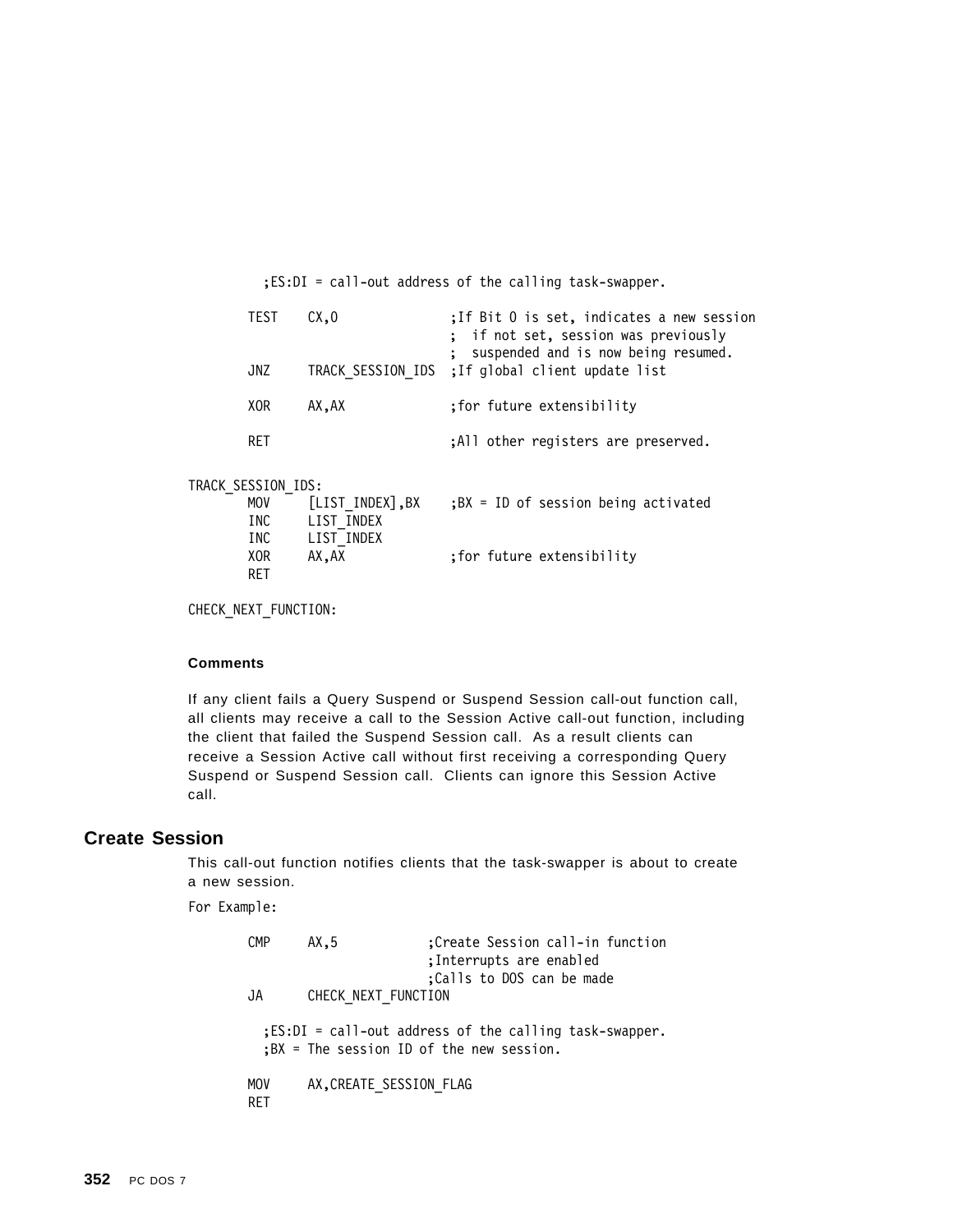```
          ;ES:DI = call-out address of the calling task-swapper.

        TEST    CX,0              ;If Bit 0 is set, indicates a new session
                                  ;  if not set, session was previously
                                  ;  suspended and is now being resumed.
        JNZ     TRACK_SESSION_IDS ;If global client update list

        XOR     AX,AX             ;for future extensibility

        RET                       ;All other registers are preserved.


TRACK_SESSION_IDS:
        MOV     [LIST_INDEX],BX   ;BX = ID of session being activated
        INC     LIST_INDEX
        INC     LIST_INDEX
        XOR     AX,AX             ;for future extensibility
        RET

CHECK_NEXT_FUNCTION:
```

**Comments**

If any client fails a Query Suspend or Suspend Session call-out function call, all clients may receive a call to the Session Active call-out function, including the client that failed the Suspend Session call. As a result clients can receive a Session Active call without first receiving a corresponding Query Suspend or Suspend Session call. Clients can ignore this Session Active call.

## Create Session

This call-out function notifies clients that the task-swapper is about to create a new session.

For Example:

```
        CMP     AX,5            ;Create Session call-in function
                                ;Interrupts are enabled
                                ;Calls to DOS can be made
        JA      CHECK_NEXT_FUNCTION

          ;ES:DI = call-out address of the calling task-swapper.
          ;BX = The session ID of the new session.

        MOV     AX,CREATE_SESSION_FLAG
        RET
```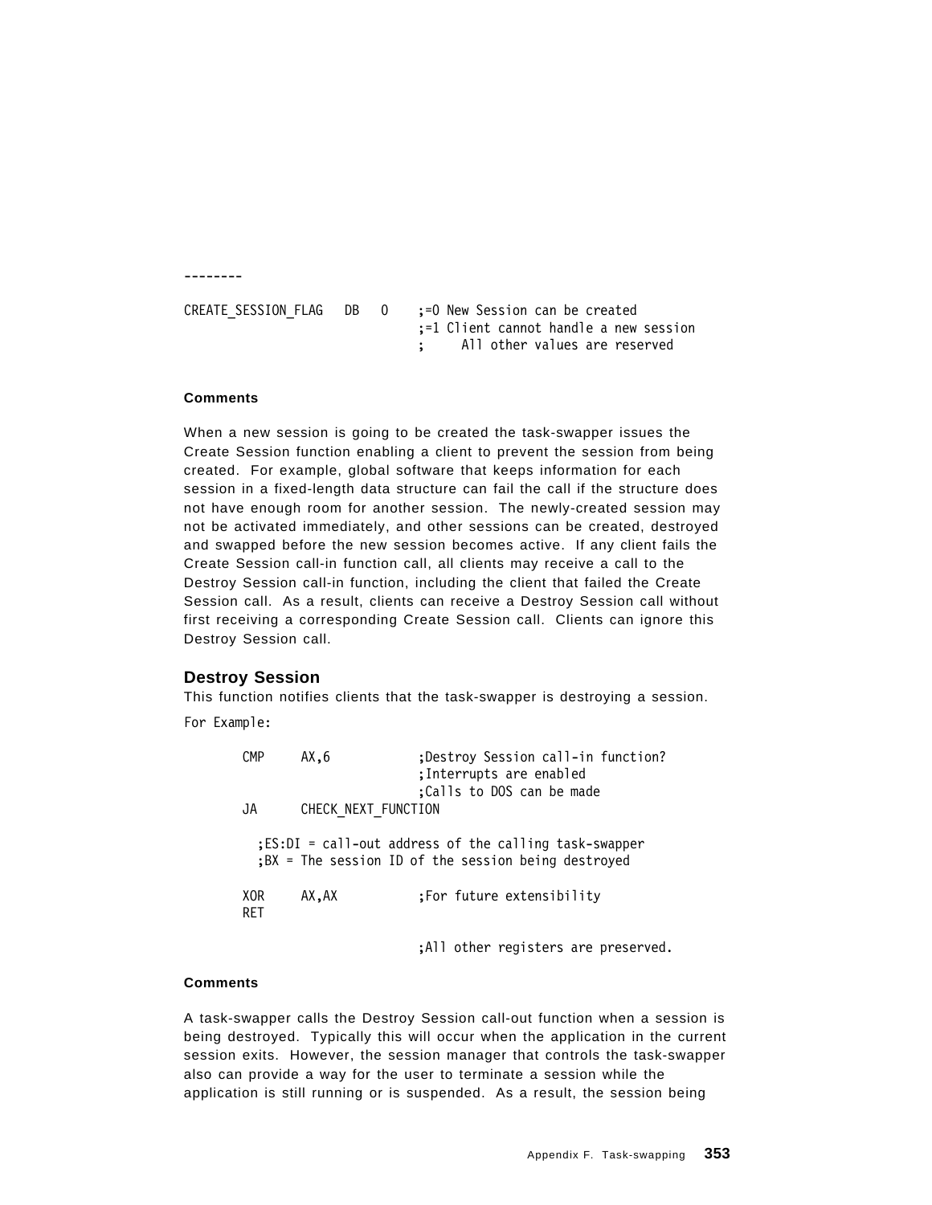```
--------

CREATE_SESSION_FLAG   DB   0    ;=0 New Session can be created
                                ;=1 Client cannot handle a new session
                                ;     All other values are reserved
```

**Comments**

When a new session is going to be created the task-swapper issues the Create Session function enabling a client to prevent the session from being created. For example, global software that keeps information for each session in a fixed-length data structure can fail the call if the structure does not have enough room for another session. The newly-created session may not be activated immediately, and other sessions can be created, destroyed and swapped before the new session becomes active. If any client fails the Create Session call-in function call, all clients may receive a call to the Destroy Session call-in function, including the client that failed the Create Session call. As a result, clients can receive a Destroy Session call without first receiving a corresponding Create Session call. Clients can ignore this Destroy Session call.

### Destroy Session

This function notifies clients that the task-swapper is destroying a session.

For Example:

```
        CMP     AX,6            ;Destroy Session call-in function?
                                ;Interrupts are enabled
                                ;Calls to DOS can be made
        JA      CHECK_NEXT_FUNCTION

          ;ES:DI = call-out address of the calling task-swapper
          ;BX = The session ID of the session being destroyed

        XOR     AX,AX           ;For future extensibility
        RET

                                ;All other registers are preserved.
```

**Comments**

A task-swapper calls the Destroy Session call-out function when a session is being destroyed. Typically this will occur when the application in the current session exits. However, the session manager that controls the task-swapper also can provide a way for the user to terminate a session while the application is still running or is suspended. As a result, the session being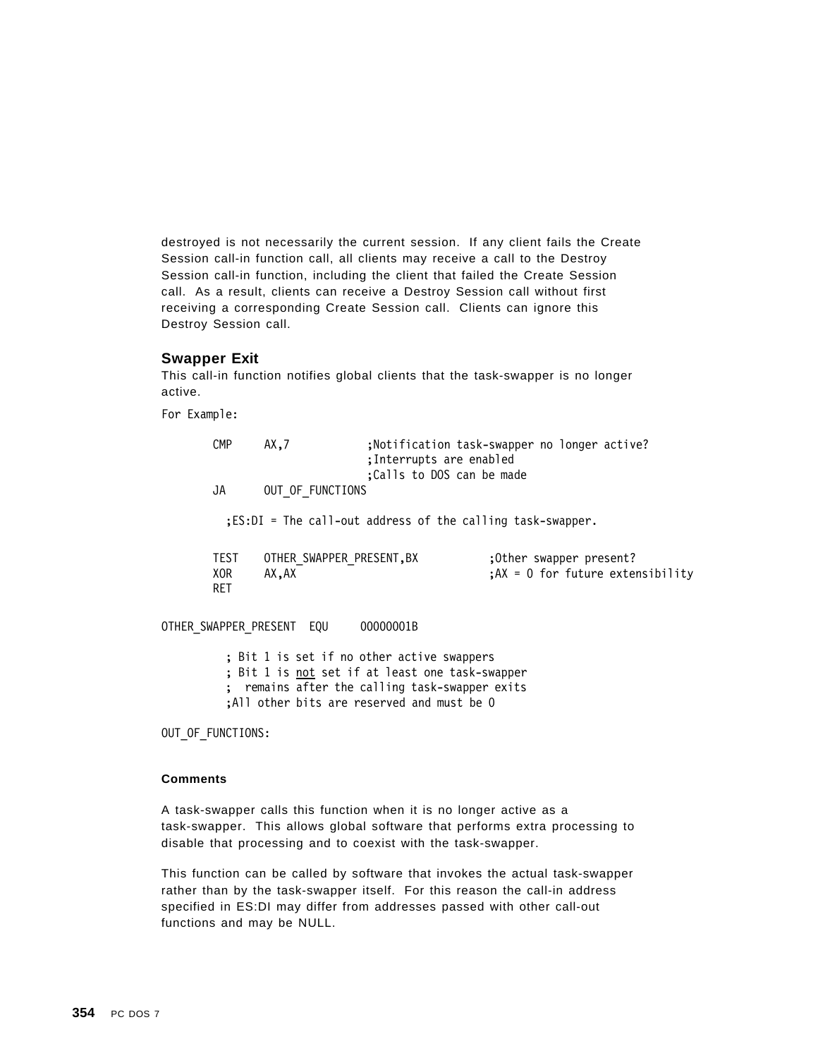destroyed is not necessarily the current session. If any client fails the Create Session call-in function call, all clients may receive a call to the Destroy Session call-in function, including the client that failed the Create Session call. As a result, clients can receive a Destroy Session call without first receiving a corresponding Create Session call. Clients can ignore this Destroy Session call.

### Swapper Exit

This call-in function notifies global clients that the task-swapper is no longer active.

For Example:

```
        CMP     AX,7            ;Notification task-swapper no longer active?
                                ;Interrupts are enabled
                                ;Calls to DOS can be made
        JA      OUT_OF_FUNCTIONS

          ;ES:DI = The call-out address of the calling task-swapper.


        TEST    OTHER_SWAPPER_PRESENT,BX           ;Other swapper present?
        XOR     AX,AX                              ;AX = 0 for future extensibility
        RET

OTHER_SWAPPER_PRESENT  EQU     00000001B

          ; Bit 1 is set if no other active swappers
          ; Bit 1 is not set if at least one task-swapper
          ;  remains after the calling task-swapper exits
          ;All other bits are reserved and must be 0

OUT_OF_FUNCTIONS:
```

**Comments**

A task-swapper calls this function when it is no longer active as a task-swapper. This allows global software that performs extra processing to disable that processing and to coexist with the task-swapper.

This function can be called by software that invokes the actual task-swapper rather than by the task-swapper itself. For this reason the call-in address specified in ES:DI may differ from addresses passed with other call-out functions and may be NULL.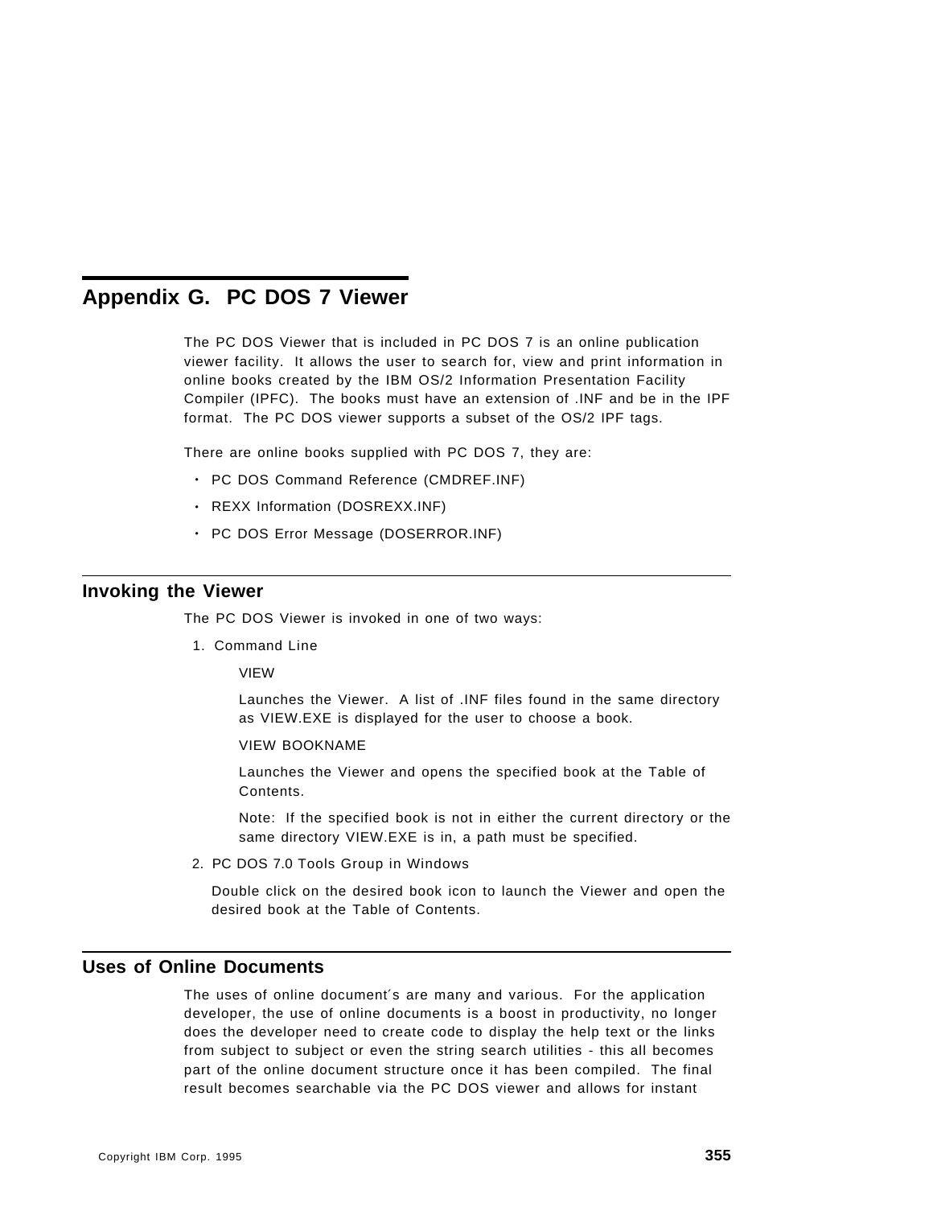# Appendix G. PC DOS 7 Viewer

The PC DOS Viewer that is included in PC DOS 7 is an online publication viewer facility. It allows the user to search for, view and print information in online books created by the IBM OS/2 Information Presentation Facility Compiler (IPFC). The books must have an extension of .INF and be in the IPF format. The PC DOS viewer supports a subset of the OS/2 IPF tags.

There are online books supplied with PC DOS 7, they are:

- PC DOS Command Reference (CMDREF.INF)
- REXX Information (DOSREXX.INF)
- PC DOS Error Message (DOSERROR.INF)

## Invoking the Viewer

The PC DOS Viewer is invoked in one of two ways:

1. Command Line

   VIEW

   Launches the Viewer. A list of .INF files found in the same directory as VIEW.EXE is displayed for the user to choose a book.

   VIEW BOOKNAME

   Launches the Viewer and opens the specified book at the Table of Contents.

   Note: If the specified book is not in either the current directory or the same directory VIEW.EXE is in, a path must be specified.

2. PC DOS 7.0 Tools Group in Windows

   Double click on the desired book icon to launch the Viewer and open the desired book at the Table of Contents.

## Uses of Online Documents

The uses of online document´s are many and various. For the application developer, the use of online documents is a boost in productivity, no longer does the developer need to create code to display the help text or the links from subject to subject or even the string search utilities - this all becomes part of the online document structure once it has been compiled. The final result becomes searchable via the PC DOS viewer and allows for instant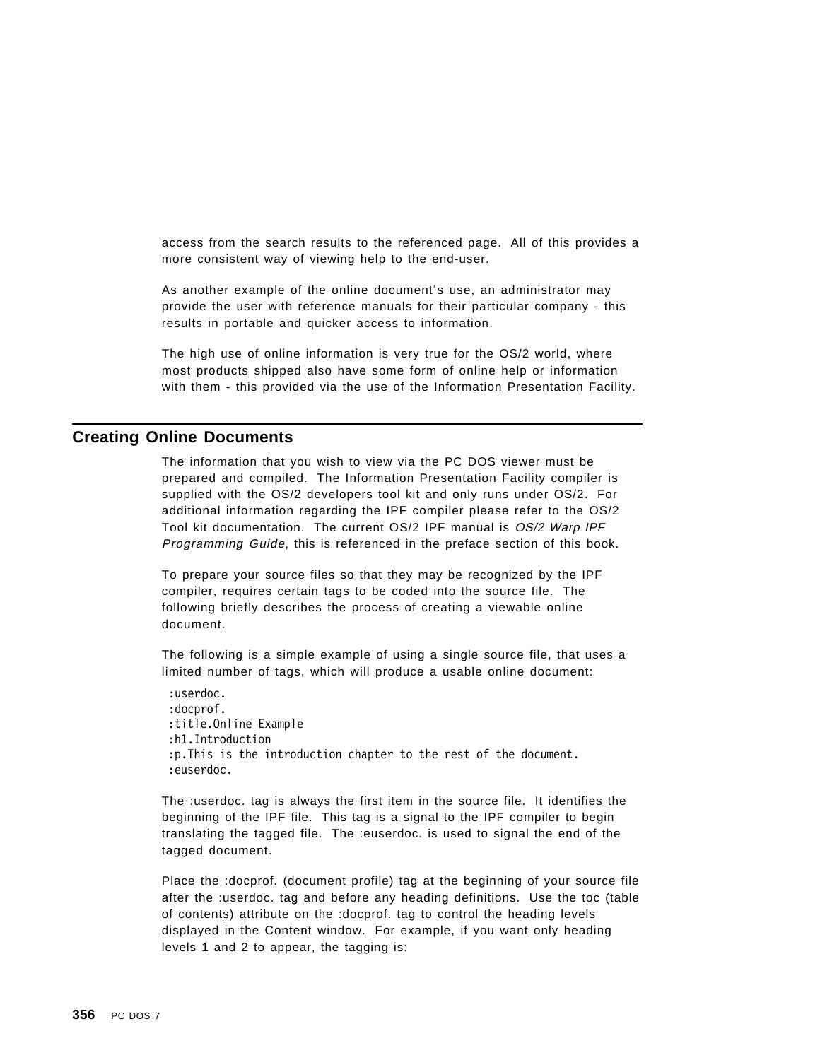access from the search results to the referenced page. All of this provides a more consistent way of viewing help to the end-user.

As another example of the online document´s use, an administrator may provide the user with reference manuals for their particular company - this results in portable and quicker access to information.

The high use of online information is very true for the OS/2 world, where most products shipped also have some form of online help or information with them - this provided via the use of the Information Presentation Facility.

## Creating Online Documents

The information that you wish to view via the PC DOS viewer must be prepared and compiled. The Information Presentation Facility compiler is supplied with the OS/2 developers tool kit and only runs under OS/2. For additional information regarding the IPF compiler please refer to the OS/2 Tool kit documentation. The current OS/2 IPF manual is *OS/2 Warp IPF Programming Guide*, this is referenced in the preface section of this book.

To prepare your source files so that they may be recognized by the IPF compiler, requires certain tags to be coded into the source file. The following briefly describes the process of creating a viewable online document.

The following is a simple example of using a single source file, that uses a limited number of tags, which will produce a usable online document:

```
:userdoc.
:docprof.
:title.Online Example
:h1.Introduction
:p.This is the introduction chapter to the rest of the document.
:euserdoc.
```

The :userdoc. tag is always the first item in the source file. It identifies the beginning of the IPF file. This tag is a signal to the IPF compiler to begin translating the tagged file. The :euserdoc. is used to signal the end of the tagged document.

Place the :docprof. (document profile) tag at the beginning of your source file after the :userdoc. tag and before any heading definitions. Use the toc (table of contents) attribute on the :docprof. tag to control the heading levels displayed in the Content window. For example, if you want only heading levels 1 and 2 to appear, the tagging is: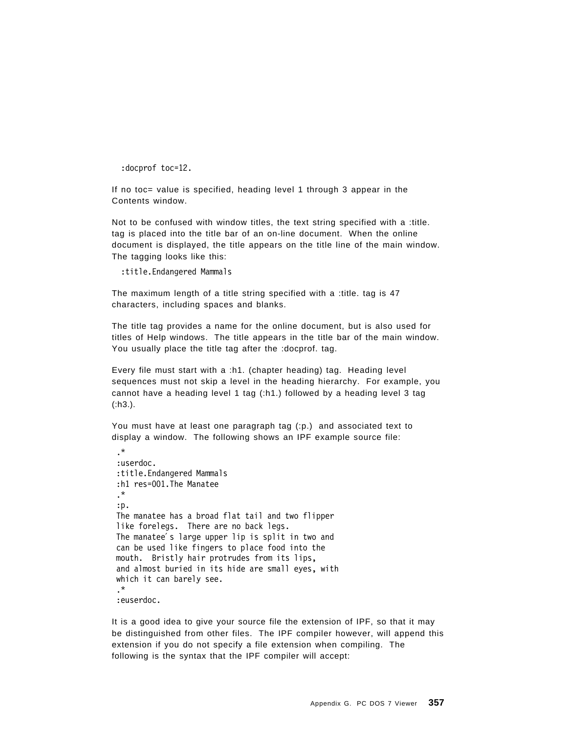```
:docprof toc=12.
```

If no toc= value is specified, heading level 1 through 3 appear in the Contents window.

Not to be confused with window titles, the text string specified with a :title. tag is placed into the title bar of an on-line document. When the online document is displayed, the title appears on the title line of the main window. The tagging looks like this:

```
:title.Endangered Mammals
```

The maximum length of a title string specified with a :title. tag is 47 characters, including spaces and blanks.

The title tag provides a name for the online document, but is also used for titles of Help windows. The title appears in the title bar of the main window. You usually place the title tag after the :docprof. tag.

Every file must start with a :h1. (chapter heading) tag. Heading level sequences must not skip a level in the heading hierarchy. For example, you cannot have a heading level 1 tag (:h1.) followed by a heading level 3 tag (:h3.).

You must have at least one paragraph tag (:p.) and associated text to display a window. The following shows an IPF example source file:

```
.*
:userdoc.
:title.Endangered Mammals
:h1 res=001.The Manatee
.*
:p.
The manatee has a broad flat tail and two flipper
like forelegs.  There are no back legs.
The manatee´s large upper lip is split in two and
can be used like fingers to place food into the
mouth.  Bristly hair protrudes from its lips,
and almost buried in its hide are small eyes, with
which it can barely see.
.*
:euserdoc.
```

It is a good idea to give your source file the extension of IPF, so that it may be distinguished from other files. The IPF compiler however, will append this extension if you do not specify a file extension when compiling. The following is the syntax that the IPF compiler will accept: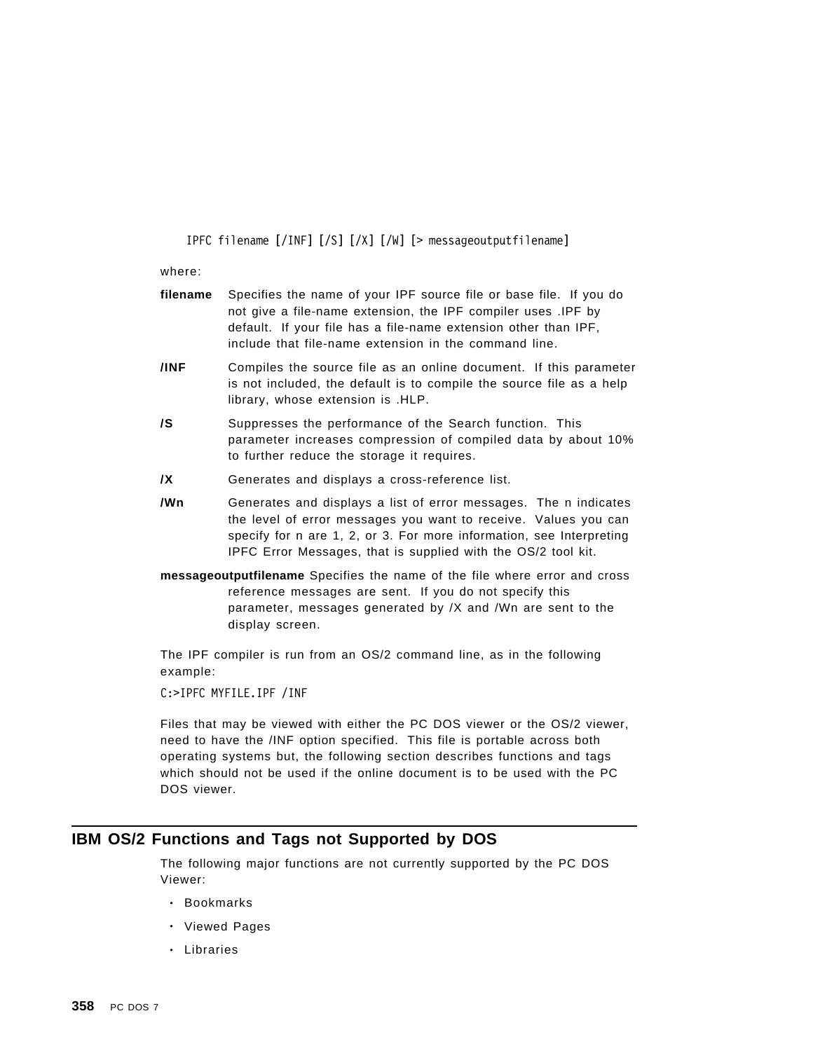```
IPFC filename [/INF] [/S] [/X] [/W] [> messageoutputfilename]
```

where:

**filename** Specifies the name of your IPF source file or base file. If you do not give a file-name extension, the IPF compiler uses .IPF by default. If your file has a file-name extension other than IPF, include that file-name extension in the command line.

**/INF** Compiles the source file as an online document. If this parameter is not included, the default is to compile the source file as a help library, whose extension is .HLP.

**/S** Suppresses the performance of the Search function. This parameter increases compression of compiled data by about 10% to further reduce the storage it requires.

**/X** Generates and displays a cross-reference list.

**/Wn** Generates and displays a list of error messages. The n indicates the level of error messages you want to receive. Values you can specify for n are 1, 2, or 3. For more information, see Interpreting IPFC Error Messages, that is supplied with the OS/2 tool kit.

**messageoutputfilename** Specifies the name of the file where error and cross reference messages are sent. If you do not specify this parameter, messages generated by /X and /Wn are sent to the display screen.

The IPF compiler is run from an OS/2 command line, as in the following example:

```
C:>IPFC MYFILE.IPF /INF
```

Files that may be viewed with either the PC DOS viewer or the OS/2 viewer, need to have the /INF option specified. This file is portable across both operating systems but, the following section describes functions and tags which should not be used if the online document is to be used with the PC DOS viewer.

## IBM OS/2 Functions and Tags not Supported by DOS

The following major functions are not currently supported by the PC DOS Viewer:

- Bookmarks
- Viewed Pages
- Libraries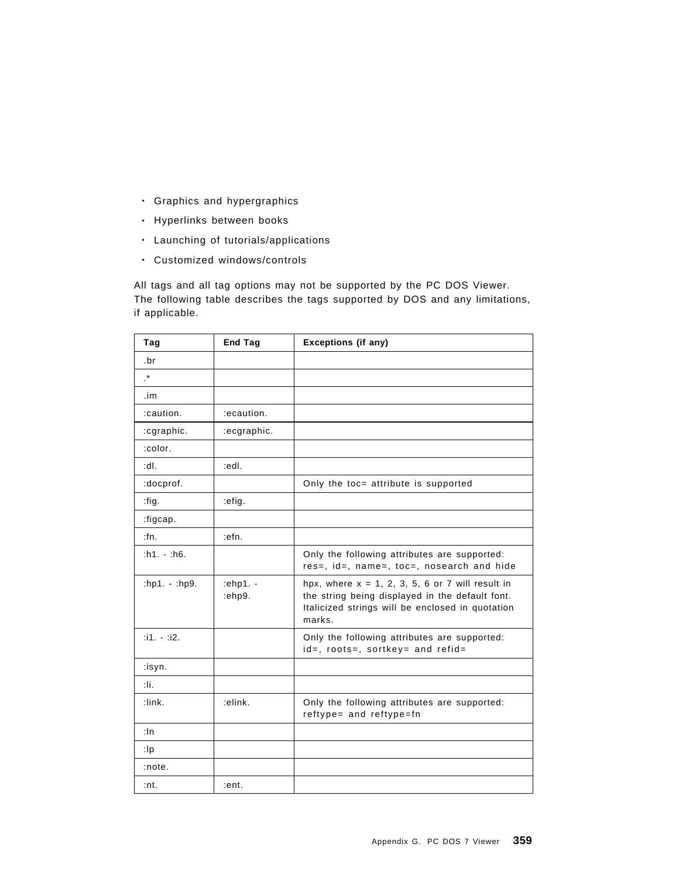- Graphics and hypergraphics
- Hyperlinks between books
- Launching of tutorials/applications
- Customized windows/controls

All tags and all tag options may not be supported by the PC DOS Viewer. The following table describes the tags supported by DOS and any limitations, if applicable.

| Tag | End Tag | Exceptions (if any) |
|---|---|---|
| .br | | |
| .* | | |
| .im | | |
| :caution. | :ecaution. | |
| :cgraphic. | :ecgraphic. | |
| :color. | | |
| :dl. | :edl. | |
| :docprof. | | Only the toc= attribute is supported |
| :fig. | :efig. | |
| :figcap. | | |
| :fn. | :efn. | |
| :h1. - :h6. | | Only the following attributes are supported: res=, id=, name=, toc=, nosearch and hide |
| :hp1. - :hp9. | :ehp1. - :ehp9. | hpx, where x = 1, 2, 3, 5, 6 or 7 will result in the string being displayed in the default font. Italicized strings will be enclosed in quotation marks. |
| :i1. - :i2. | | Only the following attributes are supported: id=, roots=, sortkey= and refid= |
| :isyn. | | |
| :li. | | |
| :link. | :elink. | Only the following attributes are supported: reftype= and reftype=fn |
| :ln | | |
| :lp | | |
| :note. | | |
| :nt. | :ent. | |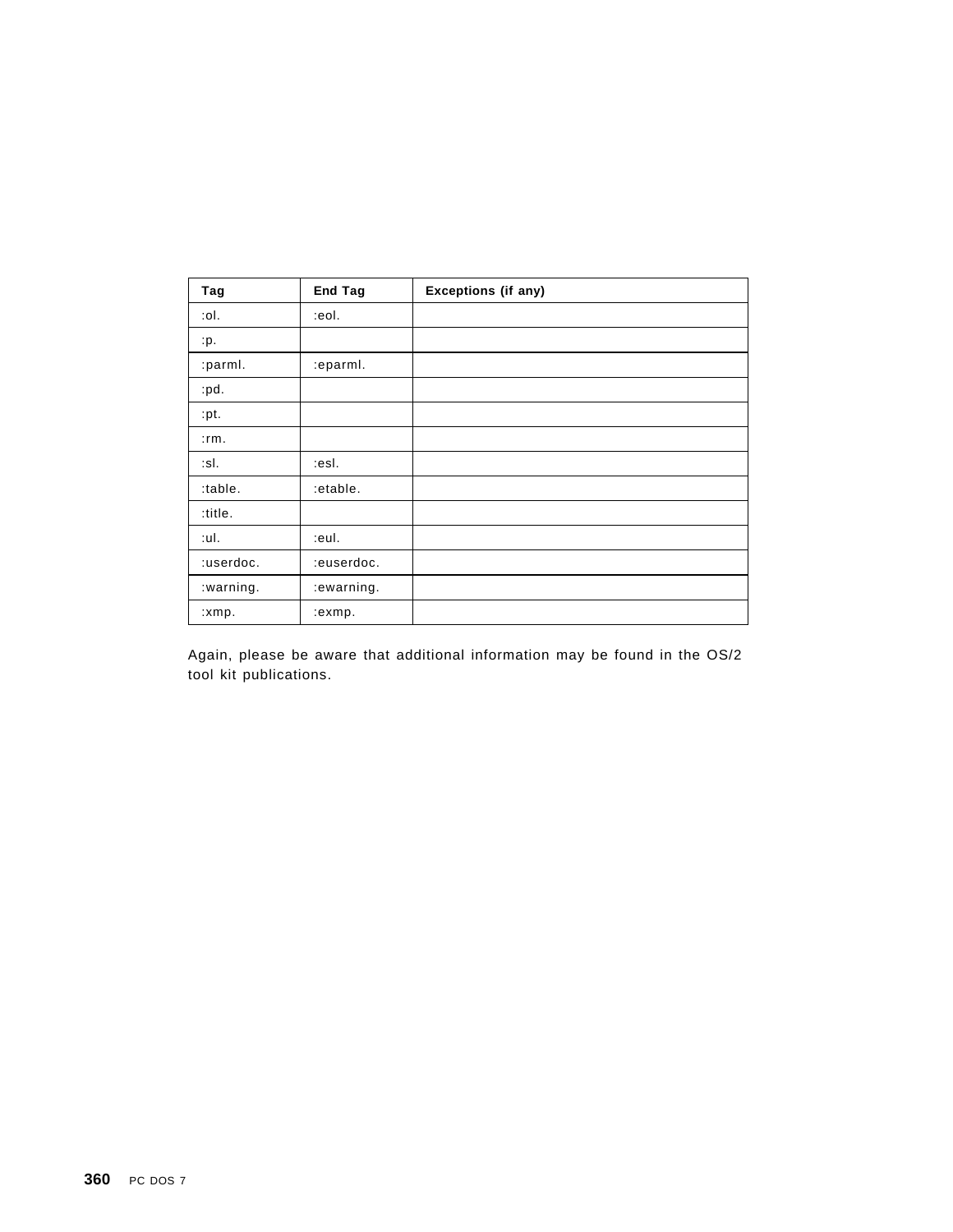| Tag | End Tag | Exceptions (if any) |
|---|---|---|
| :ol. | :eol. | |
| :p. | | |
| :parml. | :eparml. | |
| :pd. | | |
| :pt. | | |
| :rm. | | |
| :sl. | :esl. | |
| :table. | :etable. | |
| :title. | | |
| :ul. | :eul. | |
| :userdoc. | :euserdoc. | |
| :warning. | :ewarning. | |
| :xmp. | :exmp. | |

Again, please be aware that additional information may be found in the OS/2 tool kit publications.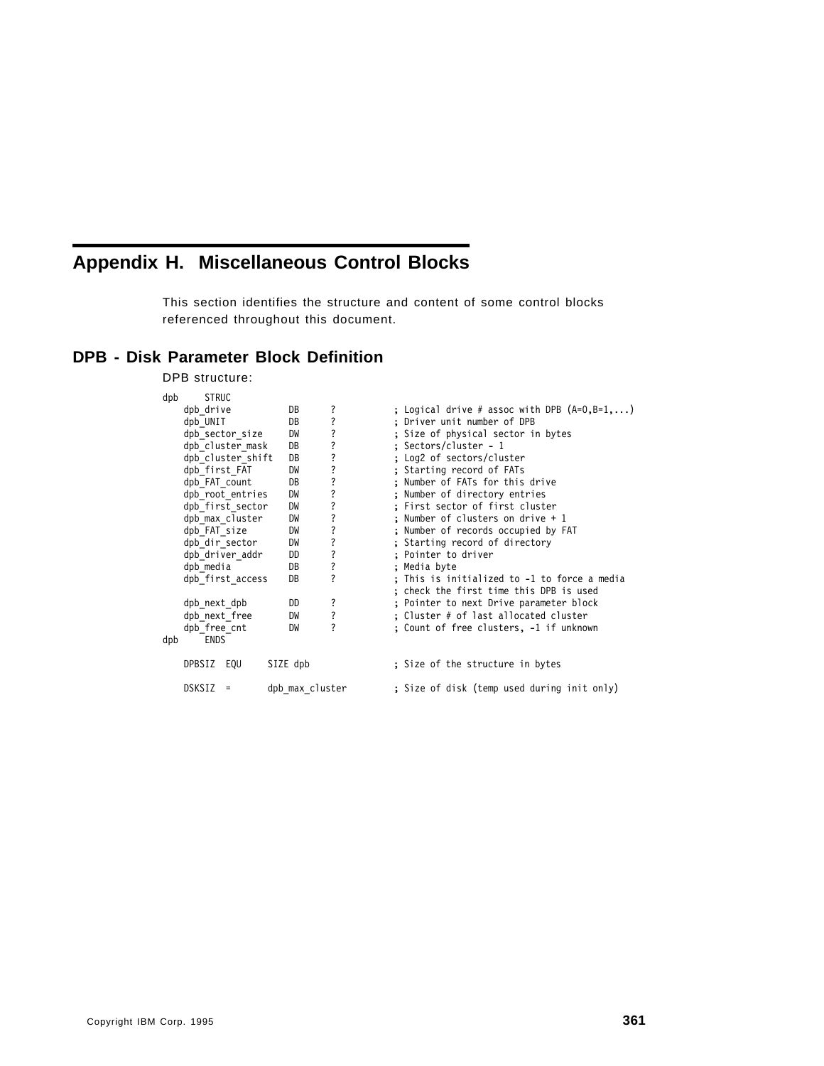# Appendix H. Miscellaneous Control Blocks

This section identifies the structure and content of some control blocks referenced throughout this document.

## DPB - Disk Parameter Block Definition

DPB structure:

```
dpb     STRUC
    dpb_drive           DB      ?           ; Logical drive # assoc with DPB (A=0,B=1,...)
    dpb_UNIT            DB      ?           ; Driver unit number of DPB
    dpb_sector_size     DW      ?           ; Size of physical sector in bytes
    dpb_cluster_mask    DB      ?           ; Sectors/cluster - 1
    dpb_cluster_shift   DB      ?           ; Log2 of sectors/cluster
    dpb_first_FAT       DW      ?           ; Starting record of FATs
    dpb_FAT_count       DB      ?           ; Number of FATs for this drive
    dpb_root_entries    DW      ?           ; Number of directory entries
    dpb_first_sector    DW      ?           ; First sector of first cluster
    dpb_max_cluster     DW      ?           ; Number of clusters on drive + 1
    dpb_FAT_size        DW      ?           ; Number of records occupied by FAT
    dpb_dir_sector      DW      ?           ; Starting record of directory
    dpb_driver_addr     DD      ?           ; Pointer to driver
    dpb_media           DB      ?           ; Media byte
    dpb_first_access    DB      ?           ; This is initialized to -1 to force a media
                                            ; check the first time this DPB is used
    dpb_next_dpb        DD      ?           ; Pointer to next Drive parameter block
    dpb_next_free       DW      ?           ; Cluster # of last allocated cluster
    dpb_free_cnt        DW      ?           ; Count of free clusters, -1 if unknown
dpb     ENDS

    DPBSIZ  EQU     SIZE dpb                ; Size of the structure in bytes

    DSKSIZ  =       dpb_max_cluster         ; Size of disk (temp used during init only)
```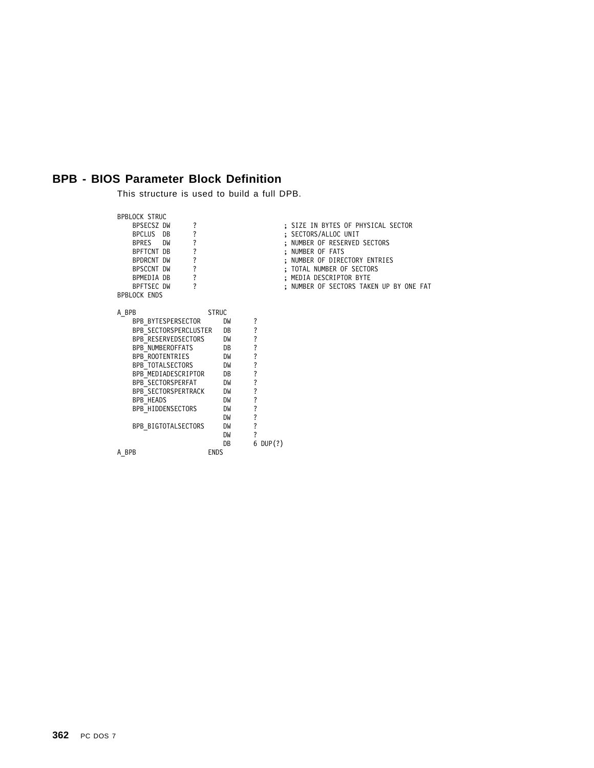## BPB - BIOS Parameter Block Definition

This structure is used to build a full DPB.

```
BPBLOCK STRUC
    BPSECSZ DW      ?                       ; SIZE IN BYTES OF PHYSICAL SECTOR
    BPCLUS  DB      ?                       ; SECTORS/ALLOC UNIT
    BPRES   DW      ?                       ; NUMBER OF RESERVED SECTORS
    BPFTCNT DB      ?                       ; NUMBER OF FATS
    BPDRCNT DW      ?                       ; NUMBER OF DIRECTORY ENTRIES
    BPSCCNT DW      ?                       ; TOTAL NUMBER OF SECTORS
    BPMEDIA DB      ?                       ; MEDIA DESCRIPTOR BYTE
    BPFTSEC DW      ?                       ; NUMBER OF SECTORS TAKEN UP BY ONE FAT
BPBLOCK ENDS

A_BPB                   STRUC
    BPB_BYTESPERSECTOR      DW      ?
    BPB_SECTORSPERCLUSTER   DB      ?
    BPB_RESERVEDSECTORS     DW      ?
    BPB_NUMBEROFFATS        DB      ?
    BPB_ROOTENTRIES         DW      ?
    BPB_TOTALSECTORS        DW      ?
    BPB_MEDIADESCRIPTOR     DB      ?
    BPB_SECTORSPERFAT       DW      ?
    BPB_SECTORSPERTRACK     DW      ?
    BPB_HEADS               DW      ?
    BPB_HIDDENSECTORS       DW      ?
                            DW      ?
    BPB_BIGTOTALSECTORS     DW      ?
                            DW      ?
                            DB      6 DUP(?)
A_BPB                   ENDS
```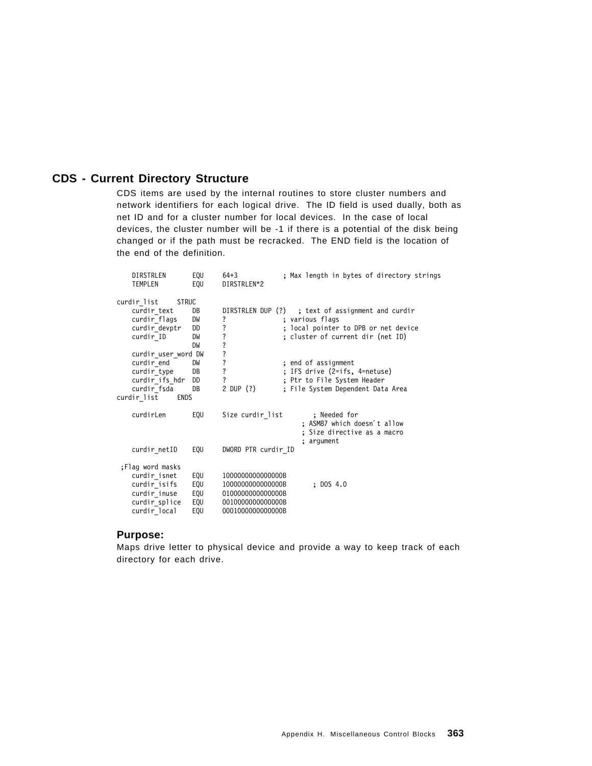## CDS - Current Directory Structure

CDS items are used by the internal routines to store cluster numbers and network identifiers for each logical drive. The ID field is used dually, both as net ID and for a cluster number for local devices. In the case of local devices, the cluster number will be -1 if there is a potential of the disk being changed or if the path must be recracked. The END field is the location of the end of the definition.

```
    DIRSTRLEN       EQU     64+3            ; Max length in bytes of directory strings
    TEMPLEN         EQU     DIRSTRLEN*2

curdir_list     STRUC
    curdir_text     DB      DIRSTRLEN DUP (?)   ; text of assignment and curdir
    curdir_flags    DW      ?               ; various flags
    curdir_devptr   DD      ?               ; local pointer to DPB or net device
    curdir_ID       DW      ?               ; cluster of current dir (net ID)
                    DW      ?
    curdir_user_word DW     ?
    curdir_end      DW      ?               ; end of assignment
    curdir_type     DB      ?               ; IFS drive (2=ifs, 4=netuse)
    curdir_ifs_hdr  DD      ?               ; Ptr to File System Header
    curdir_fsda     DB      2 DUP (?)       ; File System Dependent Data Area
curdir_list     ENDS

    curdirLen       EQU     Size curdir_list        ; Needed for
                                                ; ASM87 which doesn't allow
                                                ; Size directive as a macro
                                                ; argument
    curdir_netID    EQU     DWORD PTR curdir_ID

 ;Flag word masks
    curdir_isnet    EQU     1000000000000000B
    curdir_isifs    EQU     1000000000000000B       ; DOS 4.0
    curdir_inuse    EQU     0100000000000000B
    curdir_splice   EQU     0010000000000000B
    curdir_local    EQU     0001000000000000B
```

### Purpose:

Maps drive letter to physical device and provide a way to keep track of each directory for each drive.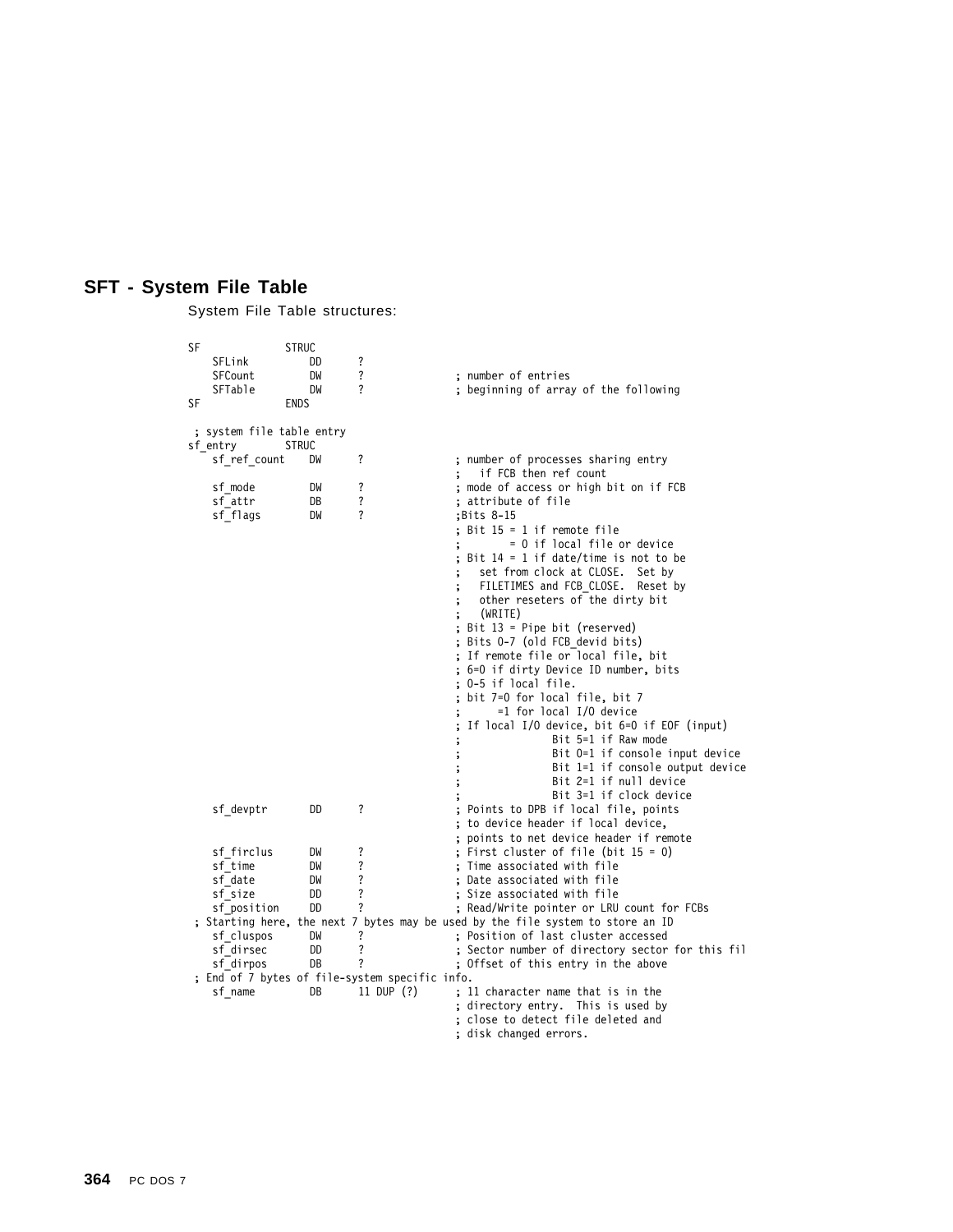## SFT - System File Table

System File Table structures:

```
SF              STRUC
    SFLink          DD      ?
    SFCount         DW      ?               ; number of entries
    SFTable         DW      ?               ; beginning of array of the following
SF              ENDS

 ; system file table entry
sf_entry        STRUC
    sf_ref_count    DW      ?               ; number of processes sharing entry
                                            ;   if FCB then ref count
    sf_mode         DW      ?               ; mode of access or high bit on if FCB
    sf_attr         DB      ?               ; attribute of file
    sf_flags        DW      ?               ;Bits 8-15
                                            ; Bit 15 = 1 if remote file
                                            ;        = 0 if local file or device
                                            ; Bit 14 = 1 if date/time is not to be
                                            ;   set from clock at CLOSE.  Set by
                                            ;   FILETIMES and FCB_CLOSE.  Reset by
                                            ;   other reseters of the dirty bit
                                            ;   (WRITE)
                                            ; Bit 13 = Pipe bit (reserved)
                                            ; Bits 0-7 (old FCB_devid bits)
                                            ; If remote file or local file, bit
                                            ; 6=0 if dirty Device ID number, bits
                                            ; 0-5 if local file.
                                            ; bit 7=0 for local file, bit 7
                                            ;      =1 for local I/O device
                                            ; If local I/O device, bit 6=0 if EOF (input)
                                            ;               Bit 5=1 if Raw mode
                                            ;               Bit 0=1 if console input device
                                            ;               Bit 1=1 if console output device
                                            ;               Bit 2=1 if null device
                                            ;               Bit 3=1 if clock device
    sf_devptr       DD      ?               ; Points to DPB if local file, points
                                            ; to device header if local device,
                                            ; points to net device header if remote
    sf_firclus      DW      ?               ; First cluster of file (bit 15 = 0)
    sf_time         DW      ?               ; Time associated with file
    sf_date         DW      ?               ; Date associated with file
    sf_size         DD      ?               ; Size associated with file
    sf_position     DD      ?               ; Read/Write pointer or LRU count for FCBs
 ; Starting here, the next 7 bytes may be used by the file system to store an ID
    sf_cluspos      DW      ?               ; Position of last cluster accessed
    sf_dirsec       DD      ?               ; Sector number of directory sector for this fil
    sf_dirpos       DB      ?               ; Offset of this entry in the above
 ; End of 7 bytes of file-system specific info.
    sf_name         DB      11 DUP (?)      ; 11 character name that is in the
                                            ; directory entry.  This is used by
                                            ; close to detect file deleted and
                                            ; disk changed errors.
```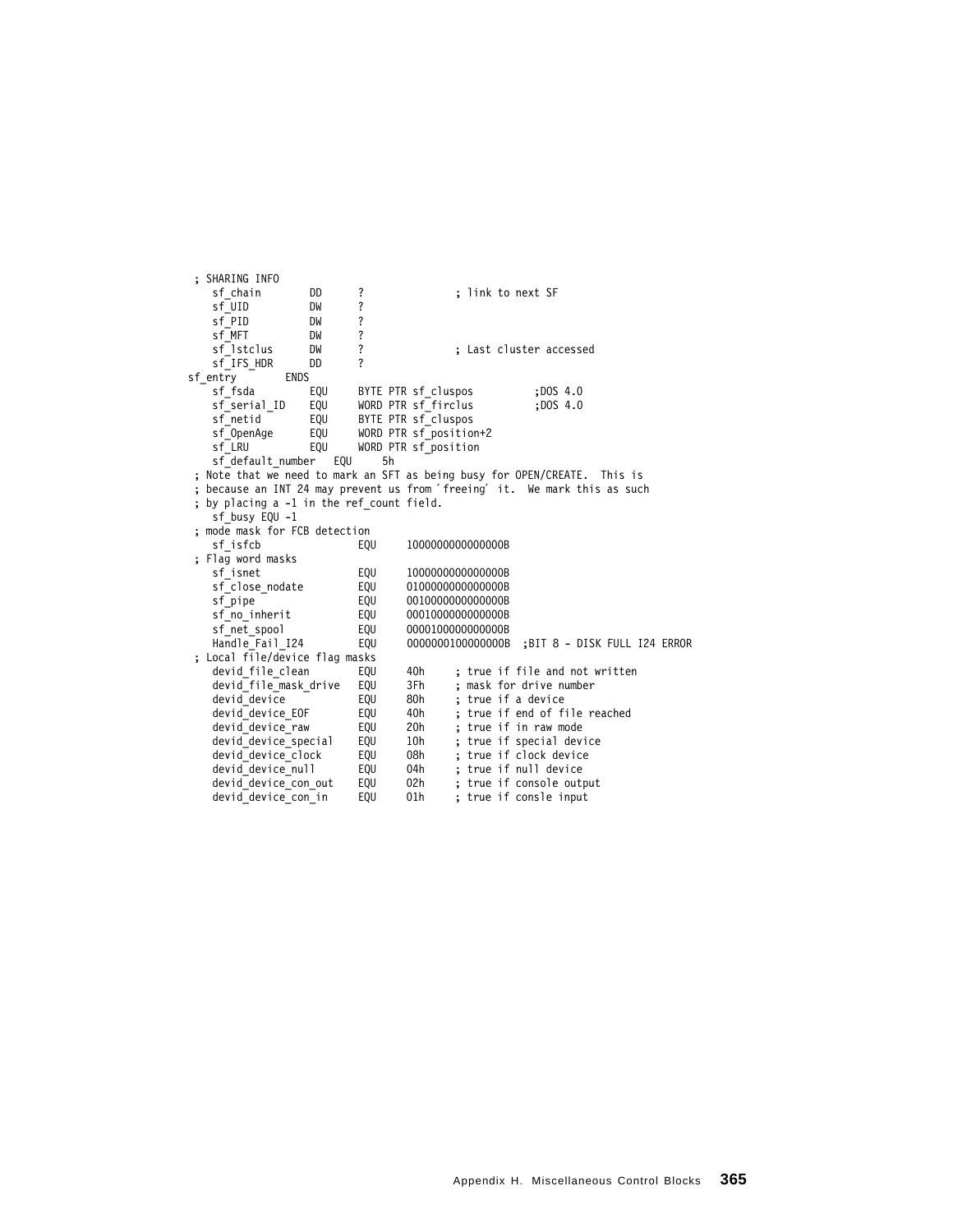```
; SHARING INFO
    sf_chain        DD      ?               ; link to next SF
    sf_UID          DW      ?
    sf_PID          DW      ?
    sf_MFT          DW      ?
    sf_lstclus      DW      ?               ; Last cluster accessed
    sf_IFS_HDR      DD      ?
sf_entry        ENDS
    sf_fsda         EQU     BYTE PTR sf_cluspos         ;DOS 4.0
    sf_serial_ID    EQU     WORD PTR sf_firclus         ;DOS 4.0
    sf_netid        EQU     BYTE PTR sf_cluspos
    sf_OpenAge      EQU     WORD PTR sf_position+2
    sf_LRU          EQU     WORD PTR sf_position
    sf_default_number   EQU     5h
; Note that we need to mark an SFT as being busy for OPEN/CREATE.  This is
; because an INT 24 may prevent us from ´freeing´ it.  We mark this as such
; by placing a -1 in the ref_count field.
    sf_busy EQU -1
; mode mask for FCB detection
    sf_isfcb                EQU     1000000000000000B
; Flag word masks
    sf_isnet                EQU     1000000000000000B
    sf_close_nodate         EQU     0100000000000000B
    sf_pipe                 EQU     0010000000000000B
    sf_no_inherit           EQU     0001000000000000B
    sf_net_spool            EQU     0000100000000000B
    Handle_Fail_I24         EQU     0000000100000000B  ;BIT 8 - DISK FULL I24 ERROR
; Local file/device flag masks
    devid_file_clean        EQU     40h     ; true if file and not written
    devid_file_mask_drive   EQU     3Fh     ; mask for drive number
    devid_device            EQU     80h     ; true if a device
    devid_device_EOF        EQU     40h     ; true if end of file reached
    devid_device_raw        EQU     20h     ; true if in raw mode
    devid_device_special    EQU     10h     ; true if special device
    devid_device_clock      EQU     08h     ; true if clock device
    devid_device_null       EQU     04h     ; true if null device
    devid_device_con_out    EQU     02h     ; true if console output
    devid_device_con_in     EQU     01h     ; true if consle input
```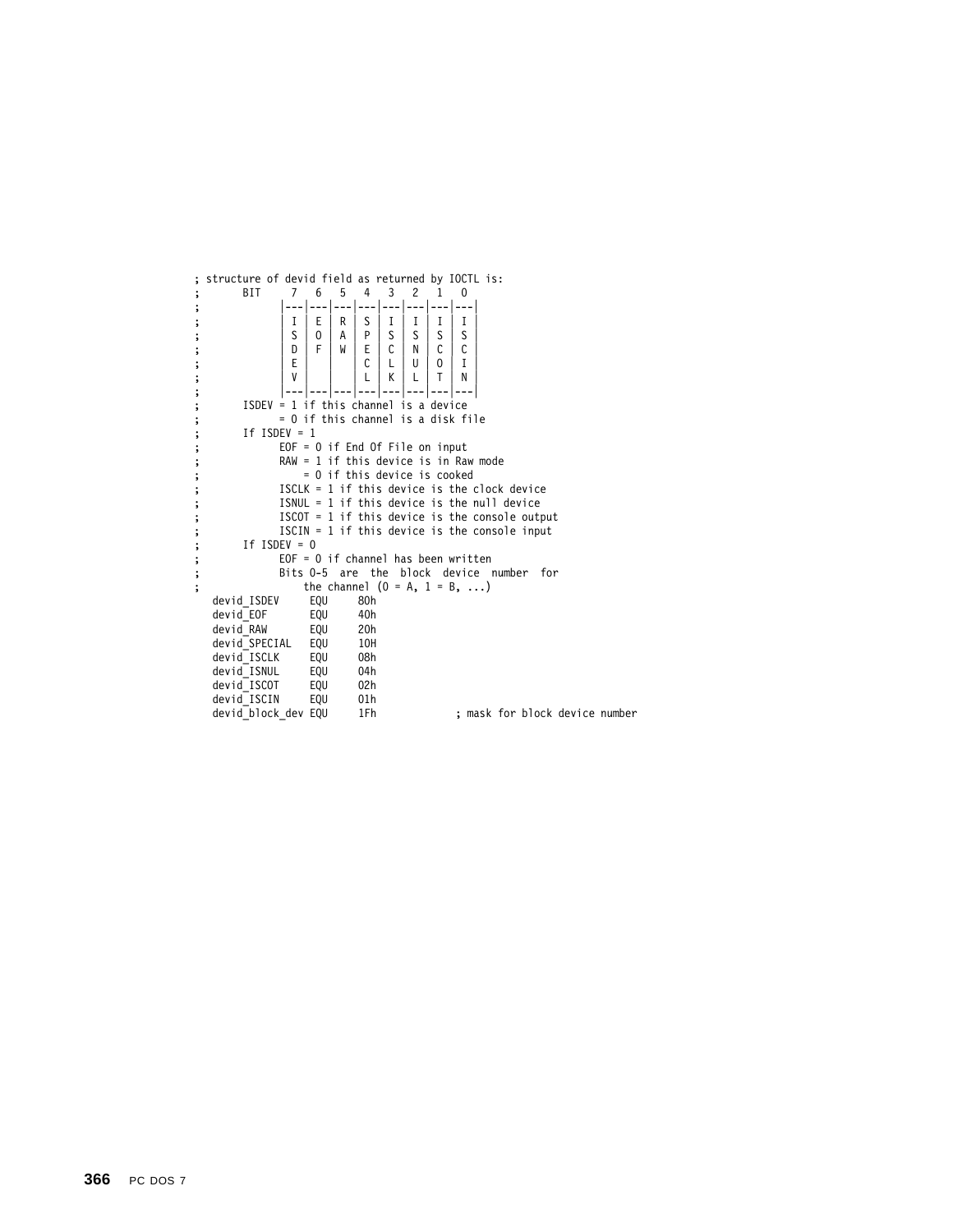```
; structure of devid field as returned by IOCTL is:
;       BIT     7   6   5   4   3   2   1   0
;             |---|---|---|---|---|---|---|---|
;             | I | E | R | S | I | I | I | I |
;             | S | O | A | P | S | S | S | S |
;             | D | F | W | E | C | N | C | C |
;             | E |   |   | C | L | U | O | I |
;             | V |   |   | L | K | L | T | N |
;             |---|---|---|---|---|---|---|---|
;       ISDEV = 1 if this channel is a device
;             = 0 if this channel is a disk file
;       If ISDEV = 1
;             EOF = 0 if End Of File on input
;             RAW = 1 if this device is in Raw mode
;                 = 0 if this device is cooked
;             ISCLK = 1 if this device is the clock device
;             ISNUL = 1 if this device is the null device
;             ISCOT = 1 if this device is the console output
;             ISCIN = 1 if this device is the console input
;       If ISDEV = 0
;             EOF = 0 if channel has been written
;             Bits 0-5  are  the  block  device  number  for
;                 the channel (0 = A, 1 = B, ...)
   devid_ISDEV     EQU     80h
   devid_EOF       EQU     40h
   devid_RAW       EQU     20h
   devid_SPECIAL   EQU     10H
   devid_ISCLK     EQU     08h
   devid_ISNUL     EQU     04h
   devid_ISCOT     EQU     02h
   devid_ISCIN     EQU     01h
   devid_block_dev EQU     1Fh             ; mask for block device number
```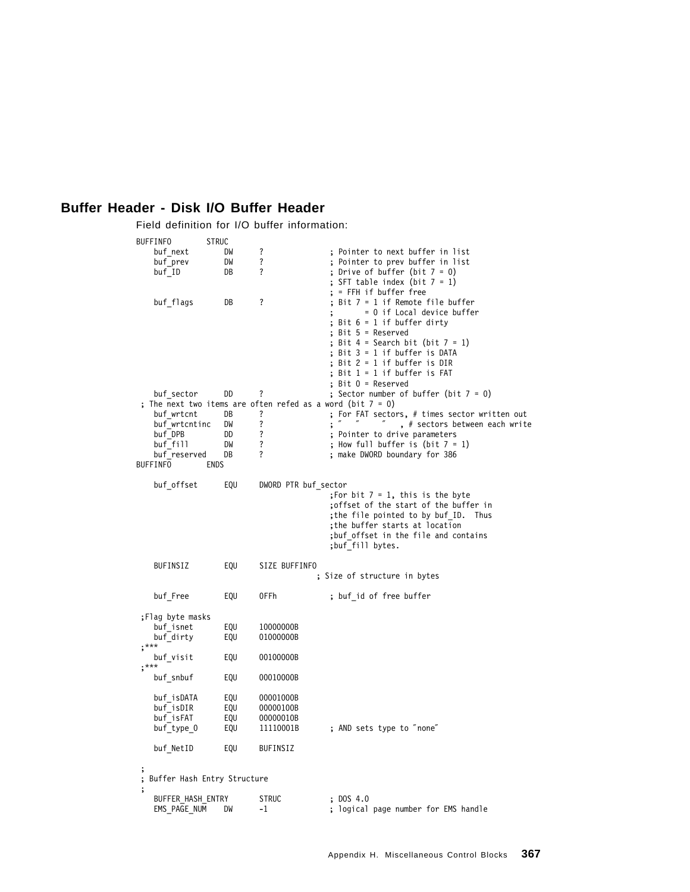## Buffer Header - Disk I/O Buffer Header

Field definition for I/O buffer information:

```
BUFFINFO        STRUC
    buf_next        DW      ?               ; Pointer to next buffer in list
    buf_prev        DW      ?               ; Pointer to prev buffer in list
    buf_ID          DB      ?               ; Drive of buffer (bit 7 = 0)
                                            ; SFT table index (bit 7 = 1)
                                            ; = FFH if buffer free
    buf_flags       DB      ?               ; Bit 7 = 1 if Remote file buffer
                                            ;       = 0 if Local device buffer
                                            ; Bit 6 = 1 if buffer dirty
                                            ; Bit 5 = Reserved
                                            ; Bit 4 = Search bit (bit 7 = 1)
                                            ; Bit 3 = 1 if buffer is DATA
                                            ; Bit 2 = 1 if buffer is DIR
                                            ; Bit 1 = 1 if buffer is FAT
                                            ; Bit 0 = Reserved
    buf_sector      DD      ?               ; Sector number of buffer (bit 7 = 0)
 ; The next two items are often refed as a word (bit 7 = 0)
    buf_wrtcnt      DB      ?               ; For FAT sectors, # times sector written out
    buf_wrtcntinc   DW      ?               ; "   "     "    , # sectors between each write
    buf_DPB         DD      ?               ; Pointer to drive parameters
    buf_fill        DW      ?               ; How full buffer is (bit 7 = 1)
    buf_reserved    DB      ?               ; make DWORD boundary for 386
BUFFINFO        ENDS

    buf_offset      EQU     DWORD PTR buf_sector
                                            ;For bit 7 = 1, this is the byte
                                            ;offset of the start of the buffer in
                                            ;the file pointed to by buf_ID.  Thus
                                            ;the buffer starts at location
                                            ;buf_offset in the file and contains
                                            ;buf_fill bytes.

    BUFINSIZ        EQU     SIZE BUFFINFO
                                          ; Size of structure in bytes

    buf_Free        EQU     0FFh            ; buf_id of free buffer

 ;Flag byte masks
    buf_isnet       EQU     10000000B
    buf_dirty       EQU     01000000B
 ;***
    buf_visit       EQU     00100000B
 ;***
    buf_snbuf       EQU     00010000B

    buf_isDATA      EQU     00001000B
    buf_isDIR       EQU     00000100B
    buf_isFAT       EQU     00000010B
    buf_type_0      EQU     11110001B       ; AND sets type to "none"

    buf_NetID       EQU     BUFINSIZ

 ;
 ; Buffer Hash Entry Structure
 ;
    BUFFER_HASH_ENTRY       STRUC           ; DOS 4.0
    EMS_PAGE_NUM    DW      -1              ; logical page number for EMS handle
```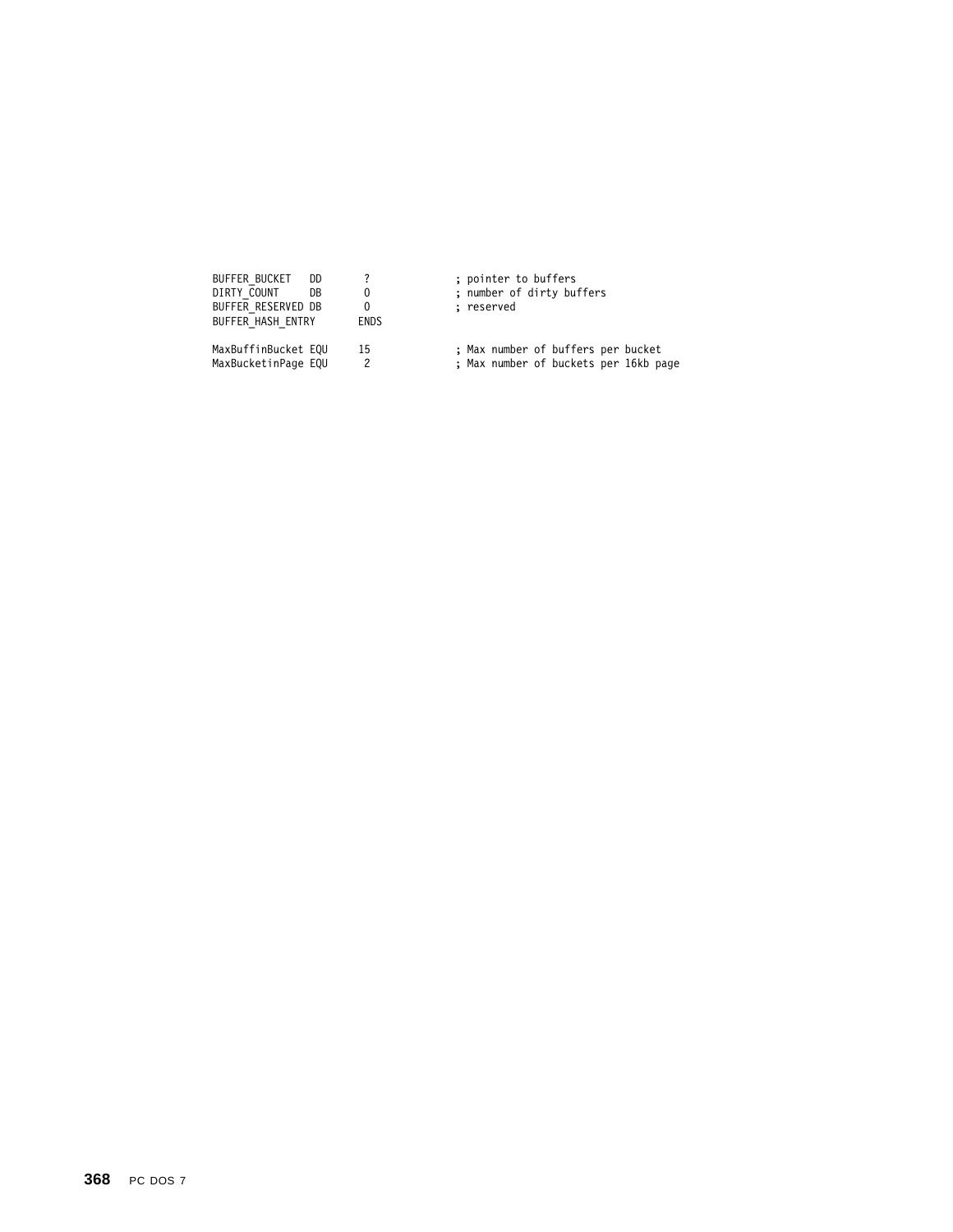```
BUFFER_BUCKET   DD       ?              ; pointer to buffers
DIRTY_COUNT     DB       0              ; number of dirty buffers
BUFFER_RESERVED DB       0              ; reserved
BUFFER_HASH_ENTRY       ENDS

MaxBuffinBucket EQU     15              ; Max number of buffers per bucket
MaxBucketinPage EQU      2              ; Max number of buckets per 16kb page
```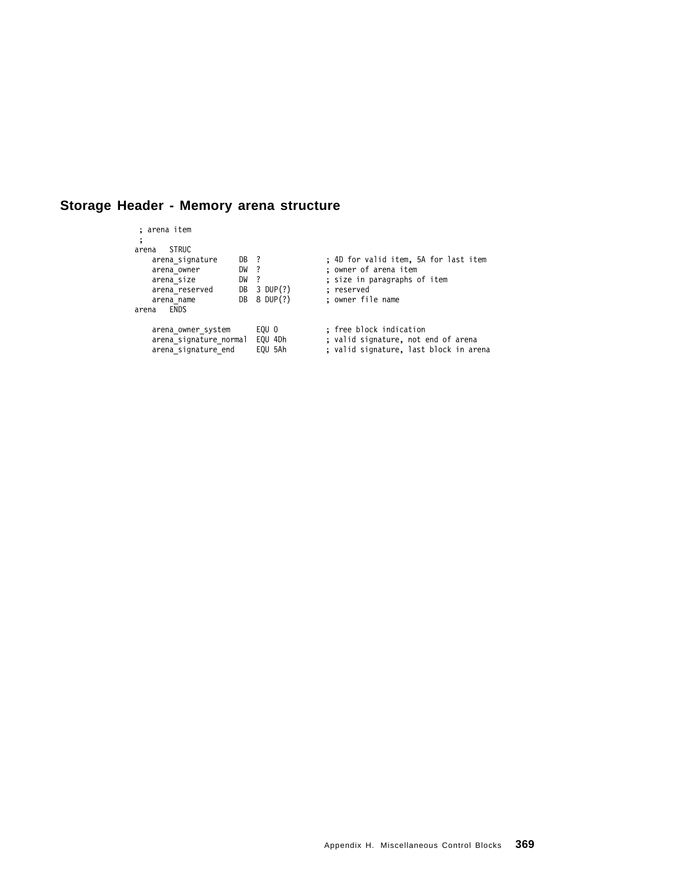## Storage Header - Memory arena structure

```
 ; arena item
 ;
arena   STRUC
    arena_signature     DB  ?               ; 4D for valid item, 5A for last item
    arena_owner         DW  ?               ; owner of arena item
    arena_size          DW  ?               ; size in paragraphs of item
    arena_reserved      DB  3 DUP(?)        ; reserved
    arena_name          DB  8 DUP(?)        ; owner file name
arena   ENDS

    arena_owner_system      EQU 0           ; free block indication
    arena_signature_normal  EQU 4Dh         ; valid signature, not end of arena
    arena_signature_end     EQU 5Ah         ; valid signature, last block in arena
```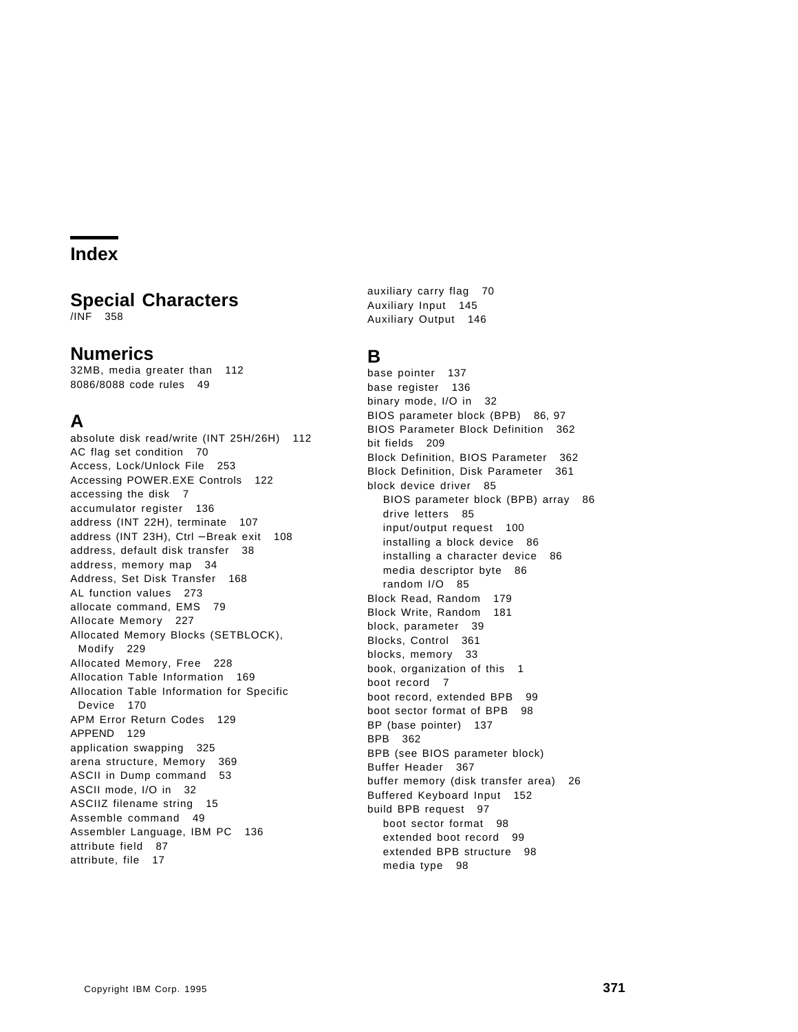# Index

## Special Characters

/INF 358

## Numerics

32MB, media greater than 112
8086/8088 code rules 49

## A

absolute disk read/write (INT 25H/26H) 112
AC flag set condition 70
Access, Lock/Unlock File 253
Accessing POWER.EXE Controls 122
accessing the disk 7
accumulator register 136
address (INT 22H), terminate 107
address (INT 23H), Ctrl −Break exit 108
address, default disk transfer 38
address, memory map 34
Address, Set Disk Transfer 168
AL function values 273
allocate command, EMS 79
Allocate Memory 227
Allocated Memory Blocks (SETBLOCK), Modify 229
Allocated Memory, Free 228
Allocation Table Information 169
Allocation Table Information for Specific Device 170
APM Error Return Codes 129
APPEND 129
application swapping 325
arena structure, Memory 369
ASCII in Dump command 53
ASCII mode, I/O in 32
ASCIIZ filename string 15
Assemble command 49
Assembler Language, IBM PC 136
attribute field 87
attribute, file 17
auxiliary carry flag 70
Auxiliary Input 145
Auxiliary Output 146

## B

base pointer 137
base register 136
binary mode, I/O in 32
BIOS parameter block (BPB) 86, 97
BIOS Parameter Block Definition 362
bit fields 209
Block Definition, BIOS Parameter 362
Block Definition, Disk Parameter 361
block device driver 85
- BIOS parameter block (BPB) array 86
- drive letters 85
- input/output request 100
- installing a block device 86
- installing a character device 86
- media descriptor byte 86
- random I/O 85

Block Read, Random 179
Block Write, Random 181
block, parameter 39
Blocks, Control 361
blocks, memory 33
book, organization of this 1
boot record 7
boot record, extended BPB 99
boot sector format of BPB 98
BP (base pointer) 137
BPB 362
BPB (see BIOS parameter block)
Buffer Header 367
buffer memory (disk transfer area) 26
Buffered Keyboard Input 152
build BPB request 97
- boot sector format 98
- extended boot record 99
- extended BPB structure 98
- media type 98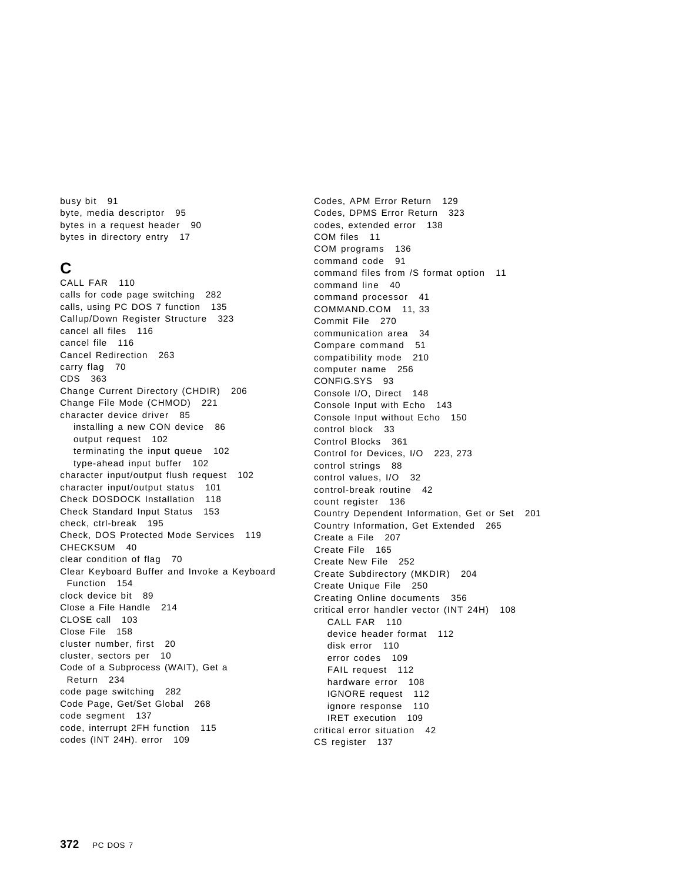busy bit 91
byte, media descriptor 95
bytes in a request header 90
bytes in directory entry 17

## C

CALL FAR 110
calls for code page switching 282
calls, using PC DOS 7 function 135
Callup/Down Register Structure 323
cancel all files 116
cancel file 116
Cancel Redirection 263
carry flag 70
CDS 363
Change Current Directory (CHDIR) 206
Change File Mode (CHMOD) 221
character device driver 85
  installing a new CON device 86
  output request 102
  terminating the input queue 102
  type-ahead input buffer 102
character input/output flush request 102
character input/output status 101
Check DOSDOCK Installation 118
Check Standard Input Status 153
check, ctrl-break 195
Check, DOS Protected Mode Services 119
CHECKSUM 40
clear condition of flag 70
Clear Keyboard Buffer and Invoke a Keyboard Function 154
clock device bit 89
Close a File Handle 214
CLOSE call 103
Close File 158
cluster number, first 20
cluster, sectors per 10
Code of a Subprocess (WAIT), Get a Return 234
code page switching 282
Code Page, Get/Set Global 268
code segment 137
code, interrupt 2FH function 115
codes (INT 24H). error 109
Codes, APM Error Return 129
Codes, DPMS Error Return 323
codes, extended error 138
COM files 11
COM programs 136
command code 91
command files from /S format option 11
command line 40
command processor 41
COMMAND.COM 11, 33
Commit File 270
communication area 34
Compare command 51
compatibility mode 210
computer name 256
CONFIG.SYS 93
Console I/O, Direct 148
Console Input with Echo 143
Console Input without Echo 150
control block 33
Control Blocks 361
Control for Devices, I/O 223, 273
control strings 88
control values, I/O 32
control-break routine 42
count register 136
Country Dependent Information, Get or Set 201
Country Information, Get Extended 265
Create a File 207
Create File 165
Create New File 252
Create Subdirectory (MKDIR) 204
Create Unique File 250
Creating Online documents 356
critical error handler vector (INT 24H) 108
  CALL FAR 110
  device header format 112
  disk error 110
  error codes 109
  FAIL request 112
  hardware error 108
  IGNORE request 112
  ignore response 110
  IRET execution 109
critical error situation 42
CS register 137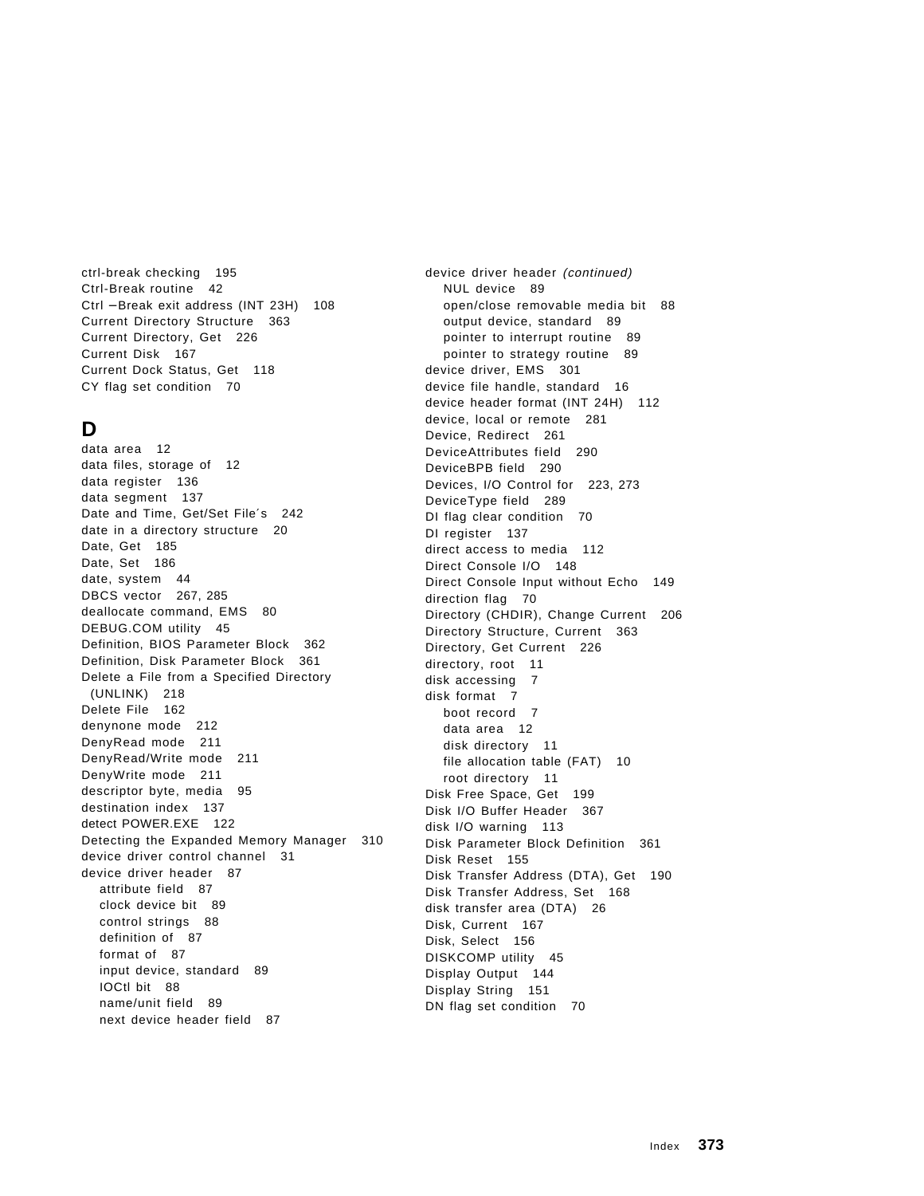ctrl-break checking 195
Ctrl-Break routine 42
Ctrl −Break exit address (INT 23H) 108
Current Directory Structure 363
Current Directory, Get 226
Current Disk 167
Current Dock Status, Get 118
CY flag set condition 70

## D

data area 12
data files, storage of 12
data register 136
data segment 137
Date and Time, Get/Set File´s 242
date in a directory structure 20
Date, Get 185
Date, Set 186
date, system 44
DBCS vector 267, 285
deallocate command, EMS 80
DEBUG.COM utility 45
Definition, BIOS Parameter Block 362
Definition, Disk Parameter Block 361
Delete a File from a Specified Directory (UNLINK) 218
Delete File 162
denynone mode 212
DenyRead mode 211
DenyRead/Write mode 211
DenyWrite mode 211
descriptor byte, media 95
destination index 137
detect POWER.EXE 122
Detecting the Expanded Memory Manager 310
device driver control channel 31
device driver header 87
- attribute field 87
- clock device bit 89
- control strings 88
- definition of 87
- format of 87
- input device, standard 89
- IOCtl bit 88
- name/unit field 89
- next device header field 87

device driver header *(continued)*
- NUL device 89
- open/close removable media bit 88
- output device, standard 89
- pointer to interrupt routine 89
- pointer to strategy routine 89

device driver, EMS 301
device file handle, standard 16
device header format (INT 24H) 112
device, local or remote 281
Device, Redirect 261
DeviceAttributes field 290
DeviceBPB field 290
Devices, I/O Control for 223, 273
DeviceType field 289
DI flag clear condition 70
DI register 137
direct access to media 112
Direct Console I/O 148
Direct Console Input without Echo 149
direction flag 70
Directory (CHDIR), Change Current 206
Directory Structure, Current 363
Directory, Get Current 226
directory, root 11
disk accessing 7
disk format 7
- boot record 7
- data area 12
- disk directory 11
- file allocation table (FAT) 10
- root directory 11

Disk Free Space, Get 199
Disk I/O Buffer Header 367
disk I/O warning 113
Disk Parameter Block Definition 361
Disk Reset 155
Disk Transfer Address (DTA), Get 190
Disk Transfer Address, Set 168
disk transfer area (DTA) 26
Disk, Current 167
Disk, Select 156
DISKCOMP utility 45
Display Output 144
Display String 151
DN flag set condition 70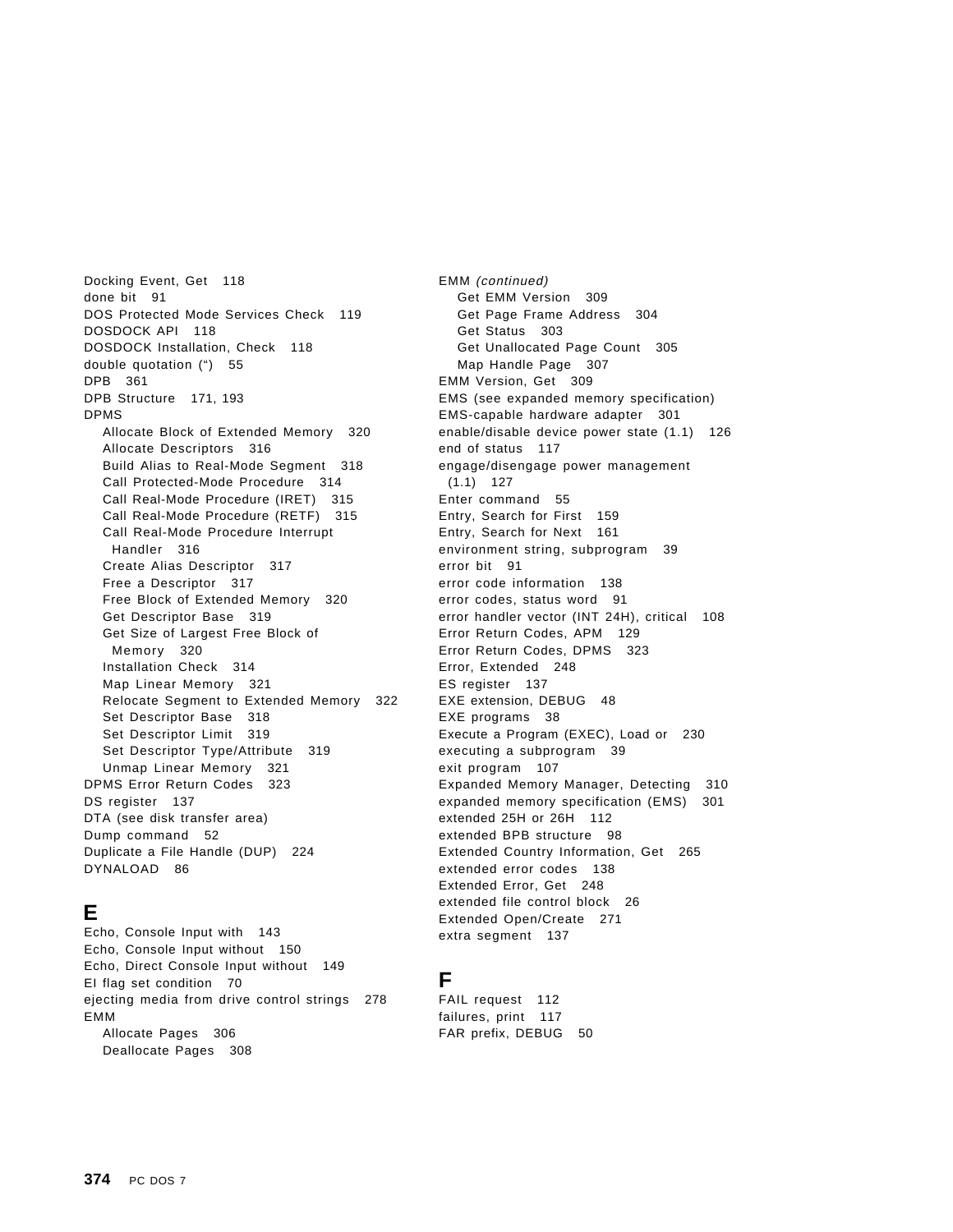Docking Event, Get 118
done bit 91
DOS Protected Mode Services Check 119
DOSDOCK API 118
DOSDOCK Installation, Check 118
double quotation (") 55
DPB 361
DPB Structure 171, 193
DPMS
  Allocate Block of Extended Memory 320
  Allocate Descriptors 316
  Build Alias to Real-Mode Segment 318
  Call Protected-Mode Procedure 314
  Call Real-Mode Procedure (IRET) 315
  Call Real-Mode Procedure (RETF) 315
  Call Real-Mode Procedure Interrupt Handler 316
  Create Alias Descriptor 317
  Free a Descriptor 317
  Free Block of Extended Memory 320
  Get Descriptor Base 319
  Get Size of Largest Free Block of Memory 320
  Installation Check 314
  Map Linear Memory 321
  Relocate Segment to Extended Memory 322
  Set Descriptor Base 318
  Set Descriptor Limit 319
  Set Descriptor Type/Attribute 319
  Unmap Linear Memory 321
DPMS Error Return Codes 323
DS register 137
DTA (see disk transfer area)
Dump command 52
Duplicate a File Handle (DUP) 224
DYNALOAD 86

## E

Echo, Console Input with 143
Echo, Console Input without 150
Echo, Direct Console Input without 149
EI flag set condition 70
ejecting media from drive control strings 278
EMM
  Allocate Pages 306
  Deallocate Pages 308
EMM *(continued)*
  Get EMM Version 309
  Get Page Frame Address 304
  Get Status 303
  Get Unallocated Page Count 305
  Map Handle Page 307
EMM Version, Get 309
EMS (see expanded memory specification)
EMS-capable hardware adapter 301
enable/disable device power state (1.1) 126
end of status 117
engage/disengage power management (1.1) 127
Enter command 55
Entry, Search for First 159
Entry, Search for Next 161
environment string, subprogram 39
error bit 91
error code information 138
error codes, status word 91
error handler vector (INT 24H), critical 108
Error Return Codes, APM 129
Error Return Codes, DPMS 323
Error, Extended 248
ES register 137
EXE extension, DEBUG 48
EXE programs 38
Execute a Program (EXEC), Load or 230
executing a subprogram 39
exit program 107
Expanded Memory Manager, Detecting 310
expanded memory specification (EMS) 301
extended 25H or 26H 112
extended BPB structure 98
Extended Country Information, Get 265
extended error codes 138
Extended Error, Get 248
extended file control block 26
Extended Open/Create 271
extra segment 137

## F

FAIL request 112
failures, print 117
FAR prefix, DEBUG 50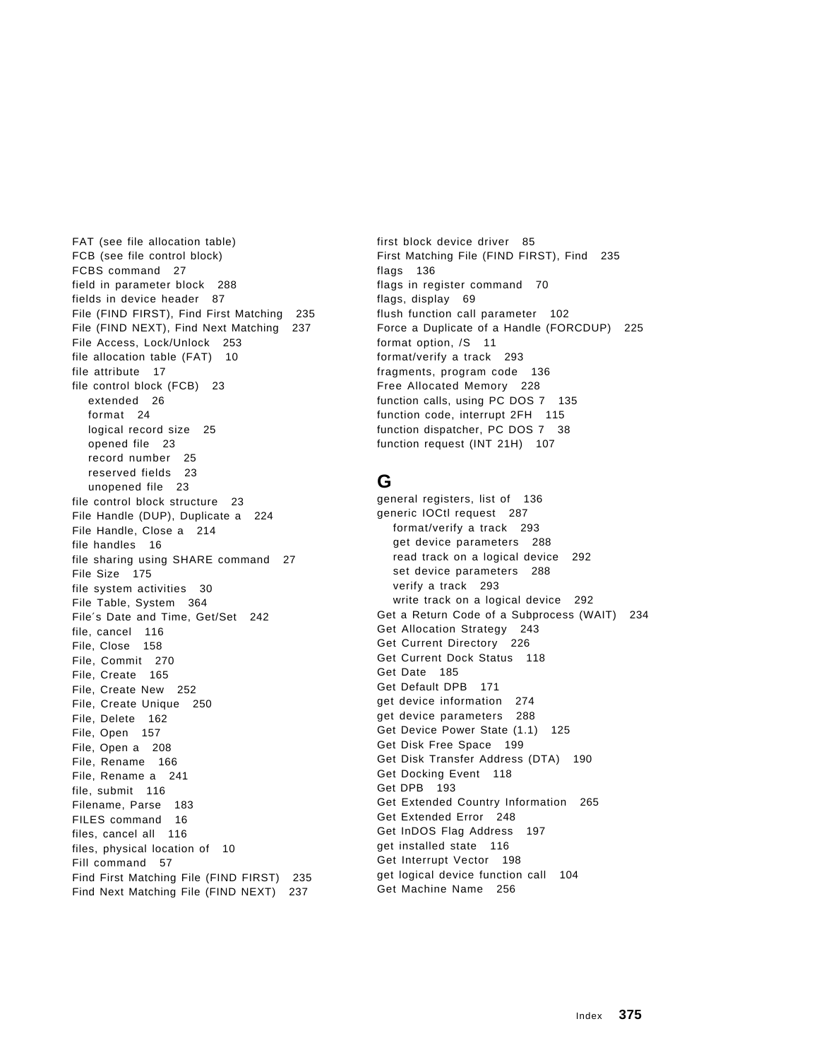FAT (see file allocation table)
FCB (see file control block)
FCBS command 27
field in parameter block 288
fields in device header 87
File (FIND FIRST), Find First Matching 235
File (FIND NEXT), Find Next Matching 237
File Access, Lock/Unlock 253
file allocation table (FAT) 10
file attribute 17
file control block (FCB) 23
  extended 26
  format 24
  logical record size 25
  opened file 23
  record number 25
  reserved fields 23
  unopened file 23
file control block structure 23
File Handle (DUP), Duplicate a 224
File Handle, Close a 214
file handles 16
file sharing using SHARE command 27
File Size 175
file system activities 30
File Table, System 364
File´s Date and Time, Get/Set 242
file, cancel 116
File, Close 158
File, Commit 270
File, Create 165
File, Create New 252
File, Create Unique 250
File, Delete 162
File, Open 157
File, Open a 208
File, Rename 166
File, Rename a 241
file, submit 116
Filename, Parse 183
FILES command 16
files, cancel all 116
files, physical location of 10
Fill command 57
Find First Matching File (FIND FIRST) 235
Find Next Matching File (FIND NEXT) 237
first block device driver 85
First Matching File (FIND FIRST), Find 235
flags 136
flags in register command 70
flags, display 69
flush function call parameter 102
Force a Duplicate of a Handle (FORCDUP) 225
format option, /S 11
format/verify a track 293
fragments, program code 136
Free Allocated Memory 228
function calls, using PC DOS 7 135
function code, interrupt 2FH 115
function dispatcher, PC DOS 7 38
function request (INT 21H) 107

## G

general registers, list of 136
generic IOCtl request 287
  format/verify a track 293
  get device parameters 288
  read track on a logical device 292
  set device parameters 288
  verify a track 293
  write track on a logical device 292
Get a Return Code of a Subprocess (WAIT) 234
Get Allocation Strategy 243
Get Current Directory 226
Get Current Dock Status 118
Get Date 185
Get Default DPB 171
get device information 274
get device parameters 288
Get Device Power State (1.1) 125
Get Disk Free Space 199
Get Disk Transfer Address (DTA) 190
Get Docking Event 118
Get DPB 193
Get Extended Country Information 265
Get Extended Error 248
Get InDOS Flag Address 197
get installed state 116
Get Interrupt Vector 198
get logical device function call 104
Get Machine Name 256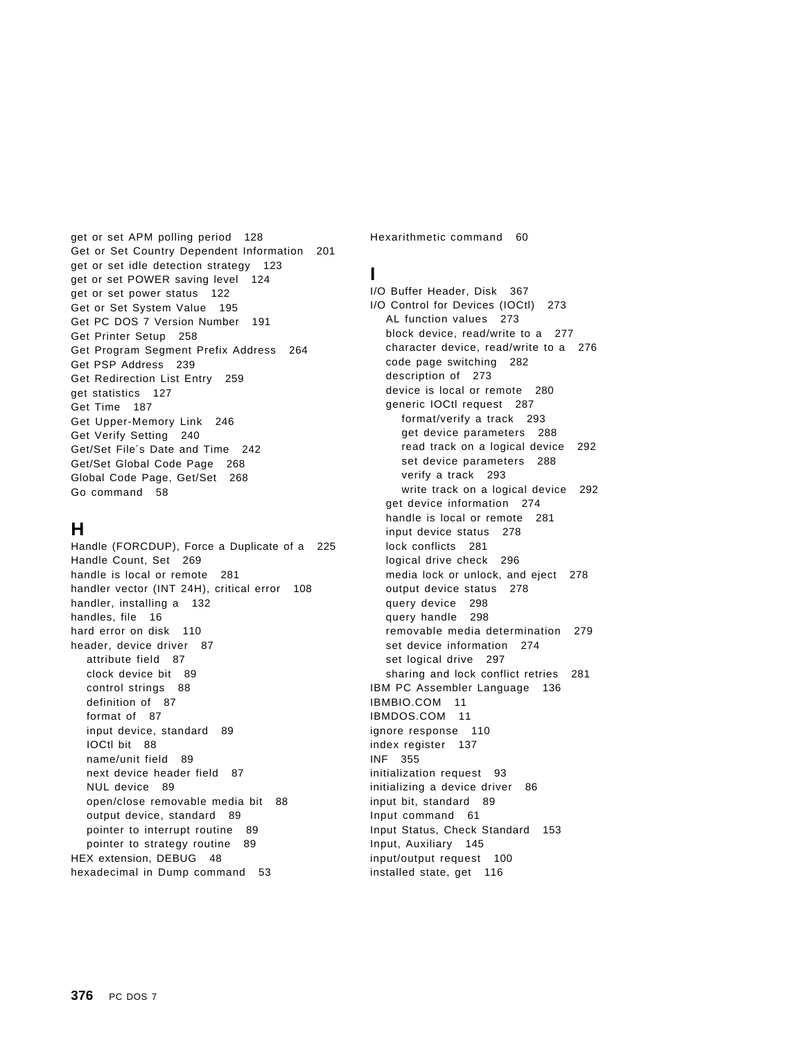get or set APM polling period 128
Get or Set Country Dependent Information 201
get or set idle detection strategy 123
get or set POWER saving level 124
get or set power status 122
Get or Set System Value 195
Get PC DOS 7 Version Number 191
Get Printer Setup 258
Get Program Segment Prefix Address 264
Get PSP Address 239
Get Redirection List Entry 259
get statistics 127
Get Time 187
Get Upper-Memory Link 246
Get Verify Setting 240
Get/Set File´s Date and Time 242
Get/Set Global Code Page 268
Global Code Page, Get/Set 268
Go command 58

## H

Handle (FORCDUP), Force a Duplicate of a 225
Handle Count, Set 269
handle is local or remote 281
handler vector (INT 24H), critical error 108
handler, installing a 132
handles, file 16
hard error on disk 110
header, device driver 87
- attribute field 87
- clock device bit 89
- control strings 88
- definition of 87
- format of 87
- input device, standard 89
- IOCtl bit 88
- name/unit field 89
- next device header field 87
- NUL device 89
- open/close removable media bit 88
- output device, standard 89
- pointer to interrupt routine 89
- pointer to strategy routine 89

HEX extension, DEBUG 48
hexadecimal in Dump command 53
Hexarithmetic command 60

## I

I/O Buffer Header, Disk 367
I/O Control for Devices (IOCtl) 273
- AL function values 273
- block device, read/write to a 277
- character device, read/write to a 276
- code page switching 282
- description of 273
- device is local or remote 280
- generic IOCtl request 287
  - format/verify a track 293
  - get device parameters 288
  - read track on a logical device 292
  - set device parameters 288
  - verify a track 293
  - write track on a logical device 292
- get device information 274
- handle is local or remote 281
- input device status 278
- lock conflicts 281
- logical drive check 296
- media lock or unlock, and eject 278
- output device status 278
- query device 298
- query handle 298
- removable media determination 279
- set device information 274
- set logical drive 297
- sharing and lock conflict retries 281

IBM PC Assembler Language 136
IBMBIO.COM 11
IBMDOS.COM 11
ignore response 110
index register 137
INF 355
initialization request 93
initializing a device driver 86
input bit, standard 89
Input command 61
Input Status, Check Standard 153
Input, Auxiliary 145
input/output request 100
installed state, get 116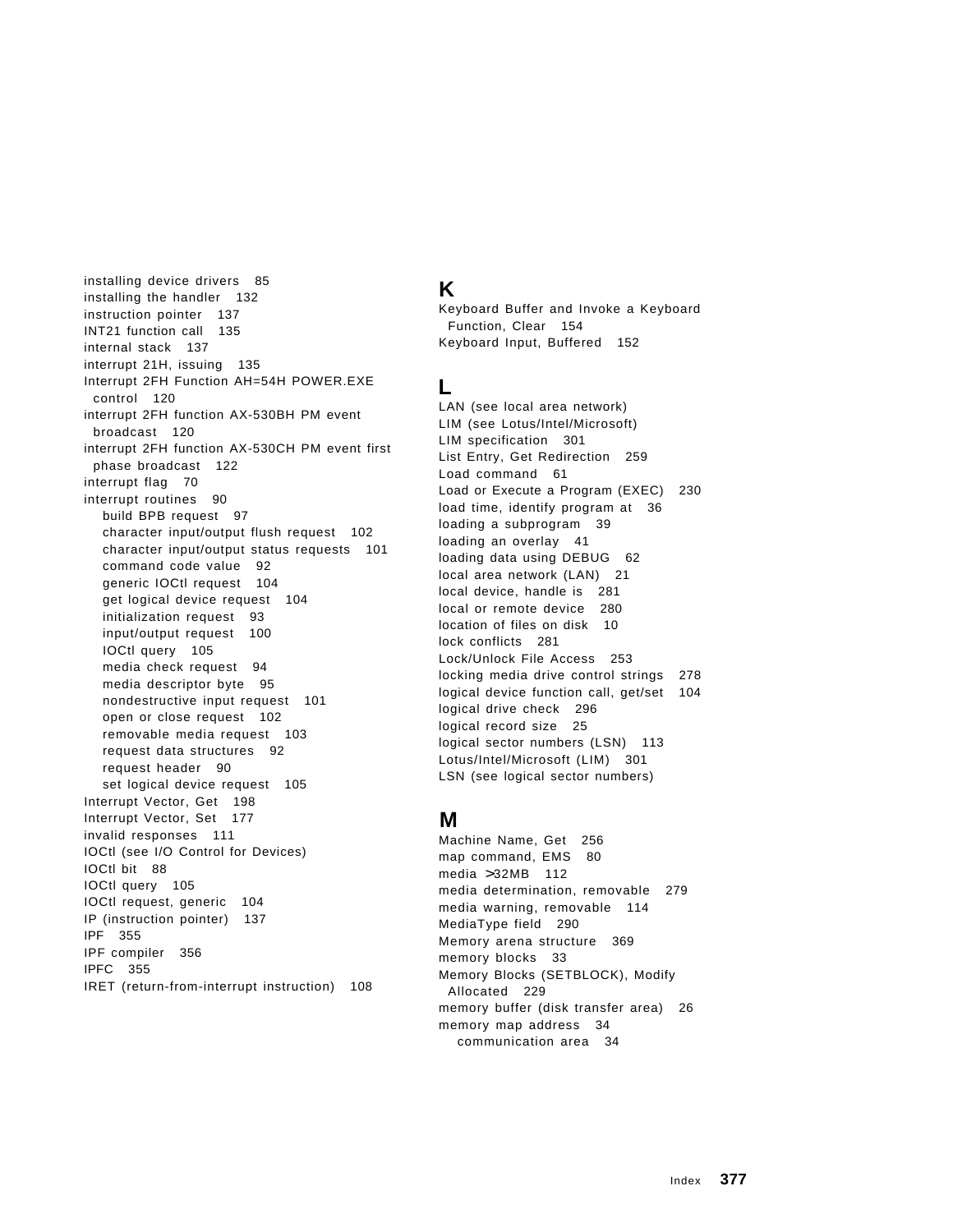installing device drivers 85
installing the handler 132
instruction pointer 137
INT21 function call 135
internal stack 137
interrupt 21H, issuing 135
Interrupt 2FH Function AH=54H POWER.EXE control 120
interrupt 2FH function AX-530BH PM event broadcast 120
interrupt 2FH function AX-530CH PM event first phase broadcast 122
interrupt flag 70
interrupt routines 90
- build BPB request 97
- character input/output flush request 102
- character input/output status requests 101
- command code value 92
- generic IOCtl request 104
- get logical device request 104
- initialization request 93
- input/output request 100
- IOCtl query 105
- media check request 94
- media descriptor byte 95
- nondestructive input request 101
- open or close request 102
- removable media request 103
- request data structures 92
- request header 90
- set logical device request 105

Interrupt Vector, Get 198
Interrupt Vector, Set 177
invalid responses 111
IOCtl (see I/O Control for Devices)
IOCtl bit 88
IOCtl query 105
IOCtl request, generic 104
IP (instruction pointer) 137
IPF 355
IPF compiler 356
IPFC 355
IRET (return-from-interrupt instruction) 108

## K

Keyboard Buffer and Invoke a Keyboard Function, Clear 154
Keyboard Input, Buffered 152

## L

LAN (see local area network)
LIM (see Lotus/Intel/Microsoft)
LIM specification 301
List Entry, Get Redirection 259
Load command 61
Load or Execute a Program (EXEC) 230
load time, identify program at 36
loading a subprogram 39
loading an overlay 41
loading data using DEBUG 62
local area network (LAN) 21
local device, handle is 281
local or remote device 280
location of files on disk 10
lock conflicts 281
Lock/Unlock File Access 253
locking media drive control strings 278
logical device function call, get/set 104
logical drive check 296
logical record size 25
logical sector numbers (LSN) 113
Lotus/Intel/Microsoft (LIM) 301
LSN (see logical sector numbers)

## M

Machine Name, Get 256
map command, EMS 80
media >32MB 112
media determination, removable 279
media warning, removable 114
MediaType field 290
Memory arena structure 369
memory blocks 33
Memory Blocks (SETBLOCK), Modify Allocated 229
memory buffer (disk transfer area) 26
memory map address 34
- communication area 34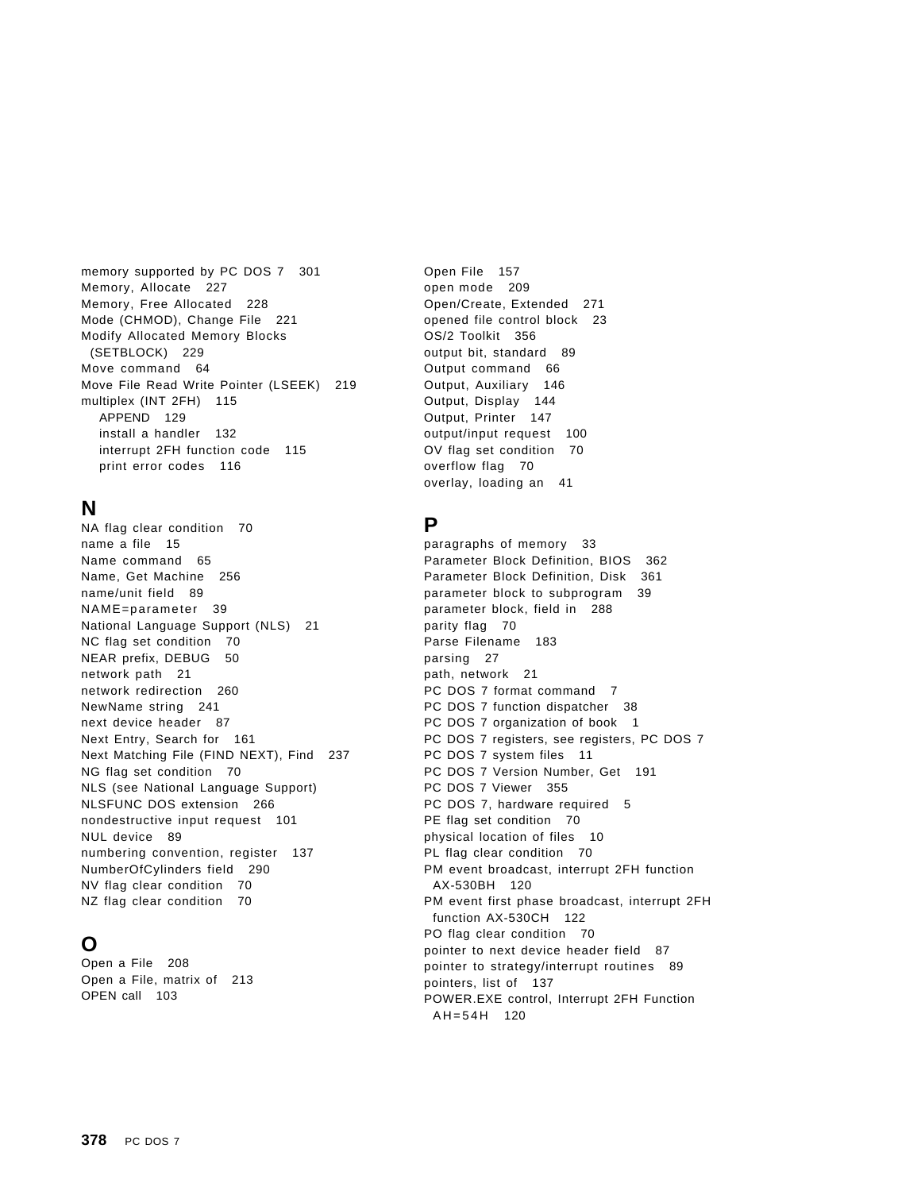memory supported by PC DOS 7   301
Memory, Allocate   227
Memory, Free Allocated   228
Mode (CHMOD), Change File   221
Modify Allocated Memory Blocks
  (SETBLOCK)   229
Move command   64
Move File Read Write Pointer (LSEEK)   219
multiplex (INT 2FH)   115
    APPEND   129
    install a handler   132
    interrupt 2FH function code   115
    print error codes   116

## N

NA flag clear condition   70
name a file   15
Name command   65
Name, Get Machine   256
name/unit field   89
NAME=parameter   39
National Language Support (NLS)   21
NC flag set condition   70
NEAR prefix, DEBUG   50
network path   21
network redirection   260
NewName string   241
next device header   87
Next Entry, Search for   161
Next Matching File (FIND NEXT), Find   237
NG flag set condition   70
NLS (see National Language Support)
NLSFUNC DOS extension   266
nondestructive input request   101
NUL device   89
numbering convention, register   137
NumberOfCylinders field   290
NV flag clear condition   70
NZ flag clear condition   70

## O

Open a File   208
Open a File, matrix of   213
OPEN call   103
Open File   157
open mode   209
Open/Create, Extended   271
opened file control block   23
OS/2 Toolkit   356
output bit, standard   89
Output command   66
Output, Auxiliary   146
Output, Display   144
Output, Printer   147
output/input request   100
OV flag set condition   70
overflow flag   70
overlay, loading an   41

## P

paragraphs of memory   33
Parameter Block Definition, BIOS   362
Parameter Block Definition, Disk   361
parameter block to subprogram   39
parameter block, field in   288
parity flag   70
Parse Filename   183
parsing   27
path, network   21
PC DOS 7 format command   7
PC DOS 7 function dispatcher   38
PC DOS 7 organization of book   1
PC DOS 7 registers, see registers, PC DOS 7
PC DOS 7 system files   11
PC DOS 7 Version Number, Get   191
PC DOS 7 Viewer   355
PC DOS 7, hardware required   5
PE flag set condition   70
physical location of files   10
PL flag clear condition   70
PM event broadcast, interrupt 2FH function
  AX-530BH   120
PM event first phase broadcast, interrupt 2FH
  function AX-530CH   122
PO flag clear condition   70
pointer to next device header field   87
pointer to strategy/interrupt routines   89
pointers, list of   137
POWER.EXE control, Interrupt 2FH Function
  AH=54H   120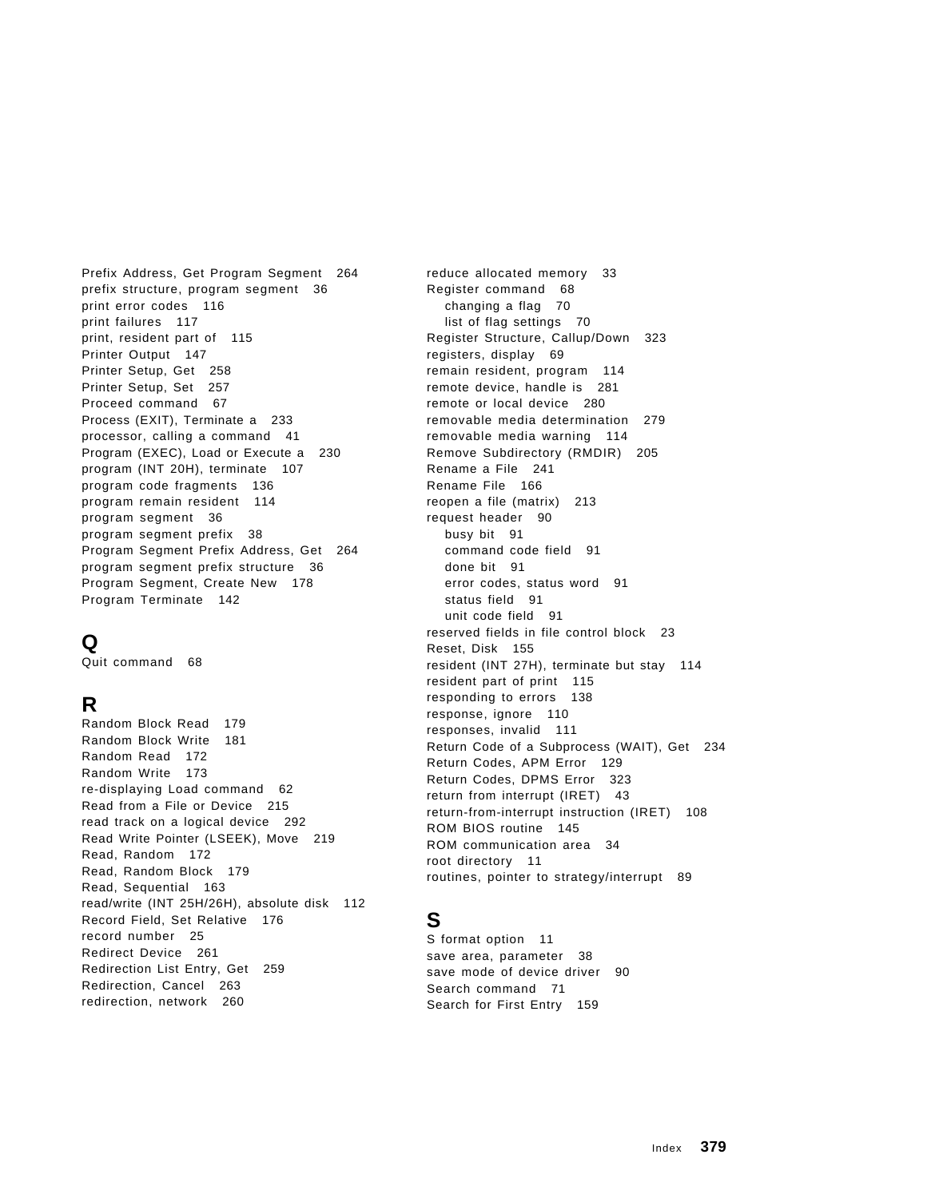Prefix Address, Get Program Segment 264
prefix structure, program segment 36
print error codes 116
print failures 117
print, resident part of 115
Printer Output 147
Printer Setup, Get 258
Printer Setup, Set 257
Proceed command 67
Process (EXIT), Terminate a 233
processor, calling a command 41
Program (EXEC), Load or Execute a 230
program (INT 20H), terminate 107
program code fragments 136
program remain resident 114
program segment 36
program segment prefix 38
Program Segment Prefix Address, Get 264
program segment prefix structure 36
Program Segment, Create New 178
Program Terminate 142

## Q

Quit command 68

## R

Random Block Read 179
Random Block Write 181
Random Read 172
Random Write 173
re-displaying Load command 62
Read from a File or Device 215
read track on a logical device 292
Read Write Pointer (LSEEK), Move 219
Read, Random 172
Read, Random Block 179
Read, Sequential 163
read/write (INT 25H/26H), absolute disk 112
Record Field, Set Relative 176
record number 25
Redirect Device 261
Redirection List Entry, Get 259
Redirection, Cancel 263
redirection, network 260
reduce allocated memory 33
Register command 68
  changing a flag 70
  list of flag settings 70
Register Structure, Callup/Down 323
registers, display 69
remain resident, program 114
remote device, handle is 281
remote or local device 280
removable media determination 279
removable media warning 114
Remove Subdirectory (RMDIR) 205
Rename a File 241
Rename File 166
reopen a file (matrix) 213
request header 90
  busy bit 91
  command code field 91
  done bit 91
  error codes, status word 91
  status field 91
  unit code field 91
reserved fields in file control block 23
Reset, Disk 155
resident (INT 27H), terminate but stay 114
resident part of print 115
responding to errors 138
response, ignore 110
responses, invalid 111
Return Code of a Subprocess (WAIT), Get 234
Return Codes, APM Error 129
Return Codes, DPMS Error 323
return from interrupt (IRET) 43
return-from-interrupt instruction (IRET) 108
ROM BIOS routine 145
ROM communication area 34
root directory 11
routines, pointer to strategy/interrupt 89

## S

S format option 11
save area, parameter 38
save mode of device driver 90
Search command 71
Search for First Entry 159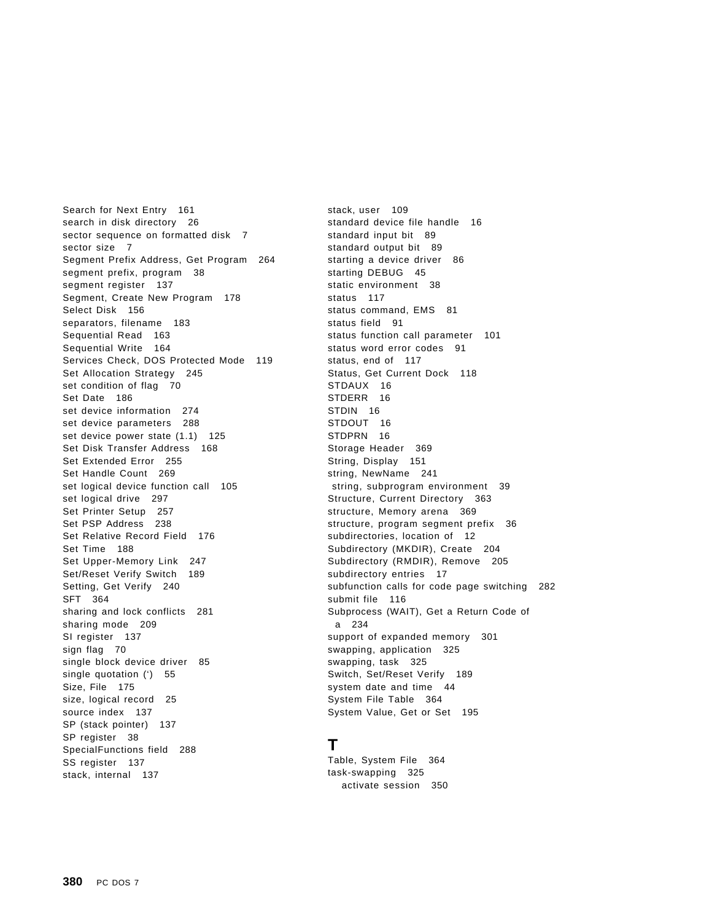Search for Next Entry 161
search in disk directory 26
sector sequence on formatted disk 7
sector size 7
Segment Prefix Address, Get Program 264
segment prefix, program 38
segment register 137
Segment, Create New Program 178
Select Disk 156
separators, filename 183
Sequential Read 163
Sequential Write 164
Services Check, DOS Protected Mode 119
Set Allocation Strategy 245
set condition of flag 70
Set Date 186
set device information 274
set device parameters 288
set device power state (1.1) 125
Set Disk Transfer Address 168
Set Extended Error 255
Set Handle Count 269
set logical device function call 105
set logical drive 297
Set Printer Setup 257
Set PSP Address 238
Set Relative Record Field 176
Set Time 188
Set Upper-Memory Link 247
Set/Reset Verify Switch 189
Setting, Get Verify 240
SFT 364
sharing and lock conflicts 281
sharing mode 209
SI register 137
sign flag 70
single block device driver 85
single quotation (‘) 55
Size, File 175
size, logical record 25
source index 137
SP (stack pointer) 137
SP register 38
SpecialFunctions field 288
SS register 137
stack, internal 137
stack, user 109
standard device file handle 16
standard input bit 89
standard output bit 89
starting a device driver 86
starting DEBUG 45
static environment 38
status 117
status command, EMS 81
status field 91
status function call parameter 101
status word error codes 91
status, end of 117
Status, Get Current Dock 118
STDAUX 16
STDERR 16
STDIN 16
STDOUT 16
STDPRN 16
Storage Header 369
String, Display 151
string, NewName 241
string, subprogram environment 39
Structure, Current Directory 363
structure, Memory arena 369
structure, program segment prefix 36
subdirectories, location of 12
Subdirectory (MKDIR), Create 204
Subdirectory (RMDIR), Remove 205
subdirectory entries 17
subfunction calls for code page switching 282
submit file 116
Subprocess (WAIT), Get a Return Code of a 234
support of expanded memory 301
swapping, application 325
swapping, task 325
Switch, Set/Reset Verify 189
system date and time 44
System File Table 364
System Value, Get or Set 195

## T

Table, System File 364
task-swapping 325
  activate session 350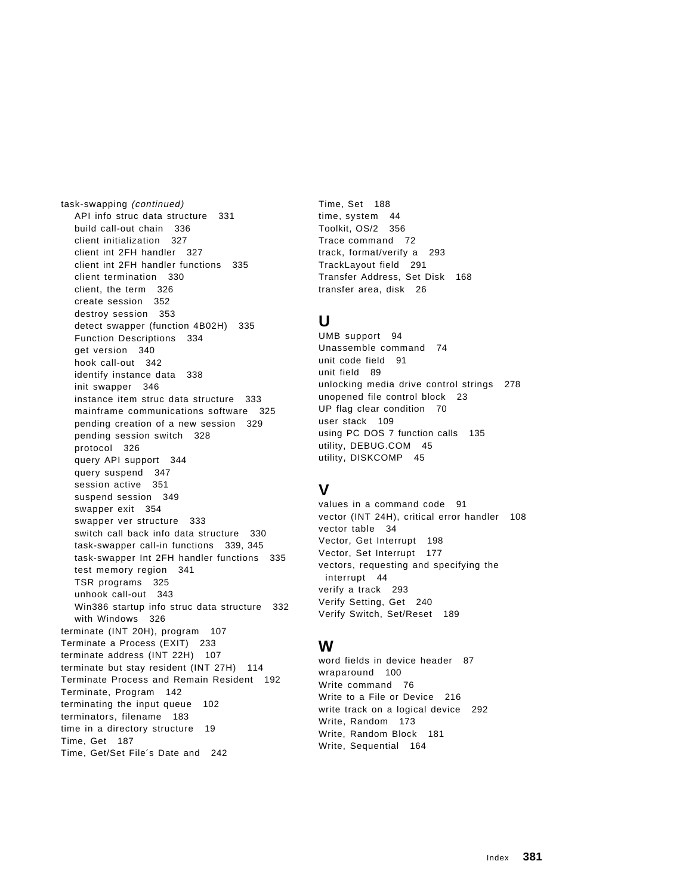task-swapping *(continued)*
- API info struc data structure 331
- build call-out chain 336
- client initialization 327
- client int 2FH handler 327
- client int 2FH handler functions 335
- client termination 330
- client, the term 326
- create session 352
- destroy session 353
- detect swapper (function 4B02H) 335
- Function Descriptions 334
- get version 340
- hook call-out 342
- identify instance data 338
- init swapper 346
- instance item struc data structure 333
- mainframe communications software 325
- pending creation of a new session 329
- pending session switch 328
- protocol 326
- query API support 344
- query suspend 347
- session active 351
- suspend session 349
- swapper exit 354
- swapper ver structure 333
- switch call back info data structure 330
- task-swapper call-in functions 339, 345
- task-swapper Int 2FH handler functions 335
- test memory region 341
- TSR programs 325
- unhook call-out 343
- Win386 startup info struc data structure 332
- with Windows 326

terminate (INT 20H), program 107
Terminate a Process (EXIT) 233
terminate address (INT 22H) 107
terminate but stay resident (INT 27H) 114
Terminate Process and Remain Resident 192
Terminate, Program 142
terminating the input queue 102
terminators, filename 183
time in a directory structure 19
Time, Get 187
Time, Get/Set File´s Date and 242
Time, Set 188
time, system 44
Toolkit, OS/2 356
Trace command 72
track, format/verify a 293
TrackLayout field 291
Transfer Address, Set Disk 168
transfer area, disk 26

## U

UMB support 94
Unassemble command 74
unit code field 91
unit field 89
unlocking media drive control strings 278
unopened file control block 23
UP flag clear condition 70
user stack 109
using PC DOS 7 function calls 135
utility, DEBUG.COM 45
utility, DISKCOMP 45

## V

values in a command code 91
vector (INT 24H), critical error handler 108
vector table 34
Vector, Get Interrupt 198
Vector, Set Interrupt 177
vectors, requesting and specifying the interrupt 44
verify a track 293
Verify Setting, Get 240
Verify Switch, Set/Reset 189

## W

word fields in device header 87
wraparound 100
Write command 76
Write to a File or Device 216
write track on a logical device 292
Write, Random 173
Write, Random Block 181
Write, Sequential 164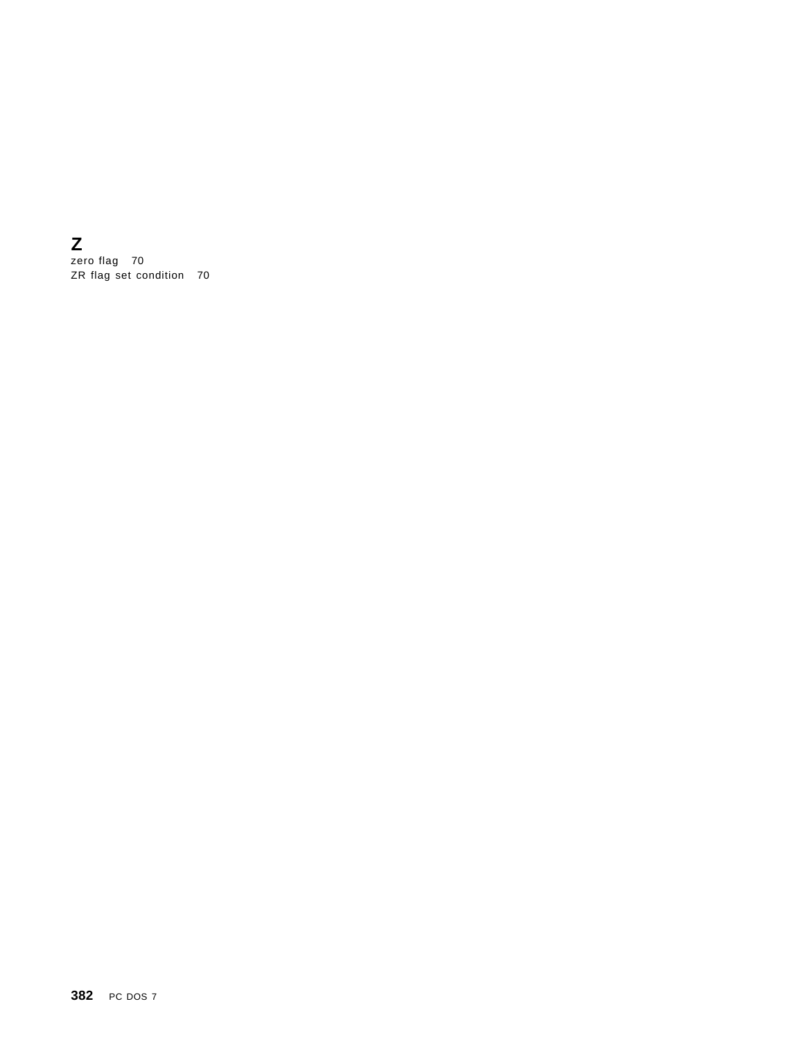## Z

zero flag 70
ZR flag set condition 70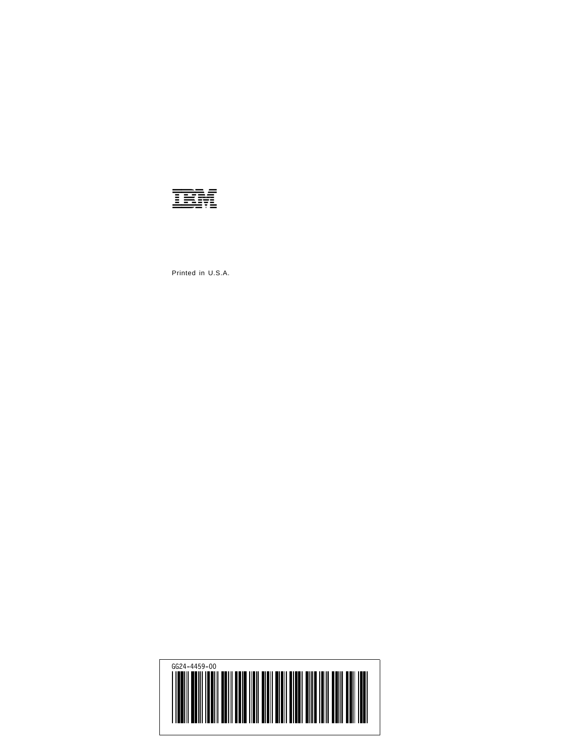IBM

Printed in U.S.A.

GG24-4459-00